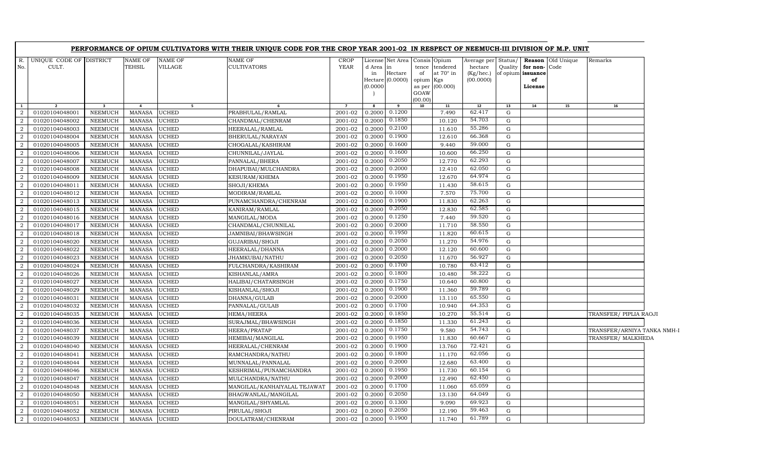## PERFORMANCE OF OPIUM CULTIVATORS WITH THEIR UNIQUE CODE FOR THE CROP YEAR 2001-02 IN RESPECT OF NEEMUCH-III DIVISION OF M.P. UNIT

| R. No. | UNIQUE CODE OF CULT. | DISTRICT | NAME OF TEHSIL | NAME OF VILLAGE | NAME OF CULTIVATORS | CROP YEAR | License d Area in Hectare (0.0000) | Net Area in Hectare (0.0000) | Consis tence of opium as per GOAW (00.00) | Opium tendered at 70° in Kgs (00.000) | Average per hectare (Kg/hec.) (00.0000) | Status/ Quality of opium | Reason for non-issuance of License | Old Unique Code | Remarks |
|---|---|---|---|---|---|---|---|---|---|---|---|---|---|---|---|
| 1 | 2 | 3 | 4 | 5 | 6 | 7 | 8 | 9 | 10 | 11 | 12 | 13 | 14 | 15 | 16 |
| 2 | 01020104048001 | NEEMUCH | MANASA | UCHED | PRABHULAL/RAMLAL | 2001-02 | 0.2000 | 0.1200 | | 7.490 | 62.417 | G | | | |
| 2 | 01020104048002 | NEEMUCH | MANASA | UCHED | CHANDMAL/CHENRAM | 2001-02 | 0.2000 | 0.1850 | | 10.120 | 54.703 | G | | | |
| 2 | 01020104048003 | NEEMUCH | MANASA | UCHED | HEERALAL/RAMLAL | 2001-02 | 0.2000 | 0.2100 | | 11.610 | 55.286 | G | | | |
| 2 | 01020104048004 | NEEMUCH | MANASA | UCHED | BHERULAL/NARAYAN | 2001-02 | 0.2000 | 0.1900 | | 12.610 | 66.368 | G | | | |
| 2 | 01020104048005 | NEEMUCH | MANASA | UCHED | CHOGALAL/KASHIRAM | 2001-02 | 0.2000 | 0.1600 | | 9.440 | 59.000 | G | | | |
| 2 | 01020104048006 | NEEMUCH | MANASA | UCHED | CHUNNILAL/JAYLAL | 2001-02 | 0.2000 | 0.1600 | | 10.600 | 66.250 | G | | | |
| 2 | 01020104048007 | NEEMUCH | MANASA | UCHED | PANNALAL/BHERA | 2001-02 | 0.2000 | 0.2050 | | 12.770 | 62.293 | G | | | |
| 2 | 01020104048008 | NEEMUCH | MANASA | UCHED | DHAPUBAI/MULCHANDRA | 2001-02 | 0.2000 | 0.2000 | | 12.410 | 62.050 | G | | | |
| 2 | 01020104048009 | NEEMUCH | MANASA | UCHED | KESURAM/KHEMA | 2001-02 | 0.2000 | 0.1950 | | 12.670 | 64.974 | G | | | |
| 2 | 01020104048011 | NEEMUCH | MANASA | UCHED | SHOJI/KHEMA | 2001-02 | 0.2000 | 0.1950 | | 11.430 | 58.615 | G | | | |
| 2 | 01020104048012 | NEEMUCH | MANASA | UCHED | MODIRAM/RAMLAL | 2001-02 | 0.2000 | 0.1000 | | 7.570 | 75.700 | G | | | |
| 2 | 01020104048013 | NEEMUCH | MANASA | UCHED | PUNAMCHANDRA/CHENRAM | 2001-02 | 0.2000 | 0.1900 | | 11.830 | 62.263 | G | | | |
| 2 | 01020104048015 | NEEMUCH | MANASA | UCHED | KANIRAM/RAMLAL | 2001-02 | 0.2000 | 0.2050 | | 12.830 | 62.585 | G | | | |
| 2 | 01020104048016 | NEEMUCH | MANASA | UCHED | MANGILAL/MODA | 2001-02 | 0.2000 | 0.1250 | | 7.440 | 59.520 | G | | | |
| 2 | 01020104048017 | NEEMUCH | MANASA | UCHED | CHANDMAL/CHUNNILAL | 2001-02 | 0.2000 | 0.2000 | | 11.710 | 58.550 | G | | | |
| 2 | 01020104048018 | NEEMUCH | MANASA | UCHED | JAMNIBAI/BHAWSINGH | 2001-02 | 0.2000 | 0.1950 | | 11.820 | 60.615 | G | | | |
| 2 | 01020104048020 | NEEMUCH | MANASA | UCHED | GUJARIBAI/SHOJI | 2001-02 | 0.2000 | 0.2050 | | 11.270 | 54.976 | G | | | |
| 2 | 01020104048022 | NEEMUCH | MANASA | UCHED | HEERALAL/DHANNA | 2001-02 | 0.2000 | 0.2000 | | 12.120 | 60.600 | G | | | |
| 2 | 01020104048023 | NEEMUCH | MANASA | UCHED | JHAMKUBAI/NATHU | 2001-02 | 0.2000 | 0.2050 | | 11.670 | 56.927 | G | | | |
| 2 | 01020104048024 | NEEMUCH | MANASA | UCHED | FULCHANDRA/KASHIRAM | 2001-02 | 0.2000 | 0.1700 | | 10.780 | 63.412 | G | | | |
| 2 | 01020104048026 | NEEMUCH | MANASA | UCHED | KISHANLAL/AMRA | 2001-02 | 0.2000 | 0.1800 | | 10.480 | 58.222 | G | | | |
| 2 | 01020104048027 | NEEMUCH | MANASA | UCHED | HALIBAI/CHATARSINGH | 2001-02 | 0.2000 | 0.1750 | | 10.640 | 60.800 | G | | | |
| 2 | 01020104048029 | NEEMUCH | MANASA | UCHED | KISHANLAL/SHOJI | 2001-02 | 0.2000 | 0.1900 | | 11.360 | 59.789 | G | | | |
| 2 | 01020104048031 | NEEMUCH | MANASA | UCHED | DHANNA/GULAB | 2001-02 | 0.2000 | 0.2000 | | 13.110 | 65.550 | G | | | |
| 2 | 01020104048032 | NEEMUCH | MANASA | UCHED | PANNALAL/GULAB | 2001-02 | 0.2000 | 0.1700 | | 10.940 | 64.353 | G | | | |
| 2 | 01020104048035 | NEEMUCH | MANASA | UCHED | HEMA/HEERA | 2001-02 | 0.2000 | 0.1850 | | 10.270 | 55.514 | G | | | TRANSFER/ PIPLIA RAOJI |
| 2 | 01020104048036 | NEEMUCH | MANASA | UCHED | SURAJMAL/BHAWSINGH | 2001-02 | 0.2000 | 0.1850 | | 11.330 | 61.243 | G | | | |
| 2 | 01020104048037 | NEEMUCH | MANASA | UCHED | HEERA/PRATAP | 2001-02 | 0.2000 | 0.1750 | | 9.580 | 54.743 | G | | | TRANSFER/ARNIYA TANKA NMH-I |
| 2 | 01020104048039 | NEEMUCH | MANASA | UCHED | HEMIBAI/MANGILAL | 2001-02 | 0.2000 | 0.1950 | | 11.830 | 60.667 | G | | | TRANSFER/ MALKHEDA |
| 2 | 01020104048040 | NEEMUCH | MANASA | UCHED | HEERALAL/CHENRAM | 2001-02 | 0.2000 | 0.1900 | | 13.760 | 72.421 | G | | | |
| 2 | 01020104048041 | NEEMUCH | MANASA | UCHED | RAMCHANDRA/NATHU | 2001-02 | 0.2000 | 0.1800 | | 11.170 | 62.056 | G | | | |
| 2 | 01020104048044 | NEEMUCH | MANASA | UCHED | MUNNALAL/PANNALAL | 2001-02 | 0.2000 | 0.2000 | | 12.680 | 63.400 | G | | | |
| 2 | 01020104048046 | NEEMUCH | MANASA | UCHED | KESHRIMAL/PUNAMCHANDRA | 2001-02 | 0.2000 | 0.1950 | | 11.730 | 60.154 | G | | | |
| 2 | 01020104048047 | NEEMUCH | MANASA | UCHED | MULCHANDRA/NATHU | 2001-02 | 0.2000 | 0.2000 | | 12.490 | 62.450 | G | | | |
| 2 | 01020104048048 | NEEMUCH | MANASA | UCHED | MANGILAL/KANHAIYALAL TEJAWAT | 2001-02 | 0.2000 | 0.1700 | | 11.060 | 65.059 | G | | | |
| 2 | 01020104048050 | NEEMUCH | MANASA | UCHED | BHAGWANLAL/MANGILAL | 2001-02 | 0.2000 | 0.2050 | | 13.130 | 64.049 | G | | | |
| 2 | 01020104048051 | NEEMUCH | MANASA | UCHED | MANGILAL/SHYAMLAL | 2001-02 | 0.2000 | 0.1300 | | 9.090 | 69.923 | G | | | |
| 2 | 01020104048052 | NEEMUCH | MANASA | UCHED | PIRULAL/SHOJI | 2001-02 | 0.2000 | 0.2050 | | 12.190 | 59.463 | G | | | |
| 2 | 01020104048053 | NEEMUCH | MANASA | UCHED | DOULATRAM/CHENRAM | 2001-02 | 0.2000 | 0.1900 | | 11.740 | 61.789 | G | | | |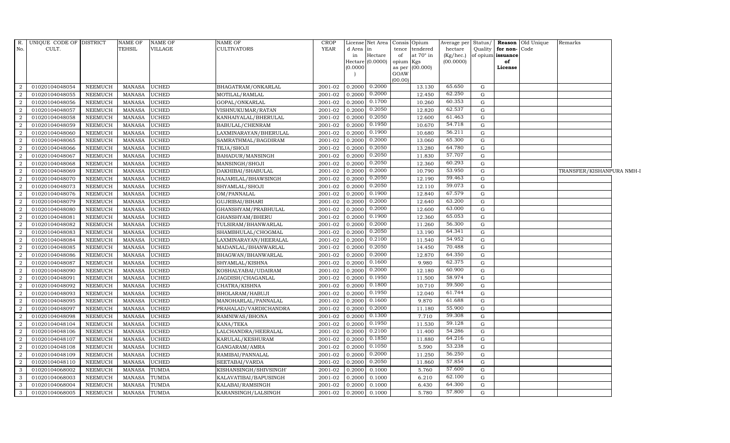| R. No. | UNIQUE CODE OF CULT. | DISTRICT | NAME OF TEHSIL | NAME OF VILLAGE | NAME OF CULTIVATORS | CROP YEAR | License d Area in Hectare (0.0000) | Net Area in Hectare (0.0000) | Consis tence of opium as per GOAW (00.00) | Opium tendered at 70° in Kgs (00.000) | Average per hectare (Kg/hec.) (00.0000) | Status/ Quality of opium | Reason for non-issuance of License | Old Unique Code | Remarks |
|---|---|---|---|---|---|---|---|---|---|---|---|---|---|---|---|
| 2 | 01020104048054 | NEEMUCH | MANASA | UCHED | BHAGATRAM/ONKARLAL | 2001-02 | 0.2000 | 0.2000 | | 13.130 | 65.650 | G | | | |
| 2 | 01020104048055 | NEEMUCH | MANASA | UCHED | MOTILAL/RAMLAL | 2001-02 | 0.2000 | 0.2000 | | 12.450 | 62.250 | G | | | |
| 2 | 01020104048056 | NEEMUCH | MANASA | UCHED | GOPAL/ONKARLAL | 2001-02 | 0.2000 | 0.1700 | | 10.260 | 60.353 | G | | | |
| 2 | 01020104048057 | NEEMUCH | MANASA | UCHED | VISHNUKUMAR/RATAN | 2001-02 | 0.2000 | 0.2050 | | 12.820 | 62.537 | G | | | |
| 2 | 01020104048058 | NEEMUCH | MANASA | UCHED | KANHAIYALAL/BHERULAL | 2001-02 | 0.2000 | 0.2050 | | 12.600 | 61.463 | G | | | |
| 2 | 01020104048059 | NEEMUCH | MANASA | UCHED | BABULAL/CHENRAM | 2001-02 | 0.2000 | 0.1950 | | 10.670 | 54.718 | G | | | |
| 2 | 01020104048060 | NEEMUCH | MANASA | UCHED | LAXMINARAYAN/BHERULAL | 2001-02 | 0.2000 | 0.1900 | | 10.680 | 56.211 | G | | | |
| 2 | 01020104048065 | NEEMUCH | MANASA | UCHED | SAMRATHMAL/BAGDIRAM | 2001-02 | 0.2000 | 0.2000 | | 13.060 | 65.300 | G | | | |
| 2 | 01020104048066 | NEEMUCH | MANASA | UCHED | TEJA/SHOJI | 2001-02 | 0.2000 | 0.2050 | | 13.280 | 64.780 | G | | | |
| 2 | 01020104048067 | NEEMUCH | MANASA | UCHED | BAHADUR/MANSINGH | 2001-02 | 0.2000 | 0.2050 | | 11.830 | 57.707 | G | | | |
| 2 | 01020104048068 | NEEMUCH | MANASA | UCHED | MANSINGH/SHOJI | 2001-02 | 0.2000 | 0.2050 | | 12.360 | 60.293 | G | | | |
| 2 | 01020104048069 | NEEMUCH | MANASA | UCHED | DAKHIBAI/SHABULAL | 2001-02 | 0.2000 | 0.2000 | | 10.790 | 53.950 | G | | | TRANSFER/KISHANPURA NMH-I |
| 2 | 01020104048070 | NEEMUCH | MANASA | UCHED | HAJARILAL/BHAWSINGH | 2001-02 | 0.2000 | 0.2050 | | 12.190 | 59.463 | G | | | |
| 2 | 01020104048073 | NEEMUCH | MANASA | UCHED | SHYAMLAL/SHOJI | 2001-02 | 0.2000 | 0.2050 | | 12.110 | 59.073 | G | | | |
| 2 | 01020104048076 | NEEMUCH | MANASA | UCHED | OM/PANNALAL | 2001-02 | 0.2000 | 0.1900 | | 12.840 | 67.579 | G | | | |
| 2 | 01020104048079 | NEEMUCH | MANASA | UCHED | GUJRIBAI/BIHARI | 2001-02 | 0.2000 | 0.2000 | | 12.640 | 63.200 | G | | | |
| 2 | 01020104048080 | NEEMUCH | MANASA | UCHED | GHANSHYAM/PRABHULAL | 2001-02 | 0.2000 | 0.2000 | | 12.600 | 63.000 | G | | | |
| 2 | 01020104048081 | NEEMUCH | MANASA | UCHED | GHANSHYAM/BHERU | 2001-02 | 0.2000 | 0.1900 | | 12.360 | 65.053 | G | | | |
| 2 | 01020104048082 | NEEMUCH | MANASA | UCHED | TULSIRAM/BHANWARLAL | 2001-02 | 0.2000 | 0.2000 | | 11.260 | 56.300 | G | | | |
| 2 | 01020104048083 | NEEMUCH | MANASA | UCHED | SHAMBHULAL/CHOGMAL | 2001-02 | 0.2000 | 0.2050 | | 13.190 | 64.341 | G | | | |
| 2 | 01020104048084 | NEEMUCH | MANASA | UCHED | LAXMINARAYAN/HEERALAL | 2001-02 | 0.2000 | 0.2100 | | 11.540 | 54.952 | G | | | |
| 2 | 01020104048085 | NEEMUCH | MANASA | UCHED | MADANLAL/BHANWARLAL | 2001-02 | 0.2000 | 0.2050 | | 14.450 | 70.488 | G | | | |
| 2 | 01020104048086 | NEEMUCH | MANASA | UCHED | BHAGWAN/BHANWARLAL | 2001-02 | 0.2000 | 0.2000 | | 12.870 | 64.350 | G | | | |
| 2 | 01020104048087 | NEEMUCH | MANASA | UCHED | SHYAMLAL/KISHNA | 2001-02 | 0.2000 | 0.1600 | | 9.980 | 62.375 | G | | | |
| 2 | 01020104048090 | NEEMUCH | MANASA | UCHED | KOSHALYABAI/UDAIRAM | 2001-02 | 0.2000 | 0.2000 | | 12.180 | 60.900 | G | | | |
| 2 | 01020104048091 | NEEMUCH | MANASA | UCHED | JAGDISH/CHAGANLAL | 2001-02 | 0.2000 | 0.1950 | | 11.500 | 58.974 | G | | | |
| 2 | 01020104048092 | NEEMUCH | MANASA | UCHED | CHATRA/KISHNA | 2001-02 | 0.2000 | 0.1800 | | 10.710 | 59.500 | G | | | |
| 2 | 01020104048093 | NEEMUCH | MANASA | UCHED | BHOLARAM/HABUJI | 2001-02 | 0.2000 | 0.1950 | | 12.040 | 61.744 | G | | | |
| 2 | 01020104048095 | NEEMUCH | MANASA | UCHED | MANOHARLAL/PANNALAL | 2001-02 | 0.2000 | 0.1600 | | 9.870 | 61.688 | G | | | |
| 2 | 01020104048097 | NEEMUCH | MANASA | UCHED | PRAHALAD/VARDICHANDRA | 2001-02 | 0.2000 | 0.2000 | | 11.180 | 55.900 | G | | | |
| 2 | 01020104048098 | NEEMUCH | MANASA | UCHED | RAMNIWAS/BHONA | 2001-02 | 0.2000 | 0.1300 | | 7.710 | 59.308 | G | | | |
| 2 | 01020104048104 | NEEMUCH | MANASA | UCHED | KANA/TEKA | 2001-02 | 0.2000 | 0.1950 | | 11.530 | 59.128 | G | | | |
| 2 | 01020104048106 | NEEMUCH | MANASA | UCHED | LALCHANDRA/HEERALAL | 2001-02 | 0.2000 | 0.2100 | | 11.400 | 54.286 | G | | | |
| 2 | 01020104048107 | NEEMUCH | MANASA | UCHED | KARULAL/KESHURAM | 2001-02 | 0.2000 | 0.1850 | | 11.880 | 64.216 | G | | | |
| 2 | 01020104048108 | NEEMUCH | MANASA | UCHED | GANGARAM/AMRA | 2001-02 | 0.2000 | 0.1050 | | 5.590 | 53.238 | G | | | |
| 2 | 01020104048109 | NEEMUCH | MANASA | UCHED | RAMIBAI/PANNALAL | 2001-02 | 0.2000 | 0.2000 | | 11.250 | 56.250 | G | | | |
| 2 | 01020104048110 | NEEMUCH | MANASA | UCHED | SEETABAI/VARDA | 2001-02 | 0.2000 | 0.2050 | | 11.860 | 57.854 | G | | | |
| 3 | 01020104068002 | NEEMUCH | MANASA | TUMDA | KISHANSINGH/SHIVSINGH | 2001-02 | 0.2000 | 0.1000 | | 5.760 | 57.600 | G | | | |
| 3 | 01020104068003 | NEEMUCH | MANASA | TUMDA | KALAVATIBAI/BAPUSINGH | 2001-02 | 0.2000 | 0.1000 | | 6.210 | 62.100 | G | | | |
| 3 | 01020104068004 | NEEMUCH | MANASA | TUMDA | KALABAI/RAMSINGH | 2001-02 | 0.2000 | 0.1000 | | 6.430 | 64.300 | G | | | |
| 3 | 01020104068005 | NEEMUCH | MANASA | TUMDA | KARANSINGH/LALSINGH | 2001-02 | 0.2000 | 0.1000 | | 5.780 | 57.800 | G | | | |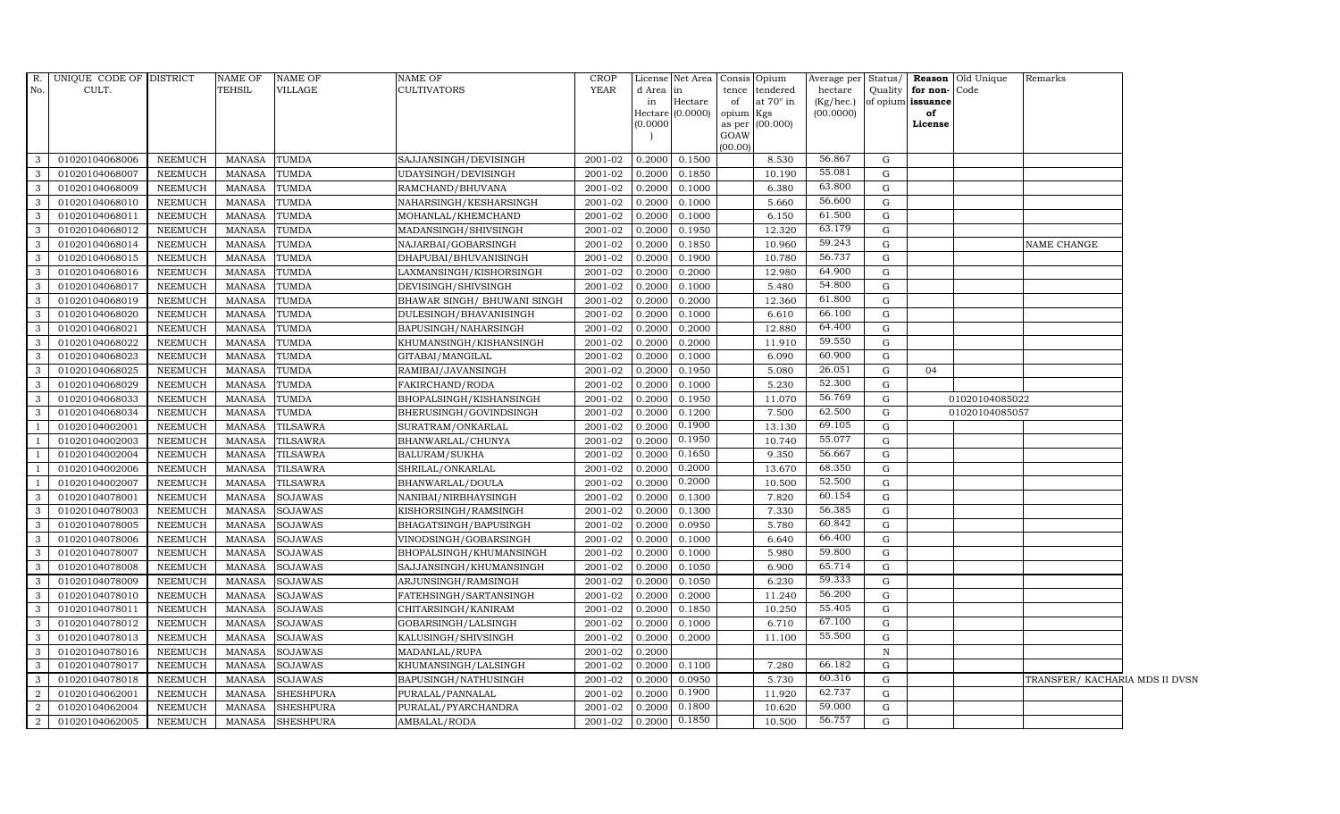| R. No. | UNIQUE CODE OF CULT. | DISTRICT | NAME OF TEHSIL | NAME OF VILLAGE | NAME OF CULTIVATORS | CROP YEAR | License d Area in Hectare (0.0000) | Net Area in Hectare (0.0000) | Consis tence of opium as per GOAW (00.00) | Opium tendered at 70° in Kgs (00.000) | Average per hectare (Kg/hec.) (00.0000) | Status/ Quality of opium | Reason for non-issuance of License | Old Unique Code | Remarks |
|---|---|---|---|---|---|---|---|---|---|---|---|---|---|---|---|
| 3 | 01020104068006 | NEEMUCH | MANASA | TUMDA | SAJJANSINGH/DEVISINGH | 2001-02 | 0.2000 | 0.1500 | | 8.530 | 56.867 | G | | | |
| 3 | 01020104068007 | NEEMUCH | MANASA | TUMDA | UDAYSINGH/DEVISINGH | 2001-02 | 0.2000 | 0.1850 | | 10.190 | 55.081 | G | | | |
| 3 | 01020104068009 | NEEMUCH | MANASA | TUMDA | RAMCHAND/BHUVANA | 2001-02 | 0.2000 | 0.1000 | | 6.380 | 63.800 | G | | | |
| 3 | 01020104068010 | NEEMUCH | MANASA | TUMDA | NAHARSINGH/KESHARSINGH | 2001-02 | 0.2000 | 0.1000 | | 5.660 | 56.600 | G | | | |
| 3 | 01020104068011 | NEEMUCH | MANASA | TUMDA | MOHANLAL/KHEMCHAND | 2001-02 | 0.2000 | 0.1000 | | 6.150 | 61.500 | G | | | |
| 3 | 01020104068012 | NEEMUCH | MANASA | TUMDA | MADANSINGH/SHIVSINGH | 2001-02 | 0.2000 | 0.1950 | | 12.320 | 63.179 | G | | | |
| 3 | 01020104068014 | NEEMUCH | MANASA | TUMDA | NAJARBAI/GOBARSINGH | 2001-02 | 0.2000 | 0.1850 | | 10.960 | 59.243 | G | | | NAME CHANGE |
| 3 | 01020104068015 | NEEMUCH | MANASA | TUMDA | DHAPUBAI/BHUVANISINGH | 2001-02 | 0.2000 | 0.1900 | | 10.780 | 56.737 | G | | | |
| 3 | 01020104068016 | NEEMUCH | MANASA | TUMDA | LAXMANSINGH/KISHORSINGH | 2001-02 | 0.2000 | 0.2000 | | 12.980 | 64.900 | G | | | |
| 3 | 01020104068017 | NEEMUCH | MANASA | TUMDA | DEVISINGH/SHIVSINGH | 2001-02 | 0.2000 | 0.1000 | | 5.480 | 54.800 | G | | | |
| 3 | 01020104068019 | NEEMUCH | MANASA | TUMDA | BHAWAR SINGH/ BHUWANI SINGH | 2001-02 | 0.2000 | 0.2000 | | 12.360 | 61.800 | G | | | |
| 3 | 01020104068020 | NEEMUCH | MANASA | TUMDA | DULESINGH/BHAVANISINGH | 2001-02 | 0.2000 | 0.1000 | | 6.610 | 66.100 | G | | | |
| 3 | 01020104068021 | NEEMUCH | MANASA | TUMDA | BAPUSINGH/NAHARSINGH | 2001-02 | 0.2000 | 0.2000 | | 12.880 | 64.400 | G | | | |
| 3 | 01020104068022 | NEEMUCH | MANASA | TUMDA | KHUMANSINGH/KISHANSINGH | 2001-02 | 0.2000 | 0.2000 | | 11.910 | 59.550 | G | | | |
| 3 | 01020104068023 | NEEMUCH | MANASA | TUMDA | GITABAI/MANGILAL | 2001-02 | 0.2000 | 0.1000 | | 6.090 | 60.900 | G | | | |
| 3 | 01020104068025 | NEEMUCH | MANASA | TUMDA | RAMIBAI/JAVANSINGH | 2001-02 | 0.2000 | 0.1950 | | 5.080 | 26.051 | G | 04 | | |
| 3 | 01020104068029 | NEEMUCH | MANASA | TUMDA | FAKIRCHAND/RODA | 2001-02 | 0.2000 | 0.1000 | | 5.230 | 52.300 | G | | | |
| 3 | 01020104068033 | NEEMUCH | MANASA | TUMDA | BHOPALSINGH/KISHANSINGH | 2001-02 | 0.2000 | 0.1950 | | 11.070 | 56.769 | G | | 01020104085022 | |
| 3 | 01020104068034 | NEEMUCH | MANASA | TUMDA | BHERUSINGH/GOVINDSINGH | 2001-02 | 0.2000 | 0.1200 | | 7.500 | 62.500 | G | | 01020104085057 | |
| 1 | 01020104002001 | NEEMUCH | MANASA | TILSAWRA | SURATRAM/ONKARLAL | 2001-02 | 0.2000 | 0.1900 | | 13.130 | 69.105 | G | | | |
| 1 | 01020104002003 | NEEMUCH | MANASA | TILSAWRA | BHANWARLAL/CHUNYA | 2001-02 | 0.2000 | 0.1950 | | 10.740 | 55.077 | G | | | |
| 1 | 01020104002004 | NEEMUCH | MANASA | TILSAWRA | BALURAM/SUKHA | 2001-02 | 0.2000 | 0.1650 | | 9.350 | 56.667 | G | | | |
| 1 | 01020104002006 | NEEMUCH | MANASA | TILSAWRA | SHRILAL/ONKARLAL | 2001-02 | 0.2000 | 0.2000 | | 13.670 | 68.350 | G | | | |
| 1 | 01020104002007 | NEEMUCH | MANASA | TILSAWRA | BHANWARLAL/DOULA | 2001-02 | 0.2000 | 0.2000 | | 10.500 | 52.500 | G | | | |
| 3 | 01020104078001 | NEEMUCH | MANASA | SOJAWAS | NANIBAI/NIRBHAYSINGH | 2001-02 | 0.2000 | 0.1300 | | 7.820 | 60.154 | G | | | |
| 3 | 01020104078003 | NEEMUCH | MANASA | SOJAWAS | KISHORSINGH/RAMSINGH | 2001-02 | 0.2000 | 0.1300 | | 7.330 | 56.385 | G | | | |
| 3 | 01020104078005 | NEEMUCH | MANASA | SOJAWAS | BHAGATSINGH/BAPUSINGH | 2001-02 | 0.2000 | 0.0950 | | 5.780 | 60.842 | G | | | |
| 3 | 01020104078006 | NEEMUCH | MANASA | SOJAWAS | VINODSINGH/GOBARSINGH | 2001-02 | 0.2000 | 0.1000 | | 6.640 | 66.400 | G | | | |
| 3 | 01020104078007 | NEEMUCH | MANASA | SOJAWAS | BHOPALSINGH/KHUMANSINGH | 2001-02 | 0.2000 | 0.1000 | | 5.980 | 59.800 | G | | | |
| 3 | 01020104078008 | NEEMUCH | MANASA | SOJAWAS | SAJJANSINGH/KHUMANSINGH | 2001-02 | 0.2000 | 0.1050 | | 6.900 | 65.714 | G | | | |
| 3 | 01020104078009 | NEEMUCH | MANASA | SOJAWAS | ARJUNSINGH/RAMSINGH | 2001-02 | 0.2000 | 0.1050 | | 6.230 | 59.333 | G | | | |
| 3 | 01020104078010 | NEEMUCH | MANASA | SOJAWAS | FATEHSINGH/SARTANSINGH | 2001-02 | 0.2000 | 0.2000 | | 11.240 | 56.200 | G | | | |
| 3 | 01020104078011 | NEEMUCH | MANASA | SOJAWAS | CHITARSINGH/KANIRAM | 2001-02 | 0.2000 | 0.1850 | | 10.250 | 55.405 | G | | | |
| 3 | 01020104078012 | NEEMUCH | MANASA | SOJAWAS | GOBARSINGH/LALSINGH | 2001-02 | 0.2000 | 0.1000 | | 6.710 | 67.100 | G | | | |
| 3 | 01020104078013 | NEEMUCH | MANASA | SOJAWAS | KALUSINGH/SHIVSINGH | 2001-02 | 0.2000 | 0.2000 | | 11.100 | 55.500 | G | | | |
| 3 | 01020104078016 | NEEMUCH | MANASA | SOJAWAS | MADANLAL/RUPA | 2001-02 | 0.2000 | | | | | N | | | |
| 3 | 01020104078017 | NEEMUCH | MANASA | SOJAWAS | KHUMANSINGH/LALSINGH | 2001-02 | 0.2000 | 0.1100 | | 7.280 | 66.182 | G | | | |
| 3 | 01020104078018 | NEEMUCH | MANASA | SOJAWAS | BAPUSINGH/NATHUSINGH | 2001-02 | 0.2000 | 0.0950 | | 5.730 | 60.316 | G | | | TRANSFER/ KACHARIA MDS II DVSN |
| 2 | 01020104062001 | NEEMUCH | MANASA | SHESHPURA | PURALAL/PANNALAL | 2001-02 | 0.2000 | 0.1900 | | 11.920 | 62.737 | G | | | |
| 2 | 01020104062004 | NEEMUCH | MANASA | SHESHPURA | PURALAL/PYARCHANDRA | 2001-02 | 0.2000 | 0.1800 | | 10.620 | 59.000 | G | | | |
| 2 | 01020104062005 | NEEMUCH | MANASA | SHESHPURA | AMBALAL/RODA | 2001-02 | 0.2000 | 0.1850 | | 10.500 | 56.757 | G | | | |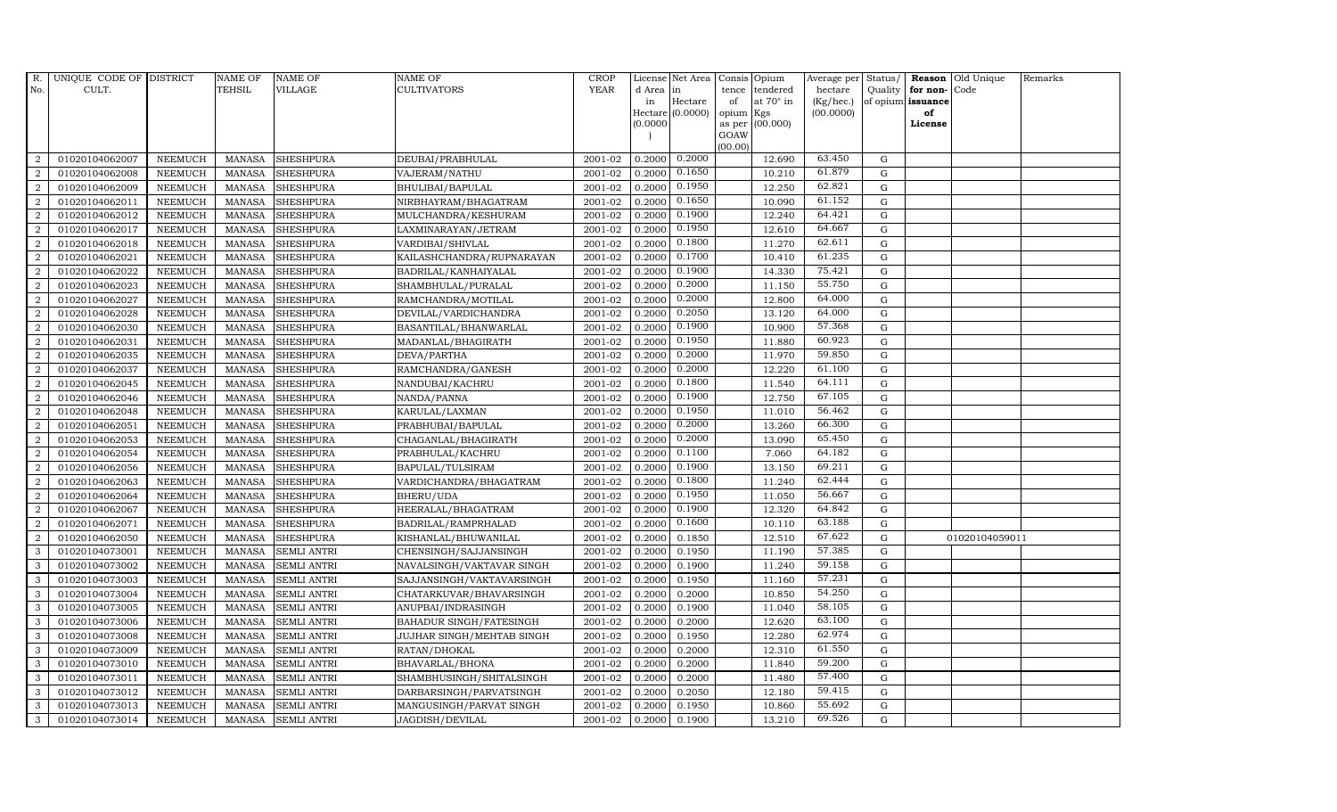| R. No. | UNIQUE CODE OF CULT. | DISTRICT | NAME OF TEHSIL | NAME OF VILLAGE | NAME OF CULTIVATORS | CROP YEAR | License d Area in Hectare (0.0000) | Net Area in Hectare (0.0000) | Consis tence of opium as per GOAW (00.00) | Opium tendered at 70° in Kgs (00.000) | Average per hectare (Kg/hec.) (00.0000) | Status/ Quality of opium | Reason for non-issuance of License | Old Unique Code | Remarks |
|---|---|---|---|---|---|---|---|---|---|---|---|---|---|---|---|
| 2 | 01020104062007 | NEEMUCH | MANASA | SHESHPURA | DEUBAI/PRABHULAL | 2001-02 | 0.2000 | 0.2000 | | 12.690 | 63.450 | G | | | |
| 2 | 01020104062008 | NEEMUCH | MANASA | SHESHPURA | VAJERAM/NATHU | 2001-02 | 0.2000 | 0.1650 | | 10.210 | 61.879 | G | | | |
| 2 | 01020104062009 | NEEMUCH | MANASA | SHESHPURA | BHULIBAI/BAPULAL | 2001-02 | 0.2000 | 0.1950 | | 12.250 | 62.821 | G | | | |
| 2 | 01020104062011 | NEEMUCH | MANASA | SHESHPURA | NIRBHAYRAM/BHAGATRAM | 2001-02 | 0.2000 | 0.1650 | | 10.090 | 61.152 | G | | | |
| 2 | 01020104062012 | NEEMUCH | MANASA | SHESHPURA | MULCHANDRA/KESHURAM | 2001-02 | 0.2000 | 0.1900 | | 12.240 | 64.421 | G | | | |
| 2 | 01020104062017 | NEEMUCH | MANASA | SHESHPURA | LAXMINARAYAN/JETRAM | 2001-02 | 0.2000 | 0.1950 | | 12.610 | 64.667 | G | | | |
| 2 | 01020104062018 | NEEMUCH | MANASA | SHESHPURA | VARDIBAI/SHIVLAL | 2001-02 | 0.2000 | 0.1800 | | 11.270 | 62.611 | G | | | |
| 2 | 01020104062021 | NEEMUCH | MANASA | SHESHPURA | KAILASHCHANDRA/RUPNARAYAN | 2001-02 | 0.2000 | 0.1700 | | 10.410 | 61.235 | G | | | |
| 2 | 01020104062022 | NEEMUCH | MANASA | SHESHPURA | BADRILAL/KANHAIYALAL | 2001-02 | 0.2000 | 0.1900 | | 14.330 | 75.421 | G | | | |
| 2 | 01020104062023 | NEEMUCH | MANASA | SHESHPURA | SHAMBHULAL/PURALAL | 2001-02 | 0.2000 | 0.2000 | | 11.150 | 55.750 | G | | | |
| 2 | 01020104062027 | NEEMUCH | MANASA | SHESHPURA | RAMCHANDRA/MOTILAL | 2001-02 | 0.2000 | 0.2000 | | 12.800 | 64.000 | G | | | |
| 2 | 01020104062028 | NEEMUCH | MANASA | SHESHPURA | DEVILAL/VARDICHANDRA | 2001-02 | 0.2000 | 0.2050 | | 13.120 | 64.000 | G | | | |
| 2 | 01020104062030 | NEEMUCH | MANASA | SHESHPURA | BASANTILAL/BHANWARLAL | 2001-02 | 0.2000 | 0.1900 | | 10.900 | 57.368 | G | | | |
| 2 | 01020104062031 | NEEMUCH | MANASA | SHESHPURA | MADANLAL/BHAGIRATH | 2001-02 | 0.2000 | 0.1950 | | 11.880 | 60.923 | G | | | |
| 2 | 01020104062035 | NEEMUCH | MANASA | SHESHPURA | DEVA/PARTHA | 2001-02 | 0.2000 | 0.2000 | | 11.970 | 59.850 | G | | | |
| 2 | 01020104062037 | NEEMUCH | MANASA | SHESHPURA | RAMCHANDRA/GANESH | 2001-02 | 0.2000 | 0.2000 | | 12.220 | 61.100 | G | | | |
| 2 | 01020104062045 | NEEMUCH | MANASA | SHESHPURA | NANDUBAI/KACHRU | 2001-02 | 0.2000 | 0.1800 | | 11.540 | 64.111 | G | | | |
| 2 | 01020104062046 | NEEMUCH | MANASA | SHESHPURA | NANDA/PANNA | 2001-02 | 0.2000 | 0.1900 | | 12.750 | 67.105 | G | | | |
| 2 | 01020104062048 | NEEMUCH | MANASA | SHESHPURA | KARULAL/LAXMAN | 2001-02 | 0.2000 | 0.1950 | | 11.010 | 56.462 | G | | | |
| 2 | 01020104062051 | NEEMUCH | MANASA | SHESHPURA | PRABHUBAI/BAPULAL | 2001-02 | 0.2000 | 0.2000 | | 13.260 | 66.300 | G | | | |
| 2 | 01020104062053 | NEEMUCH | MANASA | SHESHPURA | CHAGANLAL/BHAGIRATH | 2001-02 | 0.2000 | 0.2000 | | 13.090 | 65.450 | G | | | |
| 2 | 01020104062054 | NEEMUCH | MANASA | SHESHPURA | PRABHULAL/KACHRU | 2001-02 | 0.2000 | 0.1100 | | 7.060 | 64.182 | G | | | |
| 2 | 01020104062056 | NEEMUCH | MANASA | SHESHPURA | BAPULAL/TULSIRAM | 2001-02 | 0.2000 | 0.1900 | | 13.150 | 69.211 | G | | | |
| 2 | 01020104062063 | NEEMUCH | MANASA | SHESHPURA | VARDICHANDRA/BHAGATRAM | 2001-02 | 0.2000 | 0.1800 | | 11.240 | 62.444 | G | | | |
| 2 | 01020104062064 | NEEMUCH | MANASA | SHESHPURA | BHERU/UDA | 2001-02 | 0.2000 | 0.1950 | | 11.050 | 56.667 | G | | | |
| 2 | 01020104062067 | NEEMUCH | MANASA | SHESHPURA | HEERALAL/BHAGATRAM | 2001-02 | 0.2000 | 0.1900 | | 12.320 | 64.842 | G | | | |
| 2 | 01020104062071 | NEEMUCH | MANASA | SHESHPURA | BADRILAL/RAMPRHALAD | 2001-02 | 0.2000 | 0.1600 | | 10.110 | 63.188 | G | | | |
| 2 | 01020104062050 | NEEMUCH | MANASA | SHESHPURA | KISHANLAL/BHUWANILAL | 2001-02 | 0.2000 | 0.1850 | | 12.510 | 67.622 | G | | 01020104059011 | |
| 3 | 01020104073001 | NEEMUCH | MANASA | SEMLI ANTRI | CHENSINGH/SAJJANSINGH | 2001-02 | 0.2000 | 0.1950 | | 11.190 | 57.385 | G | | | |
| 3 | 01020104073002 | NEEMUCH | MANASA | SEMLI ANTRI | NAVALSINGH/VAKTAVAR SINGH | 2001-02 | 0.2000 | 0.1900 | | 11.240 | 59.158 | G | | | |
| 3 | 01020104073003 | NEEMUCH | MANASA | SEMLI ANTRI | SAJJANSINGH/VAKTAVARSINGH | 2001-02 | 0.2000 | 0.1950 | | 11.160 | 57.231 | G | | | |
| 3 | 01020104073004 | NEEMUCH | MANASA | SEMLI ANTRI | CHATARKUVAR/BHAVARSINGH | 2001-02 | 0.2000 | 0.2000 | | 10.850 | 54.250 | G | | | |
| 3 | 01020104073005 | NEEMUCH | MANASA | SEMLI ANTRI | ANUPBAI/INDRASINGH | 2001-02 | 0.2000 | 0.1900 | | 11.040 | 58.105 | G | | | |
| 3 | 01020104073006 | NEEMUCH | MANASA | SEMLI ANTRI | BAHADUR SINGH/FATESINGH | 2001-02 | 0.2000 | 0.2000 | | 12.620 | 63.100 | G | | | |
| 3 | 01020104073008 | NEEMUCH | MANASA | SEMLI ANTRI | JUJHAR SINGH/MEHTAB SINGH | 2001-02 | 0.2000 | 0.1950 | | 12.280 | 62.974 | G | | | |
| 3 | 01020104073009 | NEEMUCH | MANASA | SEMLI ANTRI | RATAN/DHOKAL | 2001-02 | 0.2000 | 0.2000 | | 12.310 | 61.550 | G | | | |
| 3 | 01020104073010 | NEEMUCH | MANASA | SEMLI ANTRI | BHAVARLAL/BHONA | 2001-02 | 0.2000 | 0.2000 | | 11.840 | 59.200 | G | | | |
| 3 | 01020104073011 | NEEMUCH | MANASA | SEMLI ANTRI | SHAMBHUSINGH/SHITALSINGH | 2001-02 | 0.2000 | 0.2000 | | 11.480 | 57.400 | G | | | |
| 3 | 01020104073012 | NEEMUCH | MANASA | SEMLI ANTRI | DARBARSINGH/PARVATSINGH | 2001-02 | 0.2000 | 0.2050 | | 12.180 | 59.415 | G | | | |
| 3 | 01020104073013 | NEEMUCH | MANASA | SEMLI ANTRI | MANGUSINGH/PARVAT SINGH | 2001-02 | 0.2000 | 0.1950 | | 10.860 | 55.692 | G | | | |
| 3 | 01020104073014 | NEEMUCH | MANASA | SEMLI ANTRI | JAGDISH/DEVILAL | 2001-02 | 0.2000 | 0.1900 | | 13.210 | 69.526 | G | | | |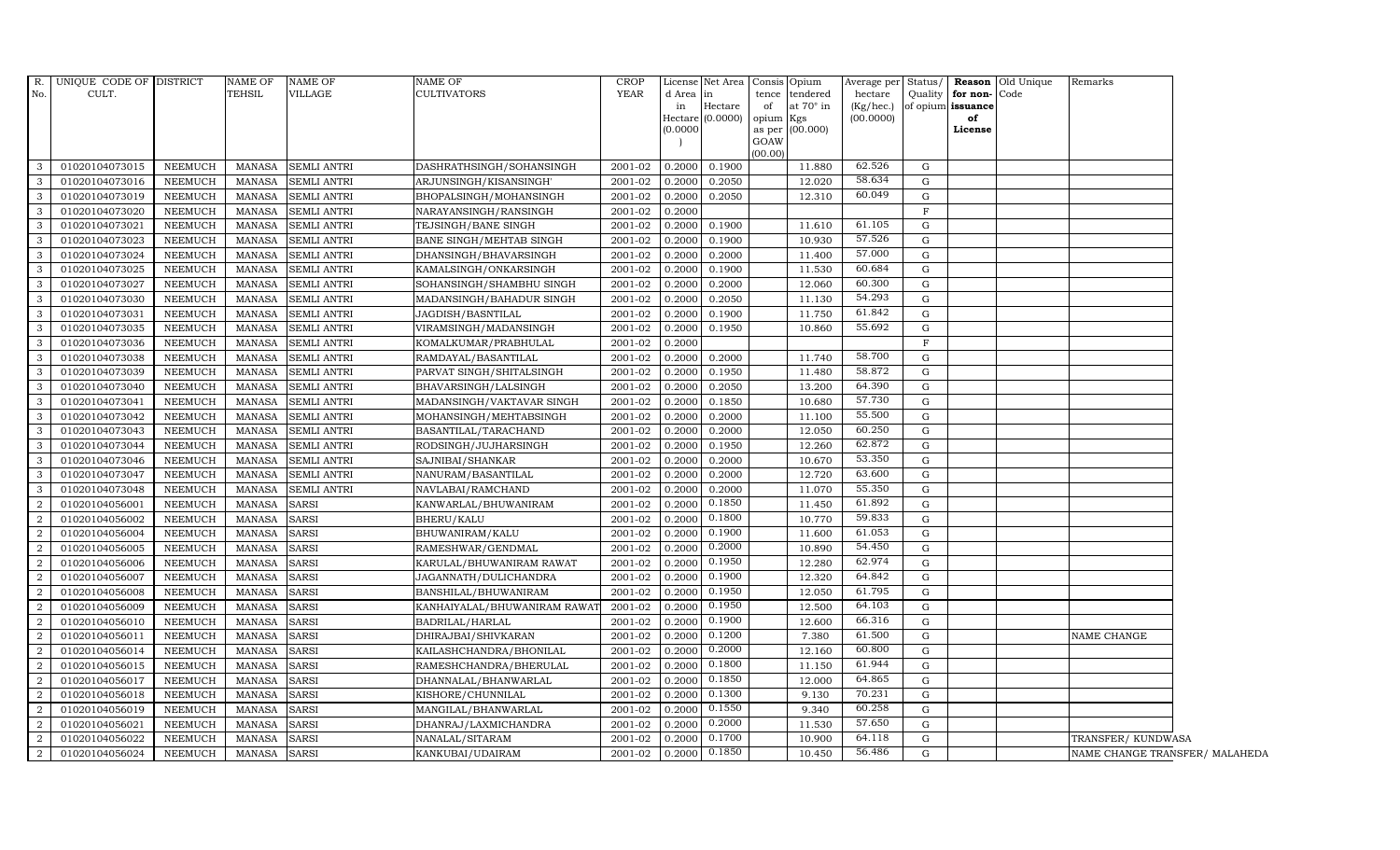| R. No. | UNIQUE CODE OF CULT. | DISTRICT | NAME OF TEHSIL | NAME OF VILLAGE | NAME OF CULTIVATORS | CROP YEAR | License d Area in Hectare (0.0000) | Net Area in Hectare (0.0000) | Consis tence of opium as per GOAW (00.00) | Opium tendered at 70° in Kgs (00.000) | Average per hectare (Kg/hec.) (00.0000) | Status/ Quality of opium | Reason for non-issuance of License | Old Unique Code | Remarks |
|---|---|---|---|---|---|---|---|---|---|---|---|---|---|---|---|
| 3 | 01020104073015 | NEEMUCH | MANASA | SEMLI ANTRI | DASHRATHSINGH/SOHANSINGH | 2001-02 | 0.2000 | 0.1900 | | 11.880 | 62.526 | G | | | |
| 3 | 01020104073016 | NEEMUCH | MANASA | SEMLI ANTRI | ARJUNSINGH/KISANSINGH' | 2001-02 | 0.2000 | 0.2050 | | 12.020 | 58.634 | G | | | |
| 3 | 01020104073019 | NEEMUCH | MANASA | SEMLI ANTRI | BHOPALSINGH/MOHANSINGH | 2001-02 | 0.2000 | 0.2050 | | 12.310 | 60.049 | G | | | |
| 3 | 01020104073020 | NEEMUCH | MANASA | SEMLI ANTRI | NARAYANSINGH/RANSINGH | 2001-02 | 0.2000 | | | | | F | | | |
| 3 | 01020104073021 | NEEMUCH | MANASA | SEMLI ANTRI | TEJSINGH/BANE SINGH | 2001-02 | 0.2000 | 0.1900 | | 11.610 | 61.105 | G | | | |
| 3 | 01020104073023 | NEEMUCH | MANASA | SEMLI ANTRI | BANE SINGH/MEHTAB SINGH | 2001-02 | 0.2000 | 0.1900 | | 10.930 | 57.526 | G | | | |
| 3 | 01020104073024 | NEEMUCH | MANASA | SEMLI ANTRI | DHANSINGH/BHAVARSINGH | 2001-02 | 0.2000 | 0.2000 | | 11.400 | 57.000 | G | | | |
| 3 | 01020104073025 | NEEMUCH | MANASA | SEMLI ANTRI | KAMALSINGH/ONKARSINGH | 2001-02 | 0.2000 | 0.1900 | | 11.530 | 60.684 | G | | | |
| 3 | 01020104073027 | NEEMUCH | MANASA | SEMLI ANTRI | SOHANSINGH/SHAMBHU SINGH | 2001-02 | 0.2000 | 0.2000 | | 12.060 | 60.300 | G | | | |
| 3 | 01020104073030 | NEEMUCH | MANASA | SEMLI ANTRI | MADANSINGH/BAHADUR SINGH | 2001-02 | 0.2000 | 0.2050 | | 11.130 | 54.293 | G | | | |
| 3 | 01020104073031 | NEEMUCH | MANASA | SEMLI ANTRI | JAGDISH/BASNTILAL | 2001-02 | 0.2000 | 0.1900 | | 11.750 | 61.842 | G | | | |
| 3 | 01020104073035 | NEEMUCH | MANASA | SEMLI ANTRI | VIRAMSINGH/MADANSINGH | 2001-02 | 0.2000 | 0.1950 | | 10.860 | 55.692 | G | | | |
| 3 | 01020104073036 | NEEMUCH | MANASA | SEMLI ANTRI | KOMALKUMAR/PRABHULAL | 2001-02 | 0.2000 | | | | | F | | | |
| 3 | 01020104073038 | NEEMUCH | MANASA | SEMLI ANTRI | RAMDAYAL/BASANTILAL | 2001-02 | 0.2000 | 0.2000 | | 11.740 | 58.700 | G | | | |
| 3 | 01020104073039 | NEEMUCH | MANASA | SEMLI ANTRI | PARVAT SINGH/SHITALSINGH | 2001-02 | 0.2000 | 0.1950 | | 11.480 | 58.872 | G | | | |
| 3 | 01020104073040 | NEEMUCH | MANASA | SEMLI ANTRI | BHAVARSINGH/LALSINGH | 2001-02 | 0.2000 | 0.2050 | | 13.200 | 64.390 | G | | | |
| 3 | 01020104073041 | NEEMUCH | MANASA | SEMLI ANTRI | MADANSINGH/VAKTAVAR SINGH | 2001-02 | 0.2000 | 0.1850 | | 10.680 | 57.730 | G | | | |
| 3 | 01020104073042 | NEEMUCH | MANASA | SEMLI ANTRI | MOHANSINGH/MEHTABSINGH | 2001-02 | 0.2000 | 0.2000 | | 11.100 | 55.500 | G | | | |
| 3 | 01020104073043 | NEEMUCH | MANASA | SEMLI ANTRI | BASANTILAL/TARACHAND | 2001-02 | 0.2000 | 0.2000 | | 12.050 | 60.250 | G | | | |
| 3 | 01020104073044 | NEEMUCH | MANASA | SEMLI ANTRI | RODSINGH/JUJHARSINGH | 2001-02 | 0.2000 | 0.1950 | | 12.260 | 62.872 | G | | | |
| 3 | 01020104073046 | NEEMUCH | MANASA | SEMLI ANTRI | SAJNIBAI/SHANKAR | 2001-02 | 0.2000 | 0.2000 | | 10.670 | 53.350 | G | | | |
| 3 | 01020104073047 | NEEMUCH | MANASA | SEMLI ANTRI | NANURAM/BASANTILAL | 2001-02 | 0.2000 | 0.2000 | | 12.720 | 63.600 | G | | | |
| 3 | 01020104073048 | NEEMUCH | MANASA | SEMLI ANTRI | NAVLABAI/RAMCHAND | 2001-02 | 0.2000 | 0.2000 | | 11.070 | 55.350 | G | | | |
| 2 | 01020104056001 | NEEMUCH | MANASA | SARSI | KANWARLAL/BHUWANIRAM | 2001-02 | 0.2000 | 0.1850 | | 11.450 | 61.892 | G | | | |
| 2 | 01020104056002 | NEEMUCH | MANASA | SARSI | BHERU/KALU | 2001-02 | 0.2000 | 0.1800 | | 10.770 | 59.833 | G | | | |
| 2 | 01020104056004 | NEEMUCH | MANASA | SARSI | BHUWANIRAM/KALU | 2001-02 | 0.2000 | 0.1900 | | 11.600 | 61.053 | G | | | |
| 2 | 01020104056005 | NEEMUCH | MANASA | SARSI | RAMESHWAR/GENDMAL | 2001-02 | 0.2000 | 0.2000 | | 10.890 | 54.450 | G | | | |
| 2 | 01020104056006 | NEEMUCH | MANASA | SARSI | KARULAL/BHUWANIRAM RAWAT | 2001-02 | 0.2000 | 0.1950 | | 12.280 | 62.974 | G | | | |
| 2 | 01020104056007 | NEEMUCH | MANASA | SARSI | JAGANNATH/DULICHANDRA | 2001-02 | 0.2000 | 0.1900 | | 12.320 | 64.842 | G | | | |
| 2 | 01020104056008 | NEEMUCH | MANASA | SARSI | BANSHILAL/BHUWANIRAM | 2001-02 | 0.2000 | 0.1950 | | 12.050 | 61.795 | G | | | |
| 2 | 01020104056009 | NEEMUCH | MANASA | SARSI | KANHAIYALAL/BHUWANIRAM RAWAT | 2001-02 | 0.2000 | 0.1950 | | 12.500 | 64.103 | G | | | |
| 2 | 01020104056010 | NEEMUCH | MANASA | SARSI | BADRILAL/HARLAL | 2001-02 | 0.2000 | 0.1900 | | 12.600 | 66.316 | G | | | |
| 2 | 01020104056011 | NEEMUCH | MANASA | SARSI | DHIRAJBAI/SHIVKARAN | 2001-02 | 0.2000 | 0.1200 | | 7.380 | 61.500 | G | | | NAME CHANGE |
| 2 | 01020104056014 | NEEMUCH | MANASA | SARSI | KAILASHCHANDRA/BHONILAL | 2001-02 | 0.2000 | 0.2000 | | 12.160 | 60.800 | G | | | |
| 2 | 01020104056015 | NEEMUCH | MANASA | SARSI | RAMESHCHANDRA/BHERULAL | 2001-02 | 0.2000 | 0.1800 | | 11.150 | 61.944 | G | | | |
| 2 | 01020104056017 | NEEMUCH | MANASA | SARSI | DHANNALAL/BHANWARLAL | 2001-02 | 0.2000 | 0.1850 | | 12.000 | 64.865 | G | | | |
| 2 | 01020104056018 | NEEMUCH | MANASA | SARSI | KISHORE/CHUNNILAL | 2001-02 | 0.2000 | 0.1300 | | 9.130 | 70.231 | G | | | |
| 2 | 01020104056019 | NEEMUCH | MANASA | SARSI | MANGILAL/BHANWARLAL | 2001-02 | 0.2000 | 0.1550 | | 9.340 | 60.258 | G | | | |
| 2 | 01020104056021 | NEEMUCH | MANASA | SARSI | DHANRAJ/LAXMICHANDRA | 2001-02 | 0.2000 | 0.2000 | | 11.530 | 57.650 | G | | | |
| 2 | 01020104056022 | NEEMUCH | MANASA | SARSI | NANALAL/SITARAM | 2001-02 | 0.2000 | 0.1700 | | 10.900 | 64.118 | G | | | TRANSFER/ KUNDWASA |
| 2 | 01020104056024 | NEEMUCH | MANASA | SARSI | KANKUBAI/UDAIRAM | 2001-02 | 0.2000 | 0.1850 | | 10.450 | 56.486 | G | | | NAME CHANGE TRANSFER/ MALAHEDA |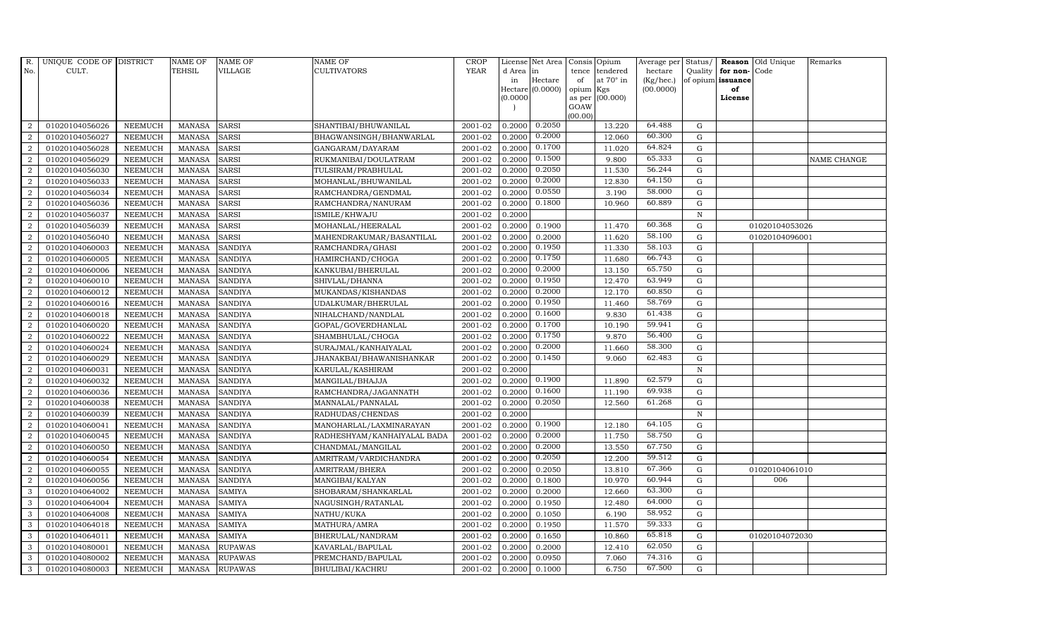| R. No. | UNIQUE CODE OF CULT. | DISTRICT | NAME OF TEHSIL | NAME OF VILLAGE | NAME OF CULTIVATORS | CROP YEAR | License d Area in Hectare (0.0000) | Net Area in Hectare (0.0000) | Consis tence of opium as per GOAW (00.00) | Opium tendered at 70° in Kgs (00.000) | Average per hectare (Kg/hec.) (00.0000) | Status/ Quality of opium | Reason for non-issuance of License | Old Unique Code | Remarks |
|---|---|---|---|---|---|---|---|---|---|---|---|---|---|---|---|
| 2 | 01020104056026 | NEEMUCH | MANASA | SARSI | SHANTIBAI/BHUWANILAL | 2001-02 | 0.2000 | 0.2050 | | 13.220 | 64.488 | G | | | |
| 2 | 01020104056027 | NEEMUCH | MANASA | SARSI | BHAGWANSINGH/BHANWARLAL | 2001-02 | 0.2000 | 0.2000 | | 12.060 | 60.300 | G | | | |
| 2 | 01020104056028 | NEEMUCH | MANASA | SARSI | GANGARAM/DAYARAM | 2001-02 | 0.2000 | 0.1700 | | 11.020 | 64.824 | G | | | |
| 2 | 01020104056029 | NEEMUCH | MANASA | SARSI | RUKMANIBAI/DOULATRAM | 2001-02 | 0.2000 | 0.1500 | | 9.800 | 65.333 | G | | | NAME CHANGE |
| 2 | 01020104056030 | NEEMUCH | MANASA | SARSI | TULSIRAM/PRABHULAL | 2001-02 | 0.2000 | 0.2050 | | 11.530 | 56.244 | G | | | |
| 2 | 01020104056033 | NEEMUCH | MANASA | SARSI | MOHANLAL/BHUWANILAL | 2001-02 | 0.2000 | 0.2000 | | 12.830 | 64.150 | G | | | |
| 2 | 01020104056034 | NEEMUCH | MANASA | SARSI | RAMCHANDRA/GENDMAL | 2001-02 | 0.2000 | 0.0550 | | 3.190 | 58.000 | G | | | |
| 2 | 01020104056036 | NEEMUCH | MANASA | SARSI | RAMCHANDRA/NANURAM | 2001-02 | 0.2000 | 0.1800 | | 10.960 | 60.889 | G | | | |
| 2 | 01020104056037 | NEEMUCH | MANASA | SARSI | ISMILE/KHWAJU | 2001-02 | 0.2000 | | | | | N | | | |
| 2 | 01020104056039 | NEEMUCH | MANASA | SARSI | MOHANLAL/HEERALAL | 2001-02 | 0.2000 | 0.1900 | | 11.470 | 60.368 | G | | 01020104053026 | |
| 2 | 01020104056040 | NEEMUCH | MANASA | SARSI | MAHENDRAKUMAR/BASANTILAL | 2001-02 | 0.2000 | 0.2000 | | 11.620 | 58.100 | G | | 01020104096001 | |
| 2 | 01020104060003 | NEEMUCH | MANASA | SANDIYA | RAMCHANDRA/GHASI | 2001-02 | 0.2000 | 0.1950 | | 11.330 | 58.103 | G | | | |
| 2 | 01020104060005 | NEEMUCH | MANASA | SANDIYA | HAMIRCHAND/CHOGA | 2001-02 | 0.2000 | 0.1750 | | 11.680 | 66.743 | G | | | |
| 2 | 01020104060006 | NEEMUCH | MANASA | SANDIYA | KANKUBAI/BHERULAL | 2001-02 | 0.2000 | 0.2000 | | 13.150 | 65.750 | G | | | |
| 2 | 01020104060010 | NEEMUCH | MANASA | SANDIYA | SHIVLAL/DHANNA | 2001-02 | 0.2000 | 0.1950 | | 12.470 | 63.949 | G | | | |
| 2 | 01020104060012 | NEEMUCH | MANASA | SANDIYA | MUKANDAS/KISHANDAS | 2001-02 | 0.2000 | 0.2000 | | 12.170 | 60.850 | G | | | |
| 2 | 01020104060016 | NEEMUCH | MANASA | SANDIYA | UDALKUMAR/BHERULAL | 2001-02 | 0.2000 | 0.1950 | | 11.460 | 58.769 | G | | | |
| 2 | 01020104060018 | NEEMUCH | MANASA | SANDIYA | NIHALCHAND/NANDLAL | 2001-02 | 0.2000 | 0.1600 | | 9.830 | 61.438 | G | | | |
| 2 | 01020104060020 | NEEMUCH | MANASA | SANDIYA | GOPAL/GOVERDHANLAL | 2001-02 | 0.2000 | 0.1700 | | 10.190 | 59.941 | G | | | |
| 2 | 01020104060022 | NEEMUCH | MANASA | SANDIYA | SHAMBHULAL/CHOGA | 2001-02 | 0.2000 | 0.1750 | | 9.870 | 56.400 | G | | | |
| 2 | 01020104060024 | NEEMUCH | MANASA | SANDIYA | SURAJMAL/KANHAIYALAL | 2001-02 | 0.2000 | 0.2000 | | 11.660 | 58.300 | G | | | |
| 2 | 01020104060029 | NEEMUCH | MANASA | SANDIYA | JHANAKBAI/BHAWANISHANKAR | 2001-02 | 0.2000 | 0.1450 | | 9.060 | 62.483 | G | | | |
| 2 | 01020104060031 | NEEMUCH | MANASA | SANDIYA | KARULAL/KASHIRAM | 2001-02 | 0.2000 | | | | | N | | | |
| 2 | 01020104060032 | NEEMUCH | MANASA | SANDIYA | MANGILAL/BHAJJA | 2001-02 | 0.2000 | 0.1900 | | 11.890 | 62.579 | G | | | |
| 2 | 01020104060036 | NEEMUCH | MANASA | SANDIYA | RAMCHANDRA/JAGANNATH | 2001-02 | 0.2000 | 0.1600 | | 11.190 | 69.938 | G | | | |
| 2 | 01020104060038 | NEEMUCH | MANASA | SANDIYA | MANNALAL/PANNALAL | 2001-02 | 0.2000 | 0.2050 | | 12.560 | 61.268 | G | | | |
| 2 | 01020104060039 | NEEMUCH | MANASA | SANDIYA | RADHUDAS/CHENDAS | 2001-02 | 0.2000 | | | | | N | | | |
| 2 | 01020104060041 | NEEMUCH | MANASA | SANDIYA | MANOHARLAL/LAXMINARAYAN | 2001-02 | 0.2000 | 0.1900 | | 12.180 | 64.105 | G | | | |
| 2 | 01020104060045 | NEEMUCH | MANASA | SANDIYA | RADHESHYAM/KANHAIYALAL BADA | 2001-02 | 0.2000 | 0.2000 | | 11.750 | 58.750 | G | | | |
| 2 | 01020104060050 | NEEMUCH | MANASA | SANDIYA | CHANDMAL/MANGILAL | 2001-02 | 0.2000 | 0.2000 | | 13.550 | 67.750 | G | | | |
| 2 | 01020104060054 | NEEMUCH | MANASA | SANDIYA | AMRITRAM/VARDICHANDRA | 2001-02 | 0.2000 | 0.2050 | | 12.200 | 59.512 | G | | | |
| 2 | 01020104060055 | NEEMUCH | MANASA | SANDIYA | AMRITRAM/BHERA | 2001-02 | 0.2000 | 0.2050 | | 13.810 | 67.366 | G | | 01020104061010 | |
| 2 | 01020104060056 | NEEMUCH | MANASA | SANDIYA | MANGIBAI/KALYAN | 2001-02 | 0.2000 | 0.1800 | | 10.970 | 60.944 | G | | 006 | |
| 3 | 01020104064002 | NEEMUCH | MANASA | SAMIYA | SHOBARAM/SHANKARLAL | 2001-02 | 0.2000 | 0.2000 | | 12.660 | 63.300 | G | | | |
| 3 | 01020104064004 | NEEMUCH | MANASA | SAMIYA | NAGUSINGH/RATANLAL | 2001-02 | 0.2000 | 0.1950 | | 12.480 | 64.000 | G | | | |
| 3 | 01020104064008 | NEEMUCH | MANASA | SAMIYA | NATHU/KUKA | 2001-02 | 0.2000 | 0.1050 | | 6.190 | 58.952 | G | | | |
| 3 | 01020104064018 | NEEMUCH | MANASA | SAMIYA | MATHURA/AMRA | 2001-02 | 0.2000 | 0.1950 | | 11.570 | 59.333 | G | | | |
| 3 | 01020104064011 | NEEMUCH | MANASA | SAMIYA | BHERULAL/NANDRAM | 2001-02 | 0.2000 | 0.1650 | | 10.860 | 65.818 | G | | 01020104072030 | |
| 3 | 01020104080001 | NEEMUCH | MANASA | RUPAWAS | KAVARLAL/BAPULAL | 2001-02 | 0.2000 | 0.2000 | | 12.410 | 62.050 | G | | | |
| 3 | 01020104080002 | NEEMUCH | MANASA | RUPAWAS | PREMCHAND/BAPULAL | 2001-02 | 0.2000 | 0.0950 | | 7.060 | 74.316 | G | | | |
| 3 | 01020104080003 | NEEMUCH | MANASA | RUPAWAS | BHULIBAI/KACHRU | 2001-02 | 0.2000 | 0.1000 | | 6.750 | 67.500 | G | | | |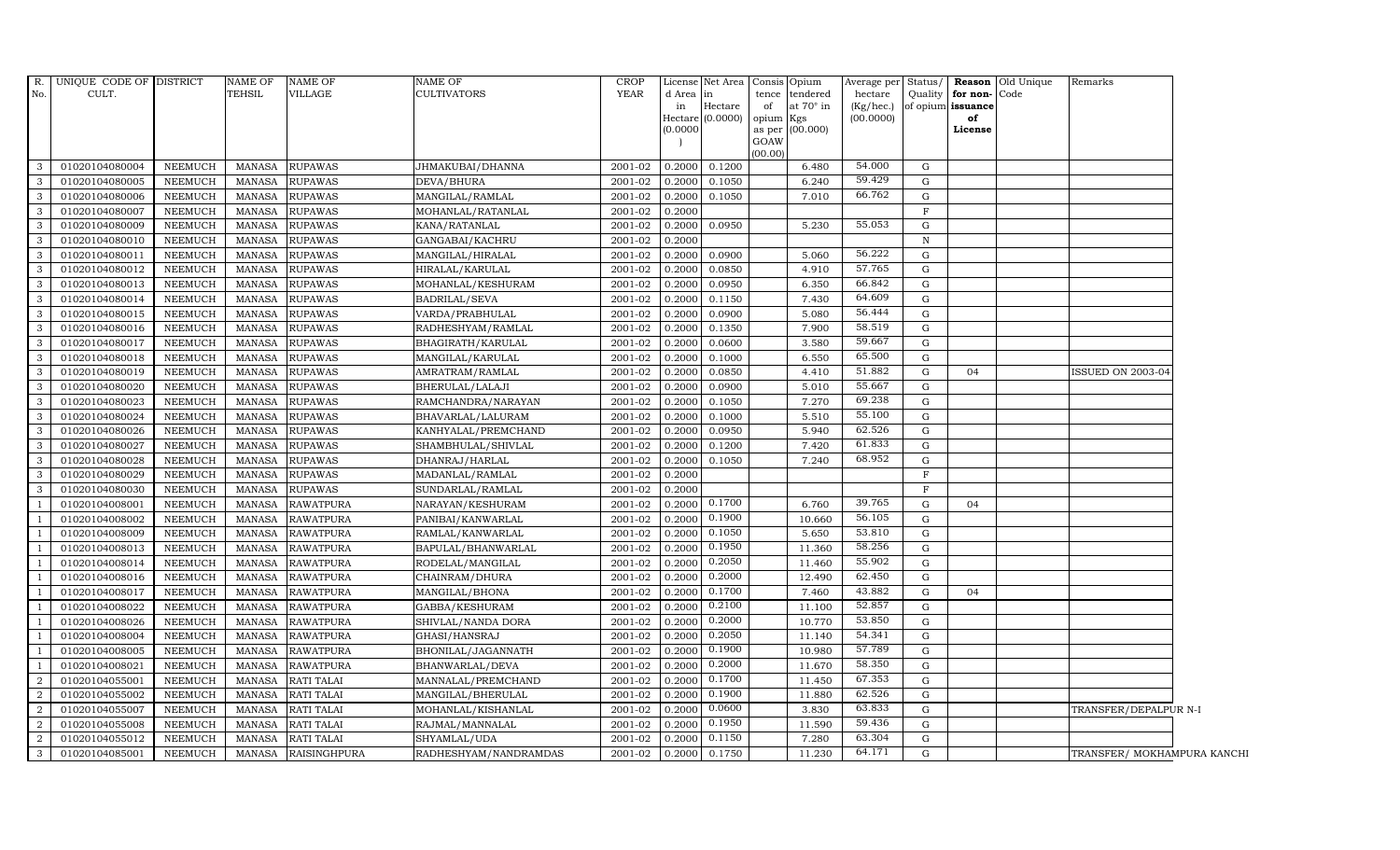| R. No. | UNIQUE CODE OF CULT. | DISTRICT | NAME OF TEHSIL | NAME OF VILLAGE | NAME OF CULTIVATORS | CROP YEAR | License d Area in Hectare (0.0000) | Net Area in Hectare (0.0000) | Consis tence of opium as per GOAW (00.00) | Opium tendered at 70° in Kgs (00.000) | Average per hectare (Kg/hec.) (00.0000) | Status/ Quality of opium | Reason for non-issuance of License | Old Unique Code | Remarks |
|---|---|---|---|---|---|---|---|---|---|---|---|---|---|---|---|
| 3 | 01020104080004 | NEEMUCH | MANASA | RUPAWAS | JHMAKUBAI/DHANNA | 2001-02 | 0.2000 | 0.1200 | | 6.480 | 54.000 | G | | | |
| 3 | 01020104080005 | NEEMUCH | MANASA | RUPAWAS | DEVA/BHURA | 2001-02 | 0.2000 | 0.1050 | | 6.240 | 59.429 | G | | | |
| 3 | 01020104080006 | NEEMUCH | MANASA | RUPAWAS | MANGILAL/RAMLAL | 2001-02 | 0.2000 | 0.1050 | | 7.010 | 66.762 | G | | | |
| 3 | 01020104080007 | NEEMUCH | MANASA | RUPAWAS | MOHANLAL/RATANLAL | 2001-02 | 0.2000 | | | | | F | | | |
| 3 | 01020104080009 | NEEMUCH | MANASA | RUPAWAS | KANA/RATANLAL | 2001-02 | 0.2000 | 0.0950 | | 5.230 | 55.053 | G | | | |
| 3 | 01020104080010 | NEEMUCH | MANASA | RUPAWAS | GANGABAI/KACHRU | 2001-02 | 0.2000 | | | | | N | | | |
| 3 | 01020104080011 | NEEMUCH | MANASA | RUPAWAS | MANGILAL/HIRALAL | 2001-02 | 0.2000 | 0.0900 | | 5.060 | 56.222 | G | | | |
| 3 | 01020104080012 | NEEMUCH | MANASA | RUPAWAS | HIRALAL/KARULAL | 2001-02 | 0.2000 | 0.0850 | | 4.910 | 57.765 | G | | | |
| 3 | 01020104080013 | NEEMUCH | MANASA | RUPAWAS | MOHANLAL/KESHURAM | 2001-02 | 0.2000 | 0.0950 | | 6.350 | 66.842 | G | | | |
| 3 | 01020104080014 | NEEMUCH | MANASA | RUPAWAS | BADRILAL/SEVA | 2001-02 | 0.2000 | 0.1150 | | 7.430 | 64.609 | G | | | |
| 3 | 01020104080015 | NEEMUCH | MANASA | RUPAWAS | VARDA/PRABHULAL | 2001-02 | 0.2000 | 0.0900 | | 5.080 | 56.444 | G | | | |
| 3 | 01020104080016 | NEEMUCH | MANASA | RUPAWAS | RADHESHYAM/RAMLAL | 2001-02 | 0.2000 | 0.1350 | | 7.900 | 58.519 | G | | | |
| 3 | 01020104080017 | NEEMUCH | MANASA | RUPAWAS | BHAGIRATH/KARULAL | 2001-02 | 0.2000 | 0.0600 | | 3.580 | 59.667 | G | | | |
| 3 | 01020104080018 | NEEMUCH | MANASA | RUPAWAS | MANGILAL/KARULAL | 2001-02 | 0.2000 | 0.1000 | | 6.550 | 65.500 | G | | | |
| 3 | 01020104080019 | NEEMUCH | MANASA | RUPAWAS | AMRATRAM/RAMLAL | 2001-02 | 0.2000 | 0.0850 | | 4.410 | 51.882 | G | 04 | | ISSUED ON 2003-04 |
| 3 | 01020104080020 | NEEMUCH | MANASA | RUPAWAS | BHERULAL/LALAJI | 2001-02 | 0.2000 | 0.0900 | | 5.010 | 55.667 | G | | | |
| 3 | 01020104080023 | NEEMUCH | MANASA | RUPAWAS | RAMCHANDRA/NARAYAN | 2001-02 | 0.2000 | 0.1050 | | 7.270 | 69.238 | G | | | |
| 3 | 01020104080024 | NEEMUCH | MANASA | RUPAWAS | BHAVARLAL/LALURAM | 2001-02 | 0.2000 | 0.1000 | | 5.510 | 55.100 | G | | | |
| 3 | 01020104080026 | NEEMUCH | MANASA | RUPAWAS | KANHYALAL/PREMCHAND | 2001-02 | 0.2000 | 0.0950 | | 5.940 | 62.526 | G | | | |
| 3 | 01020104080027 | NEEMUCH | MANASA | RUPAWAS | SHAMBHULAL/SHIVLAL | 2001-02 | 0.2000 | 0.1200 | | 7.420 | 61.833 | G | | | |
| 3 | 01020104080028 | NEEMUCH | MANASA | RUPAWAS | DHANRAJ/HARLAL | 2001-02 | 0.2000 | 0.1050 | | 7.240 | 68.952 | G | | | |
| 3 | 01020104080029 | NEEMUCH | MANASA | RUPAWAS | MADANLAL/RAMLAL | 2001-02 | 0.2000 | | | | | F | | | |
| 3 | 01020104080030 | NEEMUCH | MANASA | RUPAWAS | SUNDARLAL/RAMLAL | 2001-02 | 0.2000 | | | | | F | | | |
| 1 | 01020104008001 | NEEMUCH | MANASA | RAWATPURA | NARAYAN/KESHURAM | 2001-02 | 0.2000 | 0.1700 | | 6.760 | 39.765 | G | 04 | | |
| 1 | 01020104008002 | NEEMUCH | MANASA | RAWATPURA | PANIBAI/KANWARLAL | 2001-02 | 0.2000 | 0.1900 | | 10.660 | 56.105 | G | | | |
| 1 | 01020104008009 | NEEMUCH | MANASA | RAWATPURA | RAMLAL/KANWARLAL | 2001-02 | 0.2000 | 0.1050 | | 5.650 | 53.810 | G | | | |
| 1 | 01020104008013 | NEEMUCH | MANASA | RAWATPURA | BAPULAL/BHANWARLAL | 2001-02 | 0.2000 | 0.1950 | | 11.360 | 58.256 | G | | | |
| 1 | 01020104008014 | NEEMUCH | MANASA | RAWATPURA | RODELAL/MANGILAL | 2001-02 | 0.2000 | 0.2050 | | 11.460 | 55.902 | G | | | |
| 1 | 01020104008016 | NEEMUCH | MANASA | RAWATPURA | CHAINRAM/DHURA | 2001-02 | 0.2000 | 0.2000 | | 12.490 | 62.450 | G | | | |
| 1 | 01020104008017 | NEEMUCH | MANASA | RAWATPURA | MANGILAL/BHONA | 2001-02 | 0.2000 | 0.1700 | | 7.460 | 43.882 | G | 04 | | |
| 1 | 01020104008022 | NEEMUCH | MANASA | RAWATPURA | GABBA/KESHURAM | 2001-02 | 0.2000 | 0.2100 | | 11.100 | 52.857 | G | | | |
| 1 | 01020104008026 | NEEMUCH | MANASA | RAWATPURA | SHIVLAL/NANDA DORA | 2001-02 | 0.2000 | 0.2000 | | 10.770 | 53.850 | G | | | |
| 1 | 01020104008004 | NEEMUCH | MANASA | RAWATPURA | GHASI/HANSRAJ | 2001-02 | 0.2000 | 0.2050 | | 11.140 | 54.341 | G | | | |
| 1 | 01020104008005 | NEEMUCH | MANASA | RAWATPURA | BHONILAL/JAGANNATH | 2001-02 | 0.2000 | 0.1900 | | 10.980 | 57.789 | G | | | |
| 1 | 01020104008021 | NEEMUCH | MANASA | RAWATPURA | BHANWARLAL/DEVA | 2001-02 | 0.2000 | 0.2000 | | 11.670 | 58.350 | G | | | |
| 2 | 01020104055001 | NEEMUCH | MANASA | RATI TALAI | MANNALAL/PREMCHAND | 2001-02 | 0.2000 | 0.1700 | | 11.450 | 67.353 | G | | | |
| 2 | 01020104055002 | NEEMUCH | MANASA | RATI TALAI | MANGILAL/BHERULAL | 2001-02 | 0.2000 | 0.1900 | | 11.880 | 62.526 | G | | | |
| 2 | 01020104055007 | NEEMUCH | MANASA | RATI TALAI | MOHANLAL/KISHANLAL | 2001-02 | 0.2000 | 0.0600 | | 3.830 | 63.833 | G | | | TRANSFER/DEPALPUR N-I |
| 2 | 01020104055008 | NEEMUCH | MANASA | RATI TALAI | RAJMAL/MANNALAL | 2001-02 | 0.2000 | 0.1950 | | 11.590 | 59.436 | G | | | |
| 2 | 01020104055012 | NEEMUCH | MANASA | RATI TALAI | SHYAMLAL/UDA | 2001-02 | 0.2000 | 0.1150 | | 7.280 | 63.304 | G | | | |
| 3 | 01020104085001 | NEEMUCH | MANASA | RAISINGHPURA | RADHESHYAM/NANDRAMDAS | 2001-02 | 0.2000 | 0.1750 | | 11.230 | 64.171 | G | | | TRANSFER/ MOKHAMPURA KANCHI |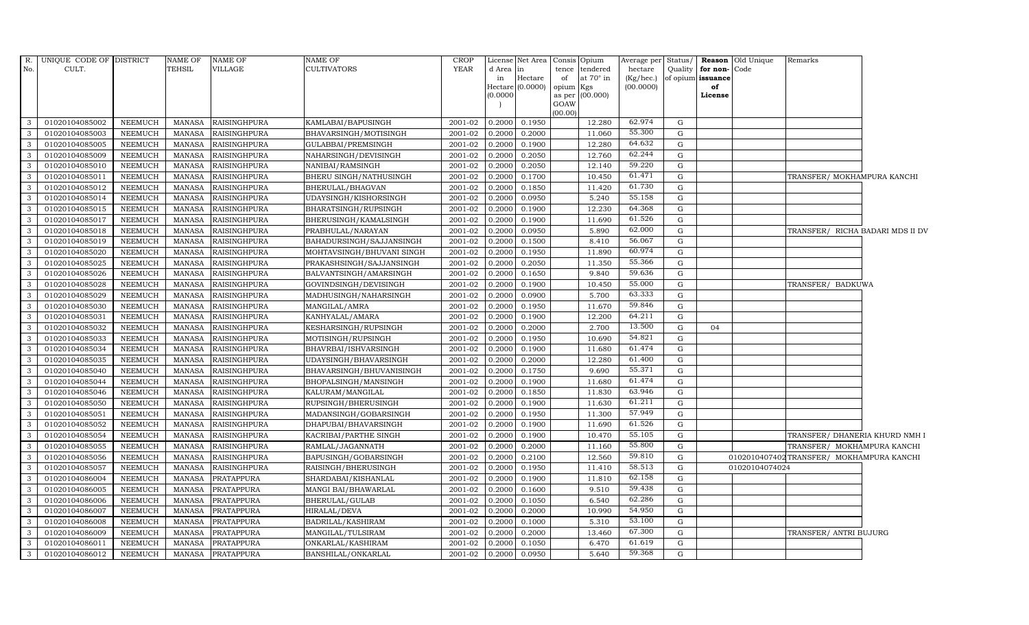| R. No. | UNIQUE CODE OF CULT. | DISTRICT | NAME OF TEHSIL | NAME OF VILLAGE | NAME OF CULTIVATORS | CROP YEAR | License d Area in Hectare (0.0000) | Net Area in Hectare (0.0000) | Consis tence of opium as per GOAW (00.00) | Opium tendered at 70° in Kgs (00.000) | Average per hectare (Kg/hec.) (00.0000) | Status/ Quality of opium | Reason for non-issuance of License | Old Unique Code | Remarks |
|---|---|---|---|---|---|---|---|---|---|---|---|---|---|---|---|
| 3 | 01020104085002 | NEEMUCH | MANASA | RAISINGHPURA | KAMLABAI/BAPUSINGH | 2001-02 | 0.2000 | 0.1950 | | 12.280 | 62.974 | G | | | |
| 3 | 01020104085003 | NEEMUCH | MANASA | RAISINGHPURA | BHAVARSINGH/MOTISINGH | 2001-02 | 0.2000 | 0.2000 | | 11.060 | 55.300 | G | | | |
| 3 | 01020104085005 | NEEMUCH | MANASA | RAISINGHPURA | GULABBAI/PREMSINGH | 2001-02 | 0.2000 | 0.1900 | | 12.280 | 64.632 | G | | | |
| 3 | 01020104085009 | NEEMUCH | MANASA | RAISINGHPURA | NAHARSINGH/DEVISINGH | 2001-02 | 0.2000 | 0.2050 | | 12.760 | 62.244 | G | | | |
| 3 | 01020104085010 | NEEMUCH | MANASA | RAISINGHPURA | NANIBAI/RAMSINGH | 2001-02 | 0.2000 | 0.2050 | | 12.140 | 59.220 | G | | | |
| 3 | 01020104085011 | NEEMUCH | MANASA | RAISINGHPURA | BHERU SINGH/NATHUSINGH | 2001-02 | 0.2000 | 0.1700 | | 10.450 | 61.471 | G | | | TRANSFER/ MOKHAMPURA KANCHI |
| 3 | 01020104085012 | NEEMUCH | MANASA | RAISINGHPURA | BHERULAL/BHAGVAN | 2001-02 | 0.2000 | 0.1850 | | 11.420 | 61.730 | G | | | |
| 3 | 01020104085014 | NEEMUCH | MANASA | RAISINGHPURA | UDAYSINGH/KISHORSINGH | 2001-02 | 0.2000 | 0.0950 | | 5.240 | 55.158 | G | | | |
| 3 | 01020104085015 | NEEMUCH | MANASA | RAISINGHPURA | BHARATSINGH/RUPSINGH | 2001-02 | 0.2000 | 0.1900 | | 12.230 | 64.368 | G | | | |
| 3 | 01020104085017 | NEEMUCH | MANASA | RAISINGHPURA | BHERUSINGH/KAMALSINGH | 2001-02 | 0.2000 | 0.1900 | | 11.690 | 61.526 | G | | | |
| 3 | 01020104085018 | NEEMUCH | MANASA | RAISINGHPURA | PRABHULAL/NARAYAN | 2001-02 | 0.2000 | 0.0950 | | 5.890 | 62.000 | G | | | TRANSFER/ RICHA BADARI MDS II DV |
| 3 | 01020104085019 | NEEMUCH | MANASA | RAISINGHPURA | BAHADURSINGH/SAJJANSINGH | 2001-02 | 0.2000 | 0.1500 | | 8.410 | 56.067 | G | | | |
| 3 | 01020104085020 | NEEMUCH | MANASA | RAISINGHPURA | MOHTAVSINGH/BHUVANI SINGH | 2001-02 | 0.2000 | 0.1950 | | 11.890 | 60.974 | G | | | |
| 3 | 01020104085025 | NEEMUCH | MANASA | RAISINGHPURA | PRAKASHSINGH/SAJJANSINGH | 2001-02 | 0.2000 | 0.2050 | | 11.350 | 55.366 | G | | | |
| 3 | 01020104085026 | NEEMUCH | MANASA | RAISINGHPURA | BALVANTSINGH/AMARSINGH | 2001-02 | 0.2000 | 0.1650 | | 9.840 | 59.636 | G | | | |
| 3 | 01020104085028 | NEEMUCH | MANASA | RAISINGHPURA | GOVINDSINGH/DEVISINGH | 2001-02 | 0.2000 | 0.1900 | | 10.450 | 55.000 | G | | | TRANSFER/ BADKUWA |
| 3 | 01020104085029 | NEEMUCH | MANASA | RAISINGHPURA | MADHUSINGH/NAHARSINGH | 2001-02 | 0.2000 | 0.0900 | | 5.700 | 63.333 | G | | | |
| 3 | 01020104085030 | NEEMUCH | MANASA | RAISINGHPURA | MANGILAL/AMRA | 2001-02 | 0.2000 | 0.1950 | | 11.670 | 59.846 | G | | | |
| 3 | 01020104085031 | NEEMUCH | MANASA | RAISINGHPURA | KANHYALAL/AMARA | 2001-02 | 0.2000 | 0.1900 | | 12.200 | 64.211 | G | | | |
| 3 | 01020104085032 | NEEMUCH | MANASA | RAISINGHPURA | KESHARSINGH/RUPSINGH | 2001-02 | 0.2000 | 0.2000 | | 2.700 | 13.500 | G | 04 | | |
| 3 | 01020104085033 | NEEMUCH | MANASA | RAISINGHPURA | MOTISINGH/RUPSINGH | 2001-02 | 0.2000 | 0.1950 | | 10.690 | 54.821 | G | | | |
| 3 | 01020104085034 | NEEMUCH | MANASA | RAISINGHPURA | BHAVRBAI/ISHVARSINGH | 2001-02 | 0.2000 | 0.1900 | | 11.680 | 61.474 | G | | | |
| 3 | 01020104085035 | NEEMUCH | MANASA | RAISINGHPURA | UDAYSINGH/BHAVARSINGH | 2001-02 | 0.2000 | 0.2000 | | 12.280 | 61.400 | G | | | |
| 3 | 01020104085040 | NEEMUCH | MANASA | RAISINGHPURA | BHAVARSINGH/BHUVANISINGH | 2001-02 | 0.2000 | 0.1750 | | 9.690 | 55.371 | G | | | |
| 3 | 01020104085044 | NEEMUCH | MANASA | RAISINGHPURA | BHOPALSINGH/MANSINGH | 2001-02 | 0.2000 | 0.1900 | | 11.680 | 61.474 | G | | | |
| 3 | 01020104085046 | NEEMUCH | MANASA | RAISINGHPURA | KALURAM/MANGILAL | 2001-02 | 0.2000 | 0.1850 | | 11.830 | 63.946 | G | | | |
| 3 | 01020104085050 | NEEMUCH | MANASA | RAISINGHPURA | RUPSINGH/BHERUSINGH | 2001-02 | 0.2000 | 0.1900 | | 11.630 | 61.211 | G | | | |
| 3 | 01020104085051 | NEEMUCH | MANASA | RAISINGHPURA | MADANSINGH/GOBARSINGH | 2001-02 | 0.2000 | 0.1950 | | 11.300 | 57.949 | G | | | |
| 3 | 01020104085052 | NEEMUCH | MANASA | RAISINGHPURA | DHAPUBAI/BHAVARSINGH | 2001-02 | 0.2000 | 0.1900 | | 11.690 | 61.526 | G | | | |
| 3 | 01020104085054 | NEEMUCH | MANASA | RAISINGHPURA | KACRIBAI/PARTHE SINGH | 2001-02 | 0.2000 | 0.1900 | | 10.470 | 55.105 | G | | | TRANSFER/ DHANERIA KHURD NMH I |
| 3 | 01020104085055 | NEEMUCH | MANASA | RAISINGHPURA | RAMLAL/JAGANNATH | 2001-02 | 0.2000 | 0.2000 | | 11.160 | 55.800 | G | | | TRANSFER/ MOKHAMPURA KANCHI |
| 3 | 01020104085056 | NEEMUCH | MANASA | RAISINGHPURA | BAPUSINGH/GOBARSINGH | 2001-02 | 0.2000 | 0.2100 | | 12.560 | 59.810 | G | | 01020104074021 | TRANSFER/ MOKHAMPURA KANCHI |
| 3 | 01020104085057 | NEEMUCH | MANASA | RAISINGHPURA | RAISINGH/BHERUSINGH | 2001-02 | 0.2000 | 0.1950 | | 11.410 | 58.513 | G | | 01020104074024 | |
| 3 | 01020104086004 | NEEMUCH | MANASA | PRATAPPURA | SHARDABAI/KISHANLAL | 2001-02 | 0.2000 | 0.1900 | | 11.810 | 62.158 | G | | | |
| 3 | 01020104086005 | NEEMUCH | MANASA | PRATAPPURA | MANGI BAI/BHAWARLAL | 2001-02 | 0.2000 | 0.1600 | | 9.510 | 59.438 | G | | | |
| 3 | 01020104086006 | NEEMUCH | MANASA | PRATAPPURA | BHERULAL/GULAB | 2001-02 | 0.2000 | 0.1050 | | 6.540 | 62.286 | G | | | |
| 3 | 01020104086007 | NEEMUCH | MANASA | PRATAPPURA | HIRALAL/DEVA | 2001-02 | 0.2000 | 0.2000 | | 10.990 | 54.950 | G | | | |
| 3 | 01020104086008 | NEEMUCH | MANASA | PRATAPPURA | BADRILAL/KASHIRAM | 2001-02 | 0.2000 | 0.1000 | | 5.310 | 53.100 | G | | | |
| 3 | 01020104086009 | NEEMUCH | MANASA | PRATAPPURA | MANGILAL/TULSIRAM | 2001-02 | 0.2000 | 0.2000 | | 13.460 | 67.300 | G | | | TRANSFER/ ANTRI BUJURG |
| 3 | 01020104086011 | NEEMUCH | MANASA | PRATAPPURA | ONKARLAL/KASHIRAM | 2001-02 | 0.2000 | 0.1050 | | 6.470 | 61.619 | G | | | |
| 3 | 01020104086012 | NEEMUCH | MANASA | PRATAPPURA | BANSHILAL/ONKARLAL | 2001-02 | 0.2000 | 0.0950 | | 5.640 | 59.368 | G | | | |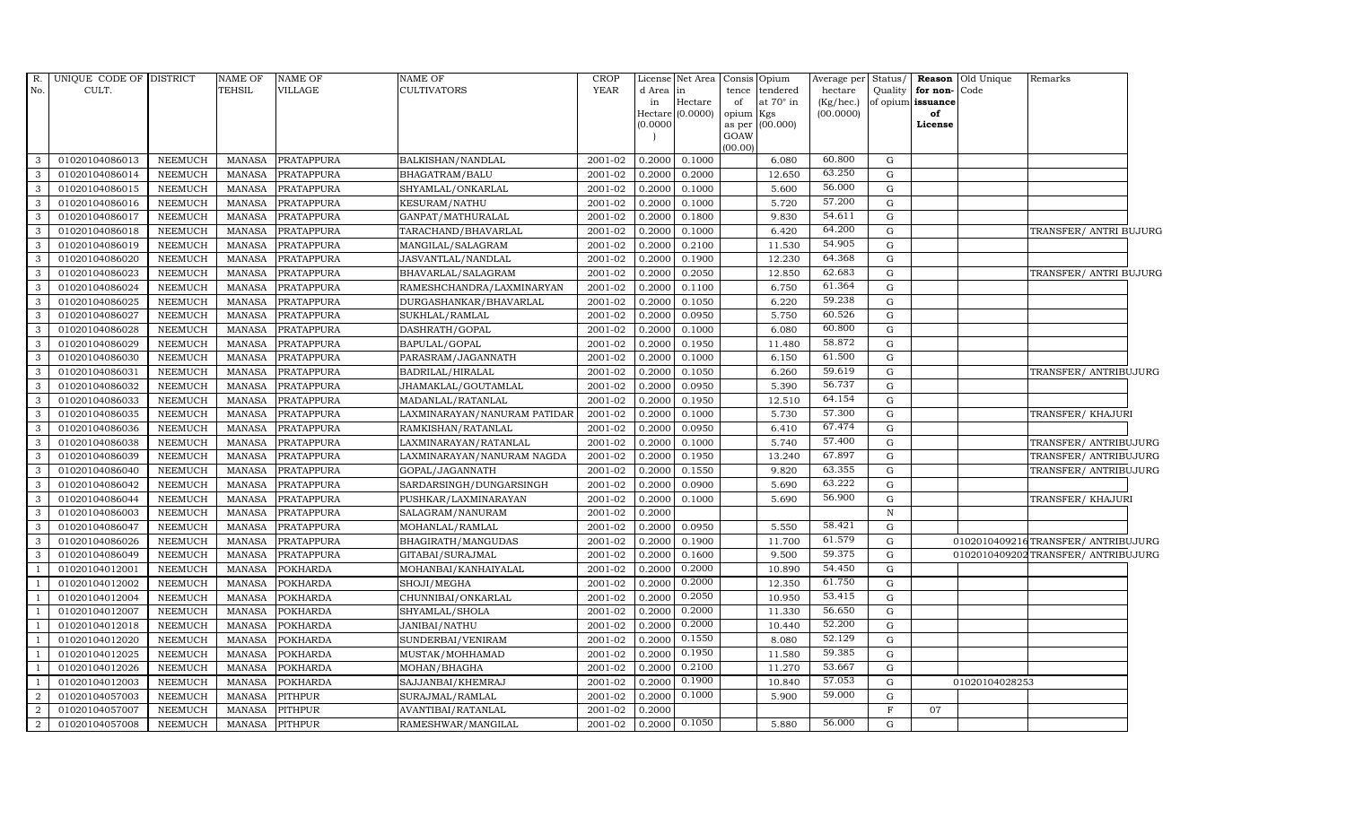| R. No. | UNIQUE CODE OF CULT. | DISTRICT | NAME OF TEHSIL | NAME OF VILLAGE | NAME OF CULTIVATORS | CROP YEAR | License d Area in Hectare (0.0000) | Net Area in Hectare (0.0000) | Consis tence of opium as per GOAW (00.00) | Opium tendered at 70° in Kgs (00.000) | Average per hectare (Kg/hec.) (00.0000) | Status/ Quality of opium | Reason for non-issuance of License | Old Unique Code | Remarks |
|---|---|---|---|---|---|---|---|---|---|---|---|---|---|---|---|
| 3 | 01020104086013 | NEEMUCH | MANASA | PRATAPPURA | BALKISHAN/NANDLAL | 2001-02 | 0.2000 | 0.1000 | | 6.080 | 60.800 | G | | | |
| 3 | 01020104086014 | NEEMUCH | MANASA | PRATAPPURA | BHAGATRAM/BALU | 2001-02 | 0.2000 | 0.2000 | | 12.650 | 63.250 | G | | | |
| 3 | 01020104086015 | NEEMUCH | MANASA | PRATAPPURA | SHYAMLAL/ONKARLAL | 2001-02 | 0.2000 | 0.1000 | | 5.600 | 56.000 | G | | | |
| 3 | 01020104086016 | NEEMUCH | MANASA | PRATAPPURA | KESURAM/NATHU | 2001-02 | 0.2000 | 0.1000 | | 5.720 | 57.200 | G | | | |
| 3 | 01020104086017 | NEEMUCH | MANASA | PRATAPPURA | GANPAT/MATHURALAL | 2001-02 | 0.2000 | 0.1800 | | 9.830 | 54.611 | G | | | |
| 3 | 01020104086018 | NEEMUCH | MANASA | PRATAPPURA | TARACHAND/BHAVARLAL | 2001-02 | 0.2000 | 0.1000 | | 6.420 | 64.200 | G | | | TRANSFER/ ANTRI BUJURG |
| 3 | 01020104086019 | NEEMUCH | MANASA | PRATAPPURA | MANGILAL/SALAGRAM | 2001-02 | 0.2000 | 0.2100 | | 11.530 | 54.905 | G | | | |
| 3 | 01020104086020 | NEEMUCH | MANASA | PRATAPPURA | JASVANTLAL/NANDLAL | 2001-02 | 0.2000 | 0.1900 | | 12.230 | 64.368 | G | | | |
| 3 | 01020104086023 | NEEMUCH | MANASA | PRATAPPURA | BHAVARLAL/SALAGRAM | 2001-02 | 0.2000 | 0.2050 | | 12.850 | 62.683 | G | | | TRANSFER/ ANTRI BUJURG |
| 3 | 01020104086024 | NEEMUCH | MANASA | PRATAPPURA | RAMESHCHANDRA/LAXMINARYAN | 2001-02 | 0.2000 | 0.1100 | | 6.750 | 61.364 | G | | | |
| 3 | 01020104086025 | NEEMUCH | MANASA | PRATAPPURA | DURGASHANKAR/BHAVARLAL | 2001-02 | 0.2000 | 0.1050 | | 6.220 | 59.238 | G | | | |
| 3 | 01020104086027 | NEEMUCH | MANASA | PRATAPPURA | SUKHLAL/RAMLAL | 2001-02 | 0.2000 | 0.0950 | | 5.750 | 60.526 | G | | | |
| 3 | 01020104086028 | NEEMUCH | MANASA | PRATAPPURA | DASHRATH/GOPAL | 2001-02 | 0.2000 | 0.1000 | | 6.080 | 60.800 | G | | | |
| 3 | 01020104086029 | NEEMUCH | MANASA | PRATAPPURA | BAPULAL/GOPAL | 2001-02 | 0.2000 | 0.1950 | | 11.480 | 58.872 | G | | | |
| 3 | 01020104086030 | NEEMUCH | MANASA | PRATAPPURA | PARASRAM/JAGANNATH | 2001-02 | 0.2000 | 0.1000 | | 6.150 | 61.500 | G | | | |
| 3 | 01020104086031 | NEEMUCH | MANASA | PRATAPPURA | BADRILAL/HIRALAL | 2001-02 | 0.2000 | 0.1050 | | 6.260 | 59.619 | G | | | TRANSFER/ ANTRIBUJURG |
| 3 | 01020104086032 | NEEMUCH | MANASA | PRATAPPURA | JHAMAKLAL/GOUTAMLAL | 2001-02 | 0.2000 | 0.0950 | | 5.390 | 56.737 | G | | | |
| 3 | 01020104086033 | NEEMUCH | MANASA | PRATAPPURA | MADANLAL/RATANLAL | 2001-02 | 0.2000 | 0.1950 | | 12.510 | 64.154 | G | | | |
| 3 | 01020104086035 | NEEMUCH | MANASA | PRATAPPURA | LAXMINARAYAN/NANURAM PATIDAR | 2001-02 | 0.2000 | 0.1000 | | 5.730 | 57.300 | G | | | TRANSFER/ KHAJURI |
| 3 | 01020104086036 | NEEMUCH | MANASA | PRATAPPURA | RAMKISHAN/RATANLAL | 2001-02 | 0.2000 | 0.0950 | | 6.410 | 67.474 | G | | | |
| 3 | 01020104086038 | NEEMUCH | MANASA | PRATAPPURA | LAXMINARAYAN/RATANLAL | 2001-02 | 0.2000 | 0.1000 | | 5.740 | 57.400 | G | | | TRANSFER/ ANTRIBUJURG |
| 3 | 01020104086039 | NEEMUCH | MANASA | PRATAPPURA | LAXMINARAYAN/NANURAM NAGDA | 2001-02 | 0.2000 | 0.1950 | | 13.240 | 67.897 | G | | | TRANSFER/ ANTRIBUJURG |
| 3 | 01020104086040 | NEEMUCH | MANASA | PRATAPPURA | GOPAL/JAGANNATH | 2001-02 | 0.2000 | 0.1550 | | 9.820 | 63.355 | G | | | TRANSFER/ ANTRIBUJURG |
| 3 | 01020104086042 | NEEMUCH | MANASA | PRATAPPURA | SARDARSINGH/DUNGARSINGH | 2001-02 | 0.2000 | 0.0900 | | 5.690 | 63.222 | G | | | |
| 3 | 01020104086044 | NEEMUCH | MANASA | PRATAPPURA | PUSHKAR/LAXMINARAYAN | 2001-02 | 0.2000 | 0.1000 | | 5.690 | 56.900 | G | | | TRANSFER/ KHAJURI |
| 3 | 01020104086003 | NEEMUCH | MANASA | PRATAPPURA | SALAGRAM/NANURAM | 2001-02 | 0.2000 | | | | | N | | | |
| 3 | 01020104086047 | NEEMUCH | MANASA | PRATAPPURA | MOHANLAL/RAMLAL | 2001-02 | 0.2000 | 0.0950 | | 5.550 | 58.421 | G | | | |
| 3 | 01020104086026 | NEEMUCH | MANASA | PRATAPPURA | BHAGIRATH/MANGUDAS | 2001-02 | 0.2000 | 0.1900 | | 11.700 | 61.579 | G | | 01020104092216 | TRANSFER/ ANTRIBUJURG |
| 3 | 01020104086049 | NEEMUCH | MANASA | PRATAPPURA | GITABAI/SURAJMAL | 2001-02 | 0.2000 | 0.1600 | | 9.500 | 59.375 | G | | 01020104092202 | TRANSFER/ ANTRIBUJURG |
| 1 | 01020104012001 | NEEMUCH | MANASA | POKHARDA | MOHANBAI/KANHAIYALAL | 2001-02 | 0.2000 | 0.2000 | | 10.890 | 54.450 | G | | | |
| 1 | 01020104012002 | NEEMUCH | MANASA | POKHARDA | SHOJI/MEGHA | 2001-02 | 0.2000 | 0.2000 | | 12.350 | 61.750 | G | | | |
| 1 | 01020104012004 | NEEMUCH | MANASA | POKHARDA | CHUNNIBAI/ONKARLAL | 2001-02 | 0.2000 | 0.2050 | | 10.950 | 53.415 | G | | | |
| 1 | 01020104012007 | NEEMUCH | MANASA | POKHARDA | SHYAMLAL/SHOLA | 2001-02 | 0.2000 | 0.2000 | | 11.330 | 56.650 | G | | | |
| 1 | 01020104012018 | NEEMUCH | MANASA | POKHARDA | JANIBAI/NATHU | 2001-02 | 0.2000 | 0.2000 | | 10.440 | 52.200 | G | | | |
| 1 | 01020104012020 | NEEMUCH | MANASA | POKHARDA | SUNDERBAI/VENIRAM | 2001-02 | 0.2000 | 0.1550 | | 8.080 | 52.129 | G | | | |
| 1 | 01020104012025 | NEEMUCH | MANASA | POKHARDA | MUSTAK/MOHHAMAD | 2001-02 | 0.2000 | 0.1950 | | 11.580 | 59.385 | G | | | |
| 1 | 01020104012026 | NEEMUCH | MANASA | POKHARDA | MOHAN/BHAGHA | 2001-02 | 0.2000 | 0.2100 | | 11.270 | 53.667 | G | | | |
| 1 | 01020104012003 | NEEMUCH | MANASA | POKHARDA | SAJJANBAI/KHEMRAJ | 2001-02 | 0.2000 | 0.1900 | | 10.840 | 57.053 | G | | 01020104028253 | |
| 2 | 01020104057003 | NEEMUCH | MANASA | PITHPUR | SURAJMAL/RAMLAL | 2001-02 | 0.2000 | 0.1000 | | 5.900 | 59.000 | G | | | |
| 2 | 01020104057007 | NEEMUCH | MANASA | PITHPUR | AVANTIBAI/RATANLAL | 2001-02 | 0.2000 | | | | | F | 07 | | |
| 2 | 01020104057008 | NEEMUCH | MANASA | PITHPUR | RAMESHWAR/MANGILAL | 2001-02 | 0.2000 | 0.1050 | | 5.880 | 56.000 | G | | | |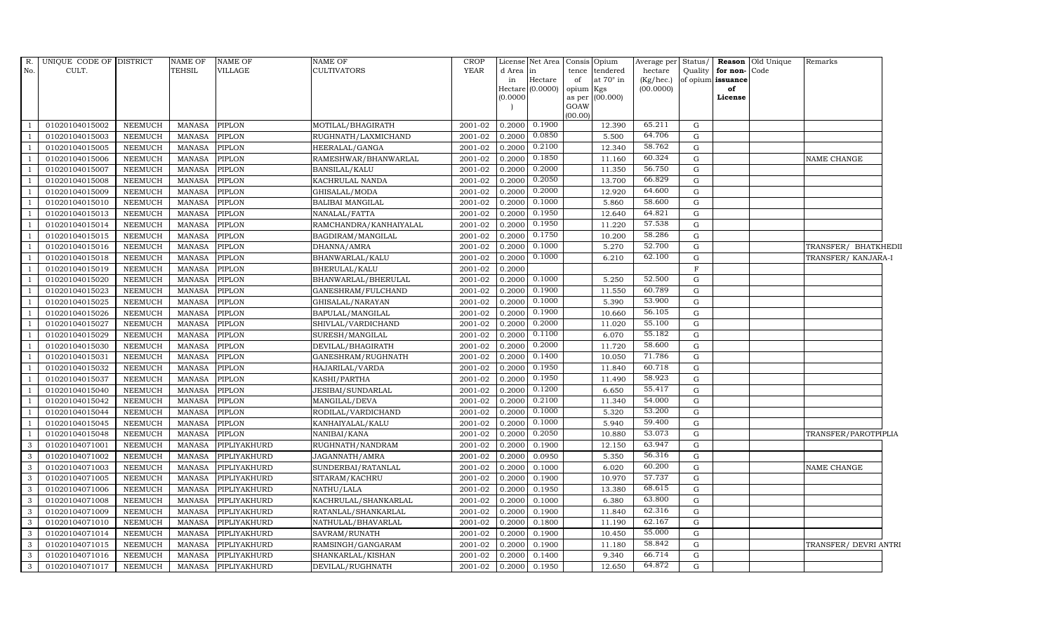| R. No. | UNIQUE CODE OF CULT. | DISTRICT | NAME OF TEHSIL | NAME OF VILLAGE | NAME OF CULTIVATORS | CROP YEAR | License d Area in Hectare (0.0000) | Net Area in Hectare (0.0000) | Consis tence of opium as per GOAW (00.00) | Opium tendered at 70° in Kgs (00.000) | Average per hectare (Kg/hec.) (00.0000) | Status/ Quality of opium | Reason for non-issuance of License | Old Unique Code | Remarks |
|---|---|---|---|---|---|---|---|---|---|---|---|---|---|---|---|
| 1 | 01020104015002 | NEEMUCH | MANASA | PIPLON | MOTILAL/BHAGIRATH | 2001-02 | 0.2000 | 0.1900 | | 12.390 | 65.211 | G | | | |
| 1 | 01020104015003 | NEEMUCH | MANASA | PIPLON | RUGHNATH/LAXMICHAND | 2001-02 | 0.2000 | 0.0850 | | 5.500 | 64.706 | G | | | |
| 1 | 01020104015005 | NEEMUCH | MANASA | PIPLON | HEERALAL/GANGA | 2001-02 | 0.2000 | 0.2100 | | 12.340 | 58.762 | G | | | |
| 1 | 01020104015006 | NEEMUCH | MANASA | PIPLON | RAMESHWAR/BHANWARLAL | 2001-02 | 0.2000 | 0.1850 | | 11.160 | 60.324 | G | | | NAME CHANGE |
| 1 | 01020104015007 | NEEMUCH | MANASA | PIPLON | BANSILAL/KALU | 2001-02 | 0.2000 | 0.2000 | | 11.350 | 56.750 | G | | | |
| 1 | 01020104015008 | NEEMUCH | MANASA | PIPLON | KACHRULAL NANDA | 2001-02 | 0.2000 | 0.2050 | | 13.700 | 66.829 | G | | | |
| 1 | 01020104015009 | NEEMUCH | MANASA | PIPLON | GHISALAL/MODA | 2001-02 | 0.2000 | 0.2000 | | 12.920 | 64.600 | G | | | |
| 1 | 01020104015010 | NEEMUCH | MANASA | PIPLON | BALIBAI MANGILAL | 2001-02 | 0.2000 | 0.1000 | | 5.860 | 58.600 | G | | | |
| 1 | 01020104015013 | NEEMUCH | MANASA | PIPLON | NANALAL/FATTA | 2001-02 | 0.2000 | 0.1950 | | 12.640 | 64.821 | G | | | |
| 1 | 01020104015014 | NEEMUCH | MANASA | PIPLON | RAMCHANDRA/KANHAIYALAL | 2001-02 | 0.2000 | 0.1950 | | 11.220 | 57.538 | G | | | |
| 1 | 01020104015015 | NEEMUCH | MANASA | PIPLON | BAGDIRAM/MANGILAL | 2001-02 | 0.2000 | 0.1750 | | 10.200 | 58.286 | G | | | |
| 1 | 01020104015016 | NEEMUCH | MANASA | PIPLON | DHANNA/AMRA | 2001-02 | 0.2000 | 0.1000 | | 5.270 | 52.700 | G | | | TRANSFER/ BHATKHEDII |
| 1 | 01020104015018 | NEEMUCH | MANASA | PIPLON | BHANWARLAL/KALU | 2001-02 | 0.2000 | 0.1000 | | 6.210 | 62.100 | G | | | TRANSFER/ KANJARA-I |
| 1 | 01020104015019 | NEEMUCH | MANASA | PIPLON | BHERULAL/KALU | 2001-02 | 0.2000 | | | | | F | | | |
| 1 | 01020104015020 | NEEMUCH | MANASA | PIPLON | BHANWARLAL/BHERULAL | 2001-02 | 0.2000 | 0.1000 | | 5.250 | 52.500 | G | | | |
| 1 | 01020104015023 | NEEMUCH | MANASA | PIPLON | GANESHRAM/FULCHAND | 2001-02 | 0.2000 | 0.1900 | | 11.550 | 60.789 | G | | | |
| 1 | 01020104015025 | NEEMUCH | MANASA | PIPLON | GHISALAL/NARAYAN | 2001-02 | 0.2000 | 0.1000 | | 5.390 | 53.900 | G | | | |
| 1 | 01020104015026 | NEEMUCH | MANASA | PIPLON | BAPULAL/MANGILAL | 2001-02 | 0.2000 | 0.1900 | | 10.660 | 56.105 | G | | | |
| 1 | 01020104015027 | NEEMUCH | MANASA | PIPLON | SHIVLAL/VARDICHAND | 2001-02 | 0.2000 | 0.2000 | | 11.020 | 55.100 | G | | | |
| 1 | 01020104015029 | NEEMUCH | MANASA | PIPLON | SURESH/MANGILAL | 2001-02 | 0.2000 | 0.1100 | | 6.070 | 55.182 | G | | | |
| 1 | 01020104015030 | NEEMUCH | MANASA | PIPLON | DEVILAL/BHAGIRATH | 2001-02 | 0.2000 | 0.2000 | | 11.720 | 58.600 | G | | | |
| 1 | 01020104015031 | NEEMUCH | MANASA | PIPLON | GANESHRAM/RUGHNATH | 2001-02 | 0.2000 | 0.1400 | | 10.050 | 71.786 | G | | | |
| 1 | 01020104015032 | NEEMUCH | MANASA | PIPLON | HAJARILAL/VARDA | 2001-02 | 0.2000 | 0.1950 | | 11.840 | 60.718 | G | | | |
| 1 | 01020104015037 | NEEMUCH | MANASA | PIPLON | KASHI/PARTHA | 2001-02 | 0.2000 | 0.1950 | | 11.490 | 58.923 | G | | | |
| 1 | 01020104015040 | NEEMUCH | MANASA | PIPLON | JESIBAI/SUNDARLAL | 2001-02 | 0.2000 | 0.1200 | | 6.650 | 55.417 | G | | | |
| 1 | 01020104015042 | NEEMUCH | MANASA | PIPLON | MANGILAL/DEVA | 2001-02 | 0.2000 | 0.2100 | | 11.340 | 54.000 | G | | | |
| 1 | 01020104015044 | NEEMUCH | MANASA | PIPLON | RODILAL/VARDICHAND | 2001-02 | 0.2000 | 0.1000 | | 5.320 | 53.200 | G | | | |
| 1 | 01020104015045 | NEEMUCH | MANASA | PIPLON | KANHAIYALAL/KALU | 2001-02 | 0.2000 | 0.1000 | | 5.940 | 59.400 | G | | | |
| 1 | 01020104015048 | NEEMUCH | MANASA | PIPLON | NANIBAI/KANA | 2001-02 | 0.2000 | 0.2050 | | 10.880 | 53.073 | G | | | TRANSFER/PAROTPIPLIA |
| 3 | 01020104071001 | NEEMUCH | MANASA | PIPLIYAKHURD | RUGHNATH/NANDRAM | 2001-02 | 0.2000 | 0.1900 | | 12.150 | 63.947 | G | | | |
| 3 | 01020104071002 | NEEMUCH | MANASA | PIPLIYAKHURD | JAGANNATH/AMRA | 2001-02 | 0.2000 | 0.0950 | | 5.350 | 56.316 | G | | | |
| 3 | 01020104071003 | NEEMUCH | MANASA | PIPLIYAKHURD | SUNDERBAI/RATANLAL | 2001-02 | 0.2000 | 0.1000 | | 6.020 | 60.200 | G | | | NAME CHANGE |
| 3 | 01020104071005 | NEEMUCH | MANASA | PIPLIYAKHURD | SITARAM/KACHRU | 2001-02 | 0.2000 | 0.1900 | | 10.970 | 57.737 | G | | | |
| 3 | 01020104071006 | NEEMUCH | MANASA | PIPLIYAKHURD | NATHU/LALA | 2001-02 | 0.2000 | 0.1950 | | 13.380 | 68.615 | G | | | |
| 3 | 01020104071008 | NEEMUCH | MANASA | PIPLIYAKHURD | KACHRULAL/SHANKARLAL | 2001-02 | 0.2000 | 0.1000 | | 6.380 | 63.800 | G | | | |
| 3 | 01020104071009 | NEEMUCH | MANASA | PIPLIYAKHURD | RATANLAL/SHANKARLAL | 2001-02 | 0.2000 | 0.1900 | | 11.840 | 62.316 | G | | | |
| 3 | 01020104071010 | NEEMUCH | MANASA | PIPLIYAKHURD | NATHULAL/BHAVARLAL | 2001-02 | 0.2000 | 0.1800 | | 11.190 | 62.167 | G | | | |
| 3 | 01020104071014 | NEEMUCH | MANASA | PIPLIYAKHURD | SAVRAM/RUNATH | 2001-02 | 0.2000 | 0.1900 | | 10.450 | 55.000 | G | | | |
| 3 | 01020104071015 | NEEMUCH | MANASA | PIPLIYAKHURD | RAMSINGH/GANGARAM | 2001-02 | 0.2000 | 0.1900 | | 11.180 | 58.842 | G | | | TRANSFER/ DEVRI ANTRI |
| 3 | 01020104071016 | NEEMUCH | MANASA | PIPLIYAKHURD | SHANKARLAL/KISHAN | 2001-02 | 0.2000 | 0.1400 | | 9.340 | 66.714 | G | | | |
| 3 | 01020104071017 | NEEMUCH | MANASA | PIPLIYAKHURD | DEVILAL/RUGHNATH | 2001-02 | 0.2000 | 0.1950 | | 12.650 | 64.872 | G | | | |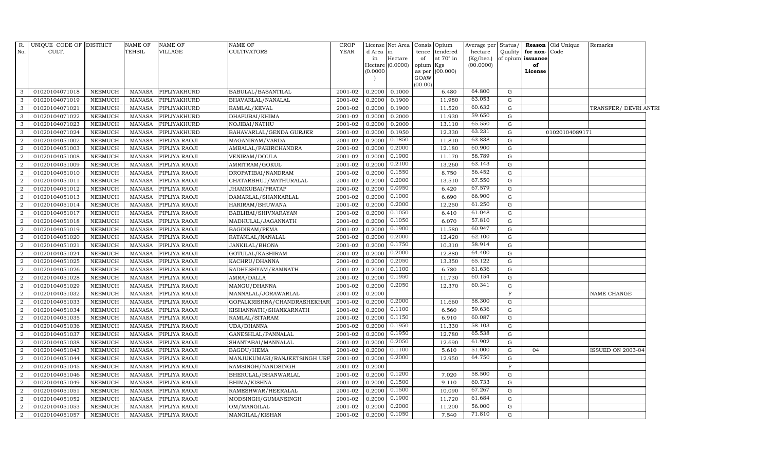| R. No. | UNIQUE CODE OF CULT. | DISTRICT | NAME OF TEHSIL | NAME OF VILLAGE | NAME OF CULTIVATORS | CROP YEAR | License d Area in Hectare (0.0000) | Net Area in Hectare (0.0000) | Consis tence of opium as per GOAW (00.00) | Opium tendered at 70° in Kgs (00.000) | Average per hectare (Kg/hec.) (00.0000) | Status/ Quality of opium | Reason for non-issuance of License | Old Unique Code | Remarks |
|---|---|---|---|---|---|---|---|---|---|---|---|---|---|---|---|
| 3 | 01020104071018 | NEEMUCH | MANASA | PIPLIYAKHURD | BABULAL/BASANTILAL | 2001-02 | 0.2000 | 0.1000 | | 6.480 | 64.800 | G | | | |
| 3 | 01020104071019 | NEEMUCH | MANASA | PIPLIYAKHURD | BHAVARLAL/NANALAL | 2001-02 | 0.2000 | 0.1900 | | 11.980 | 63.053 | G | | | |
| 3 | 01020104071021 | NEEMUCH | MANASA | PIPLIYAKHURD | RAMLAL/KEVAL | 2001-02 | 0.2000 | 0.1900 | | 11.520 | 60.632 | G | | | TRANSFER/ DEVRI ANTRI |
| 3 | 01020104071022 | NEEMUCH | MANASA | PIPLIYAKHURD | DHAPUBAI/KHIMA | 2001-02 | 0.2000 | 0.2000 | | 11.930 | 59.650 | G | | | |
| 3 | 01020104071023 | NEEMUCH | MANASA | PIPLIYAKHURD | NOJIBAI/NATHU | 2001-02 | 0.2000 | 0.2000 | | 13.110 | 65.550 | G | | | |
| 3 | 01020104071024 | NEEMUCH | MANASA | PIPLIYAKHURD | BAHAVARLAL/GENDA GURJER | 2001-02 | 0.2000 | 0.1950 | | 12.330 | 63.231 | G | | 01020104089171 | |
| 2 | 01020104051002 | NEEMUCH | MANASA | PIPLIYA RAOJI | MAGANIRAM/VARDA | 2001-02 | 0.2000 | 0.1850 | | 11.810 | 63.838 | G | | | |
| 2 | 01020104051003 | NEEMUCH | MANASA | PIPLIYA RAOJI | AMBALAL/FAKIRCHANDRA | 2001-02 | 0.2000 | 0.2000 | | 12.180 | 60.900 | G | | | |
| 2 | 01020104051008 | NEEMUCH | MANASA | PIPLIYA RAOJI | VENIRAM/DOULA | 2001-02 | 0.2000 | 0.1900 | | 11.170 | 58.789 | G | | | |
| 2 | 01020104051009 | NEEMUCH | MANASA | PIPLIYA RAOJI | AMRITRAM/GOKUL | 2001-02 | 0.2000 | 0.2100 | | 13.260 | 63.143 | G | | | |
| 2 | 01020104051010 | NEEMUCH | MANASA | PIPLIYA RAOJI | DROPATIBAI/NANDRAM | 2001-02 | 0.2000 | 0.1550 | | 8.750 | 56.452 | G | | | |
| 2 | 01020104051011 | NEEMUCH | MANASA | PIPLIYA RAOJI | CHATARBHUJ/MATHURALAL | 2001-02 | 0.2000 | 0.2000 | | 13.510 | 67.550 | G | | | |
| 2 | 01020104051012 | NEEMUCH | MANASA | PIPLIYA RAOJI | JHAMKUBAI/PRATAP | 2001-02 | 0.2000 | 0.0950 | | 6.420 | 67.579 | G | | | |
| 2 | 01020104051013 | NEEMUCH | MANASA | PIPLIYA RAOJI | DAMARLAL/SHANKARLAL | 2001-02 | 0.2000 | 0.1000 | | 6.690 | 66.900 | G | | | |
| 2 | 01020104051014 | NEEMUCH | MANASA | PIPLIYA RAOJI | HARIRAM/BHUWANA | 2001-02 | 0.2000 | 0.2000 | | 12.250 | 61.250 | G | | | |
| 2 | 01020104051017 | NEEMUCH | MANASA | PIPLIYA RAOJI | BABLIBAI/SHIVNARAYAN | 2001-02 | 0.2000 | 0.1050 | | 6.410 | 61.048 | G | | | |
| 2 | 01020104051018 | NEEMUCH | MANASA | PIPLIYA RAOJI | MADHULAL/JAGANNATH | 2001-02 | 0.2000 | 0.1050 | | 6.070 | 57.810 | G | | | |
| 2 | 01020104051019 | NEEMUCH | MANASA | PIPLIYA RAOJI | BAGDIRAM/PEMA | 2001-02 | 0.2000 | 0.1900 | | 11.580 | 60.947 | G | | | |
| 2 | 01020104051020 | NEEMUCH | MANASA | PIPLIYA RAOJI | RATANLAL/NANALAL | 2001-02 | 0.2000 | 0.2000 | | 12.420 | 62.100 | G | | | |
| 2 | 01020104051021 | NEEMUCH | MANASA | PIPLIYA RAOJI | JANKILAL/BHONA | 2001-02 | 0.2000 | 0.1750 | | 10.310 | 58.914 | G | | | |
| 2 | 01020104051024 | NEEMUCH | MANASA | PIPLIYA RAOJI | GOTULAL/KASHIRAM | 2001-02 | 0.2000 | 0.2000 | | 12.880 | 64.400 | G | | | |
| 2 | 01020104051025 | NEEMUCH | MANASA | PIPLIYA RAOJI | KACHRU/DHANNA | 2001-02 | 0.2000 | 0.2050 | | 13.350 | 65.122 | G | | | |
| 2 | 01020104051026 | NEEMUCH | MANASA | PIPLIYA RAOJI | RADHESHYAM/RAMNATH | 2001-02 | 0.2000 | 0.1100 | | 6.780 | 61.636 | G | | | |
| 2 | 01020104051028 | NEEMUCH | MANASA | PIPLIYA RAOJI | AMRA/DALLA | 2001-02 | 0.2000 | 0.1950 | | 11.730 | 60.154 | G | | | |
| 2 | 01020104051029 | NEEMUCH | MANASA | PIPLIYA RAOJI | MANGU/DHANNA | 2001-02 | 0.2000 | 0.2050 | | 12.370 | 60.341 | G | | | |
| 2 | 01020104051032 | NEEMUCH | MANASA | PIPLIYA RAOJI | MANNALAL/JORAWARLAL | 2001-02 | 0.2000 | | | | | F | | | NAME CHANGE |
| 2 | 01020104051033 | NEEMUCH | MANASA | PIPLIYA RAOJI | GOPALKRISHNA/CHANDRASHEKHAR | 2001-02 | 0.2000 | 0.2000 | | 11.660 | 58.300 | G | | | |
| 2 | 01020104051034 | NEEMUCH | MANASA | PIPLIYA RAOJI | KISHANNATH/SHANKARNATH | 2001-02 | 0.2000 | 0.1100 | | 6.560 | 59.636 | G | | | |
| 2 | 01020104051035 | NEEMUCH | MANASA | PIPLIYA RAOJI | RAMLAL/SITARAM | 2001-02 | 0.2000 | 0.1150 | | 6.910 | 60.087 | G | | | |
| 2 | 01020104051036 | NEEMUCH | MANASA | PIPLIYA RAOJI | UDA/DHANNA | 2001-02 | 0.2000 | 0.1950 | | 11.330 | 58.103 | G | | | |
| 2 | 01020104051037 | NEEMUCH | MANASA | PIPLIYA RAOJI | GANESHLAL/PANNALAL | 2001-02 | 0.2000 | 0.1950 | | 12.780 | 65.538 | G | | | |
| 2 | 01020104051038 | NEEMUCH | MANASA | PIPLIYA RAOJI | SHANTABAI/MANNALAL | 2001-02 | 0.2000 | 0.2050 | | 12.690 | 61.902 | G | | | |
| 2 | 01020104051043 | NEEMUCH | MANASA | PIPLIYA RAOJI | BAGDU/HEMA | 2001-02 | 0.2000 | 0.1100 | | 5.610 | 51.000 | G | 04 | | ISSUED ON 2003-04 |
| 2 | 01020104051044 | NEEMUCH | MANASA | PIPLIYA RAOJI | MANJUKUMARI/RANJEETSINGH URF | 2001-02 | 0.2000 | 0.2000 | | 12.950 | 64.750 | G | | | |
| 2 | 01020104051045 | NEEMUCH | MANASA | PIPLIYA RAOJI | RAMSINGH/NANDSINGH | 2001-02 | 0.2000 | | | | | F | | | |
| 2 | 01020104051046 | NEEMUCH | MANASA | PIPLIYA RAOJI | BHERULAL/BHANWARLAL | 2001-02 | 0.2000 | 0.1200 | | 7.020 | 58.500 | G | | | |
| 2 | 01020104051049 | NEEMUCH | MANASA | PIPLIYA RAOJI | BHIMA/KISHNA | 2001-02 | 0.2000 | 0.1500 | | 9.110 | 60.733 | G | | | |
| 2 | 01020104051051 | NEEMUCH | MANASA | PIPLIYA RAOJI | RAMESHWAR/HEERALAL | 2001-02 | 0.2000 | 0.1500 | | 10.090 | 67.267 | G | | | |
| 2 | 01020104051052 | NEEMUCH | MANASA | PIPLIYA RAOJI | MODSINGH/GUMANSINGH | 2001-02 | 0.2000 | 0.1900 | | 11.720 | 61.684 | G | | | |
| 2 | 01020104051053 | NEEMUCH | MANASA | PIPLIYA RAOJI | OM/MANGILAL | 2001-02 | 0.2000 | 0.2000 | | 11.200 | 56.000 | G | | | |
| 2 | 01020104051057 | NEEMUCH | MANASA | PIPLIYA RAOJI | MANGILAL/KISHAN | 2001-02 | 0.2000 | 0.1050 | | 7.540 | 71.810 | G | | | |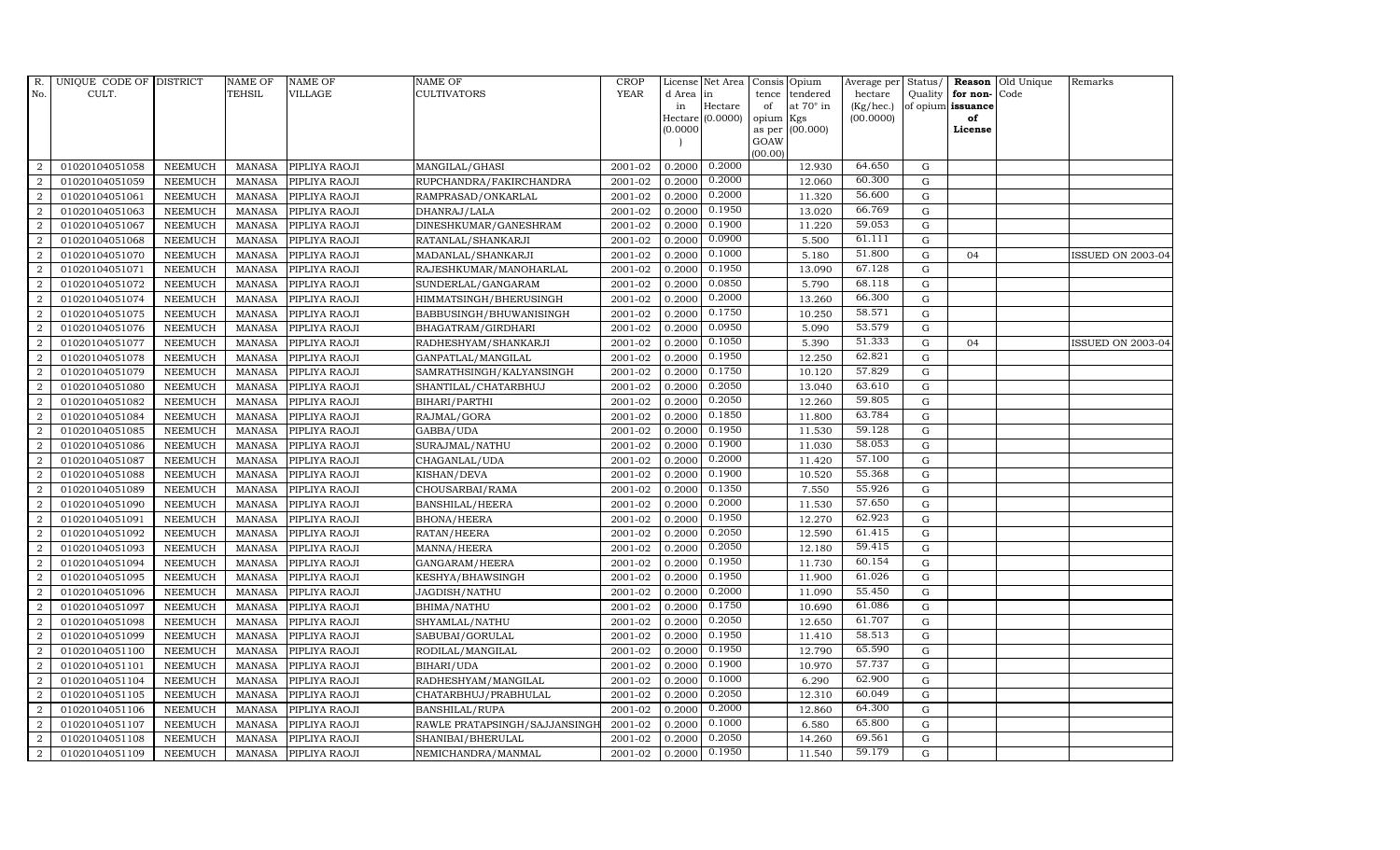| R. No. | UNIQUE CODE OF CULT. | DISTRICT | NAME OF TEHSIL | NAME OF VILLAGE | NAME OF CULTIVATORS | CROP YEAR | License d Area in Hectare (0.0000) | Net Area in Hectare (0.0000) | Consis tence of opium as per GOAW (00.00) | Opium tendered at 70° in Kgs (00.000) | Average per hectare (Kg/hec.) (00.0000) | Status/ Quality of opium | Reason for non-issuance of License | Old Unique Code | Remarks |
|---|---|---|---|---|---|---|---|---|---|---|---|---|---|---|---|
| 2 | 01020104051058 | NEEMUCH | MANASA | PIPLIYA RAOJI | MANGILAL/GHASI | 2001-02 | 0.2000 | 0.2000 | | 12.930 | 64.650 | G | | | |
| 2 | 01020104051059 | NEEMUCH | MANASA | PIPLIYA RAOJI | RUPCHANDRA/FAKIRCHANDRA | 2001-02 | 0.2000 | 0.2000 | | 12.060 | 60.300 | G | | | |
| 2 | 01020104051061 | NEEMUCH | MANASA | PIPLIYA RAOJI | RAMPRASAD/ONKARLAL | 2001-02 | 0.2000 | 0.2000 | | 11.320 | 56.600 | G | | | |
| 2 | 01020104051063 | NEEMUCH | MANASA | PIPLIYA RAOJI | DHANRAJ/LALA | 2001-02 | 0.2000 | 0.1950 | | 13.020 | 66.769 | G | | | |
| 2 | 01020104051067 | NEEMUCH | MANASA | PIPLIYA RAOJI | DINESHKUMAR/GANESHRAM | 2001-02 | 0.2000 | 0.1900 | | 11.220 | 59.053 | G | | | |
| 2 | 01020104051068 | NEEMUCH | MANASA | PIPLIYA RAOJI | RATANLAL/SHANKARJI | 2001-02 | 0.2000 | 0.0900 | | 5.500 | 61.111 | G | | | |
| 2 | 01020104051070 | NEEMUCH | MANASA | PIPLIYA RAOJI | MADANLAL/SHANKARJI | 2001-02 | 0.2000 | 0.1000 | | 5.180 | 51.800 | G | 04 | | ISSUED ON 2003-04 |
| 2 | 01020104051071 | NEEMUCH | MANASA | PIPLIYA RAOJI | RAJESHKUMAR/MANOHARLAL | 2001-02 | 0.2000 | 0.1950 | | 13.090 | 67.128 | G | | | |
| 2 | 01020104051072 | NEEMUCH | MANASA | PIPLIYA RAOJI | SUNDERLAL/GANGARAM | 2001-02 | 0.2000 | 0.0850 | | 5.790 | 68.118 | G | | | |
| 2 | 01020104051074 | NEEMUCH | MANASA | PIPLIYA RAOJI | HIMMATSINGH/BHERUSINGH | 2001-02 | 0.2000 | 0.2000 | | 13.260 | 66.300 | G | | | |
| 2 | 01020104051075 | NEEMUCH | MANASA | PIPLIYA RAOJI | BABBUSINGH/BHUWANISINGH | 2001-02 | 0.2000 | 0.1750 | | 10.250 | 58.571 | G | | | |
| 2 | 01020104051076 | NEEMUCH | MANASA | PIPLIYA RAOJI | BHAGATRAM/GIRDHARI | 2001-02 | 0.2000 | 0.0950 | | 5.090 | 53.579 | G | | | |
| 2 | 01020104051077 | NEEMUCH | MANASA | PIPLIYA RAOJI | RADHESHYAM/SHANKARJI | 2001-02 | 0.2000 | 0.1050 | | 5.390 | 51.333 | G | 04 | | ISSUED ON 2003-04 |
| 2 | 01020104051078 | NEEMUCH | MANASA | PIPLIYA RAOJI | GANPATLAL/MANGILAL | 2001-02 | 0.2000 | 0.1950 | | 12.250 | 62.821 | G | | | |
| 2 | 01020104051079 | NEEMUCH | MANASA | PIPLIYA RAOJI | SAMRATHSINGH/KALYANSINGH | 2001-02 | 0.2000 | 0.1750 | | 10.120 | 57.829 | G | | | |
| 2 | 01020104051080 | NEEMUCH | MANASA | PIPLIYA RAOJI | SHANTILAL/CHATARBHUJ | 2001-02 | 0.2000 | 0.2050 | | 13.040 | 63.610 | G | | | |
| 2 | 01020104051082 | NEEMUCH | MANASA | PIPLIYA RAOJI | BIHARI/PARTHI | 2001-02 | 0.2000 | 0.2050 | | 12.260 | 59.805 | G | | | |
| 2 | 01020104051084 | NEEMUCH | MANASA | PIPLIYA RAOJI | RAJMAL/GORA | 2001-02 | 0.2000 | 0.1850 | | 11.800 | 63.784 | G | | | |
| 2 | 01020104051085 | NEEMUCH | MANASA | PIPLIYA RAOJI | GABBA/UDA | 2001-02 | 0.2000 | 0.1950 | | 11.530 | 59.128 | G | | | |
| 2 | 01020104051086 | NEEMUCH | MANASA | PIPLIYA RAOJI | SURAJMAL/NATHU | 2001-02 | 0.2000 | 0.1900 | | 11.030 | 58.053 | G | | | |
| 2 | 01020104051087 | NEEMUCH | MANASA | PIPLIYA RAOJI | CHAGANLAL/UDA | 2001-02 | 0.2000 | 0.2000 | | 11.420 | 57.100 | G | | | |
| 2 | 01020104051088 | NEEMUCH | MANASA | PIPLIYA RAOJI | KISHAN/DEVA | 2001-02 | 0.2000 | 0.1900 | | 10.520 | 55.368 | G | | | |
| 2 | 01020104051089 | NEEMUCH | MANASA | PIPLIYA RAOJI | CHOUSARBAI/RAMA | 2001-02 | 0.2000 | 0.1350 | | 7.550 | 55.926 | G | | | |
| 2 | 01020104051090 | NEEMUCH | MANASA | PIPLIYA RAOJI | BANSHILAL/HEERA | 2001-02 | 0.2000 | 0.2000 | | 11.530 | 57.650 | G | | | |
| 2 | 01020104051091 | NEEMUCH | MANASA | PIPLIYA RAOJI | BHONA/HEERA | 2001-02 | 0.2000 | 0.1950 | | 12.270 | 62.923 | G | | | |
| 2 | 01020104051092 | NEEMUCH | MANASA | PIPLIYA RAOJI | RATAN/HEERA | 2001-02 | 0.2000 | 0.2050 | | 12.590 | 61.415 | G | | | |
| 2 | 01020104051093 | NEEMUCH | MANASA | PIPLIYA RAOJI | MANNA/HEERA | 2001-02 | 0.2000 | 0.2050 | | 12.180 | 59.415 | G | | | |
| 2 | 01020104051094 | NEEMUCH | MANASA | PIPLIYA RAOJI | GANGARAM/HEERA | 2001-02 | 0.2000 | 0.1950 | | 11.730 | 60.154 | G | | | |
| 2 | 01020104051095 | NEEMUCH | MANASA | PIPLIYA RAOJI | KESHYA/BHAWSINGH | 2001-02 | 0.2000 | 0.1950 | | 11.900 | 61.026 | G | | | |
| 2 | 01020104051096 | NEEMUCH | MANASA | PIPLIYA RAOJI | JAGDISH/NATHU | 2001-02 | 0.2000 | 0.2000 | | 11.090 | 55.450 | G | | | |
| 2 | 01020104051097 | NEEMUCH | MANASA | PIPLIYA RAOJI | BHIMA/NATHU | 2001-02 | 0.2000 | 0.1750 | | 10.690 | 61.086 | G | | | |
| 2 | 01020104051098 | NEEMUCH | MANASA | PIPLIYA RAOJI | SHYAMLAL/NATHU | 2001-02 | 0.2000 | 0.2050 | | 12.650 | 61.707 | G | | | |
| 2 | 01020104051099 | NEEMUCH | MANASA | PIPLIYA RAOJI | SABUBAI/GORULAL | 2001-02 | 0.2000 | 0.1950 | | 11.410 | 58.513 | G | | | |
| 2 | 01020104051100 | NEEMUCH | MANASA | PIPLIYA RAOJI | RODILAL/MANGILAL | 2001-02 | 0.2000 | 0.1950 | | 12.790 | 65.590 | G | | | |
| 2 | 01020104051101 | NEEMUCH | MANASA | PIPLIYA RAOJI | BIHARI/UDA | 2001-02 | 0.2000 | 0.1900 | | 10.970 | 57.737 | G | | | |
| 2 | 01020104051104 | NEEMUCH | MANASA | PIPLIYA RAOJI | RADHESHYAM/MANGILAL | 2001-02 | 0.2000 | 0.1000 | | 6.290 | 62.900 | G | | | |
| 2 | 01020104051105 | NEEMUCH | MANASA | PIPLIYA RAOJI | CHATARBHUJ/PRABHULAL | 2001-02 | 0.2000 | 0.2050 | | 12.310 | 60.049 | G | | | |
| 2 | 01020104051106 | NEEMUCH | MANASA | PIPLIYA RAOJI | BANSHILAL/RUPA | 2001-02 | 0.2000 | 0.2000 | | 12.860 | 64.300 | G | | | |
| 2 | 01020104051107 | NEEMUCH | MANASA | PIPLIYA RAOJI | RAWLE PRATAPSINGH/SAJJANSINGH | 2001-02 | 0.2000 | 0.1000 | | 6.580 | 65.800 | G | | | |
| 2 | 01020104051108 | NEEMUCH | MANASA | PIPLIYA RAOJI | SHANIBAI/BHERULAL | 2001-02 | 0.2000 | 0.2050 | | 14.260 | 69.561 | G | | | |
| 2 | 01020104051109 | NEEMUCH | MANASA | PIPLIYA RAOJI | NEMICHANDRA/MANMAL | 2001-02 | 0.2000 | 0.1950 | | 11.540 | 59.179 | G | | | |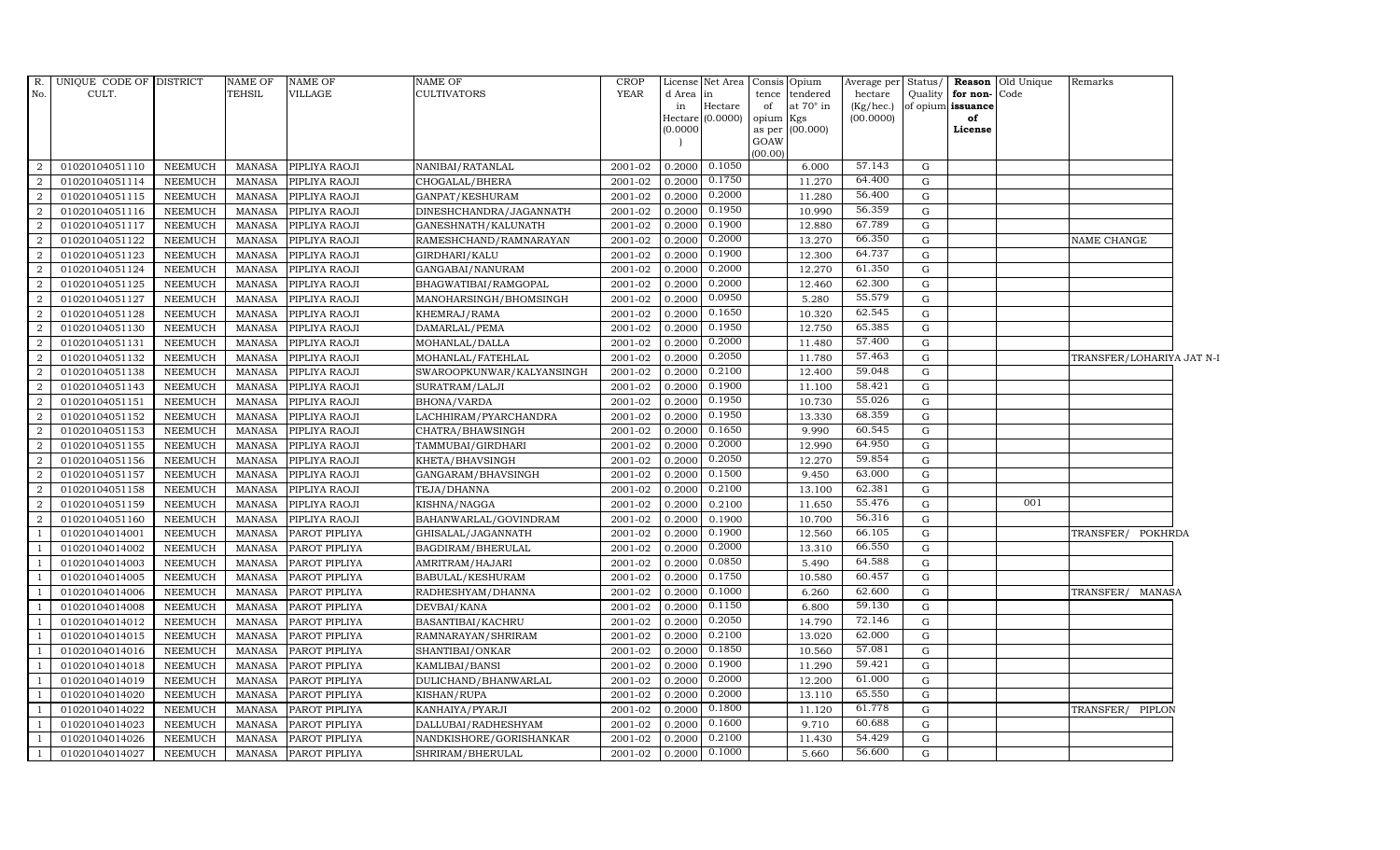| R. No. | UNIQUE CODE OF CULT. | DISTRICT | NAME OF TEHSIL | NAME OF VILLAGE | NAME OF CULTIVATORS | CROP YEAR | License d Area in Hectare (0.0000) | Net Area in Hectare (0.0000) | Consis tence of opium as per GOAW (00.00) | Opium tendered at 70° in Kgs (00.000) | Average per hectare (Kg/hec.) (00.0000) | Status/ Quality of opium | Reason for non-issuance of License | Old Unique Code | Remarks |
|---|---|---|---|---|---|---|---|---|---|---|---|---|---|---|---|
| 2 | 01020104051110 | NEEMUCH | MANASA | PIPLIYA RAOJI | NANIBAI/RATANLAL | 2001-02 | 0.2000 | 0.1050 | | 6.000 | 57.143 | G | | | |
| 2 | 01020104051114 | NEEMUCH | MANASA | PIPLIYA RAOJI | CHOGALAL/BHERA | 2001-02 | 0.2000 | 0.1750 | | 11.270 | 64.400 | G | | | |
| 2 | 01020104051115 | NEEMUCH | MANASA | PIPLIYA RAOJI | GANPAT/KESHURAM | 2001-02 | 0.2000 | 0.2000 | | 11.280 | 56.400 | G | | | |
| 2 | 01020104051116 | NEEMUCH | MANASA | PIPLIYA RAOJI | DINESHCHANDRA/JAGANNATH | 2001-02 | 0.2000 | 0.1950 | | 10.990 | 56.359 | G | | | |
| 2 | 01020104051117 | NEEMUCH | MANASA | PIPLIYA RAOJI | GANESHNATH/KALUNATH | 2001-02 | 0.2000 | 0.1900 | | 12.880 | 67.789 | G | | | |
| 2 | 01020104051122 | NEEMUCH | MANASA | PIPLIYA RAOJI | RAMESHCHAND/RAMNARAYAN | 2001-02 | 0.2000 | 0.2000 | | 13.270 | 66.350 | G | | | NAME CHANGE |
| 2 | 01020104051123 | NEEMUCH | MANASA | PIPLIYA RAOJI | GIRDHARI/KALU | 2001-02 | 0.2000 | 0.1900 | | 12.300 | 64.737 | G | | | |
| 2 | 01020104051124 | NEEMUCH | MANASA | PIPLIYA RAOJI | GANGABAI/NANURAM | 2001-02 | 0.2000 | 0.2000 | | 12.270 | 61.350 | G | | | |
| 2 | 01020104051125 | NEEMUCH | MANASA | PIPLIYA RAOJI | BHAGWATIBAI/RAMGOPAL | 2001-02 | 0.2000 | 0.2000 | | 12.460 | 62.300 | G | | | |
| 2 | 01020104051127 | NEEMUCH | MANASA | PIPLIYA RAOJI | MANOHARSINGH/BHOMSINGH | 2001-02 | 0.2000 | 0.0950 | | 5.280 | 55.579 | G | | | |
| 2 | 01020104051128 | NEEMUCH | MANASA | PIPLIYA RAOJI | KHEMRAJ/RAMA | 2001-02 | 0.2000 | 0.1650 | | 10.320 | 62.545 | G | | | |
| 2 | 01020104051130 | NEEMUCH | MANASA | PIPLIYA RAOJI | DAMARLAL/PEMA | 2001-02 | 0.2000 | 0.1950 | | 12.750 | 65.385 | G | | | |
| 2 | 01020104051131 | NEEMUCH | MANASA | PIPLIYA RAOJI | MOHANLAL/DALLA | 2001-02 | 0.2000 | 0.2000 | | 11.480 | 57.400 | G | | | |
| 2 | 01020104051132 | NEEMUCH | MANASA | PIPLIYA RAOJI | MOHANLAL/FATEHLAL | 2001-02 | 0.2000 | 0.2050 | | 11.780 | 57.463 | G | | | TRANSFER/LOHARIYA JAT N-I |
| 2 | 01020104051138 | NEEMUCH | MANASA | PIPLIYA RAOJI | SWAROOPKUNWAR/KALYANSINGH | 2001-02 | 0.2000 | 0.2100 | | 12.400 | 59.048 | G | | | |
| 2 | 01020104051143 | NEEMUCH | MANASA | PIPLIYA RAOJI | SURATRAM/LALJI | 2001-02 | 0.2000 | 0.1900 | | 11.100 | 58.421 | G | | | |
| 2 | 01020104051151 | NEEMUCH | MANASA | PIPLIYA RAOJI | BHONA/VARDA | 2001-02 | 0.2000 | 0.1950 | | 10.730 | 55.026 | G | | | |
| 2 | 01020104051152 | NEEMUCH | MANASA | PIPLIYA RAOJI | LACHHIRAM/PYARCHANDRA | 2001-02 | 0.2000 | 0.1950 | | 13.330 | 68.359 | G | | | |
| 2 | 01020104051153 | NEEMUCH | MANASA | PIPLIYA RAOJI | CHATRA/BHAWSINGH | 2001-02 | 0.2000 | 0.1650 | | 9.990 | 60.545 | G | | | |
| 2 | 01020104051155 | NEEMUCH | MANASA | PIPLIYA RAOJI | TAMMUBAI/GIRDHARI | 2001-02 | 0.2000 | 0.2000 | | 12.990 | 64.950 | G | | | |
| 2 | 01020104051156 | NEEMUCH | MANASA | PIPLIYA RAOJI | KHETA/BHAVSINGH | 2001-02 | 0.2000 | 0.2050 | | 12.270 | 59.854 | G | | | |
| 2 | 01020104051157 | NEEMUCH | MANASA | PIPLIYA RAOJI | GANGARAM/BHAVSINGH | 2001-02 | 0.2000 | 0.1500 | | 9.450 | 63.000 | G | | | |
| 2 | 01020104051158 | NEEMUCH | MANASA | PIPLIYA RAOJI | TEJA/DHANNA | 2001-02 | 0.2000 | 0.2100 | | 13.100 | 62.381 | G | | | |
| 2 | 01020104051159 | NEEMUCH | MANASA | PIPLIYA RAOJI | KISHNA/NAGGA | 2001-02 | 0.2000 | 0.2100 | | 11.650 | 55.476 | G | | 001 | |
| 2 | 01020104051160 | NEEMUCH | MANASA | PIPLIYA RAOJI | BAHANWARLAL/GOVINDRAM | 2001-02 | 0.2000 | 0.1900 | | 10.700 | 56.316 | G | | | |
| 1 | 01020104014001 | NEEMUCH | MANASA | PAROT PIPLIYA | GHISALAL/JAGANNATH | 2001-02 | 0.2000 | 0.1900 | | 12.560 | 66.105 | G | | | TRANSFER/ POKHRDA |
| 1 | 01020104014002 | NEEMUCH | MANASA | PAROT PIPLIYA | BAGDIRAM/BHERULAL | 2001-02 | 0.2000 | 0.2000 | | 13.310 | 66.550 | G | | | |
| 1 | 01020104014003 | NEEMUCH | MANASA | PAROT PIPLIYA | AMRITRAM/HAJARI | 2001-02 | 0.2000 | 0.0850 | | 5.490 | 64.588 | G | | | |
| 1 | 01020104014005 | NEEMUCH | MANASA | PAROT PIPLIYA | BABULAL/KESHURAM | 2001-02 | 0.2000 | 0.1750 | | 10.580 | 60.457 | G | | | |
| 1 | 01020104014006 | NEEMUCH | MANASA | PAROT PIPLIYA | RADHESHYAM/DHANNA | 2001-02 | 0.2000 | 0.1000 | | 6.260 | 62.600 | G | | | TRANSFER/ MANASA |
| 1 | 01020104014008 | NEEMUCH | MANASA | PAROT PIPLIYA | DEVBAI/KANA | 2001-02 | 0.2000 | 0.1150 | | 6.800 | 59.130 | G | | | |
| 1 | 01020104014012 | NEEMUCH | MANASA | PAROT PIPLIYA | BASANTIBAI/KACHRU | 2001-02 | 0.2000 | 0.2050 | | 14.790 | 72.146 | G | | | |
| 1 | 01020104014015 | NEEMUCH | MANASA | PAROT PIPLIYA | RAMNARAYAN/SHRIRAM | 2001-02 | 0.2000 | 0.2100 | | 13.020 | 62.000 | G | | | |
| 1 | 01020104014016 | NEEMUCH | MANASA | PAROT PIPLIYA | SHANTIBAI/ONKAR | 2001-02 | 0.2000 | 0.1850 | | 10.560 | 57.081 | G | | | |
| 1 | 01020104014018 | NEEMUCH | MANASA | PAROT PIPLIYA | KAMLIBAI/BANSI | 2001-02 | 0.2000 | 0.1900 | | 11.290 | 59.421 | G | | | |
| 1 | 01020104014019 | NEEMUCH | MANASA | PAROT PIPLIYA | DULICHAND/BHANWARLAL | 2001-02 | 0.2000 | 0.2000 | | 12.200 | 61.000 | G | | | |
| 1 | 01020104014020 | NEEMUCH | MANASA | PAROT PIPLIYA | KISHAN/RUPA | 2001-02 | 0.2000 | 0.2000 | | 13.110 | 65.550 | G | | | |
| 1 | 01020104014022 | NEEMUCH | MANASA | PAROT PIPLIYA | KANHAIYA/PYARJI | 2001-02 | 0.2000 | 0.1800 | | 11.120 | 61.778 | G | | | TRANSFER/ PIPLON |
| 1 | 01020104014023 | NEEMUCH | MANASA | PAROT PIPLIYA | DALLUBAI/RADHESHYAM | 2001-02 | 0.2000 | 0.1600 | | 9.710 | 60.688 | G | | | |
| 1 | 01020104014026 | NEEMUCH | MANASA | PAROT PIPLIYA | NANDKISHORE/GORISHANKAR | 2001-02 | 0.2000 | 0.2100 | | 11.430 | 54.429 | G | | | |
| 1 | 01020104014027 | NEEMUCH | MANASA | PAROT PIPLIYA | SHRIRAM/BHERULAL | 2001-02 | 0.2000 | 0.1000 | | 5.660 | 56.600 | G | | | |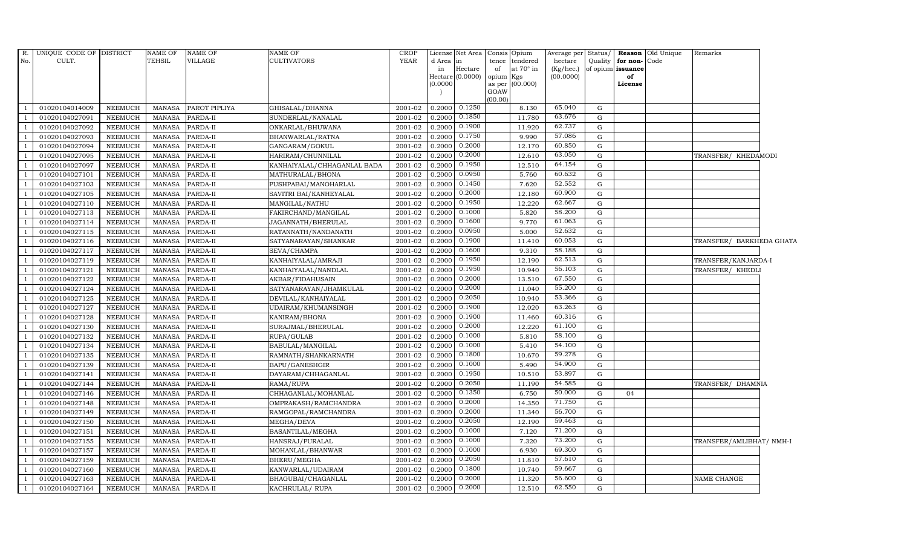| R. No. | UNIQUE CODE OF CULT. | DISTRICT | NAME OF TEHSIL | NAME OF VILLAGE | NAME OF CULTIVATORS | CROP YEAR | License d Area in Hectare (0.0000) | Net Area in Hectare (0.0000) | Consis tence of opium as per GOAW (00.00) | Opium tendered at 70° in Kgs (00.000) | Average per hectare (Kg/hec.) (00.0000) | Status/ Quality of opium | Reason for non-issuance of License | Old Unique Code | Remarks |
|---|---|---|---|---|---|---|---|---|---|---|---|---|---|---|---|
| 1 | 01020104014009 | NEEMUCH | MANASA | PAROT PIPLIYA | GHISALAL/DHANNA | 2001-02 | 0.2000 | 0.1250 | | 8.130 | 65.040 | G | | | |
| 1 | 01020104027091 | NEEMUCH | MANASA | PARDA-II | SUNDERLAL/NANALAL | 2001-02 | 0.2000 | 0.1850 | | 11.780 | 63.676 | G | | | |
| 1 | 01020104027092 | NEEMUCH | MANASA | PARDA-II | ONKARLAL/BHUWANA | 2001-02 | 0.2000 | 0.1900 | | 11.920 | 62.737 | G | | | |
| 1 | 01020104027093 | NEEMUCH | MANASA | PARDA-II | BHANWARLAL/RATNA | 2001-02 | 0.2000 | 0.1750 | | 9.990 | 57.086 | G | | | |
| 1 | 01020104027094 | NEEMUCH | MANASA | PARDA-II | GANGARAM/GOKUL | 2001-02 | 0.2000 | 0.2000 | | 12.170 | 60.850 | G | | | |
| 1 | 01020104027095 | NEEMUCH | MANASA | PARDA-II | HARIRAM/CHUNNILAL | 2001-02 | 0.2000 | 0.2000 | | 12.610 | 63.050 | G | | | TRANSFER/ KHEDAMODI |
| 1 | 01020104027097 | NEEMUCH | MANASA | PARDA-II | KANHAIYALAL/CHHAGANLAL BADA | 2001-02 | 0.2000 | 0.1950 | | 12.510 | 64.154 | G | | | |
| 1 | 01020104027101 | NEEMUCH | MANASA | PARDA-II | MATHURALAL/BHONA | 2001-02 | 0.2000 | 0.0950 | | 5.760 | 60.632 | G | | | |
| 1 | 01020104027103 | NEEMUCH | MANASA | PARDA-II | PUSHPABAI/MANOHARLAL | 2001-02 | 0.2000 | 0.1450 | | 7.620 | 52.552 | G | | | |
| 1 | 01020104027105 | NEEMUCH | MANASA | PARDA-II | SAVITRI BAI/KANHEYALAL | 2001-02 | 0.2000 | 0.2000 | | 12.180 | 60.900 | G | | | |
| 1 | 01020104027110 | NEEMUCH | MANASA | PARDA-II | MANGILAL/NATHU | 2001-02 | 0.2000 | 0.1950 | | 12.220 | 62.667 | G | | | |
| 1 | 01020104027113 | NEEMUCH | MANASA | PARDA-II | FAKIRCHAND/MANGILAL | 2001-02 | 0.2000 | 0.1000 | | 5.820 | 58.200 | G | | | |
| 1 | 01020104027114 | NEEMUCH | MANASA | PARDA-II | JAGANNATH/BHERULAL | 2001-02 | 0.2000 | 0.1600 | | 9.770 | 61.063 | G | | | |
| 1 | 01020104027115 | NEEMUCH | MANASA | PARDA-II | RATANNATH/NANDANATH | 2001-02 | 0.2000 | 0.0950 | | 5.000 | 52.632 | G | | | |
| 1 | 01020104027116 | NEEMUCH | MANASA | PARDA-II | SATYANARAYAN/SHANKAR | 2001-02 | 0.2000 | 0.1900 | | 11.410 | 60.053 | G | | | TRANSFER/ BARKHEDA GHATA |
| 1 | 01020104027117 | NEEMUCH | MANASA | PARDA-II | SEVA/CHAMPA | 2001-02 | 0.2000 | 0.1600 | | 9.310 | 58.188 | G | | | |
| 1 | 01020104027119 | NEEMUCH | MANASA | PARDA-II | KANHAIYALAL/AMRAJI | 2001-02 | 0.2000 | 0.1950 | | 12.190 | 62.513 | G | | | TRANSFER/KANJARDA-I |
| 1 | 01020104027121 | NEEMUCH | MANASA | PARDA-II | KANHAIYALAL/NANDLAL | 2001-02 | 0.2000 | 0.1950 | | 10.940 | 56.103 | G | | | TRANSFER/ KHEDLI |
| 1 | 01020104027122 | NEEMUCH | MANASA | PARDA-II | AKBAR/FIDAHUSAIN | 2001-02 | 0.2000 | 0.2000 | | 13.510 | 67.550 | G | | | |
| 1 | 01020104027124 | NEEMUCH | MANASA | PARDA-II | SATYANARAYAN/JHAMKULAL | 2001-02 | 0.2000 | 0.2000 | | 11.040 | 55.200 | G | | | |
| 1 | 01020104027125 | NEEMUCH | MANASA | PARDA-II | DEVILAL/KANHAIYALAL | 2001-02 | 0.2000 | 0.2050 | | 10.940 | 53.366 | G | | | |
| 1 | 01020104027127 | NEEMUCH | MANASA | PARDA-II | UDAIRAM/KHUMANSINGH | 2001-02 | 0.2000 | 0.1900 | | 12.020 | 63.263 | G | | | |
| 1 | 01020104027128 | NEEMUCH | MANASA | PARDA-II | KANIRAM/BHONA | 2001-02 | 0.2000 | 0.1900 | | 11.460 | 60.316 | G | | | |
| 1 | 01020104027130 | NEEMUCH | MANASA | PARDA-II | SURAJMAL/BHERULAL | 2001-02 | 0.2000 | 0.2000 | | 12.220 | 61.100 | G | | | |
| 1 | 01020104027132 | NEEMUCH | MANASA | PARDA-II | RUPA/GULAB | 2001-02 | 0.2000 | 0.1000 | | 5.810 | 58.100 | G | | | |
| 1 | 01020104027134 | NEEMUCH | MANASA | PARDA-II | BABULAL/MANGILAL | 2001-02 | 0.2000 | 0.1000 | | 5.410 | 54.100 | G | | | |
| 1 | 01020104027135 | NEEMUCH | MANASA | PARDA-II | RAMNATH/SHANKARNATH | 2001-02 | 0.2000 | 0.1800 | | 10.670 | 59.278 | G | | | |
| 1 | 01020104027139 | NEEMUCH | MANASA | PARDA-II | BAPU/GANESHGIR | 2001-02 | 0.2000 | 0.1000 | | 5.490 | 54.900 | G | | | |
| 1 | 01020104027141 | NEEMUCH | MANASA | PARDA-II | DAYARAM/CHHAGANLAL | 2001-02 | 0.2000 | 0.1950 | | 10.510 | 53.897 | G | | | |
| 1 | 01020104027144 | NEEMUCH | MANASA | PARDA-II | RAMA/RUPA | 2001-02 | 0.2000 | 0.2050 | | 11.190 | 54.585 | G | | | TRANSFER/ DHAMNIA |
| 1 | 01020104027146 | NEEMUCH | MANASA | PARDA-II | CHHAGANLAL/MOHANLAL | 2001-02 | 0.2000 | 0.1350 | | 6.750 | 50.000 | G | 04 | | |
| 1 | 01020104027148 | NEEMUCH | MANASA | PARDA-II | OMPRAKASH/RAMCHANDRA | 2001-02 | 0.2000 | 0.2000 | | 14.350 | 71.750 | G | | | |
| 1 | 01020104027149 | NEEMUCH | MANASA | PARDA-II | RAMGOPAL/RAMCHANDRA | 2001-02 | 0.2000 | 0.2000 | | 11.340 | 56.700 | G | | | |
| 1 | 01020104027150 | NEEMUCH | MANASA | PARDA-II | MEGHA/DEVA | 2001-02 | 0.2000 | 0.2050 | | 12.190 | 59.463 | G | | | |
| 1 | 01020104027151 | NEEMUCH | MANASA | PARDA-II | BASANTILAL/MEGHA | 2001-02 | 0.2000 | 0.1000 | | 7.120 | 71.200 | G | | | |
| 1 | 01020104027155 | NEEMUCH | MANASA | PARDA-II | HANSRAJ/PURALAL | 2001-02 | 0.2000 | 0.1000 | | 7.320 | 73.200 | G | | | TRANSFER/AMLIBHAT/ NMH-I |
| 1 | 01020104027157 | NEEMUCH | MANASA | PARDA-II | MOHANLAL/BHANWAR | 2001-02 | 0.2000 | 0.1000 | | 6.930 | 69.300 | G | | | |
| 1 | 01020104027159 | NEEMUCH | MANASA | PARDA-II | BHERU/MEGHA | 2001-02 | 0.2000 | 0.2050 | | 11.810 | 57.610 | G | | | |
| 1 | 01020104027160 | NEEMUCH | MANASA | PARDA-II | KANWARLAL/UDAIRAM | 2001-02 | 0.2000 | 0.1800 | | 10.740 | 59.667 | G | | | |
| 1 | 01020104027163 | NEEMUCH | MANASA | PARDA-II | BHAGUBAI/CHAGANLAL | 2001-02 | 0.2000 | 0.2000 | | 11.320 | 56.600 | G | | | NAME CHANGE |
| 1 | 01020104027164 | NEEMUCH | MANASA | PARDA-II | KACHRULAL/ RUPA | 2001-02 | 0.2000 | 0.2000 | | 12.510 | 62.550 | G | | | |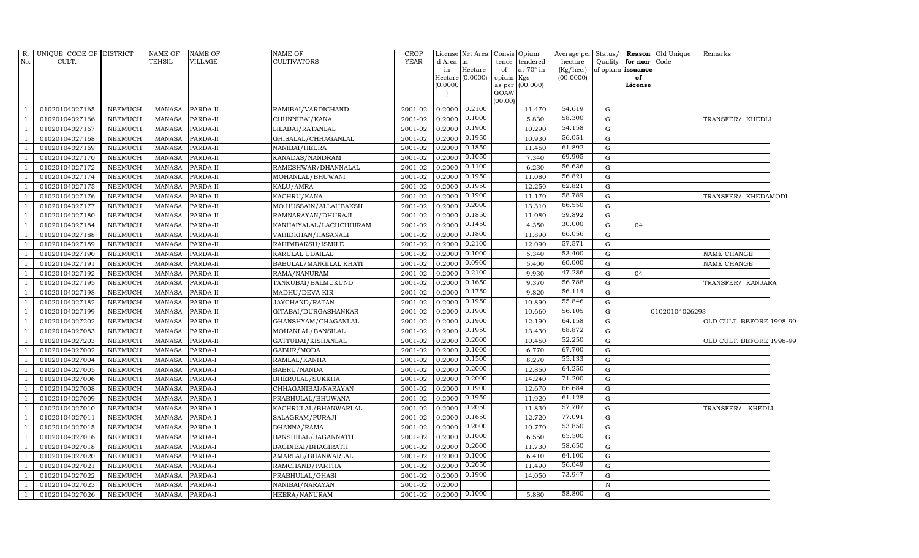| R. No. | UNIQUE CODE OF CULT. | DISTRICT | NAME OF TEHSIL | NAME OF VILLAGE | NAME OF CULTIVATORS | CROP YEAR | License d Area in Hectare (0.0000) | Net Area in Hectare (0.0000) | Consis tence of opium as per GOAW (00.00) | Opium tendered at 70° in Kgs (00.000) | Average per hectare (Kg/hec.) (00.0000) | Status/ Quality of opium | Reason for non-issuance of License | Old Unique Code | Remarks |
|---|---|---|---|---|---|---|---|---|---|---|---|---|---|---|---|
| 1 | 01020104027165 | NEEMUCH | MANASA | PARDA-II | RAMIBAI/VARDICHAND | 2001-02 | 0.2000 | 0.2100 | | 11.470 | 54.619 | G | | | |
| 1 | 01020104027166 | NEEMUCH | MANASA | PARDA-II | CHUNNIBAI/KANA | 2001-02 | 0.2000 | 0.1000 | | 5.830 | 58.300 | G | | | TRANSFER/ KHEDLI |
| 1 | 01020104027167 | NEEMUCH | MANASA | PARDA-II | LILABAI/RATANLAL | 2001-02 | 0.2000 | 0.1900 | | 10.290 | 54.158 | G | | | |
| 1 | 01020104027168 | NEEMUCH | MANASA | PARDA-II | GHISALAL/CHHAGANLAL | 2001-02 | 0.2000 | 0.1950 | | 10.930 | 56.051 | G | | | |
| 1 | 01020104027169 | NEEMUCH | MANASA | PARDA-II | NANIBAI/HEERA | 2001-02 | 0.2000 | 0.1850 | | 11.450 | 61.892 | G | | | |
| 1 | 01020104027170 | NEEMUCH | MANASA | PARDA-II | KANADAS/NANDRAM | 2001-02 | 0.2000 | 0.1050 | | 7.340 | 69.905 | G | | | |
| 1 | 01020104027172 | NEEMUCH | MANASA | PARDA-II | RAMESHWAR/DHANNALAL | 2001-02 | 0.2000 | 0.1100 | | 6.230 | 56.636 | G | | | |
| 1 | 01020104027174 | NEEMUCH | MANASA | PARDA-II | MOHANLAL/BHUWANI | 2001-02 | 0.2000 | 0.1950 | | 11.080 | 56.821 | G | | | |
| 1 | 01020104027175 | NEEMUCH | MANASA | PARDA-II | KALU/AMRA | 2001-02 | 0.2000 | 0.1950 | | 12.250 | 62.821 | G | | | |
| 1 | 01020104027176 | NEEMUCH | MANASA | PARDA-II | KACHRU/KANA | 2001-02 | 0.2000 | 0.1900 | | 11.170 | 58.789 | G | | | TRANSFER/ KHEDAMODI |
| 1 | 01020104027177 | NEEMUCH | MANASA | PARDA-II | MO.HUSSAIN/ALLAHBAKSH | 2001-02 | 0.2000 | 0.2000 | | 13.310 | 66.550 | G | | | |
| 1 | 01020104027180 | NEEMUCH | MANASA | PARDA-II | RAMNARAYAN/DHURAJI | 2001-02 | 0.2000 | 0.1850 | | 11.080 | 59.892 | G | | | |
| 1 | 01020104027184 | NEEMUCH | MANASA | PARDA-II | KANHAIYALAL/LACHCHHIRAM | 2001-02 | 0.2000 | 0.1450 | | 4.350 | 30.000 | G | 04 | | |
| 1 | 01020104027188 | NEEMUCH | MANASA | PARDA-II | VAHIDKHAN/HASANALI | 2001-02 | 0.2000 | 0.1800 | | 11.890 | 66.056 | G | | | |
| 1 | 01020104027189 | NEEMUCH | MANASA | PARDA-II | RAHIMBAKSH/ISMILE | 2001-02 | 0.2000 | 0.2100 | | 12.090 | 57.571 | G | | | |
| 1 | 01020104027190 | NEEMUCH | MANASA | PARDA-II | KARULAL UDAILAL | 2001-02 | 0.2000 | 0.1000 | | 5.340 | 53.400 | G | | | NAME CHANGE |
| 1 | 01020104027191 | NEEMUCH | MANASA | PARDA-II | BABULAL/MANGILAL KHATI | 2001-02 | 0.2000 | 0.0900 | | 5.400 | 60.000 | G | | | NAME CHANGE |
| 1 | 01020104027192 | NEEMUCH | MANASA | PARDA-II | RAMA/NANURAM | 2001-02 | 0.2000 | 0.2100 | | 9.930 | 47.286 | G | 04 | | |
| 1 | 01020104027195 | NEEMUCH | MANASA | PARDA-II | TANKUBAI/BALMUKUND | 2001-02 | 0.2000 | 0.1650 | | 9.370 | 56.788 | G | | | TRANSFER/ KANJARA |
| 1 | 01020104027198 | NEEMUCH | MANASA | PARDA-II | MADHU/DEVA KIR | 2001-02 | 0.2000 | 0.1750 | | 9.820 | 56.114 | G | | | |
| 1 | 01020104027182 | NEEMUCH | MANASA | PARDA-II | JAYCHAND/RATAN | 2001-02 | 0.2000 | 0.1950 | | 10.890 | 55.846 | G | | | |
| 1 | 01020104027199 | NEEMUCH | MANASA | PARDA-II | GITABAI/DURGASHANKAR | 2001-02 | 0.2000 | 0.1900 | | 10.660 | 56.105 | G | | 01020104026293 | |
| 1 | 01020104027202 | NEEMUCH | MANASA | PARDA-II | GHANSHYAM/CHAGANLAL | 2001-02 | 0.2000 | 0.1900 | | 12.190 | 64.158 | G | | | OLD CULT. BEFORE 1998-99 |
| 1 | 01020104027083 | NEEMUCH | MANASA | PARDA-II | MOHANLAL/BANSILAL | 2001-02 | 0.2000 | 0.1950 | | 13.430 | 68.872 | G | | | |
| 1 | 01020104027203 | NEEMUCH | MANASA | PARDA-II | GATTUBAI/KISHANLAL | 2001-02 | 0.2000 | 0.2000 | | 10.450 | 52.250 | G | | | OLD CULT. BEFORE 1998-99 |
| 1 | 01020104027002 | NEEMUCH | MANASA | PARDA-I | GABUR/MODA | 2001-02 | 0.2000 | 0.1000 | | 6.770 | 67.700 | G | | | |
| 1 | 01020104027004 | NEEMUCH | MANASA | PARDA-I | RAMLAL/KANHA | 2001-02 | 0.2000 | 0.1500 | | 8.270 | 55.133 | G | | | |
| 1 | 01020104027005 | NEEMUCH | MANASA | PARDA-I | BABRU/NANDA | 2001-02 | 0.2000 | 0.2000 | | 12.850 | 64.250 | G | | | |
| 1 | 01020104027006 | NEEMUCH | MANASA | PARDA-I | BHERULAL/SUKKHA | 2001-02 | 0.2000 | 0.2000 | | 14.240 | 71.200 | G | | | |
| 1 | 01020104027008 | NEEMUCH | MANASA | PARDA-I | CHHAGANIBAI/NARAYAN | 2001-02 | 0.2000 | 0.1900 | | 12.670 | 66.684 | G | | | |
| 1 | 01020104027009 | NEEMUCH | MANASA | PARDA-I | PRABHULAL/BHUWANA | 2001-02 | 0.2000 | 0.1950 | | 11.920 | 61.128 | G | | | |
| 1 | 01020104027010 | NEEMUCH | MANASA | PARDA-I | KACHRULAL/BHANWARLAL | 2001-02 | 0.2000 | 0.2050 | | 11.830 | 57.707 | G | | | TRANSFER/ KHEDLI |
| 1 | 01020104027011 | NEEMUCH | MANASA | PARDA-I | SALAGRAM/PURAJI | 2001-02 | 0.2000 | 0.1650 | | 12.720 | 77.091 | G | | | |
| 1 | 01020104027015 | NEEMUCH | MANASA | PARDA-I | DHANNA/RAMA | 2001-02 | 0.2000 | 0.2000 | | 10.770 | 53.850 | G | | | |
| 1 | 01020104027016 | NEEMUCH | MANASA | PARDA-I | BANSHILAL/JAGANNATH | 2001-02 | 0.2000 | 0.1000 | | 6.550 | 65.500 | G | | | |
| 1 | 01020104027018 | NEEMUCH | MANASA | PARDA-I | BAGDIBAI/BHAGIRATH | 2001-02 | 0.2000 | 0.2000 | | 11.730 | 58.650 | G | | | |
| 1 | 01020104027020 | NEEMUCH | MANASA | PARDA-I | AMARLAL/BHANWARLAL | 2001-02 | 0.2000 | 0.1000 | | 6.410 | 64.100 | G | | | |
| 1 | 01020104027021 | NEEMUCH | MANASA | PARDA-I | RAMCHAND/PARTHA | 2001-02 | 0.2000 | 0.2050 | | 11.490 | 56.049 | G | | | |
| 1 | 01020104027022 | NEEMUCH | MANASA | PARDA-I | PRABHULAL/GHASI | 2001-02 | 0.2000 | 0.1900 | | 14.050 | 73.947 | G | | | |
| 1 | 01020104027023 | NEEMUCH | MANASA | PARDA-I | NANIBAI/NARAYAN | 2001-02 | 0.2000 | | | | | N | | | |
| 1 | 01020104027026 | NEEMUCH | MANASA | PARDA-I | HEERA/NANURAM | 2001-02 | 0.2000 | 0.1000 | | 5.880 | 58.800 | G | | | |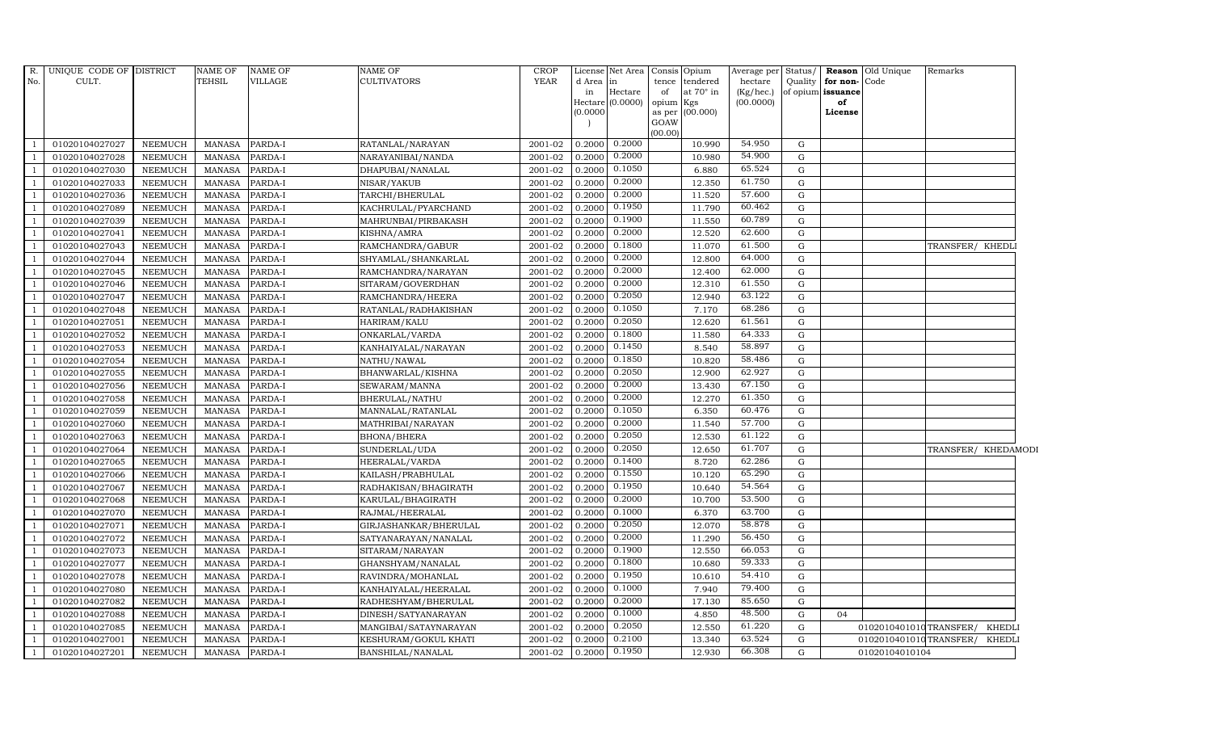| R. No. | UNIQUE CODE OF CULT. | DISTRICT | NAME OF TEHSIL | NAME OF VILLAGE | NAME OF CULTIVATORS | CROP YEAR | License d Area in Hectare (0.0000) | Net Area in Hectare (0.0000) | Consis tence of opium as per GOAW (00.00) | Opium tendered at 70° in Kgs (00.000) | Average per hectare (Kg/hec.) (00.0000) | Status/ Quality of opium | Reason for non-issuance of License | Old Unique Code | Remarks |
|---|---|---|---|---|---|---|---|---|---|---|---|---|---|---|---|
| 1 | 01020104027027 | NEEMUCH | MANASA | PARDA-I | RATANLAL/NARAYAN | 2001-02 | 0.2000 | 0.2000 | | 10.990 | 54.950 | G | | | |
| 1 | 01020104027028 | NEEMUCH | MANASA | PARDA-I | NARAYANIBAI/NANDA | 2001-02 | 0.2000 | 0.2000 | | 10.980 | 54.900 | G | | | |
| 1 | 01020104027030 | NEEMUCH | MANASA | PARDA-I | DHAPUBAI/NANALAL | 2001-02 | 0.2000 | 0.1050 | | 6.880 | 65.524 | G | | | |
| 1 | 01020104027033 | NEEMUCH | MANASA | PARDA-I | NISAR/YAKUB | 2001-02 | 0.2000 | 0.2000 | | 12.350 | 61.750 | G | | | |
| 1 | 01020104027036 | NEEMUCH | MANASA | PARDA-I | TARCHI/BHERULAL | 2001-02 | 0.2000 | 0.2000 | | 11.520 | 57.600 | G | | | |
| 1 | 01020104027089 | NEEMUCH | MANASA | PARDA-I | KACHRULAL/PYARCHAND | 2001-02 | 0.2000 | 0.1950 | | 11.790 | 60.462 | G | | | |
| 1 | 01020104027039 | NEEMUCH | MANASA | PARDA-I | MAHRUNBAI/PIRBAKASH | 2001-02 | 0.2000 | 0.1900 | | 11.550 | 60.789 | G | | | |
| 1 | 01020104027041 | NEEMUCH | MANASA | PARDA-I | KISHNA/AMRA | 2001-02 | 0.2000 | 0.2000 | | 12.520 | 62.600 | G | | | |
| 1 | 01020104027043 | NEEMUCH | MANASA | PARDA-I | RAMCHANDRA/GABUR | 2001-02 | 0.2000 | 0.1800 | | 11.070 | 61.500 | G | | | TRANSFER/ KHEDLI |
| 1 | 01020104027044 | NEEMUCH | MANASA | PARDA-I | SHYAMLAL/SHANKARLAL | 2001-02 | 0.2000 | 0.2000 | | 12.800 | 64.000 | G | | | |
| 1 | 01020104027045 | NEEMUCH | MANASA | PARDA-I | RAMCHANDRA/NARAYAN | 2001-02 | 0.2000 | 0.2000 | | 12.400 | 62.000 | G | | | |
| 1 | 01020104027046 | NEEMUCH | MANASA | PARDA-I | SITARAM/GOVERDHAN | 2001-02 | 0.2000 | 0.2000 | | 12.310 | 61.550 | G | | | |
| 1 | 01020104027047 | NEEMUCH | MANASA | PARDA-I | RAMCHANDRA/HEERA | 2001-02 | 0.2000 | 0.2050 | | 12.940 | 63.122 | G | | | |
| 1 | 01020104027048 | NEEMUCH | MANASA | PARDA-I | RATANLAL/RADHAKISHAN | 2001-02 | 0.2000 | 0.1050 | | 7.170 | 68.286 | G | | | |
| 1 | 01020104027051 | NEEMUCH | MANASA | PARDA-I | HARIRAM/KALU | 2001-02 | 0.2000 | 0.2050 | | 12.620 | 61.561 | G | | | |
| 1 | 01020104027052 | NEEMUCH | MANASA | PARDA-I | ONKARLAL/VARDA | 2001-02 | 0.2000 | 0.1800 | | 11.580 | 64.333 | G | | | |
| 1 | 01020104027053 | NEEMUCH | MANASA | PARDA-I | KANHAIYALAL/NARAYAN | 2001-02 | 0.2000 | 0.1450 | | 8.540 | 58.897 | G | | | |
| 1 | 01020104027054 | NEEMUCH | MANASA | PARDA-I | NATHU/NAWAL | 2001-02 | 0.2000 | 0.1850 | | 10.820 | 58.486 | G | | | |
| 1 | 01020104027055 | NEEMUCH | MANASA | PARDA-I | BHANWARLAL/KISHNA | 2001-02 | 0.2000 | 0.2050 | | 12.900 | 62.927 | G | | | |
| 1 | 01020104027056 | NEEMUCH | MANASA | PARDA-I | SEWARAM/MANNA | 2001-02 | 0.2000 | 0.2000 | | 13.430 | 67.150 | G | | | |
| 1 | 01020104027058 | NEEMUCH | MANASA | PARDA-I | BHERULAL/NATHU | 2001-02 | 0.2000 | 0.2000 | | 12.270 | 61.350 | G | | | |
| 1 | 01020104027059 | NEEMUCH | MANASA | PARDA-I | MANNALAL/RATANLAL | 2001-02 | 0.2000 | 0.1050 | | 6.350 | 60.476 | G | | | |
| 1 | 01020104027060 | NEEMUCH | MANASA | PARDA-I | MATHRIBAI/NARAYAN | 2001-02 | 0.2000 | 0.2000 | | 11.540 | 57.700 | G | | | |
| 1 | 01020104027063 | NEEMUCH | MANASA | PARDA-I | BHONA/BHERA | 2001-02 | 0.2000 | 0.2050 | | 12.530 | 61.122 | G | | | |
| 1 | 01020104027064 | NEEMUCH | MANASA | PARDA-I | SUNDERLAL/UDA | 2001-02 | 0.2000 | 0.2050 | | 12.650 | 61.707 | G | | | TRANSFER/ KHEDAMODI |
| 1 | 01020104027065 | NEEMUCH | MANASA | PARDA-I | HEERALAL/VARDA | 2001-02 | 0.2000 | 0.1400 | | 8.720 | 62.286 | G | | | |
| 1 | 01020104027066 | NEEMUCH | MANASA | PARDA-I | KAILASH/PRABHULAL | 2001-02 | 0.2000 | 0.1550 | | 10.120 | 65.290 | G | | | |
| 1 | 01020104027067 | NEEMUCH | MANASA | PARDA-I | RADHAKISAN/BHAGIRATH | 2001-02 | 0.2000 | 0.1950 | | 10.640 | 54.564 | G | | | |
| 1 | 01020104027068 | NEEMUCH | MANASA | PARDA-I | KARULAL/BHAGIRATH | 2001-02 | 0.2000 | 0.2000 | | 10.700 | 53.500 | G | | | |
| 1 | 01020104027070 | NEEMUCH | MANASA | PARDA-I | RAJMAL/HEERALAL | 2001-02 | 0.2000 | 0.1000 | | 6.370 | 63.700 | G | | | |
| 1 | 01020104027071 | NEEMUCH | MANASA | PARDA-I | GIRJASHANKAR/BHERULAL | 2001-02 | 0.2000 | 0.2050 | | 12.070 | 58.878 | G | | | |
| 1 | 01020104027072 | NEEMUCH | MANASA | PARDA-I | SATYANARAYAN/NANALAL | 2001-02 | 0.2000 | 0.2000 | | 11.290 | 56.450 | G | | | |
| 1 | 01020104027073 | NEEMUCH | MANASA | PARDA-I | SITARAM/NARAYAN | 2001-02 | 0.2000 | 0.1900 | | 12.550 | 66.053 | G | | | |
| 1 | 01020104027077 | NEEMUCH | MANASA | PARDA-I | GHANSHYAM/NANALAL | 2001-02 | 0.2000 | 0.1800 | | 10.680 | 59.333 | G | | | |
| 1 | 01020104027078 | NEEMUCH | MANASA | PARDA-I | RAVINDRA/MOHANLAL | 2001-02 | 0.2000 | 0.1950 | | 10.610 | 54.410 | G | | | |
| 1 | 01020104027080 | NEEMUCH | MANASA | PARDA-I | KANHAIYALAL/HEERALAL | 2001-02 | 0.2000 | 0.1000 | | 7.940 | 79.400 | G | | | |
| 1 | 01020104027082 | NEEMUCH | MANASA | PARDA-I | RADHESHYAM/BHERULAL | 2001-02 | 0.2000 | 0.2000 | | 17.130 | 85.650 | G | | | |
| 1 | 01020104027088 | NEEMUCH | MANASA | PARDA-I | DINESH/SATYANARAYAN | 2001-02 | 0.2000 | 0.1000 | | 4.850 | 48.500 | G | 04 | | |
| 1 | 01020104027085 | NEEMUCH | MANASA | PARDA-I | MANGIBAI/SATAYNARAYAN | 2001-02 | 0.2000 | 0.2050 | | 12.550 | 61.220 | G | | 01020104010100 | TRANSFER/ KHEDLI |
| 1 | 01020104027001 | NEEMUCH | MANASA | PARDA-I | KESHURAM/GOKUL KHATI | 2001-02 | 0.2000 | 0.2100 | | 13.340 | 63.524 | G | | 01020104010100 | TRANSFER/ KHEDLI |
| 1 | 01020104027201 | NEEMUCH | MANASA | PARDA-I | BANSHILAL/NANALAL | 2001-02 | 0.2000 | 0.1950 | | 12.930 | 66.308 | G | | 01020104010104 | |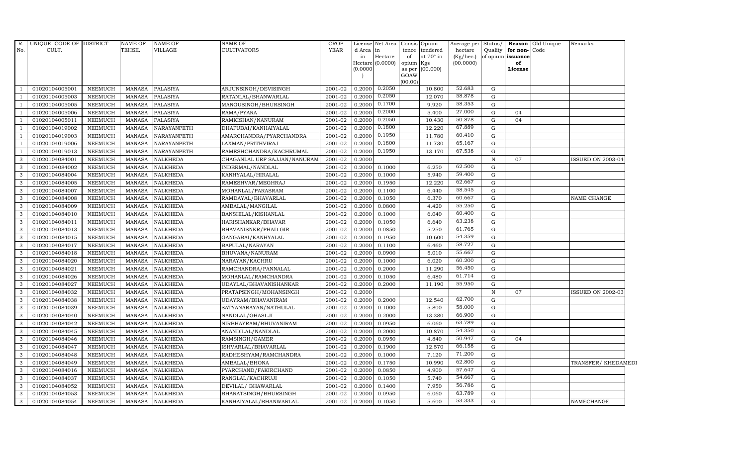| R. No. | UNIQUE CODE OF CULT. | DISTRICT | NAME OF TEHSIL | NAME OF VILLAGE | NAME OF CULTIVATORS | CROP YEAR | License d Area in Hectare (0.0000) | Net Area in Hectare (0.0000) | Consis tence of opium as per GOAW (00.00) | Opium tendered at 70° in Kgs (00.000) | Average per hectare (Kg/hec.) (00.0000) | Status/ Quality of opium | Reason for non-issuance of License | Old Unique Code | Remarks |
|---|---|---|---|---|---|---|---|---|---|---|---|---|---|---|---|
| 1 | 01020104005001 | NEEMUCH | MANASA | PALASIYA | ARJUNSINGH/DEVISINGH | 2001-02 | 0.2000 | 0.2050 | | 10.800 | 52.683 | G | | | |
| 1 | 01020104005003 | NEEMUCH | MANASA | PALASIYA | RATANLAL/BHANWARLAL | 2001-02 | 0.2000 | 0.2050 | | 12.070 | 58.878 | G | | | |
| 1 | 01020104005005 | NEEMUCH | MANASA | PALASIYA | MANGUSINGH/BHURSINGH | 2001-02 | 0.2000 | 0.1700 | | 9.920 | 58.353 | G | | | |
| 1 | 01020104005006 | NEEMUCH | MANASA | PALASIYA | RAMA/PYARA | 2001-02 | 0.2000 | 0.2000 | | 5.400 | 27.000 | G | 04 | | |
| 1 | 01020104005011 | NEEMUCH | MANASA | PALASIYA | RAMKISHAN/NANURAM | 2001-02 | 0.2000 | 0.2050 | | 10.430 | 50.878 | G | 04 | | |
| 1 | 01020104019002 | NEEMUCH | MANASA | NARAYANPETH | DHAPUBAI/KANHAIYALAL | 2001-02 | 0.2000 | 0.1800 | | 12.220 | 67.889 | G | | | |
| 1 | 01020104019003 | NEEMUCH | MANASA | NARAYANPETH | AMARCHANDRA/PYARCHANDRA | 2001-02 | 0.2000 | 0.1950 | | 11.780 | 60.410 | G | | | |
| 1 | 01020104019006 | NEEMUCH | MANASA | NARAYANPETH | LAXMAN/PRITHVIRAJ | 2001-02 | 0.2000 | 0.1800 | | 11.730 | 65.167 | G | | | |
| 1 | 01020104019013 | NEEMUCH | MANASA | NARAYANPETH | RAMESHCHANDRA/KACHRUMAL | 2001-02 | 0.2000 | 0.1950 | | 13.170 | 67.538 | G | | | |
| 3 | 01020104084001 | NEEMUCH | MANASA | NALKHEDA | CHAGANLAL URF SAJJAN/NANURAM | 2001-02 | 0.2000 | | | | | N | 07 | | ISSUED ON 2003-04 |
| 3 | 01020104084002 | NEEMUCH | MANASA | NALKHEDA | INDERMAL/NANDLAL | 2001-02 | 0.2000 | 0.1000 | | 6.250 | 62.500 | G | | | |
| 3 | 01020104084004 | NEEMUCH | MANASA | NALKHEDA | KANHYALAL/HIRALAL | 2001-02 | 0.2000 | 0.1000 | | 5.940 | 59.400 | G | | | |
| 3 | 01020104084005 | NEEMUCH | MANASA | NALKHEDA | RAMESHVAR/MEGHRAJ | 2001-02 | 0.2000 | 0.1950 | | 12.220 | 62.667 | G | | | |
| 3 | 01020104084007 | NEEMUCH | MANASA | NALKHEDA | MOHANLAL/PARASRAM | 2001-02 | 0.2000 | 0.1100 | | 6.440 | 58.545 | G | | | |
| 3 | 01020104084008 | NEEMUCH | MANASA | NALKHEDA | RAMDAYAL/BHAVARLAL | 2001-02 | 0.2000 | 0.1050 | | 6.370 | 60.667 | G | | | NAME CHANGE |
| 3 | 01020104084009 | NEEMUCH | MANASA | NALKHEDA | AMBALAL/MANGILAL | 2001-02 | 0.2000 | 0.0800 | | 4.420 | 55.250 | G | | | |
| 3 | 01020104084010 | NEEMUCH | MANASA | NALKHEDA | BANSHILAL/KISHANLAL | 2001-02 | 0.2000 | 0.1000 | | 6.040 | 60.400 | G | | | |
| 3 | 01020104084011 | NEEMUCH | MANASA | NALKHEDA | HARISHANKAR/BHAVAR | 2001-02 | 0.2000 | 0.1050 | | 6.640 | 63.238 | G | | | |
| 3 | 01020104084013 | NEEMUCH | MANASA | NALKHEDA | BHAVANISNKR/PHAD GIR | 2001-02 | 0.2000 | 0.0850 | | 5.250 | 61.765 | G | | | |
| 3 | 01020104084015 | NEEMUCH | MANASA | NALKHEDA | GANGABAI/KANHYALAL | 2001-02 | 0.2000 | 0.1950 | | 10.600 | 54.359 | G | | | |
| 3 | 01020104084017 | NEEMUCH | MANASA | NALKHEDA | BAPULAL/NARAYAN | 2001-02 | 0.2000 | 0.1100 | | 6.460 | 58.727 | G | | | |
| 3 | 01020104084018 | NEEMUCH | MANASA | NALKHEDA | BHUVANA/NANURAM | 2001-02 | 0.2000 | 0.0900 | | 5.010 | 55.667 | G | | | |
| 3 | 01020104084020 | NEEMUCH | MANASA | NALKHEDA | NARAYAN/KACHRU | 2001-02 | 0.2000 | 0.1000 | | 6.020 | 60.200 | G | | | |
| 3 | 01020104084021 | NEEMUCH | MANASA | NALKHEDA | RAMCHANDRA/PANNALAL | 2001-02 | 0.2000 | 0.2000 | | 11.290 | 56.450 | G | | | |
| 3 | 01020104084026 | NEEMUCH | MANASA | NALKHEDA | MOHANLAL/RAMCHANDRA | 2001-02 | 0.2000 | 0.1050 | | 6.480 | 61.714 | G | | | |
| 3 | 01020104084027 | NEEMUCH | MANASA | NALKHEDA | UDAYLAL/BHAVANISHANKAR | 2001-02 | 0.2000 | 0.2000 | | 11.190 | 55.950 | G | | | |
| 3 | 01020104084032 | NEEMUCH | MANASA | NALKHEDA | PRATAPSINGH/MOHANSINGH | 2001-02 | 0.2000 | | | | | N | 07 | | ISSUED ON 2002-03 |
| 3 | 01020104084038 | NEEMUCH | MANASA | NALKHEDA | UDAYRAM/BHAVANIRAM | 2001-02 | 0.2000 | 0.2000 | | 12.540 | 62.700 | G | | | |
| 3 | 01020104084039 | NEEMUCH | MANASA | NALKHEDA | SATYANARAYAN/NATHULAL | 2001-02 | 0.2000 | 0.1000 | | 5.800 | 58.000 | G | | | |
| 3 | 01020104084040 | NEEMUCH | MANASA | NALKHEDA | NANDLAL/GHASI JI | 2001-02 | 0.2000 | 0.2000 | | 13.380 | 66.900 | G | | | |
| 3 | 01020104084042 | NEEMUCH | MANASA | NALKHEDA | NIRBHAYRAM/BHUVANIRAM | 2001-02 | 0.2000 | 0.0950 | | 6.060 | 63.789 | G | | | |
| 3 | 01020104084045 | NEEMUCH | MANASA | NALKHEDA | ANANDILAL/NANDLAL | 2001-02 | 0.2000 | 0.2000 | | 10.870 | 54.350 | G | | | |
| 3 | 01020104084046 | NEEMUCH | MANASA | NALKHEDA | RAMSINGH/GAMER | 2001-02 | 0.2000 | 0.0950 | | 4.840 | 50.947 | G | 04 | | |
| 3 | 01020104084047 | NEEMUCH | MANASA | NALKHEDA | ISHVARLAL/BHAVARLAL | 2001-02 | 0.2000 | 0.1900 | | 12.570 | 66.158 | G | | | |
| 3 | 01020104084048 | NEEMUCH | MANASA | NALKHEDA | RADHESHYAM/RAMCHANDRA | 2001-02 | 0.2000 | 0.1000 | | 7.120 | 71.200 | G | | | |
| 3 | 01020104084049 | NEEMUCH | MANASA | NALKHEDA | AMBALAL/BHONA | 2001-02 | 0.2000 | 0.1750 | | 10.990 | 62.800 | G | | | TRANSFER/ KHEDAMEDI |
| 3 | 01020104084016 | NEEMUCH | MANASA | NALKHEDA | PYARCHAND/FAKIRCHAND | 2001-02 | 0.2000 | 0.0850 | | 4.900 | 57.647 | G | | | |
| 3 | 01020104084037 | NEEMUCH | MANASA | NALKHEDA | RANGLAL/KACHRUJI | 2001-02 | 0.2000 | 0.1050 | | 5.740 | 54.667 | G | | | |
| 3 | 01020104084052 | NEEMUCH | MANASA | NALKHEDA | DEVILAL/ BHAWARLAL | 2001-02 | 0.2000 | 0.1400 | | 7.950 | 56.786 | G | | | |
| 3 | 01020104084053 | NEEMUCH | MANASA | NALKHEDA | BHARATSINGH/BHURSINGH | 2001-02 | 0.2000 | 0.0950 | | 6.060 | 63.789 | G | | | |
| 3 | 01020104084054 | NEEMUCH | MANASA | NALKHEDA | KANHAIYALAL/BHANWARLAL | 2001-02 | 0.2000 | 0.1050 | | 5.600 | 53.333 | G | | | NAMECHANGE |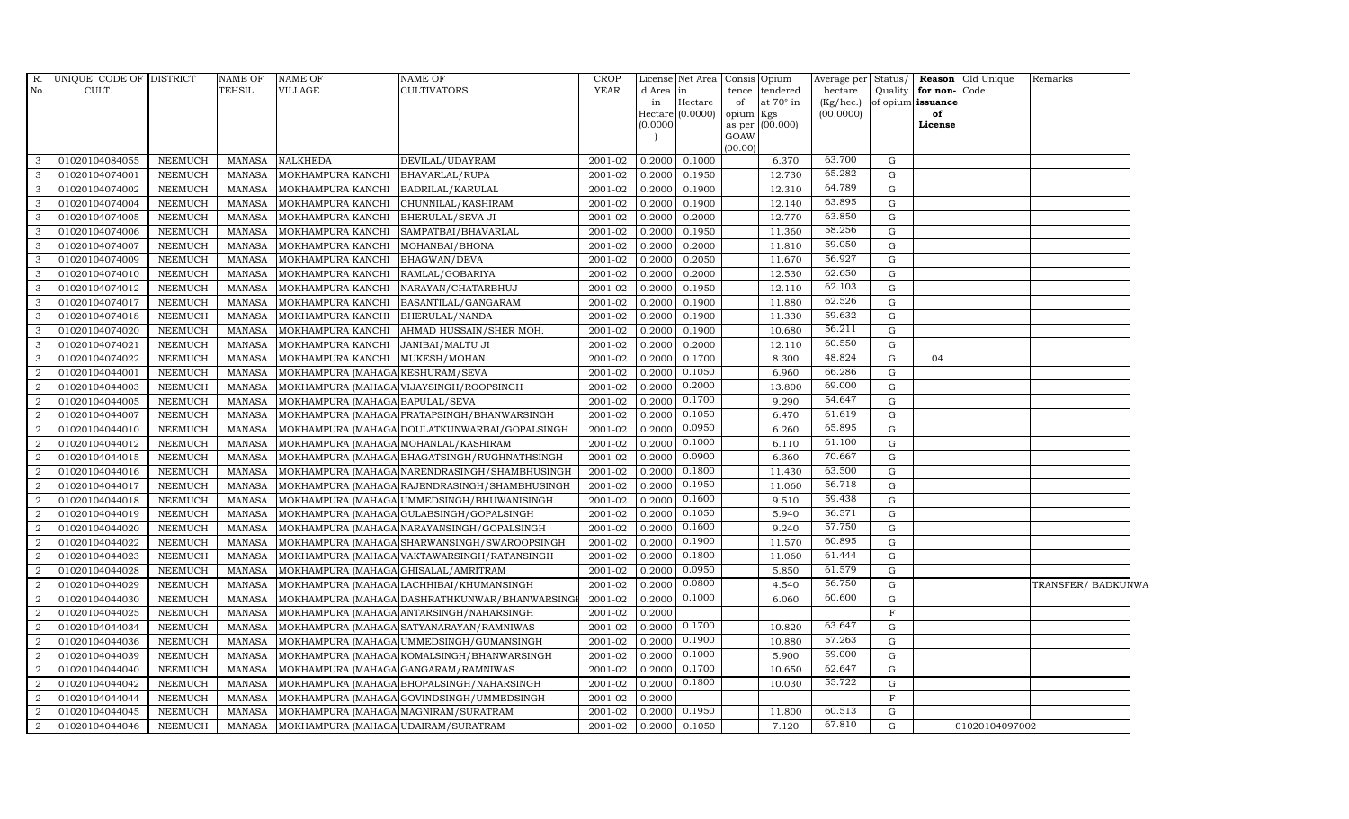| R. No. | UNIQUE CODE OF CULT. | DISTRICT | NAME OF TEHSIL | NAME OF VILLAGE | NAME OF CULTIVATORS | CROP YEAR | License d Area in Hectare (0.0000) | Net Area in Hectare (0.0000) | Consis tence of opium as per GOAW (00.00) | Opium tendered at 70° in Kgs (00.000) | Average per hectare (Kg/hec.) (00.0000) | Status/ Quality of opium | Reason for non-issuance of License | Old Unique Code | Remarks |
|---|---|---|---|---|---|---|---|---|---|---|---|---|---|---|---|
| 3 | 01020104084055 | NEEMUCH | MANASA | NALKHEDA | DEVILAL/UDAYRAM | 2001-02 | 0.2000 | 0.1000 | | 6.370 | 63.700 | G | | | |
| 3 | 01020104074001 | NEEMUCH | MANASA | MOKHAMPURA KANCHI | BHAVARLAL/RUPA | 2001-02 | 0.2000 | 0.1950 | | 12.730 | 65.282 | G | | | |
| 3 | 01020104074002 | NEEMUCH | MANASA | MOKHAMPURA KANCHI | BADRILAL/KARULAL | 2001-02 | 0.2000 | 0.1900 | | 12.310 | 64.789 | G | | | |
| 3 | 01020104074004 | NEEMUCH | MANASA | MOKHAMPURA KANCHI | CHUNNILAL/KASHIRAM | 2001-02 | 0.2000 | 0.1900 | | 12.140 | 63.895 | G | | | |
| 3 | 01020104074005 | NEEMUCH | MANASA | MOKHAMPURA KANCHI | BHERULAL/SEVA JI | 2001-02 | 0.2000 | 0.2000 | | 12.770 | 63.850 | G | | | |
| 3 | 01020104074006 | NEEMUCH | MANASA | MOKHAMPURA KANCHI | SAMPATBAI/BHAVARLAL | 2001-02 | 0.2000 | 0.1950 | | 11.360 | 58.256 | G | | | |
| 3 | 01020104074007 | NEEMUCH | MANASA | MOKHAMPURA KANCHI | MOHANBAI/BHONA | 2001-02 | 0.2000 | 0.2000 | | 11.810 | 59.050 | G | | | |
| 3 | 01020104074009 | NEEMUCH | MANASA | MOKHAMPURA KANCHI | BHAGWAN/DEVA | 2001-02 | 0.2000 | 0.2050 | | 11.670 | 56.927 | G | | | |
| 3 | 01020104074010 | NEEMUCH | MANASA | MOKHAMPURA KANCHI | RAMLAL/GOBARIYA | 2001-02 | 0.2000 | 0.2000 | | 12.530 | 62.650 | G | | | |
| 3 | 01020104074012 | NEEMUCH | MANASA | MOKHAMPURA KANCHI | NARAYAN/CHATARBHUJ | 2001-02 | 0.2000 | 0.1950 | | 12.110 | 62.103 | G | | | |
| 3 | 01020104074017 | NEEMUCH | MANASA | MOKHAMPURA KANCHI | BASANTILAL/GANGARAM | 2001-02 | 0.2000 | 0.1900 | | 11.880 | 62.526 | G | | | |
| 3 | 01020104074018 | NEEMUCH | MANASA | MOKHAMPURA KANCHI | BHERULAL/NANDA | 2001-02 | 0.2000 | 0.1900 | | 11.330 | 59.632 | G | | | |
| 3 | 01020104074020 | NEEMUCH | MANASA | MOKHAMPURA KANCHI | AHMAD HUSSAIN/SHER MOH. | 2001-02 | 0.2000 | 0.1900 | | 10.680 | 56.211 | G | | | |
| 3 | 01020104074021 | NEEMUCH | MANASA | MOKHAMPURA KANCHI | JANIBAI/MALTU JI | 2001-02 | 0.2000 | 0.2000 | | 12.110 | 60.550 | G | | | |
| 3 | 01020104074022 | NEEMUCH | MANASA | MOKHAMPURA KANCHI | MUKESH/MOHAN | 2001-02 | 0.2000 | 0.1700 | | 8.300 | 48.824 | G | 04 | | |
| 2 | 01020104044001 | NEEMUCH | MANASA | MOKHAMPURA (MAHAGA | KESHURAM/SEVA | 2001-02 | 0.2000 | 0.1050 | | 6.960 | 66.286 | G | | | |
| 2 | 01020104044003 | NEEMUCH | MANASA | MOKHAMPURA (MAHAGA | VIJAYSINGH/ROOPSINGH | 2001-02 | 0.2000 | 0.2000 | | 13.800 | 69.000 | G | | | |
| 2 | 01020104044005 | NEEMUCH | MANASA | MOKHAMPURA (MAHAGA | BAPULAL/SEVA | 2001-02 | 0.2000 | 0.1700 | | 9.290 | 54.647 | G | | | |
| 2 | 01020104044007 | NEEMUCH | MANASA | MOKHAMPURA (MAHAGA | PRATAPSINGH/BHANWARSINGH | 2001-02 | 0.2000 | 0.1050 | | 6.470 | 61.619 | G | | | |
| 2 | 01020104044010 | NEEMUCH | MANASA | MOKHAMPURA (MAHAGA | DOULATKUNWARBAI/GOPALSINGH | 2001-02 | 0.2000 | 0.0950 | | 6.260 | 65.895 | G | | | |
| 2 | 01020104044012 | NEEMUCH | MANASA | MOKHAMPURA (MAHAGA | MOHANLAL/KASHIRAM | 2001-02 | 0.2000 | 0.1000 | | 6.110 | 61.100 | G | | | |
| 2 | 01020104044015 | NEEMUCH | MANASA | MOKHAMPURA (MAHAGA | BHAGATSINGH/RUGHNATHSINGH | 2001-02 | 0.2000 | 0.0900 | | 6.360 | 70.667 | G | | | |
| 2 | 01020104044016 | NEEMUCH | MANASA | MOKHAMPURA (MAHAGA | NARENDRASINGH/SHAMBHUSINGH | 2001-02 | 0.2000 | 0.1800 | | 11.430 | 63.500 | G | | | |
| 2 | 01020104044017 | NEEMUCH | MANASA | MOKHAMPURA (MAHAGA | RAJENDRASINGH/SHAMBHUSINGH | 2001-02 | 0.2000 | 0.1950 | | 11.060 | 56.718 | G | | | |
| 2 | 01020104044018 | NEEMUCH | MANASA | MOKHAMPURA (MAHAGA | UMMEDSINGH/BHUWANISINGH | 2001-02 | 0.2000 | 0.1600 | | 9.510 | 59.438 | G | | | |
| 2 | 01020104044019 | NEEMUCH | MANASA | MOKHAMPURA (MAHAGA | GULABSINGH/GOPALSINGH | 2001-02 | 0.2000 | 0.1050 | | 5.940 | 56.571 | G | | | |
| 2 | 01020104044020 | NEEMUCH | MANASA | MOKHAMPURA (MAHAGA | NARAYANSINGH/GOPALSINGH | 2001-02 | 0.2000 | 0.1600 | | 9.240 | 57.750 | G | | | |
| 2 | 01020104044022 | NEEMUCH | MANASA | MOKHAMPURA (MAHAGA | SHARWANSINGH/SWAROOPSINGH | 2001-02 | 0.2000 | 0.1900 | | 11.570 | 60.895 | G | | | |
| 2 | 01020104044023 | NEEMUCH | MANASA | MOKHAMPURA (MAHAGA | VAKTAWARSINGH/RATANSINGH | 2001-02 | 0.2000 | 0.1800 | | 11.060 | 61.444 | G | | | |
| 2 | 01020104044028 | NEEMUCH | MANASA | MOKHAMPURA (MAHAGA | GHISALAL/AMRITRAM | 2001-02 | 0.2000 | 0.0950 | | 5.850 | 61.579 | G | | | |
| 2 | 01020104044029 | NEEMUCH | MANASA | MOKHAMPURA (MAHAGA | LACHHIBAI/KHUMANSINGH | 2001-02 | 0.2000 | 0.0800 | | 4.540 | 56.750 | G | | | TRANSFER/ BADKUNWA |
| 2 | 01020104044030 | NEEMUCH | MANASA | MOKHAMPURA (MAHAGA | DASHRATHKUNWAR/BHANWARSINGH | 2001-02 | 0.2000 | 0.1000 | | 6.060 | 60.600 | G | | | |
| 2 | 01020104044025 | NEEMUCH | MANASA | MOKHAMPURA (MAHAGA | ANTARSINGH/NAHARSINGH | 2001-02 | 0.2000 | | | | | F | | | |
| 2 | 01020104044034 | NEEMUCH | MANASA | MOKHAMPURA (MAHAGA | SATYANARAYAN/RAMNIWAS | 2001-02 | 0.2000 | 0.1700 | | 10.820 | 63.647 | G | | | |
| 2 | 01020104044036 | NEEMUCH | MANASA | MOKHAMPURA (MAHAGA | UMMEDSINGH/GUMANSINGH | 2001-02 | 0.2000 | 0.1900 | | 10.880 | 57.263 | G | | | |
| 2 | 01020104044039 | NEEMUCH | MANASA | MOKHAMPURA (MAHAGA | KOMALSINGH/BHANWARSINGH | 2001-02 | 0.2000 | 0.1000 | | 5.900 | 59.000 | G | | | |
| 2 | 01020104044040 | NEEMUCH | MANASA | MOKHAMPURA (MAHAGA | GANGARAM/RAMNIWAS | 2001-02 | 0.2000 | 0.1700 | | 10.650 | 62.647 | G | | | |
| 2 | 01020104044042 | NEEMUCH | MANASA | MOKHAMPURA (MAHAGA | BHOPALSINGH/NAHARSINGH | 2001-02 | 0.2000 | 0.1800 | | 10.030 | 55.722 | G | | | |
| 2 | 01020104044044 | NEEMUCH | MANASA | MOKHAMPURA (MAHAGA | GOVINDSINGH/UMMEDSINGH | 2001-02 | 0.2000 | | | | | F | | | |
| 2 | 01020104044045 | NEEMUCH | MANASA | MOKHAMPURA (MAHAGA | MAGNIRAM/SURATRAM | 2001-02 | 0.2000 | 0.1950 | | 11.800 | 60.513 | G | | | |
| 2 | 01020104044046 | NEEMUCH | MANASA | MOKHAMPURA (MAHAGA | UDAIRAM/SURATRAM | 2001-02 | 0.2000 | 0.1050 | | 7.120 | 67.810 | G | | 01020104097002 | |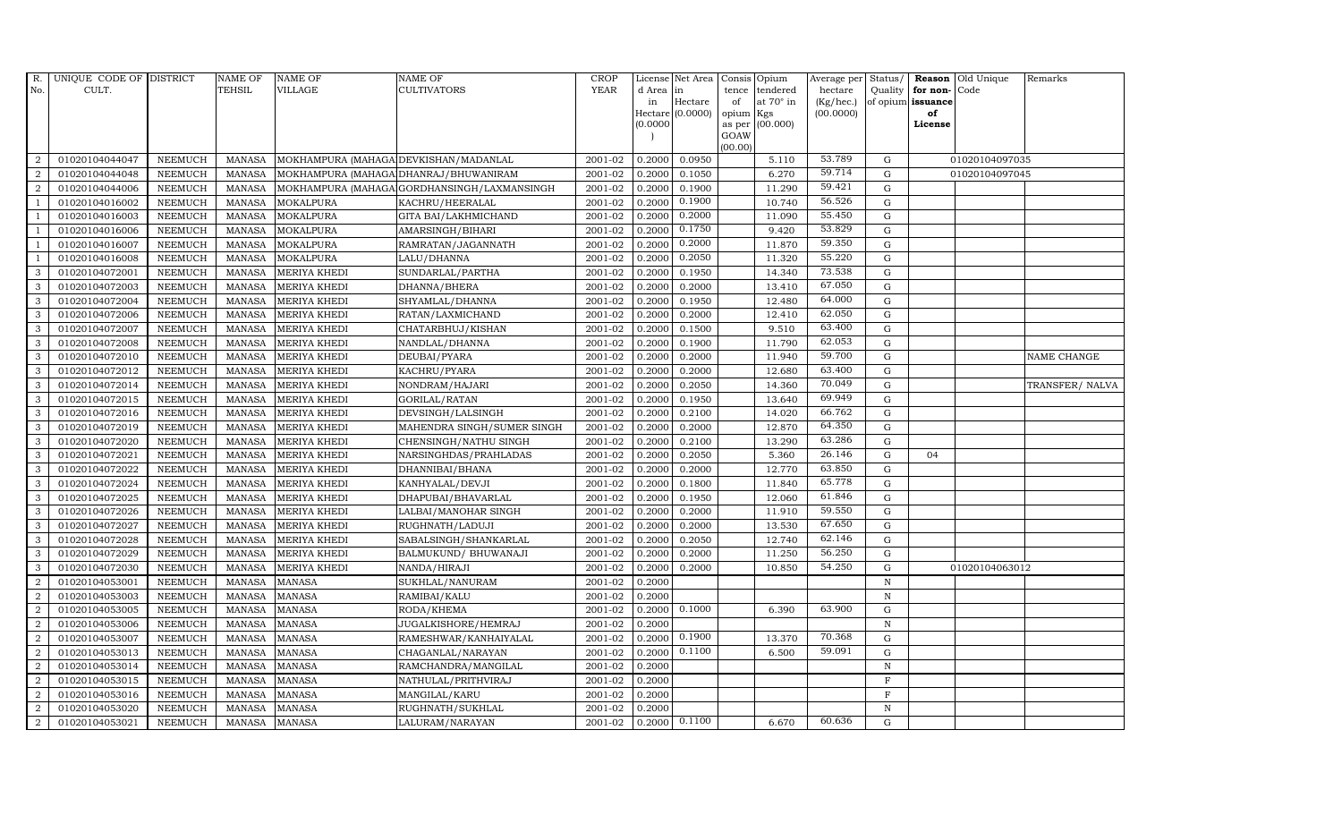| R. No. | UNIQUE CODE OF CULT. | DISTRICT | NAME OF TEHSIL | NAME OF VILLAGE | NAME OF CULTIVATORS | CROP YEAR | License d Area in Hectare (0.0000) | Net Area in Hectare (0.0000) | Consis tence of opium as per GOAW (00.00) | Opium tendered at 70° in Kgs (00.000) | Average per hectare (Kg/hec.) (00.0000) | Status/ Quality of opium | Reason for non-issuance of License | Old Unique Code | Remarks |
|---|---|---|---|---|---|---|---|---|---|---|---|---|---|---|---|
| 2 | 01020104044047 | NEEMUCH | MANASA | MOKHAMPURA (MAHAGA | DEVKISHAN/MADANLAL | 2001-02 | 0.2000 | 0.0950 | | 5.110 | 53.789 | G | | 01020104097035 | |
| 2 | 01020104044048 | NEEMUCH | MANASA | MOKHAMPURA (MAHAGA | DHANRAJ/BHUWANIRAM | 2001-02 | 0.2000 | 0.1050 | | 6.270 | 59.714 | G | | 01020104097045 | |
| 2 | 01020104044006 | NEEMUCH | MANASA | MOKHAMPURA (MAHAGA | GORDHANSINGH/LAXMANSINGH | 2001-02 | 0.2000 | 0.1900 | | 11.290 | 59.421 | G | | | |
| 1 | 01020104016002 | NEEMUCH | MANASA | MOKALPURA | KACHRU/HEERALAL | 2001-02 | 0.2000 | 0.1900 | | 10.740 | 56.526 | G | | | |
| 1 | 01020104016003 | NEEMUCH | MANASA | MOKALPURA | GITA BAI/LAKHMICHAND | 2001-02 | 0.2000 | 0.2000 | | 11.090 | 55.450 | G | | | |
| 1 | 01020104016006 | NEEMUCH | MANASA | MOKALPURA | AMARSINGH/BIHARI | 2001-02 | 0.2000 | 0.1750 | | 9.420 | 53.829 | G | | | |
| 1 | 01020104016007 | NEEMUCH | MANASA | MOKALPURA | RAMRATAN/JAGANNATH | 2001-02 | 0.2000 | 0.2000 | | 11.870 | 59.350 | G | | | |
| 1 | 01020104016008 | NEEMUCH | MANASA | MOKALPURA | LALU/DHANNA | 2001-02 | 0.2000 | 0.2050 | | 11.320 | 55.220 | G | | | |
| 3 | 01020104072001 | NEEMUCH | MANASA | MERIYA KHEDI | SUNDARLAL/PARTHA | 2001-02 | 0.2000 | 0.1950 | | 14.340 | 73.538 | G | | | |
| 3 | 01020104072003 | NEEMUCH | MANASA | MERIYA KHEDI | DHANNA/BHERA | 2001-02 | 0.2000 | 0.2000 | | 13.410 | 67.050 | G | | | |
| 3 | 01020104072004 | NEEMUCH | MANASA | MERIYA KHEDI | SHYAMLAL/DHANNA | 2001-02 | 0.2000 | 0.1950 | | 12.480 | 64.000 | G | | | |
| 3 | 01020104072006 | NEEMUCH | MANASA | MERIYA KHEDI | RATAN/LAXMICHAND | 2001-02 | 0.2000 | 0.2000 | | 12.410 | 62.050 | G | | | |
| 3 | 01020104072007 | NEEMUCH | MANASA | MERIYA KHEDI | CHATARBHUJ/KISHAN | 2001-02 | 0.2000 | 0.1500 | | 9.510 | 63.400 | G | | | |
| 3 | 01020104072008 | NEEMUCH | MANASA | MERIYA KHEDI | NANDLAL/DHANNA | 2001-02 | 0.2000 | 0.1900 | | 11.790 | 62.053 | G | | | |
| 3 | 01020104072010 | NEEMUCH | MANASA | MERIYA KHEDI | DEUBAI/PYARA | 2001-02 | 0.2000 | 0.2000 | | 11.940 | 59.700 | G | | | NAME CHANGE |
| 3 | 01020104072012 | NEEMUCH | MANASA | MERIYA KHEDI | KACHRU/PYARA | 2001-02 | 0.2000 | 0.2000 | | 12.680 | 63.400 | G | | | |
| 3 | 01020104072014 | NEEMUCH | MANASA | MERIYA KHEDI | NONDRAM/HAJARI | 2001-02 | 0.2000 | 0.2050 | | 14.360 | 70.049 | G | | | TRANSFER/ NALVA |
| 3 | 01020104072015 | NEEMUCH | MANASA | MERIYA KHEDI | GORILAL/RATAN | 2001-02 | 0.2000 | 0.1950 | | 13.640 | 69.949 | G | | | |
| 3 | 01020104072016 | NEEMUCH | MANASA | MERIYA KHEDI | DEVSINGH/LALSINGH | 2001-02 | 0.2000 | 0.2100 | | 14.020 | 66.762 | G | | | |
| 3 | 01020104072019 | NEEMUCH | MANASA | MERIYA KHEDI | MAHENDRA SINGH/SUMER SINGH | 2001-02 | 0.2000 | 0.2000 | | 12.870 | 64.350 | G | | | |
| 3 | 01020104072020 | NEEMUCH | MANASA | MERIYA KHEDI | CHENSINGH/NATHU SINGH | 2001-02 | 0.2000 | 0.2100 | | 13.290 | 63.286 | G | | | |
| 3 | 01020104072021 | NEEMUCH | MANASA | MERIYA KHEDI | NARSINGHDAS/PRAHLADAS | 2001-02 | 0.2000 | 0.2050 | | 5.360 | 26.146 | G | 04 | | |
| 3 | 01020104072022 | NEEMUCH | MANASA | MERIYA KHEDI | DHANNIBAI/BHANA | 2001-02 | 0.2000 | 0.2000 | | 12.770 | 63.850 | G | | | |
| 3 | 01020104072024 | NEEMUCH | MANASA | MERIYA KHEDI | KANHYALAL/DEVJI | 2001-02 | 0.2000 | 0.1800 | | 11.840 | 65.778 | G | | | |
| 3 | 01020104072025 | NEEMUCH | MANASA | MERIYA KHEDI | DHAPUBAI/BHAVARLAL | 2001-02 | 0.2000 | 0.1950 | | 12.060 | 61.846 | G | | | |
| 3 | 01020104072026 | NEEMUCH | MANASA | MERIYA KHEDI | LALBAI/MANOHAR SINGH | 2001-02 | 0.2000 | 0.2000 | | 11.910 | 59.550 | G | | | |
| 3 | 01020104072027 | NEEMUCH | MANASA | MERIYA KHEDI | RUGHNATH/LADUJI | 2001-02 | 0.2000 | 0.2000 | | 13.530 | 67.650 | G | | | |
| 3 | 01020104072028 | NEEMUCH | MANASA | MERIYA KHEDI | SABALSINGH/SHANKARLAL | 2001-02 | 0.2000 | 0.2050 | | 12.740 | 62.146 | G | | | |
| 3 | 01020104072029 | NEEMUCH | MANASA | MERIYA KHEDI | BALMUKUND/ BHUWANAJI | 2001-02 | 0.2000 | 0.2000 | | 11.250 | 56.250 | G | | | |
| 3 | 01020104072030 | NEEMUCH | MANASA | MERIYA KHEDI | NANDA/HIRAJI | 2001-02 | 0.2000 | 0.2000 | | 10.850 | 54.250 | G | | 01020104063012 | |
| 2 | 01020104053001 | NEEMUCH | MANASA | MANASA | SUKHLAL/NANURAM | 2001-02 | 0.2000 | | | | | N | | | |
| 2 | 01020104053003 | NEEMUCH | MANASA | MANASA | RAMIBAI/KALU | 2001-02 | 0.2000 | | | | | N | | | |
| 2 | 01020104053005 | NEEMUCH | MANASA | MANASA | RODA/KHEMA | 2001-02 | 0.2000 | 0.1000 | | 6.390 | 63.900 | G | | | |
| 2 | 01020104053006 | NEEMUCH | MANASA | MANASA | JUGALKISHORE/HEMRAJ | 2001-02 | 0.2000 | | | | | N | | | |
| 2 | 01020104053007 | NEEMUCH | MANASA | MANASA | RAMESHWAR/KANHAIYALAL | 2001-02 | 0.2000 | 0.1900 | | 13.370 | 70.368 | G | | | |
| 2 | 01020104053013 | NEEMUCH | MANASA | MANASA | CHAGANLAL/NARAYAN | 2001-02 | 0.2000 | 0.1100 | | 6.500 | 59.091 | G | | | |
| 2 | 01020104053014 | NEEMUCH | MANASA | MANASA | RAMCHANDRA/MANGILAL | 2001-02 | 0.2000 | | | | | N | | | |
| 2 | 01020104053015 | NEEMUCH | MANASA | MANASA | NATHULAL/PRITHVIRAJ | 2001-02 | 0.2000 | | | | | F | | | |
| 2 | 01020104053016 | NEEMUCH | MANASA | MANASA | MANGILAL/KARU | 2001-02 | 0.2000 | | | | | F | | | |
| 2 | 01020104053020 | NEEMUCH | MANASA | MANASA | RUGHNATH/SUKHLAL | 2001-02 | 0.2000 | | | | | N | | | |
| 2 | 01020104053021 | NEEMUCH | MANASA | MANASA | LALURAM/NARAYAN | 2001-02 | 0.2000 | 0.1100 | | 6.670 | 60.636 | G | | | |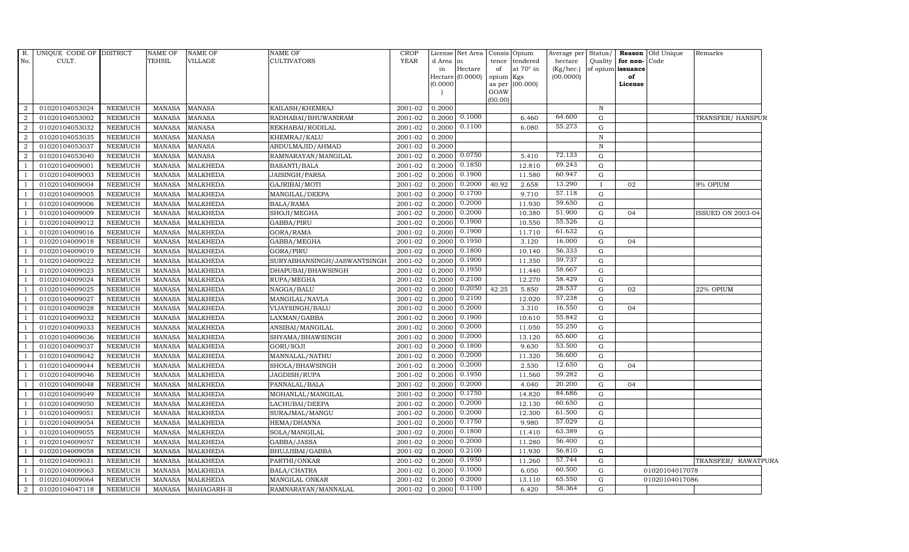| R. No. | UNIQUE CODE OF CULT. | DISTRICT | NAME OF TEHSIL | NAME OF VILLAGE | NAME OF CULTIVATORS | CROP YEAR | License d Area in Hectare (0.0000) | Net Area in Hectare (0.0000) | Consis tence of opium as per GOAW (00.00) | Opium tendered at 70° in Kgs (00.000) | Average per hectare (Kg/hec.) (00.0000) | Status/ Quality of opium | Reason for non-issuance of License | Old Unique Code | Remarks |
|---|---|---|---|---|---|---|---|---|---|---|---|---|---|---|---|
| 2 | 01020104053024 | NEEMUCH | MANASA | MANASA | KAILASH/KHEMRAJ | 2001-02 | 0.2000 | | | | | N | | | |
| 2 | 01020104053002 | NEEMUCH | MANASA | MANASA | RADHABAI/BHUWANIRAM | 2001-02 | 0.2000 | 0.1000 | | 6.460 | 64.600 | G | | | TRANSFER/ HANSPUR |
| 2 | 01020104053032 | NEEMUCH | MANASA | MANASA | REKHABAI/RODILAL | 2001-02 | 0.2000 | 0.1100 | | 6.080 | 55.273 | G | | | |
| 2 | 01020104053035 | NEEMUCH | MANASA | MANASA | KHEMRAJ/KALU | 2001-02 | 0.2000 | | | | | N | | | |
| 2 | 01020104053037 | NEEMUCH | MANASA | MANASA | ABDULMAJID/AHMAD | 2001-02 | 0.2000 | | | | | N | | | |
| 2 | 01020104053040 | NEEMUCH | MANASA | MANASA | RAMNARAYAN/MANGILAL | 2001-02 | 0.2000 | 0.0750 | | 5.410 | 72.133 | G | | | |
| 1 | 01020104009001 | NEEMUCH | MANASA | MALKHEDA | BASANTI/BALA | 2001-02 | 0.2000 | 0.1850 | | 12.810 | 69.243 | G | | | |
| 1 | 01020104009003 | NEEMUCH | MANASA | MALKHEDA | JAISINGH/PARSA | 2001-02 | 0.2000 | 0.1900 | | 11.580 | 60.947 | G | | | |
| 1 | 01020104009004 | NEEMUCH | MANASA | MALKHEDA | GAJRIBAI/MOTI | 2001-02 | 0.2000 | 0.2000 | 40.92 | 2.658 | 13.290 | I | 02 | | 9% OPIUM |
| 1 | 01020104009005 | NEEMUCH | MANASA | MALKHEDA | MANGILAL/DEEPA | 2001-02 | 0.2000 | 0.1700 | | 9.710 | 57.118 | G | | | |
| 1 | 01020104009006 | NEEMUCH | MANASA | MALKHEDA | BALA/RAMA | 2001-02 | 0.2000 | 0.2000 | | 11.930 | 59.650 | G | | | |
| 1 | 01020104009009 | NEEMUCH | MANASA | MALKHEDA | SHOJI/MEGHA | 2001-02 | 0.2000 | 0.2000 | | 10.380 | 51.900 | G | 04 | | ISSUED ON 2003-04 |
| 1 | 01020104009012 | NEEMUCH | MANASA | MALKHEDA | GABBA/PIRU | 2001-02 | 0.2000 | 0.1900 | | 10.550 | 55.526 | G | | | |
| 1 | 01020104009016 | NEEMUCH | MANASA | MALKHEDA | GORA/RAMA | 2001-02 | 0.2000 | 0.1900 | | 11.710 | 61.632 | G | | | |
| 1 | 01020104009018 | NEEMUCH | MANASA | MALKHEDA | GABBA/MEGHA | 2001-02 | 0.2000 | 0.1950 | | 3.120 | 16.000 | G | 04 | | |
| 1 | 01020104009019 | NEEMUCH | MANASA | MALKHEDA | GORA/PIRU | 2001-02 | 0.2000 | 0.1800 | | 10.140 | 56.333 | G | | | |
| 1 | 01020104009022 | NEEMUCH | MANASA | MALKHEDA | SURYABHANSINGH/JASWANTSINGH | 2001-02 | 0.2000 | 0.1900 | | 11.350 | 59.737 | G | | | |
| 1 | 01020104009023 | NEEMUCH | MANASA | MALKHEDA | DHAPUBAI/BHAWSINGH | 2001-02 | 0.2000 | 0.1950 | | 11.440 | 58.667 | G | | | |
| 1 | 01020104009024 | NEEMUCH | MANASA | MALKHEDA | RUPA/MEGHA | 2001-02 | 0.2000 | 0.2100 | | 12.270 | 58.429 | G | | | |
| 1 | 01020104009025 | NEEMUCH | MANASA | MALKHEDA | NAGGA/BALU | 2001-02 | 0.2000 | 0.2050 | 42.25 | 5.850 | 28.537 | G | 02 | | 22% OPIUM |
| 1 | 01020104009027 | NEEMUCH | MANASA | MALKHEDA | MANGILAL/NAVLA | 2001-02 | 0.2000 | 0.2100 | | 12.020 | 57.238 | G | | | |
| 1 | 01020104009028 | NEEMUCH | MANASA | MALKHEDA | VIJAYSINGH/BALU | 2001-02 | 0.2000 | 0.2000 | | 3.310 | 16.550 | G | 04 | | |
| 1 | 01020104009032 | NEEMUCH | MANASA | MALKHEDA | LAXMAN/GABBA | 2001-02 | 0.2000 | 0.1900 | | 10.610 | 55.842 | G | | | |
| 1 | 01020104009033 | NEEMUCH | MANASA | MALKHEDA | ANSIBAI/MANGILAL | 2001-02 | 0.2000 | 0.2000 | | 11.050 | 55.250 | G | | | |
| 1 | 01020104009036 | NEEMUCH | MANASA | MALKHEDA | SHYAMA/BHAWSINGH | 2001-02 | 0.2000 | 0.2000 | | 13.120 | 65.600 | G | | | |
| 1 | 01020104009037 | NEEMUCH | MANASA | MALKHEDA | GORI/SOJI | 2001-02 | 0.2000 | 0.1800 | | 9.630 | 53.500 | G | | | |
| 1 | 01020104009042 | NEEMUCH | MANASA | MALKHEDA | MANNALAL/NATHU | 2001-02 | 0.2000 | 0.2000 | | 11.320 | 56.600 | G | | | |
| 1 | 01020104009044 | NEEMUCH | MANASA | MALKHEDA | SHOLA/BHAWSINGH | 2001-02 | 0.2000 | 0.2000 | | 2.530 | 12.650 | G | 04 | | |
| 1 | 01020104009046 | NEEMUCH | MANASA | MALKHEDA | JAGDISH/RUPA | 2001-02 | 0.2000 | 0.1950 | | 11.560 | 59.282 | G | | | |
| 1 | 01020104009048 | NEEMUCH | MANASA | MALKHEDA | PANNALAL/BALA | 2001-02 | 0.2000 | 0.2000 | | 4.040 | 20.200 | G | 04 | | |
| 1 | 01020104009049 | NEEMUCH | MANASA | MALKHEDA | MOHANLAL/MANGILAL | 2001-02 | 0.2000 | 0.1750 | | 14.820 | 84.686 | G | | | |
| 1 | 01020104009050 | NEEMUCH | MANASA | MALKHEDA | LACHUBAI/DEEPA | 2001-02 | 0.2000 | 0.2000 | | 12.130 | 60.650 | G | | | |
| 1 | 01020104009051 | NEEMUCH | MANASA | MALKHEDA | SURAJMAL/MANGU | 2001-02 | 0.2000 | 0.2000 | | 12.300 | 61.500 | G | | | |
| 1 | 01020104009054 | NEEMUCH | MANASA | MALKHEDA | HEMA/DHANNA | 2001-02 | 0.2000 | 0.1750 | | 9.980 | 57.029 | G | | | |
| 1 | 01020104009055 | NEEMUCH | MANASA | MALKHEDA | SOLA/MANGILAL | 2001-02 | 0.2000 | 0.1800 | | 11.410 | 63.389 | G | | | |
| 1 | 01020104009057 | NEEMUCH | MANASA | MALKHEDA | GABBA/JASSA | 2001-02 | 0.2000 | 0.2000 | | 11.280 | 56.400 | G | | | |
| 1 | 01020104009058 | NEEMUCH | MANASA | MALKHEDA | BHUJJIBAI/GABBA | 2001-02 | 0.2000 | 0.2100 | | 11.930 | 56.810 | G | | | |
| 1 | 01020104009031 | NEEMUCH | MANASA | MALKHEDA | PARTHI/ONKAR | 2001-02 | 0.2000 | 0.1950 | | 11.260 | 57.744 | G | | | TRANSFER/ RAWATPURA |
| 1 | 01020104009063 | NEEMUCH | MANASA | MALKHEDA | BALA/CHATRA | 2001-02 | 0.2000 | 0.1000 | | 6.050 | 60.500 | G | | 01020104017078 | |
| 1 | 01020104009064 | NEEMUCH | MANASA | MALKHEDA | MANGILAL ONKAR | 2001-02 | 0.2000 | 0.2000 | | 13.110 | 65.550 | G | | 01020104017086 | |
| 2 | 01020104047118 | NEEMUCH | MANASA | MAHAGARH-II | RAMNARAYAN/MANNALAL | 2001-02 | 0.2000 | 0.1100 | | 6.420 | 58.364 | G | | | |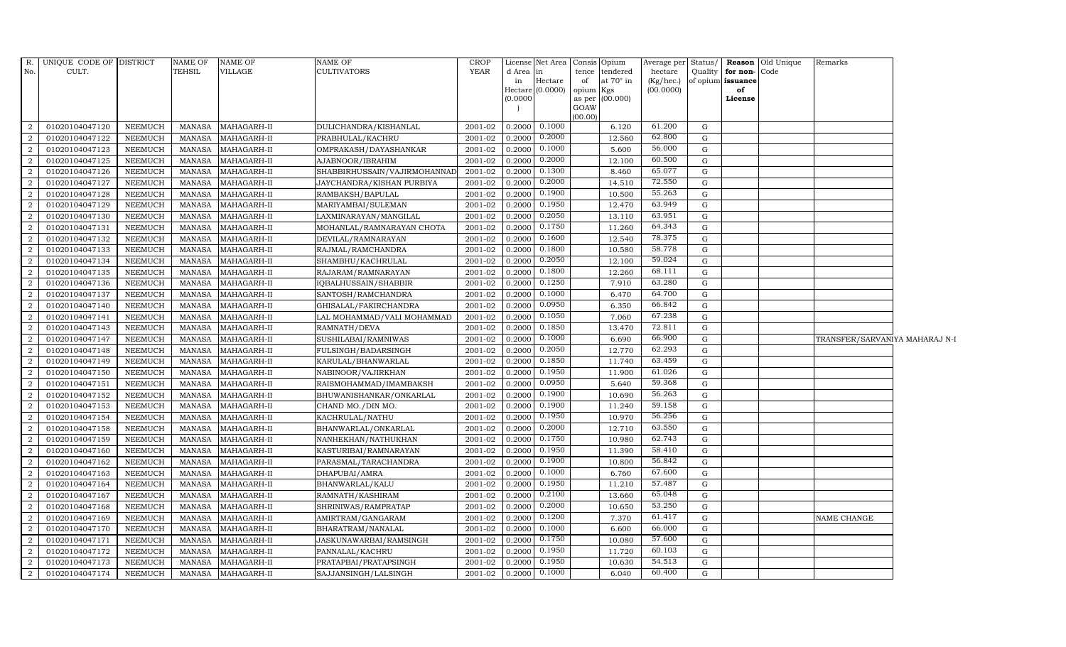| R. No. | UNIQUE CODE OF CULT. | DISTRICT | NAME OF TEHSIL | NAME OF VILLAGE | NAME OF CULTIVATORS | CROP YEAR | License d Area in Hectare (0.0000) | Net Area in Hectare (0.0000) | Consis tence of opium as per GOAW (00.00) | Opium tendered at 70° in Kgs (00.000) | Average per hectare (Kg/hec.) (00.0000) | Status/ Quality of opium | Reason for non-issuance of License | Old Unique Code | Remarks |
|---|---|---|---|---|---|---|---|---|---|---|---|---|---|---|---|
| 2 | 01020104047120 | NEEMUCH | MANASA | MAHAGARH-II | DULICHANDRA/KISHANLAL | 2001-02 | 0.2000 | 0.1000 | | 6.120 | 61.200 | G | | | |
| 2 | 01020104047122 | NEEMUCH | MANASA | MAHAGARH-II | PRABHULAL/KACHRU | 2001-02 | 0.2000 | 0.2000 | | 12.560 | 62.800 | G | | | |
| 2 | 01020104047123 | NEEMUCH | MANASA | MAHAGARH-II | OMPRAKASH/DAYASHANKAR | 2001-02 | 0.2000 | 0.1000 | | 5.600 | 56.000 | G | | | |
| 2 | 01020104047125 | NEEMUCH | MANASA | MAHAGARH-II | AJABNOOR/IBRAHIM | 2001-02 | 0.2000 | 0.2000 | | 12.100 | 60.500 | G | | | |
| 2 | 01020104047126 | NEEMUCH | MANASA | MAHAGARH-II | SHABBIRHUSSAIN/VAJIRMOHANNAD | 2001-02 | 0.2000 | 0.1300 | | 8.460 | 65.077 | G | | | |
| 2 | 01020104047127 | NEEMUCH | MANASA | MAHAGARH-II | JAYCHANDRA/KISHAN PURBIYA | 2001-02 | 0.2000 | 0.2000 | | 14.510 | 72.550 | G | | | |
| 2 | 01020104047128 | NEEMUCH | MANASA | MAHAGARH-II | RAMBAKSH/BAPULAL | 2001-02 | 0.2000 | 0.1900 | | 10.500 | 55.263 | G | | | |
| 2 | 01020104047129 | NEEMUCH | MANASA | MAHAGARH-II | MARIYAMBAI/SULEMAN | 2001-02 | 0.2000 | 0.1950 | | 12.470 | 63.949 | G | | | |
| 2 | 01020104047130 | NEEMUCH | MANASA | MAHAGARH-II | LAXMINARAYAN/MANGILAL | 2001-02 | 0.2000 | 0.2050 | | 13.110 | 63.951 | G | | | |
| 2 | 01020104047131 | NEEMUCH | MANASA | MAHAGARH-II | MOHANLAL/RAMNARAYAN CHOTA | 2001-02 | 0.2000 | 0.1750 | | 11.260 | 64.343 | G | | | |
| 2 | 01020104047132 | NEEMUCH | MANASA | MAHAGARH-II | DEVILAL/RAMNARAYAN | 2001-02 | 0.2000 | 0.1600 | | 12.540 | 78.375 | G | | | |
| 2 | 01020104047133 | NEEMUCH | MANASA | MAHAGARH-II | RAJMAL/RAMCHANDRA | 2001-02 | 0.2000 | 0.1800 | | 10.580 | 58.778 | G | | | |
| 2 | 01020104047134 | NEEMUCH | MANASA | MAHAGARH-II | SHAMBHU/KACHRULAL | 2001-02 | 0.2000 | 0.2050 | | 12.100 | 59.024 | G | | | |
| 2 | 01020104047135 | NEEMUCH | MANASA | MAHAGARH-II | RAJARAM/RAMNARAYAN | 2001-02 | 0.2000 | 0.1800 | | 12.260 | 68.111 | G | | | |
| 2 | 01020104047136 | NEEMUCH | MANASA | MAHAGARH-II | IQBALHUSSAIN/SHABBIR | 2001-02 | 0.2000 | 0.1250 | | 7.910 | 63.280 | G | | | |
| 2 | 01020104047137 | NEEMUCH | MANASA | MAHAGARH-II | SANTOSH/RAMCHANDRA | 2001-02 | 0.2000 | 0.1000 | | 6.470 | 64.700 | G | | | |
| 2 | 01020104047140 | NEEMUCH | MANASA | MAHAGARH-II | GHISALAL/FAKIRCHANDRA | 2001-02 | 0.2000 | 0.0950 | | 6.350 | 66.842 | G | | | |
| 2 | 01020104047141 | NEEMUCH | MANASA | MAHAGARH-II | LAL MOHAMMAD/VALI MOHAMMAD | 2001-02 | 0.2000 | 0.1050 | | 7.060 | 67.238 | G | | | |
| 2 | 01020104047143 | NEEMUCH | MANASA | MAHAGARH-II | RAMNATH/DEVA | 2001-02 | 0.2000 | 0.1850 | | 13.470 | 72.811 | G | | | |
| 2 | 01020104047147 | NEEMUCH | MANASA | MAHAGARH-II | SUSHILABAI/RAMNIWAS | 2001-02 | 0.2000 | 0.1000 | | 6.690 | 66.900 | G | | | TRANSFER/SARVANIYA MAHARAJ N-I |
| 2 | 01020104047148 | NEEMUCH | MANASA | MAHAGARH-II | FULSINGH/BADARSINGH | 2001-02 | 0.2000 | 0.2050 | | 12.770 | 62.293 | G | | | |
| 2 | 01020104047149 | NEEMUCH | MANASA | MAHAGARH-II | KARULAL/BHANWARLAL | 2001-02 | 0.2000 | 0.1850 | | 11.740 | 63.459 | G | | | |
| 2 | 01020104047150 | NEEMUCH | MANASA | MAHAGARH-II | NABINOOR/VAJIRKHAN | 2001-02 | 0.2000 | 0.1950 | | 11.900 | 61.026 | G | | | |
| 2 | 01020104047151 | NEEMUCH | MANASA | MAHAGARH-II | RAISMOHAMMAD/IMAMBAKSH | 2001-02 | 0.2000 | 0.0950 | | 5.640 | 59.368 | G | | | |
| 2 | 01020104047152 | NEEMUCH | MANASA | MAHAGARH-II | BHUWANISHANKAR/ONKARLAL | 2001-02 | 0.2000 | 0.1900 | | 10.690 | 56.263 | G | | | |
| 2 | 01020104047153 | NEEMUCH | MANASA | MAHAGARH-II | CHAND MO./DIN MO. | 2001-02 | 0.2000 | 0.1900 | | 11.240 | 59.158 | G | | | |
| 2 | 01020104047154 | NEEMUCH | MANASA | MAHAGARH-II | KACHRULAL/NATHU | 2001-02 | 0.2000 | 0.1950 | | 10.970 | 56.256 | G | | | |
| 2 | 01020104047158 | NEEMUCH | MANASA | MAHAGARH-II | BHANWARLAL/ONKARLAL | 2001-02 | 0.2000 | 0.2000 | | 12.710 | 63.550 | G | | | |
| 2 | 01020104047159 | NEEMUCH | MANASA | MAHAGARH-II | NANHEKHAN/NATHUKHAN | 2001-02 | 0.2000 | 0.1750 | | 10.980 | 62.743 | G | | | |
| 2 | 01020104047160 | NEEMUCH | MANASA | MAHAGARH-II | KASTURIBAI/RAMNARAYAN | 2001-02 | 0.2000 | 0.1950 | | 11.390 | 58.410 | G | | | |
| 2 | 01020104047162 | NEEMUCH | MANASA | MAHAGARH-II | PARASMAL/TARACHANDRA | 2001-02 | 0.2000 | 0.1900 | | 10.800 | 56.842 | G | | | |
| 2 | 01020104047163 | NEEMUCH | MANASA | MAHAGARH-II | DHAPUBAI/AMRA | 2001-02 | 0.2000 | 0.1000 | | 6.760 | 67.600 | G | | | |
| 2 | 01020104047164 | NEEMUCH | MANASA | MAHAGARH-II | BHANWARLAL/KALU | 2001-02 | 0.2000 | 0.1950 | | 11.210 | 57.487 | G | | | |
| 2 | 01020104047167 | NEEMUCH | MANASA | MAHAGARH-II | RAMNATH/KASHIRAM | 2001-02 | 0.2000 | 0.2100 | | 13.660 | 65.048 | G | | | |
| 2 | 01020104047168 | NEEMUCH | MANASA | MAHAGARH-II | SHRINIWAS/RAMPRATAP | 2001-02 | 0.2000 | 0.2000 | | 10.650 | 53.250 | G | | | |
| 2 | 01020104047169 | NEEMUCH | MANASA | MAHAGARH-II | AMIRTRAM/GANGARAM | 2001-02 | 0.2000 | 0.1200 | | 7.370 | 61.417 | G | | | NAME CHANGE |
| 2 | 01020104047170 | NEEMUCH | MANASA | MAHAGARH-II | BHARATRAM/NANALAL | 2001-02 | 0.2000 | 0.1000 | | 6.600 | 66.000 | G | | | |
| 2 | 01020104047171 | NEEMUCH | MANASA | MAHAGARH-II | JASKUNAWARBAI/RAMSINGH | 2001-02 | 0.2000 | 0.1750 | | 10.080 | 57.600 | G | | | |
| 2 | 01020104047172 | NEEMUCH | MANASA | MAHAGARH-II | PANNALAL/KACHRU | 2001-02 | 0.2000 | 0.1950 | | 11.720 | 60.103 | G | | | |
| 2 | 01020104047173 | NEEMUCH | MANASA | MAHAGARH-II | PRATAPBAI/PRATAPSINGH | 2001-02 | 0.2000 | 0.1950 | | 10.630 | 54.513 | G | | | |
| 2 | 01020104047174 | NEEMUCH | MANASA | MAHAGARH-II | SAJJANSINGH/LALSINGH | 2001-02 | 0.2000 | 0.1000 | | 6.040 | 60.400 | G | | | |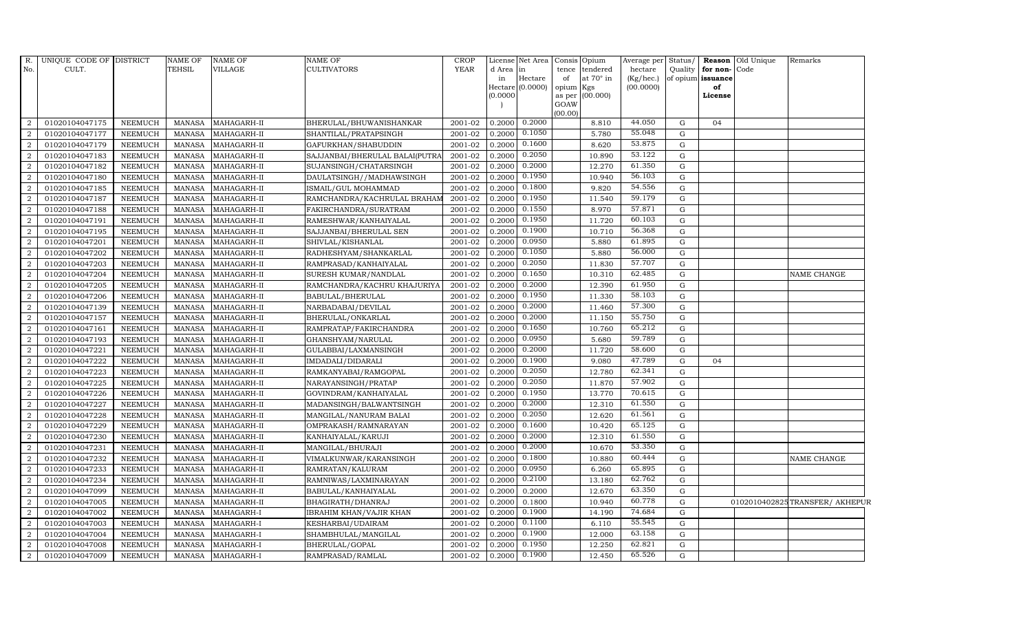| R. No. | UNIQUE CODE OF CULT. | DISTRICT | NAME OF TEHSIL | NAME OF VILLAGE | NAME OF CULTIVATORS | CROP YEAR | License d Area in Hectare (0.0000) | Net Area in Hectare (0.0000) | Consis tence of opium as per GOAW (00.00) | Opium tendered at 70° in Kgs (00.000) | Average per hectare (Kg/hec.) (00.0000) | Status/ Quality of opium | Reason for non- issuance of License | Old Unique Code | Remarks |
|---|---|---|---|---|---|---|---|---|---|---|---|---|---|---|---|
| 2 | 01020104047175 | NEEMUCH | MANASA | MAHAGARH-II | BHERULAL/BHUWANISHANKAR | 2001-02 | 0.2000 | 0.2000 | | 8.810 | 44.050 | G | 04 | | |
| 2 | 01020104047177 | NEEMUCH | MANASA | MAHAGARH-II | SHANTILAL/PRATAPSINGH | 2001-02 | 0.2000 | 0.1050 | | 5.780 | 55.048 | G | | | |
| 2 | 01020104047179 | NEEMUCH | MANASA | MAHAGARH-II | GAFURKHAN/SHABUDDIN | 2001-02 | 0.2000 | 0.1600 | | 8.620 | 53.875 | G | | | |
| 2 | 01020104047183 | NEEMUCH | MANASA | MAHAGARH-II | SAJJANBAI/BHERULAL BALAI(PUTRA | 2001-02 | 0.2000 | 0.2050 | | 10.890 | 53.122 | G | | | |
| 2 | 01020104047182 | NEEMUCH | MANASA | MAHAGARH-II | SUJANSINGH/CHATARSINGH | 2001-02 | 0.2000 | 0.2000 | | 12.270 | 61.350 | G | | | |
| 2 | 01020104047180 | NEEMUCH | MANASA | MAHAGARH-II | DAULATSINGH//MADHAWSINGH | 2001-02 | 0.2000 | 0.1950 | | 10.940 | 56.103 | G | | | |
| 2 | 01020104047185 | NEEMUCH | MANASA | MAHAGARH-II | ISMAIL/GUL MOHAMMAD | 2001-02 | 0.2000 | 0.1800 | | 9.820 | 54.556 | G | | | |
| 2 | 01020104047187 | NEEMUCH | MANASA | MAHAGARH-II | RAMCHANDRA/KACHRULAL BRAHAM | 2001-02 | 0.2000 | 0.1950 | | 11.540 | 59.179 | G | | | |
| 2 | 01020104047188 | NEEMUCH | MANASA | MAHAGARH-II | FAKIRCHANDRA/SURATRAM | 2001-02 | 0.2000 | 0.1550 | | 8.970 | 57.871 | G | | | |
| 2 | 01020104047191 | NEEMUCH | MANASA | MAHAGARH-II | RAMESHWAR/KANHAIYALAL | 2001-02 | 0.2000 | 0.1950 | | 11.720 | 60.103 | G | | | |
| 2 | 01020104047195 | NEEMUCH | MANASA | MAHAGARH-II | SAJJANBAI/BHERULAL SEN | 2001-02 | 0.2000 | 0.1900 | | 10.710 | 56.368 | G | | | |
| 2 | 01020104047201 | NEEMUCH | MANASA | MAHAGARH-II | SHIVLAL/KISHANLAL | 2001-02 | 0.2000 | 0.0950 | | 5.880 | 61.895 | G | | | |
| 2 | 01020104047202 | NEEMUCH | MANASA | MAHAGARH-II | RADHESHYAM/SHANKARLAL | 2001-02 | 0.2000 | 0.1050 | | 5.880 | 56.000 | G | | | |
| 2 | 01020104047203 | NEEMUCH | MANASA | MAHAGARH-II | RAMPRASAD/KANHAIYALAL | 2001-02 | 0.2000 | 0.2050 | | 11.830 | 57.707 | G | | | |
| 2 | 01020104047204 | NEEMUCH | MANASA | MAHAGARH-II | SURESH KUMAR/NANDLAL | 2001-02 | 0.2000 | 0.1650 | | 10.310 | 62.485 | G | | | NAME CHANGE |
| 2 | 01020104047205 | NEEMUCH | MANASA | MAHAGARH-II | RAMCHANDRA/KACHRU KHAJURIYA | 2001-02 | 0.2000 | 0.2000 | | 12.390 | 61.950 | G | | | |
| 2 | 01020104047206 | NEEMUCH | MANASA | MAHAGARH-II | BABULAL/BHERULAL | 2001-02 | 0.2000 | 0.1950 | | 11.330 | 58.103 | G | | | |
| 2 | 01020104047139 | NEEMUCH | MANASA | MAHAGARH-II | NARBADABAI/DEVILAL | 2001-02 | 0.2000 | 0.2000 | | 11.460 | 57.300 | G | | | |
| 2 | 01020104047157 | NEEMUCH | MANASA | MAHAGARH-II | BHERULAL/ONKARLAL | 2001-02 | 0.2000 | 0.2000 | | 11.150 | 55.750 | G | | | |
| 2 | 01020104047161 | NEEMUCH | MANASA | MAHAGARH-II | RAMPRATAP/FAKIRCHANDRA | 2001-02 | 0.2000 | 0.1650 | | 10.760 | 65.212 | G | | | |
| 2 | 01020104047193 | NEEMUCH | MANASA | MAHAGARH-II | GHANSHYAM/NARULAL | 2001-02 | 0.2000 | 0.0950 | | 5.680 | 59.789 | G | | | |
| 2 | 01020104047221 | NEEMUCH | MANASA | MAHAGARH-II | GULABBAI/LAXMANSINGH | 2001-02 | 0.2000 | 0.2000 | | 11.720 | 58.600 | G | | | |
| 2 | 01020104047222 | NEEMUCH | MANASA | MAHAGARH-II | IMDADALI/DIDARALI | 2001-02 | 0.2000 | 0.1900 | | 9.080 | 47.789 | G | 04 | | |
| 2 | 01020104047223 | NEEMUCH | MANASA | MAHAGARH-II | RAMKANYABAI/RAMGOPAL | 2001-02 | 0.2000 | 0.2050 | | 12.780 | 62.341 | G | | | |
| 2 | 01020104047225 | NEEMUCH | MANASA | MAHAGARH-II | NARAYANSINGH/PRATAP | 2001-02 | 0.2000 | 0.2050 | | 11.870 | 57.902 | G | | | |
| 2 | 01020104047226 | NEEMUCH | MANASA | MAHAGARH-II | GOVINDRAM/KANHAIYALAL | 2001-02 | 0.2000 | 0.1950 | | 13.770 | 70.615 | G | | | |
| 2 | 01020104047227 | NEEMUCH | MANASA | MAHAGARH-II | MADANSINGH/BALWANTSINGH | 2001-02 | 0.2000 | 0.2000 | | 12.310 | 61.550 | G | | | |
| 2 | 01020104047228 | NEEMUCH | MANASA | MAHAGARH-II | MANGILAL/NANURAM BALAI | 2001-02 | 0.2000 | 0.2050 | | 12.620 | 61.561 | G | | | |
| 2 | 01020104047229 | NEEMUCH | MANASA | MAHAGARH-II | OMPRAKASH/RAMNARAYAN | 2001-02 | 0.2000 | 0.1600 | | 10.420 | 65.125 | G | | | |
| 2 | 01020104047230 | NEEMUCH | MANASA | MAHAGARH-II | KANHAIYALAL/KARUJI | 2001-02 | 0.2000 | 0.2000 | | 12.310 | 61.550 | G | | | |
| 2 | 01020104047231 | NEEMUCH | MANASA | MAHAGARH-II | MANGILAL/BHURAJI | 2001-02 | 0.2000 | 0.2000 | | 10.670 | 53.350 | G | | | |
| 2 | 01020104047232 | NEEMUCH | MANASA | MAHAGARH-II | VIMALKUNWAR/KARANSINGH | 2001-02 | 0.2000 | 0.1800 | | 10.880 | 60.444 | G | | | NAME CHANGE |
| 2 | 01020104047233 | NEEMUCH | MANASA | MAHAGARH-II | RAMRATAN/KALURAM | 2001-02 | 0.2000 | 0.0950 | | 6.260 | 65.895 | G | | | |
| 2 | 01020104047234 | NEEMUCH | MANASA | MAHAGARH-II | RAMNIWAS/LAXMINARAYAN | 2001-02 | 0.2000 | 0.2100 | | 13.180 | 62.762 | G | | | |
| 2 | 01020104047099 | NEEMUCH | MANASA | MAHAGARH-II | BABULAL/KANHAIYALAL | 2001-02 | 0.2000 | 0.2000 | | 12.670 | 63.350 | G | | | |
| 2 | 01020104047005 | NEEMUCH | MANASA | MAHAGARH-II | BHAGIRATH/DHANRAJ | 2001-02 | 0.2000 | 0.1800 | | 10.940 | 60.778 | G | | 01020104028251 | TRANSFER/ AKHEPUR |
| 2 | 01020104047002 | NEEMUCH | MANASA | MAHAGARH-I | IBRAHIM KHAN/VAJIR KHAN | 2001-02 | 0.2000 | 0.1900 | | 14.190 | 74.684 | G | | | |
| 2 | 01020104047003 | NEEMUCH | MANASA | MAHAGARH-I | KESHARBAI/UDAIRAM | 2001-02 | 0.2000 | 0.1100 | | 6.110 | 55.545 | G | | | |
| 2 | 01020104047004 | NEEMUCH | MANASA | MAHAGARH-I | SHAMBHULAL/MANGILAL | 2001-02 | 0.2000 | 0.1900 | | 12.000 | 63.158 | G | | | |
| 2 | 01020104047008 | NEEMUCH | MANASA | MAHAGARH-I | BHERULAL/GOPAL | 2001-02 | 0.2000 | 0.1950 | | 12.250 | 62.821 | G | | | |
| 2 | 01020104047009 | NEEMUCH | MANASA | MAHAGARH-I | RAMPRASAD/RAMLAL | 2001-02 | 0.2000 | 0.1900 | | 12.450 | 65.526 | G | | | |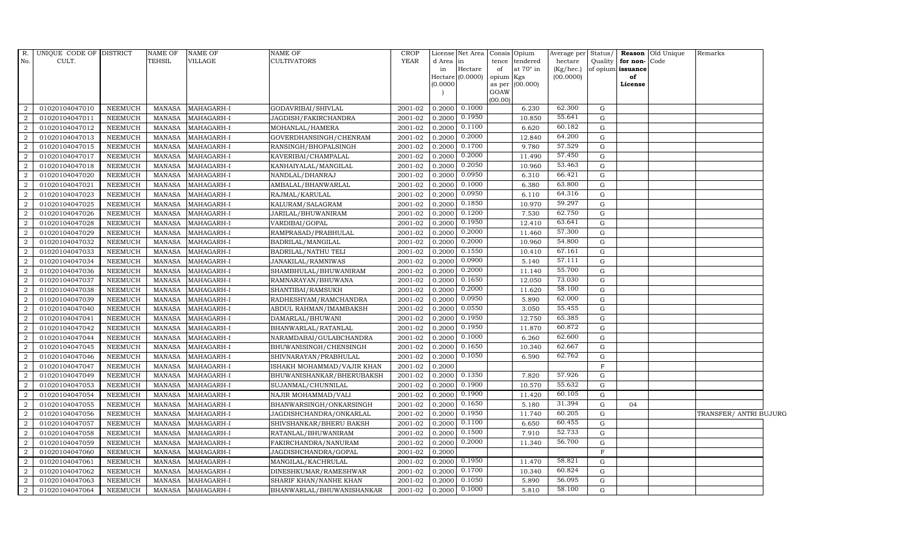| R. No. | UNIQUE CODE OF CULT. | DISTRICT | NAME OF TEHSIL | NAME OF VILLAGE | NAME OF CULTIVATORS | CROP YEAR | License d Area in Hectare (0.0000) | Net Area in Hectare (0.0000) | Consis tence of opium as per GOAW (00.00) | Opium tendered at 70° in Kgs (00.000) | Average per hectare (Kg/hec.) (00.0000) | Status/ Quality of opium | Reason for non-issuance of License | Old Unique Code | Remarks |
|---|---|---|---|---|---|---|---|---|---|---|---|---|---|---|---|
| 2 | 01020104047010 | NEEMUCH | MANASA | MAHAGARH-I | GODAVRIBAI/SHIVLAL | 2001-02 | 0.2000 | 0.1000 | | 6.230 | 62.300 | G | | | |
| 2 | 01020104047011 | NEEMUCH | MANASA | MAHAGARH-I | JAGDISH/FAKIRCHANDRA | 2001-02 | 0.2000 | 0.1950 | | 10.850 | 55.641 | G | | | |
| 2 | 01020104047012 | NEEMUCH | MANASA | MAHAGARH-I | MOHANLAL/HAMERA | 2001-02 | 0.2000 | 0.1100 | | 6.620 | 60.182 | G | | | |
| 2 | 01020104047013 | NEEMUCH | MANASA | MAHAGARH-I | GOVERDHANSINGH/CHENRAM | 2001-02 | 0.2000 | 0.2000 | | 12.840 | 64.200 | G | | | |
| 2 | 01020104047015 | NEEMUCH | MANASA | MAHAGARH-I | RANSINGH/BHOPALSINGH | 2001-02 | 0.2000 | 0.1700 | | 9.780 | 57.529 | G | | | |
| 2 | 01020104047017 | NEEMUCH | MANASA | MAHAGARH-I | KAVERIBAI/CHAMPALAL | 2001-02 | 0.2000 | 0.2000 | | 11.490 | 57.450 | G | | | |
| 2 | 01020104047018 | NEEMUCH | MANASA | MAHAGARH-I | KANHAIYALAL/MANGILAL | 2001-02 | 0.2000 | 0.2050 | | 10.960 | 53.463 | G | | | |
| 2 | 01020104047020 | NEEMUCH | MANASA | MAHAGARH-I | NANDLAL/DHANRAJ | 2001-02 | 0.2000 | 0.0950 | | 6.310 | 66.421 | G | | | |
| 2 | 01020104047021 | NEEMUCH | MANASA | MAHAGARH-I | AMBALAL/BHANWARLAL | 2001-02 | 0.2000 | 0.1000 | | 6.380 | 63.800 | G | | | |
| 2 | 01020104047023 | NEEMUCH | MANASA | MAHAGARH-I | RAJMAL/KARULAL | 2001-02 | 0.2000 | 0.0950 | | 6.110 | 64.316 | G | | | |
| 2 | 01020104047025 | NEEMUCH | MANASA | MAHAGARH-I | KALURAM/SALAGRAM | 2001-02 | 0.2000 | 0.1850 | | 10.970 | 59.297 | G | | | |
| 2 | 01020104047026 | NEEMUCH | MANASA | MAHAGARH-I | JARILAL/BHUWANIRAM | 2001-02 | 0.2000 | 0.1200 | | 7.530 | 62.750 | G | | | |
| 2 | 01020104047028 | NEEMUCH | MANASA | MAHAGARH-I | VARDIBAI/GOPAL | 2001-02 | 0.2000 | 0.1950 | | 12.410 | 63.641 | G | | | |
| 2 | 01020104047029 | NEEMUCH | MANASA | MAHAGARH-I | RAMPRASAD/PRABHULAL | 2001-02 | 0.2000 | 0.2000 | | 11.460 | 57.300 | G | | | |
| 2 | 01020104047032 | NEEMUCH | MANASA | MAHAGARH-I | BADRILAL/MANGILAL | 2001-02 | 0.2000 | 0.2000 | | 10.960 | 54.800 | G | | | |
| 2 | 01020104047033 | NEEMUCH | MANASA | MAHAGARH-I | BADRILAL/NATHU TELI | 2001-02 | 0.2000 | 0.1550 | | 10.410 | 67.161 | G | | | |
| 2 | 01020104047034 | NEEMUCH | MANASA | MAHAGARH-I | JANAKILAL/RAMNIWAS | 2001-02 | 0.2000 | 0.0900 | | 5.140 | 57.111 | G | | | |
| 2 | 01020104047036 | NEEMUCH | MANASA | MAHAGARH-I | SHAMBHULAL/BHUWANIRAM | 2001-02 | 0.2000 | 0.2000 | | 11.140 | 55.700 | G | | | |
| 2 | 01020104047037 | NEEMUCH | MANASA | MAHAGARH-I | RAMNARAYAN/BHUWANA | 2001-02 | 0.2000 | 0.1650 | | 12.050 | 73.030 | G | | | |
| 2 | 01020104047038 | NEEMUCH | MANASA | MAHAGARH-I | SHANTIBAI/RAMSUKH | 2001-02 | 0.2000 | 0.2000 | | 11.620 | 58.100 | G | | | |
| 2 | 01020104047039 | NEEMUCH | MANASA | MAHAGARH-I | RADHESHYAM/RAMCHANDRA | 2001-02 | 0.2000 | 0.0950 | | 5.890 | 62.000 | G | | | |
| 2 | 01020104047040 | NEEMUCH | MANASA | MAHAGARH-I | ABDUL RAHMAN/IMAMBAKSH | 2001-02 | 0.2000 | 0.0550 | | 3.050 | 55.455 | G | | | |
| 2 | 01020104047041 | NEEMUCH | MANASA | MAHAGARH-I | DAMARLAL/BHUWANI | 2001-02 | 0.2000 | 0.1950 | | 12.750 | 65.385 | G | | | |
| 2 | 01020104047042 | NEEMUCH | MANASA | MAHAGARH-I | BHANWARLAL/RATANLAL | 2001-02 | 0.2000 | 0.1950 | | 11.870 | 60.872 | G | | | |
| 2 | 01020104047044 | NEEMUCH | MANASA | MAHAGARH-I | NARAMDABAI/GULABCHANDRA | 2001-02 | 0.2000 | 0.1000 | | 6.260 | 62.600 | G | | | |
| 2 | 01020104047045 | NEEMUCH | MANASA | MAHAGARH-I | BHUWANISINGH/CHENSINGH | 2001-02 | 0.2000 | 0.1650 | | 10.340 | 62.667 | G | | | |
| 2 | 01020104047046 | NEEMUCH | MANASA | MAHAGARH-I | SHIVNARAYAN/PRABHULAL | 2001-02 | 0.2000 | 0.1050 | | 6.590 | 62.762 | G | | | |
| 2 | 01020104047047 | NEEMUCH | MANASA | MAHAGARH-I | ISHAKH MOHAMMAD/VAJIR KHAN | 2001-02 | 0.2000 | | | | | F | | | |
| 2 | 01020104047049 | NEEMUCH | MANASA | MAHAGARH-I | BHUWANISHANKAR/BHERUBAKSH | 2001-02 | 0.2000 | 0.1350 | | 7.820 | 57.926 | G | | | |
| 2 | 01020104047053 | NEEMUCH | MANASA | MAHAGARH-I | SUJANMAL/CHUNNILAL | 2001-02 | 0.2000 | 0.1900 | | 10.570 | 55.632 | G | | | |
| 2 | 01020104047054 | NEEMUCH | MANASA | MAHAGARH-I | NAJIR MOHAMMAD/VALI | 2001-02 | 0.2000 | 0.1900 | | 11.420 | 60.105 | G | | | |
| 2 | 01020104047055 | NEEMUCH | MANASA | MAHAGARH-I | BHANWARSINGH/ONKARSINGH | 2001-02 | 0.2000 | 0.1650 | | 5.180 | 31.394 | G | 04 | | |
| 2 | 01020104047056 | NEEMUCH | MANASA | MAHAGARH-I | JAGDISHCHANDRA/ONKARLAL | 2001-02 | 0.2000 | 0.1950 | | 11.740 | 60.205 | G | | | TRANSFER/ ANTRI BUJURG |
| 2 | 01020104047057 | NEEMUCH | MANASA | MAHAGARH-I | SHIVSHANKAR/BHERU BAKSH | 2001-02 | 0.2000 | 0.1100 | | 6.650 | 60.455 | G | | | |
| 2 | 01020104047058 | NEEMUCH | MANASA | MAHAGARH-I | RATANLAL/BHUWANIRAM | 2001-02 | 0.2000 | 0.1500 | | 7.910 | 52.733 | G | | | |
| 2 | 01020104047059 | NEEMUCH | MANASA | MAHAGARH-I | FAKIRCHANDRA/NANURAM | 2001-02 | 0.2000 | 0.2000 | | 11.340 | 56.700 | G | | | |
| 2 | 01020104047060 | NEEMUCH | MANASA | MAHAGARH-I | JAGDISHCHANDRA/GOPAL | 2001-02 | 0.2000 | | | | | F | | | |
| 2 | 01020104047061 | NEEMUCH | MANASA | MAHAGARH-I | MANGILAL/KACHRULAL | 2001-02 | 0.2000 | 0.1950 | | 11.470 | 58.821 | G | | | |
| 2 | 01020104047062 | NEEMUCH | MANASA | MAHAGARH-I | DINESHKUMAR/RAMESHWAR | 2001-02 | 0.2000 | 0.1700 | | 10.340 | 60.824 | G | | | |
| 2 | 01020104047063 | NEEMUCH | MANASA | MAHAGARH-I | SHARIF KHAN/NANHE KHAN | 2001-02 | 0.2000 | 0.1050 | | 5.890 | 56.095 | G | | | |
| 2 | 01020104047064 | NEEMUCH | MANASA | MAHAGARH-I | BHANWARLAL/BHUWANISHANKAR | 2001-02 | 0.2000 | 0.1000 | | 5.810 | 58.100 | G | | | |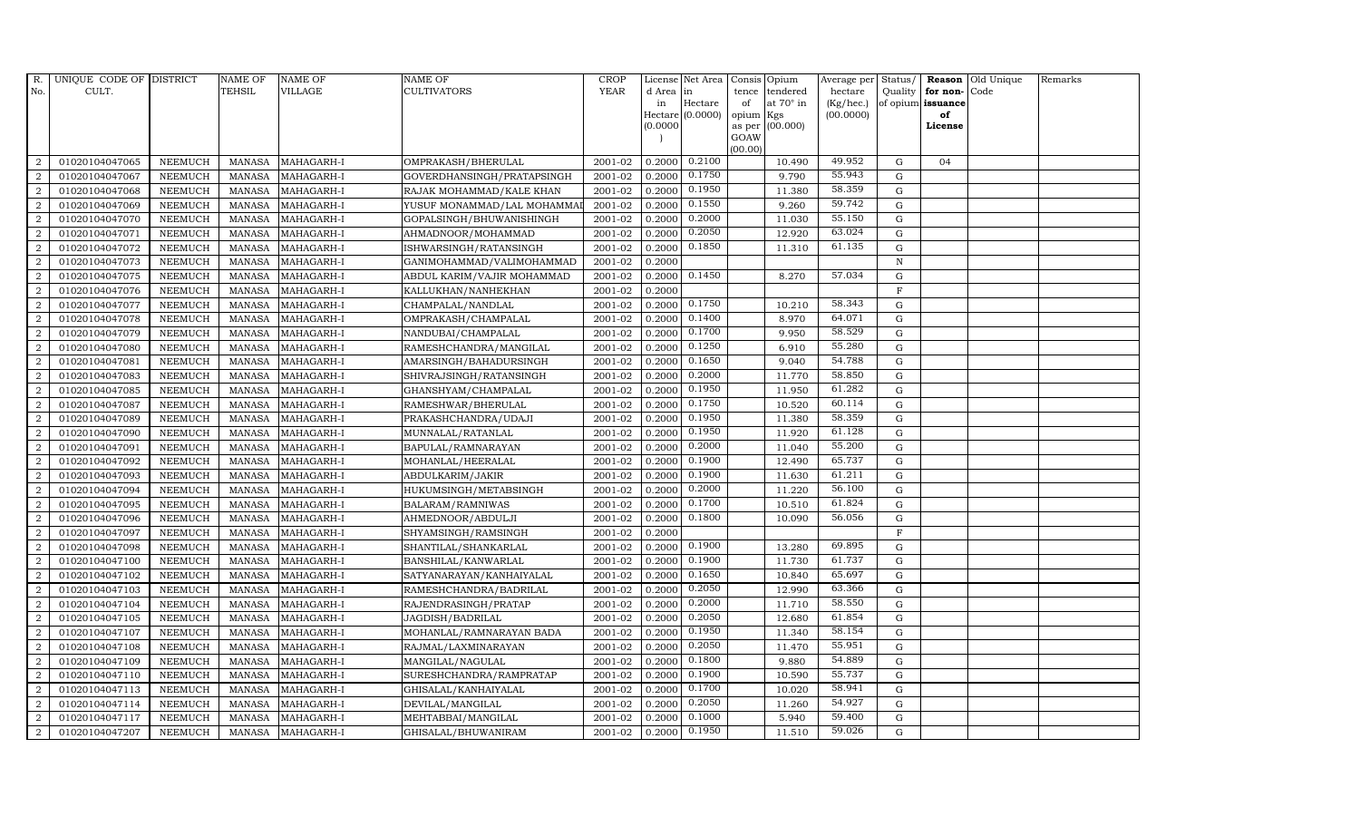| R. No. | UNIQUE CODE OF CULT. | DISTRICT | NAME OF TEHSIL | NAME OF VILLAGE | NAME OF CULTIVATORS | CROP YEAR | License d Area in Hectare (0.0000) | Net Area in Hectare (0.0000) | Consis tence of opium as per GOAW (00.00) | Opium tendered at 70° in Kgs (00.000) | Average per hectare (Kg/hec.) (00.0000) | Status/ Quality of opium | Reason for non-issuance of License | Old Unique Code | Remarks |
|---|---|---|---|---|---|---|---|---|---|---|---|---|---|---|---|
| 2 | 01020104047065 | NEEMUCH | MANASA | MAHAGARH-I | OMPRAKASH/BHERULAL | 2001-02 | 0.2000 | 0.2100 | | 10.490 | 49.952 | G | 04 | | |
| 2 | 01020104047067 | NEEMUCH | MANASA | MAHAGARH-I | GOVERDHANSINGH/PRATAPSINGH | 2001-02 | 0.2000 | 0.1750 | | 9.790 | 55.943 | G | | | |
| 2 | 01020104047068 | NEEMUCH | MANASA | MAHAGARH-I | RAJAK MOHAMMAD/KALE KHAN | 2001-02 | 0.2000 | 0.1950 | | 11.380 | 58.359 | G | | | |
| 2 | 01020104047069 | NEEMUCH | MANASA | MAHAGARH-I | YUSUF MONAMMAD/LAL MOHAMMAD | 2001-02 | 0.2000 | 0.1550 | | 9.260 | 59.742 | G | | | |
| 2 | 01020104047070 | NEEMUCH | MANASA | MAHAGARH-I | GOPALSINGH/BHUWANISHINGH | 2001-02 | 0.2000 | 0.2000 | | 11.030 | 55.150 | G | | | |
| 2 | 01020104047071 | NEEMUCH | MANASA | MAHAGARH-I | AHMADNOOR/MOHAMMAD | 2001-02 | 0.2000 | 0.2050 | | 12.920 | 63.024 | G | | | |
| 2 | 01020104047072 | NEEMUCH | MANASA | MAHAGARH-I | ISHWARSINGH/RATANSINGH | 2001-02 | 0.2000 | 0.1850 | | 11.310 | 61.135 | G | | | |
| 2 | 01020104047073 | NEEMUCH | MANASA | MAHAGARH-I | GANIMOHAMMAD/VALIMOHAMMAD | 2001-02 | 0.2000 | | | | | N | | | |
| 2 | 01020104047075 | NEEMUCH | MANASA | MAHAGARH-I | ABDUL KARIM/VAJIR MOHAMMAD | 2001-02 | 0.2000 | 0.1450 | | 8.270 | 57.034 | G | | | |
| 2 | 01020104047076 | NEEMUCH | MANASA | MAHAGARH-I | KALLUKHAN/NANHEKHAN | 2001-02 | 0.2000 | | | | | F | | | |
| 2 | 01020104047077 | NEEMUCH | MANASA | MAHAGARH-I | CHAMPALAL/NANDLAL | 2001-02 | 0.2000 | 0.1750 | | 10.210 | 58.343 | G | | | |
| 2 | 01020104047078 | NEEMUCH | MANASA | MAHAGARH-I | OMPRAKASH/CHAMPALAL | 2001-02 | 0.2000 | 0.1400 | | 8.970 | 64.071 | G | | | |
| 2 | 01020104047079 | NEEMUCH | MANASA | MAHAGARH-I | NANDUBAI/CHAMPALAL | 2001-02 | 0.2000 | 0.1700 | | 9.950 | 58.529 | G | | | |
| 2 | 01020104047080 | NEEMUCH | MANASA | MAHAGARH-I | RAMESHCHANDRA/MANGILAL | 2001-02 | 0.2000 | 0.1250 | | 6.910 | 55.280 | G | | | |
| 2 | 01020104047081 | NEEMUCH | MANASA | MAHAGARH-I | AMARSINGH/BAHADURSINGH | 2001-02 | 0.2000 | 0.1650 | | 9.040 | 54.788 | G | | | |
| 2 | 01020104047083 | NEEMUCH | MANASA | MAHAGARH-I | SHIVRAJSINGH/RATANSINGH | 2001-02 | 0.2000 | 0.2000 | | 11.770 | 58.850 | G | | | |
| 2 | 01020104047085 | NEEMUCH | MANASA | MAHAGARH-I | GHANSHYAM/CHAMPALAL | 2001-02 | 0.2000 | 0.1950 | | 11.950 | 61.282 | G | | | |
| 2 | 01020104047087 | NEEMUCH | MANASA | MAHAGARH-I | RAMESHWAR/BHERULAL | 2001-02 | 0.2000 | 0.1750 | | 10.520 | 60.114 | G | | | |
| 2 | 01020104047089 | NEEMUCH | MANASA | MAHAGARH-I | PRAKASHCHANDRA/UDAJI | 2001-02 | 0.2000 | 0.1950 | | 11.380 | 58.359 | G | | | |
| 2 | 01020104047090 | NEEMUCH | MANASA | MAHAGARH-I | MUNNALAL/RATANLAL | 2001-02 | 0.2000 | 0.1950 | | 11.920 | 61.128 | G | | | |
| 2 | 01020104047091 | NEEMUCH | MANASA | MAHAGARH-I | BAPULAL/RAMNARAYAN | 2001-02 | 0.2000 | 0.2000 | | 11.040 | 55.200 | G | | | |
| 2 | 01020104047092 | NEEMUCH | MANASA | MAHAGARH-I | MOHANLAL/HEERALAL | 2001-02 | 0.2000 | 0.1900 | | 12.490 | 65.737 | G | | | |
| 2 | 01020104047093 | NEEMUCH | MANASA | MAHAGARH-I | ABDULKARIM/JAKIR | 2001-02 | 0.2000 | 0.1900 | | 11.630 | 61.211 | G | | | |
| 2 | 01020104047094 | NEEMUCH | MANASA | MAHAGARH-I | HUKUMSINGH/METABSINGH | 2001-02 | 0.2000 | 0.2000 | | 11.220 | 56.100 | G | | | |
| 2 | 01020104047095 | NEEMUCH | MANASA | MAHAGARH-I | BALARAM/RAMNIWAS | 2001-02 | 0.2000 | 0.1700 | | 10.510 | 61.824 | G | | | |
| 2 | 01020104047096 | NEEMUCH | MANASA | MAHAGARH-I | AHMEDNOOR/ABDULJI | 2001-02 | 0.2000 | 0.1800 | | 10.090 | 56.056 | G | | | |
| 2 | 01020104047097 | NEEMUCH | MANASA | MAHAGARH-I | SHYAMSINGH/RAMSINGH | 2001-02 | 0.2000 | | | | | F | | | |
| 2 | 01020104047098 | NEEMUCH | MANASA | MAHAGARH-I | SHANTILAL/SHANKARLAL | 2001-02 | 0.2000 | 0.1900 | | 13.280 | 69.895 | G | | | |
| 2 | 01020104047100 | NEEMUCH | MANASA | MAHAGARH-I | BANSHILAL/KANWARLAL | 2001-02 | 0.2000 | 0.1900 | | 11.730 | 61.737 | G | | | |
| 2 | 01020104047102 | NEEMUCH | MANASA | MAHAGARH-I | SATYANARAYAN/KANHAIYALAL | 2001-02 | 0.2000 | 0.1650 | | 10.840 | 65.697 | G | | | |
| 2 | 01020104047103 | NEEMUCH | MANASA | MAHAGARH-I | RAMESHCHANDRA/BADRILAL | 2001-02 | 0.2000 | 0.2050 | | 12.990 | 63.366 | G | | | |
| 2 | 01020104047104 | NEEMUCH | MANASA | MAHAGARH-I | RAJENDRASINGH/PRATAP | 2001-02 | 0.2000 | 0.2000 | | 11.710 | 58.550 | G | | | |
| 2 | 01020104047105 | NEEMUCH | MANASA | MAHAGARH-I | JAGDISH/BADRILAL | 2001-02 | 0.2000 | 0.2050 | | 12.680 | 61.854 | G | | | |
| 2 | 01020104047107 | NEEMUCH | MANASA | MAHAGARH-I | MOHANLAL/RAMNARAYAN BADA | 2001-02 | 0.2000 | 0.1950 | | 11.340 | 58.154 | G | | | |
| 2 | 01020104047108 | NEEMUCH | MANASA | MAHAGARH-I | RAJMAL/LAXMINARAYAN | 2001-02 | 0.2000 | 0.2050 | | 11.470 | 55.951 | G | | | |
| 2 | 01020104047109 | NEEMUCH | MANASA | MAHAGARH-I | MANGILAL/NAGULAL | 2001-02 | 0.2000 | 0.1800 | | 9.880 | 54.889 | G | | | |
| 2 | 01020104047110 | NEEMUCH | MANASA | MAHAGARH-I | SURESHCHANDRA/RAMPRATAP | 2001-02 | 0.2000 | 0.1900 | | 10.590 | 55.737 | G | | | |
| 2 | 01020104047113 | NEEMUCH | MANASA | MAHAGARH-I | GHISALAL/KANHAIYALAL | 2001-02 | 0.2000 | 0.1700 | | 10.020 | 58.941 | G | | | |
| 2 | 01020104047114 | NEEMUCH | MANASA | MAHAGARH-I | DEVILAL/MANGILAL | 2001-02 | 0.2000 | 0.2050 | | 11.260 | 54.927 | G | | | |
| 2 | 01020104047117 | NEEMUCH | MANASA | MAHAGARH-I | MEHTABBAI/MANGILAL | 2001-02 | 0.2000 | 0.1000 | | 5.940 | 59.400 | G | | | |
| 2 | 01020104047207 | NEEMUCH | MANASA | MAHAGARH-I | GHISALAL/BHUWANIRAM | 2001-02 | 0.2000 | 0.1950 | | 11.510 | 59.026 | G | | | |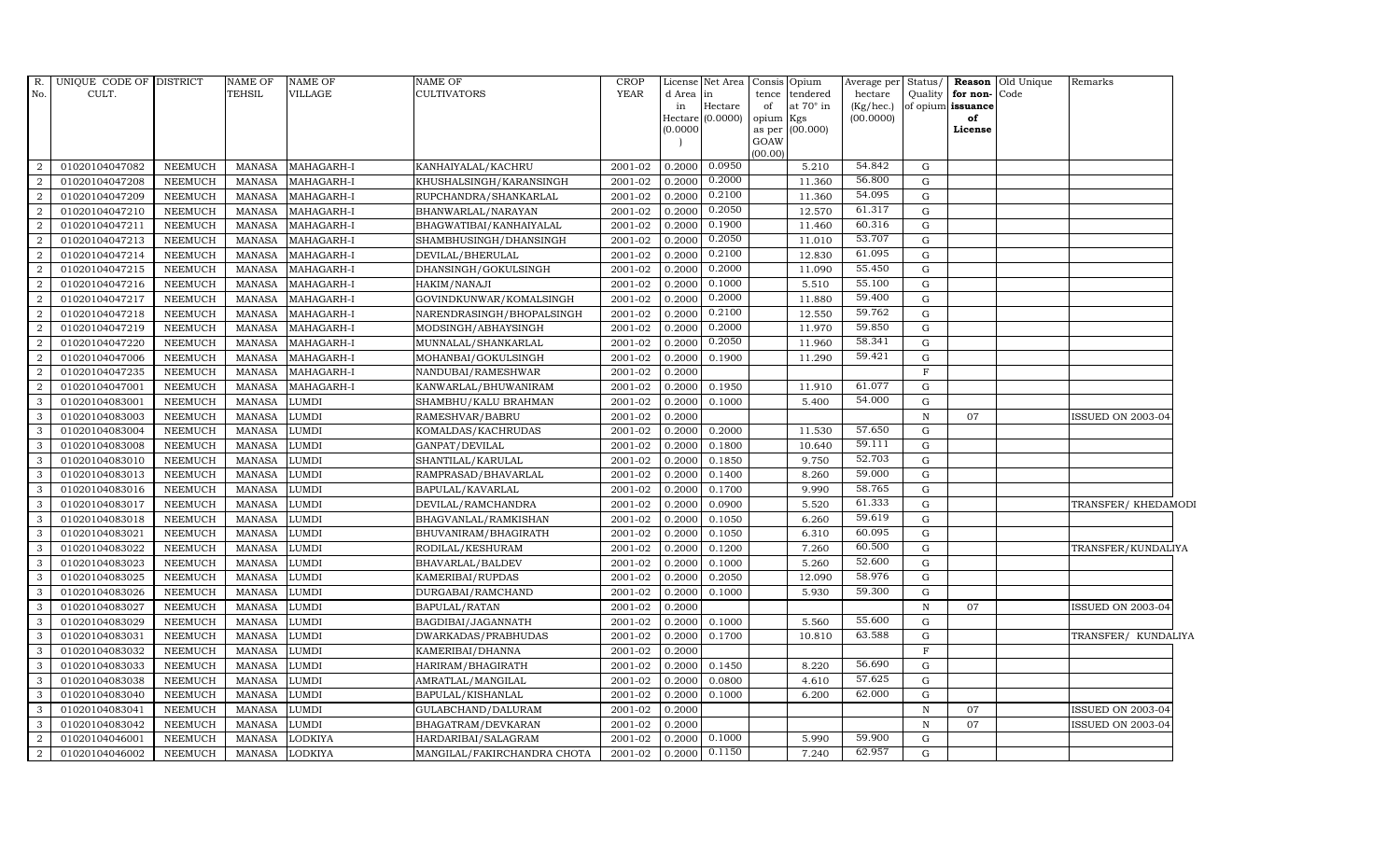| R. No. | UNIQUE CODE OF CULT. | DISTRICT | NAME OF TEHSIL | NAME OF VILLAGE | NAME OF CULTIVATORS | CROP YEAR | License d Area in Hectare (0.0000) | Net Area in Hectare (0.0000) | Consis tence of opium as per GOAW (00.00) | Opium tendered at 70° in Kgs (00.000) | Average per hectare (Kg/hec.) (00.0000) | Status/ Quality of opium | Reason for non-issuance of License | Old Unique Code | Remarks |
|---|---|---|---|---|---|---|---|---|---|---|---|---|---|---|---|
| 2 | 01020104047082 | NEEMUCH | MANASA | MAHAGARH-I | KANHAIYALAL/KACHRU | 2001-02 | 0.2000 | 0.0950 | | 5.210 | 54.842 | G | | | |
| 2 | 01020104047208 | NEEMUCH | MANASA | MAHAGARH-I | KHUSHALSINGH/KARANSINGH | 2001-02 | 0.2000 | 0.2000 | | 11.360 | 56.800 | G | | | |
| 2 | 01020104047209 | NEEMUCH | MANASA | MAHAGARH-I | RUPCHANDRA/SHANKARLAL | 2001-02 | 0.2000 | 0.2100 | | 11.360 | 54.095 | G | | | |
| 2 | 01020104047210 | NEEMUCH | MANASA | MAHAGARH-I | BHANWARLAL/NARAYAN | 2001-02 | 0.2000 | 0.2050 | | 12.570 | 61.317 | G | | | |
| 2 | 01020104047211 | NEEMUCH | MANASA | MAHAGARH-I | BHAGWATIBAI/KANHAIYALAL | 2001-02 | 0.2000 | 0.1900 | | 11.460 | 60.316 | G | | | |
| 2 | 01020104047213 | NEEMUCH | MANASA | MAHAGARH-I | SHAMBHUSINGH/DHANSINGH | 2001-02 | 0.2000 | 0.2050 | | 11.010 | 53.707 | G | | | |
| 2 | 01020104047214 | NEEMUCH | MANASA | MAHAGARH-I | DEVILAL/BHERULAL | 2001-02 | 0.2000 | 0.2100 | | 12.830 | 61.095 | G | | | |
| 2 | 01020104047215 | NEEMUCH | MANASA | MAHAGARH-I | DHANSINGH/GOKULSINGH | 2001-02 | 0.2000 | 0.2000 | | 11.090 | 55.450 | G | | | |
| 2 | 01020104047216 | NEEMUCH | MANASA | MAHAGARH-I | HAKIM/NANAJI | 2001-02 | 0.2000 | 0.1000 | | 5.510 | 55.100 | G | | | |
| 2 | 01020104047217 | NEEMUCH | MANASA | MAHAGARH-I | GOVINDKUNWAR/KOMALSINGH | 2001-02 | 0.2000 | 0.2000 | | 11.880 | 59.400 | G | | | |
| 2 | 01020104047218 | NEEMUCH | MANASA | MAHAGARH-I | NARENDRASINGH/BHOPALSINGH | 2001-02 | 0.2000 | 0.2100 | | 12.550 | 59.762 | G | | | |
| 2 | 01020104047219 | NEEMUCH | MANASA | MAHAGARH-I | MODSINGH/ABHAYSINGH | 2001-02 | 0.2000 | 0.2000 | | 11.970 | 59.850 | G | | | |
| 2 | 01020104047220 | NEEMUCH | MANASA | MAHAGARH-I | MUNNALAL/SHANKARLAL | 2001-02 | 0.2000 | 0.2050 | | 11.960 | 58.341 | G | | | |
| 2 | 01020104047006 | NEEMUCH | MANASA | MAHAGARH-I | MOHANBAI/GOKULSINGH | 2001-02 | 0.2000 | 0.1900 | | 11.290 | 59.421 | G | | | |
| 2 | 01020104047235 | NEEMUCH | MANASA | MAHAGARH-I | NANDUBAI/RAMESHWAR | 2001-02 | 0.2000 | | | | | F | | | |
| 2 | 01020104047001 | NEEMUCH | MANASA | MAHAGARH-I | KANWARLAL/BHUWANIRAM | 2001-02 | 0.2000 | 0.1950 | | 11.910 | 61.077 | G | | | |
| 3 | 01020104083001 | NEEMUCH | MANASA | LUMDI | SHAMBHU/KALU BRAHMAN | 2001-02 | 0.2000 | 0.1000 | | 5.400 | 54.000 | G | | | |
| 3 | 01020104083003 | NEEMUCH | MANASA | LUMDI | RAMESHVAR/BABRU | 2001-02 | 0.2000 | | | | | N | 07 | | ISSUED ON 2003-04 |
| 3 | 01020104083004 | NEEMUCH | MANASA | LUMDI | KOMALDAS/KACHRUDAS | 2001-02 | 0.2000 | 0.2000 | | 11.530 | 57.650 | G | | | |
| 3 | 01020104083008 | NEEMUCH | MANASA | LUMDI | GANPAT/DEVILAL | 2001-02 | 0.2000 | 0.1800 | | 10.640 | 59.111 | G | | | |
| 3 | 01020104083010 | NEEMUCH | MANASA | LUMDI | SHANTILAL/KARULAL | 2001-02 | 0.2000 | 0.1850 | | 9.750 | 52.703 | G | | | |
| 3 | 01020104083013 | NEEMUCH | MANASA | LUMDI | RAMPRASAD/BHAVARLAL | 2001-02 | 0.2000 | 0.1400 | | 8.260 | 59.000 | G | | | |
| 3 | 01020104083016 | NEEMUCH | MANASA | LUMDI | BAPULAL/KAVARLAL | 2001-02 | 0.2000 | 0.1700 | | 9.990 | 58.765 | G | | | |
| 3 | 01020104083017 | NEEMUCH | MANASA | LUMDI | DEVILAL/RAMCHANDRA | 2001-02 | 0.2000 | 0.0900 | | 5.520 | 61.333 | G | | | TRANSFER/ KHEDAMODI |
| 3 | 01020104083018 | NEEMUCH | MANASA | LUMDI | BHAGVANLAL/RAMKISHAN | 2001-02 | 0.2000 | 0.1050 | | 6.260 | 59.619 | G | | | |
| 3 | 01020104083021 | NEEMUCH | MANASA | LUMDI | BHUVANIRAM/BHAGIRATH | 2001-02 | 0.2000 | 0.1050 | | 6.310 | 60.095 | G | | | |
| 3 | 01020104083022 | NEEMUCH | MANASA | LUMDI | RODILAL/KESHURAM | 2001-02 | 0.2000 | 0.1200 | | 7.260 | 60.500 | G | | | TRANSFER/KUNDALIYA |
| 3 | 01020104083023 | NEEMUCH | MANASA | LUMDI | BHAVARLAL/BALDEV | 2001-02 | 0.2000 | 0.1000 | | 5.260 | 52.600 | G | | | |
| 3 | 01020104083025 | NEEMUCH | MANASA | LUMDI | KAMERIBAI/RUPDAS | 2001-02 | 0.2000 | 0.2050 | | 12.090 | 58.976 | G | | | |
| 3 | 01020104083026 | NEEMUCH | MANASA | LUMDI | DURGABAI/RAMCHAND | 2001-02 | 0.2000 | 0.1000 | | 5.930 | 59.300 | G | | | |
| 3 | 01020104083027 | NEEMUCH | MANASA | LUMDI | BAPULAL/RATAN | 2001-02 | 0.2000 | | | | | N | 07 | | ISSUED ON 2003-04 |
| 3 | 01020104083029 | NEEMUCH | MANASA | LUMDI | BAGDIBAI/JAGANNATH | 2001-02 | 0.2000 | 0.1000 | | 5.560 | 55.600 | G | | | |
| 3 | 01020104083031 | NEEMUCH | MANASA | LUMDI | DWARKADAS/PRABHUDAS | 2001-02 | 0.2000 | 0.1700 | | 10.810 | 63.588 | G | | | TRANSFER/ KUNDALIYA |
| 3 | 01020104083032 | NEEMUCH | MANASA | LUMDI | KAMERIBAI/DHANNA | 2001-02 | 0.2000 | | | | | F | | | |
| 3 | 01020104083033 | NEEMUCH | MANASA | LUMDI | HARIRAM/BHAGIRATH | 2001-02 | 0.2000 | 0.1450 | | 8.220 | 56.690 | G | | | |
| 3 | 01020104083038 | NEEMUCH | MANASA | LUMDI | AMRATLAL/MANGILAL | 2001-02 | 0.2000 | 0.0800 | | 4.610 | 57.625 | G | | | |
| 3 | 01020104083040 | NEEMUCH | MANASA | LUMDI | BAPULAL/KISHANLAL | 2001-02 | 0.2000 | 0.1000 | | 6.200 | 62.000 | G | | | |
| 3 | 01020104083041 | NEEMUCH | MANASA | LUMDI | GULABCHAND/DALURAM | 2001-02 | 0.2000 | | | | | N | 07 | | ISSUED ON 2003-04 |
| 3 | 01020104083042 | NEEMUCH | MANASA | LUMDI | BHAGATRAM/DEVKARAN | 2001-02 | 0.2000 | | | | | N | 07 | | ISSUED ON 2003-04 |
| 2 | 01020104046001 | NEEMUCH | MANASA | LODKIYA | HARDARIBAI/SALAGRAM | 2001-02 | 0.2000 | 0.1000 | | 5.990 | 59.900 | G | | | |
| 2 | 01020104046002 | NEEMUCH | MANASA | LODKIYA | MANGILAL/FAKIRCHANDRA CHOTA | 2001-02 | 0.2000 | 0.1150 | | 7.240 | 62.957 | G | | | |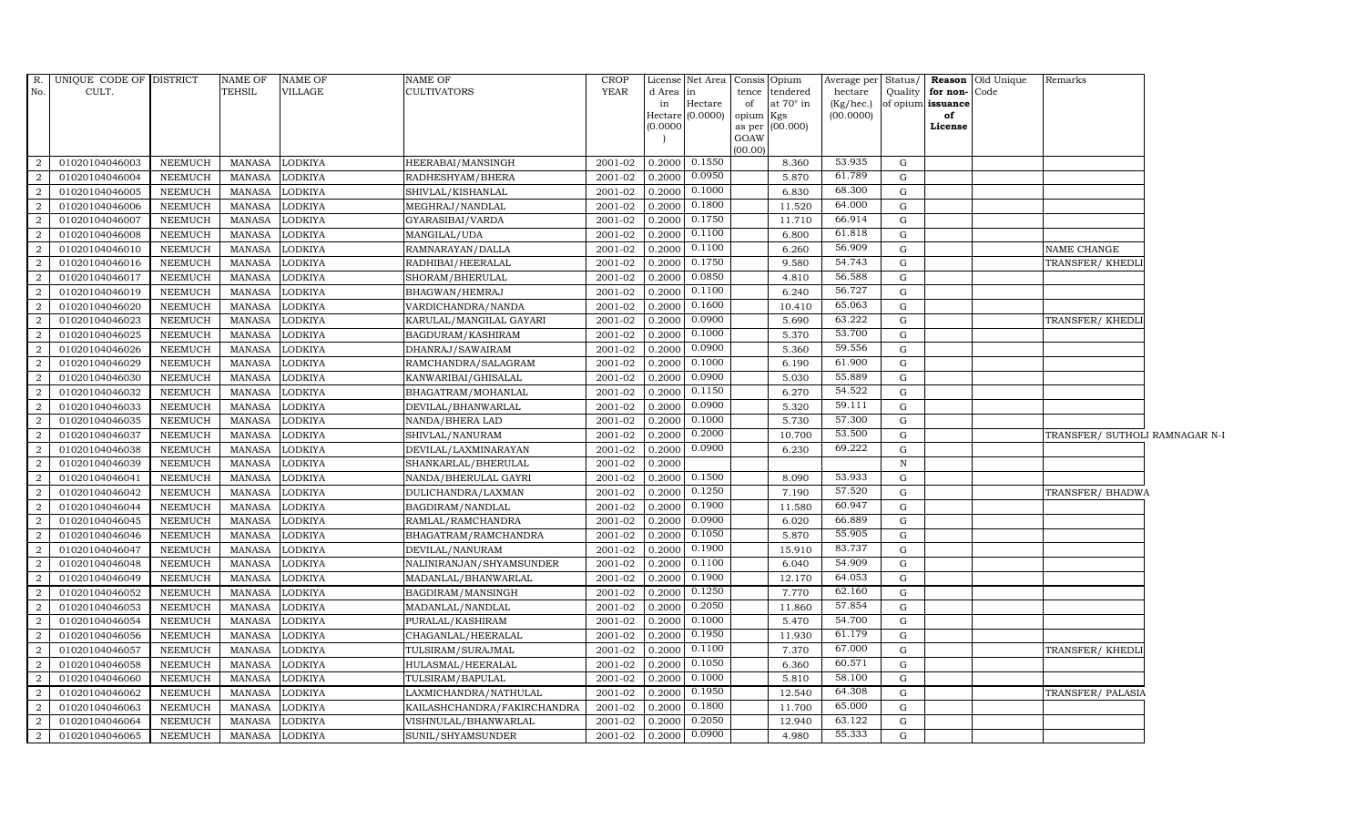| R. No. | UNIQUE CODE OF CULT. | DISTRICT | NAME OF TEHSIL | NAME OF VILLAGE | NAME OF CULTIVATORS | CROP YEAR | License d Area in Hectare (0.0000) | Net Area in Hectare (0.0000) | Consis tence of opium as per GOAW (00.00) | Opium tendered at 70° in Kgs (00.000) | Average per hectare (Kg/hec.) (00.0000) | Status/ Quality of opium | Reason for non-issuance of License | Old Unique Code | Remarks |
|---|---|---|---|---|---|---|---|---|---|---|---|---|---|---|---|
| 2 | 01020104046003 | NEEMUCH | MANASA | LODKIYA | HEERABAI/MANSINGH | 2001-02 | 0.2000 | 0.1550 | | 8.360 | 53.935 | G | | | |
| 2 | 01020104046004 | NEEMUCH | MANASA | LODKIYA | RADHESHYAM/BHERA | 2001-02 | 0.2000 | 0.0950 | | 5.870 | 61.789 | G | | | |
| 2 | 01020104046005 | NEEMUCH | MANASA | LODKIYA | SHIVLAL/KISHANLAL | 2001-02 | 0.2000 | 0.1000 | | 6.830 | 68.300 | G | | | |
| 2 | 01020104046006 | NEEMUCH | MANASA | LODKIYA | MEGHRAJ/NANDLAL | 2001-02 | 0.2000 | 0.1800 | | 11.520 | 64.000 | G | | | |
| 2 | 01020104046007 | NEEMUCH | MANASA | LODKIYA | GYARASIBAI/VARDA | 2001-02 | 0.2000 | 0.1750 | | 11.710 | 66.914 | G | | | |
| 2 | 01020104046008 | NEEMUCH | MANASA | LODKIYA | MANGILAL/UDA | 2001-02 | 0.2000 | 0.1100 | | 6.800 | 61.818 | G | | | |
| 2 | 01020104046010 | NEEMUCH | MANASA | LODKIYA | RAMNARAYAN/DALLA | 2001-02 | 0.2000 | 0.1100 | | 6.260 | 56.909 | G | | | NAME CHANGE |
| 2 | 01020104046016 | NEEMUCH | MANASA | LODKIYA | RADHIBAI/HEERALAL | 2001-02 | 0.2000 | 0.1750 | | 9.580 | 54.743 | G | | | TRANSFER/ KHEDLI |
| 2 | 01020104046017 | NEEMUCH | MANASA | LODKIYA | SHORAM/BHERULAL | 2001-02 | 0.2000 | 0.0850 | | 4.810 | 56.588 | G | | | |
| 2 | 01020104046019 | NEEMUCH | MANASA | LODKIYA | BHAGWAN/HEMRAJ | 2001-02 | 0.2000 | 0.1100 | | 6.240 | 56.727 | G | | | |
| 2 | 01020104046020 | NEEMUCH | MANASA | LODKIYA | VARDICHANDRA/NANDA | 2001-02 | 0.2000 | 0.1600 | | 10.410 | 65.063 | G | | | |
| 2 | 01020104046023 | NEEMUCH | MANASA | LODKIYA | KARULAL/MANGILAL GAYARI | 2001-02 | 0.2000 | 0.0900 | | 5.690 | 63.222 | G | | | TRANSFER/ KHEDLI |
| 2 | 01020104046025 | NEEMUCH | MANASA | LODKIYA | BAGDURAM/KASHIRAM | 2001-02 | 0.2000 | 0.1000 | | 5.370 | 53.700 | G | | | |
| 2 | 01020104046026 | NEEMUCH | MANASA | LODKIYA | DHANRAJ/SAWAIRAM | 2001-02 | 0.2000 | 0.0900 | | 5.360 | 59.556 | G | | | |
| 2 | 01020104046029 | NEEMUCH | MANASA | LODKIYA | RAMCHANDRA/SALAGRAM | 2001-02 | 0.2000 | 0.1000 | | 6.190 | 61.900 | G | | | |
| 2 | 01020104046030 | NEEMUCH | MANASA | LODKIYA | KANWARIBAI/GHISALAL | 2001-02 | 0.2000 | 0.0900 | | 5.030 | 55.889 | G | | | |
| 2 | 01020104046032 | NEEMUCH | MANASA | LODKIYA | BHAGATRAM/MOHANLAL | 2001-02 | 0.2000 | 0.1150 | | 6.270 | 54.522 | G | | | |
| 2 | 01020104046033 | NEEMUCH | MANASA | LODKIYA | DEVILAL/BHANWARLAL | 2001-02 | 0.2000 | 0.0900 | | 5.320 | 59.111 | G | | | |
| 2 | 01020104046035 | NEEMUCH | MANASA | LODKIYA | NANDA/BHERA LAD | 2001-02 | 0.2000 | 0.1000 | | 5.730 | 57.300 | G | | | |
| 2 | 01020104046037 | NEEMUCH | MANASA | LODKIYA | SHIVLAL/NANURAM | 2001-02 | 0.2000 | 0.2000 | | 10.700 | 53.500 | G | | | TRANSFER/ SUTHOLI RAMNAGAR N-I |
| 2 | 01020104046038 | NEEMUCH | MANASA | LODKIYA | DEVILAL/LAXMINARAYAN | 2001-02 | 0.2000 | 0.0900 | | 6.230 | 69.222 | G | | | |
| 2 | 01020104046039 | NEEMUCH | MANASA | LODKIYA | SHANKARLAL/BHERULAL | 2001-02 | 0.2000 | | | | | N | | | |
| 2 | 01020104046041 | NEEMUCH | MANASA | LODKIYA | NANDA/BHERULAL GAYRI | 2001-02 | 0.2000 | 0.1500 | | 8.090 | 53.933 | G | | | |
| 2 | 01020104046042 | NEEMUCH | MANASA | LODKIYA | DULICHANDRA/LAXMAN | 2001-02 | 0.2000 | 0.1250 | | 7.190 | 57.520 | G | | | TRANSFER/ BHADWA |
| 2 | 01020104046044 | NEEMUCH | MANASA | LODKIYA | BAGDIRAM/NANDLAL | 2001-02 | 0.2000 | 0.1900 | | 11.580 | 60.947 | G | | | |
| 2 | 01020104046045 | NEEMUCH | MANASA | LODKIYA | RAMLAL/RAMCHANDRA | 2001-02 | 0.2000 | 0.0900 | | 6.020 | 66.889 | G | | | |
| 2 | 01020104046046 | NEEMUCH | MANASA | LODKIYA | BHAGATRAM/RAMCHANDRA | 2001-02 | 0.2000 | 0.1050 | | 5.870 | 55.905 | G | | | |
| 2 | 01020104046047 | NEEMUCH | MANASA | LODKIYA | DEVILAL/NANURAM | 2001-02 | 0.2000 | 0.1900 | | 15.910 | 83.737 | G | | | |
| 2 | 01020104046048 | NEEMUCH | MANASA | LODKIYA | NALINIRANJAN/SHYAMSUNDER | 2001-02 | 0.2000 | 0.1100 | | 6.040 | 54.909 | G | | | |
| 2 | 01020104046049 | NEEMUCH | MANASA | LODKIYA | MADANLAL/BHANWARLAL | 2001-02 | 0.2000 | 0.1900 | | 12.170 | 64.053 | G | | | |
| 2 | 01020104046052 | NEEMUCH | MANASA | LODKIYA | BAGDIRAM/MANSINGH | 2001-02 | 0.2000 | 0.1250 | | 7.770 | 62.160 | G | | | |
| 2 | 01020104046053 | NEEMUCH | MANASA | LODKIYA | MADANLAL/NANDLAL | 2001-02 | 0.2000 | 0.2050 | | 11.860 | 57.854 | G | | | |
| 2 | 01020104046054 | NEEMUCH | MANASA | LODKIYA | PURALAL/KASHIRAM | 2001-02 | 0.2000 | 0.1000 | | 5.470 | 54.700 | G | | | |
| 2 | 01020104046056 | NEEMUCH | MANASA | LODKIYA | CHAGANLAL/HEERALAL | 2001-02 | 0.2000 | 0.1950 | | 11.930 | 61.179 | G | | | |
| 2 | 01020104046057 | NEEMUCH | MANASA | LODKIYA | TULSIRAM/SURAJMAL | 2001-02 | 0.2000 | 0.1100 | | 7.370 | 67.000 | G | | | TRANSFER/ KHEDLI |
| 2 | 01020104046058 | NEEMUCH | MANASA | LODKIYA | HULASMAL/HEERALAL | 2001-02 | 0.2000 | 0.1050 | | 6.360 | 60.571 | G | | | |
| 2 | 01020104046060 | NEEMUCH | MANASA | LODKIYA | TULSIRAM/BAPULAL | 2001-02 | 0.2000 | 0.1000 | | 5.810 | 58.100 | G | | | |
| 2 | 01020104046062 | NEEMUCH | MANASA | LODKIYA | LAXMICHANDRA/NATHULAL | 2001-02 | 0.2000 | 0.1950 | | 12.540 | 64.308 | G | | | TRANSFER/ PALASIA |
| 2 | 01020104046063 | NEEMUCH | MANASA | LODKIYA | KAILASHCHANDRA/FAKIRCHANDRA | 2001-02 | 0.2000 | 0.1800 | | 11.700 | 65.000 | G | | | |
| 2 | 01020104046064 | NEEMUCH | MANASA | LODKIYA | VISHNULAL/BHANWARLAL | 2001-02 | 0.2000 | 0.2050 | | 12.940 | 63.122 | G | | | |
| 2 | 01020104046065 | NEEMUCH | MANASA | LODKIYA | SUNIL/SHYAMSUNDER | 2001-02 | 0.2000 | 0.0900 | | 4.980 | 55.333 | G | | | |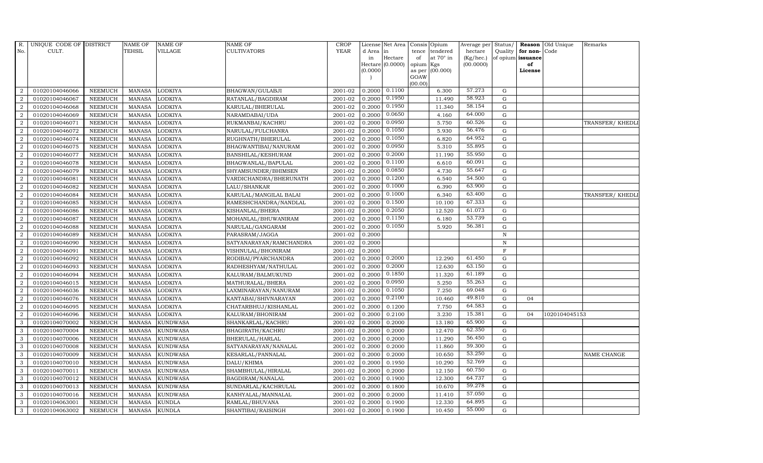| R. No. | UNIQUE CODE OF CULT. | DISTRICT | NAME OF TEHSIL | NAME OF VILLAGE | NAME OF CULTIVATORS | CROP YEAR | License d Area in Hectare (0.0000) | Net Area in Hectare (0.0000) | Consis tence of opium as per GOAW (00.00) | Opium tendered at 70° in Kgs (00.000) | Average per hectare (Kg/hec.) (00.0000) | Status/ Quality of opium | Reason for non-issuance of License | Old Unique Code | Remarks |
|---|---|---|---|---|---|---|---|---|---|---|---|---|---|---|---|
| 2 | 01020104046066 | NEEMUCH | MANASA | LODKIYA | BHAGWAN/GULABJI | 2001-02 | 0.2000 | 0.1100 | | 6.300 | 57.273 | G | | | |
| 2 | 01020104046067 | NEEMUCH | MANASA | LODKIYA | RATANLAL/BAGDIRAM | 2001-02 | 0.2000 | 0.1950 | | 11.490 | 58.923 | G | | | |
| 2 | 01020104046068 | NEEMUCH | MANASA | LODKIYA | KARULAL/BHERULAL | 2001-02 | 0.2000 | 0.1950 | | 11.340 | 58.154 | G | | | |
| 2 | 01020104046069 | NEEMUCH | MANASA | LODKIYA | NARAMDABAI/UDA | 2001-02 | 0.2000 | 0.0650 | | 4.160 | 64.000 | G | | | |
| 2 | 01020104046071 | NEEMUCH | MANASA | LODKIYA | RUKMANBAI/KACHRU | 2001-02 | 0.2000 | 0.0950 | | 5.750 | 60.526 | G | | | TRANSFER/ KHEDLI |
| 2 | 01020104046072 | NEEMUCH | MANASA | LODKIYA | NARULAL/FULCHANRA | 2001-02 | 0.2000 | 0.1050 | | 5.930 | 56.476 | G | | | |
| 2 | 01020104046074 | NEEMUCH | MANASA | LODKIYA | RUGHNATH/BHERULAL | 2001-02 | 0.2000 | 0.1050 | | 6.820 | 64.952 | G | | | |
| 2 | 01020104046075 | NEEMUCH | MANASA | LODKIYA | BHAGWANTIBAI/NANURAM | 2001-02 | 0.2000 | 0.0950 | | 5.310 | 55.895 | G | | | |
| 2 | 01020104046077 | NEEMUCH | MANASA | LODKIYA | BANSHILAL/KESHURAM | 2001-02 | 0.2000 | 0.2000 | | 11.190 | 55.950 | G | | | |
| 2 | 01020104046078 | NEEMUCH | MANASA | LODKIYA | BHAGWANLAL/BAPULAL | 2001-02 | 0.2000 | 0.1100 | | 6.610 | 60.091 | G | | | |
| 2 | 01020104046079 | NEEMUCH | MANASA | LODKIYA | SHYAMSUNDER/BHIMSEN | 2001-02 | 0.2000 | 0.0850 | | 4.730 | 55.647 | G | | | |
| 2 | 01020104046081 | NEEMUCH | MANASA | LODKIYA | VARDICHANDRA/BHERUNATH | 2001-02 | 0.2000 | 0.1200 | | 6.540 | 54.500 | G | | | |
| 2 | 01020104046082 | NEEMUCH | MANASA | LODKIYA | LALU/SHANKAR | 2001-02 | 0.2000 | 0.1000 | | 6.390 | 63.900 | G | | | |
| 2 | 01020104046084 | NEEMUCH | MANASA | LODKIYA | KARULAL/MANGILAL BALAI | 2001-02 | 0.2000 | 0.1000 | | 6.340 | 63.400 | G | | | TRANSFER/ KHEDLI |
| 2 | 01020104046085 | NEEMUCH | MANASA | LODKIYA | RAMESHCHANDRA/NANDLAL | 2001-02 | 0.2000 | 0.1500 | | 10.100 | 67.333 | G | | | |
| 2 | 01020104046086 | NEEMUCH | MANASA | LODKIYA | KISHANLAL/BHERA | 2001-02 | 0.2000 | 0.2050 | | 12.520 | 61.073 | G | | | |
| 2 | 01020104046087 | NEEMUCH | MANASA | LODKIYA | MOHANLAL/BHUWANIRAM | 2001-02 | 0.2000 | 0.1150 | | 6.180 | 53.739 | G | | | |
| 2 | 01020104046088 | NEEMUCH | MANASA | LODKIYA | NARULAL/GANGARAM | 2001-02 | 0.2000 | 0.1050 | | 5.920 | 56.381 | G | | | |
| 2 | 01020104046089 | NEEMUCH | MANASA | LODKIYA | PARASRAM/JAGGA | 2001-02 | 0.2000 | | | | | N | | | |
| 2 | 01020104046090 | NEEMUCH | MANASA | LODKIYA | SATYANARAYAN/RAMCHANDRA | 2001-02 | 0.2000 | | | | | N | | | |
| 2 | 01020104046091 | NEEMUCH | MANASA | LODKIYA | VISHNULAL/BHONIRAM | 2001-02 | 0.2000 | | | | | F | | | |
| 2 | 01020104046092 | NEEMUCH | MANASA | LODKIYA | RODIBAI/PYARCHANDRA | 2001-02 | 0.2000 | 0.2000 | | 12.290 | 61.450 | G | | | |
| 2 | 01020104046093 | NEEMUCH | MANASA | LODKIYA | RADHESHYAM/NATHULAL | 2001-02 | 0.2000 | 0.2000 | | 12.630 | 63.150 | G | | | |
| 2 | 01020104046094 | NEEMUCH | MANASA | LODKIYA | KALURAM/BALMUKUND | 2001-02 | 0.2000 | 0.1850 | | 11.320 | 61.189 | G | | | |
| 2 | 01020104046015 | NEEMUCH | MANASA | LODKIYA | MATHURALAL/BHERA | 2001-02 | 0.2000 | 0.0950 | | 5.250 | 55.263 | G | | | |
| 2 | 01020104046036 | NEEMUCH | MANASA | LODKIYA | LAXMINARAYAN/NANURAM | 2001-02 | 0.2000 | 0.1050 | | 7.250 | 69.048 | G | | | |
| 2 | 01020104046076 | NEEMUCH | MANASA | LODKIYA | KANTABAI/SHIVNARAYAN | 2001-02 | 0.2000 | 0.2100 | | 10.460 | 49.810 | G | 04 | | |
| 2 | 01020104046095 | NEEMUCH | MANASA | LODKIYA | CHATARBHUJ/KISHANLAL | 2001-02 | 0.2000 | 0.1200 | | 7.750 | 64.583 | G | | | |
| 2 | 01020104046096 | NEEMUCH | MANASA | LODKIYA | KALURAM/BHONIRAM | 2001-02 | 0.2000 | 0.2100 | | 3.230 | 15.381 | G | 04 | 1020104045153 | |
| 3 | 01020104070002 | NEEMUCH | MANASA | KUNDWASA | SHANKARLAL/KACHRU | 2001-02 | 0.2000 | 0.2000 | | 13.180 | 65.900 | G | | | |
| 3 | 01020104070004 | NEEMUCH | MANASA | KUNDWASA | BHAGIRATH/KACHRU | 2001-02 | 0.2000 | 0.2000 | | 12.470 | 62.350 | G | | | |
| 3 | 01020104070006 | NEEMUCH | MANASA | KUNDWASA | BHERULAL/HARLAL | 2001-02 | 0.2000 | 0.2000 | | 11.290 | 56.450 | G | | | |
| 3 | 01020104070008 | NEEMUCH | MANASA | KUNDWASA | SATYANARAYAN/NANALAL | 2001-02 | 0.2000 | 0.2000 | | 11.860 | 59.300 | G | | | |
| 3 | 01020104070009 | NEEMUCH | MANASA | KUNDWASA | KESARLAL/PANNALAL | 2001-02 | 0.2000 | 0.2000 | | 10.650 | 53.250 | G | | | NAME CHANGE |
| 3 | 01020104070010 | NEEMUCH | MANASA | KUNDWASA | DALU/KHIMA | 2001-02 | 0.2000 | 0.1950 | | 10.290 | 52.769 | G | | | |
| 3 | 01020104070011 | NEEMUCH | MANASA | KUNDWASA | SHAMBHULAL/HIRALAL | 2001-02 | 0.2000 | 0.2000 | | 12.150 | 60.750 | G | | | |
| 3 | 01020104070012 | NEEMUCH | MANASA | KUNDWASA | BAGDIRAM/NANALAL | 2001-02 | 0.2000 | 0.1900 | | 12.300 | 64.737 | G | | | |
| 3 | 01020104070013 | NEEMUCH | MANASA | KUNDWASA | SUNDARLAL/KACHRULAL | 2001-02 | 0.2000 | 0.1800 | | 10.670 | 59.278 | G | | | |
| 3 | 01020104070016 | NEEMUCH | MANASA | KUNDWASA | KANHYALAL/MANNALAL | 2001-02 | 0.2000 | 0.2000 | | 11.410 | 57.050 | G | | | |
| 3 | 01020104063001 | NEEMUCH | MANASA | KUNDLA | RAMLAL/BHUVANA | 2001-02 | 0.2000 | 0.1900 | | 12.330 | 64.895 | G | | | |
| 3 | 01020104063002 | NEEMUCH | MANASA | KUNDLA | SHANTIBAI/RAISINGH | 2001-02 | 0.2000 | 0.1900 | | 10.450 | 55.000 | G | | | |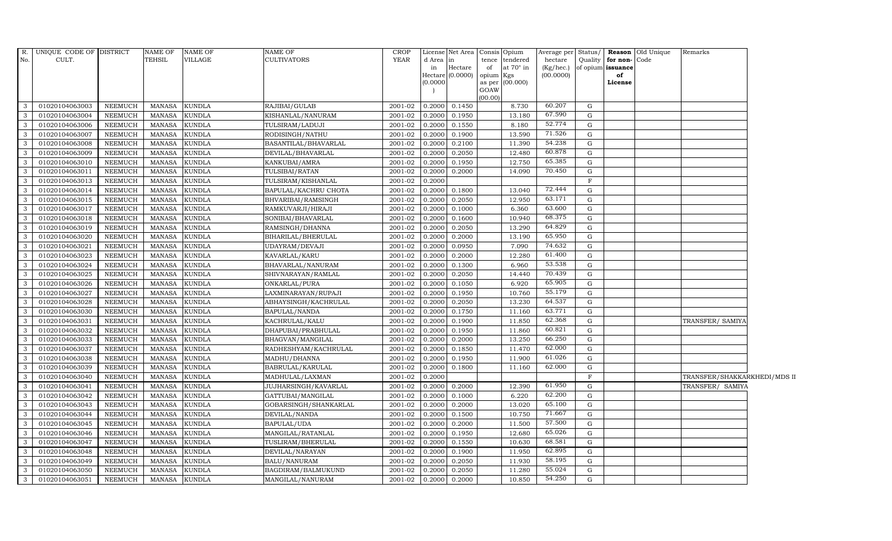| R. No. | UNIQUE CODE OF CULT. | DISTRICT | NAME OF TEHSIL | NAME OF VILLAGE | NAME OF CULTIVATORS | CROP YEAR | License d Area in Hectare (0.0000) | Net Area in Hectare (0.0000) | Consis tence of opium as per GOAW (00.00) | Opium tendered at 70° in Kgs (00.000) | Average per hectare (Kg/hec.) (00.0000) | Status/ Quality of opium | Reason for non-issuance of License | Old Unique Code | Remarks |
|---|---|---|---|---|---|---|---|---|---|---|---|---|---|---|---|
| 3 | 01020104063003 | NEEMUCH | MANASA | KUNDLA | RAJIBAI/GULAB | 2001-02 | 0.2000 | 0.1450 | | 8.730 | 60.207 | G | | | |
| 3 | 01020104063004 | NEEMUCH | MANASA | KUNDLA | KISHANLAL/NANURAM | 2001-02 | 0.2000 | 0.1950 | | 13.180 | 67.590 | G | | | |
| 3 | 01020104063006 | NEEMUCH | MANASA | KUNDLA | TULSIRAM/LADUJI | 2001-02 | 0.2000 | 0.1550 | | 8.180 | 52.774 | G | | | |
| 3 | 01020104063007 | NEEMUCH | MANASA | KUNDLA | RODISINGH/NATHU | 2001-02 | 0.2000 | 0.1900 | | 13.590 | 71.526 | G | | | |
| 3 | 01020104063008 | NEEMUCH | MANASA | KUNDLA | BASANTILAL/BHAVARLAL | 2001-02 | 0.2000 | 0.2100 | | 11.390 | 54.238 | G | | | |
| 3 | 01020104063009 | NEEMUCH | MANASA | KUNDLA | DEVILAL/BHAVARLAL | 2001-02 | 0.2000 | 0.2050 | | 12.480 | 60.878 | G | | | |
| 3 | 01020104063010 | NEEMUCH | MANASA | KUNDLA | KANKUBAI/AMRA | 2001-02 | 0.2000 | 0.1950 | | 12.750 | 65.385 | G | | | |
| 3 | 01020104063011 | NEEMUCH | MANASA | KUNDLA | TULSIBAI/RATAN | 2001-02 | 0.2000 | 0.2000 | | 14.090 | 70.450 | G | | | |
| 3 | 01020104063013 | NEEMUCH | MANASA | KUNDLA | TULSIRAM/KISHANLAL | 2001-02 | 0.2000 | | | | | F | | | |
| 3 | 01020104063014 | NEEMUCH | MANASA | KUNDLA | BAPULAL/KACHRU CHOTA | 2001-02 | 0.2000 | 0.1800 | | 13.040 | 72.444 | G | | | |
| 3 | 01020104063015 | NEEMUCH | MANASA | KUNDLA | BHVARIBAI/RAMSINGH | 2001-02 | 0.2000 | 0.2050 | | 12.950 | 63.171 | G | | | |
| 3 | 01020104063017 | NEEMUCH | MANASA | KUNDLA | RAMKUVARJI/HIRAJI | 2001-02 | 0.2000 | 0.1000 | | 6.360 | 63.600 | G | | | |
| 3 | 01020104063018 | NEEMUCH | MANASA | KUNDLA | SONIBAI/BHAVARLAL | 2001-02 | 0.2000 | 0.1600 | | 10.940 | 68.375 | G | | | |
| 3 | 01020104063019 | NEEMUCH | MANASA | KUNDLA | RAMSINGH/DHANNA | 2001-02 | 0.2000 | 0.2050 | | 13.290 | 64.829 | G | | | |
| 3 | 01020104063020 | NEEMUCH | MANASA | KUNDLA | BIHARILAL/BHERULAL | 2001-02 | 0.2000 | 0.2000 | | 13.190 | 65.950 | G | | | |
| 3 | 01020104063021 | NEEMUCH | MANASA | KUNDLA | UDAYRAM/DEVAJI | 2001-02 | 0.2000 | 0.0950 | | 7.090 | 74.632 | G | | | |
| 3 | 01020104063023 | NEEMUCH | MANASA | KUNDLA | KAVARLAL/KARU | 2001-02 | 0.2000 | 0.2000 | | 12.280 | 61.400 | G | | | |
| 3 | 01020104063024 | NEEMUCH | MANASA | KUNDLA | BHAVARLAL/NANURAM | 2001-02 | 0.2000 | 0.1300 | | 6.960 | 53.538 | G | | | |
| 3 | 01020104063025 | NEEMUCH | MANASA | KUNDLA | SHIVNARAYAN/RAMLAL | 2001-02 | 0.2000 | 0.2050 | | 14.440 | 70.439 | G | | | |
| 3 | 01020104063026 | NEEMUCH | MANASA | KUNDLA | ONKARLAL/PURA | 2001-02 | 0.2000 | 0.1050 | | 6.920 | 65.905 | G | | | |
| 3 | 01020104063027 | NEEMUCH | MANASA | KUNDLA | LAXMINARAYAN/RUPAJI | 2001-02 | 0.2000 | 0.1950 | | 10.760 | 55.179 | G | | | |
| 3 | 01020104063028 | NEEMUCH | MANASA | KUNDLA | ABHAYSINGH/KACHRULAL | 2001-02 | 0.2000 | 0.2050 | | 13.230 | 64.537 | G | | | |
| 3 | 01020104063030 | NEEMUCH | MANASA | KUNDLA | BAPULAL/NANDA | 2001-02 | 0.2000 | 0.1750 | | 11.160 | 63.771 | G | | | |
| 3 | 01020104063031 | NEEMUCH | MANASA | KUNDLA | KACHRULAL/KALU | 2001-02 | 0.2000 | 0.1900 | | 11.850 | 62.368 | G | | | TRANSFER/ SAMIYA |
| 3 | 01020104063032 | NEEMUCH | MANASA | KUNDLA | DHAPUBAI/PRABHULAL | 2001-02 | 0.2000 | 0.1950 | | 11.860 | 60.821 | G | | | |
| 3 | 01020104063033 | NEEMUCH | MANASA | KUNDLA | BHAGVAN/MANGILAL | 2001-02 | 0.2000 | 0.2000 | | 13.250 | 66.250 | G | | | |
| 3 | 01020104063037 | NEEMUCH | MANASA | KUNDLA | RADHESHYAM/KACHRULAL | 2001-02 | 0.2000 | 0.1850 | | 11.470 | 62.000 | G | | | |
| 3 | 01020104063038 | NEEMUCH | MANASA | KUNDLA | MADHU/DHANNA | 2001-02 | 0.2000 | 0.1950 | | 11.900 | 61.026 | G | | | |
| 3 | 01020104063039 | NEEMUCH | MANASA | KUNDLA | BABRULAL/KARULAL | 2001-02 | 0.2000 | 0.1800 | | 11.160 | 62.000 | G | | | |
| 3 | 01020104063040 | NEEMUCH | MANASA | KUNDLA | MADHULAL/LAXMAN | 2001-02 | 0.2000 | | | | | F | | | TRANSFER/SHAKKARKHEDI/MDS II |
| 3 | 01020104063041 | NEEMUCH | MANASA | KUNDLA | JUJHARSINGH/KAVARLAL | 2001-02 | 0.2000 | 0.2000 | | 12.390 | 61.950 | G | | | TRANSFER/ SAMIYA |
| 3 | 01020104063042 | NEEMUCH | MANASA | KUNDLA | GATTUBAI/MANGILAL | 2001-02 | 0.2000 | 0.1000 | | 6.220 | 62.200 | G | | | |
| 3 | 01020104063043 | NEEMUCH | MANASA | KUNDLA | GOBARSINGH/SHANKARLAL | 2001-02 | 0.2000 | 0.2000 | | 13.020 | 65.100 | G | | | |
| 3 | 01020104063044 | NEEMUCH | MANASA | KUNDLA | DEVILAL/NANDA | 2001-02 | 0.2000 | 0.1500 | | 10.750 | 71.667 | G | | | |
| 3 | 01020104063045 | NEEMUCH | MANASA | KUNDLA | BAPULAL/UDA | 2001-02 | 0.2000 | 0.2000 | | 11.500 | 57.500 | G | | | |
| 3 | 01020104063046 | NEEMUCH | MANASA | KUNDLA | MANGILAL/RATANLAL | 2001-02 | 0.2000 | 0.1950 | | 12.680 | 65.026 | G | | | |
| 3 | 01020104063047 | NEEMUCH | MANASA | KUNDLA | TUSLIRAM/BHERULAL | 2001-02 | 0.2000 | 0.1550 | | 10.630 | 68.581 | G | | | |
| 3 | 01020104063048 | NEEMUCH | MANASA | KUNDLA | DEVILAL/NARAYAN | 2001-02 | 0.2000 | 0.1900 | | 11.950 | 62.895 | G | | | |
| 3 | 01020104063049 | NEEMUCH | MANASA | KUNDLA | BALU/NANURAM | 2001-02 | 0.2000 | 0.2050 | | 11.930 | 58.195 | G | | | |
| 3 | 01020104063050 | NEEMUCH | MANASA | KUNDLA | BAGDIRAM/BALMUKUND | 2001-02 | 0.2000 | 0.2050 | | 11.280 | 55.024 | G | | | |
| 3 | 01020104063051 | NEEMUCH | MANASA | KUNDLA | MANGILAL/NANURAM | 2001-02 | 0.2000 | 0.2000 | | 10.850 | 54.250 | G | | | |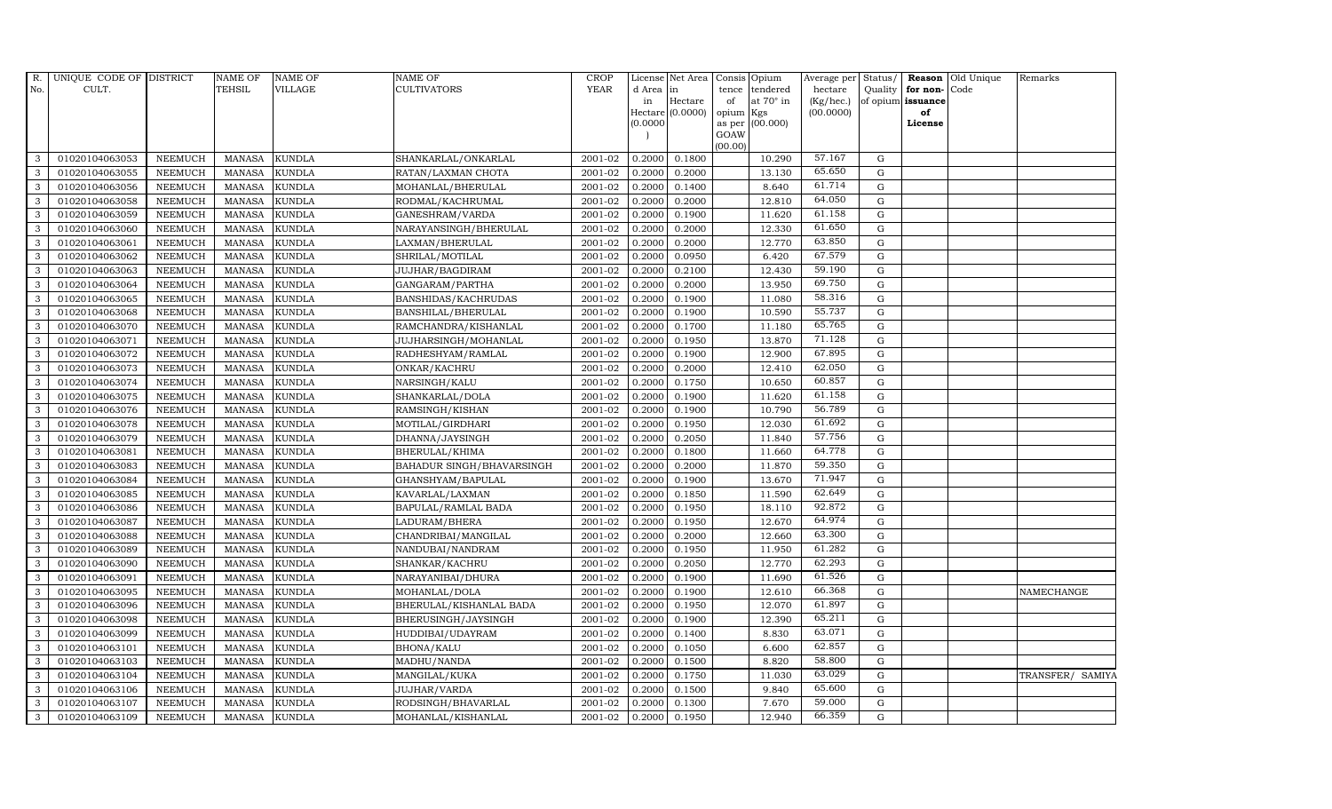| R. No. | UNIQUE CODE OF CULT. | DISTRICT | NAME OF TEHSIL | NAME OF VILLAGE | NAME OF CULTIVATORS | CROP YEAR | License d Area in Hectare (0.0000) | Net Area in Hectare (0.0000) | Consis tence of opium as per GOAW (00.00) | Opium tendered at 70° in Kgs (00.000) | Average per hectare (Kg/hec.) (00.0000) | Status/ Quality of opium | Reason for non-issuance of License | Old Unique Code | Remarks |
|---|---|---|---|---|---|---|---|---|---|---|---|---|---|---|---|
| 3 | 01020104063053 | NEEMUCH | MANASA | KUNDLA | SHANKARLAL/ONKARLAL | 2001-02 | 0.2000 | 0.1800 | | 10.290 | 57.167 | G | | | |
| 3 | 01020104063055 | NEEMUCH | MANASA | KUNDLA | RATAN/LAXMAN CHOTA | 2001-02 | 0.2000 | 0.2000 | | 13.130 | 65.650 | G | | | |
| 3 | 01020104063056 | NEEMUCH | MANASA | KUNDLA | MOHANLAL/BHERULAL | 2001-02 | 0.2000 | 0.1400 | | 8.640 | 61.714 | G | | | |
| 3 | 01020104063058 | NEEMUCH | MANASA | KUNDLA | RODMAL/KACHRUMAL | 2001-02 | 0.2000 | 0.2000 | | 12.810 | 64.050 | G | | | |
| 3 | 01020104063059 | NEEMUCH | MANASA | KUNDLA | GANESHRAM/VARDA | 2001-02 | 0.2000 | 0.1900 | | 11.620 | 61.158 | G | | | |
| 3 | 01020104063060 | NEEMUCH | MANASA | KUNDLA | NARAYANSINGH/BHERULAL | 2001-02 | 0.2000 | 0.2000 | | 12.330 | 61.650 | G | | | |
| 3 | 01020104063061 | NEEMUCH | MANASA | KUNDLA | LAXMAN/BHERULAL | 2001-02 | 0.2000 | 0.2000 | | 12.770 | 63.850 | G | | | |
| 3 | 01020104063062 | NEEMUCH | MANASA | KUNDLA | SHRILAL/MOTILAL | 2001-02 | 0.2000 | 0.0950 | | 6.420 | 67.579 | G | | | |
| 3 | 01020104063063 | NEEMUCH | MANASA | KUNDLA | JUJHAR/BAGDIRAM | 2001-02 | 0.2000 | 0.2100 | | 12.430 | 59.190 | G | | | |
| 3 | 01020104063064 | NEEMUCH | MANASA | KUNDLA | GANGARAM/PARTHA | 2001-02 | 0.2000 | 0.2000 | | 13.950 | 69.750 | G | | | |
| 3 | 01020104063065 | NEEMUCH | MANASA | KUNDLA | BANSHIDAS/KACHRUDAS | 2001-02 | 0.2000 | 0.1900 | | 11.080 | 58.316 | G | | | |
| 3 | 01020104063068 | NEEMUCH | MANASA | KUNDLA | BANSHILAL/BHERULAL | 2001-02 | 0.2000 | 0.1900 | | 10.590 | 55.737 | G | | | |
| 3 | 01020104063070 | NEEMUCH | MANASA | KUNDLA | RAMCHANDRA/KISHANLAL | 2001-02 | 0.2000 | 0.1700 | | 11.180 | 65.765 | G | | | |
| 3 | 01020104063071 | NEEMUCH | MANASA | KUNDLA | JUJHARSINGH/MOHANLAL | 2001-02 | 0.2000 | 0.1950 | | 13.870 | 71.128 | G | | | |
| 3 | 01020104063072 | NEEMUCH | MANASA | KUNDLA | RADHESHYAM/RAMLAL | 2001-02 | 0.2000 | 0.1900 | | 12.900 | 67.895 | G | | | |
| 3 | 01020104063073 | NEEMUCH | MANASA | KUNDLA | ONKAR/KACHRU | 2001-02 | 0.2000 | 0.2000 | | 12.410 | 62.050 | G | | | |
| 3 | 01020104063074 | NEEMUCH | MANASA | KUNDLA | NARSINGH/KALU | 2001-02 | 0.2000 | 0.1750 | | 10.650 | 60.857 | G | | | |
| 3 | 01020104063075 | NEEMUCH | MANASA | KUNDLA | SHANKARLAL/DOLA | 2001-02 | 0.2000 | 0.1900 | | 11.620 | 61.158 | G | | | |
| 3 | 01020104063076 | NEEMUCH | MANASA | KUNDLA | RAMSINGH/KISHAN | 2001-02 | 0.2000 | 0.1900 | | 10.790 | 56.789 | G | | | |
| 3 | 01020104063078 | NEEMUCH | MANASA | KUNDLA | MOTILAL/GIRDHARI | 2001-02 | 0.2000 | 0.1950 | | 12.030 | 61.692 | G | | | |
| 3 | 01020104063079 | NEEMUCH | MANASA | KUNDLA | DHANNA/JAYSINGH | 2001-02 | 0.2000 | 0.2050 | | 11.840 | 57.756 | G | | | |
| 3 | 01020104063081 | NEEMUCH | MANASA | KUNDLA | BHERULAL/KHIMA | 2001-02 | 0.2000 | 0.1800 | | 11.660 | 64.778 | G | | | |
| 3 | 01020104063083 | NEEMUCH | MANASA | KUNDLA | BAHADUR SINGH/BHAVARSINGH | 2001-02 | 0.2000 | 0.2000 | | 11.870 | 59.350 | G | | | |
| 3 | 01020104063084 | NEEMUCH | MANASA | KUNDLA | GHANSHYAM/BAPULAL | 2001-02 | 0.2000 | 0.1900 | | 13.670 | 71.947 | G | | | |
| 3 | 01020104063085 | NEEMUCH | MANASA | KUNDLA | KAVARLAL/LAXMAN | 2001-02 | 0.2000 | 0.1850 | | 11.590 | 62.649 | G | | | |
| 3 | 01020104063086 | NEEMUCH | MANASA | KUNDLA | BAPULAL/RAMLAL BADA | 2001-02 | 0.2000 | 0.1950 | | 18.110 | 92.872 | G | | | |
| 3 | 01020104063087 | NEEMUCH | MANASA | KUNDLA | LADURAM/BHERA | 2001-02 | 0.2000 | 0.1950 | | 12.670 | 64.974 | G | | | |
| 3 | 01020104063088 | NEEMUCH | MANASA | KUNDLA | CHANDRIBAI/MANGILAL | 2001-02 | 0.2000 | 0.2000 | | 12.660 | 63.300 | G | | | |
| 3 | 01020104063089 | NEEMUCH | MANASA | KUNDLA | NANDUBAI/NANDRAM | 2001-02 | 0.2000 | 0.1950 | | 11.950 | 61.282 | G | | | |
| 3 | 01020104063090 | NEEMUCH | MANASA | KUNDLA | SHANKAR/KACHRU | 2001-02 | 0.2000 | 0.2050 | | 12.770 | 62.293 | G | | | |
| 3 | 01020104063091 | NEEMUCH | MANASA | KUNDLA | NARAYANIBAI/DHURA | 2001-02 | 0.2000 | 0.1900 | | 11.690 | 61.526 | G | | | |
| 3 | 01020104063095 | NEEMUCH | MANASA | KUNDLA | MOHANLAL/DOLA | 2001-02 | 0.2000 | 0.1900 | | 12.610 | 66.368 | G | | | NAMECHANGE |
| 3 | 01020104063096 | NEEMUCH | MANASA | KUNDLA | BHERULAL/KISHANLAL BADA | 2001-02 | 0.2000 | 0.1950 | | 12.070 | 61.897 | G | | | |
| 3 | 01020104063098 | NEEMUCH | MANASA | KUNDLA | BHERUSINGH/JAYSINGH | 2001-02 | 0.2000 | 0.1900 | | 12.390 | 65.211 | G | | | |
| 3 | 01020104063099 | NEEMUCH | MANASA | KUNDLA | HUDDIBAI/UDAYRAM | 2001-02 | 0.2000 | 0.1400 | | 8.830 | 63.071 | G | | | |
| 3 | 01020104063101 | NEEMUCH | MANASA | KUNDLA | BHONA/KALU | 2001-02 | 0.2000 | 0.1050 | | 6.600 | 62.857 | G | | | |
| 3 | 01020104063103 | NEEMUCH | MANASA | KUNDLA | MADHU/NANDA | 2001-02 | 0.2000 | 0.1500 | | 8.820 | 58.800 | G | | | |
| 3 | 01020104063104 | NEEMUCH | MANASA | KUNDLA | MANGILAL/KUKA | 2001-02 | 0.2000 | 0.1750 | | 11.030 | 63.029 | G | | | TRANSFER/ SAMIYA |
| 3 | 01020104063106 | NEEMUCH | MANASA | KUNDLA | JUJHAR/VARDA | 2001-02 | 0.2000 | 0.1500 | | 9.840 | 65.600 | G | | | |
| 3 | 01020104063107 | NEEMUCH | MANASA | KUNDLA | RODSINGH/BHAVARLAL | 2001-02 | 0.2000 | 0.1300 | | 7.670 | 59.000 | G | | | |
| 3 | 01020104063109 | NEEMUCH | MANASA | KUNDLA | MOHANLAL/KISHANLAL | 2001-02 | 0.2000 | 0.1950 | | 12.940 | 66.359 | G | | | |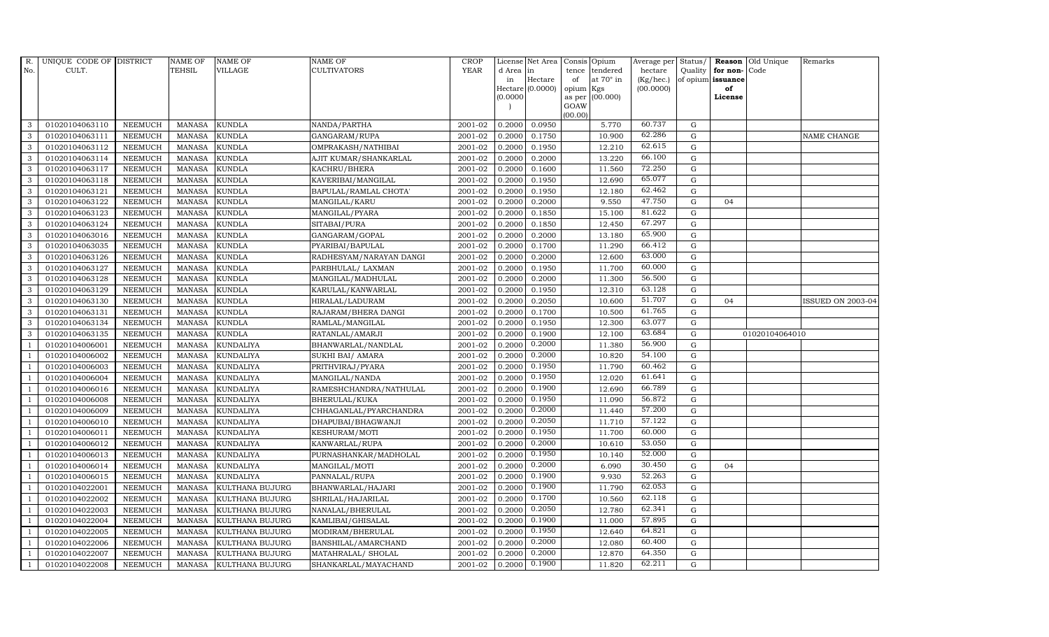| R. No. | UNIQUE CODE OF CULT. | DISTRICT | NAME OF TEHSIL | NAME OF VILLAGE | NAME OF CULTIVATORS | CROP YEAR | License d Area in Hectare (0.0000) | Net Area in Hectare (0.0000) | Consis tence of opium as per GOAW (00.00) | Opium tendered at 70° in Kgs (00.000) | Average per hectare (Kg/hec.) (00.0000) | Status/ Quality of opium | Reason for non-issuance of License | Old Unique Code | Remarks |
|---|---|---|---|---|---|---|---|---|---|---|---|---|---|---|---|
| 3 | 01020104063110 | NEEMUCH | MANASA | KUNDLA | NANDA/PARTHA | 2001-02 | 0.2000 | 0.0950 | | 5.770 | 60.737 | G | | | |
| 3 | 01020104063111 | NEEMUCH | MANASA | KUNDLA | GANGARAM/RUPA | 2001-02 | 0.2000 | 0.1750 | | 10.900 | 62.286 | G | | | NAME CHANGE |
| 3 | 01020104063112 | NEEMUCH | MANASA | KUNDLA | OMPRAKASH/NATHIBAI | 2001-02 | 0.2000 | 0.1950 | | 12.210 | 62.615 | G | | | |
| 3 | 01020104063114 | NEEMUCH | MANASA | KUNDLA | AJIT KUMAR/SHANKARLAL | 2001-02 | 0.2000 | 0.2000 | | 13.220 | 66.100 | G | | | |
| 3 | 01020104063117 | NEEMUCH | MANASA | KUNDLA | KACHRU/BHERA | 2001-02 | 0.2000 | 0.1600 | | 11.560 | 72.250 | G | | | |
| 3 | 01020104063118 | NEEMUCH | MANASA | KUNDLA | KAVERIBAI/MANGILAL | 2001-02 | 0.2000 | 0.1950 | | 12.690 | 65.077 | G | | | |
| 3 | 01020104063121 | NEEMUCH | MANASA | KUNDLA | BAPULAL/RAMLAL CHOTA' | 2001-02 | 0.2000 | 0.1950 | | 12.180 | 62.462 | G | | | |
| 3 | 01020104063122 | NEEMUCH | MANASA | KUNDLA | MANGILAL/KARU | 2001-02 | 0.2000 | 0.2000 | | 9.550 | 47.750 | G | 04 | | |
| 3 | 01020104063123 | NEEMUCH | MANASA | KUNDLA | MANGILAL/PYARA | 2001-02 | 0.2000 | 0.1850 | | 15.100 | 81.622 | G | | | |
| 3 | 01020104063124 | NEEMUCH | MANASA | KUNDLA | SITABAI/PURA | 2001-02 | 0.2000 | 0.1850 | | 12.450 | 67.297 | G | | | |
| 3 | 01020104063016 | NEEMUCH | MANASA | KUNDLA | GANGARAM/GOPAL | 2001-02 | 0.2000 | 0.2000 | | 13.180 | 65.900 | G | | | |
| 3 | 01020104063035 | NEEMUCH | MANASA | KUNDLA | PYARIBAI/BAPULAL | 2001-02 | 0.2000 | 0.1700 | | 11.290 | 66.412 | G | | | |
| 3 | 01020104063126 | NEEMUCH | MANASA | KUNDLA | RADHESYAM/NARAYAN DANGI | 2001-02 | 0.2000 | 0.2000 | | 12.600 | 63.000 | G | | | |
| 3 | 01020104063127 | NEEMUCH | MANASA | KUNDLA | PARBHULAL/ LAXMAN | 2001-02 | 0.2000 | 0.1950 | | 11.700 | 60.000 | G | | | |
| 3 | 01020104063128 | NEEMUCH | MANASA | KUNDLA | MANGILAL/MADHULAL | 2001-02 | 0.2000 | 0.2000 | | 11.300 | 56.500 | G | | | |
| 3 | 01020104063129 | NEEMUCH | MANASA | KUNDLA | KARULAL/KANWARLAL | 2001-02 | 0.2000 | 0.1950 | | 12.310 | 63.128 | G | | | |
| 3 | 01020104063130 | NEEMUCH | MANASA | KUNDLA | HIRALAL/LADURAM | 2001-02 | 0.2000 | 0.2050 | | 10.600 | 51.707 | G | 04 | | ISSUED ON 2003-04 |
| 3 | 01020104063131 | NEEMUCH | MANASA | KUNDLA | RAJARAM/BHERA DANGI | 2001-02 | 0.2000 | 0.1700 | | 10.500 | 61.765 | G | | | |
| 3 | 01020104063134 | NEEMUCH | MANASA | KUNDLA | RAMLAL/MANGILAL | 2001-02 | 0.2000 | 0.1950 | | 12.300 | 63.077 | G | | | |
| 3 | 01020104063135 | NEEMUCH | MANASA | KUNDLA | RATANLAL/AMARJI | 2001-02 | 0.2000 | 0.1900 | | 12.100 | 63.684 | G | | 01020104064010 | |
| 1 | 01020104006001 | NEEMUCH | MANASA | KUNDALIYA | BHANWARLAL/NANDLAL | 2001-02 | 0.2000 | 0.2000 | | 11.380 | 56.900 | G | | | |
| 1 | 01020104006002 | NEEMUCH | MANASA | KUNDALIYA | SUKHI BAI/ AMARA | 2001-02 | 0.2000 | 0.2000 | | 10.820 | 54.100 | G | | | |
| 1 | 01020104006003 | NEEMUCH | MANASA | KUNDALIYA | PRITHVIRAJ/PYARA | 2001-02 | 0.2000 | 0.1950 | | 11.790 | 60.462 | G | | | |
| 1 | 01020104006004 | NEEMUCH | MANASA | KUNDALIYA | MANGILAL/NANDA | 2001-02 | 0.2000 | 0.1950 | | 12.020 | 61.641 | G | | | |
| 1 | 01020104006016 | NEEMUCH | MANASA | KUNDALIYA | RAMESHCHANDRA/NATHULAL | 2001-02 | 0.2000 | 0.1900 | | 12.690 | 66.789 | G | | | |
| 1 | 01020104006008 | NEEMUCH | MANASA | KUNDALIYA | BHERULAL/KUKA | 2001-02 | 0.2000 | 0.1950 | | 11.090 | 56.872 | G | | | |
| 1 | 01020104006009 | NEEMUCH | MANASA | KUNDALIYA | CHHAGANLAL/PYARCHANDRA | 2001-02 | 0.2000 | 0.2000 | | 11.440 | 57.200 | G | | | |
| 1 | 01020104006010 | NEEMUCH | MANASA | KUNDALIYA | DHAPUBAI/BHAGWANJI | 2001-02 | 0.2000 | 0.2050 | | 11.710 | 57.122 | G | | | |
| 1 | 01020104006011 | NEEMUCH | MANASA | KUNDALIYA | KESHURAM/MOTI | 2001-02 | 0.2000 | 0.1950 | | 11.700 | 60.000 | G | | | |
| 1 | 01020104006012 | NEEMUCH | MANASA | KUNDALIYA | KANWARLAL/RUPA | 2001-02 | 0.2000 | 0.2000 | | 10.610 | 53.050 | G | | | |
| 1 | 01020104006013 | NEEMUCH | MANASA | KUNDALIYA | PURNASHANKAR/MADHOLAL | 2001-02 | 0.2000 | 0.1950 | | 10.140 | 52.000 | G | | | |
| 1 | 01020104006014 | NEEMUCH | MANASA | KUNDALIYA | MANGILAL/MOTI | 2001-02 | 0.2000 | 0.2000 | | 6.090 | 30.450 | G | 04 | | |
| 1 | 01020104006015 | NEEMUCH | MANASA | KUNDALIYA | PANNALAL/RUPA | 2001-02 | 0.2000 | 0.1900 | | 9.930 | 52.263 | G | | | |
| 1 | 01020104022001 | NEEMUCH | MANASA | KULTHANA BUJURG | BHANWARLAL/HAJARI | 2001-02 | 0.2000 | 0.1900 | | 11.790 | 62.053 | G | | | |
| 1 | 01020104022002 | NEEMUCH | MANASA | KULTHANA BUJURG | SHRILAL/HAJARILAL | 2001-02 | 0.2000 | 0.1700 | | 10.560 | 62.118 | G | | | |
| 1 | 01020104022003 | NEEMUCH | MANASA | KULTHANA BUJURG | NANALAL/BHERULAL | 2001-02 | 0.2000 | 0.2050 | | 12.780 | 62.341 | G | | | |
| 1 | 01020104022004 | NEEMUCH | MANASA | KULTHANA BUJURG | KAMLIBAI/GHISALAL | 2001-02 | 0.2000 | 0.1900 | | 11.000 | 57.895 | G | | | |
| 1 | 01020104022005 | NEEMUCH | MANASA | KULTHANA BUJURG | MODIRAM/BHERULAL | 2001-02 | 0.2000 | 0.1950 | | 12.640 | 64.821 | G | | | |
| 1 | 01020104022006 | NEEMUCH | MANASA | KULTHANA BUJURG | BANSHILAL/AMARCHAND | 2001-02 | 0.2000 | 0.2000 | | 12.080 | 60.400 | G | | | |
| 1 | 01020104022007 | NEEMUCH | MANASA | KULTHANA BUJURG | MATAHRALAL/ SHOLAL | 2001-02 | 0.2000 | 0.2000 | | 12.870 | 64.350 | G | | | |
| 1 | 01020104022008 | NEEMUCH | MANASA | KULTHANA BUJURG | SHANKARLAL/MAYACHAND | 2001-02 | 0.2000 | 0.1900 | | 11.820 | 62.211 | G | | | |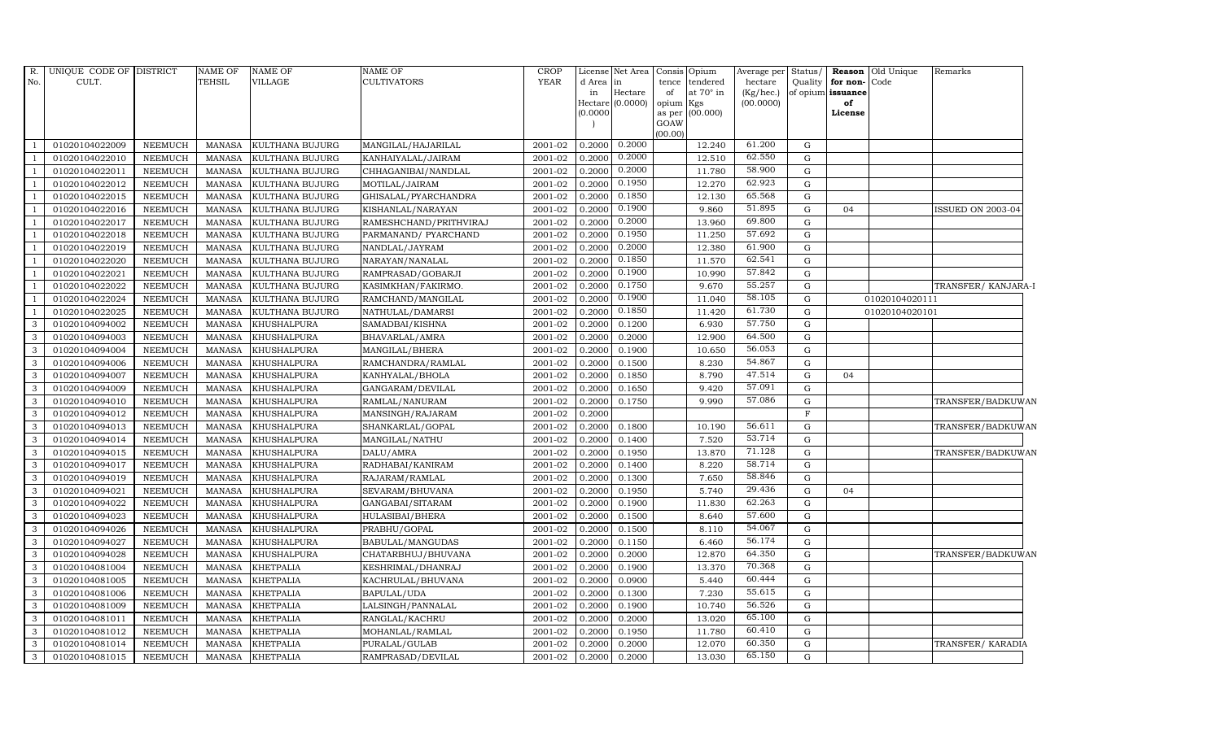| R. No. | UNIQUE CODE OF CULT. | DISTRICT | NAME OF TEHSIL | NAME OF VILLAGE | NAME OF CULTIVATORS | CROP YEAR | License d Area in Hectare (0.0000) | Net Area in Hectare (0.0000) | Consis tence of opium as per GOAW (00.00) | Opium tendered at 70° in Kgs (00.000) | Average per hectare (Kg/hec.) (00.0000) | Status/ Quality of opium | Reason for non-issuance of License | Old Unique Code | Remarks |
|---|---|---|---|---|---|---|---|---|---|---|---|---|---|---|---|
| 1 | 01020104022009 | NEEMUCH | MANASA | KULTHANA BUJURG | MANGILAL/HAJARILAL | 2001-02 | 0.2000 | 0.2000 | | 12.240 | 61.200 | G | | | |
| 1 | 01020104022010 | NEEMUCH | MANASA | KULTHANA BUJURG | KANHAIYALAL/JAIRAM | 2001-02 | 0.2000 | 0.2000 | | 12.510 | 62.550 | G | | | |
| 1 | 01020104022011 | NEEMUCH | MANASA | KULTHANA BUJURG | CHHAGANIBAI/NANDLAL | 2001-02 | 0.2000 | 0.2000 | | 11.780 | 58.900 | G | | | |
| 1 | 01020104022012 | NEEMUCH | MANASA | KULTHANA BUJURG | MOTILAL/JAIRAM | 2001-02 | 0.2000 | 0.1950 | | 12.270 | 62.923 | G | | | |
| 1 | 01020104022015 | NEEMUCH | MANASA | KULTHANA BUJURG | GHISALAL/PYARCHANDRA | 2001-02 | 0.2000 | 0.1850 | | 12.130 | 65.568 | G | | | |
| 1 | 01020104022016 | NEEMUCH | MANASA | KULTHANA BUJURG | KISHANLAL/NARAYAN | 2001-02 | 0.2000 | 0.1900 | | 9.860 | 51.895 | G | 04 | | ISSUED ON 2003-04 |
| 1 | 01020104022017 | NEEMUCH | MANASA | KULTHANA BUJURG | RAMESHCHAND/PRITHVIRAJ | 2001-02 | 0.2000 | 0.2000 | | 13.960 | 69.800 | G | | | |
| 1 | 01020104022018 | NEEMUCH | MANASA | KULTHANA BUJURG | PARMANAND/ PYARCHAND | 2001-02 | 0.2000 | 0.1950 | | 11.250 | 57.692 | G | | | |
| 1 | 01020104022019 | NEEMUCH | MANASA | KULTHANA BUJURG | NANDLAL/JAYRAM | 2001-02 | 0.2000 | 0.2000 | | 12.380 | 61.900 | G | | | |
| 1 | 01020104022020 | NEEMUCH | MANASA | KULTHANA BUJURG | NARAYAN/NANALAL | 2001-02 | 0.2000 | 0.1850 | | 11.570 | 62.541 | G | | | |
| 1 | 01020104022021 | NEEMUCH | MANASA | KULTHANA BUJURG | RAMPRASAD/GOBARJI | 2001-02 | 0.2000 | 0.1900 | | 10.990 | 57.842 | G | | | |
| 1 | 01020104022022 | NEEMUCH | MANASA | KULTHANA BUJURG | KASIMKHAN/FAKIRMO. | 2001-02 | 0.2000 | 0.1750 | | 9.670 | 55.257 | G | | | TRANSFER/ KANJARA-I |
| 1 | 01020104022024 | NEEMUCH | MANASA | KULTHANA BUJURG | RAMCHAND/MANGILAL | 2001-02 | 0.2000 | 0.1900 | | 11.040 | 58.105 | G | | 01020104020111 | |
| 1 | 01020104022025 | NEEMUCH | MANASA | KULTHANA BUJURG | NATHULAL/DAMARSI | 2001-02 | 0.2000 | 0.1850 | | 11.420 | 61.730 | G | | 01020104020101 | |
| 3 | 01020104094002 | NEEMUCH | MANASA | KHUSHALPURA | SAMADBAI/KISHNA | 2001-02 | 0.2000 | 0.1200 | | 6.930 | 57.750 | G | | | |
| 3 | 01020104094003 | NEEMUCH | MANASA | KHUSHALPURA | BHAVARLAL/AMRA | 2001-02 | 0.2000 | 0.2000 | | 12.900 | 64.500 | G | | | |
| 3 | 01020104094004 | NEEMUCH | MANASA | KHUSHALPURA | MANGILAL/BHERA | 2001-02 | 0.2000 | 0.1900 | | 10.650 | 56.053 | G | | | |
| 3 | 01020104094006 | NEEMUCH | MANASA | KHUSHALPURA | RAMCHANDRA/RAMLAL | 2001-02 | 0.2000 | 0.1500 | | 8.230 | 54.867 | G | | | |
| 3 | 01020104094007 | NEEMUCH | MANASA | KHUSHALPURA | KANHYALAL/BHOLA | 2001-02 | 0.2000 | 0.1850 | | 8.790 | 47.514 | G | 04 | | |
| 3 | 01020104094009 | NEEMUCH | MANASA | KHUSHALPURA | GANGARAM/DEVILAL | 2001-02 | 0.2000 | 0.1650 | | 9.420 | 57.091 | G | | | |
| 3 | 01020104094010 | NEEMUCH | MANASA | KHUSHALPURA | RAMLAL/NANURAM | 2001-02 | 0.2000 | 0.1750 | | 9.990 | 57.086 | G | | | TRANSFER/BADKUWAN |
| 3 | 01020104094012 | NEEMUCH | MANASA | KHUSHALPURA | MANSINGH/RAJARAM | 2001-02 | 0.2000 | | | | | F | | | |
| 3 | 01020104094013 | NEEMUCH | MANASA | KHUSHALPURA | SHANKARLAL/GOPAL | 2001-02 | 0.2000 | 0.1800 | | 10.190 | 56.611 | G | | | TRANSFER/BADKUWAN |
| 3 | 01020104094014 | NEEMUCH | MANASA | KHUSHALPURA | MANGILAL/NATHU | 2001-02 | 0.2000 | 0.1400 | | 7.520 | 53.714 | G | | | |
| 3 | 01020104094015 | NEEMUCH | MANASA | KHUSHALPURA | DALU/AMRA | 2001-02 | 0.2000 | 0.1950 | | 13.870 | 71.128 | G | | | TRANSFER/BADKUWAN |
| 3 | 01020104094017 | NEEMUCH | MANASA | KHUSHALPURA | RADHABAI/KANIRAM | 2001-02 | 0.2000 | 0.1400 | | 8.220 | 58.714 | G | | | |
| 3 | 01020104094019 | NEEMUCH | MANASA | KHUSHALPURA | RAJARAM/RAMLAL | 2001-02 | 0.2000 | 0.1300 | | 7.650 | 58.846 | G | | | |
| 3 | 01020104094021 | NEEMUCH | MANASA | KHUSHALPURA | SEVARAM/BHUVANA | 2001-02 | 0.2000 | 0.1950 | | 5.740 | 29.436 | G | 04 | | |
| 3 | 01020104094022 | NEEMUCH | MANASA | KHUSHALPURA | GANGABAI/SITARAM | 2001-02 | 0.2000 | 0.1900 | | 11.830 | 62.263 | G | | | |
| 3 | 01020104094023 | NEEMUCH | MANASA | KHUSHALPURA | HULASIBAI/BHERA | 2001-02 | 0.2000 | 0.1500 | | 8.640 | 57.600 | G | | | |
| 3 | 01020104094026 | NEEMUCH | MANASA | KHUSHALPURA | PRABHU/GOPAL | 2001-02 | 0.2000 | 0.1500 | | 8.110 | 54.067 | G | | | |
| 3 | 01020104094027 | NEEMUCH | MANASA | KHUSHALPURA | BABULAL/MANGUDAS | 2001-02 | 0.2000 | 0.1150 | | 6.460 | 56.174 | G | | | |
| 3 | 01020104094028 | NEEMUCH | MANASA | KHUSHALPURA | CHATARBHUJ/BHUVANA | 2001-02 | 0.2000 | 0.2000 | | 12.870 | 64.350 | G | | | TRANSFER/BADKUWAN |
| 3 | 01020104081004 | NEEMUCH | MANASA | KHETPALIA | KESHRIMAL/DHANRAJ | 2001-02 | 0.2000 | 0.1900 | | 13.370 | 70.368 | G | | | |
| 3 | 01020104081005 | NEEMUCH | MANASA | KHETPALIA | KACHRULAL/BHUVANA | 2001-02 | 0.2000 | 0.0900 | | 5.440 | 60.444 | G | | | |
| 3 | 01020104081006 | NEEMUCH | MANASA | KHETPALIA | BAPULAL/UDA | 2001-02 | 0.2000 | 0.1300 | | 7.230 | 55.615 | G | | | |
| 3 | 01020104081009 | NEEMUCH | MANASA | KHETPALIA | LALSINGH/PANNALAL | 2001-02 | 0.2000 | 0.1900 | | 10.740 | 56.526 | G | | | |
| 3 | 01020104081011 | NEEMUCH | MANASA | KHETPALIA | RANGLAL/KACHRU | 2001-02 | 0.2000 | 0.2000 | | 13.020 | 65.100 | G | | | |
| 3 | 01020104081012 | NEEMUCH | MANASA | KHETPALIA | MOHANLAL/RAMLAL | 2001-02 | 0.2000 | 0.1950 | | 11.780 | 60.410 | G | | | |
| 3 | 01020104081014 | NEEMUCH | MANASA | KHETPALIA | PURALAL/GULAB | 2001-02 | 0.2000 | 0.2000 | | 12.070 | 60.350 | G | | | TRANSFER/ KARADIA |
| 3 | 01020104081015 | NEEMUCH | MANASA | KHETPALIA | RAMPRASAD/DEVILAL | 2001-02 | 0.2000 | 0.2000 | | 13.030 | 65.150 | G | | | |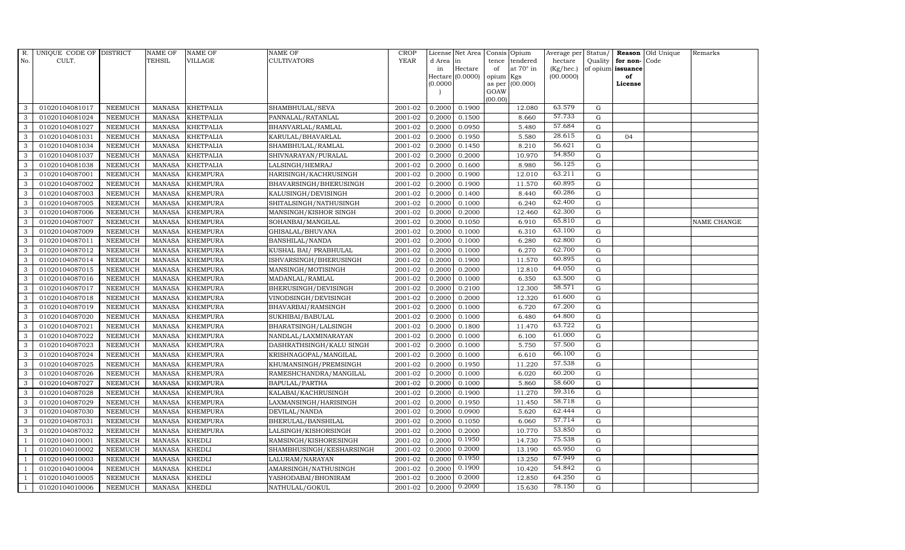| R. No. | UNIQUE CODE OF CULT. | DISTRICT | NAME OF TEHSIL | NAME OF VILLAGE | NAME OF CULTIVATORS | CROP YEAR | License d Area in Hectare (0.0000) | Net Area in Hectare (0.0000) | Consis tence of opium as per GOAW (00.00) | Opium tendered at 70° in Kgs (00.000) | Average per hectare (Kg/hec.) (00.0000) | Status/ Quality of opium | Reason for non-issuance of License | Old Unique Code | Remarks |
|---|---|---|---|---|---|---|---|---|---|---|---|---|---|---|---|
| 3 | 01020104081017 | NEEMUCH | MANASA | KHETPALIA | SHAMBHULAL/SEVA | 2001-02 | 0.2000 | 0.1900 | | 12.080 | 63.579 | G | | | |
| 3 | 01020104081024 | NEEMUCH | MANASA | KHETPALIA | PANNALAL/RATANLAL | 2001-02 | 0.2000 | 0.1500 | | 8.660 | 57.733 | G | | | |
| 3 | 01020104081027 | NEEMUCH | MANASA | KHETPALIA | BHANVARLAL/RAMLAL | 2001-02 | 0.2000 | 0.0950 | | 5.480 | 57.684 | G | | | |
| 3 | 01020104081031 | NEEMUCH | MANASA | KHETPALIA | KARULAL/BHAVARLAL | 2001-02 | 0.2000 | 0.1950 | | 5.580 | 28.615 | G | 04 | | |
| 3 | 01020104081034 | NEEMUCH | MANASA | KHETPALIA | SHAMBHULAL/RAMLAL | 2001-02 | 0.2000 | 0.1450 | | 8.210 | 56.621 | G | | | |
| 3 | 01020104081037 | NEEMUCH | MANASA | KHETPALIA | SHIVNARAYAN/PURALAL | 2001-02 | 0.2000 | 0.2000 | | 10.970 | 54.850 | G | | | |
| 3 | 01020104081038 | NEEMUCH | MANASA | KHETPALIA | LALSINGH/HEMRAJ | 2001-02 | 0.2000 | 0.1600 | | 8.980 | 56.125 | G | | | |
| 3 | 01020104087001 | NEEMUCH | MANASA | KHEMPURA | HARISINGH/KACHRUSINGH | 2001-02 | 0.2000 | 0.1900 | | 12.010 | 63.211 | G | | | |
| 3 | 01020104087002 | NEEMUCH | MANASA | KHEMPURA | BHAVARSINGH/BHERUSINGH | 2001-02 | 0.2000 | 0.1900 | | 11.570 | 60.895 | G | | | |
| 3 | 01020104087003 | NEEMUCH | MANASA | KHEMPURA | KALUSINGH/DEVISINGH | 2001-02 | 0.2000 | 0.1400 | | 8.440 | 60.286 | G | | | |
| 3 | 01020104087005 | NEEMUCH | MANASA | KHEMPURA | SHITALSINGH/NATHUSINGH | 2001-02 | 0.2000 | 0.1000 | | 6.240 | 62.400 | G | | | |
| 3 | 01020104087006 | NEEMUCH | MANASA | KHEMPURA | MANSINGH/KISHOR SINGH | 2001-02 | 0.2000 | 0.2000 | | 12.460 | 62.300 | G | | | |
| 3 | 01020104087007 | NEEMUCH | MANASA | KHEMPURA | SOHANBAI/MANGILAL | 2001-02 | 0.2000 | 0.1050 | | 6.910 | 65.810 | G | | | NAME CHANGE |
| 3 | 01020104087009 | NEEMUCH | MANASA | KHEMPURA | GHISALAL/BHUVANA | 2001-02 | 0.2000 | 0.1000 | | 6.310 | 63.100 | G | | | |
| 3 | 01020104087011 | NEEMUCH | MANASA | KHEMPURA | BANSHILAL/NANDA | 2001-02 | 0.2000 | 0.1000 | | 6.280 | 62.800 | G | | | |
| 3 | 01020104087012 | NEEMUCH | MANASA | KHEMPURA | KUSHAL BAI/ PRABHULAL | 2001-02 | 0.2000 | 0.1000 | | 6.270 | 62.700 | G | | | |
| 3 | 01020104087014 | NEEMUCH | MANASA | KHEMPURA | ISHVARSINGH/BHERUSINGH | 2001-02 | 0.2000 | 0.1900 | | 11.570 | 60.895 | G | | | |
| 3 | 01020104087015 | NEEMUCH | MANASA | KHEMPURA | MANSINGH/MOTISINGH | 2001-02 | 0.2000 | 0.2000 | | 12.810 | 64.050 | G | | | |
| 3 | 01020104087016 | NEEMUCH | MANASA | KHEMPURA | MADANLAL/RAMLAL | 2001-02 | 0.2000 | 0.1000 | | 6.350 | 63.500 | G | | | |
| 3 | 01020104087017 | NEEMUCH | MANASA | KHEMPURA | BHERUSINGH/DEVISINGH | 2001-02 | 0.2000 | 0.2100 | | 12.300 | 58.571 | G | | | |
| 3 | 01020104087018 | NEEMUCH | MANASA | KHEMPURA | VINODSINGH/DEVISINGH | 2001-02 | 0.2000 | 0.2000 | | 12.320 | 61.600 | G | | | |
| 3 | 01020104087019 | NEEMUCH | MANASA | KHEMPURA | BHAVARBAI/RAMSINGH | 2001-02 | 0.2000 | 0.1000 | | 6.720 | 67.200 | G | | | |
| 3 | 01020104087020 | NEEMUCH | MANASA | KHEMPURA | SUKHIBAI/BABULAL | 2001-02 | 0.2000 | 0.1000 | | 6.480 | 64.800 | G | | | |
| 3 | 01020104087021 | NEEMUCH | MANASA | KHEMPURA | BHARATSINGH/LALSINGH | 2001-02 | 0.2000 | 0.1800 | | 11.470 | 63.722 | G | | | |
| 3 | 01020104087022 | NEEMUCH | MANASA | KHEMPURA | NANDLAL/LAXMINARAYAN | 2001-02 | 0.2000 | 0.1000 | | 6.100 | 61.000 | G | | | |
| 3 | 01020104087023 | NEEMUCH | MANASA | KHEMPURA | DASHRATHSINGH/KALU SINGH | 2001-02 | 0.2000 | 0.1000 | | 5.750 | 57.500 | G | | | |
| 3 | 01020104087024 | NEEMUCH | MANASA | KHEMPURA | KRISHNAGOPAL/MANGILAL | 2001-02 | 0.2000 | 0.1000 | | 6.610 | 66.100 | G | | | |
| 3 | 01020104087025 | NEEMUCH | MANASA | KHEMPURA | KHUMANSINGH/PREMSINGH | 2001-02 | 0.2000 | 0.1950 | | 11.220 | 57.538 | G | | | |
| 3 | 01020104087026 | NEEMUCH | MANASA | KHEMPURA | RAMESHCHANDRA/MANGILAL | 2001-02 | 0.2000 | 0.1000 | | 6.020 | 60.200 | G | | | |
| 3 | 01020104087027 | NEEMUCH | MANASA | KHEMPURA | BAPULAL/PARTHA | 2001-02 | 0.2000 | 0.1000 | | 5.860 | 58.600 | G | | | |
| 3 | 01020104087028 | NEEMUCH | MANASA | KHEMPURA | KALABAI/KACHRUSINGH | 2001-02 | 0.2000 | 0.1900 | | 11.270 | 59.316 | G | | | |
| 3 | 01020104087029 | NEEMUCH | MANASA | KHEMPURA | LAXMANSINGH/HARISINGH | 2001-02 | 0.2000 | 0.1950 | | 11.450 | 58.718 | G | | | |
| 3 | 01020104087030 | NEEMUCH | MANASA | KHEMPURA | DEVILAL/NANDA | 2001-02 | 0.2000 | 0.0900 | | 5.620 | 62.444 | G | | | |
| 3 | 01020104087031 | NEEMUCH | MANASA | KHEMPURA | BHERULAL/BANSHILAL | 2001-02 | 0.2000 | 0.1050 | | 6.060 | 57.714 | G | | | |
| 3 | 01020104087032 | NEEMUCH | MANASA | KHEMPURA | LALSINGH/KISHORSINGH | 2001-02 | 0.2000 | 0.2000 | | 10.770 | 53.850 | G | | | |
| 1 | 01020104010001 | NEEMUCH | MANASA | KHEDLI | RAMSINGH/KISHORESINGH | 2001-02 | 0.2000 | 0.1950 | | 14.730 | 75.538 | G | | | |
| 1 | 01020104010002 | NEEMUCH | MANASA | KHEDLI | SHAMBHUSINGH/KESHARSINGH | 2001-02 | 0.2000 | 0.2000 | | 13.190 | 65.950 | G | | | |
| 1 | 01020104010003 | NEEMUCH | MANASA | KHEDLI | LALURAM/NARAYAN | 2001-02 | 0.2000 | 0.1950 | | 13.250 | 67.949 | G | | | |
| 1 | 01020104010004 | NEEMUCH | MANASA | KHEDLI | AMARSINGH/NATHUSINGH | 2001-02 | 0.2000 | 0.1900 | | 10.420 | 54.842 | G | | | |
| 1 | 01020104010005 | NEEMUCH | MANASA | KHEDLI | YASHODABAI/BHONIRAM | 2001-02 | 0.2000 | 0.2000 | | 12.850 | 64.250 | G | | | |
| 1 | 01020104010006 | NEEMUCH | MANASA | KHEDLI | NATHULAL/GOKUL | 2001-02 | 0.2000 | 0.2000 | | 15.630 | 78.150 | G | | | |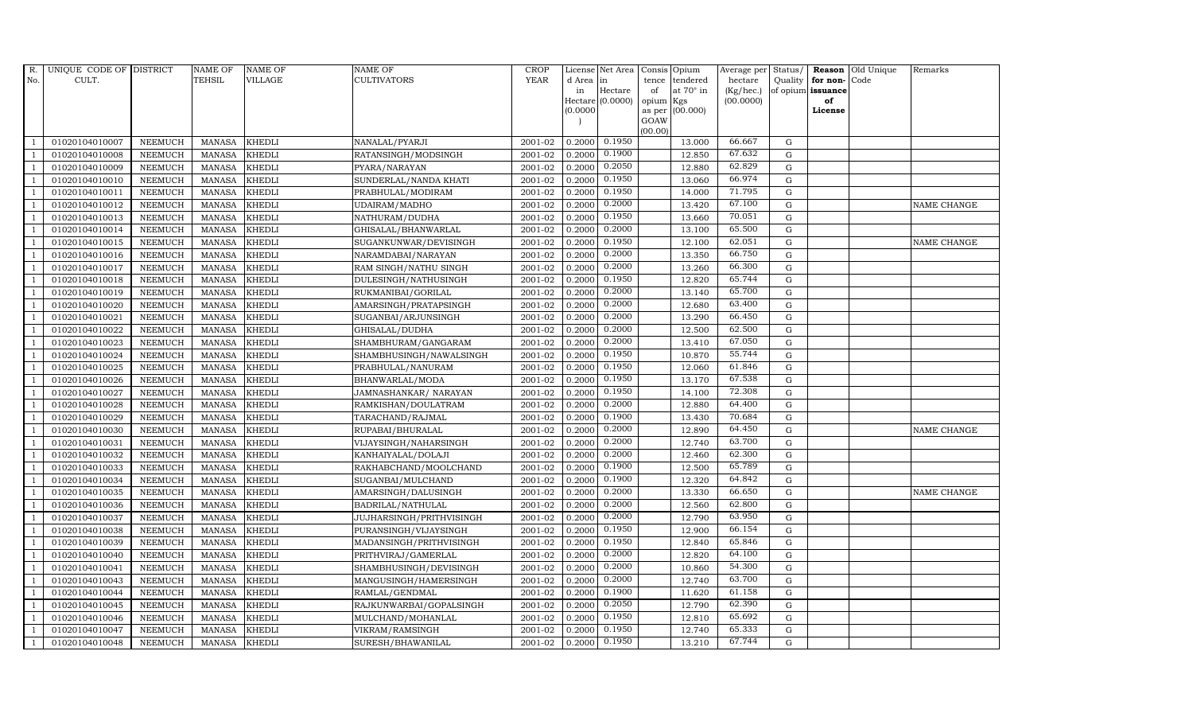| R. No. | UNIQUE CODE OF CULT. | DISTRICT | NAME OF TEHSIL | NAME OF VILLAGE | NAME OF CULTIVATORS | CROP YEAR | License d Area in Hectare (0.0000) | Net Area in Hectare (0.0000) | Consis tence of opium as per GOAW (00.00) | Opium tendered at 70° in Kgs (00.000) | Average per hectare (Kg/hec.) (00.0000) | Status/ Quality of opium | Reason for non- issuance of License | Old Unique Code | Remarks |
|---|---|---|---|---|---|---|---|---|---|---|---|---|---|---|---|
| 1 | 01020104010007 | NEEMUCH | MANASA | KHEDLI | NANALAL/PYARJI | 2001-02 | 0.2000 | 0.1950 | | 13.000 | 66.667 | G | | | |
| 1 | 01020104010008 | NEEMUCH | MANASA | KHEDLI | RATANSINGH/MODSINGH | 2001-02 | 0.2000 | 0.1900 | | 12.850 | 67.632 | G | | | |
| 1 | 01020104010009 | NEEMUCH | MANASA | KHEDLI | PYARA/NARAYAN | 2001-02 | 0.2000 | 0.2050 | | 12.880 | 62.829 | G | | | |
| 1 | 01020104010010 | NEEMUCH | MANASA | KHEDLI | SUNDERLAL/NANDA KHATI | 2001-02 | 0.2000 | 0.1950 | | 13.060 | 66.974 | G | | | |
| 1 | 01020104010011 | NEEMUCH | MANASA | KHEDLI | PRABHULAL/MODIRAM | 2001-02 | 0.2000 | 0.1950 | | 14.000 | 71.795 | G | | | |
| 1 | 01020104010012 | NEEMUCH | MANASA | KHEDLI | UDAIRAM/MADHO | 2001-02 | 0.2000 | 0.2000 | | 13.420 | 67.100 | G | | | NAME CHANGE |
| 1 | 01020104010013 | NEEMUCH | MANASA | KHEDLI | NATHURAM/DUDHA | 2001-02 | 0.2000 | 0.1950 | | 13.660 | 70.051 | G | | | |
| 1 | 01020104010014 | NEEMUCH | MANASA | KHEDLI | GHISALAL/BHANWARLAL | 2001-02 | 0.2000 | 0.2000 | | 13.100 | 65.500 | G | | | |
| 1 | 01020104010015 | NEEMUCH | MANASA | KHEDLI | SUGANKUNWAR/DEVISINGH | 2001-02 | 0.2000 | 0.1950 | | 12.100 | 62.051 | G | | | NAME CHANGE |
| 1 | 01020104010016 | NEEMUCH | MANASA | KHEDLI | NARAMDABAI/NARAYAN | 2001-02 | 0.2000 | 0.2000 | | 13.350 | 66.750 | G | | | |
| 1 | 01020104010017 | NEEMUCH | MANASA | KHEDLI | RAM SINGH/NATHU SINGH | 2001-02 | 0.2000 | 0.2000 | | 13.260 | 66.300 | G | | | |
| 1 | 01020104010018 | NEEMUCH | MANASA | KHEDLI | DULESINGH/NATHUSINGH | 2001-02 | 0.2000 | 0.1950 | | 12.820 | 65.744 | G | | | |
| 1 | 01020104010019 | NEEMUCH | MANASA | KHEDLI | RUKMANIBAI/GORILAL | 2001-02 | 0.2000 | 0.2000 | | 13.140 | 65.700 | G | | | |
| 1 | 01020104010020 | NEEMUCH | MANASA | KHEDLI | AMARSINGH/PRATAPSINGH | 2001-02 | 0.2000 | 0.2000 | | 12.680 | 63.400 | G | | | |
| 1 | 01020104010021 | NEEMUCH | MANASA | KHEDLI | SUGANBAI/ARJUNSINGH | 2001-02 | 0.2000 | 0.2000 | | 13.290 | 66.450 | G | | | |
| 1 | 01020104010022 | NEEMUCH | MANASA | KHEDLI | GHISALAL/DUDHA | 2001-02 | 0.2000 | 0.2000 | | 12.500 | 62.500 | G | | | |
| 1 | 01020104010023 | NEEMUCH | MANASA | KHEDLI | SHAMBHURAM/GANGARAM | 2001-02 | 0.2000 | 0.2000 | | 13.410 | 67.050 | G | | | |
| 1 | 01020104010024 | NEEMUCH | MANASA | KHEDLI | SHAMBHUSINGH/NAWALSINGH | 2001-02 | 0.2000 | 0.1950 | | 10.870 | 55.744 | G | | | |
| 1 | 01020104010025 | NEEMUCH | MANASA | KHEDLI | PRABHULAL/NANURAM | 2001-02 | 0.2000 | 0.1950 | | 12.060 | 61.846 | G | | | |
| 1 | 01020104010026 | NEEMUCH | MANASA | KHEDLI | BHANWARLAL/MODA | 2001-02 | 0.2000 | 0.1950 | | 13.170 | 67.538 | G | | | |
| 1 | 01020104010027 | NEEMUCH | MANASA | KHEDLI | JAMNASHANKAR/ NARAYAN | 2001-02 | 0.2000 | 0.1950 | | 14.100 | 72.308 | G | | | |
| 1 | 01020104010028 | NEEMUCH | MANASA | KHEDLI | RAMKISHAN/DOULATRAM | 2001-02 | 0.2000 | 0.2000 | | 12.880 | 64.400 | G | | | |
| 1 | 01020104010029 | NEEMUCH | MANASA | KHEDLI | TARACHAND/RAJMAL | 2001-02 | 0.2000 | 0.1900 | | 13.430 | 70.684 | G | | | |
| 1 | 01020104010030 | NEEMUCH | MANASA | KHEDLI | RUPABAI/BHURALAL | 2001-02 | 0.2000 | 0.2000 | | 12.890 | 64.450 | G | | | NAME CHANGE |
| 1 | 01020104010031 | NEEMUCH | MANASA | KHEDLI | VIJAYSINGH/NAHARSINGH | 2001-02 | 0.2000 | 0.2000 | | 12.740 | 63.700 | G | | | |
| 1 | 01020104010032 | NEEMUCH | MANASA | KHEDLI | KANHAIYALAL/DOLAJI | 2001-02 | 0.2000 | 0.2000 | | 12.460 | 62.300 | G | | | |
| 1 | 01020104010033 | NEEMUCH | MANASA | KHEDLI | RAKHABCHAND/MOOLCHAND | 2001-02 | 0.2000 | 0.1900 | | 12.500 | 65.789 | G | | | |
| 1 | 01020104010034 | NEEMUCH | MANASA | KHEDLI | SUGANBAI/MULCHAND | 2001-02 | 0.2000 | 0.1900 | | 12.320 | 64.842 | G | | | |
| 1 | 01020104010035 | NEEMUCH | MANASA | KHEDLI | AMARSINGH/DALUSINGH | 2001-02 | 0.2000 | 0.2000 | | 13.330 | 66.650 | G | | | NAME CHANGE |
| 1 | 01020104010036 | NEEMUCH | MANASA | KHEDLI | BADRILAL/NATHULAL | 2001-02 | 0.2000 | 0.2000 | | 12.560 | 62.800 | G | | | |
| 1 | 01020104010037 | NEEMUCH | MANASA | KHEDLI | JUJHARSINGH/PRITHVISINGH | 2001-02 | 0.2000 | 0.2000 | | 12.790 | 63.950 | G | | | |
| 1 | 01020104010038 | NEEMUCH | MANASA | KHEDLI | PURANSINGH/VIJAYSINGH | 2001-02 | 0.2000 | 0.1950 | | 12.900 | 66.154 | G | | | |
| 1 | 01020104010039 | NEEMUCH | MANASA | KHEDLI | MADANSINGH/PRITHVISINGH | 2001-02 | 0.2000 | 0.1950 | | 12.840 | 65.846 | G | | | |
| 1 | 01020104010040 | NEEMUCH | MANASA | KHEDLI | PRITHVIRAJ/GAMERLAL | 2001-02 | 0.2000 | 0.2000 | | 12.820 | 64.100 | G | | | |
| 1 | 01020104010041 | NEEMUCH | MANASA | KHEDLI | SHAMBHUSINGH/DEVISINGH | 2001-02 | 0.2000 | 0.2000 | | 10.860 | 54.300 | G | | | |
| 1 | 01020104010043 | NEEMUCH | MANASA | KHEDLI | MANGUSINGH/HAMERSINGH | 2001-02 | 0.2000 | 0.2000 | | 12.740 | 63.700 | G | | | |
| 1 | 01020104010044 | NEEMUCH | MANASA | KHEDLI | RAMLAL/GENDMAL | 2001-02 | 0.2000 | 0.1900 | | 11.620 | 61.158 | G | | | |
| 1 | 01020104010045 | NEEMUCH | MANASA | KHEDLI | RAJKUNWARBAI/GOPALSINGH | 2001-02 | 0.2000 | 0.2050 | | 12.790 | 62.390 | G | | | |
| 1 | 01020104010046 | NEEMUCH | MANASA | KHEDLI | MULCHAND/MOHANLAL | 2001-02 | 0.2000 | 0.1950 | | 12.810 | 65.692 | G | | | |
| 1 | 01020104010047 | NEEMUCH | MANASA | KHEDLI | VIKRAM/RAMSINGH | 2001-02 | 0.2000 | 0.1950 | | 12.740 | 65.333 | G | | | |
| 1 | 01020104010048 | NEEMUCH | MANASA | KHEDLI | SURESH/BHAWANILAL | 2001-02 | 0.2000 | 0.1950 | | 13.210 | 67.744 | G | | | |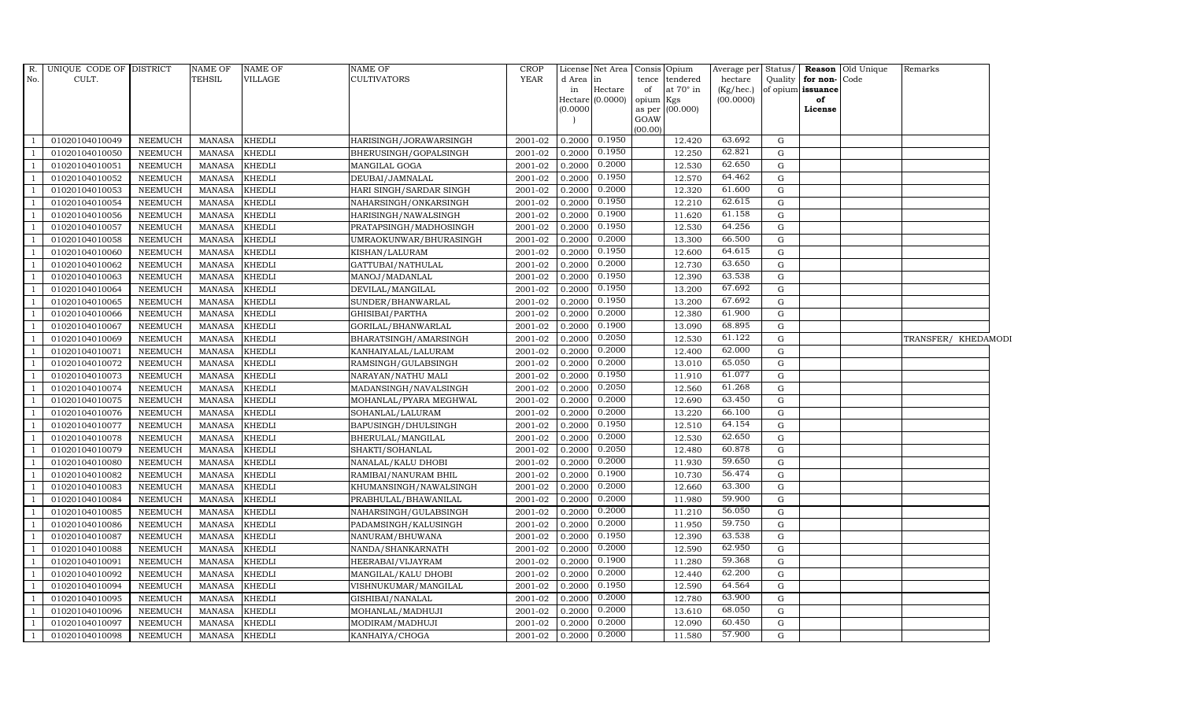| R. No. | UNIQUE CODE OF CULT. | DISTRICT | NAME OF TEHSIL | NAME OF VILLAGE | NAME OF CULTIVATORS | CROP YEAR | License d Area in Hectare (0.0000) | Net Area in Hectare (0.0000) | Consis tence of opium as per GOAW (00.00) | Opium tendered at 70° in Kgs (00.000) | Average per hectare (Kg/hec.) (00.0000) | Status/ Quality of opium | Reason for non-issuance of License | Old Unique Code | Remarks |
|---|---|---|---|---|---|---|---|---|---|---|---|---|---|---|---|
| 1 | 01020104010049 | NEEMUCH | MANASA | KHEDLI | HARISINGH/JORAWARSINGH | 2001-02 | 0.2000 | 0.1950 | | 12.420 | 63.692 | G | | | |
| 1 | 01020104010050 | NEEMUCH | MANASA | KHEDLI | BHERUSINGH/GOPALSINGH | 2001-02 | 0.2000 | 0.1950 | | 12.250 | 62.821 | G | | | |
| 1 | 01020104010051 | NEEMUCH | MANASA | KHEDLI | MANGILAL GOGA | 2001-02 | 0.2000 | 0.2000 | | 12.530 | 62.650 | G | | | |
| 1 | 01020104010052 | NEEMUCH | MANASA | KHEDLI | DEUBAI/JAMNALAL | 2001-02 | 0.2000 | 0.1950 | | 12.570 | 64.462 | G | | | |
| 1 | 01020104010053 | NEEMUCH | MANASA | KHEDLI | HARI SINGH/SARDAR SINGH | 2001-02 | 0.2000 | 0.2000 | | 12.320 | 61.600 | G | | | |
| 1 | 01020104010054 | NEEMUCH | MANASA | KHEDLI | NAHARSINGH/ONKARSINGH | 2001-02 | 0.2000 | 0.1950 | | 12.210 | 62.615 | G | | | |
| 1 | 01020104010056 | NEEMUCH | MANASA | KHEDLI | HARISINGH/NAWALSINGH | 2001-02 | 0.2000 | 0.1900 | | 11.620 | 61.158 | G | | | |
| 1 | 01020104010057 | NEEMUCH | MANASA | KHEDLI | PRATAPSINGH/MADHOSINGH | 2001-02 | 0.2000 | 0.1950 | | 12.530 | 64.256 | G | | | |
| 1 | 01020104010058 | NEEMUCH | MANASA | KHEDLI | UMRAOKUNWAR/BHURASINGH | 2001-02 | 0.2000 | 0.2000 | | 13.300 | 66.500 | G | | | |
| 1 | 01020104010060 | NEEMUCH | MANASA | KHEDLI | KISHAN/LALURAM | 2001-02 | 0.2000 | 0.1950 | | 12.600 | 64.615 | G | | | |
| 1 | 01020104010062 | NEEMUCH | MANASA | KHEDLI | GATTUBAI/NATHULAL | 2001-02 | 0.2000 | 0.2000 | | 12.730 | 63.650 | G | | | |
| 1 | 01020104010063 | NEEMUCH | MANASA | KHEDLI | MANOJ/MADANLAL | 2001-02 | 0.2000 | 0.1950 | | 12.390 | 63.538 | G | | | |
| 1 | 01020104010064 | NEEMUCH | MANASA | KHEDLI | DEVILAL/MANGILAL | 2001-02 | 0.2000 | 0.1950 | | 13.200 | 67.692 | G | | | |
| 1 | 01020104010065 | NEEMUCH | MANASA | KHEDLI | SUNDER/BHANWARLAL | 2001-02 | 0.2000 | 0.1950 | | 13.200 | 67.692 | G | | | |
| 1 | 01020104010066 | NEEMUCH | MANASA | KHEDLI | GHISIBAI/PARTHA | 2001-02 | 0.2000 | 0.2000 | | 12.380 | 61.900 | G | | | |
| 1 | 01020104010067 | NEEMUCH | MANASA | KHEDLI | GORILAL/BHANWARLAL | 2001-02 | 0.2000 | 0.1900 | | 13.090 | 68.895 | G | | | |
| 1 | 01020104010069 | NEEMUCH | MANASA | KHEDLI | BHARATSINGH/AMARSINGH | 2001-02 | 0.2000 | 0.2050 | | 12.530 | 61.122 | G | | | TRANSFER/ KHEDAMODI |
| 1 | 01020104010071 | NEEMUCH | MANASA | KHEDLI | KANHAIYALAL/LALURAM | 2001-02 | 0.2000 | 0.2000 | | 12.400 | 62.000 | G | | | |
| 1 | 01020104010072 | NEEMUCH | MANASA | KHEDLI | RAMSINGH/GULABSINGH | 2001-02 | 0.2000 | 0.2000 | | 13.010 | 65.050 | G | | | |
| 1 | 01020104010073 | NEEMUCH | MANASA | KHEDLI | NARAYAN/NATHU MALI | 2001-02 | 0.2000 | 0.1950 | | 11.910 | 61.077 | G | | | |
| 1 | 01020104010074 | NEEMUCH | MANASA | KHEDLI | MADANSINGH/NAVALSINGH | 2001-02 | 0.2000 | 0.2050 | | 12.560 | 61.268 | G | | | |
| 1 | 01020104010075 | NEEMUCH | MANASA | KHEDLI | MOHANLAL/PYARA MEGHWAL | 2001-02 | 0.2000 | 0.2000 | | 12.690 | 63.450 | G | | | |
| 1 | 01020104010076 | NEEMUCH | MANASA | KHEDLI | SOHANLAL/LALURAM | 2001-02 | 0.2000 | 0.2000 | | 13.220 | 66.100 | G | | | |
| 1 | 01020104010077 | NEEMUCH | MANASA | KHEDLI | BAPUSINGH/DHULSINGH | 2001-02 | 0.2000 | 0.1950 | | 12.510 | 64.154 | G | | | |
| 1 | 01020104010078 | NEEMUCH | MANASA | KHEDLI | BHERULAL/MANGILAL | 2001-02 | 0.2000 | 0.2000 | | 12.530 | 62.650 | G | | | |
| 1 | 01020104010079 | NEEMUCH | MANASA | KHEDLI | SHAKTI/SOHANLAL | 2001-02 | 0.2000 | 0.2050 | | 12.480 | 60.878 | G | | | |
| 1 | 01020104010080 | NEEMUCH | MANASA | KHEDLI | NANALAL/KALU DHOBI | 2001-02 | 0.2000 | 0.2000 | | 11.930 | 59.650 | G | | | |
| 1 | 01020104010082 | NEEMUCH | MANASA | KHEDLI | RAMIBAI/NANURAM BHIL | 2001-02 | 0.2000 | 0.1900 | | 10.730 | 56.474 | G | | | |
| 1 | 01020104010083 | NEEMUCH | MANASA | KHEDLI | KHUMANSINGH/NAWALSINGH | 2001-02 | 0.2000 | 0.2000 | | 12.660 | 63.300 | G | | | |
| 1 | 01020104010084 | NEEMUCH | MANASA | KHEDLI | PRABHULAL/BHAWANILAL | 2001-02 | 0.2000 | 0.2000 | | 11.980 | 59.900 | G | | | |
| 1 | 01020104010085 | NEEMUCH | MANASA | KHEDLI | NAHARSINGH/GULABSINGH | 2001-02 | 0.2000 | 0.2000 | | 11.210 | 56.050 | G | | | |
| 1 | 01020104010086 | NEEMUCH | MANASA | KHEDLI | PADAMSINGH/KALUSINGH | 2001-02 | 0.2000 | 0.2000 | | 11.950 | 59.750 | G | | | |
| 1 | 01020104010087 | NEEMUCH | MANASA | KHEDLI | NANURAM/BHUWANA | 2001-02 | 0.2000 | 0.1950 | | 12.390 | 63.538 | G | | | |
| 1 | 01020104010088 | NEEMUCH | MANASA | KHEDLI | NANDA/SHANKARNATH | 2001-02 | 0.2000 | 0.2000 | | 12.590 | 62.950 | G | | | |
| 1 | 01020104010091 | NEEMUCH | MANASA | KHEDLI | HEERABAI/VIJAYRAM | 2001-02 | 0.2000 | 0.1900 | | 11.280 | 59.368 | G | | | |
| 1 | 01020104010092 | NEEMUCH | MANASA | KHEDLI | MANGILAL/KALU DHOBI | 2001-02 | 0.2000 | 0.2000 | | 12.440 | 62.200 | G | | | |
| 1 | 01020104010094 | NEEMUCH | MANASA | KHEDLI | VISHNUKUMAR/MANGILAL | 2001-02 | 0.2000 | 0.1950 | | 12.590 | 64.564 | G | | | |
| 1 | 01020104010095 | NEEMUCH | MANASA | KHEDLI | GISHIBAI/NANALAL | 2001-02 | 0.2000 | 0.2000 | | 12.780 | 63.900 | G | | | |
| 1 | 01020104010096 | NEEMUCH | MANASA | KHEDLI | MOHANLAL/MADHUJI | 2001-02 | 0.2000 | 0.2000 | | 13.610 | 68.050 | G | | | |
| 1 | 01020104010097 | NEEMUCH | MANASA | KHEDLI | MODIRAM/MADHUJI | 2001-02 | 0.2000 | 0.2000 | | 12.090 | 60.450 | G | | | |
| 1 | 01020104010098 | NEEMUCH | MANASA | KHEDLI | KANHAIYA/CHOGA | 2001-02 | 0.2000 | 0.2000 | | 11.580 | 57.900 | G | | | |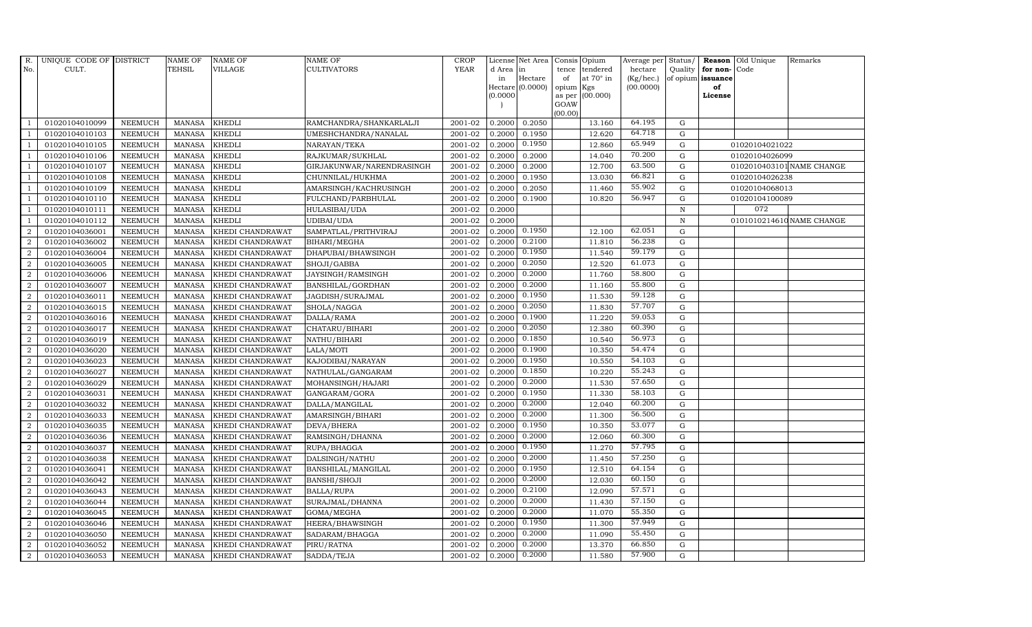| R. No. | UNIQUE CODE OF CULT. | DISTRICT | NAME OF TEHSIL | NAME OF VILLAGE | NAME OF CULTIVATORS | CROP YEAR | License d Area in Hectare (0.0000) | Net Area in Hectare (0.0000) | Consis tence of opium as per GOAW (00.00) | Opium tendered at 70° in Kgs (00.000) | Average per hectare (Kg/hec.) (00.0000) | Status/ Quality of opium | Reason for non-issuance of License | Old Unique Code | Remarks |
|---|---|---|---|---|---|---|---|---|---|---|---|---|---|---|---|
| 1 | 01020104010099 | NEEMUCH | MANASA | KHEDLI | RAMCHANDRA/SHANKARLALJI | 2001-02 | 0.2000 | 0.2050 | | 13.160 | 64.195 | G | | | |
| 1 | 01020104010103 | NEEMUCH | MANASA | KHEDLI | UMESHCHANDRA/NANALAL | 2001-02 | 0.2000 | 0.1950 | | 12.620 | 64.718 | G | | | |
| 1 | 01020104010105 | NEEMUCH | MANASA | KHEDLI | NARAYAN/TEKA | 2001-02 | 0.2000 | 0.1950 | | 12.860 | 65.949 | G | | 01020104021022 | |
| 1 | 01020104010106 | NEEMUCH | MANASA | KHEDLI | RAJKUMAR/SUKHLAL | 2001-02 | 0.2000 | 0.2000 | | 14.040 | 70.200 | G | | 01020104026099 | |
| 1 | 01020104010107 | NEEMUCH | MANASA | KHEDLI | GIRJAKUNWAR/NARENDRASINGH | 2001-02 | 0.2000 | 0.2000 | | 12.700 | 63.500 | G | | 0102010403101 | NAME CHANGE |
| 1 | 01020104010108 | NEEMUCH | MANASA | KHEDLI | CHUNNILAL/HUKHMA | 2001-02 | 0.2000 | 0.1950 | | 13.030 | 66.821 | G | | 01020104026238 | |
| 1 | 01020104010109 | NEEMUCH | MANASA | KHEDLI | AMARSINGH/KACHRUSINGH | 2001-02 | 0.2000 | 0.2050 | | 11.460 | 55.902 | G | | 01020104068013 | |
| 1 | 01020104010110 | NEEMUCH | MANASA | KHEDLI | FULCHAND/PARBHULAL | 2001-02 | 0.2000 | 0.1900 | | 10.820 | 56.947 | G | | 01020104100089 | |
| 1 | 01020104010111 | NEEMUCH | MANASA | KHEDLI | HULASIBAI/UDA | 2001-02 | 0.2000 | | | | | N | | 072 | |
| 1 | 01020104010112 | NEEMUCH | MANASA | KHEDLI | UDIBAI/UDA | 2001-02 | 0.2000 | | | | | N | | 01010102146 10 | NAME CHANGE |
| 2 | 01020104036001 | NEEMUCH | MANASA | KHEDI CHANDRAWAT | SAMPATLAL/PRITHVIRAJ | 2001-02 | 0.2000 | 0.1950 | | 12.100 | 62.051 | G | | | |
| 2 | 01020104036002 | NEEMUCH | MANASA | KHEDI CHANDRAWAT | BIHARI/MEGHA | 2001-02 | 0.2000 | 0.2100 | | 11.810 | 56.238 | G | | | |
| 2 | 01020104036004 | NEEMUCH | MANASA | KHEDI CHANDRAWAT | DHAPUBAI/BHAWSINGH | 2001-02 | 0.2000 | 0.1950 | | 11.540 | 59.179 | G | | | |
| 2 | 01020104036005 | NEEMUCH | MANASA | KHEDI CHANDRAWAT | SHOJI/GABBA | 2001-02 | 0.2000 | 0.2050 | | 12.520 | 61.073 | G | | | |
| 2 | 01020104036006 | NEEMUCH | MANASA | KHEDI CHANDRAWAT | JAYSINGH/RAMSINGH | 2001-02 | 0.2000 | 0.2000 | | 11.760 | 58.800 | G | | | |
| 2 | 01020104036007 | NEEMUCH | MANASA | KHEDI CHANDRAWAT | BANSHILAL/GORDHAN | 2001-02 | 0.2000 | 0.2000 | | 11.160 | 55.800 | G | | | |
| 2 | 01020104036011 | NEEMUCH | MANASA | KHEDI CHANDRAWAT | JAGDISH/SURAJMAL | 2001-02 | 0.2000 | 0.1950 | | 11.530 | 59.128 | G | | | |
| 2 | 01020104036015 | NEEMUCH | MANASA | KHEDI CHANDRAWAT | SHOLA/NAGGA | 2001-02 | 0.2000 | 0.2050 | | 11.830 | 57.707 | G | | | |
| 2 | 01020104036016 | NEEMUCH | MANASA | KHEDI CHANDRAWAT | DALLA/RAMA | 2001-02 | 0.2000 | 0.1900 | | 11.220 | 59.053 | G | | | |
| 2 | 01020104036017 | NEEMUCH | MANASA | KHEDI CHANDRAWAT | CHATARU/BIHARI | 2001-02 | 0.2000 | 0.2050 | | 12.380 | 60.390 | G | | | |
| 2 | 01020104036019 | NEEMUCH | MANASA | KHEDI CHANDRAWAT | NATHU/BIHARI | 2001-02 | 0.2000 | 0.1850 | | 10.540 | 56.973 | G | | | |
| 2 | 01020104036020 | NEEMUCH | MANASA | KHEDI CHANDRAWAT | LALA/MOTI | 2001-02 | 0.2000 | 0.1900 | | 10.350 | 54.474 | G | | | |
| 2 | 01020104036023 | NEEMUCH | MANASA | KHEDI CHANDRAWAT | KAJODIBAI/NARAYAN | 2001-02 | 0.2000 | 0.1950 | | 10.550 | 54.103 | G | | | |
| 2 | 01020104036027 | NEEMUCH | MANASA | KHEDI CHANDRAWAT | NATHULAL/GANGARAM | 2001-02 | 0.2000 | 0.1850 | | 10.220 | 55.243 | G | | | |
| 2 | 01020104036029 | NEEMUCH | MANASA | KHEDI CHANDRAWAT | MOHANSINGH/HAJARI | 2001-02 | 0.2000 | 0.2000 | | 11.530 | 57.650 | G | | | |
| 2 | 01020104036031 | NEEMUCH | MANASA | KHEDI CHANDRAWAT | GANGARAM/GORA | 2001-02 | 0.2000 | 0.1950 | | 11.330 | 58.103 | G | | | |
| 2 | 01020104036032 | NEEMUCH | MANASA | KHEDI CHANDRAWAT | DALLA/MANGILAL | 2001-02 | 0.2000 | 0.2000 | | 12.040 | 60.200 | G | | | |
| 2 | 01020104036033 | NEEMUCH | MANASA | KHEDI CHANDRAWAT | AMARSINGH/BIHARI | 2001-02 | 0.2000 | 0.2000 | | 11.300 | 56.500 | G | | | |
| 2 | 01020104036035 | NEEMUCH | MANASA | KHEDI CHANDRAWAT | DEVA/BHERA | 2001-02 | 0.2000 | 0.1950 | | 10.350 | 53.077 | G | | | |
| 2 | 01020104036036 | NEEMUCH | MANASA | KHEDI CHANDRAWAT | RAMSINGH/DHANNA | 2001-02 | 0.2000 | 0.2000 | | 12.060 | 60.300 | G | | | |
| 2 | 01020104036037 | NEEMUCH | MANASA | KHEDI CHANDRAWAT | RUPA/BHAGGA | 2001-02 | 0.2000 | 0.1950 | | 11.270 | 57.795 | G | | | |
| 2 | 01020104036038 | NEEMUCH | MANASA | KHEDI CHANDRAWAT | DALSINGH/NATHU | 2001-02 | 0.2000 | 0.2000 | | 11.450 | 57.250 | G | | | |
| 2 | 01020104036041 | NEEMUCH | MANASA | KHEDI CHANDRAWAT | BANSHILAL/MANGILAL | 2001-02 | 0.2000 | 0.1950 | | 12.510 | 64.154 | G | | | |
| 2 | 01020104036042 | NEEMUCH | MANASA | KHEDI CHANDRAWAT | BANSHI/SHOJI | 2001-02 | 0.2000 | 0.2000 | | 12.030 | 60.150 | G | | | |
| 2 | 01020104036043 | NEEMUCH | MANASA | KHEDI CHANDRAWAT | BALLA/RUPA | 2001-02 | 0.2000 | 0.2100 | | 12.090 | 57.571 | G | | | |
| 2 | 01020104036044 | NEEMUCH | MANASA | KHEDI CHANDRAWAT | SURAJMAL/DHANNA | 2001-02 | 0.2000 | 0.2000 | | 11.430 | 57.150 | G | | | |
| 2 | 01020104036045 | NEEMUCH | MANASA | KHEDI CHANDRAWAT | GOMA/MEGHA | 2001-02 | 0.2000 | 0.2000 | | 11.070 | 55.350 | G | | | |
| 2 | 01020104036046 | NEEMUCH | MANASA | KHEDI CHANDRAWAT | HEERA/BHAWSINGH | 2001-02 | 0.2000 | 0.1950 | | 11.300 | 57.949 | G | | | |
| 2 | 01020104036050 | NEEMUCH | MANASA | KHEDI CHANDRAWAT | SADARAM/BHAGGA | 2001-02 | 0.2000 | 0.2000 | | 11.090 | 55.450 | G | | | |
| 2 | 01020104036052 | NEEMUCH | MANASA | KHEDI CHANDRAWAT | PIRU/RATNA | 2001-02 | 0.2000 | 0.2000 | | 13.370 | 66.850 | G | | | |
| 2 | 01020104036053 | NEEMUCH | MANASA | KHEDI CHANDRAWAT | SADDA/TEJA | 2001-02 | 0.2000 | 0.2000 | | 11.580 | 57.900 | G | | | |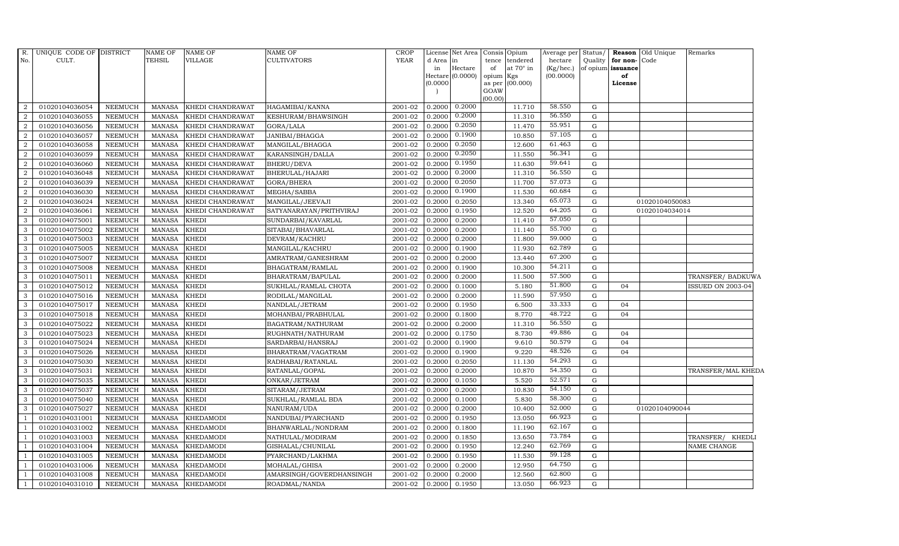| R. No. | UNIQUE CODE OF CULT. | DISTRICT | NAME OF TEHSIL | NAME OF VILLAGE | NAME OF CULTIVATORS | CROP YEAR | License d Area in Hectare (0.0000) | Net Area in Hectare (0.0000) | Consis tence of opium as per GOAW (00.00) | Opium tendered at 70° in Kgs (00.000) | Average per hectare (Kg/hec.) (00.0000) | Status/ Quality of opium | Reason for non-issuance of License | Old Unique Code | Remarks |
|---|---|---|---|---|---|---|---|---|---|---|---|---|---|---|---|
| 2 | 01020104036054 | NEEMUCH | MANASA | KHEDI CHANDRAWAT | HAGAMIBAI/KANNA | 2001-02 | 0.2000 | 0.2000 | | 11.710 | 58.550 | G | | | |
| 2 | 01020104036055 | NEEMUCH | MANASA | KHEDI CHANDRAWAT | KESHURAM/BHAWSINGH | 2001-02 | 0.2000 | 0.2000 | | 11.310 | 56.550 | G | | | |
| 2 | 01020104036056 | NEEMUCH | MANASA | KHEDI CHANDRAWAT | GORA/LALA | 2001-02 | 0.2000 | 0.2050 | | 11.470 | 55.951 | G | | | |
| 2 | 01020104036057 | NEEMUCH | MANASA | KHEDI CHANDRAWAT | JANIBAI/BHAGGA | 2001-02 | 0.2000 | 0.1900 | | 10.850 | 57.105 | G | | | |
| 2 | 01020104036058 | NEEMUCH | MANASA | KHEDI CHANDRAWAT | MANGILAL/BHAGGA | 2001-02 | 0.2000 | 0.2050 | | 12.600 | 61.463 | G | | | |
| 2 | 01020104036059 | NEEMUCH | MANASA | KHEDI CHANDRAWAT | KARANSINGH/DALLA | 2001-02 | 0.2000 | 0.2050 | | 11.550 | 56.341 | G | | | |
| 2 | 01020104036060 | NEEMUCH | MANASA | KHEDI CHANDRAWAT | BHERU/DEVA | 2001-02 | 0.2000 | 0.1950 | | 11.630 | 59.641 | G | | | |
| 2 | 01020104036048 | NEEMUCH | MANASA | KHEDI CHANDRAWAT | BHERULAL/HAJARI | 2001-02 | 0.2000 | 0.2000 | | 11.310 | 56.550 | G | | | |
| 2 | 01020104036039 | NEEMUCH | MANASA | KHEDI CHANDRAWAT | GORA/BHERA | 2001-02 | 0.2000 | 0.2050 | | 11.700 | 57.073 | G | | | |
| 2 | 01020104036030 | NEEMUCH | MANASA | KHEDI CHANDRAWAT | MEGHA/SABBA | 2001-02 | 0.2000 | 0.1900 | | 11.530 | 60.684 | G | | | |
| 2 | 01020104036024 | NEEMUCH | MANASA | KHEDI CHANDRAWAT | MANGILAL/JEEVAJI | 2001-02 | 0.2000 | 0.2050 | | 13.340 | 65.073 | G | | 01020104050083 | |
| 2 | 01020104036061 | NEEMUCH | MANASA | KHEDI CHANDRAWAT | SATYANARAYAN/PRITHVIRAJ | 2001-02 | 0.2000 | 0.1950 | | 12.520 | 64.205 | G | | 01020104034014 | |
| 3 | 01020104075001 | NEEMUCH | MANASA | KHEDI | SUNDARBAI/KAVARLAL | 2001-02 | 0.2000 | 0.2000 | | 11.410 | 57.050 | G | | | |
| 3 | 01020104075002 | NEEMUCH | MANASA | KHEDI | SITABAI/BHAVARLAL | 2001-02 | 0.2000 | 0.2000 | | 11.140 | 55.700 | G | | | |
| 3 | 01020104075003 | NEEMUCH | MANASA | KHEDI | DEVRAM/KACHRU | 2001-02 | 0.2000 | 0.2000 | | 11.800 | 59.000 | G | | | |
| 3 | 01020104075005 | NEEMUCH | MANASA | KHEDI | MANGILAL/KACHRU | 2001-02 | 0.2000 | 0.1900 | | 11.930 | 62.789 | G | | | |
| 3 | 01020104075007 | NEEMUCH | MANASA | KHEDI | AMRATRAM/GANESHRAM | 2001-02 | 0.2000 | 0.2000 | | 13.440 | 67.200 | G | | | |
| 3 | 01020104075008 | NEEMUCH | MANASA | KHEDI | BHAGATRAM/RAMLAL | 2001-02 | 0.2000 | 0.1900 | | 10.300 | 54.211 | G | | | |
| 3 | 01020104075011 | NEEMUCH | MANASA | KHEDI | BHARATRAM/BAPULAL | 2001-02 | 0.2000 | 0.2000 | | 11.500 | 57.500 | G | | | TRANSFER/ BADKUWA |
| 3 | 01020104075012 | NEEMUCH | MANASA | KHEDI | SUKHLAL/RAMLAL CHOTA | 2001-02 | 0.2000 | 0.1000 | | 5.180 | 51.800 | G | 04 | | ISSUED ON 2003-04 |
| 3 | 01020104075016 | NEEMUCH | MANASA | KHEDI | RODILAL/MANGILAL | 2001-02 | 0.2000 | 0.2000 | | 11.590 | 57.950 | G | | | |
| 3 | 01020104075017 | NEEMUCH | MANASA | KHEDI | NANDLAL/JETRAM | 2001-02 | 0.2000 | 0.1950 | | 6.500 | 33.333 | G | 04 | | |
| 3 | 01020104075018 | NEEMUCH | MANASA | KHEDI | MOHANBAI/PRABHULAL | 2001-02 | 0.2000 | 0.1800 | | 8.770 | 48.722 | G | 04 | | |
| 3 | 01020104075022 | NEEMUCH | MANASA | KHEDI | BAGATRAM/NATHURAM | 2001-02 | 0.2000 | 0.2000 | | 11.310 | 56.550 | G | | | |
| 3 | 01020104075023 | NEEMUCH | MANASA | KHEDI | RUGHNATH/NATHURAM | 2001-02 | 0.2000 | 0.1750 | | 8.730 | 49.886 | G | 04 | | |
| 3 | 01020104075024 | NEEMUCH | MANASA | KHEDI | SARDARBAI/HANSRAJ | 2001-02 | 0.2000 | 0.1900 | | 9.610 | 50.579 | G | 04 | | |
| 3 | 01020104075026 | NEEMUCH | MANASA | KHEDI | BHARATRAM/VAGATRAM | 2001-02 | 0.2000 | 0.1900 | | 9.220 | 48.526 | G | 04 | | |
| 3 | 01020104075030 | NEEMUCH | MANASA | KHEDI | RADHABAI/RATANLAL | 2001-02 | 0.2000 | 0.2050 | | 11.130 | 54.293 | G | | | |
| 3 | 01020104075031 | NEEMUCH | MANASA | KHEDI | RATANLAL/GOPAL | 2001-02 | 0.2000 | 0.2000 | | 10.870 | 54.350 | G | | | TRANSFER/MAL KHEDA |
| 3 | 01020104075035 | NEEMUCH | MANASA | KHEDI | ONKAR/JETRAM | 2001-02 | 0.2000 | 0.1050 | | 5.520 | 52.571 | G | | | |
| 3 | 01020104075037 | NEEMUCH | MANASA | KHEDI | SITARAM/JETRAM | 2001-02 | 0.2000 | 0.2000 | | 10.830 | 54.150 | G | | | |
| 3 | 01020104075040 | NEEMUCH | MANASA | KHEDI | SUKHLAL/RAMLAL BDA | 2001-02 | 0.2000 | 0.1000 | | 5.830 | 58.300 | G | | | |
| 3 | 01020104075027 | NEEMUCH | MANASA | KHEDI | NANURAM/UDA | 2001-02 | 0.2000 | 0.2000 | | 10.400 | 52.000 | G | | 01020104090044 | |
| 1 | 01020104031001 | NEEMUCH | MANASA | KHEDAMODI | NANDUBAI/PYARCHAND | 2001-02 | 0.2000 | 0.1950 | | 13.050 | 66.923 | G | | | |
| 1 | 01020104031002 | NEEMUCH | MANASA | KHEDAMODI | BHANWARLAL/NONDRAM | 2001-02 | 0.2000 | 0.1800 | | 11.190 | 62.167 | G | | | |
| 1 | 01020104031003 | NEEMUCH | MANASA | KHEDAMODI | NATHULAL/MODIRAM | 2001-02 | 0.2000 | 0.1850 | | 13.650 | 73.784 | G | | | TRANSFER/ KHEDLI |
| 1 | 01020104031004 | NEEMUCH | MANASA | KHEDAMODI | GISHALAL/CHUNILAL | 2001-02 | 0.2000 | 0.1950 | | 12.240 | 62.769 | G | | | NAME CHANGE |
| 1 | 01020104031005 | NEEMUCH | MANASA | KHEDAMODI | PYARCHAND/LAKHMA | 2001-02 | 0.2000 | 0.1950 | | 11.530 | 59.128 | G | | | |
| 1 | 01020104031006 | NEEMUCH | MANASA | KHEDAMODI | MOHALAL/GHISA | 2001-02 | 0.2000 | 0.2000 | | 12.950 | 64.750 | G | | | |
| 1 | 01020104031008 | NEEMUCH | MANASA | KHEDAMODI | AMARSINGH/GOVERDHANSINGH | 2001-02 | 0.2000 | 0.2000 | | 12.560 | 62.800 | G | | | |
| 1 | 01020104031010 | NEEMUCH | MANASA | KHEDAMODI | ROADMAL/NANDA | 2001-02 | 0.2000 | 0.1950 | | 13.050 | 66.923 | G | | | |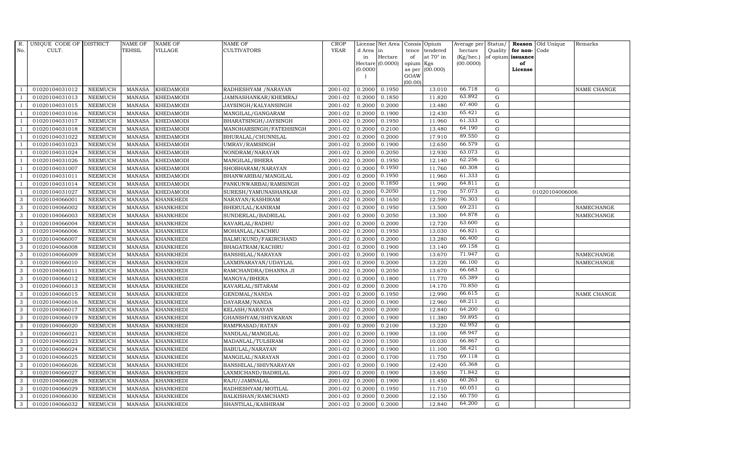| R. No. | UNIQUE CODE OF CULT. | DISTRICT | NAME OF TEHSIL | NAME OF VILLAGE | NAME OF CULTIVATORS | CROP YEAR | License d Area in Hectare (0.0000) | Net Area in Hectare (0.0000) | Consis tence of opium as per GOAW (00.00) | Opium tendered at 70° in Kgs (00.000) | Average per hectare (Kg/hec.) (00.0000) | Status/ Quality of opium | Reason for non-issuance of License | Old Unique Code | Remarks |
|---|---|---|---|---|---|---|---|---|---|---|---|---|---|---|---|
| 1 | 01020104031012 | NEEMUCH | MANASA | KHEDAMODI | RADHESHYAM /NARAYAN | 2001-02 | 0.2000 | 0.1950 | | 13.010 | 66.718 | G | | | NAME CHANGE |
| 1 | 01020104031013 | NEEMUCH | MANASA | KHEDAMODI | JAMNASHANKAR/KHEMRAJ | 2001-02 | 0.2000 | 0.1850 | | 11.820 | 63.892 | G | | | |
| 1 | 01020104031015 | NEEMUCH | MANASA | KHEDAMODI | JAYSINGH/KALYANSINGH | 2001-02 | 0.2000 | 0.2000 | | 13.480 | 67.400 | G | | | |
| 1 | 01020104031016 | NEEMUCH | MANASA | KHEDAMODI | MANGILAL/GANGARAM | 2001-02 | 0.2000 | 0.1900 | | 12.430 | 65.421 | G | | | |
| 1 | 01020104031017 | NEEMUCH | MANASA | KHEDAMODI | BHARATSINGH/JAYSINGH | 2001-02 | 0.2000 | 0.1950 | | 11.960 | 61.333 | G | | | |
| 1 | 01020104031018 | NEEMUCH | MANASA | KHEDAMODI | MANOHARSINGH/FATEHSINGH | 2001-02 | 0.2000 | 0.2100 | | 13.480 | 64.190 | G | | | |
| 1 | 01020104031022 | NEEMUCH | MANASA | KHEDAMODI | BHURALAL/CHUNNILAL | 2001-02 | 0.2000 | 0.2000 | | 17.910 | 89.550 | G | | | |
| 1 | 01020104031023 | NEEMUCH | MANASA | KHEDAMODI | UMRAV/RAMSINGH | 2001-02 | 0.2000 | 0.1900 | | 12.650 | 66.579 | G | | | |
| 1 | 01020104031024 | NEEMUCH | MANASA | KHEDAMODI | NONDRAM/NARAYAN | 2001-02 | 0.2000 | 0.2050 | | 12.930 | 63.073 | G | | | |
| 1 | 01020104031026 | NEEMUCH | MANASA | KHEDAMODI | MANGILAL/BHERA | 2001-02 | 0.2000 | 0.1950 | | 12.140 | 62.256 | G | | | |
| 1 | 01020104031007 | NEEMUCH | MANASA | KHEDAMODI | SHOBHARAM/NARAYAN | 2001-02 | 0.2000 | 0.1950 | | 11.760 | 60.308 | G | | | |
| 1 | 01020104031011 | NEEMUCH | MANASA | KHEDAMODI | BHANWARIBAI/MANGILAL | 2001-02 | 0.2000 | 0.1950 | | 11.960 | 61.333 | G | | | |
| 1 | 01020104031014 | NEEMUCH | MANASA | KHEDAMODI | PANKUNWARBAI/RAMSINGH | 2001-02 | 0.2000 | 0.1850 | | 11.990 | 64.811 | G | | | |
| 1 | 01020104031027 | NEEMUCH | MANASA | KHEDAMODI | SURESH/YAMUNASHANKAR | 2001-02 | 0.2000 | 0.2050 | | 11.700 | 57.073 | G | | 01020104006006 | |
| 3 | 01020104066001 | NEEMUCH | MANASA | KHANKHEDI | NARAYAN/KASHIRAM | 2001-02 | 0.2000 | 0.1650 | | 12.590 | 76.303 | G | | | |
| 3 | 01020104066002 | NEEMUCH | MANASA | KHANKHEDI | BHERULAL/KANIRAM | 2001-02 | 0.2000 | 0.1950 | | 13.500 | 69.231 | G | | | NAMECHANGE |
| 3 | 01020104066003 | NEEMUCH | MANASA | KHANKHEDI | SUNDERLAL/BADRILAL | 2001-02 | 0.2000 | 0.2050 | | 13.300 | 64.878 | G | | | NAMECHANGE |
| 3 | 01020104066004 | NEEMUCH | MANASA | KHANKHEDI | KAVARLAL/RADHU | 2001-02 | 0.2000 | 0.2000 | | 12.720 | 63.600 | G | | | |
| 3 | 01020104066006 | NEEMUCH | MANASA | KHANKHEDI | MOHANLAL/KACHRU | 2001-02 | 0.2000 | 0.1950 | | 13.030 | 66.821 | G | | | |
| 3 | 01020104066007 | NEEMUCH | MANASA | KHANKHEDI | BALMUKUND/FAKIRCHAND | 2001-02 | 0.2000 | 0.2000 | | 13.280 | 66.400 | G | | | |
| 3 | 01020104066008 | NEEMUCH | MANASA | KHANKHEDI | BHAGATRAM/KACHRU | 2001-02 | 0.2000 | 0.1900 | | 13.140 | 69.158 | G | | | |
| 3 | 01020104066009 | NEEMUCH | MANASA | KHANKHEDI | BANSHILAL/NARAYAN | 2001-02 | 0.2000 | 0.1900 | | 13.670 | 71.947 | G | | | NAMECHANGE |
| 3 | 01020104066010 | NEEMUCH | MANASA | KHANKHEDI | LAXMINARAYAN/UDAYLAL | 2001-02 | 0.2000 | 0.2000 | | 13.220 | 66.100 | G | | | NAMECHANGE |
| 3 | 01020104066011 | NEEMUCH | MANASA | KHANKHEDI | RAMCHANDRA/DHANNA JI | 2001-02 | 0.2000 | 0.2050 | | 13.670 | 66.683 | G | | | |
| 3 | 01020104066012 | NEEMUCH | MANASA | KHANKHEDI | MANGYA/BHERA | 2001-02 | 0.2000 | 0.1800 | | 11.770 | 65.389 | G | | | |
| 3 | 01020104066013 | NEEMUCH | MANASA | KHANKHEDI | KAVARLAL/SITARAM | 2001-02 | 0.2000 | 0.2000 | | 14.170 | 70.850 | G | | | |
| 3 | 01020104066015 | NEEMUCH | MANASA | KHANKHEDI | GENDMAL/NANDA | 2001-02 | 0.2000 | 0.1950 | | 12.990 | 66.615 | G | | | NAME CHANGE |
| 3 | 01020104066016 | NEEMUCH | MANASA | KHANKHEDI | DAYARAM/NANDA | 2001-02 | 0.2000 | 0.1900 | | 12.960 | 68.211 | G | | | |
| 3 | 01020104066017 | NEEMUCH | MANASA | KHANKHEDI | KELASH/NARAYAN | 2001-02 | 0.2000 | 0.2000 | | 12.840 | 64.200 | G | | | |
| 3 | 01020104066019 | NEEMUCH | MANASA | KHANKHEDI | GHANSHYAM/SHIVKARAN | 2001-02 | 0.2000 | 0.1900 | | 11.380 | 59.895 | G | | | |
| 3 | 01020104066020 | NEEMUCH | MANASA | KHANKHEDI | RAMPRASAD/RATAN | 2001-02 | 0.2000 | 0.2100 | | 13.220 | 62.952 | G | | | |
| 3 | 01020104066021 | NEEMUCH | MANASA | KHANKHEDI | NANDLAL/MANGILAL | 2001-02 | 0.2000 | 0.1900 | | 13.100 | 68.947 | G | | | |
| 3 | 01020104066023 | NEEMUCH | MANASA | KHANKHEDI | MADANLAL/TULSIRAM | 2001-02 | 0.2000 | 0.1500 | | 10.030 | 66.867 | G | | | |
| 3 | 01020104066024 | NEEMUCH | MANASA | KHANKHEDI | BABULAL/NARAYAN | 2001-02 | 0.2000 | 0.1900 | | 11.100 | 58.421 | G | | | |
| 3 | 01020104066025 | NEEMUCH | MANASA | KHANKHEDI | MANGILAL/NARAYAN | 2001-02 | 0.2000 | 0.1700 | | 11.750 | 69.118 | G | | | |
| 3 | 01020104066026 | NEEMUCH | MANASA | KHANKHEDI | BANSHILAL/SHIVNARAYAN | 2001-02 | 0.2000 | 0.1900 | | 12.420 | 65.368 | G | | | |
| 3 | 01020104066027 | NEEMUCH | MANASA | KHANKHEDI | LAXMICHAND/BADRILAL | 2001-02 | 0.2000 | 0.1900 | | 13.650 | 71.842 | G | | | |
| 3 | 01020104066028 | NEEMUCH | MANASA | KHANKHEDI | RAJU/JAMNALAL | 2001-02 | 0.2000 | 0.1900 | | 11.450 | 60.263 | G | | | |
| 3 | 01020104066029 | NEEMUCH | MANASA | KHANKHEDI | RADHESHYAM/MOTILAL | 2001-02 | 0.2000 | 0.1950 | | 11.710 | 60.051 | G | | | |
| 3 | 01020104066030 | NEEMUCH | MANASA | KHANKHEDI | BALKISHAN/RAMCHAND | 2001-02 | 0.2000 | 0.2000 | | 12.150 | 60.750 | G | | | |
| 3 | 01020104066032 | NEEMUCH | MANASA | KHANKHEDI | SHANTILAL/KASHIRAM | 2001-02 | 0.2000 | 0.2000 | | 12.840 | 64.200 | G | | | |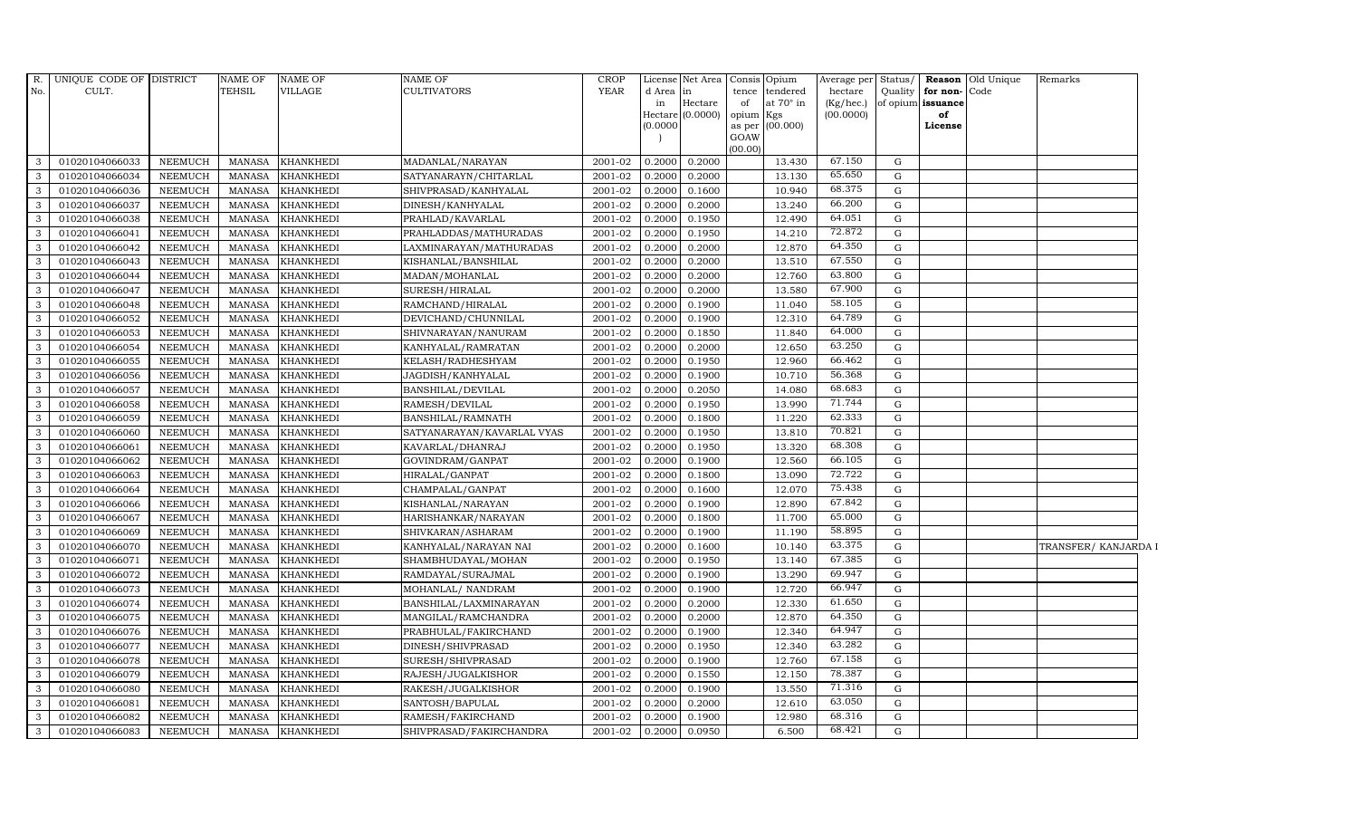| R. No. | UNIQUE CODE OF CULT. | DISTRICT | NAME OF TEHSIL | NAME OF VILLAGE | NAME OF CULTIVATORS | CROP YEAR | License d Area in Hectare (0.0000) | Net Area in Hectare (0.0000) | Consis tence of opium as per GOAW (00.00) | Opium tendered at 70° in Kgs (00.000) | Average per hectare (Kg/hec.) (00.0000) | Status/ Quality of opium | Reason for non-issuance of License | Old Unique Code | Remarks |
|---|---|---|---|---|---|---|---|---|---|---|---|---|---|---|---|
| 3 | 01020104066033 | NEEMUCH | MANASA | KHANKHEDI | MADANLAL/NARAYAN | 2001-02 | 0.2000 | 0.2000 | | 13.430 | 67.150 | G | | | |
| 3 | 01020104066034 | NEEMUCH | MANASA | KHANKHEDI | SATYANARAYN/CHITARLAL | 2001-02 | 0.2000 | 0.2000 | | 13.130 | 65.650 | G | | | |
| 3 | 01020104066036 | NEEMUCH | MANASA | KHANKHEDI | SHIVPRASAD/KANHYALAL | 2001-02 | 0.2000 | 0.1600 | | 10.940 | 68.375 | G | | | |
| 3 | 01020104066037 | NEEMUCH | MANASA | KHANKHEDI | DINESH/KANHYALAL | 2001-02 | 0.2000 | 0.2000 | | 13.240 | 66.200 | G | | | |
| 3 | 01020104066038 | NEEMUCH | MANASA | KHANKHEDI | PRAHLAD/KAVARLAL | 2001-02 | 0.2000 | 0.1950 | | 12.490 | 64.051 | G | | | |
| 3 | 01020104066041 | NEEMUCH | MANASA | KHANKHEDI | PRAHLADDAS/MATHURADAS | 2001-02 | 0.2000 | 0.1950 | | 14.210 | 72.872 | G | | | |
| 3 | 01020104066042 | NEEMUCH | MANASA | KHANKHEDI | LAXMINARAYAN/MATHURADAS | 2001-02 | 0.2000 | 0.2000 | | 12.870 | 64.350 | G | | | |
| 3 | 01020104066043 | NEEMUCH | MANASA | KHANKHEDI | KISHANLAL/BANSHILAL | 2001-02 | 0.2000 | 0.2000 | | 13.510 | 67.550 | G | | | |
| 3 | 01020104066044 | NEEMUCH | MANASA | KHANKHEDI | MADAN/MOHANLAL | 2001-02 | 0.2000 | 0.2000 | | 12.760 | 63.800 | G | | | |
| 3 | 01020104066047 | NEEMUCH | MANASA | KHANKHEDI | SURESH/HIRALAL | 2001-02 | 0.2000 | 0.2000 | | 13.580 | 67.900 | G | | | |
| 3 | 01020104066048 | NEEMUCH | MANASA | KHANKHEDI | RAMCHAND/HIRALAL | 2001-02 | 0.2000 | 0.1900 | | 11.040 | 58.105 | G | | | |
| 3 | 01020104066052 | NEEMUCH | MANASA | KHANKHEDI | DEVICHAND/CHUNNILAL | 2001-02 | 0.2000 | 0.1900 | | 12.310 | 64.789 | G | | | |
| 3 | 01020104066053 | NEEMUCH | MANASA | KHANKHEDI | SHIVNARAYAN/NANURAM | 2001-02 | 0.2000 | 0.1850 | | 11.840 | 64.000 | G | | | |
| 3 | 01020104066054 | NEEMUCH | MANASA | KHANKHEDI | KANHYALAL/RAMRATAN | 2001-02 | 0.2000 | 0.2000 | | 12.650 | 63.250 | G | | | |
| 3 | 01020104066055 | NEEMUCH | MANASA | KHANKHEDI | KELASH/RADHESHYAM | 2001-02 | 0.2000 | 0.1950 | | 12.960 | 66.462 | G | | | |
| 3 | 01020104066056 | NEEMUCH | MANASA | KHANKHEDI | JAGDISH/KANHYALAL | 2001-02 | 0.2000 | 0.1900 | | 10.710 | 56.368 | G | | | |
| 3 | 01020104066057 | NEEMUCH | MANASA | KHANKHEDI | BANSHILAL/DEVILAL | 2001-02 | 0.2000 | 0.2050 | | 14.080 | 68.683 | G | | | |
| 3 | 01020104066058 | NEEMUCH | MANASA | KHANKHEDI | RAMESH/DEVILAL | 2001-02 | 0.2000 | 0.1950 | | 13.990 | 71.744 | G | | | |
| 3 | 01020104066059 | NEEMUCH | MANASA | KHANKHEDI | BANSHILAL/RAMNATH | 2001-02 | 0.2000 | 0.1800 | | 11.220 | 62.333 | G | | | |
| 3 | 01020104066060 | NEEMUCH | MANASA | KHANKHEDI | SATYANARAYAN/KAVARLAL VYAS | 2001-02 | 0.2000 | 0.1950 | | 13.810 | 70.821 | G | | | |
| 3 | 01020104066061 | NEEMUCH | MANASA | KHANKHEDI | KAVARLAL/DHANRAJ | 2001-02 | 0.2000 | 0.1950 | | 13.320 | 68.308 | G | | | |
| 3 | 01020104066062 | NEEMUCH | MANASA | KHANKHEDI | GOVINDRAM/GANPAT | 2001-02 | 0.2000 | 0.1900 | | 12.560 | 66.105 | G | | | |
| 3 | 01020104066063 | NEEMUCH | MANASA | KHANKHEDI | HIRALAL/GANPAT | 2001-02 | 0.2000 | 0.1800 | | 13.090 | 72.722 | G | | | |
| 3 | 01020104066064 | NEEMUCH | MANASA | KHANKHEDI | CHAMPALAL/GANPAT | 2001-02 | 0.2000 | 0.1600 | | 12.070 | 75.438 | G | | | |
| 3 | 01020104066066 | NEEMUCH | MANASA | KHANKHEDI | KISHANLAL/NARAYAN | 2001-02 | 0.2000 | 0.1900 | | 12.890 | 67.842 | G | | | |
| 3 | 01020104066067 | NEEMUCH | MANASA | KHANKHEDI | HARISHANKAR/NARAYAN | 2001-02 | 0.2000 | 0.1800 | | 11.700 | 65.000 | G | | | |
| 3 | 01020104066069 | NEEMUCH | MANASA | KHANKHEDI | SHIVKARAN/ASHARAM | 2001-02 | 0.2000 | 0.1900 | | 11.190 | 58.895 | G | | | |
| 3 | 01020104066070 | NEEMUCH | MANASA | KHANKHEDI | KANHYALAL/NARAYAN NAI | 2001-02 | 0.2000 | 0.1600 | | 10.140 | 63.375 | G | | | TRANSFER/ KANJARDA I |
| 3 | 01020104066071 | NEEMUCH | MANASA | KHANKHEDI | SHAMBHUDAYAL/MOHAN | 2001-02 | 0.2000 | 0.1950 | | 13.140 | 67.385 | G | | | |
| 3 | 01020104066072 | NEEMUCH | MANASA | KHANKHEDI | RAMDAYAL/SURAJMAL | 2001-02 | 0.2000 | 0.1900 | | 13.290 | 69.947 | G | | | |
| 3 | 01020104066073 | NEEMUCH | MANASA | KHANKHEDI | MOHANLAL/ NANDRAM | 2001-02 | 0.2000 | 0.1900 | | 12.720 | 66.947 | G | | | |
| 3 | 01020104066074 | NEEMUCH | MANASA | KHANKHEDI | BANSHILAL/LAXMINARAYAN | 2001-02 | 0.2000 | 0.2000 | | 12.330 | 61.650 | G | | | |
| 3 | 01020104066075 | NEEMUCH | MANASA | KHANKHEDI | MANGILAL/RAMCHANDRA | 2001-02 | 0.2000 | 0.2000 | | 12.870 | 64.350 | G | | | |
| 3 | 01020104066076 | NEEMUCH | MANASA | KHANKHEDI | PRABHULAL/FAKIRCHAND | 2001-02 | 0.2000 | 0.1900 | | 12.340 | 64.947 | G | | | |
| 3 | 01020104066077 | NEEMUCH | MANASA | KHANKHEDI | DINESH/SHIVPRASAD | 2001-02 | 0.2000 | 0.1950 | | 12.340 | 63.282 | G | | | |
| 3 | 01020104066078 | NEEMUCH | MANASA | KHANKHEDI | SURESH/SHIVPRASAD | 2001-02 | 0.2000 | 0.1900 | | 12.760 | 67.158 | G | | | |
| 3 | 01020104066079 | NEEMUCH | MANASA | KHANKHEDI | RAJESH/JUGALKISHOR | 2001-02 | 0.2000 | 0.1550 | | 12.150 | 78.387 | G | | | |
| 3 | 01020104066080 | NEEMUCH | MANASA | KHANKHEDI | RAKESH/JUGALKISHOR | 2001-02 | 0.2000 | 0.1900 | | 13.550 | 71.316 | G | | | |
| 3 | 01020104066081 | NEEMUCH | MANASA | KHANKHEDI | SANTOSH/BAPULAL | 2001-02 | 0.2000 | 0.2000 | | 12.610 | 63.050 | G | | | |
| 3 | 01020104066082 | NEEMUCH | MANASA | KHANKHEDI | RAMESH/FAKIRCHAND | 2001-02 | 0.2000 | 0.1900 | | 12.980 | 68.316 | G | | | |
| 3 | 01020104066083 | NEEMUCH | MANASA | KHANKHEDI | SHIVPRASAD/FAKIRCHANDRA | 2001-02 | 0.2000 | 0.0950 | | 6.500 | 68.421 | G | | | |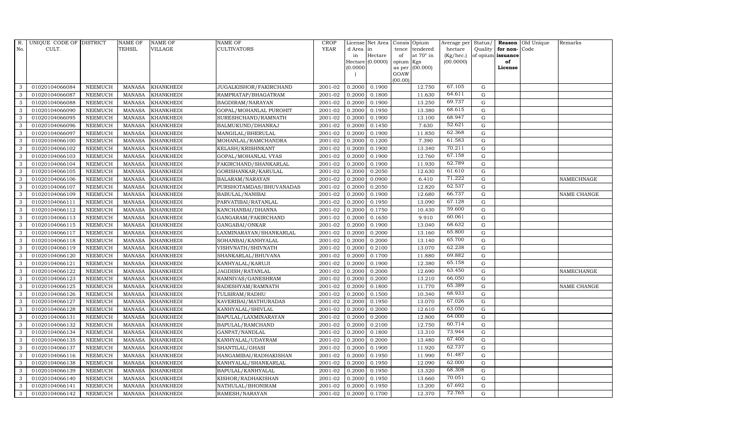| R. No. | UNIQUE CODE OF CULT. | DISTRICT | NAME OF TEHSIL | NAME OF VILLAGE | NAME OF CULTIVATORS | CROP YEAR | License d Area in Hectare (0.0000) | Net Area in Hectare (0.0000) | Consis tence of opium as per GOAW (00.00) | Opium tendered at 70° in Kgs (00.000) | Average per hectare (Kg/hec.) (00.0000) | Status/ Quality of opium | Reason for non- issuance of License | Old Unique Code | Remarks |
|---|---|---|---|---|---|---|---|---|---|---|---|---|---|---|---|
| 3 | 01020104066084 | NEEMUCH | MANASA | KHANKHEDI | JUGALKISHOR/FAKIRCHAND | 2001-02 | 0.2000 | 0.1900 | | 12.750 | 67.105 | G | | | |
| 3 | 01020104066087 | NEEMUCH | MANASA | KHANKHEDI | RAMPRATAP/BHAGATRAM | 2001-02 | 0.2000 | 0.1800 | | 11.630 | 64.611 | G | | | |
| 3 | 01020104066088 | NEEMUCH | MANASA | KHANKHEDI | BAGDIRAM/NARAYAN | 2001-02 | 0.2000 | 0.1900 | | 13.250 | 69.737 | G | | | |
| 3 | 01020104066090 | NEEMUCH | MANASA | KHANKHEDI | GOPAL/MOHANLAL PUROHIT | 2001-02 | 0.2000 | 0.1950 | | 13.380 | 68.615 | G | | | |
| 3 | 01020104066095 | NEEMUCH | MANASA | KHANKHEDI | SURESHCHAND/RAMNATH | 2001-02 | 0.2000 | 0.1900 | | 13.100 | 68.947 | G | | | |
| 3 | 01020104066096 | NEEMUCH | MANASA | KHANKHEDI | BALMUKUND/DHANRAJ | 2001-02 | 0.2000 | 0.1450 | | 7.630 | 52.621 | G | | | |
| 3 | 01020104066097 | NEEMUCH | MANASA | KHANKHEDI | MANGILAL/BHERULAL | 2001-02 | 0.2000 | 0.1900 | | 11.850 | 62.368 | G | | | |
| 3 | 01020104066100 | NEEMUCH | MANASA | KHANKHEDI | MOHANLAL/RAMCHANDRA | 2001-02 | 0.2000 | 0.1200 | | 7.390 | 61.583 | G | | | |
| 3 | 01020104066102 | NEEMUCH | MANASA | KHANKHEDI | KELASH/KRISHNKANT | 2001-02 | 0.2000 | 0.1900 | | 13.340 | 70.211 | G | | | |
| 3 | 01020104066103 | NEEMUCH | MANASA | KHANKHEDI | GOPAL/MOHANLAL VYAS | 2001-02 | 0.2000 | 0.1900 | | 12.760 | 67.158 | G | | | |
| 3 | 01020104066104 | NEEMUCH | MANASA | KHANKHEDI | FAKIRCHAND/SHANKARLAL | 2001-02 | 0.2000 | 0.1900 | | 11.930 | 62.789 | G | | | |
| 3 | 01020104066105 | NEEMUCH | MANASA | KHANKHEDI | GORISHANKAR/KARULAL | 2001-02 | 0.2000 | 0.2050 | | 12.630 | 61.610 | G | | | |
| 3 | 01020104066106 | NEEMUCH | MANASA | KHANKHEDI | BALARAM/NARAYAN | 2001-02 | 0.2000 | 0.0900 | | 6.410 | 71.222 | G | | | NAMECHNAGE |
| 3 | 01020104066107 | NEEMUCH | MANASA | KHANKHEDI | PURSHOTAMDAS/BHUVANADAS | 2001-02 | 0.2000 | 0.2050 | | 12.820 | 62.537 | G | | | |
| 3 | 01020104066109 | NEEMUCH | MANASA | KHANKHEDI | BABULAL/NANIBAI | 2001-02 | 0.2000 | 0.1900 | | 12.680 | 66.737 | G | | | NAME CHANGE |
| 3 | 01020104066111 | NEEMUCH | MANASA | KHANKHEDI | PARVATIBAI/RATANLAL | 2001-02 | 0.2000 | 0.1950 | | 13.090 | 67.128 | G | | | |
| 3 | 01020104066112 | NEEMUCH | MANASA | KHANKHEDI | KANCHANBAI/DHANNA | 2001-02 | 0.2000 | 0.1750 | | 10.430 | 59.600 | G | | | |
| 3 | 01020104066113 | NEEMUCH | MANASA | KHANKHEDI | GANGARAM/FAKIRCHAND | 2001-02 | 0.2000 | 0.1650 | | 9.910 | 60.061 | G | | | |
| 3 | 01020104066115 | NEEMUCH | MANASA | KHANKHEDI | GANGABAI/ONKAR | 2001-02 | 0.2000 | 0.1900 | | 13.040 | 68.632 | G | | | |
| 3 | 01020104066117 | NEEMUCH | MANASA | KHANKHEDI | LAXMINARAYAN/SHANKARLAL | 2001-02 | 0.2000 | 0.2000 | | 13.160 | 65.800 | G | | | |
| 3 | 01020104066118 | NEEMUCH | MANASA | KHANKHEDI | SOHANBAI/KANHYALAL | 2001-02 | 0.2000 | 0.2000 | | 13.140 | 65.700 | G | | | |
| 3 | 01020104066119 | NEEMUCH | MANASA | KHANKHEDI | VISHVNATH/SHIVNATH | 2001-02 | 0.2000 | 0.2100 | | 13.070 | 62.238 | G | | | |
| 3 | 01020104066120 | NEEMUCH | MANASA | KHANKHEDI | SHANKARLAL/BHUVANA | 2001-02 | 0.2000 | 0.1700 | | 11.880 | 69.882 | G | | | |
| 3 | 01020104066121 | NEEMUCH | MANASA | KHANKHEDI | KANHYALAL/KARUJI | 2001-02 | 0.2000 | 0.1900 | | 12.380 | 65.158 | G | | | |
| 3 | 01020104066122 | NEEMUCH | MANASA | KHANKHEDI | JAGDISH/RATANLAL | 2001-02 | 0.2000 | 0.2000 | | 12.690 | 63.450 | G | | | NAMECHANGE |
| 3 | 01020104066123 | NEEMUCH | MANASA | KHANKHEDI | RAMNIVAS/GANESHRAM | 2001-02 | 0.2000 | 0.2000 | | 13.210 | 66.050 | G | | | |
| 3 | 01020104066125 | NEEMUCH | MANASA | KHANKHEDI | RADESHYAM/RAMNATH | 2001-02 | 0.2000 | 0.1800 | | 11.770 | 65.389 | G | | | NAME CHANGE |
| 3 | 01020104066126 | NEEMUCH | MANASA | KHANKHEDI | TULSIRAM/RADHU | 2001-02 | 0.2000 | 0.1500 | | 10.340 | 68.933 | G | | | |
| 3 | 01020104066127 | NEEMUCH | MANASA | KHANKHEDI | KAVERIBAI/MATHURADAS | 2001-02 | 0.2000 | 0.1950 | | 13.070 | 67.026 | G | | | |
| 3 | 01020104066128 | NEEMUCH | MANASA | KHANKHEDI | KANHYALAL/SHIVLAL | 2001-02 | 0.2000 | 0.2000 | | 12.610 | 63.050 | G | | | |
| 3 | 01020104066131 | NEEMUCH | MANASA | KHANKHEDI | BAPULAL/LAXMINARAYAN | 2001-02 | 0.2000 | 0.2000 | | 12.800 | 64.000 | G | | | |
| 3 | 01020104066132 | NEEMUCH | MANASA | KHANKHEDI | BAPULAL/RAMCHAND | 2001-02 | 0.2000 | 0.2100 | | 12.750 | 60.714 | G | | | |
| 3 | 01020104066134 | NEEMUCH | MANASA | KHANKHEDI | GANPAT/NANDLAL | 2001-02 | 0.2000 | 0.1800 | | 13.310 | 73.944 | G | | | |
| 3 | 01020104066135 | NEEMUCH | MANASA | KHANKHEDI | KANHYALAL/UDAYRAM | 2001-02 | 0.2000 | 0.2000 | | 13.480 | 67.400 | G | | | |
| 3 | 01020104066137 | NEEMUCH | MANASA | KHANKHEDI | SHANTILAL/GHASI | 2001-02 | 0.2000 | 0.1900 | | 11.920 | 62.737 | G | | | |
| 3 | 01020104066116 | NEEMUCH | MANASA | KHANKHEDI | HANGAMIBAI/RADHAKISHAN | 2001-02 | 0.2000 | 0.1950 | | 11.990 | 61.487 | G | | | |
| 3 | 01020104066138 | NEEMUCH | MANASA | KHANKHEDI | KANHYALAL/SHANKARLAL | 2001-02 | 0.2000 | 0.1950 | | 12.090 | 62.000 | G | | | |
| 3 | 01020104066139 | NEEMUCH | MANASA | KHANKHEDI | BAPULAL/KANHYALAL | 2001-02 | 0.2000 | 0.1950 | | 13.320 | 68.308 | G | | | |
| 3 | 01020104066140 | NEEMUCH | MANASA | KHANKHEDI | KISHOR/RADHAKISHAN | 2001-02 | 0.2000 | 0.1950 | | 13.660 | 70.051 | G | | | |
| 3 | 01020104066141 | NEEMUCH | MANASA | KHANKHEDI | NATHULAL/BHONIRAM | 2001-02 | 0.2000 | 0.1950 | | 13.200 | 67.692 | G | | | |
| 3 | 01020104066142 | NEEMUCH | MANASA | KHANKHEDI | RAMESH/NARAYAN | 2001-02 | 0.2000 | 0.1700 | | 12.370 | 72.765 | G | | | |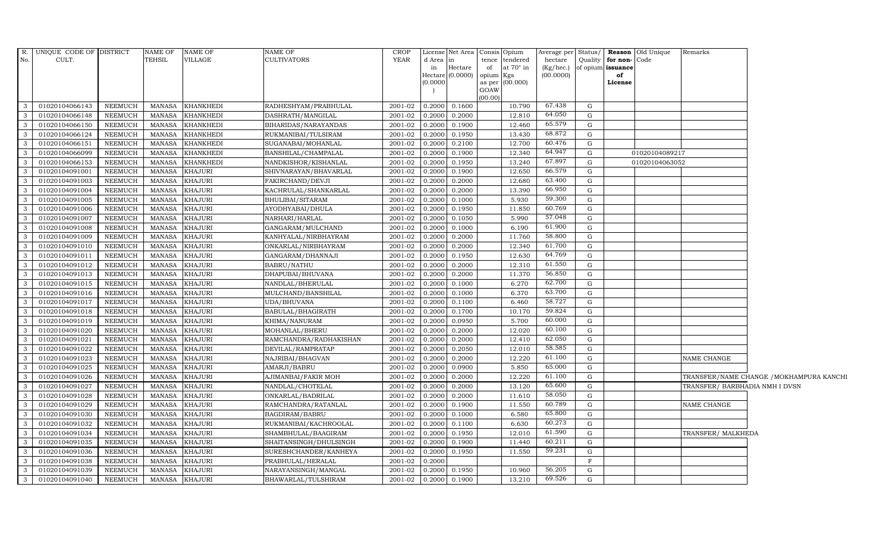| R. No. | UNIQUE CODE OF CULT. | DISTRICT | NAME OF TEHSIL | NAME OF VILLAGE | NAME OF CULTIVATORS | CROP YEAR | License d Area in Hectare (0.0000) | Net Area in Hectare (0.0000) | Consis tence of opium as per GOAW (00.00) | Opium tendered at 70° in Kgs (00.000) | Average per hectare (Kg/hec.) (00.0000) | Status/ Quality of opium | Reason for non-issuance of License | Old Unique Code | Remarks |
|---|---|---|---|---|---|---|---|---|---|---|---|---|---|---|---|
| 3 | 01020104066143 | NEEMUCH | MANASA | KHANKHEDI | RADHESHYAM/PRABHULAL | 2001-02 | 0.2000 | 0.1600 | | 10.790 | 67.438 | G | | | |
| 3 | 01020104066148 | NEEMUCH | MANASA | KHANKHEDI | DASHRATH/MANGILAL | 2001-02 | 0.2000 | 0.2000 | | 12.810 | 64.050 | G | | | |
| 3 | 01020104066150 | NEEMUCH | MANASA | KHANKHEDI | BIHARIDAS/NARAYANDAS | 2001-02 | 0.2000 | 0.1900 | | 12.460 | 65.579 | G | | | |
| 3 | 01020104066124 | NEEMUCH | MANASA | KHANKHEDI | RUKMANIBAI/TULSIRAM | 2001-02 | 0.2000 | 0.1950 | | 13.430 | 68.872 | G | | | |
| 3 | 01020104066151 | NEEMUCH | MANASA | KHANKHEDI | SUGANABAI/MOHANLAL | 2001-02 | 0.2000 | 0.2100 | | 12.700 | 60.476 | G | | | |
| 3 | 01020104066099 | NEEMUCH | MANASA | KHANKHEDI | BANSHILAL/CHAMPALAL | 2001-02 | 0.2000 | 0.1900 | | 12.340 | 64.947 | G | | 01020104089217 | |
| 3 | 01020104066153 | NEEMUCH | MANASA | KHANKHEDI | NANDKISHOR/KISHANLAL | 2001-02 | 0.2000 | 0.1950 | | 13.240 | 67.897 | G | | 01020104063052 | |
| 3 | 01020104091001 | NEEMUCH | MANASA | KHAJURI | SHIVNARAYAN/BHAVARLAL | 2001-02 | 0.2000 | 0.1900 | | 12.650 | 66.579 | G | | | |
| 3 | 01020104091003 | NEEMUCH | MANASA | KHAJURI | FAKIRCHAND/DEVJI | 2001-02 | 0.2000 | 0.2000 | | 12.680 | 63.400 | G | | | |
| 3 | 01020104091004 | NEEMUCH | MANASA | KHAJURI | KACHRULAL/SHANKARLAL | 2001-02 | 0.2000 | 0.2000 | | 13.390 | 66.950 | G | | | |
| 3 | 01020104091005 | NEEMUCH | MANASA | KHAJURI | BHULIBAI/SITARAM | 2001-02 | 0.2000 | 0.1000 | | 5.930 | 59.300 | G | | | |
| 3 | 01020104091006 | NEEMUCH | MANASA | KHAJURI | AYODHYABAI/DHULA | 2001-02 | 0.2000 | 0.1950 | | 11.850 | 60.769 | G | | | |
| 3 | 01020104091007 | NEEMUCH | MANASA | KHAJURI | NARHARI/HARLAL | 2001-02 | 0.2000 | 0.1050 | | 5.990 | 57.048 | G | | | |
| 3 | 01020104091008 | NEEMUCH | MANASA | KHAJURI | GANGARAM/MULCHAND | 2001-02 | 0.2000 | 0.1000 | | 6.190 | 61.900 | G | | | |
| 3 | 01020104091009 | NEEMUCH | MANASA | KHAJURI | KANHYALAL/NIRBHAYRAM | 2001-02 | 0.2000 | 0.2000 | | 11.760 | 58.800 | G | | | |
| 3 | 01020104091010 | NEEMUCH | MANASA | KHAJURI | ONKARLAL/NIRBHAYRAM | 2001-02 | 0.2000 | 0.2000 | | 12.340 | 61.700 | G | | | |
| 3 | 01020104091011 | NEEMUCH | MANASA | KHAJURI | GANGARAM/DHANNAJI | 2001-02 | 0.2000 | 0.1950 | | 12.630 | 64.769 | G | | | |
| 3 | 01020104091012 | NEEMUCH | MANASA | KHAJURI | BABRU/NATHU | 2001-02 | 0.2000 | 0.2000 | | 12.310 | 61.550 | G | | | |
| 3 | 01020104091013 | NEEMUCH | MANASA | KHAJURI | DHAPUBAI/BHUVANA | 2001-02 | 0.2000 | 0.2000 | | 11.370 | 56.850 | G | | | |
| 3 | 01020104091015 | NEEMUCH | MANASA | KHAJURI | NANDLAL/BHERULAL | 2001-02 | 0.2000 | 0.1000 | | 6.270 | 62.700 | G | | | |
| 3 | 01020104091016 | NEEMUCH | MANASA | KHAJURI | MULCHAND/BANSHILAL | 2001-02 | 0.2000 | 0.1000 | | 6.370 | 63.700 | G | | | |
| 3 | 01020104091017 | NEEMUCH | MANASA | KHAJURI | UDA/BHUVANA | 2001-02 | 0.2000 | 0.1100 | | 6.460 | 58.727 | G | | | |
| 3 | 01020104091018 | NEEMUCH | MANASA | KHAJURI | BABULAL/BHAGIRATH | 2001-02 | 0.2000 | 0.1700 | | 10.170 | 59.824 | G | | | |
| 3 | 01020104091019 | NEEMUCH | MANASA | KHAJURI | KHIMA/NANURAM | 2001-02 | 0.2000 | 0.0950 | | 5.700 | 60.000 | G | | | |
| 3 | 01020104091020 | NEEMUCH | MANASA | KHAJURI | MOHANLAL/BHERU | 2001-02 | 0.2000 | 0.2000 | | 12.020 | 60.100 | G | | | |
| 3 | 01020104091021 | NEEMUCH | MANASA | KHAJURI | RAMCHANDRA/RADHAKISHAN | 2001-02 | 0.2000 | 0.2000 | | 12.410 | 62.050 | G | | | |
| 3 | 01020104091022 | NEEMUCH | MANASA | KHAJURI | DEVILAL/RAMPRATAP | 2001-02 | 0.2000 | 0.2050 | | 12.010 | 58.585 | G | | | |
| 3 | 01020104091023 | NEEMUCH | MANASA | KHAJURI | NAJRIBAI/BHAGVAN | 2001-02 | 0.2000 | 0.2000 | | 12.220 | 61.100 | G | | | NAME CHANGE |
| 3 | 01020104091025 | NEEMUCH | MANASA | KHAJURI | AMARJI/BABRU | 2001-02 | 0.2000 | 0.0900 | | 5.850 | 65.000 | G | | | |
| 3 | 01020104091026 | NEEMUCH | MANASA | KHAJURI | AJIMANBAI/FAKIR MOH | 2001-02 | 0.2000 | 0.2000 | | 12.220 | 61.100 | G | | | TRANSFER/NAME CHANGE /MOKHAMPURA KANCHI |
| 3 | 01020104091027 | NEEMUCH | MANASA | KHAJURI | NANDLAL/CHOTELAL | 2001-02 | 0.2000 | 0.2000 | | 13.120 | 65.600 | G | | | TRANSFER/ BARBHADIA NMH I DVSN |
| 3 | 01020104091028 | NEEMUCH | MANASA | KHAJURI | ONKARLAL/BADRILAL | 2001-02 | 0.2000 | 0.2000 | | 11.610 | 58.050 | G | | | |
| 3 | 01020104091029 | NEEMUCH | MANASA | KHAJURI | RAMCHANDRA/RATANLAL | 2001-02 | 0.2000 | 0.1900 | | 11.550 | 60.789 | G | | | NAME CHANGE |
| 3 | 01020104091030 | NEEMUCH | MANASA | KHAJURI | BAGDIRAM/BABRU | 2001-02 | 0.2000 | 0.1000 | | 6.580 | 65.800 | G | | | |
| 3 | 01020104091032 | NEEMUCH | MANASA | KHAJURI | RUKMANIBAI/KACHROOLAL | 2001-02 | 0.2000 | 0.1100 | | 6.630 | 60.273 | G | | | |
| 3 | 01020104091034 | NEEMUCH | MANASA | KHAJURI | SHAMBHULAL/BAAGIRAM | 2001-02 | 0.2000 | 0.1950 | | 12.010 | 61.590 | G | | | TRANSFER/ MALKHEDA |
| 3 | 01020104091035 | NEEMUCH | MANASA | KHAJURI | SHAITANSINGH/DHULSINGH | 2001-02 | 0.2000 | 0.1900 | | 11.440 | 60.211 | G | | | |
| 3 | 01020104091036 | NEEMUCH | MANASA | KHAJURI | SURESHCHANDER/KANHEYA | 2001-02 | 0.2000 | 0.1950 | | 11.550 | 59.231 | G | | | |
| 3 | 01020104091038 | NEEMUCH | MANASA | KHAJURI | PRABHULAL/HERALAL | 2001-02 | 0.2000 | | | | | F | | | |
| 3 | 01020104091039 | NEEMUCH | MANASA | KHAJURI | NARAYANSINGH/MANGAL | 2001-02 | 0.2000 | 0.1950 | | 10.960 | 56.205 | G | | | |
| 3 | 01020104091040 | NEEMUCH | MANASA | KHAJURI | BHAWARLAL/TULSHIRAM | 2001-02 | 0.2000 | 0.1900 | | 13.210 | 69.526 | G | | | |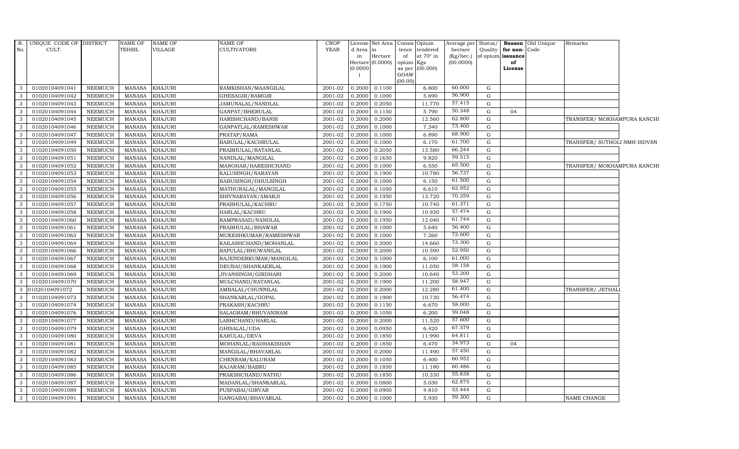| R. No. | UNIQUE CODE OF CULT. | DISTRICT | NAME OF TEHSIL | NAME OF VILLAGE | NAME OF CULTIVATORS | CROP YEAR | License d Area in Hectare (0.0000) | Net Area in Hectare (0.0000) | Consis tence of opium as per GOAW (00.00) | Opium tendered at 70° in Kgs (00.000) | Average per hectare (Kg/hec.) (00.0000) | Status/ Quality of opium | Reason for non-issuance of License | Old Unique Code | Remarks |
|---|---|---|---|---|---|---|---|---|---|---|---|---|---|---|---|
| 3 | 01020104091041 | NEEMUCH | MANASA | KHAJURI | RAMKISHAN/MAANGILAL | 2001-02 | 0.2000 | 0.1100 | | 6.600 | 60.000 | G | | | |
| 3 | 01020104091042 | NEEMUCH | MANASA | KHAJURI | GHESAGIR/RAMGIR | 2001-02 | 0.2000 | 0.1000 | | 5.690 | 56.900 | G | | | |
| 3 | 01020104091043 | NEEMUCH | MANASA | KHAJURI | JAMUNALAL/NANDLAL | 2001-02 | 0.2000 | 0.2050 | | 11.770 | 57.415 | G | | | |
| 3 | 01020104091044 | NEEMUCH | MANASA | KHAJURI | GANPAT/BHERULAL | 2001-02 | 0.2000 | 0.1150 | | 5.790 | 50.348 | G | 04 | | |
| 3 | 01020104091045 | NEEMUCH | MANASA | KHAJURI | HARISHCHAND/BANSI | 2001-02 | 0.2000 | 0.2000 | | 12.560 | 62.800 | G | | | TRANSFER/ MOKHAMPURA KANCHI |
| 3 | 01020104091046 | NEEMUCH | MANASA | KHAJURI | GANPATLAL/RAMESHWAR | 2001-02 | 0.2000 | 0.1000 | | 7.340 | 73.400 | G | | | |
| 3 | 01020104091047 | NEEMUCH | MANASA | KHAJURI | PRATAP/RAMA | 2001-02 | 0.2000 | 0.1000 | | 6.890 | 68.900 | G | | | |
| 3 | 01020104091049 | NEEMUCH | MANASA | KHAJURI | BABULAL/KACHRULAL | 2001-02 | 0.2000 | 0.1000 | | 6.170 | 61.700 | G | | | TRANSFER/ SUTHOLI NMH ISDVSN |
| 3 | 01020104091050 | NEEMUCH | MANASA | KHAJURI | PRABHULAL/RATANLAL | 2001-02 | 0.2000 | 0.2050 | | 13.580 | 66.244 | G | | | |
| 3 | 01020104091051 | NEEMUCH | MANASA | KHAJURI | NANDLAL/MANGILAL | 2001-02 | 0.2000 | 0.1650 | | 9.820 | 59.515 | G | | | |
| 3 | 01020104091052 | NEEMUCH | MANASA | KHAJURI | MANOHAR/HARESHCHAND | 2001-02 | 0.2000 | 0.1000 | | 6.550 | 65.500 | G | | | TRANSFER/ MOKHAMPURA KANCHI |
| 3 | 01020104091053 | NEEMUCH | MANASA | KHAJURI | KALUSINGH/NARAYAN | 2001-02 | 0.2000 | 0.1900 | | 10.780 | 56.737 | G | | | |
| 3 | 01020104091054 | NEEMUCH | MANASA | KHAJURI | BABUSINGH/DHULSINGH | 2001-02 | 0.2000 | 0.1000 | | 6.150 | 61.500 | G | | | |
| 3 | 01020104091055 | NEEMUCH | MANASA | KHAJURI | MATHURALAL/MANGILAL | 2001-02 | 0.2000 | 0.1050 | | 6.610 | 62.952 | G | | | |
| 3 | 01020104091056 | NEEMUCH | MANASA | KHAJURI | SHIVNARAYAN/AMARJI | 2001-02 | 0.2000 | 0.1950 | | 13.720 | 70.359 | G | | | |
| 3 | 01020104091057 | NEEMUCH | MANASA | KHAJURI | PRABHULAL/KACHRU | 2001-02 | 0.2000 | 0.1750 | | 10.740 | 61.371 | G | | | |
| 3 | 01020104091058 | NEEMUCH | MANASA | KHAJURI | HARLAL/KACHRU | 2001-02 | 0.2000 | 0.1900 | | 10.920 | 57.474 | G | | | |
| 3 | 01020104091060 | NEEMUCH | MANASA | KHAJURI | RAMPRASAD/NANDLAL | 2001-02 | 0.2000 | 0.1950 | | 12.040 | 61.744 | G | | | |
| 3 | 01020104091061 | NEEMUCH | MANASA | KHAJURI | PRABHULAL/BHAWAR | 2001-02 | 0.2000 | 0.1000 | | 5.640 | 56.400 | G | | | |
| 3 | 01020104091063 | NEEMUCH | MANASA | KHAJURI | MUKESHKUMAR/RAMESHWAR | 2001-02 | 0.2000 | 0.1000 | | 7.260 | 72.600 | G | | | |
| 3 | 01020104091064 | NEEMUCH | MANASA | KHAJURI | KAILASHCHAND/MOHANLAL | 2001-02 | 0.2000 | 0.2000 | | 14.660 | 73.300 | G | | | |
| 3 | 01020104091066 | NEEMUCH | MANASA | KHAJURI | BAPULAL/BHUWANILAL | 2001-02 | 0.2000 | 0.2000 | | 10.590 | 52.950 | G | | | |
| 3 | 01020104091067 | NEEMUCH | MANASA | KHAJURI | RAJENDERKUMAR/MANGILAL | 2001-02 | 0.2000 | 0.1000 | | 6.100 | 61.000 | G | | | |
| 3 | 01020104091068 | NEEMUCH | MANASA | KHAJURI | DEUBAI/SHANKAERLAL | 2001-02 | 0.2000 | 0.1900 | | 11.050 | 58.158 | G | | | |
| 3 | 01020104091069 | NEEMUCH | MANASA | KHAJURI | JIVANSINGH/GIRDHARI | 2001-02 | 0.2000 | 0.2000 | | 10.640 | 53.200 | G | | | |
| 3 | 01020104091070 | NEEMUCH | MANASA | KHAJURI | MULCHAND/RATANLAL | 2001-02 | 0.2000 | 0.1900 | | 11.200 | 58.947 | G | | | |
| 3 | 01020104091072 | NEEMUCH | MANASA | KHAJURI | AMBALAL/CHUNNILAL | 2001-02 | 0.2000 | 0.2000 | | 12.280 | 61.400 | G | | | TRANSFER/ JETHALI |
| 3 | 01020104091073 | NEEMUCH | MANASA | KHAJURI | SHANKARLAL/GOPAL | 2001-02 | 0.2000 | 0.1900 | | 10.730 | 56.474 | G | | | |
| 3 | 01020104091074 | NEEMUCH | MANASA | KHAJURI | PRAKASH/KACHRU | 2001-02 | 0.2000 | 0.1150 | | 6.670 | 58.000 | G | | | |
| 3 | 01020104091076 | NEEMUCH | MANASA | KHAJURI | SALAGRAM/BHUVANIRAM | 2001-02 | 0.2000 | 0.1050 | | 6.200 | 59.048 | G | | | |
| 3 | 01020104091077 | NEEMUCH | MANASA | KHAJURI | LABHCHAND/HARLAL | 2001-02 | 0.2000 | 0.2000 | | 11.520 | 57.600 | G | | | |
| 3 | 01020104091079 | NEEMUCH | MANASA | KHAJURI | GHISALAL/UDA | 2001-02 | 0.2000 | 0.0950 | | 6.420 | 67.579 | G | | | |
| 3 | 01020104091080 | NEEMUCH | MANASA | KHAJURI | KARULAL/DEVA | 2001-02 | 0.2000 | 0.1850 | | 11.990 | 64.811 | G | | | |
| 3 | 01020104091081 | NEEMUCH | MANASA | KHAJURI | MOHANLAL/RADHAKISHAN | 2001-02 | 0.2000 | 0.1850 | | 6.470 | 34.973 | G | 04 | | |
| 3 | 01020104091082 | NEEMUCH | MANASA | KHAJURI | MANGILAL/BHAVARLAL | 2001-02 | 0.2000 | 0.2000 | | 11.490 | 57.450 | G | | | |
| 3 | 01020104091083 | NEEMUCH | MANASA | KHAJURI | CHENRAM/KALURAM | 2001-02 | 0.2000 | 0.1050 | | 6.400 | 60.952 | G | | | |
| 3 | 01020104091085 | NEEMUCH | MANASA | KHAJURI | RAJARAM/BABRU | 2001-02 | 0.2000 | 0.1850 | | 11.190 | 60.486 | G | | | |
| 3 | 01020104091086 | NEEMUCH | MANASA | KHAJURI | PRAKSHCHAND/NATHU | 2001-02 | 0.2000 | 0.1850 | | 10.330 | 55.838 | G | | | |
| 3 | 01020104091087 | NEEMUCH | MANASA | KHAJURI | MADANLAL/SHANKARLAL | 2001-02 | 0.2000 | 0.0800 | | 5.030 | 62.875 | G | | | |
| 3 | 01020104091089 | NEEMUCH | MANASA | KHAJURI | PUSPABAI/GIRVAR | 2001-02 | 0.2000 | 0.0900 | | 4.810 | 53.444 | G | | | |
| 3 | 01020104091091 | NEEMUCH | MANASA | KHAJURI | GANGABAI/BHAVARLAL | 2001-02 | 0.2000 | 0.1000 | | 5.930 | 59.300 | G | | | NAME CHANGE |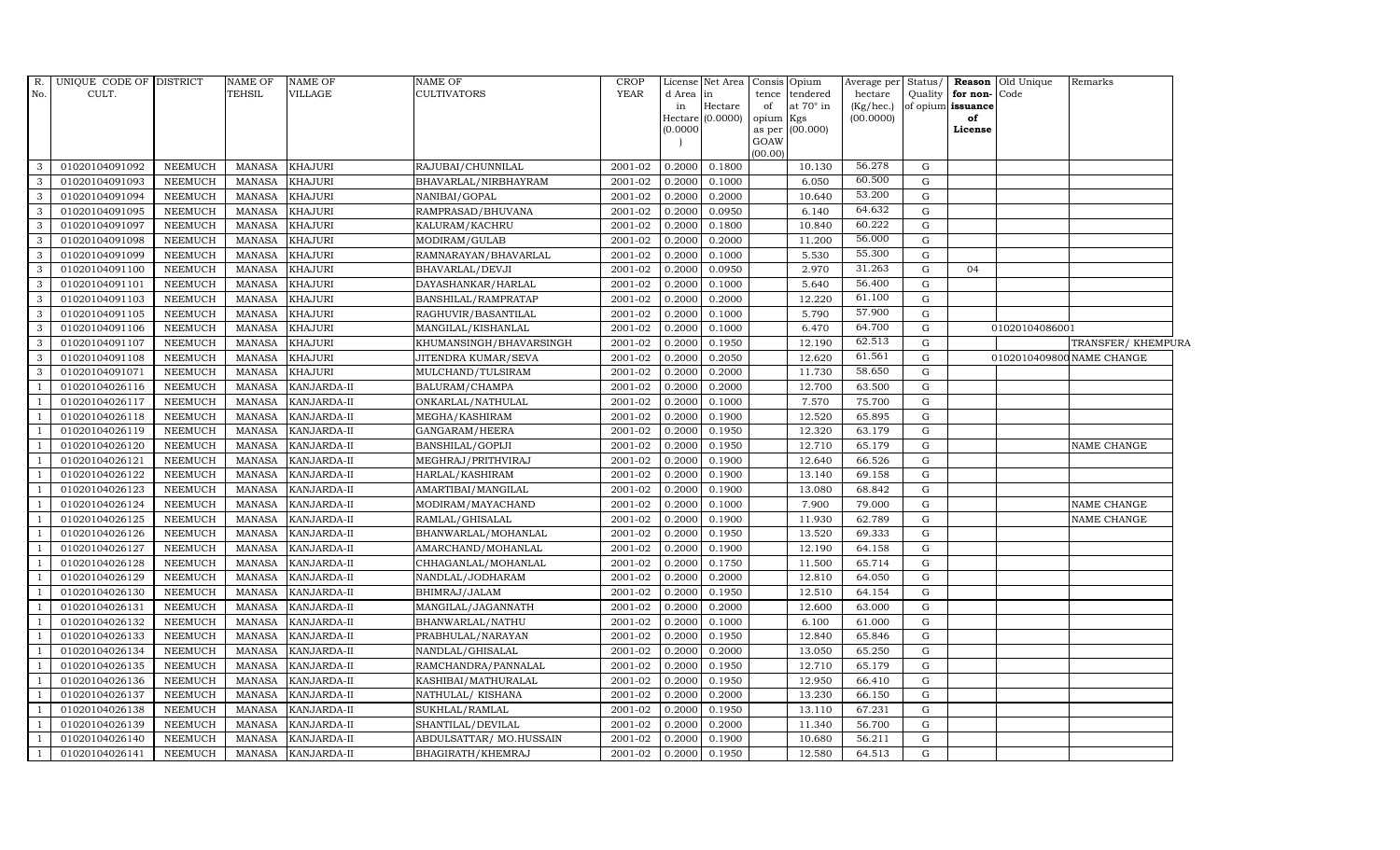| R. No. | UNIQUE CODE OF CULT. | DISTRICT | NAME OF TEHSIL | NAME OF VILLAGE | NAME OF CULTIVATORS | CROP YEAR | License d Area in Hectare (0.0000) | Net Area in Hectare (0.0000) | Consis tence of opium as per GOAW (00.00) | Opium tendered at 70° in Kgs (00.000) | Average per hectare (Kg/hec.) (00.0000) | Status/ Quality of opium | Reason for non-issuance of License | Old Unique Code | Remarks |
|---|---|---|---|---|---|---|---|---|---|---|---|---|---|---|---|
| 3 | 01020104091092 | NEEMUCH | MANASA | KHAJURI | RAJUBAI/CHUNNILAL | 2001-02 | 0.2000 | 0.1800 | | 10.130 | 56.278 | G | | | |
| 3 | 01020104091093 | NEEMUCH | MANASA | KHAJURI | BHAVARLAL/NIRBHAYRAM | 2001-02 | 0.2000 | 0.1000 | | 6.050 | 60.500 | G | | | |
| 3 | 01020104091094 | NEEMUCH | MANASA | KHAJURI | NANIBAI/GOPAL | 2001-02 | 0.2000 | 0.2000 | | 10.640 | 53.200 | G | | | |
| 3 | 01020104091095 | NEEMUCH | MANASA | KHAJURI | RAMPRASAD/BHUVANA | 2001-02 | 0.2000 | 0.0950 | | 6.140 | 64.632 | G | | | |
| 3 | 01020104091097 | NEEMUCH | MANASA | KHAJURI | KALURAM/KACHRU | 2001-02 | 0.2000 | 0.1800 | | 10.840 | 60.222 | G | | | |
| 3 | 01020104091098 | NEEMUCH | MANASA | KHAJURI | MODIRAM/GULAB | 2001-02 | 0.2000 | 0.2000 | | 11.200 | 56.000 | G | | | |
| 3 | 01020104091099 | NEEMUCH | MANASA | KHAJURI | RAMNARAYAN/BHAVARLAL | 2001-02 | 0.2000 | 0.1000 | | 5.530 | 55.300 | G | | | |
| 3 | 01020104091100 | NEEMUCH | MANASA | KHAJURI | BHAVARLAL/DEVJI | 2001-02 | 0.2000 | 0.0950 | | 2.970 | 31.263 | G | 04 | | |
| 3 | 01020104091101 | NEEMUCH | MANASA | KHAJURI | DAYASHANKAR/HARLAL | 2001-02 | 0.2000 | 0.1000 | | 5.640 | 56.400 | G | | | |
| 3 | 01020104091103 | NEEMUCH | MANASA | KHAJURI | BANSHILAL/RAMPRATAP | 2001-02 | 0.2000 | 0.2000 | | 12.220 | 61.100 | G | | | |
| 3 | 01020104091105 | NEEMUCH | MANASA | KHAJURI | RAGHUVIR/BASANTILAL | 2001-02 | 0.2000 | 0.1000 | | 5.790 | 57.900 | G | | | |
| 3 | 01020104091106 | NEEMUCH | MANASA | KHAJURI | MANGILAL/KISHANLAL | 2001-02 | 0.2000 | 0.1000 | | 6.470 | 64.700 | G | | 01020104086001 | |
| 3 | 01020104091107 | NEEMUCH | MANASA | KHAJURI | KHUMANSINGH/BHAVARSINGH | 2001-02 | 0.2000 | 0.1950 | | 12.190 | 62.513 | G | | | TRANSFER/ KHEMPURA |
| 3 | 01020104091108 | NEEMUCH | MANASA | KHAJURI | JITENDRA KUMAR/SEVA | 2001-02 | 0.2000 | 0.2050 | | 12.620 | 61.561 | G | | 01020104098000 | NAME CHANGE |
| 3 | 01020104091071 | NEEMUCH | MANASA | KHAJURI | MULCHAND/TULSIRAM | 2001-02 | 0.2000 | 0.2000 | | 11.730 | 58.650 | G | | | |
| 1 | 01020104026116 | NEEMUCH | MANASA | KANJARDA-II | BALURAM/CHAMPA | 2001-02 | 0.2000 | 0.2000 | | 12.700 | 63.500 | G | | | |
| 1 | 01020104026117 | NEEMUCH | MANASA | KANJARDA-II | ONKARLAL/NATHULAL | 2001-02 | 0.2000 | 0.1000 | | 7.570 | 75.700 | G | | | |
| 1 | 01020104026118 | NEEMUCH | MANASA | KANJARDA-II | MEGHA/KASHIRAM | 2001-02 | 0.2000 | 0.1900 | | 12.520 | 65.895 | G | | | |
| 1 | 01020104026119 | NEEMUCH | MANASA | KANJARDA-II | GANGARAM/HEERA | 2001-02 | 0.2000 | 0.1950 | | 12.320 | 63.179 | G | | | |
| 1 | 01020104026120 | NEEMUCH | MANASA | KANJARDA-II | BANSHILAL/GOPIJI | 2001-02 | 0.2000 | 0.1950 | | 12.710 | 65.179 | G | | | NAME CHANGE |
| 1 | 01020104026121 | NEEMUCH | MANASA | KANJARDA-II | MEGHRAJ/PRITHVIRAJ | 2001-02 | 0.2000 | 0.1900 | | 12.640 | 66.526 | G | | | |
| 1 | 01020104026122 | NEEMUCH | MANASA | KANJARDA-II | HARLAL/KASHIRAM | 2001-02 | 0.2000 | 0.1900 | | 13.140 | 69.158 | G | | | |
| 1 | 01020104026123 | NEEMUCH | MANASA | KANJARDA-II | AMARTIBAI/MANGILAL | 2001-02 | 0.2000 | 0.1900 | | 13.080 | 68.842 | G | | | |
| 1 | 01020104026124 | NEEMUCH | MANASA | KANJARDA-II | MODIRAM/MAYACHAND | 2001-02 | 0.2000 | 0.1000 | | 7.900 | 79.000 | G | | | NAME CHANGE |
| 1 | 01020104026125 | NEEMUCH | MANASA | KANJARDA-II | RAMLAL/GHISALAL | 2001-02 | 0.2000 | 0.1900 | | 11.930 | 62.789 | G | | | NAME CHANGE |
| 1 | 01020104026126 | NEEMUCH | MANASA | KANJARDA-II | BHANWARLAL/MOHANLAL | 2001-02 | 0.2000 | 0.1950 | | 13.520 | 69.333 | G | | | |
| 1 | 01020104026127 | NEEMUCH | MANASA | KANJARDA-II | AMARCHAND/MOHANLAL | 2001-02 | 0.2000 | 0.1900 | | 12.190 | 64.158 | G | | | |
| 1 | 01020104026128 | NEEMUCH | MANASA | KANJARDA-II | CHHAGANLAL/MOHANLAL | 2001-02 | 0.2000 | 0.1750 | | 11.500 | 65.714 | G | | | |
| 1 | 01020104026129 | NEEMUCH | MANASA | KANJARDA-II | NANDLAL/JODHARAM | 2001-02 | 0.2000 | 0.2000 | | 12.810 | 64.050 | G | | | |
| 1 | 01020104026130 | NEEMUCH | MANASA | KANJARDA-II | BHIMRAJ/JALAM | 2001-02 | 0.2000 | 0.1950 | | 12.510 | 64.154 | G | | | |
| 1 | 01020104026131 | NEEMUCH | MANASA | KANJARDA-II | MANGILAL/JAGANNATH | 2001-02 | 0.2000 | 0.2000 | | 12.600 | 63.000 | G | | | |
| 1 | 01020104026132 | NEEMUCH | MANASA | KANJARDA-II | BHANWARLAL/NATHU | 2001-02 | 0.2000 | 0.1000 | | 6.100 | 61.000 | G | | | |
| 1 | 01020104026133 | NEEMUCH | MANASA | KANJARDA-II | PRABHULAL/NARAYAN | 2001-02 | 0.2000 | 0.1950 | | 12.840 | 65.846 | G | | | |
| 1 | 01020104026134 | NEEMUCH | MANASA | KANJARDA-II | NANDLAL/GHISALAL | 2001-02 | 0.2000 | 0.2000 | | 13.050 | 65.250 | G | | | |
| 1 | 01020104026135 | NEEMUCH | MANASA | KANJARDA-II | RAMCHANDRA/PANNALAL | 2001-02 | 0.2000 | 0.1950 | | 12.710 | 65.179 | G | | | |
| 1 | 01020104026136 | NEEMUCH | MANASA | KANJARDA-II | KASHIBAI/MATHURALAL | 2001-02 | 0.2000 | 0.1950 | | 12.950 | 66.410 | G | | | |
| 1 | 01020104026137 | NEEMUCH | MANASA | KANJARDA-II | NATHULAL/ KISHANA | 2001-02 | 0.2000 | 0.2000 | | 13.230 | 66.150 | G | | | |
| 1 | 01020104026138 | NEEMUCH | MANASA | KANJARDA-II | SUKHLAL/RAMLAL | 2001-02 | 0.2000 | 0.1950 | | 13.110 | 67.231 | G | | | |
| 1 | 01020104026139 | NEEMUCH | MANASA | KANJARDA-II | SHANTILAL/DEVILAL | 2001-02 | 0.2000 | 0.2000 | | 11.340 | 56.700 | G | | | |
| 1 | 01020104026140 | NEEMUCH | MANASA | KANJARDA-II | ABDULSATTAR/ MO.HUSSAIN | 2001-02 | 0.2000 | 0.1900 | | 10.680 | 56.211 | G | | | |
| 1 | 01020104026141 | NEEMUCH | MANASA | KANJARDA-II | BHAGIRATH/KHEMRAJ | 2001-02 | 0.2000 | 0.1950 | | 12.580 | 64.513 | G | | | |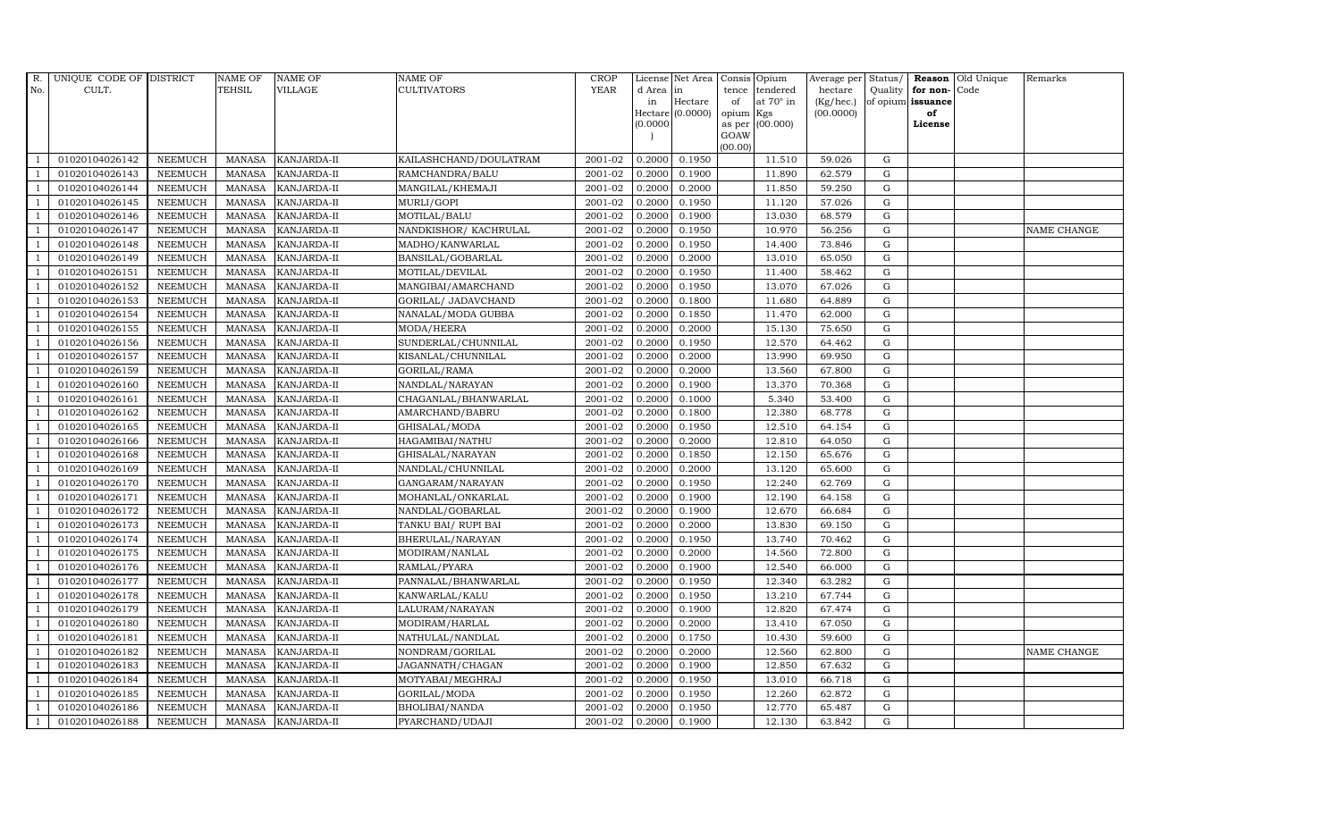| R. No. | UNIQUE CODE OF CULT. | DISTRICT | NAME OF TEHSIL | NAME OF VILLAGE | NAME OF CULTIVATORS | CROP YEAR | License d Area in Hectare (0.0000) | Net Area in Hectare (0.0000) | Consis tence of opium as per GOAW (00.00) | Opium tendered at 70° in Kgs (00.000) | Average per hectare (Kg/hec.) (00.0000) | Status/ Quality of opium | Reason for non-issuance of License | Old Unique Code | Remarks |
|---|---|---|---|---|---|---|---|---|---|---|---|---|---|---|---|
| 1 | 01020104026142 | NEEMUCH | MANASA | KANJARDA-II | KAILASHCHAND/DOULATRAM | 2001-02 | 0.2000 | 0.1950 | | 11.510 | 59.026 | G | | | |
| 1 | 01020104026143 | NEEMUCH | MANASA | KANJARDA-II | RAMCHANDRA/BALU | 2001-02 | 0.2000 | 0.1900 | | 11.890 | 62.579 | G | | | |
| 1 | 01020104026144 | NEEMUCH | MANASA | KANJARDA-II | MANGILAL/KHEMAJI | 2001-02 | 0.2000 | 0.2000 | | 11.850 | 59.250 | G | | | |
| 1 | 01020104026145 | NEEMUCH | MANASA | KANJARDA-II | MURLI/GOPI | 2001-02 | 0.2000 | 0.1950 | | 11.120 | 57.026 | G | | | |
| 1 | 01020104026146 | NEEMUCH | MANASA | KANJARDA-II | MOTILAL/BALU | 2001-02 | 0.2000 | 0.1900 | | 13.030 | 68.579 | G | | | |
| 1 | 01020104026147 | NEEMUCH | MANASA | KANJARDA-II | NANDKISHOR/ KACHRULAL | 2001-02 | 0.2000 | 0.1950 | | 10.970 | 56.256 | G | | | NAME CHANGE |
| 1 | 01020104026148 | NEEMUCH | MANASA | KANJARDA-II | MADHO/KANWARLAL | 2001-02 | 0.2000 | 0.1950 | | 14.400 | 73.846 | G | | | |
| 1 | 01020104026149 | NEEMUCH | MANASA | KANJARDA-II | BANSILAL/GOBARLAL | 2001-02 | 0.2000 | 0.2000 | | 13.010 | 65.050 | G | | | |
| 1 | 01020104026151 | NEEMUCH | MANASA | KANJARDA-II | MOTILAL/DEVILAL | 2001-02 | 0.2000 | 0.1950 | | 11.400 | 58.462 | G | | | |
| 1 | 01020104026152 | NEEMUCH | MANASA | KANJARDA-II | MANGIBAI/AMARCHAND | 2001-02 | 0.2000 | 0.1950 | | 13.070 | 67.026 | G | | | |
| 1 | 01020104026153 | NEEMUCH | MANASA | KANJARDA-II | GORILAL/ JADAVCHAND | 2001-02 | 0.2000 | 0.1800 | | 11.680 | 64.889 | G | | | |
| 1 | 01020104026154 | NEEMUCH | MANASA | KANJARDA-II | NANALAL/MODA GUBBA | 2001-02 | 0.2000 | 0.1850 | | 11.470 | 62.000 | G | | | |
| 1 | 01020104026155 | NEEMUCH | MANASA | KANJARDA-II | MODA/HEERA | 2001-02 | 0.2000 | 0.2000 | | 15.130 | 75.650 | G | | | |
| 1 | 01020104026156 | NEEMUCH | MANASA | KANJARDA-II | SUNDERLAL/CHUNNILAL | 2001-02 | 0.2000 | 0.1950 | | 12.570 | 64.462 | G | | | |
| 1 | 01020104026157 | NEEMUCH | MANASA | KANJARDA-II | KISANLAL/CHUNNILAL | 2001-02 | 0.2000 | 0.2000 | | 13.990 | 69.950 | G | | | |
| 1 | 01020104026159 | NEEMUCH | MANASA | KANJARDA-II | GORILAL/RAMA | 2001-02 | 0.2000 | 0.2000 | | 13.560 | 67.800 | G | | | |
| 1 | 01020104026160 | NEEMUCH | MANASA | KANJARDA-II | NANDLAL/NARAYAN | 2001-02 | 0.2000 | 0.1900 | | 13.370 | 70.368 | G | | | |
| 1 | 01020104026161 | NEEMUCH | MANASA | KANJARDA-II | CHAGANLAL/BHANWARLAL | 2001-02 | 0.2000 | 0.1000 | | 5.340 | 53.400 | G | | | |
| 1 | 01020104026162 | NEEMUCH | MANASA | KANJARDA-II | AMARCHAND/BABRU | 2001-02 | 0.2000 | 0.1800 | | 12.380 | 68.778 | G | | | |
| 1 | 01020104026165 | NEEMUCH | MANASA | KANJARDA-II | GHISALAL/MODA | 2001-02 | 0.2000 | 0.1950 | | 12.510 | 64.154 | G | | | |
| 1 | 01020104026166 | NEEMUCH | MANASA | KANJARDA-II | HAGAMIBAI/NATHU | 2001-02 | 0.2000 | 0.2000 | | 12.810 | 64.050 | G | | | |
| 1 | 01020104026168 | NEEMUCH | MANASA | KANJARDA-II | GHISALAL/NARAYAN | 2001-02 | 0.2000 | 0.1850 | | 12.150 | 65.676 | G | | | |
| 1 | 01020104026169 | NEEMUCH | MANASA | KANJARDA-II | NANDLAL/CHUNNILAL | 2001-02 | 0.2000 | 0.2000 | | 13.120 | 65.600 | G | | | |
| 1 | 01020104026170 | NEEMUCH | MANASA | KANJARDA-II | GANGARAM/NARAYAN | 2001-02 | 0.2000 | 0.1950 | | 12.240 | 62.769 | G | | | |
| 1 | 01020104026171 | NEEMUCH | MANASA | KANJARDA-II | MOHANLAL/ONKARLAL | 2001-02 | 0.2000 | 0.1900 | | 12.190 | 64.158 | G | | | |
| 1 | 01020104026172 | NEEMUCH | MANASA | KANJARDA-II | NANDLAL/GOBARLAL | 2001-02 | 0.2000 | 0.1900 | | 12.670 | 66.684 | G | | | |
| 1 | 01020104026173 | NEEMUCH | MANASA | KANJARDA-II | TANKU BAI/ RUPI BAI | 2001-02 | 0.2000 | 0.2000 | | 13.830 | 69.150 | G | | | |
| 1 | 01020104026174 | NEEMUCH | MANASA | KANJARDA-II | BHERULAL/NARAYAN | 2001-02 | 0.2000 | 0.1950 | | 13.740 | 70.462 | G | | | |
| 1 | 01020104026175 | NEEMUCH | MANASA | KANJARDA-II | MODIRAM/NANLAL | 2001-02 | 0.2000 | 0.2000 | | 14.560 | 72.800 | G | | | |
| 1 | 01020104026176 | NEEMUCH | MANASA | KANJARDA-II | RAMLAL/PYARA | 2001-02 | 0.2000 | 0.1900 | | 12.540 | 66.000 | G | | | |
| 1 | 01020104026177 | NEEMUCH | MANASA | KANJARDA-II | PANNALAL/BHANWARLAL | 2001-02 | 0.2000 | 0.1950 | | 12.340 | 63.282 | G | | | |
| 1 | 01020104026178 | NEEMUCH | MANASA | KANJARDA-II | KANWARLAL/KALU | 2001-02 | 0.2000 | 0.1950 | | 13.210 | 67.744 | G | | | |
| 1 | 01020104026179 | NEEMUCH | MANASA | KANJARDA-II | LALURAM/NARAYAN | 2001-02 | 0.2000 | 0.1900 | | 12.820 | 67.474 | G | | | |
| 1 | 01020104026180 | NEEMUCH | MANASA | KANJARDA-II | MODIRAM/HARLAL | 2001-02 | 0.2000 | 0.2000 | | 13.410 | 67.050 | G | | | |
| 1 | 01020104026181 | NEEMUCH | MANASA | KANJARDA-II | NATHULAL/NANDLAL | 2001-02 | 0.2000 | 0.1750 | | 10.430 | 59.600 | G | | | |
| 1 | 01020104026182 | NEEMUCH | MANASA | KANJARDA-II | NONDRAM/GORILAL | 2001-02 | 0.2000 | 0.2000 | | 12.560 | 62.800 | G | | | NAME CHANGE |
| 1 | 01020104026183 | NEEMUCH | MANASA | KANJARDA-II | JAGANNATH/CHAGAN | 2001-02 | 0.2000 | 0.1900 | | 12.850 | 67.632 | G | | | |
| 1 | 01020104026184 | NEEMUCH | MANASA | KANJARDA-II | MOTYABAI/MEGHRAJ | 2001-02 | 0.2000 | 0.1950 | | 13.010 | 66.718 | G | | | |
| 1 | 01020104026185 | NEEMUCH | MANASA | KANJARDA-II | GORILAL/MODA | 2001-02 | 0.2000 | 0.1950 | | 12.260 | 62.872 | G | | | |
| 1 | 01020104026186 | NEEMUCH | MANASA | KANJARDA-II | BHOLIBAI/NANDA | 2001-02 | 0.2000 | 0.1950 | | 12.770 | 65.487 | G | | | |
| 1 | 01020104026188 | NEEMUCH | MANASA | KANJARDA-II | PYARCHAND/UDAJI | 2001-02 | 0.2000 | 0.1900 | | 12.130 | 63.842 | G | | | |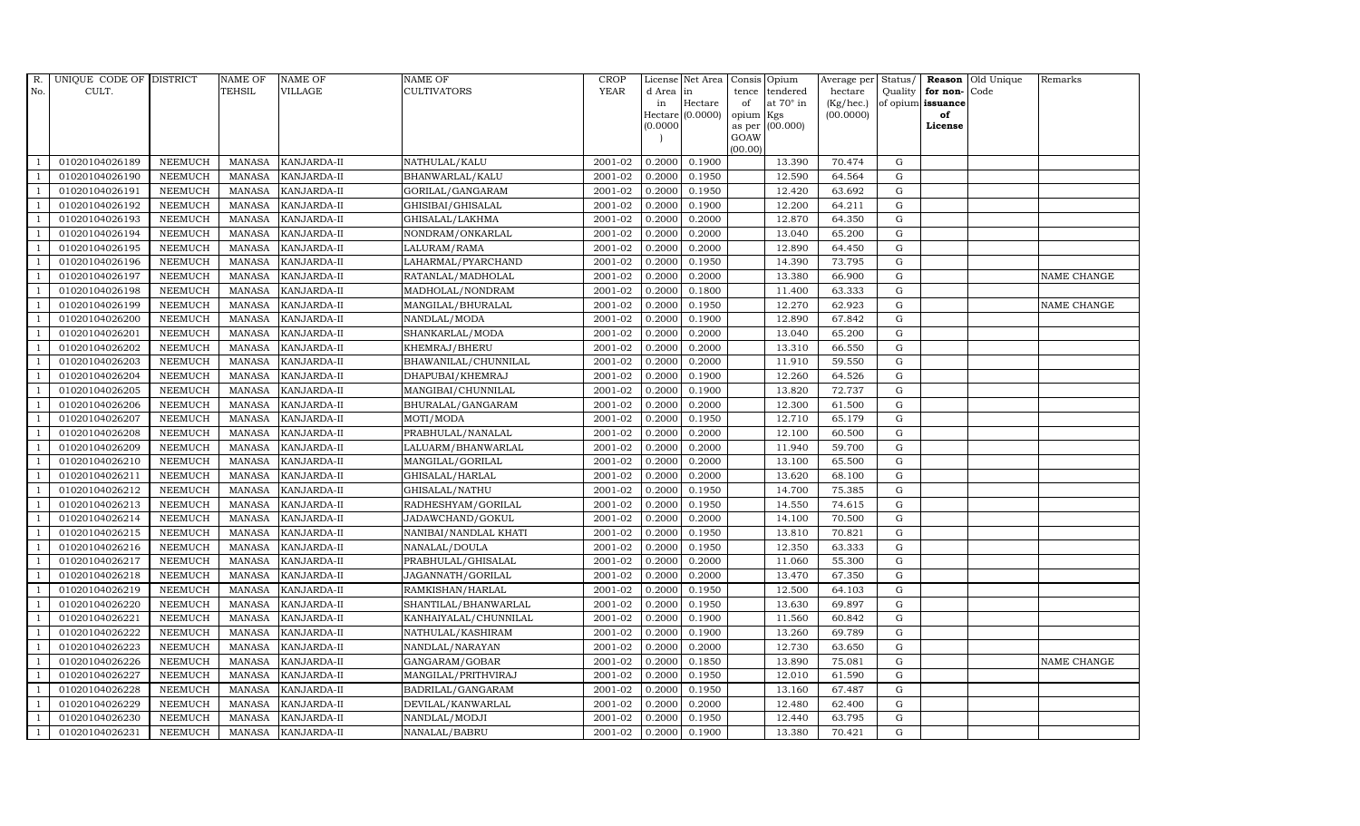| R. No. | UNIQUE CODE OF CULT. | DISTRICT | NAME OF TEHSIL | NAME OF VILLAGE | NAME OF CULTIVATORS | CROP YEAR | License d Area in Hectare (0.0000) | Net Area in Hectare (0.0000) | Consis tence of opium as per GOAW (00.00) | Opium tendered at 70° in Kgs (00.000) | Average per hectare (Kg/hec.) (00.0000) | Status/ Quality of opium | Reason for non-issuance of License | Old Unique Code | Remarks |
|---|---|---|---|---|---|---|---|---|---|---|---|---|---|---|---|
| 1 | 01020104026189 | NEEMUCH | MANASA | KANJARDA-II | NATHULAL/KALU | 2001-02 | 0.2000 | 0.1900 | | 13.390 | 70.474 | G | | | |
| 1 | 01020104026190 | NEEMUCH | MANASA | KANJARDA-II | BHANWARLAL/KALU | 2001-02 | 0.2000 | 0.1950 | | 12.590 | 64.564 | G | | | |
| 1 | 01020104026191 | NEEMUCH | MANASA | KANJARDA-II | GORILAL/GANGARAM | 2001-02 | 0.2000 | 0.1950 | | 12.420 | 63.692 | G | | | |
| 1 | 01020104026192 | NEEMUCH | MANASA | KANJARDA-II | GHISIBAI/GHISALAL | 2001-02 | 0.2000 | 0.1900 | | 12.200 | 64.211 | G | | | |
| 1 | 01020104026193 | NEEMUCH | MANASA | KANJARDA-II | GHISALAL/LAKHMA | 2001-02 | 0.2000 | 0.2000 | | 12.870 | 64.350 | G | | | |
| 1 | 01020104026194 | NEEMUCH | MANASA | KANJARDA-II | NONDRAM/ONKARLAL | 2001-02 | 0.2000 | 0.2000 | | 13.040 | 65.200 | G | | | |
| 1 | 01020104026195 | NEEMUCH | MANASA | KANJARDA-II | LALURAM/RAMA | 2001-02 | 0.2000 | 0.2000 | | 12.890 | 64.450 | G | | | |
| 1 | 01020104026196 | NEEMUCH | MANASA | KANJARDA-II | LAHARMAL/PYARCHAND | 2001-02 | 0.2000 | 0.1950 | | 14.390 | 73.795 | G | | | |
| 1 | 01020104026197 | NEEMUCH | MANASA | KANJARDA-II | RATANLAL/MADHOLAL | 2001-02 | 0.2000 | 0.2000 | | 13.380 | 66.900 | G | | | NAME CHANGE |
| 1 | 01020104026198 | NEEMUCH | MANASA | KANJARDA-II | MADHOLAL/NONDRAM | 2001-02 | 0.2000 | 0.1800 | | 11.400 | 63.333 | G | | | |
| 1 | 01020104026199 | NEEMUCH | MANASA | KANJARDA-II | MANGILAL/BHURALAL | 2001-02 | 0.2000 | 0.1950 | | 12.270 | 62.923 | G | | | NAME CHANGE |
| 1 | 01020104026200 | NEEMUCH | MANASA | KANJARDA-II | NANDLAL/MODA | 2001-02 | 0.2000 | 0.1900 | | 12.890 | 67.842 | G | | | |
| 1 | 01020104026201 | NEEMUCH | MANASA | KANJARDA-II | SHANKARLAL/MODA | 2001-02 | 0.2000 | 0.2000 | | 13.040 | 65.200 | G | | | |
| 1 | 01020104026202 | NEEMUCH | MANASA | KANJARDA-II | KHEMRAJ/BHERU | 2001-02 | 0.2000 | 0.2000 | | 13.310 | 66.550 | G | | | |
| 1 | 01020104026203 | NEEMUCH | MANASA | KANJARDA-II | BHAWANILAL/CHUNNILAL | 2001-02 | 0.2000 | 0.2000 | | 11.910 | 59.550 | G | | | |
| 1 | 01020104026204 | NEEMUCH | MANASA | KANJARDA-II | DHAPUBAI/KHEMRAJ | 2001-02 | 0.2000 | 0.1900 | | 12.260 | 64.526 | G | | | |
| 1 | 01020104026205 | NEEMUCH | MANASA | KANJARDA-II | MANGIBAI/CHUNNILAL | 2001-02 | 0.2000 | 0.1900 | | 13.820 | 72.737 | G | | | |
| 1 | 01020104026206 | NEEMUCH | MANASA | KANJARDA-II | BHURALAL/GANGARAM | 2001-02 | 0.2000 | 0.2000 | | 12.300 | 61.500 | G | | | |
| 1 | 01020104026207 | NEEMUCH | MANASA | KANJARDA-II | MOTI/MODA | 2001-02 | 0.2000 | 0.1950 | | 12.710 | 65.179 | G | | | |
| 1 | 01020104026208 | NEEMUCH | MANASA | KANJARDA-II | PRABHULAL/NANALAL | 2001-02 | 0.2000 | 0.2000 | | 12.100 | 60.500 | G | | | |
| 1 | 01020104026209 | NEEMUCH | MANASA | KANJARDA-II | LALUARM/BHANWARLAL | 2001-02 | 0.2000 | 0.2000 | | 11.940 | 59.700 | G | | | |
| 1 | 01020104026210 | NEEMUCH | MANASA | KANJARDA-II | MANGILAL/GORILAL | 2001-02 | 0.2000 | 0.2000 | | 13.100 | 65.500 | G | | | |
| 1 | 01020104026211 | NEEMUCH | MANASA | KANJARDA-II | GHISALAL/HARLAL | 2001-02 | 0.2000 | 0.2000 | | 13.620 | 68.100 | G | | | |
| 1 | 01020104026212 | NEEMUCH | MANASA | KANJARDA-II | GHISALAL/NATHU | 2001-02 | 0.2000 | 0.1950 | | 14.700 | 75.385 | G | | | |
| 1 | 01020104026213 | NEEMUCH | MANASA | KANJARDA-II | RADHESHYAM/GORILAL | 2001-02 | 0.2000 | 0.1950 | | 14.550 | 74.615 | G | | | |
| 1 | 01020104026214 | NEEMUCH | MANASA | KANJARDA-II | JADAWCHAND/GOKUL | 2001-02 | 0.2000 | 0.2000 | | 14.100 | 70.500 | G | | | |
| 1 | 01020104026215 | NEEMUCH | MANASA | KANJARDA-II | NANIBAI/NANDLAL KHATI | 2001-02 | 0.2000 | 0.1950 | | 13.810 | 70.821 | G | | | |
| 1 | 01020104026216 | NEEMUCH | MANASA | KANJARDA-II | NANALAL/DOULA | 2001-02 | 0.2000 | 0.1950 | | 12.350 | 63.333 | G | | | |
| 1 | 01020104026217 | NEEMUCH | MANASA | KANJARDA-II | PRABHULAL/GHISALAL | 2001-02 | 0.2000 | 0.2000 | | 11.060 | 55.300 | G | | | |
| 1 | 01020104026218 | NEEMUCH | MANASA | KANJARDA-II | JAGANNATH/GORILAL | 2001-02 | 0.2000 | 0.2000 | | 13.470 | 67.350 | G | | | |
| 1 | 01020104026219 | NEEMUCH | MANASA | KANJARDA-II | RAMKISHAN/HARLAL | 2001-02 | 0.2000 | 0.1950 | | 12.500 | 64.103 | G | | | |
| 1 | 01020104026220 | NEEMUCH | MANASA | KANJARDA-II | SHANTILAL/BHANWARLAL | 2001-02 | 0.2000 | 0.1950 | | 13.630 | 69.897 | G | | | |
| 1 | 01020104026221 | NEEMUCH | MANASA | KANJARDA-II | KANHAIYALAL/CHUNNILAL | 2001-02 | 0.2000 | 0.1900 | | 11.560 | 60.842 | G | | | |
| 1 | 01020104026222 | NEEMUCH | MANASA | KANJARDA-II | NATHULAL/KASHIRAM | 2001-02 | 0.2000 | 0.1900 | | 13.260 | 69.789 | G | | | |
| 1 | 01020104026223 | NEEMUCH | MANASA | KANJARDA-II | NANDLAL/NARAYAN | 2001-02 | 0.2000 | 0.2000 | | 12.730 | 63.650 | G | | | |
| 1 | 01020104026226 | NEEMUCH | MANASA | KANJARDA-II | GANGARAM/GOBAR | 2001-02 | 0.2000 | 0.1850 | | 13.890 | 75.081 | G | | | NAME CHANGE |
| 1 | 01020104026227 | NEEMUCH | MANASA | KANJARDA-II | MANGILAL/PRITHVIRAJ | 2001-02 | 0.2000 | 0.1950 | | 12.010 | 61.590 | G | | | |
| 1 | 01020104026228 | NEEMUCH | MANASA | KANJARDA-II | BADRILAL/GANGARAM | 2001-02 | 0.2000 | 0.1950 | | 13.160 | 67.487 | G | | | |
| 1 | 01020104026229 | NEEMUCH | MANASA | KANJARDA-II | DEVILAL/KANWARLAL | 2001-02 | 0.2000 | 0.2000 | | 12.480 | 62.400 | G | | | |
| 1 | 01020104026230 | NEEMUCH | MANASA | KANJARDA-II | NANDLAL/MODJI | 2001-02 | 0.2000 | 0.1950 | | 12.440 | 63.795 | G | | | |
| 1 | 01020104026231 | NEEMUCH | MANASA | KANJARDA-II | NANALAL/BABRU | 2001-02 | 0.2000 | 0.1900 | | 13.380 | 70.421 | G | | | |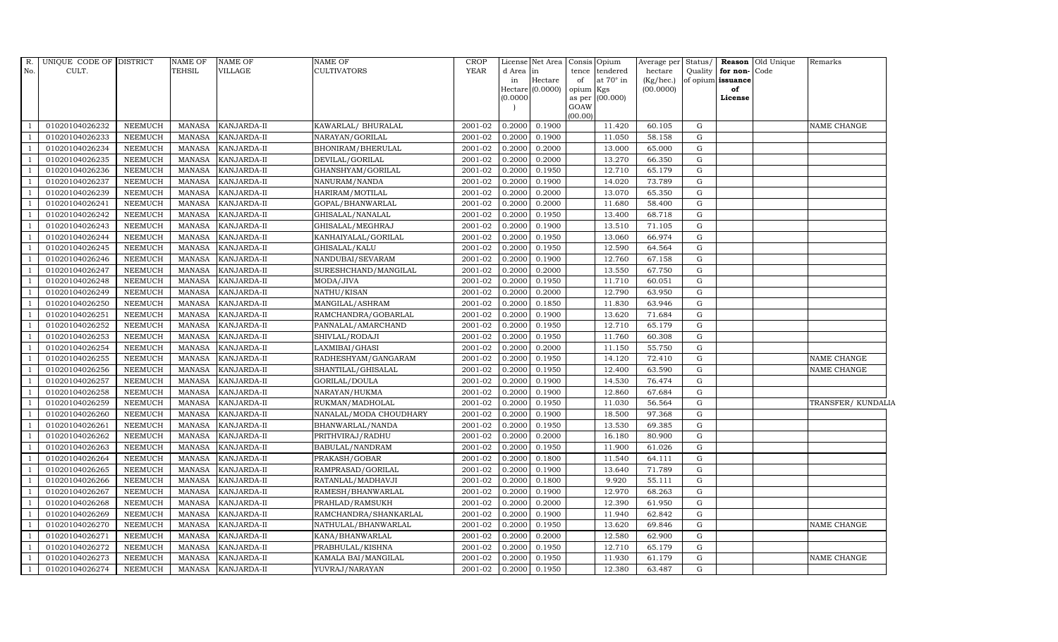| R. No. | UNIQUE CODE OF CULT. | DISTRICT | NAME OF TEHSIL | NAME OF VILLAGE | NAME OF CULTIVATORS | CROP YEAR | License d Area in Hectare (0.0000) | Net Area in Hectare (0.0000) | Consis tence of opium as per GOAW (00.00) | Opium tendered at 70° in Kgs (00.000) | Average per hectare (Kg/hec.) (00.0000) | Status/ Quality of opium | Reason for non-issuance of License | Old Unique Code | Remarks |
|---|---|---|---|---|---|---|---|---|---|---|---|---|---|---|---|
| 1 | 01020104026232 | NEEMUCH | MANASA | KANJARDA-II | KAWARLAL/ BHURALAL | 2001-02 | 0.2000 | 0.1900 | | 11.420 | 60.105 | G | | | NAME CHANGE |
| 1 | 01020104026233 | NEEMUCH | MANASA | KANJARDA-II | NARAYAN/GORILAL | 2001-02 | 0.2000 | 0.1900 | | 11.050 | 58.158 | G | | | |
| 1 | 01020104026234 | NEEMUCH | MANASA | KANJARDA-II | BHONIRAM/BHERULAL | 2001-02 | 0.2000 | 0.2000 | | 13.000 | 65.000 | G | | | |
| 1 | 01020104026235 | NEEMUCH | MANASA | KANJARDA-II | DEVILAL/GORILAL | 2001-02 | 0.2000 | 0.2000 | | 13.270 | 66.350 | G | | | |
| 1 | 01020104026236 | NEEMUCH | MANASA | KANJARDA-II | GHANSHYAM/GORILAL | 2001-02 | 0.2000 | 0.1950 | | 12.710 | 65.179 | G | | | |
| 1 | 01020104026237 | NEEMUCH | MANASA | KANJARDA-II | NANURAM/NANDA | 2001-02 | 0.2000 | 0.1900 | | 14.020 | 73.789 | G | | | |
| 1 | 01020104026239 | NEEMUCH | MANASA | KANJARDA-II | HARIRAM/MOTILAL | 2001-02 | 0.2000 | 0.2000 | | 13.070 | 65.350 | G | | | |
| 1 | 01020104026241 | NEEMUCH | MANASA | KANJARDA-II | GOPAL/BHANWARLAL | 2001-02 | 0.2000 | 0.2000 | | 11.680 | 58.400 | G | | | |
| 1 | 01020104026242 | NEEMUCH | MANASA | KANJARDA-II | GHISALAL/NANALAL | 2001-02 | 0.2000 | 0.1950 | | 13.400 | 68.718 | G | | | |
| 1 | 01020104026243 | NEEMUCH | MANASA | KANJARDA-II | GHISALAL/MEGHRAJ | 2001-02 | 0.2000 | 0.1900 | | 13.510 | 71.105 | G | | | |
| 1 | 01020104026244 | NEEMUCH | MANASA | KANJARDA-II | KANHAIYALAL/GORILAL | 2001-02 | 0.2000 | 0.1950 | | 13.060 | 66.974 | G | | | |
| 1 | 01020104026245 | NEEMUCH | MANASA | KANJARDA-II | GHISALAL/KALU | 2001-02 | 0.2000 | 0.1950 | | 12.590 | 64.564 | G | | | |
| 1 | 01020104026246 | NEEMUCH | MANASA | KANJARDA-II | NANDUBAI/SEVARAM | 2001-02 | 0.2000 | 0.1900 | | 12.760 | 67.158 | G | | | |
| 1 | 01020104026247 | NEEMUCH | MANASA | KANJARDA-II | SURESHCHAND/MANGILAL | 2001-02 | 0.2000 | 0.2000 | | 13.550 | 67.750 | G | | | |
| 1 | 01020104026248 | NEEMUCH | MANASA | KANJARDA-II | MODA/JIVA | 2001-02 | 0.2000 | 0.1950 | | 11.710 | 60.051 | G | | | |
| 1 | 01020104026249 | NEEMUCH | MANASA | KANJARDA-II | NATHU/KISAN | 2001-02 | 0.2000 | 0.2000 | | 12.790 | 63.950 | G | | | |
| 1 | 01020104026250 | NEEMUCH | MANASA | KANJARDA-II | MANGILAL/ASHRAM | 2001-02 | 0.2000 | 0.1850 | | 11.830 | 63.946 | G | | | |
| 1 | 01020104026251 | NEEMUCH | MANASA | KANJARDA-II | RAMCHANDRA/GOBARLAL | 2001-02 | 0.2000 | 0.1900 | | 13.620 | 71.684 | G | | | |
| 1 | 01020104026252 | NEEMUCH | MANASA | KANJARDA-II | PANNALAL/AMARCHAND | 2001-02 | 0.2000 | 0.1950 | | 12.710 | 65.179 | G | | | |
| 1 | 01020104026253 | NEEMUCH | MANASA | KANJARDA-II | SHIVLAL/RODAJI | 2001-02 | 0.2000 | 0.1950 | | 11.760 | 60.308 | G | | | |
| 1 | 01020104026254 | NEEMUCH | MANASA | KANJARDA-II | LAXMIBAI/GHASI | 2001-02 | 0.2000 | 0.2000 | | 11.150 | 55.750 | G | | | |
| 1 | 01020104026255 | NEEMUCH | MANASA | KANJARDA-II | RADHESHYAM/GANGARAM | 2001-02 | 0.2000 | 0.1950 | | 14.120 | 72.410 | G | | | NAME CHANGE |
| 1 | 01020104026256 | NEEMUCH | MANASA | KANJARDA-II | SHANTILAL/GHISALAL | 2001-02 | 0.2000 | 0.1950 | | 12.400 | 63.590 | G | | | NAME CHANGE |
| 1 | 01020104026257 | NEEMUCH | MANASA | KANJARDA-II | GORILAL/DOULA | 2001-02 | 0.2000 | 0.1900 | | 14.530 | 76.474 | G | | | |
| 1 | 01020104026258 | NEEMUCH | MANASA | KANJARDA-II | NARAYAN/HUKMA | 2001-02 | 0.2000 | 0.1900 | | 12.860 | 67.684 | G | | | |
| 1 | 01020104026259 | NEEMUCH | MANASA | KANJARDA-II | RUKMAN/MADHOLAL | 2001-02 | 0.2000 | 0.1950 | | 11.030 | 56.564 | G | | | TRANSFER/ KUNDALIA |
| 1 | 01020104026260 | NEEMUCH | MANASA | KANJARDA-II | NANALAL/MODA CHOUDHARY | 2001-02 | 0.2000 | 0.1900 | | 18.500 | 97.368 | G | | | |
| 1 | 01020104026261 | NEEMUCH | MANASA | KANJARDA-II | BHANWARLAL/NANDA | 2001-02 | 0.2000 | 0.1950 | | 13.530 | 69.385 | G | | | |
| 1 | 01020104026262 | NEEMUCH | MANASA | KANJARDA-II | PRITHVIRAJ/RADHU | 2001-02 | 0.2000 | 0.2000 | | 16.180 | 80.900 | G | | | |
| 1 | 01020104026263 | NEEMUCH | MANASA | KANJARDA-II | BABULAL/NANDRAM | 2001-02 | 0.2000 | 0.1950 | | 11.900 | 61.026 | G | | | |
| 1 | 01020104026264 | NEEMUCH | MANASA | KANJARDA-II | PRAKASH/GOBAR | 2001-02 | 0.2000 | 0.1800 | | 11.540 | 64.111 | G | | | |
| 1 | 01020104026265 | NEEMUCH | MANASA | KANJARDA-II | RAMPRASAD/GORILAL | 2001-02 | 0.2000 | 0.1900 | | 13.640 | 71.789 | G | | | |
| 1 | 01020104026266 | NEEMUCH | MANASA | KANJARDA-II | RATANLAL/MADHAVJI | 2001-02 | 0.2000 | 0.1800 | | 9.920 | 55.111 | G | | | |
| 1 | 01020104026267 | NEEMUCH | MANASA | KANJARDA-II | RAMESH/BHANWARLAL | 2001-02 | 0.2000 | 0.1900 | | 12.970 | 68.263 | G | | | |
| 1 | 01020104026268 | NEEMUCH | MANASA | KANJARDA-II | PRAHLAD/RAMSUKH | 2001-02 | 0.2000 | 0.2000 | | 12.390 | 61.950 | G | | | |
| 1 | 01020104026269 | NEEMUCH | MANASA | KANJARDA-II | RAMCHANDRA/SHANKARLAL | 2001-02 | 0.2000 | 0.1900 | | 11.940 | 62.842 | G | | | |
| 1 | 01020104026270 | NEEMUCH | MANASA | KANJARDA-II | NATHULAL/BHANWARLAL | 2001-02 | 0.2000 | 0.1950 | | 13.620 | 69.846 | G | | | NAME CHANGE |
| 1 | 01020104026271 | NEEMUCH | MANASA | KANJARDA-II | KANA/BHANWARLAL | 2001-02 | 0.2000 | 0.2000 | | 12.580 | 62.900 | G | | | |
| 1 | 01020104026272 | NEEMUCH | MANASA | KANJARDA-II | PRABHULAL/KISHNA | 2001-02 | 0.2000 | 0.1950 | | 12.710 | 65.179 | G | | | |
| 1 | 01020104026273 | NEEMUCH | MANASA | KANJARDA-II | KAMALA BAI/MANGILAL | 2001-02 | 0.2000 | 0.1950 | | 11.930 | 61.179 | G | | | NAME CHANGE |
| 1 | 01020104026274 | NEEMUCH | MANASA | KANJARDA-II | YUVRAJ/NARAYAN | 2001-02 | 0.2000 | 0.1950 | | 12.380 | 63.487 | G | | | |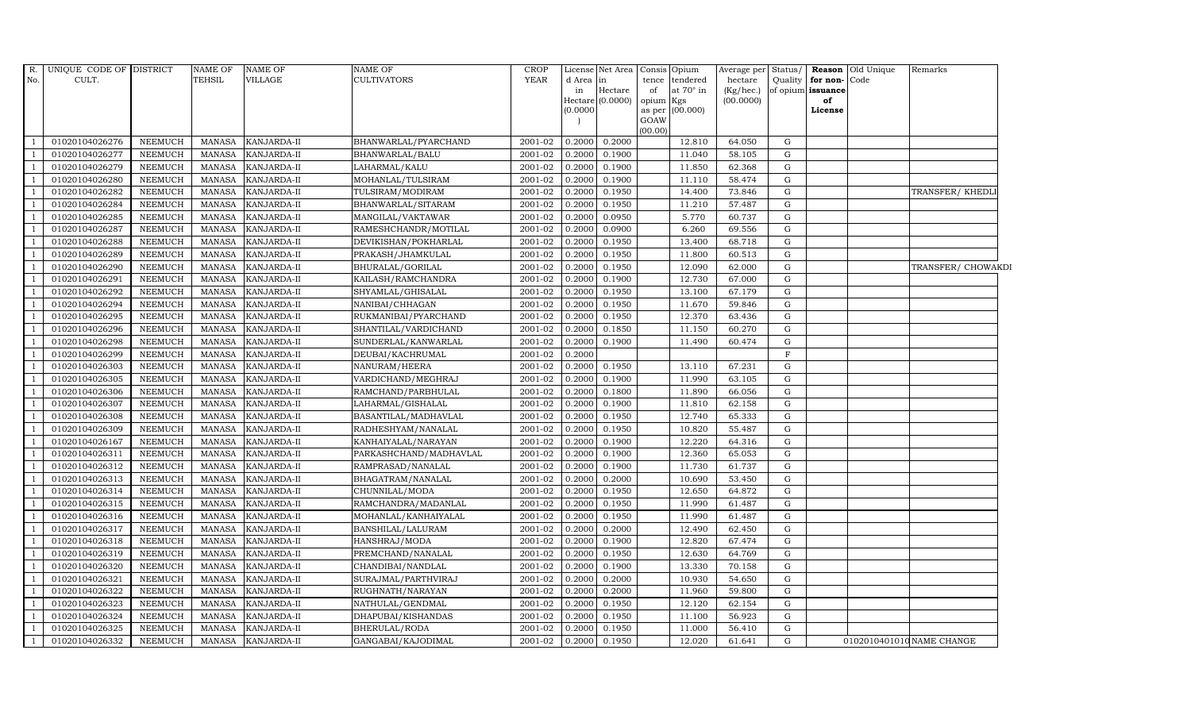| R. No. | UNIQUE CODE OF CULT. | DISTRICT | NAME OF TEHSIL | NAME OF VILLAGE | NAME OF CULTIVATORS | CROP YEAR | License d Area in Hectare (0.0000) | Net Area in Hectare (0.0000) | Consis tence of opium as per GOAW (00.00) | Opium tendered at 70° in Kgs (00.000) | Average per hectare (Kg/hec.) (00.0000) | Status/ Quality of opium | Reason for non-issuance of License | Old Unique Code | Remarks |
|---|---|---|---|---|---|---|---|---|---|---|---|---|---|---|---|
| 1 | 01020104026276 | NEEMUCH | MANASA | KANJARDA-II | BHANWARLAL/PYARCHAND | 2001-02 | 0.2000 | 0.2000 | | 12.810 | 64.050 | G | | | |
| 1 | 01020104026277 | NEEMUCH | MANASA | KANJARDA-II | BHANWARLAL/BALU | 2001-02 | 0.2000 | 0.1900 | | 11.040 | 58.105 | G | | | |
| 1 | 01020104026279 | NEEMUCH | MANASA | KANJARDA-II | LAHARMAL/KALU | 2001-02 | 0.2000 | 0.1900 | | 11.850 | 62.368 | G | | | |
| 1 | 01020104026280 | NEEMUCH | MANASA | KANJARDA-II | MOHANLAL/TULSIRAM | 2001-02 | 0.2000 | 0.1900 | | 11.110 | 58.474 | G | | | |
| 1 | 01020104026282 | NEEMUCH | MANASA | KANJARDA-II | TULSIRAM/MODIRAM | 2001-02 | 0.2000 | 0.1950 | | 14.400 | 73.846 | G | | | TRANSFER/ KHEDLI |
| 1 | 01020104026284 | NEEMUCH | MANASA | KANJARDA-II | BHANWARLAL/SITARAM | 2001-02 | 0.2000 | 0.1950 | | 11.210 | 57.487 | G | | | |
| 1 | 01020104026285 | NEEMUCH | MANASA | KANJARDA-II | MANGILAL/VAKTAWAR | 2001-02 | 0.2000 | 0.0950 | | 5.770 | 60.737 | G | | | |
| 1 | 01020104026287 | NEEMUCH | MANASA | KANJARDA-II | RAMESHCHANDR/MOTILAL | 2001-02 | 0.2000 | 0.0900 | | 6.260 | 69.556 | G | | | |
| 1 | 01020104026288 | NEEMUCH | MANASA | KANJARDA-II | DEVIKISHAN/POKHARLAL | 2001-02 | 0.2000 | 0.1950 | | 13.400 | 68.718 | G | | | |
| 1 | 01020104026289 | NEEMUCH | MANASA | KANJARDA-II | PRAKASH/JHAMKULAL | 2001-02 | 0.2000 | 0.1950 | | 11.800 | 60.513 | G | | | |
| 1 | 01020104026290 | NEEMUCH | MANASA | KANJARDA-II | BHURALAL/GORILAL | 2001-02 | 0.2000 | 0.1950 | | 12.090 | 62.000 | G | | | TRANSFER/ CHOWAKDI |
| 1 | 01020104026291 | NEEMUCH | MANASA | KANJARDA-II | KAILASH/RAMCHANDRA | 2001-02 | 0.2000 | 0.1900 | | 12.730 | 67.000 | G | | | |
| 1 | 01020104026292 | NEEMUCH | MANASA | KANJARDA-II | SHYAMLAL/GHISALAL | 2001-02 | 0.2000 | 0.1950 | | 13.100 | 67.179 | G | | | |
| 1 | 01020104026294 | NEEMUCH | MANASA | KANJARDA-II | NANIBAI/CHHAGAN | 2001-02 | 0.2000 | 0.1950 | | 11.670 | 59.846 | G | | | |
| 1 | 01020104026295 | NEEMUCH | MANASA | KANJARDA-II | RUKMANIBAI/PYARCHAND | 2001-02 | 0.2000 | 0.1950 | | 12.370 | 63.436 | G | | | |
| 1 | 01020104026296 | NEEMUCH | MANASA | KANJARDA-II | SHANTILAL/VARDICHAND | 2001-02 | 0.2000 | 0.1850 | | 11.150 | 60.270 | G | | | |
| 1 | 01020104026298 | NEEMUCH | MANASA | KANJARDA-II | SUNDERLAL/KANWARLAL | 2001-02 | 0.2000 | 0.1900 | | 11.490 | 60.474 | G | | | |
| 1 | 01020104026299 | NEEMUCH | MANASA | KANJARDA-II | DEUBAI/KACHRUMAL | 2001-02 | 0.2000 | | | | | F | | | |
| 1 | 01020104026303 | NEEMUCH | MANASA | KANJARDA-II | NANURAM/HEERA | 2001-02 | 0.2000 | 0.1950 | | 13.110 | 67.231 | G | | | |
| 1 | 01020104026305 | NEEMUCH | MANASA | KANJARDA-II | VARDICHAND/MEGHRAJ | 2001-02 | 0.2000 | 0.1900 | | 11.990 | 63.105 | G | | | |
| 1 | 01020104026306 | NEEMUCH | MANASA | KANJARDA-II | RAMCHAND/PARBHULAL | 2001-02 | 0.2000 | 0.1800 | | 11.890 | 66.056 | G | | | |
| 1 | 01020104026307 | NEEMUCH | MANASA | KANJARDA-II | LAHARMAL/GISHALAL | 2001-02 | 0.2000 | 0.1900 | | 11.810 | 62.158 | G | | | |
| 1 | 01020104026308 | NEEMUCH | MANASA | KANJARDA-II | BASANTILAL/MADHAVLAL | 2001-02 | 0.2000 | 0.1950 | | 12.740 | 65.333 | G | | | |
| 1 | 01020104026309 | NEEMUCH | MANASA | KANJARDA-II | RADHESHYAM/NANALAL | 2001-02 | 0.2000 | 0.1950 | | 10.820 | 55.487 | G | | | |
| 1 | 01020104026167 | NEEMUCH | MANASA | KANJARDA-II | KANHAIYALAL/NARAYAN | 2001-02 | 0.2000 | 0.1900 | | 12.220 | 64.316 | G | | | |
| 1 | 01020104026311 | NEEMUCH | MANASA | KANJARDA-II | PARKASHCHAND/MADHAVLAL | 2001-02 | 0.2000 | 0.1900 | | 12.360 | 65.053 | G | | | |
| 1 | 01020104026312 | NEEMUCH | MANASA | KANJARDA-II | RAMPRASAD/NANALAL | 2001-02 | 0.2000 | 0.1900 | | 11.730 | 61.737 | G | | | |
| 1 | 01020104026313 | NEEMUCH | MANASA | KANJARDA-II | BHAGATRAM/NANALAL | 2001-02 | 0.2000 | 0.2000 | | 10.690 | 53.450 | G | | | |
| 1 | 01020104026314 | NEEMUCH | MANASA | KANJARDA-II | CHUNNILAL/MODA | 2001-02 | 0.2000 | 0.1950 | | 12.650 | 64.872 | G | | | |
| 1 | 01020104026315 | NEEMUCH | MANASA | KANJARDA-II | RAMCHANDRA/MADANLAL | 2001-02 | 0.2000 | 0.1950 | | 11.990 | 61.487 | G | | | |
| 1 | 01020104026316 | NEEMUCH | MANASA | KANJARDA-II | MOHANLAL/KANHAIYALAL | 2001-02 | 0.2000 | 0.1950 | | 11.990 | 61.487 | G | | | |
| 1 | 01020104026317 | NEEMUCH | MANASA | KANJARDA-II | BANSHILAL/LALURAM | 2001-02 | 0.2000 | 0.2000 | | 12.490 | 62.450 | G | | | |
| 1 | 01020104026318 | NEEMUCH | MANASA | KANJARDA-II | HANSHRAJ/MODA | 2001-02 | 0.2000 | 0.1900 | | 12.820 | 67.474 | G | | | |
| 1 | 01020104026319 | NEEMUCH | MANASA | KANJARDA-II | PREMCHAND/NANALAL | 2001-02 | 0.2000 | 0.1950 | | 12.630 | 64.769 | G | | | |
| 1 | 01020104026320 | NEEMUCH | MANASA | KANJARDA-II | CHANDIBAI/NANDLAL | 2001-02 | 0.2000 | 0.1900 | | 13.330 | 70.158 | G | | | |
| 1 | 01020104026321 | NEEMUCH | MANASA | KANJARDA-II | SURAJMAL/PARTHVIRAJ | 2001-02 | 0.2000 | 0.2000 | | 10.930 | 54.650 | G | | | |
| 1 | 01020104026322 | NEEMUCH | MANASA | KANJARDA-II | RUGHNATH/NARAYAN | 2001-02 | 0.2000 | 0.2000 | | 11.960 | 59.800 | G | | | |
| 1 | 01020104026323 | NEEMUCH | MANASA | KANJARDA-II | NATHULAL/GENDMAL | 2001-02 | 0.2000 | 0.1950 | | 12.120 | 62.154 | G | | | |
| 1 | 01020104026324 | NEEMUCH | MANASA | KANJARDA-II | DHAPUBAI/KISHANDAS | 2001-02 | 0.2000 | 0.1950 | | 11.100 | 56.923 | G | | | |
| 1 | 01020104026325 | NEEMUCH | MANASA | KANJARDA-II | BHERULAL/RODA | 2001-02 | 0.2000 | 0.1950 | | 11.000 | 56.410 | G | | | |
| 1 | 01020104026332 | NEEMUCH | MANASA | KANJARDA-II | GANGABAI/KAJODIMAL | 2001-02 | 0.2000 | 0.1950 | | 12.020 | 61.641 | G | | 01020104010​10 | NAME CHANGE |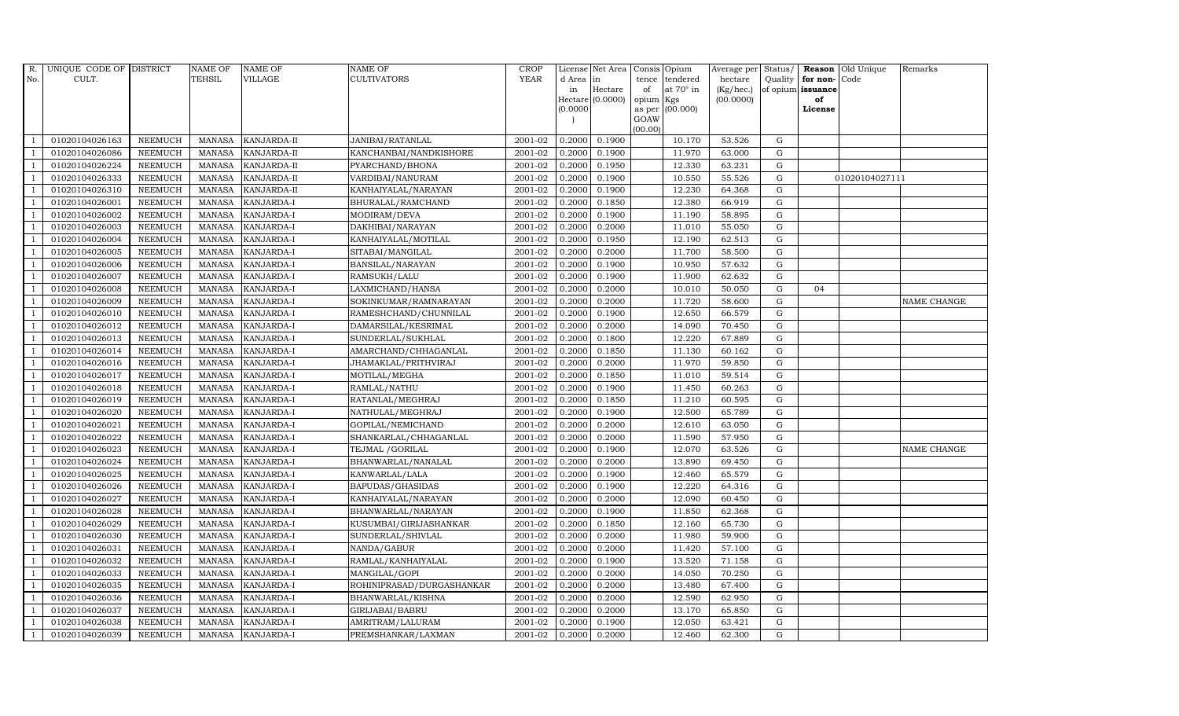| R. No. | UNIQUE CODE OF CULT. | DISTRICT | NAME OF TEHSIL | NAME OF VILLAGE | NAME OF CULTIVATORS | CROP YEAR | License d Area in Hectare (0.0000) | Net Area in Hectare (0.0000) | Consis tence of opium as per GOAW (00.00) | Opium tendered at 70° in Kgs (00.000) | Average per hectare (Kg/hec.) (00.0000) | Status/ Quality of opium | Reason for non-issuance of License | Old Unique Code | Remarks |
|---|---|---|---|---|---|---|---|---|---|---|---|---|---|---|---|
| 1 | 01020104026163 | NEEMUCH | MANASA | KANJARDA-II | JANIBAI/RATANLAL | 2001-02 | 0.2000 | 0.1900 | | 10.170 | 53.526 | G | | | |
| 1 | 01020104026086 | NEEMUCH | MANASA | KANJARDA-II | KANCHANBAI/NANDKISHORE | 2001-02 | 0.2000 | 0.1900 | | 11.970 | 63.000 | G | | | |
| 1 | 01020104026224 | NEEMUCH | MANASA | KANJARDA-II | PYARCHAND/BHONA | 2001-02 | 0.2000 | 0.1950 | | 12.330 | 63.231 | G | | | |
| 1 | 01020104026333 | NEEMUCH | MANASA | KANJARDA-II | VARDIBAI/NANURAM | 2001-02 | 0.2000 | 0.1900 | | 10.550 | 55.526 | G | | 01020104027111 | |
| 1 | 01020104026310 | NEEMUCH | MANASA | KANJARDA-II | KANHAIYALAL/NARAYAN | 2001-02 | 0.2000 | 0.1900 | | 12.230 | 64.368 | G | | | |
| 1 | 01020104026001 | NEEMUCH | MANASA | KANJARDA-I | BHURALAL/RAMCHAND | 2001-02 | 0.2000 | 0.1850 | | 12.380 | 66.919 | G | | | |
| 1 | 01020104026002 | NEEMUCH | MANASA | KANJARDA-I | MODIRAM/DEVA | 2001-02 | 0.2000 | 0.1900 | | 11.190 | 58.895 | G | | | |
| 1 | 01020104026003 | NEEMUCH | MANASA | KANJARDA-I | DAKHIBAI/NARAYAN | 2001-02 | 0.2000 | 0.2000 | | 11.010 | 55.050 | G | | | |
| 1 | 01020104026004 | NEEMUCH | MANASA | KANJARDA-I | KANHAIYALAL/MOTILAL | 2001-02 | 0.2000 | 0.1950 | | 12.190 | 62.513 | G | | | |
| 1 | 01020104026005 | NEEMUCH | MANASA | KANJARDA-I | SITABAI/MANGILAL | 2001-02 | 0.2000 | 0.2000 | | 11.700 | 58.500 | G | | | |
| 1 | 01020104026006 | NEEMUCH | MANASA | KANJARDA-I | BANSILAL/NARAYAN | 2001-02 | 0.2000 | 0.1900 | | 10.950 | 57.632 | G | | | |
| 1 | 01020104026007 | NEEMUCH | MANASA | KANJARDA-I | RAMSUKH/LALU | 2001-02 | 0.2000 | 0.1900 | | 11.900 | 62.632 | G | | | |
| 1 | 01020104026008 | NEEMUCH | MANASA | KANJARDA-I | LAXMICHAND/HANSA | 2001-02 | 0.2000 | 0.2000 | | 10.010 | 50.050 | G | 04 | | |
| 1 | 01020104026009 | NEEMUCH | MANASA | KANJARDA-I | SOKINKUMAR/RAMNARAYAN | 2001-02 | 0.2000 | 0.2000 | | 11.720 | 58.600 | G | | | NAME CHANGE |
| 1 | 01020104026010 | NEEMUCH | MANASA | KANJARDA-I | RAMESHCHAND/CHUNNILAL | 2001-02 | 0.2000 | 0.1900 | | 12.650 | 66.579 | G | | | |
| 1 | 01020104026012 | NEEMUCH | MANASA | KANJARDA-I | DAMARSILAL/KESRIMAL | 2001-02 | 0.2000 | 0.2000 | | 14.090 | 70.450 | G | | | |
| 1 | 01020104026013 | NEEMUCH | MANASA | KANJARDA-I | SUNDERLAL/SUKHLAL | 2001-02 | 0.2000 | 0.1800 | | 12.220 | 67.889 | G | | | |
| 1 | 01020104026014 | NEEMUCH | MANASA | KANJARDA-I | AMARCHAND/CHHAGANLAL | 2001-02 | 0.2000 | 0.1850 | | 11.130 | 60.162 | G | | | |
| 1 | 01020104026016 | NEEMUCH | MANASA | KANJARDA-I | JHAMAKLAL/PRITHVIRAJ | 2001-02 | 0.2000 | 0.2000 | | 11.970 | 59.850 | G | | | |
| 1 | 01020104026017 | NEEMUCH | MANASA | KANJARDA-I | MOTILAL/MEGHA | 2001-02 | 0.2000 | 0.1850 | | 11.010 | 59.514 | G | | | |
| 1 | 01020104026018 | NEEMUCH | MANASA | KANJARDA-I | RAMLAL/NATHU | 2001-02 | 0.2000 | 0.1900 | | 11.450 | 60.263 | G | | | |
| 1 | 01020104026019 | NEEMUCH | MANASA | KANJARDA-I | RATANLAL/MEGHRAJ | 2001-02 | 0.2000 | 0.1850 | | 11.210 | 60.595 | G | | | |
| 1 | 01020104026020 | NEEMUCH | MANASA | KANJARDA-I | NATHULAL/MEGHRAJ | 2001-02 | 0.2000 | 0.1900 | | 12.500 | 65.789 | G | | | |
| 1 | 01020104026021 | NEEMUCH | MANASA | KANJARDA-I | GOPILAL/NEMICHAND | 2001-02 | 0.2000 | 0.2000 | | 12.610 | 63.050 | G | | | |
| 1 | 01020104026022 | NEEMUCH | MANASA | KANJARDA-I | SHANKARLAL/CHHAGANLAL | 2001-02 | 0.2000 | 0.2000 | | 11.590 | 57.950 | G | | | |
| 1 | 01020104026023 | NEEMUCH | MANASA | KANJARDA-I | TEJMAL /GORILAL | 2001-02 | 0.2000 | 0.1900 | | 12.070 | 63.526 | G | | | NAME CHANGE |
| 1 | 01020104026024 | NEEMUCH | MANASA | KANJARDA-I | BHANWARLAL/NANALAL | 2001-02 | 0.2000 | 0.2000 | | 13.890 | 69.450 | G | | | |
| 1 | 01020104026025 | NEEMUCH | MANASA | KANJARDA-I | KANWARLAL/LALA | 2001-02 | 0.2000 | 0.1900 | | 12.460 | 65.579 | G | | | |
| 1 | 01020104026026 | NEEMUCH | MANASA | KANJARDA-I | BAPUDAS/GHASIDAS | 2001-02 | 0.2000 | 0.1900 | | 12.220 | 64.316 | G | | | |
| 1 | 01020104026027 | NEEMUCH | MANASA | KANJARDA-I | KANHAIYALAL/NARAYAN | 2001-02 | 0.2000 | 0.2000 | | 12.090 | 60.450 | G | | | |
| 1 | 01020104026028 | NEEMUCH | MANASA | KANJARDA-I | BHANWARLAL/NARAYAN | 2001-02 | 0.2000 | 0.1900 | | 11.850 | 62.368 | G | | | |
| 1 | 01020104026029 | NEEMUCH | MANASA | KANJARDA-I | KUSUMBAI/GIRIJASHANKAR | 2001-02 | 0.2000 | 0.1850 | | 12.160 | 65.730 | G | | | |
| 1 | 01020104026030 | NEEMUCH | MANASA | KANJARDA-I | SUNDERLAL/SHIVLAL | 2001-02 | 0.2000 | 0.2000 | | 11.980 | 59.900 | G | | | |
| 1 | 01020104026031 | NEEMUCH | MANASA | KANJARDA-I | NANDA/GABUR | 2001-02 | 0.2000 | 0.2000 | | 11.420 | 57.100 | G | | | |
| 1 | 01020104026032 | NEEMUCH | MANASA | KANJARDA-I | RAMLAL/KANHAIYALAL | 2001-02 | 0.2000 | 0.1900 | | 13.520 | 71.158 | G | | | |
| 1 | 01020104026033 | NEEMUCH | MANASA | KANJARDA-I | MANGILAL/GOPI | 2001-02 | 0.2000 | 0.2000 | | 14.050 | 70.250 | G | | | |
| 1 | 01020104026035 | NEEMUCH | MANASA | KANJARDA-I | ROHINIPRASAD/DURGASHANKAR | 2001-02 | 0.2000 | 0.2000 | | 13.480 | 67.400 | G | | | |
| 1 | 01020104026036 | NEEMUCH | MANASA | KANJARDA-I | BHANWARLAL/KISHNA | 2001-02 | 0.2000 | 0.2000 | | 12.590 | 62.950 | G | | | |
| 1 | 01020104026037 | NEEMUCH | MANASA | KANJARDA-I | GIRIJABAI/BABRU | 2001-02 | 0.2000 | 0.2000 | | 13.170 | 65.850 | G | | | |
| 1 | 01020104026038 | NEEMUCH | MANASA | KANJARDA-I | AMRITRAM/LALURAM | 2001-02 | 0.2000 | 0.1900 | | 12.050 | 63.421 | G | | | |
| 1 | 01020104026039 | NEEMUCH | MANASA | KANJARDA-I | PREMSHANKAR/LAXMAN | 2001-02 | 0.2000 | 0.2000 | | 12.460 | 62.300 | G | | | |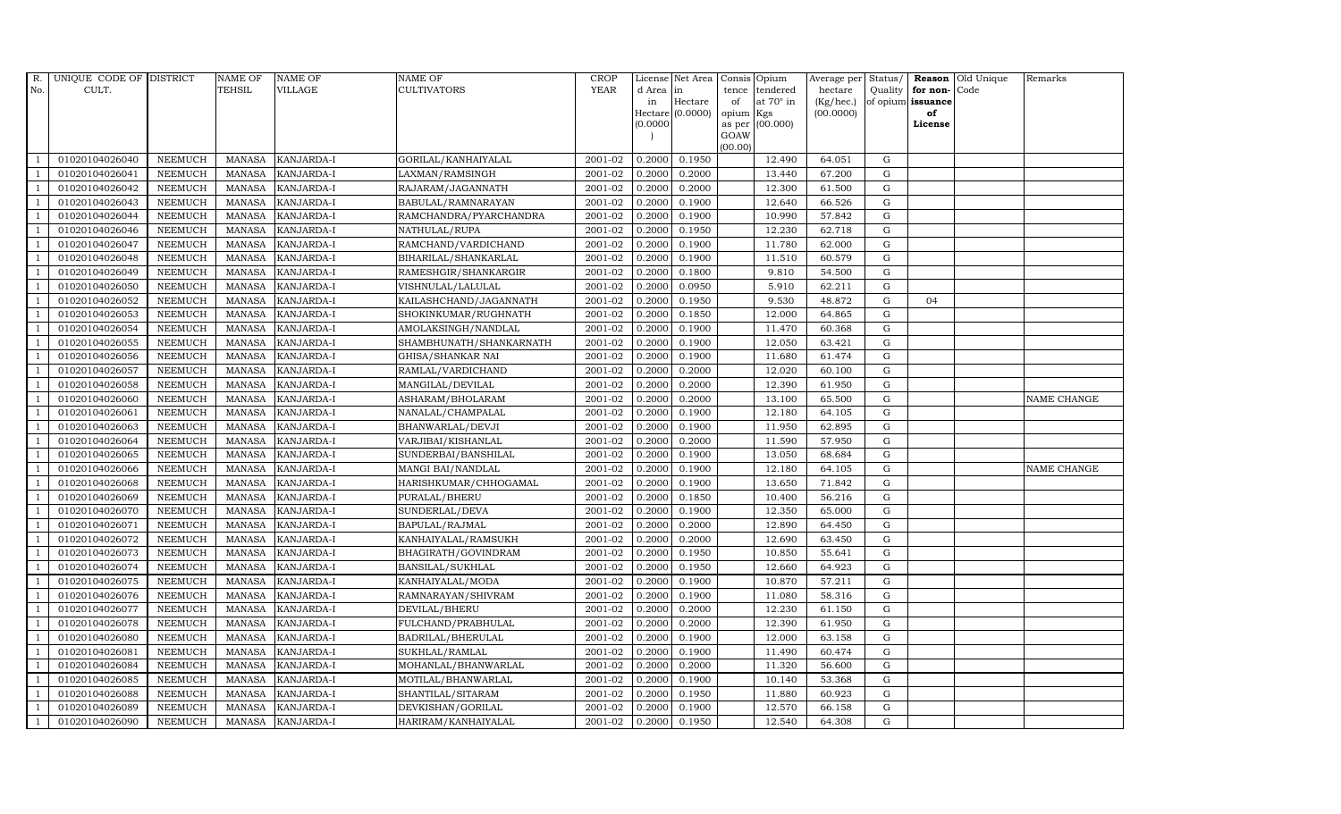| R. No. | UNIQUE CODE OF CULT. | DISTRICT | NAME OF TEHSIL | NAME OF VILLAGE | NAME OF CULTIVATORS | CROP YEAR | License d Area in Hectare (0.0000) | Net Area in Hectare (0.0000) | Consis tence of opium as per GOAW (00.00) | Opium tendered at 70° in Kgs (00.000) | Average per hectare (Kg/hec.) (00.0000) | Status/ Quality of opium | Reason for non-issuance of License | Old Unique Code | Remarks |
|---|---|---|---|---|---|---|---|---|---|---|---|---|---|---|---|
| 1 | 01020104026040 | NEEMUCH | MANASA | KANJARDA-I | GORILAL/KANHAIYALAL | 2001-02 | 0.2000 | 0.1950 | | 12.490 | 64.051 | G | | | |
| 1 | 01020104026041 | NEEMUCH | MANASA | KANJARDA-I | LAXMAN/RAMSINGH | 2001-02 | 0.2000 | 0.2000 | | 13.440 | 67.200 | G | | | |
| 1 | 01020104026042 | NEEMUCH | MANASA | KANJARDA-I | RAJARAM/JAGANNATH | 2001-02 | 0.2000 | 0.2000 | | 12.300 | 61.500 | G | | | |
| 1 | 01020104026043 | NEEMUCH | MANASA | KANJARDA-I | BABULAL/RAMNARAYAN | 2001-02 | 0.2000 | 0.1900 | | 12.640 | 66.526 | G | | | |
| 1 | 01020104026044 | NEEMUCH | MANASA | KANJARDA-I | RAMCHANDRA/PYARCHANDRA | 2001-02 | 0.2000 | 0.1900 | | 10.990 | 57.842 | G | | | |
| 1 | 01020104026046 | NEEMUCH | MANASA | KANJARDA-I | NATHULAL/RUPA | 2001-02 | 0.2000 | 0.1950 | | 12.230 | 62.718 | G | | | |
| 1 | 01020104026047 | NEEMUCH | MANASA | KANJARDA-I | RAMCHAND/VARDICHAND | 2001-02 | 0.2000 | 0.1900 | | 11.780 | 62.000 | G | | | |
| 1 | 01020104026048 | NEEMUCH | MANASA | KANJARDA-I | BIHARILAL/SHANKARLAL | 2001-02 | 0.2000 | 0.1900 | | 11.510 | 60.579 | G | | | |
| 1 | 01020104026049 | NEEMUCH | MANASA | KANJARDA-I | RAMESHGIR/SHANKARGIR | 2001-02 | 0.2000 | 0.1800 | | 9.810 | 54.500 | G | | | |
| 1 | 01020104026050 | NEEMUCH | MANASA | KANJARDA-I | VISHNULAL/LALULAL | 2001-02 | 0.2000 | 0.0950 | | 5.910 | 62.211 | G | | | |
| 1 | 01020104026052 | NEEMUCH | MANASA | KANJARDA-I | KAILASHCHAND/JAGANNATH | 2001-02 | 0.2000 | 0.1950 | | 9.530 | 48.872 | G | 04 | | |
| 1 | 01020104026053 | NEEMUCH | MANASA | KANJARDA-I | SHOKINKUMAR/RUGHNATH | 2001-02 | 0.2000 | 0.1850 | | 12.000 | 64.865 | G | | | |
| 1 | 01020104026054 | NEEMUCH | MANASA | KANJARDA-I | AMOLAKSINGH/NANDLAL | 2001-02 | 0.2000 | 0.1900 | | 11.470 | 60.368 | G | | | |
| 1 | 01020104026055 | NEEMUCH | MANASA | KANJARDA-I | SHAMBHUNATH/SHANKARNATH | 2001-02 | 0.2000 | 0.1900 | | 12.050 | 63.421 | G | | | |
| 1 | 01020104026056 | NEEMUCH | MANASA | KANJARDA-I | GHISA/SHANKAR NAI | 2001-02 | 0.2000 | 0.1900 | | 11.680 | 61.474 | G | | | |
| 1 | 01020104026057 | NEEMUCH | MANASA | KANJARDA-I | RAMLAL/VARDICHAND | 2001-02 | 0.2000 | 0.2000 | | 12.020 | 60.100 | G | | | |
| 1 | 01020104026058 | NEEMUCH | MANASA | KANJARDA-I | MANGILAL/DEVILAL | 2001-02 | 0.2000 | 0.2000 | | 12.390 | 61.950 | G | | | |
| 1 | 01020104026060 | NEEMUCH | MANASA | KANJARDA-I | ASHARAM/BHOLARAM | 2001-02 | 0.2000 | 0.2000 | | 13.100 | 65.500 | G | | | NAME CHANGE |
| 1 | 01020104026061 | NEEMUCH | MANASA | KANJARDA-I | NANALAL/CHAMPALAL | 2001-02 | 0.2000 | 0.1900 | | 12.180 | 64.105 | G | | | |
| 1 | 01020104026063 | NEEMUCH | MANASA | KANJARDA-I | BHANWARLAL/DEVJI | 2001-02 | 0.2000 | 0.1900 | | 11.950 | 62.895 | G | | | |
| 1 | 01020104026064 | NEEMUCH | MANASA | KANJARDA-I | VARJIBAI/KISHANLAL | 2001-02 | 0.2000 | 0.2000 | | 11.590 | 57.950 | G | | | |
| 1 | 01020104026065 | NEEMUCH | MANASA | KANJARDA-I | SUNDERBAI/BANSHILAL | 2001-02 | 0.2000 | 0.1900 | | 13.050 | 68.684 | G | | | |
| 1 | 01020104026066 | NEEMUCH | MANASA | KANJARDA-I | MANGI BAI/NANDLAL | 2001-02 | 0.2000 | 0.1900 | | 12.180 | 64.105 | G | | | NAME CHANGE |
| 1 | 01020104026068 | NEEMUCH | MANASA | KANJARDA-I | HARISHKUMAR/CHHOGAMAL | 2001-02 | 0.2000 | 0.1900 | | 13.650 | 71.842 | G | | | |
| 1 | 01020104026069 | NEEMUCH | MANASA | KANJARDA-I | PURALAL/BHERU | 2001-02 | 0.2000 | 0.1850 | | 10.400 | 56.216 | G | | | |
| 1 | 01020104026070 | NEEMUCH | MANASA | KANJARDA-I | SUNDERLAL/DEVA | 2001-02 | 0.2000 | 0.1900 | | 12.350 | 65.000 | G | | | |
| 1 | 01020104026071 | NEEMUCH | MANASA | KANJARDA-I | BAPULAL/RAJMAL | 2001-02 | 0.2000 | 0.2000 | | 12.890 | 64.450 | G | | | |
| 1 | 01020104026072 | NEEMUCH | MANASA | KANJARDA-I | KANHAIYALAL/RAMSUKH | 2001-02 | 0.2000 | 0.2000 | | 12.690 | 63.450 | G | | | |
| 1 | 01020104026073 | NEEMUCH | MANASA | KANJARDA-I | BHAGIRATH/GOVINDRAM | 2001-02 | 0.2000 | 0.1950 | | 10.850 | 55.641 | G | | | |
| 1 | 01020104026074 | NEEMUCH | MANASA | KANJARDA-I | BANSILAL/SUKHLAL | 2001-02 | 0.2000 | 0.1950 | | 12.660 | 64.923 | G | | | |
| 1 | 01020104026075 | NEEMUCH | MANASA | KANJARDA-I | KANHAIYALAL/MODA | 2001-02 | 0.2000 | 0.1900 | | 10.870 | 57.211 | G | | | |
| 1 | 01020104026076 | NEEMUCH | MANASA | KANJARDA-I | RAMNARAYAN/SHIVRAM | 2001-02 | 0.2000 | 0.1900 | | 11.080 | 58.316 | G | | | |
| 1 | 01020104026077 | NEEMUCH | MANASA | KANJARDA-I | DEVILAL/BHERU | 2001-02 | 0.2000 | 0.2000 | | 12.230 | 61.150 | G | | | |
| 1 | 01020104026078 | NEEMUCH | MANASA | KANJARDA-I | FULCHAND/PRABHULAL | 2001-02 | 0.2000 | 0.2000 | | 12.390 | 61.950 | G | | | |
| 1 | 01020104026080 | NEEMUCH | MANASA | KANJARDA-I | BADRILAL/BHERULAL | 2001-02 | 0.2000 | 0.1900 | | 12.000 | 63.158 | G | | | |
| 1 | 01020104026081 | NEEMUCH | MANASA | KANJARDA-I | SUKHLAL/RAMLAL | 2001-02 | 0.2000 | 0.1900 | | 11.490 | 60.474 | G | | | |
| 1 | 01020104026084 | NEEMUCH | MANASA | KANJARDA-I | MOHANLAL/BHANWARLAL | 2001-02 | 0.2000 | 0.2000 | | 11.320 | 56.600 | G | | | |
| 1 | 01020104026085 | NEEMUCH | MANASA | KANJARDA-I | MOTILAL/BHANWARLAL | 2001-02 | 0.2000 | 0.1900 | | 10.140 | 53.368 | G | | | |
| 1 | 01020104026088 | NEEMUCH | MANASA | KANJARDA-I | SHANTILAL/SITARAM | 2001-02 | 0.2000 | 0.1950 | | 11.880 | 60.923 | G | | | |
| 1 | 01020104026089 | NEEMUCH | MANASA | KANJARDA-I | DEVKISHAN/GORILAL | 2001-02 | 0.2000 | 0.1900 | | 12.570 | 66.158 | G | | | |
| 1 | 01020104026090 | NEEMUCH | MANASA | KANJARDA-I | HARIRAM/KANHAIYALAL | 2001-02 | 0.2000 | 0.1950 | | 12.540 | 64.308 | G | | | |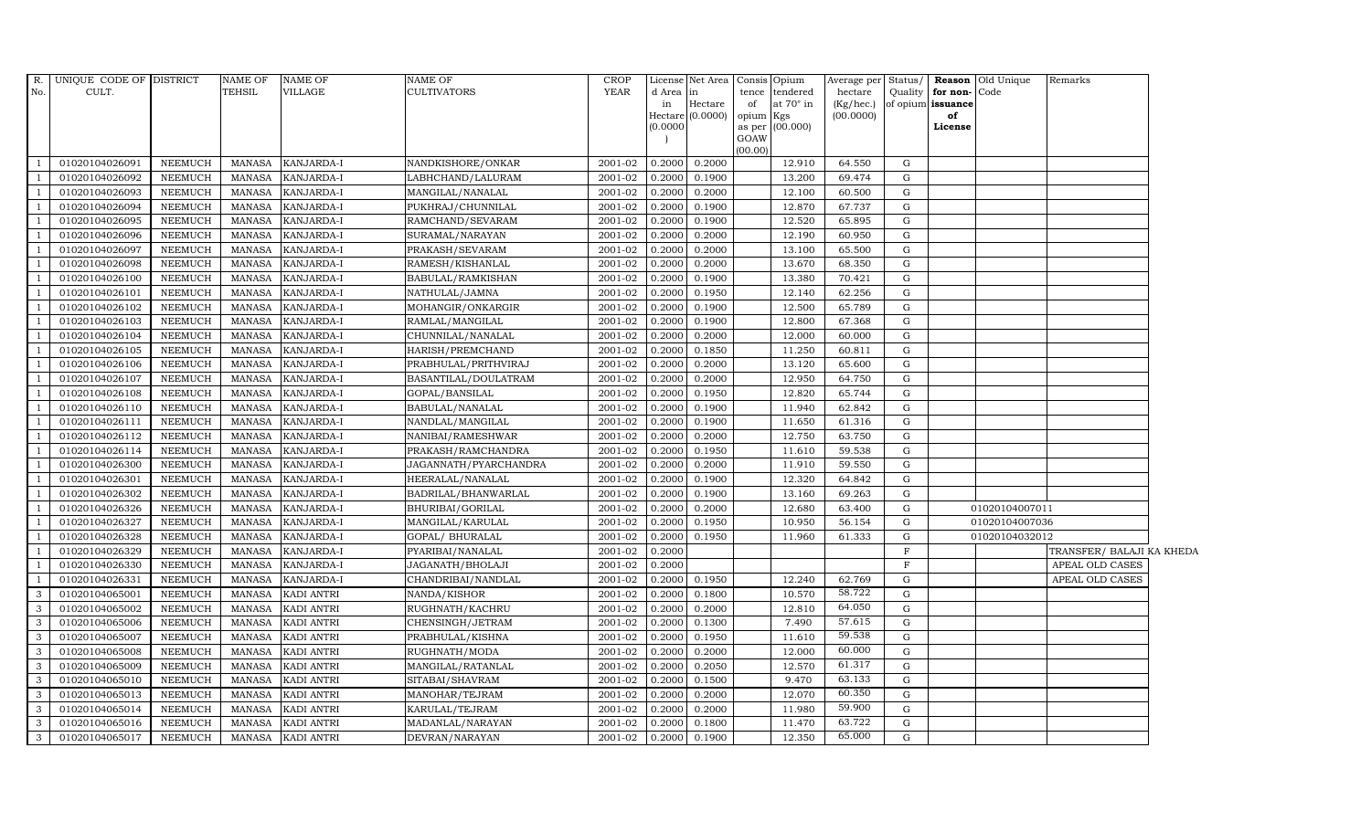| R. No. | UNIQUE CODE OF CULT. | DISTRICT | NAME OF TEHSIL | NAME OF VILLAGE | NAME OF CULTIVATORS | CROP YEAR | License d Area in Hectare (0.0000) | Net Area in Hectare (0.0000) | Consis tence of opium as per GOAW (00.00) | Opium tendered at 70° in Kgs (00.000) | Average per hectare (Kg/hec.) (00.0000) | Status/ Quality of opium | Reason for non-issuance of License | Old Unique Code | Remarks |
|---|---|---|---|---|---|---|---|---|---|---|---|---|---|---|---|
| 1 | 01020104026091 | NEEMUCH | MANASA | KANJARDA-I | NANDKISHORE/ONKAR | 2001-02 | 0.2000 | 0.2000 | | 12.910 | 64.550 | G | | | |
| 1 | 01020104026092 | NEEMUCH | MANASA | KANJARDA-I | LABHCHAND/LALURAM | 2001-02 | 0.2000 | 0.1900 | | 13.200 | 69.474 | G | | | |
| 1 | 01020104026093 | NEEMUCH | MANASA | KANJARDA-I | MANGILAL/NANALAL | 2001-02 | 0.2000 | 0.2000 | | 12.100 | 60.500 | G | | | |
| 1 | 01020104026094 | NEEMUCH | MANASA | KANJARDA-I | PUKHRAJ/CHUNNILAL | 2001-02 | 0.2000 | 0.1900 | | 12.870 | 67.737 | G | | | |
| 1 | 01020104026095 | NEEMUCH | MANASA | KANJARDA-I | RAMCHAND/SEVARAM | 2001-02 | 0.2000 | 0.1900 | | 12.520 | 65.895 | G | | | |
| 1 | 01020104026096 | NEEMUCH | MANASA | KANJARDA-I | SURAMAL/NARAYAN | 2001-02 | 0.2000 | 0.2000 | | 12.190 | 60.950 | G | | | |
| 1 | 01020104026097 | NEEMUCH | MANASA | KANJARDA-I | PRAKASH/SEVARAM | 2001-02 | 0.2000 | 0.2000 | | 13.100 | 65.500 | G | | | |
| 1 | 01020104026098 | NEEMUCH | MANASA | KANJARDA-I | RAMESH/KISHANLAL | 2001-02 | 0.2000 | 0.2000 | | 13.670 | 68.350 | G | | | |
| 1 | 01020104026100 | NEEMUCH | MANASA | KANJARDA-I | BABULAL/RAMKISHAN | 2001-02 | 0.2000 | 0.1900 | | 13.380 | 70.421 | G | | | |
| 1 | 01020104026101 | NEEMUCH | MANASA | KANJARDA-I | NATHULAL/JAMNA | 2001-02 | 0.2000 | 0.1950 | | 12.140 | 62.256 | G | | | |
| 1 | 01020104026102 | NEEMUCH | MANASA | KANJARDA-I | MOHANGIR/ONKARGIR | 2001-02 | 0.2000 | 0.1900 | | 12.500 | 65.789 | G | | | |
| 1 | 01020104026103 | NEEMUCH | MANASA | KANJARDA-I | RAMLAL/MANGILAL | 2001-02 | 0.2000 | 0.1900 | | 12.800 | 67.368 | G | | | |
| 1 | 01020104026104 | NEEMUCH | MANASA | KANJARDA-I | CHUNNILAL/NANALAL | 2001-02 | 0.2000 | 0.2000 | | 12.000 | 60.000 | G | | | |
| 1 | 01020104026105 | NEEMUCH | MANASA | KANJARDA-I | HARISH/PREMCHAND | 2001-02 | 0.2000 | 0.1850 | | 11.250 | 60.811 | G | | | |
| 1 | 01020104026106 | NEEMUCH | MANASA | KANJARDA-I | PRABHULAL/PRITHVIRAJ | 2001-02 | 0.2000 | 0.2000 | | 13.120 | 65.600 | G | | | |
| 1 | 01020104026107 | NEEMUCH | MANASA | KANJARDA-I | BASANTILAL/DOULATRAM | 2001-02 | 0.2000 | 0.2000 | | 12.950 | 64.750 | G | | | |
| 1 | 01020104026108 | NEEMUCH | MANASA | KANJARDA-I | GOPAL/BANSILAL | 2001-02 | 0.2000 | 0.1950 | | 12.820 | 65.744 | G | | | |
| 1 | 01020104026110 | NEEMUCH | MANASA | KANJARDA-I | BABULAL/NANALAL | 2001-02 | 0.2000 | 0.1900 | | 11.940 | 62.842 | G | | | |
| 1 | 01020104026111 | NEEMUCH | MANASA | KANJARDA-I | NANDLAL/MANGILAL | 2001-02 | 0.2000 | 0.1900 | | 11.650 | 61.316 | G | | | |
| 1 | 01020104026112 | NEEMUCH | MANASA | KANJARDA-I | NANIBAI/RAMESHWAR | 2001-02 | 0.2000 | 0.2000 | | 12.750 | 63.750 | G | | | |
| 1 | 01020104026114 | NEEMUCH | MANASA | KANJARDA-I | PRAKASH/RAMCHANDRA | 2001-02 | 0.2000 | 0.1950 | | 11.610 | 59.538 | G | | | |
| 1 | 01020104026300 | NEEMUCH | MANASA | KANJARDA-I | JAGANNATH/PYARCHANDRA | 2001-02 | 0.2000 | 0.2000 | | 11.910 | 59.550 | G | | | |
| 1 | 01020104026301 | NEEMUCH | MANASA | KANJARDA-I | HEERALAL/NANALAL | 2001-02 | 0.2000 | 0.1900 | | 12.320 | 64.842 | G | | | |
| 1 | 01020104026302 | NEEMUCH | MANASA | KANJARDA-I | BADRILAL/BHANWARLAL | 2001-02 | 0.2000 | 0.1900 | | 13.160 | 69.263 | G | | | |
| 1 | 01020104026326 | NEEMUCH | MANASA | KANJARDA-I | BHURIBAI/GORILAL | 2001-02 | 0.2000 | 0.2000 | | 12.680 | 63.400 | G | | 01020104007011 | |
| 1 | 01020104026327 | NEEMUCH | MANASA | KANJARDA-I | MANGILAL/KARULAL | 2001-02 | 0.2000 | 0.1950 | | 10.950 | 56.154 | G | | 01020104007036 | |
| 1 | 01020104026328 | NEEMUCH | MANASA | KANJARDA-I | GOPAL/ BHURALAL | 2001-02 | 0.2000 | 0.1950 | | 11.960 | 61.333 | G | | 01020104032012 | |
| 1 | 01020104026329 | NEEMUCH | MANASA | KANJARDA-I | PYARIBAI/NANALAL | 2001-02 | 0.2000 | | | | | F | | | TRANSFER/ BALAJI KA KHEDA |
| 1 | 01020104026330 | NEEMUCH | MANASA | KANJARDA-I | JAGANATH/BHOLAJI | 2001-02 | 0.2000 | | | | | F | | | APEAL OLD CASES |
| 1 | 01020104026331 | NEEMUCH | MANASA | KANJARDA-I | CHANDRIBAI/NANDLAL | 2001-02 | 0.2000 | 0.1950 | | 12.240 | 62.769 | G | | | APEAL OLD CASES |
| 3 | 01020104065001 | NEEMUCH | MANASA | KADI ANTRI | NANDA/KISHOR | 2001-02 | 0.2000 | 0.1800 | | 10.570 | 58.722 | G | | | |
| 3 | 01020104065002 | NEEMUCH | MANASA | KADI ANTRI | RUGHNATH/KACHRU | 2001-02 | 0.2000 | 0.2000 | | 12.810 | 64.050 | G | | | |
| 3 | 01020104065006 | NEEMUCH | MANASA | KADI ANTRI | CHENSINGH/JETRAM | 2001-02 | 0.2000 | 0.1300 | | 7.490 | 57.615 | G | | | |
| 3 | 01020104065007 | NEEMUCH | MANASA | KADI ANTRI | PRABHULAL/KISHNA | 2001-02 | 0.2000 | 0.1950 | | 11.610 | 59.538 | G | | | |
| 3 | 01020104065008 | NEEMUCH | MANASA | KADI ANTRI | RUGHNATH/MODA | 2001-02 | 0.2000 | 0.2000 | | 12.000 | 60.000 | G | | | |
| 3 | 01020104065009 | NEEMUCH | MANASA | KADI ANTRI | MANGILAL/RATANLAL | 2001-02 | 0.2000 | 0.2050 | | 12.570 | 61.317 | G | | | |
| 3 | 01020104065010 | NEEMUCH | MANASA | KADI ANTRI | SITABAI/SHAVRAM | 2001-02 | 0.2000 | 0.1500 | | 9.470 | 63.133 | G | | | |
| 3 | 01020104065013 | NEEMUCH | MANASA | KADI ANTRI | MANOHAR/TEJRAM | 2001-02 | 0.2000 | 0.2000 | | 12.070 | 60.350 | G | | | |
| 3 | 01020104065014 | NEEMUCH | MANASA | KADI ANTRI | KARULAL/TEJRAM | 2001-02 | 0.2000 | 0.2000 | | 11.980 | 59.900 | G | | | |
| 3 | 01020104065016 | NEEMUCH | MANASA | KADI ANTRI | MADANLAL/NARAYAN | 2001-02 | 0.2000 | 0.1800 | | 11.470 | 63.722 | G | | | |
| 3 | 01020104065017 | NEEMUCH | MANASA | KADI ANTRI | DEVRAN/NARAYAN | 2001-02 | 0.2000 | 0.1900 | | 12.350 | 65.000 | G | | | |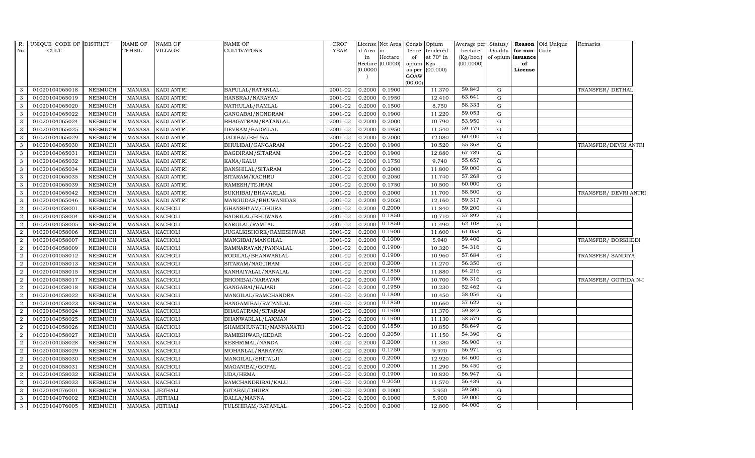| R. No. | UNIQUE CODE OF CULT. | DISTRICT | NAME OF TEHSIL | NAME OF VILLAGE | NAME OF CULTIVATORS | CROP YEAR | License d Area in Hectare (0.0000) | Net Area in Hectare (0.0000) | Consis tence of opium as per GOAW (00.00) | Opium tendered at 70° in Kgs (00.000) | Average per hectare (Kg/hec.) (00.0000) | Status/ Quality of opium | Reason for non-issuance of License | Old Unique Code | Remarks |
|---|---|---|---|---|---|---|---|---|---|---|---|---|---|---|---|
| 3 | 01020104065018 | NEEMUCH | MANASA | KADI ANTRI | BAPULAL/RATANLAL | 2001-02 | 0.2000 | 0.1900 | | 11.370 | 59.842 | G | | | TRANSFER/ DETHAL |
| 3 | 01020104065019 | NEEMUCH | MANASA | KADI ANTRI | HANSRAJ/NARAYAN | 2001-02 | 0.2000 | 0.1950 | | 12.410 | 63.641 | G | | | |
| 3 | 01020104065020 | NEEMUCH | MANASA | KADI ANTRI | NATHULAL/RAMLAL | 2001-02 | 0.2000 | 0.1500 | | 8.750 | 58.333 | G | | | |
| 3 | 01020104065022 | NEEMUCH | MANASA | KADI ANTRI | GANGABAI/NONDRAM | 2001-02 | 0.2000 | 0.1900 | | 11.220 | 59.053 | G | | | |
| 3 | 01020104065024 | NEEMUCH | MANASA | KADI ANTRI | BHAGATRAM/RATANLAL | 2001-02 | 0.2000 | 0.2000 | | 10.790 | 53.950 | G | | | |
| 3 | 01020104065025 | NEEMUCH | MANASA | KADI ANTRI | DEVRAM/BADRILAL | 2001-02 | 0.2000 | 0.1950 | | 11.540 | 59.179 | G | | | |
| 3 | 01020104065029 | NEEMUCH | MANASA | KADI ANTRI | JADIBAI/BHURA | 2001-02 | 0.2000 | 0.2000 | | 12.080 | 60.400 | G | | | |
| 3 | 01020104065030 | NEEMUCH | MANASA | KADI ANTRI | BHULIBAI/GANGARAM | 2001-02 | 0.2000 | 0.1900 | | 10.520 | 55.368 | G | | | TRANSFER/DEVRI ANTRI |
| 3 | 01020104065031 | NEEMUCH | MANASA | KADI ANTRI | BAGDIRAM/SITARAM | 2001-02 | 0.2000 | 0.1900 | | 12.880 | 67.789 | G | | | |
| 3 | 01020104065032 | NEEMUCH | MANASA | KADI ANTRI | KANA/KALU | 2001-02 | 0.2000 | 0.1750 | | 9.740 | 55.657 | G | | | |
| 3 | 01020104065034 | NEEMUCH | MANASA | KADI ANTRI | BANSHILAL/SITARAM | 2001-02 | 0.2000 | 0.2000 | | 11.800 | 59.000 | G | | | |
| 3 | 01020104065035 | NEEMUCH | MANASA | KADI ANTRI | SITARAM/KACHRU | 2001-02 | 0.2000 | 0.2050 | | 11.740 | 57.268 | G | | | |
| 3 | 01020104065039 | NEEMUCH | MANASA | KADI ANTRI | RAMESH/TEJRAM | 2001-02 | 0.2000 | 0.1750 | | 10.500 | 60.000 | G | | | |
| 3 | 01020104065042 | NEEMUCH | MANASA | KADI ANTRI | SUKHIBAI/BHAVARLAL | 2001-02 | 0.2000 | 0.2000 | | 11.700 | 58.500 | G | | | TRANSFER/ DEVRI ANTRI |
| 3 | 01020104065046 | NEEMUCH | MANASA | KADI ANTRI | MANGUDAS/BHUWANIDAS | 2001-02 | 0.2000 | 0.2050 | | 12.160 | 59.317 | G | | | |
| 2 | 01020104058001 | NEEMUCH | MANASA | KACHOLI | GHANSHYAM/DHURA | 2001-02 | 0.2000 | 0.2000 | | 11.840 | 59.200 | G | | | |
| 2 | 01020104058004 | NEEMUCH | MANASA | KACHOLI | BADRILAL/BHUWANA | 2001-02 | 0.2000 | 0.1850 | | 10.710 | 57.892 | G | | | |
| 2 | 01020104058005 | NEEMUCH | MANASA | KACHOLI | KARULAL/RAMLAL | 2001-02 | 0.2000 | 0.1850 | | 11.490 | 62.108 | G | | | |
| 2 | 01020104058006 | NEEMUCH | MANASA | KACHOLI | JUGALKISHORE/RAMESHWAR | 2001-02 | 0.2000 | 0.1900 | | 11.600 | 61.053 | G | | | |
| 2 | 01020104058007 | NEEMUCH | MANASA | KACHOLI | MANGIBAI/MANGILAL | 2001-02 | 0.2000 | 0.1000 | | 5.940 | 59.400 | G | | | TRANSFER/ BORKHEDI |
| 2 | 01020104058009 | NEEMUCH | MANASA | KACHOLI | RAMNARAYAN/PANNALAL | 2001-02 | 0.2000 | 0.1900 | | 10.320 | 54.316 | G | | | |
| 2 | 01020104058012 | NEEMUCH | MANASA | KACHOLI | RODILAL/BHANWARLAL | 2001-02 | 0.2000 | 0.1900 | | 10.960 | 57.684 | G | | | TRANSFER/ SANDIYA |
| 2 | 01020104058013 | NEEMUCH | MANASA | KACHOLI | SITARAM/NAGJIRAM | 2001-02 | 0.2000 | 0.2000 | | 11.270 | 56.350 | G | | | |
| 2 | 01020104058015 | NEEMUCH | MANASA | KACHOLI | KANHAIYALAL/NANALAL | 2001-02 | 0.2000 | 0.1850 | | 11.880 | 64.216 | G | | | |
| 2 | 01020104058017 | NEEMUCH | MANASA | KACHOLI | BHONIBAI/NARAYAN | 2001-02 | 0.2000 | 0.1900 | | 10.700 | 56.316 | G | | | TRANSFER/ GOTHDA N-I |
| 2 | 01020104058018 | NEEMUCH | MANASA | KACHOLI | GANGABAI/HAJARI | 2001-02 | 0.2000 | 0.1950 | | 10.230 | 52.462 | G | | | |
| 2 | 01020104058022 | NEEMUCH | MANASA | KACHOLI | MANGILAL/RAMCHANDRA | 2001-02 | 0.2000 | 0.1800 | | 10.450 | 58.056 | G | | | |
| 2 | 01020104058023 | NEEMUCH | MANASA | KACHOLI | HANGAMIBAI/RATANLAL | 2001-02 | 0.2000 | 0.1850 | | 10.660 | 57.622 | G | | | |
| 2 | 01020104058024 | NEEMUCH | MANASA | KACHOLI | BHAGATRAM/SITARAM | 2001-02 | 0.2000 | 0.1900 | | 11.370 | 59.842 | G | | | |
| 2 | 01020104058025 | NEEMUCH | MANASA | KACHOLI | BHANWARLAL/LAXMAN | 2001-02 | 0.2000 | 0.1900 | | 11.130 | 58.579 | G | | | |
| 2 | 01020104058026 | NEEMUCH | MANASA | KACHOLI | SHAMBHUNATH/MANNANATH | 2001-02 | 0.2000 | 0.1850 | | 10.850 | 58.649 | G | | | |
| 2 | 01020104058027 | NEEMUCH | MANASA | KACHOLI | RAMESHWAR/KEDAR | 2001-02 | 0.2000 | 0.2050 | | 11.150 | 54.390 | G | | | |
| 2 | 01020104058028 | NEEMUCH | MANASA | KACHOLI | KESHRIMAL/NANDA | 2001-02 | 0.2000 | 0.2000 | | 11.380 | 56.900 | G | | | |
| 2 | 01020104058029 | NEEMUCH | MANASA | KACHOLI | MOHANLAL/NARAYAN | 2001-02 | 0.2000 | 0.1750 | | 9.970 | 56.971 | G | | | |
| 2 | 01020104058030 | NEEMUCH | MANASA | KACHOLI | MANGILAL/SHITALJI | 2001-02 | 0.2000 | 0.2000 | | 12.920 | 64.600 | G | | | |
| 2 | 01020104058031 | NEEMUCH | MANASA | KACHOLI | MAGANIBAI/GOPAL | 2001-02 | 0.2000 | 0.2000 | | 11.290 | 56.450 | G | | | |
| 2 | 01020104058032 | NEEMUCH | MANASA | KACHOLI | UDA/HEMA | 2001-02 | 0.2000 | 0.1900 | | 10.820 | 56.947 | G | | | |
| 2 | 01020104058033 | NEEMUCH | MANASA | KACHOLI | RAMCHANDRIBAI/KALU | 2001-02 | 0.2000 | 0.2050 | | 11.570 | 56.439 | G | | | |
| 3 | 01020104076001 | NEEMUCH | MANASA | JETHALI | GITABAI/DHURA | 2001-02 | 0.2000 | 0.1000 | | 5.950 | 59.500 | G | | | |
| 3 | 01020104076002 | NEEMUCH | MANASA | JETHALI | DALLA/MANNA | 2001-02 | 0.2000 | 0.1000 | | 5.900 | 59.000 | G | | | |
| 3 | 01020104076005 | NEEMUCH | MANASA | JETHALI | TULSHIRAM/RATANLAL | 2001-02 | 0.2000 | 0.2000 | | 12.800 | 64.000 | G | | | |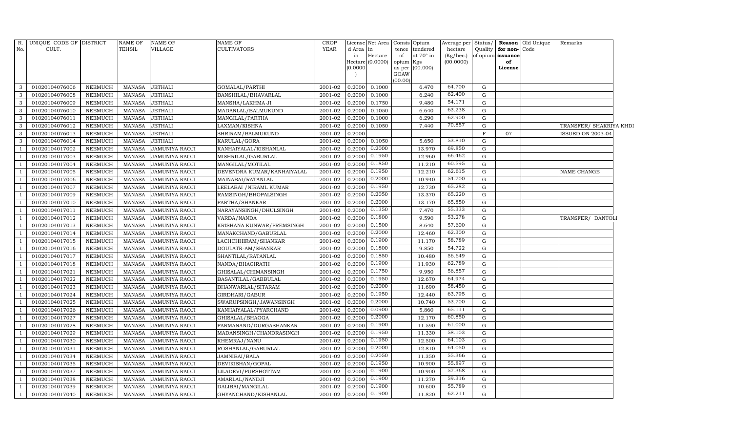| R. No. | UNIQUE CODE OF CULT. | DISTRICT | NAME OF TEHSIL | NAME OF VILLAGE | NAME OF CULTIVATORS | CROP YEAR | License d Area in Hectare (0.0000) | Net Area in Hectare (0.0000) | Consis tence of opium as per GOAW (00.00) | Opium tendered at 70° in Kgs (00.000) | Average per hectare (Kg/hec.) (00.0000) | Status/ Quality of opium | Reason for non-issuance of License | Old Unique Code | Remarks |
|---|---|---|---|---|---|---|---|---|---|---|---|---|---|---|---|
| 3 | 01020104076006 | NEEMUCH | MANASA | JETHALI | GOMALAL/PARTHI | 2001-02 | 0.2000 | 0.1000 | | 6.470 | 64.700 | G | | | |
| 3 | 01020104076008 | NEEMUCH | MANASA | JETHALI | BANSHILAL/BHAVARLAL | 2001-02 | 0.2000 | 0.1000 | | 6.240 | 62.400 | G | | | |
| 3 | 01020104076009 | NEEMUCH | MANASA | JETHALI | MANSHA/LAKHMA JI | 2001-02 | 0.2000 | 0.1750 | | 9.480 | 54.171 | G | | | |
| 3 | 01020104076010 | NEEMUCH | MANASA | JETHALI | MADANLAL/BALMUKUND | 2001-02 | 0.2000 | 0.1050 | | 6.640 | 63.238 | G | | | |
| 3 | 01020104076011 | NEEMUCH | MANASA | JETHALI | MANGILAL/PARTHA | 2001-02 | 0.2000 | 0.1000 | | 6.290 | 62.900 | G | | | |
| 3 | 01020104076012 | NEEMUCH | MANASA | JETHALI | LAXMAN/KISHNA | 2001-02 | 0.2000 | 0.1050 | | 7.440 | 70.857 | G | | | TRANSFER/ SHAKRIYA KHDI |
| 3 | 01020104076013 | NEEMUCH | MANASA | JETHALI | SHRIRAM/BALMUKUND | 2001-02 | 0.2000 | | | | | F | 07 | | ISSUED ON 2003-04 |
| 3 | 01020104076014 | NEEMUCH | MANASA | JETHALI | KARULAL/GORA | 2001-02 | 0.2000 | 0.1050 | | 5.650 | 53.810 | G | | | |
| 1 | 01020104017002 | NEEMUCH | MANASA | JAMUNIYA RAOJI | KANHAIYALAL/KISHANLAL | 2001-02 | 0.2000 | 0.2000 | | 13.970 | 69.850 | G | | | |
| 1 | 01020104017003 | NEEMUCH | MANASA | JAMUNIYA RAOJI | MISHRILAL/GABURLAL | 2001-02 | 0.2000 | 0.1950 | | 12.960 | 66.462 | G | | | |
| 1 | 01020104017004 | NEEMUCH | MANASA | JAMUNIYA RAOJI | MANGILAL/MOTILAL | 2001-02 | 0.2000 | 0.1850 | | 11.210 | 60.595 | G | | | |
| 1 | 01020104017005 | NEEMUCH | MANASA | JAMUNIYA RAOJI | DEVENDRA KUMAR/KANHAIYALAL | 2001-02 | 0.2000 | 0.1950 | | 12.210 | 62.615 | G | | | NAME CHANGE |
| 1 | 01020104017006 | NEEMUCH | MANASA | JAMUNIYA RAOJI | MAINABAI/RATANLAL | 2001-02 | 0.2000 | 0.2000 | | 10.940 | 54.700 | G | | | |
| 1 | 01020104017007 | NEEMUCH | MANASA | JAMUNIYA RAOJI | LEELABAI /NIRAML KUMAR | 2001-02 | 0.2000 | 0.1950 | | 12.730 | 65.282 | G | | | |
| 1 | 01020104017009 | NEEMUCH | MANASA | JAMUNIYA RAOJI | RAMSINGH/BHOPALSINGH | 2001-02 | 0.2000 | 0.2050 | | 13.370 | 65.220 | G | | | |
| 1 | 01020104017010 | NEEMUCH | MANASA | JAMUNIYA RAOJI | PARTHA/SHANKAR | 2001-02 | 0.2000 | 0.2000 | | 13.170 | 65.850 | G | | | |
| 1 | 01020104017011 | NEEMUCH | MANASA | JAMUNIYA RAOJI | NARAYANSINGH/DHULSINGH | 2001-02 | 0.2000 | 0.1350 | | 7.470 | 55.333 | G | | | |
| 1 | 01020104017012 | NEEMUCH | MANASA | JAMUNIYA RAOJI | VARDA/NANDA | 2001-02 | 0.2000 | 0.1800 | | 9.590 | 53.278 | G | | | TRANSFER/ DANTOLI |
| 1 | 01020104017013 | NEEMUCH | MANASA | JAMUNIYA RAOJI | KRISHANA KUNWAR/PREMSINGH | 2001-02 | 0.2000 | 0.1500 | | 8.640 | 57.600 | G | | | |
| 1 | 01020104017014 | NEEMUCH | MANASA | JAMUNIYA RAOJI | MANAKCHAND/GABURLAL | 2001-02 | 0.2000 | 0.2000 | | 12.460 | 62.300 | G | | | |
| 1 | 01020104017015 | NEEMUCH | MANASA | JAMUNIYA RAOJI | LACHCHHIRAM/SHANKAR | 2001-02 | 0.2000 | 0.1900 | | 11.170 | 58.789 | G | | | |
| 1 | 01020104017016 | NEEMUCH | MANASA | JAMUNIYA RAOJI | DOULATR-AM/SHANKAR | 2001-02 | 0.2000 | 0.1800 | | 9.850 | 54.722 | G | | | |
| 1 | 01020104017017 | NEEMUCH | MANASA | JAMUNIYA RAOJI | SHANTILAL/RATANLAL | 2001-02 | 0.2000 | 0.1850 | | 10.480 | 56.649 | G | | | |
| 1 | 01020104017018 | NEEMUCH | MANASA | JAMUNIYA RAOJI | NANDA/BHAGIRATH | 2001-02 | 0.2000 | 0.1900 | | 11.930 | 62.789 | G | | | |
| 1 | 01020104017021 | NEEMUCH | MANASA | JAMUNIYA RAOJI | GHISALAL/CHIMANSINGH | 2001-02 | 0.2000 | 0.1750 | | 9.950 | 56.857 | G | | | |
| 1 | 01020104017022 | NEEMUCH | MANASA | JAMUNIYA RAOJI | BASANTILAL/GABBULAL | 2001-02 | 0.2000 | 0.1950 | | 12.670 | 64.974 | G | | | |
| 1 | 01020104017023 | NEEMUCH | MANASA | JAMUNIYA RAOJI | BHANWARLAL/SITARAM | 2001-02 | 0.2000 | 0.2000 | | 11.690 | 58.450 | G | | | |
| 1 | 01020104017024 | NEEMUCH | MANASA | JAMUNIYA RAOJI | GIRDHARI/GABUR | 2001-02 | 0.2000 | 0.1950 | | 12.440 | 63.795 | G | | | |
| 1 | 01020104017025 | NEEMUCH | MANASA | JAMUNIYA RAOJI | SWARUPSINGH/JAWANSINGH | 2001-02 | 0.2000 | 0.2000 | | 10.740 | 53.700 | G | | | |
| 1 | 01020104017026 | NEEMUCH | MANASA | JAMUNIYA RAOJI | KANHAIYALAL/PYARCHAND | 2001-02 | 0.2000 | 0.0900 | | 5.860 | 65.111 | G | | | |
| 1 | 01020104017027 | NEEMUCH | MANASA | JAMUNIYA RAOJI | GHISALAL/BHAGGA | 2001-02 | 0.2000 | 0.2000 | | 12.170 | 60.850 | G | | | |
| 1 | 01020104017028 | NEEMUCH | MANASA | JAMUNIYA RAOJI | PARMANAND/DURGASHANKAR | 2001-02 | 0.2000 | 0.1900 | | 11.590 | 61.000 | G | | | |
| 1 | 01020104017029 | NEEMUCH | MANASA | JAMUNIYA RAOJI | MADANSINGH/CHANDRASINGH | 2001-02 | 0.2000 | 0.1950 | | 11.330 | 58.103 | G | | | |
| 1 | 01020104017030 | NEEMUCH | MANASA | JAMUNIYA RAOJI | KHEMRAJ/NANU | 2001-02 | 0.2000 | 0.1950 | | 12.500 | 64.103 | G | | | |
| 1 | 01020104017031 | NEEMUCH | MANASA | JAMUNIYA RAOJI | ROSHANLAL/GABURLAL | 2001-02 | 0.2000 | 0.2000 | | 12.810 | 64.050 | G | | | |
| 1 | 01020104017034 | NEEMUCH | MANASA | JAMUNIYA RAOJI | JAMNIBAI/BALA | 2001-02 | 0.2000 | 0.2050 | | 11.350 | 55.366 | G | | | |
| 1 | 01020104017035 | NEEMUCH | MANASA | JAMUNIYA RAOJI | DEVIKISHAN/GOPAL | 2001-02 | 0.2000 | 0.1950 | | 10.900 | 55.897 | G | | | |
| 1 | 01020104017037 | NEEMUCH | MANASA | JAMUNIYA RAOJI | LILADEVI/PURSHOTTAM | 2001-02 | 0.2000 | 0.1900 | | 10.900 | 57.368 | G | | | |
| 1 | 01020104017038 | NEEMUCH | MANASA | JAMUNIYA RAOJI | AMARLAL/NANDJI | 2001-02 | 0.2000 | 0.1900 | | 11.270 | 59.316 | G | | | |
| 1 | 01020104017039 | NEEMUCH | MANASA | JAMUNIYA RAOJI | DALIBAI/MANGILAL | 2001-02 | 0.2000 | 0.1900 | | 10.600 | 55.789 | G | | | |
| 1 | 01020104017040 | NEEMUCH | MANASA | JAMUNIYA RAOJI | GHYANCHAND/KISHANLAL | 2001-02 | 0.2000 | 0.1900 | | 11.820 | 62.211 | G | | | |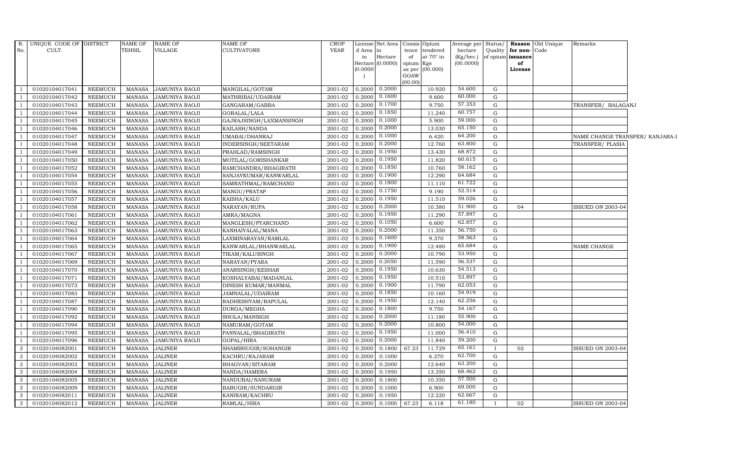| R. No. | UNIQUE CODE OF CULT. | DISTRICT | NAME OF TEHSIL | NAME OF VILLAGE | NAME OF CULTIVATORS | CROP YEAR | License d Area in Hectare (0.0000) | Net Area in Hectare (0.0000) | Consis tence of opium as per GOAW (00.00) | Opium tendered at 70° in Kgs (00.000) | Average per hectare (Kg/hec.) (00.0000) | Status/ Quality of opium | Reason for non-issuance of License | Old Unique Code | Remarks |
|---|---|---|---|---|---|---|---|---|---|---|---|---|---|---|---|
| 1 | 01020104017041 | NEEMUCH | MANASA | JAMUNIYA RAOJI | MANGILAL/GOTAM | 2001-02 | 0.2000 | 0.2000 | | 10.920 | 54.600 | G | | | |
| 1 | 01020104017042 | NEEMUCH | MANASA | JAMUNIYA RAOJI | MATHRIBAI/UDAIRAM | 2001-02 | 0.2000 | 0.1600 | | 9.600 | 60.000 | G | | | |
| 1 | 01020104017043 | NEEMUCH | MANASA | JAMUNIYA RAOJI | GANGARAM/GABBA | 2001-02 | 0.2000 | 0.1700 | | 9.750 | 57.353 | G | | | TRANSFER/ BALAGANJ |
| 1 | 01020104017044 | NEEMUCH | MANASA | JAMUNIYA RAOJI | GORALAL/LALA | 2001-02 | 0.2000 | 0.1850 | | 11.240 | 60.757 | G | | | |
| 1 | 01020104017045 | NEEMUCH | MANASA | JAMUNIYA RAOJI | GAJRAJSINGH/LAXMANSINGH | 2001-02 | 0.2000 | 0.1000 | | 5.900 | 59.000 | G | | | |
| 1 | 01020104017046 | NEEMUCH | MANASA | JAMUNIYA RAOJI | KAILASH/NANDA | 2001-02 | 0.2000 | 0.2000 | | 13.030 | 65.150 | G | | | |
| 1 | 01020104017047 | NEEMUCH | MANASA | JAMUNIYA RAOJI | UMABAI/DHANRAJ | 2001-02 | 0.2000 | 0.1000 | | 6.420 | 64.200 | G | | | NAME CHANGE TRANSFER/ KANJARA-I |
| 1 | 01020104017048 | NEEMUCH | MANASA | JAMUNIYA RAOJI | INDERSINGH/SEETARAM | 2001-02 | 0.2000 | 0.2000 | | 12.760 | 63.800 | G | | | TRANSFER/ PLASIA |
| 1 | 01020104017049 | NEEMUCH | MANASA | JAMUNIYA RAOJI | PRAHLAD/RAMSINGH | 2001-02 | 0.2000 | 0.1950 | | 13.430 | 68.872 | G | | | |
| 1 | 01020104017050 | NEEMUCH | MANASA | JAMUNIYA RAOJI | MOTILAL/GORISHANKAR | 2001-02 | 0.2000 | 0.1950 | | 11.820 | 60.615 | G | | | |
| 1 | 01020104017052 | NEEMUCH | MANASA | JAMUNIYA RAOJI | RAMCHANDRA/BHAGIRATH | 2001-02 | 0.2000 | 0.1850 | | 10.760 | 58.162 | G | | | |
| 1 | 01020104017054 | NEEMUCH | MANASA | JAMUNIYA RAOJI | SANJAYKUMAR/KANWARLAL | 2001-02 | 0.2000 | 0.1900 | | 12.290 | 64.684 | G | | | |
| 1 | 01020104017055 | NEEMUCH | MANASA | JAMUNIYA RAOJI | SAMRATHMAL/RAMCHAND | 2001-02 | 0.2000 | 0.1800 | | 11.110 | 61.722 | G | | | |
| 1 | 01020104017056 | NEEMUCH | MANASA | JAMUNIYA RAOJI | MANGU/PRATAP | 2001-02 | 0.2000 | 0.1750 | | 9.190 | 52.514 | G | | | |
| 1 | 01020104017057 | NEEMUCH | MANASA | JAMUNIYA RAOJI | KAISHA/KALU | 2001-02 | 0.2000 | 0.1950 | | 11.510 | 59.026 | G | | | |
| 1 | 01020104017058 | NEEMUCH | MANASA | JAMUNIYA RAOJI | NARAYAN/RUPA | 2001-02 | 0.2000 | 0.2000 | | 10.380 | 51.900 | G | 04 | | ISSUED ON 2003-04 |
| 1 | 01020104017061 | NEEMUCH | MANASA | JAMUNIYA RAOJI | AMRA/MAGNA | 2001-02 | 0.2000 | 0.1950 | | 11.290 | 57.897 | G | | | |
| 1 | 01020104017062 | NEEMUCH | MANASA | JAMUNIYA RAOJI | MANGLESH/PYARCHAND | 2001-02 | 0.2000 | 0.1050 | | 6.600 | 62.857 | G | | | |
| 1 | 01020104017063 | NEEMUCH | MANASA | JAMUNIYA RAOJI | KANHAIYALAL/MANA | 2001-02 | 0.2000 | 0.2000 | | 11.350 | 56.750 | G | | | |
| 1 | 01020104017064 | NEEMUCH | MANASA | JAMUNIYA RAOJI | LAXMINARAYAN/RAMLAL | 2001-02 | 0.2000 | 0.1600 | | 9.370 | 58.563 | G | | | |
| 1 | 01020104017065 | NEEMUCH | MANASA | JAMUNIYA RAOJI | KANWARLAL/BHANWARLAL | 2001-02 | 0.2000 | 0.1900 | | 12.480 | 65.684 | G | | | NAME CHANGE |
| 1 | 01020104017067 | NEEMUCH | MANASA | JAMUNIYA RAOJI | TIKAM/KALUSINGH | 2001-02 | 0.2000 | 0.2000 | | 10.790 | 53.950 | G | | | |
| 1 | 01020104017069 | NEEMUCH | MANASA | JAMUNIYA RAOJI | NARAYAN/PYARA | 2001-02 | 0.2000 | 0.2050 | | 11.590 | 56.537 | G | | | |
| 1 | 01020104017070 | NEEMUCH | MANASA | JAMUNIYA RAOJI | ANARSINGH/KESHAR | 2001-02 | 0.2000 | 0.1950 | | 10.630 | 54.513 | G | | | |
| 1 | 01020104017071 | NEEMUCH | MANASA | JAMUNIYA RAOJI | KOSHALYABAI/MADANLAL | 2001-02 | 0.2000 | 0.1950 | | 10.510 | 53.897 | G | | | |
| 1 | 01020104017073 | NEEMUCH | MANASA | JAMUNIYA RAOJI | DINESH KUMAR/MANMAL | 2001-02 | 0.2000 | 0.1900 | | 11.790 | 62.053 | G | | | |
| 1 | 01020104017083 | NEEMUCH | MANASA | JAMUNIYA RAOJI | JAMNALAL/UDAIRAM | 2001-02 | 0.2000 | 0.1850 | | 10.160 | 54.919 | G | | | |
| 1 | 01020104017087 | NEEMUCH | MANASA | JAMUNIYA RAOJI | RADHESHYAM/BAPULAL | 2001-02 | 0.2000 | 0.1950 | | 12.140 | 62.256 | G | | | |
| 1 | 01020104017090 | NEEMUCH | MANASA | JAMUNIYA RAOJI | DURGA/MEGHA | 2001-02 | 0.2000 | 0.1800 | | 9.750 | 54.167 | G | | | |
| 1 | 01020104017092 | NEEMUCH | MANASA | JAMUNIYA RAOJI | SHOLA/MANSIGH | 2001-02 | 0.2000 | 0.2000 | | 11.180 | 55.900 | G | | | |
| 1 | 01020104017094 | NEEMUCH | MANASA | JAMUNIYA RAOJI | NAMURAM/GOTAM | 2001-02 | 0.2000 | 0.2000 | | 10.800 | 54.000 | G | | | |
| 1 | 01020104017095 | NEEMUCH | MANASA | JAMUNIYA RAOJI | PANNALAL/BHAGIRATH | 2001-02 | 0.2000 | 0.1950 | | 11.000 | 56.410 | G | | | |
| 1 | 01020104017096 | NEEMUCH | MANASA | JAMUNIYA RAOJI | GOPAL/HIRA | 2001-02 | 0.2000 | 0.2000 | | 11.840 | 59.200 | G | | | |
| 3 | 01020104082001 | NEEMUCH | MANASA | JALINER | SHAMBHUGIR/SOHANGIR | 2001-02 | 0.2000 | 0.1800 | 67.23 | 11.729 | 65.161 | I | 02 | | ISSUED ON 2003-04 |
| 3 | 01020104082002 | NEEMUCH | MANASA | JALINER | KACHRU/RAJARAM | 2001-02 | 0.2000 | 0.1000 | | 6.270 | 62.700 | G | | | |
| 3 | 01020104082003 | NEEMUCH | MANASA | JALINER | BHAGVAN/SITARAM | 2001-02 | 0.2000 | 0.2000 | | 12.640 | 63.200 | G | | | |
| 3 | 01020104082004 | NEEMUCH | MANASA | JALINER | NANDA/HAMERA | 2001-02 | 0.2000 | 0.1950 | | 13.350 | 68.462 | G | | | |
| 3 | 01020104082005 | NEEMUCH | MANASA | JALINER | NANDUBAI/NANURAM | 2001-02 | 0.2000 | 0.1800 | | 10.350 | 57.500 | G | | | |
| 3 | 01020104082009 | NEEMUCH | MANASA | JALINER | BABUGIR/SUNDARGIR | 2001-02 | 0.2000 | 0.1000 | | 6.900 | 69.000 | G | | | |
| 3 | 01020104082011 | NEEMUCH | MANASA | JALINER | KANIRAM/KACHRU | 2001-02 | 0.2000 | 0.1950 | | 12.220 | 62.667 | G | | | |
| 3 | 01020104082012 | NEEMUCH | MANASA | JALINER | RAMLAL/HIRA | 2001-02 | 0.2000 | 0.1000 | 67.23 | 6.118 | 61.180 | I | 02 | | ISSUED ON 2003-04 |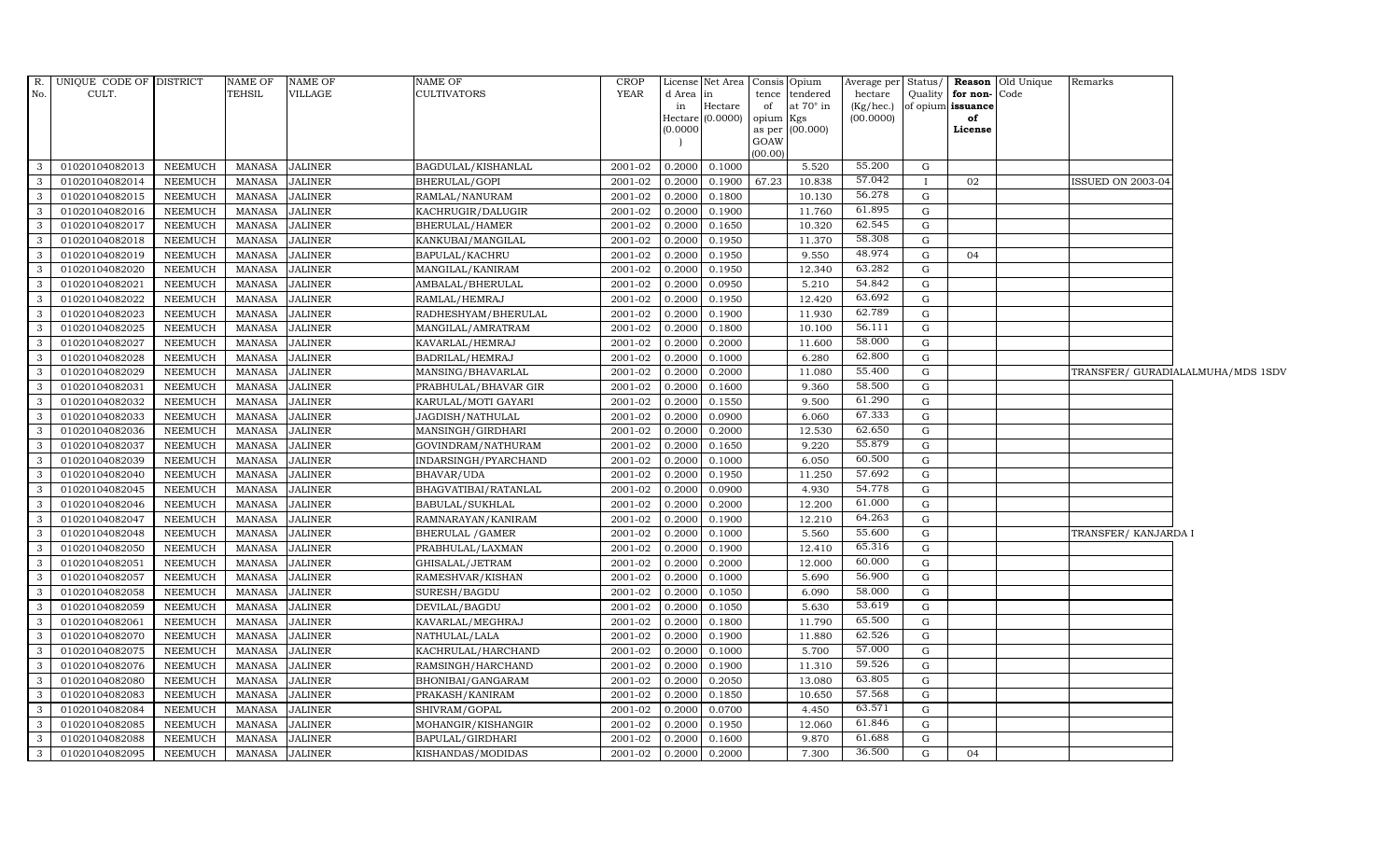| R. No. | UNIQUE CODE OF CULT. | DISTRICT | NAME OF TEHSIL | NAME OF VILLAGE | NAME OF CULTIVATORS | CROP YEAR | License d Area in Hectare (0.0000) | Net Area in Hectare (0.0000) | Consis tence of opium as per GOAW (00.00) | Opium tendered at 70° in Kgs (00.000) | Average per hectare (Kg/hec.) (00.0000) | Status/ Quality of opium | Reason for non-issuance of License | Old Unique Code | Remarks |
|---|---|---|---|---|---|---|---|---|---|---|---|---|---|---|---|
| 3 | 01020104082013 | NEEMUCH | MANASA | JALINER | BAGDULAL/KISHANLAL | 2001-02 | 0.2000 | 0.1000 | | 5.520 | 55.200 | G | | | |
| 3 | 01020104082014 | NEEMUCH | MANASA | JALINER | BHERULAL/GOPI | 2001-02 | 0.2000 | 0.1900 | 67.23 | 10.838 | 57.042 | I | 02 | | ISSUED ON 2003-04 |
| 3 | 01020104082015 | NEEMUCH | MANASA | JALINER | RAMLAL/NANURAM | 2001-02 | 0.2000 | 0.1800 | | 10.130 | 56.278 | G | | | |
| 3 | 01020104082016 | NEEMUCH | MANASA | JALINER | KACHRUGIR/DALUGIR | 2001-02 | 0.2000 | 0.1900 | | 11.760 | 61.895 | G | | | |
| 3 | 01020104082017 | NEEMUCH | MANASA | JALINER | BHERULAL/HAMER | 2001-02 | 0.2000 | 0.1650 | | 10.320 | 62.545 | G | | | |
| 3 | 01020104082018 | NEEMUCH | MANASA | JALINER | KANKUBAI/MANGILAL | 2001-02 | 0.2000 | 0.1950 | | 11.370 | 58.308 | G | | | |
| 3 | 01020104082019 | NEEMUCH | MANASA | JALINER | BAPULAL/KACHRU | 2001-02 | 0.2000 | 0.1950 | | 9.550 | 48.974 | G | 04 | | |
| 3 | 01020104082020 | NEEMUCH | MANASA | JALINER | MANGILAL/KANIRAM | 2001-02 | 0.2000 | 0.1950 | | 12.340 | 63.282 | G | | | |
| 3 | 01020104082021 | NEEMUCH | MANASA | JALINER | AMBALAL/BHERULAL | 2001-02 | 0.2000 | 0.0950 | | 5.210 | 54.842 | G | | | |
| 3 | 01020104082022 | NEEMUCH | MANASA | JALINER | RAMLAL/HEMRAJ | 2001-02 | 0.2000 | 0.1950 | | 12.420 | 63.692 | G | | | |
| 3 | 01020104082023 | NEEMUCH | MANASA | JALINER | RADHESHYAM/BHERULAL | 2001-02 | 0.2000 | 0.1900 | | 11.930 | 62.789 | G | | | |
| 3 | 01020104082025 | NEEMUCH | MANASA | JALINER | MANGILAL/AMRATRAM | 2001-02 | 0.2000 | 0.1800 | | 10.100 | 56.111 | G | | | |
| 3 | 01020104082027 | NEEMUCH | MANASA | JALINER | KAVARLAL/HEMRAJ | 2001-02 | 0.2000 | 0.2000 | | 11.600 | 58.000 | G | | | |
| 3 | 01020104082028 | NEEMUCH | MANASA | JALINER | BADRILAL/HEMRAJ | 2001-02 | 0.2000 | 0.1000 | | 6.280 | 62.800 | G | | | |
| 3 | 01020104082029 | NEEMUCH | MANASA | JALINER | MANSING/BHAVARLAL | 2001-02 | 0.2000 | 0.2000 | | 11.080 | 55.400 | G | | | TRANSFER/ GURADIALALMUHA/MDS 1SDV |
| 3 | 01020104082031 | NEEMUCH | MANASA | JALINER | PRABHULAL/BHAVAR GIR | 2001-02 | 0.2000 | 0.1600 | | 9.360 | 58.500 | G | | | |
| 3 | 01020104082032 | NEEMUCH | MANASA | JALINER | KARULAL/MOTI GAYARI | 2001-02 | 0.2000 | 0.1550 | | 9.500 | 61.290 | G | | | |
| 3 | 01020104082033 | NEEMUCH | MANASA | JALINER | JAGDISH/NATHULAL | 2001-02 | 0.2000 | 0.0900 | | 6.060 | 67.333 | G | | | |
| 3 | 01020104082036 | NEEMUCH | MANASA | JALINER | MANSINGH/GIRDHARI | 2001-02 | 0.2000 | 0.2000 | | 12.530 | 62.650 | G | | | |
| 3 | 01020104082037 | NEEMUCH | MANASA | JALINER | GOVINDRAM/NATHURAM | 2001-02 | 0.2000 | 0.1650 | | 9.220 | 55.879 | G | | | |
| 3 | 01020104082039 | NEEMUCH | MANASA | JALINER | INDARSINGH/PYARCHAND | 2001-02 | 0.2000 | 0.1000 | | 6.050 | 60.500 | G | | | |
| 3 | 01020104082040 | NEEMUCH | MANASA | JALINER | BHAVAR/UDA | 2001-02 | 0.2000 | 0.1950 | | 11.250 | 57.692 | G | | | |
| 3 | 01020104082045 | NEEMUCH | MANASA | JALINER | BHAGVATIBAI/RATANLAL | 2001-02 | 0.2000 | 0.0900 | | 4.930 | 54.778 | G | | | |
| 3 | 01020104082046 | NEEMUCH | MANASA | JALINER | BABULAL/SUKHLAL | 2001-02 | 0.2000 | 0.2000 | | 12.200 | 61.000 | G | | | |
| 3 | 01020104082047 | NEEMUCH | MANASA | JALINER | RAMNARAYAN/KANIRAM | 2001-02 | 0.2000 | 0.1900 | | 12.210 | 64.263 | G | | | |
| 3 | 01020104082048 | NEEMUCH | MANASA | JALINER | BHERULAL /GAMER | 2001-02 | 0.2000 | 0.1000 | | 5.560 | 55.600 | G | | | TRANSFER/ KANJARDA I |
| 3 | 01020104082050 | NEEMUCH | MANASA | JALINER | PRABHULAL/LAXMAN | 2001-02 | 0.2000 | 0.1900 | | 12.410 | 65.316 | G | | | |
| 3 | 01020104082051 | NEEMUCH | MANASA | JALINER | GHISALAL/JETRAM | 2001-02 | 0.2000 | 0.2000 | | 12.000 | 60.000 | G | | | |
| 3 | 01020104082057 | NEEMUCH | MANASA | JALINER | RAMESHVAR/KISHAN | 2001-02 | 0.2000 | 0.1000 | | 5.690 | 56.900 | G | | | |
| 3 | 01020104082058 | NEEMUCH | MANASA | JALINER | SURESH/BAGDU | 2001-02 | 0.2000 | 0.1050 | | 6.090 | 58.000 | G | | | |
| 3 | 01020104082059 | NEEMUCH | MANASA | JALINER | DEVILAL/BAGDU | 2001-02 | 0.2000 | 0.1050 | | 5.630 | 53.619 | G | | | |
| 3 | 01020104082061 | NEEMUCH | MANASA | JALINER | KAVARLAL/MEGHRAJ | 2001-02 | 0.2000 | 0.1800 | | 11.790 | 65.500 | G | | | |
| 3 | 01020104082070 | NEEMUCH | MANASA | JALINER | NATHULAL/LALA | 2001-02 | 0.2000 | 0.1900 | | 11.880 | 62.526 | G | | | |
| 3 | 01020104082075 | NEEMUCH | MANASA | JALINER | KACHRULAL/HARCHAND | 2001-02 | 0.2000 | 0.1000 | | 5.700 | 57.000 | G | | | |
| 3 | 01020104082076 | NEEMUCH | MANASA | JALINER | RAMSINGH/HARCHAND | 2001-02 | 0.2000 | 0.1900 | | 11.310 | 59.526 | G | | | |
| 3 | 01020104082080 | NEEMUCH | MANASA | JALINER | BHONIBAI/GANGARAM | 2001-02 | 0.2000 | 0.2050 | | 13.080 | 63.805 | G | | | |
| 3 | 01020104082083 | NEEMUCH | MANASA | JALINER | PRAKASH/KANIRAM | 2001-02 | 0.2000 | 0.1850 | | 10.650 | 57.568 | G | | | |
| 3 | 01020104082084 | NEEMUCH | MANASA | JALINER | SHIVRAM/GOPAL | 2001-02 | 0.2000 | 0.0700 | | 4.450 | 63.571 | G | | | |
| 3 | 01020104082085 | NEEMUCH | MANASA | JALINER | MOHANGIR/KISHANGIR | 2001-02 | 0.2000 | 0.1950 | | 12.060 | 61.846 | G | | | |
| 3 | 01020104082088 | NEEMUCH | MANASA | JALINER | BAPULAL/GIRDHARI | 2001-02 | 0.2000 | 0.1600 | | 9.870 | 61.688 | G | | | |
| 3 | 01020104082095 | NEEMUCH | MANASA | JALINER | KISHANDAS/MODIDAS | 2001-02 | 0.2000 | 0.2000 | | 7.300 | 36.500 | G | 04 | | |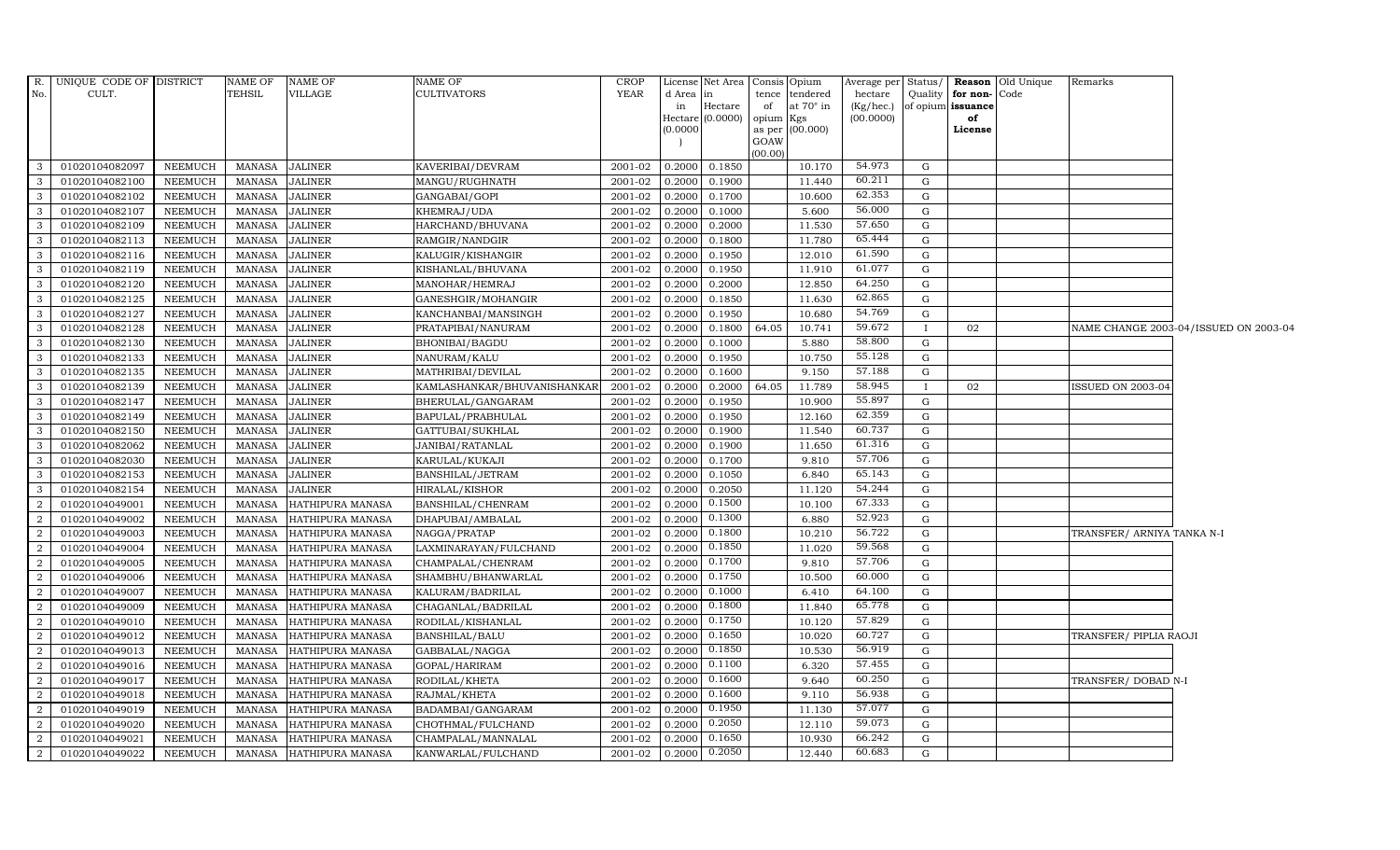| R. No. | UNIQUE CODE OF CULT. | DISTRICT | NAME OF TEHSIL | NAME OF VILLAGE | NAME OF CULTIVATORS | CROP YEAR | License d Area in Hectare (0.0000) | Net Area in Hectare (0.0000) | Consis tence of opium as per GOAW (00.00) | Opium tendered at 70° in Kgs (00.000) | Average per hectare (Kg/hec.) (00.0000) | Status/ Quality of opium | Reason for non-issuance of License | Old Unique Code | Remarks |
|---|---|---|---|---|---|---|---|---|---|---|---|---|---|---|---|
| 3 | 01020104082097 | NEEMUCH | MANASA | JALINER | KAVERIBAI/DEVRAM | 2001-02 | 0.2000 | 0.1850 | | 10.170 | 54.973 | G | | | |
| 3 | 01020104082100 | NEEMUCH | MANASA | JALINER | MANGU/RUGHNATH | 2001-02 | 0.2000 | 0.1900 | | 11.440 | 60.211 | G | | | |
| 3 | 01020104082102 | NEEMUCH | MANASA | JALINER | GANGABAI/GOPI | 2001-02 | 0.2000 | 0.1700 | | 10.600 | 62.353 | G | | | |
| 3 | 01020104082107 | NEEMUCH | MANASA | JALINER | KHEMRAJ/UDA | 2001-02 | 0.2000 | 0.1000 | | 5.600 | 56.000 | G | | | |
| 3 | 01020104082109 | NEEMUCH | MANASA | JALINER | HARCHAND/BHUVANA | 2001-02 | 0.2000 | 0.2000 | | 11.530 | 57.650 | G | | | |
| 3 | 01020104082113 | NEEMUCH | MANASA | JALINER | RAMGIR/NANDGIR | 2001-02 | 0.2000 | 0.1800 | | 11.780 | 65.444 | G | | | |
| 3 | 01020104082116 | NEEMUCH | MANASA | JALINER | KALUGIR/KISHANGIR | 2001-02 | 0.2000 | 0.1950 | | 12.010 | 61.590 | G | | | |
| 3 | 01020104082119 | NEEMUCH | MANASA | JALINER | KISHANLAL/BHUVANA | 2001-02 | 0.2000 | 0.1950 | | 11.910 | 61.077 | G | | | |
| 3 | 01020104082120 | NEEMUCH | MANASA | JALINER | MANOHAR/HEMRAJ | 2001-02 | 0.2000 | 0.2000 | | 12.850 | 64.250 | G | | | |
| 3 | 01020104082125 | NEEMUCH | MANASA | JALINER | GANESHGIR/MOHANGIR | 2001-02 | 0.2000 | 0.1850 | | 11.630 | 62.865 | G | | | |
| 3 | 01020104082127 | NEEMUCH | MANASA | JALINER | KANCHANBAI/MANSINGH | 2001-02 | 0.2000 | 0.1950 | | 10.680 | 54.769 | G | | | |
| 3 | 01020104082128 | NEEMUCH | MANASA | JALINER | PRATAPIBAI/NANURAM | 2001-02 | 0.2000 | 0.1800 | 64.05 | 10.741 | 59.672 | I | 02 | | NAME CHANGE 2003-04/ISSUED ON 2003-04 |
| 3 | 01020104082130 | NEEMUCH | MANASA | JALINER | BHONIBAI/BAGDU | 2001-02 | 0.2000 | 0.1000 | | 5.880 | 58.800 | G | | | |
| 3 | 01020104082133 | NEEMUCH | MANASA | JALINER | NANURAM/KALU | 2001-02 | 0.2000 | 0.1950 | | 10.750 | 55.128 | G | | | |
| 3 | 01020104082135 | NEEMUCH | MANASA | JALINER | MATHRIBAI/DEVILAL | 2001-02 | 0.2000 | 0.1600 | | 9.150 | 57.188 | G | | | |
| 3 | 01020104082139 | NEEMUCH | MANASA | JALINER | KAMLASHANKAR/BHUVANISHANKAR | 2001-02 | 0.2000 | 0.2000 | 64.05 | 11.789 | 58.945 | I | 02 | | ISSUED ON 2003-04 |
| 3 | 01020104082147 | NEEMUCH | MANASA | JALINER | BHERULAL/GANGARAM | 2001-02 | 0.2000 | 0.1950 | | 10.900 | 55.897 | G | | | |
| 3 | 01020104082149 | NEEMUCH | MANASA | JALINER | BAPULAL/PRABHULAL | 2001-02 | 0.2000 | 0.1950 | | 12.160 | 62.359 | G | | | |
| 3 | 01020104082150 | NEEMUCH | MANASA | JALINER | GATTUBAI/SUKHLAL | 2001-02 | 0.2000 | 0.1900 | | 11.540 | 60.737 | G | | | |
| 3 | 01020104082062 | NEEMUCH | MANASA | JALINER | JANIBAI/RATANLAL | 2001-02 | 0.2000 | 0.1900 | | 11.650 | 61.316 | G | | | |
| 3 | 01020104082030 | NEEMUCH | MANASA | JALINER | KARULAL/KUKAJI | 2001-02 | 0.2000 | 0.1700 | | 9.810 | 57.706 | G | | | |
| 3 | 01020104082153 | NEEMUCH | MANASA | JALINER | BANSHILAL/JETRAM | 2001-02 | 0.2000 | 0.1050 | | 6.840 | 65.143 | G | | | |
| 3 | 01020104082154 | NEEMUCH | MANASA | JALINER | HIRALAL/KISHOR | 2001-02 | 0.2000 | 0.2050 | | 11.120 | 54.244 | G | | | |
| 2 | 01020104049001 | NEEMUCH | MANASA | HATHIPURA MANASA | BANSHILAL/CHENRAM | 2001-02 | 0.2000 | 0.1500 | | 10.100 | 67.333 | G | | | |
| 2 | 01020104049002 | NEEMUCH | MANASA | HATHIPURA MANASA | DHAPUBAI/AMBALAL | 2001-02 | 0.2000 | 0.1300 | | 6.880 | 52.923 | G | | | |
| 2 | 01020104049003 | NEEMUCH | MANASA | HATHIPURA MANASA | NAGGA/PRATAP | 2001-02 | 0.2000 | 0.1800 | | 10.210 | 56.722 | G | | | TRANSFER/ ARNIYA TANKA N-I |
| 2 | 01020104049004 | NEEMUCH | MANASA | HATHIPURA MANASA | LAXMINARAYAN/FULCHAND | 2001-02 | 0.2000 | 0.1850 | | 11.020 | 59.568 | G | | | |
| 2 | 01020104049005 | NEEMUCH | MANASA | HATHIPURA MANASA | CHAMPALAL/CHENRAM | 2001-02 | 0.2000 | 0.1700 | | 9.810 | 57.706 | G | | | |
| 2 | 01020104049006 | NEEMUCH | MANASA | HATHIPURA MANASA | SHAMBHU/BHANWARLAL | 2001-02 | 0.2000 | 0.1750 | | 10.500 | 60.000 | G | | | |
| 2 | 01020104049007 | NEEMUCH | MANASA | HATHIPURA MANASA | KALURAM/BADRILAL | 2001-02 | 0.2000 | 0.1000 | | 6.410 | 64.100 | G | | | |
| 2 | 01020104049009 | NEEMUCH | MANASA | HATHIPURA MANASA | CHAGANLAL/BADRILAL | 2001-02 | 0.2000 | 0.1800 | | 11.840 | 65.778 | G | | | |
| 2 | 01020104049010 | NEEMUCH | MANASA | HATHIPURA MANASA | RODILAL/KISHANLAL | 2001-02 | 0.2000 | 0.1750 | | 10.120 | 57.829 | G | | | |
| 2 | 01020104049012 | NEEMUCH | MANASA | HATHIPURA MANASA | BANSHILAL/BALU | 2001-02 | 0.2000 | 0.1650 | | 10.020 | 60.727 | G | | | TRANSFER/ PIPLIA RAOJI |
| 2 | 01020104049013 | NEEMUCH | MANASA | HATHIPURA MANASA | GABBALAL/NAGGA | 2001-02 | 0.2000 | 0.1850 | | 10.530 | 56.919 | G | | | |
| 2 | 01020104049016 | NEEMUCH | MANASA | HATHIPURA MANASA | GOPAL/HARIRAM | 2001-02 | 0.2000 | 0.1100 | | 6.320 | 57.455 | G | | | |
| 2 | 01020104049017 | NEEMUCH | MANASA | HATHIPURA MANASA | RODILAL/KHETA | 2001-02 | 0.2000 | 0.1600 | | 9.640 | 60.250 | G | | | TRANSFER/ DOBAD N-I |
| 2 | 01020104049018 | NEEMUCH | MANASA | HATHIPURA MANASA | RAJMAL/KHETA | 2001-02 | 0.2000 | 0.1600 | | 9.110 | 56.938 | G | | | |
| 2 | 01020104049019 | NEEMUCH | MANASA | HATHIPURA MANASA | BADAMBAI/GANGARAM | 2001-02 | 0.2000 | 0.1950 | | 11.130 | 57.077 | G | | | |
| 2 | 01020104049020 | NEEMUCH | MANASA | HATHIPURA MANASA | CHOTHMAL/FULCHAND | 2001-02 | 0.2000 | 0.2050 | | 12.110 | 59.073 | G | | | |
| 2 | 01020104049021 | NEEMUCH | MANASA | HATHIPURA MANASA | CHAMPALAL/MANNALAL | 2001-02 | 0.2000 | 0.1650 | | 10.930 | 66.242 | G | | | |
| 2 | 01020104049022 | NEEMUCH | MANASA | HATHIPURA MANASA | KANWARLAL/FULCHAND | 2001-02 | 0.2000 | 0.2050 | | 12.440 | 60.683 | G | | | |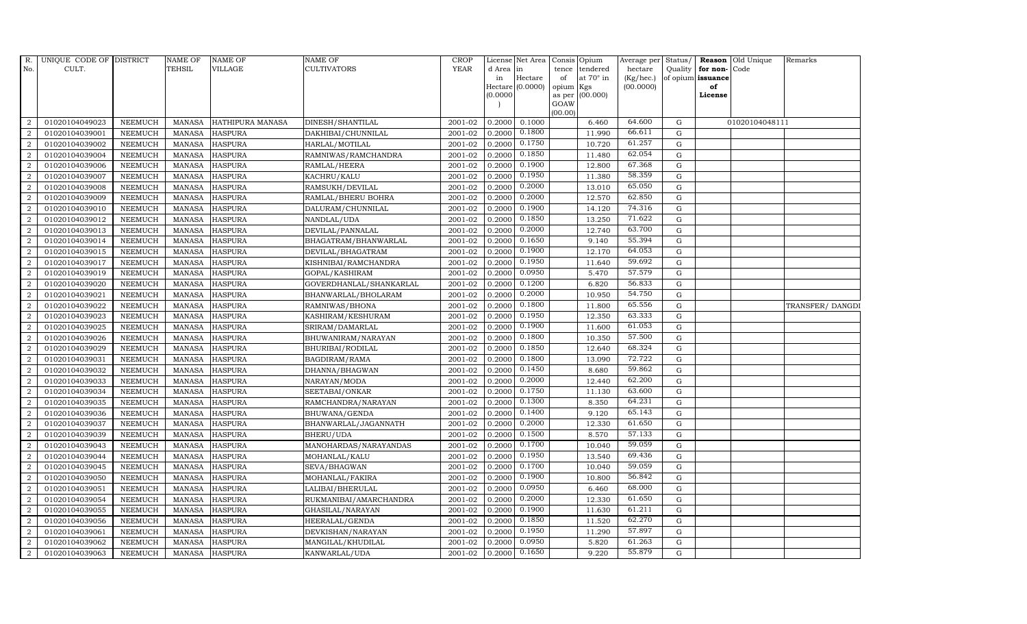| R. No. | UNIQUE CODE OF CULT. | DISTRICT | NAME OF TEHSIL | NAME OF VILLAGE | NAME OF CULTIVATORS | CROP YEAR | License d Area in Hectare (0.0000) | Net Area in Hectare (0.0000) | Consis tence of opium as per GOAW (00.00) | Opium tendered at 70° in Kgs (00.000) | Average per hectare (Kg/hec.) (00.0000) | Status/ Quality of opium | Reason for non-issuance of License | Old Unique Code | Remarks |
|---|---|---|---|---|---|---|---|---|---|---|---|---|---|---|---|
| 2 | 01020104049023 | NEEMUCH | MANASA | HATHIPURA MANASA | DINESH/SHANTILAL | 2001-02 | 0.2000 | 0.1000 | | 6.460 | 64.600 | G | | 01020104048111 | |
| 2 | 01020104039001 | NEEMUCH | MANASA | HASPURA | DAKHIBAI/CHUNNILAL | 2001-02 | 0.2000 | 0.1800 | | 11.990 | 66.611 | G | | | |
| 2 | 01020104039002 | NEEMUCH | MANASA | HASPURA | HARLAL/MOTILAL | 2001-02 | 0.2000 | 0.1750 | | 10.720 | 61.257 | G | | | |
| 2 | 01020104039004 | NEEMUCH | MANASA | HASPURA | RAMNIWAS/RAMCHANDRA | 2001-02 | 0.2000 | 0.1850 | | 11.480 | 62.054 | G | | | |
| 2 | 01020104039006 | NEEMUCH | MANASA | HASPURA | RAMLAL/HEERA | 2001-02 | 0.2000 | 0.1900 | | 12.800 | 67.368 | G | | | |
| 2 | 01020104039007 | NEEMUCH | MANASA | HASPURA | KACHRU/KALU | 2001-02 | 0.2000 | 0.1950 | | 11.380 | 58.359 | G | | | |
| 2 | 01020104039008 | NEEMUCH | MANASA | HASPURA | RAMSUKH/DEVILAL | 2001-02 | 0.2000 | 0.2000 | | 13.010 | 65.050 | G | | | |
| 2 | 01020104039009 | NEEMUCH | MANASA | HASPURA | RAMLAL/BHERU BOHRA | 2001-02 | 0.2000 | 0.2000 | | 12.570 | 62.850 | G | | | |
| 2 | 01020104039010 | NEEMUCH | MANASA | HASPURA | DALURAM/CHUNNILAL | 2001-02 | 0.2000 | 0.1900 | | 14.120 | 74.316 | G | | | |
| 2 | 01020104039012 | NEEMUCH | MANASA | HASPURA | NANDLAL/UDA | 2001-02 | 0.2000 | 0.1850 | | 13.250 | 71.622 | G | | | |
| 2 | 01020104039013 | NEEMUCH | MANASA | HASPURA | DEVILAL/PANNALAL | 2001-02 | 0.2000 | 0.2000 | | 12.740 | 63.700 | G | | | |
| 2 | 01020104039014 | NEEMUCH | MANASA | HASPURA | BHAGATRAM/BHANWARLAL | 2001-02 | 0.2000 | 0.1650 | | 9.140 | 55.394 | G | | | |
| 2 | 01020104039015 | NEEMUCH | MANASA | HASPURA | DEVILAL/BHAGATRAM | 2001-02 | 0.2000 | 0.1900 | | 12.170 | 64.053 | G | | | |
| 2 | 01020104039017 | NEEMUCH | MANASA | HASPURA | KISHNIBAI/RAMCHANDRA | 2001-02 | 0.2000 | 0.1950 | | 11.640 | 59.692 | G | | | |
| 2 | 01020104039019 | NEEMUCH | MANASA | HASPURA | GOPAL/KASHIRAM | 2001-02 | 0.2000 | 0.0950 | | 5.470 | 57.579 | G | | | |
| 2 | 01020104039020 | NEEMUCH | MANASA | HASPURA | GOVERDHANLAL/SHANKARLAL | 2001-02 | 0.2000 | 0.1200 | | 6.820 | 56.833 | G | | | |
| 2 | 01020104039021 | NEEMUCH | MANASA | HASPURA | BHANWARLAL/BHOLARAM | 2001-02 | 0.2000 | 0.2000 | | 10.950 | 54.750 | G | | | |
| 2 | 01020104039022 | NEEMUCH | MANASA | HASPURA | RAMNIWAS/BHONA | 2001-02 | 0.2000 | 0.1800 | | 11.800 | 65.556 | G | | | TRANSFER/ DANGDI |
| 2 | 01020104039023 | NEEMUCH | MANASA | HASPURA | KASHIRAM/KESHURAM | 2001-02 | 0.2000 | 0.1950 | | 12.350 | 63.333 | G | | | |
| 2 | 01020104039025 | NEEMUCH | MANASA | HASPURA | SRIRAM/DAMARLAL | 2001-02 | 0.2000 | 0.1900 | | 11.600 | 61.053 | G | | | |
| 2 | 01020104039026 | NEEMUCH | MANASA | HASPURA | BHUWANIRAM/NARAYAN | 2001-02 | 0.2000 | 0.1800 | | 10.350 | 57.500 | G | | | |
| 2 | 01020104039029 | NEEMUCH | MANASA | HASPURA | BHURIBAI/RODILAL | 2001-02 | 0.2000 | 0.1850 | | 12.640 | 68.324 | G | | | |
| 2 | 01020104039031 | NEEMUCH | MANASA | HASPURA | BAGDIRAM/RAMA | 2001-02 | 0.2000 | 0.1800 | | 13.090 | 72.722 | G | | | |
| 2 | 01020104039032 | NEEMUCH | MANASA | HASPURA | DHANNA/BHAGWAN | 2001-02 | 0.2000 | 0.1450 | | 8.680 | 59.862 | G | | | |
| 2 | 01020104039033 | NEEMUCH | MANASA | HASPURA | NARAYAN/MODA | 2001-02 | 0.2000 | 0.2000 | | 12.440 | 62.200 | G | | | |
| 2 | 01020104039034 | NEEMUCH | MANASA | HASPURA | SEETABAI/ONKAR | 2001-02 | 0.2000 | 0.1750 | | 11.130 | 63.600 | G | | | |
| 2 | 01020104039035 | NEEMUCH | MANASA | HASPURA | RAMCHANDRA/NARAYAN | 2001-02 | 0.2000 | 0.1300 | | 8.350 | 64.231 | G | | | |
| 2 | 01020104039036 | NEEMUCH | MANASA | HASPURA | BHUWANA/GENDA | 2001-02 | 0.2000 | 0.1400 | | 9.120 | 65.143 | G | | | |
| 2 | 01020104039037 | NEEMUCH | MANASA | HASPURA | BHANWARLAL/JAGANNATH | 2001-02 | 0.2000 | 0.2000 | | 12.330 | 61.650 | G | | | |
| 2 | 01020104039039 | NEEMUCH | MANASA | HASPURA | BHERU/UDA | 2001-02 | 0.2000 | 0.1500 | | 8.570 | 57.133 | G | | | |
| 2 | 01020104039043 | NEEMUCH | MANASA | HASPURA | MANOHARDAS/NARAYANDAS | 2001-02 | 0.2000 | 0.1700 | | 10.040 | 59.059 | G | | | |
| 2 | 01020104039044 | NEEMUCH | MANASA | HASPURA | MOHANLAL/KALU | 2001-02 | 0.2000 | 0.1950 | | 13.540 | 69.436 | G | | | |
| 2 | 01020104039045 | NEEMUCH | MANASA | HASPURA | SEVA/BHAGWAN | 2001-02 | 0.2000 | 0.1700 | | 10.040 | 59.059 | G | | | |
| 2 | 01020104039050 | NEEMUCH | MANASA | HASPURA | MOHANLAL/FAKIRA | 2001-02 | 0.2000 | 0.1900 | | 10.800 | 56.842 | G | | | |
| 2 | 01020104039051 | NEEMUCH | MANASA | HASPURA | LALIBAI/BHERULAL | 2001-02 | 0.2000 | 0.0950 | | 6.460 | 68.000 | G | | | |
| 2 | 01020104039054 | NEEMUCH | MANASA | HASPURA | RUKMANIBAI/AMARCHANDRA | 2001-02 | 0.2000 | 0.2000 | | 12.330 | 61.650 | G | | | |
| 2 | 01020104039055 | NEEMUCH | MANASA | HASPURA | GHASILAL/NARAYAN | 2001-02 | 0.2000 | 0.1900 | | 11.630 | 61.211 | G | | | |
| 2 | 01020104039056 | NEEMUCH | MANASA | HASPURA | HEERALAL/GENDA | 2001-02 | 0.2000 | 0.1850 | | 11.520 | 62.270 | G | | | |
| 2 | 01020104039061 | NEEMUCH | MANASA | HASPURA | DEVKISHAN/NARAYAN | 2001-02 | 0.2000 | 0.1950 | | 11.290 | 57.897 | G | | | |
| 2 | 01020104039062 | NEEMUCH | MANASA | HASPURA | MANGILAL/KHUDILAL | 2001-02 | 0.2000 | 0.0950 | | 5.820 | 61.263 | G | | | |
| 2 | 01020104039063 | NEEMUCH | MANASA | HASPURA | KANWARLAL/UDA | 2001-02 | 0.2000 | 0.1650 | | 9.220 | 55.879 | G | | | |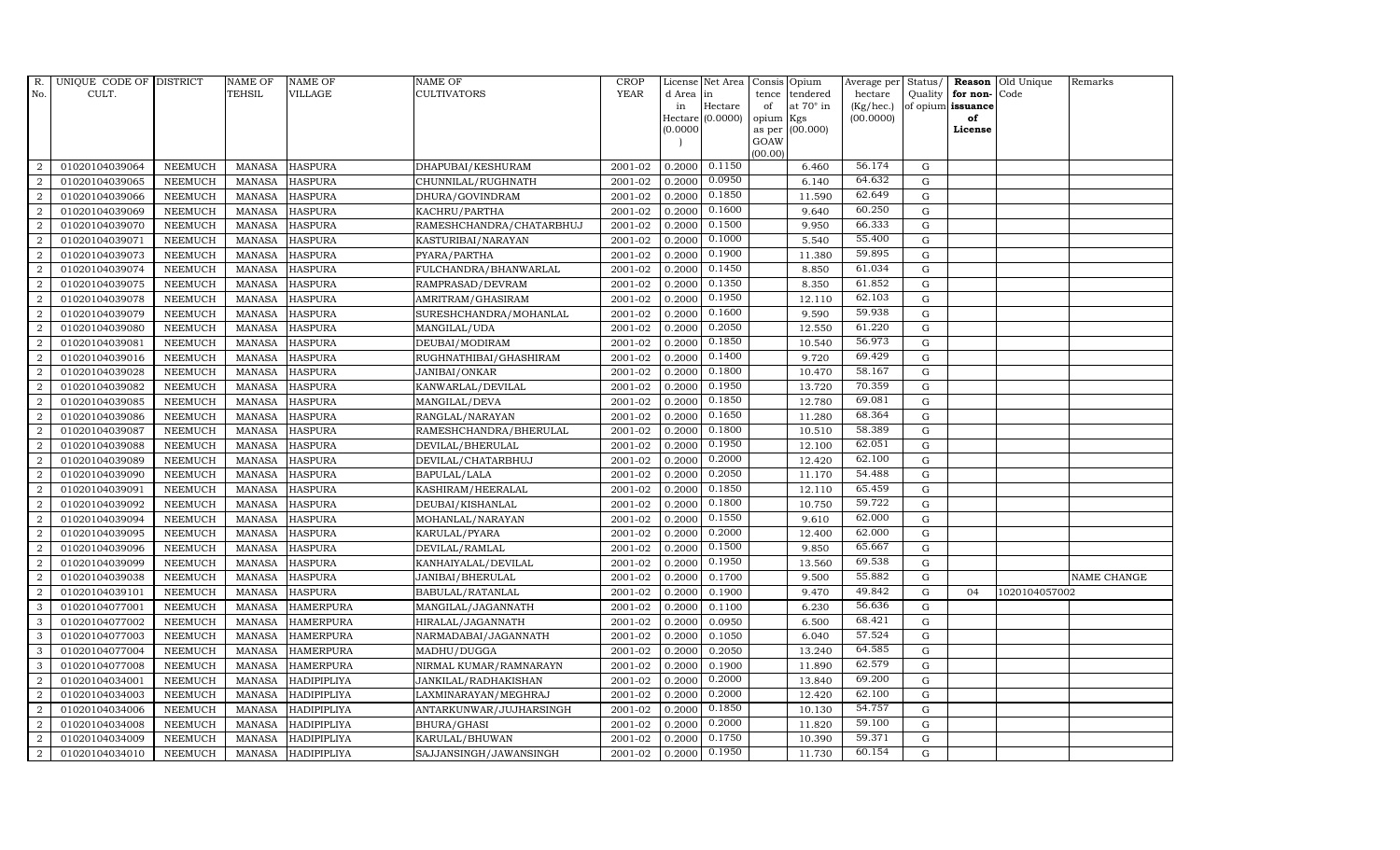| R. No. | UNIQUE CODE OF CULT. | DISTRICT | NAME OF TEHSIL | NAME OF VILLAGE | NAME OF CULTIVATORS | CROP YEAR | License d Area in Hectare (0.0000) | Net Area in Hectare (0.0000) | Consis tence of opium as per GOAW (00.00) | Opium tendered at 70° in Kgs (00.000) | Average per hectare (Kg/hec.) (00.0000) | Status/ Quality of opium | Reason for non- issuance of License | Old Unique Code | Remarks |
|---|---|---|---|---|---|---|---|---|---|---|---|---|---|---|---|
| 2 | 01020104039064 | NEEMUCH | MANASA | HASPURA | DHAPUBAI/KESHURAM | 2001-02 | 0.2000 | 0.1150 | | 6.460 | 56.174 | G | | | |
| 2 | 01020104039065 | NEEMUCH | MANASA | HASPURA | CHUNNILAL/RUGHNATH | 2001-02 | 0.2000 | 0.0950 | | 6.140 | 64.632 | G | | | |
| 2 | 01020104039066 | NEEMUCH | MANASA | HASPURA | DHURA/GOVINDRAM | 2001-02 | 0.2000 | 0.1850 | | 11.590 | 62.649 | G | | | |
| 2 | 01020104039069 | NEEMUCH | MANASA | HASPURA | KACHRU/PARTHA | 2001-02 | 0.2000 | 0.1600 | | 9.640 | 60.250 | G | | | |
| 2 | 01020104039070 | NEEMUCH | MANASA | HASPURA | RAMESHCHANDRA/CHATARBHUJ | 2001-02 | 0.2000 | 0.1500 | | 9.950 | 66.333 | G | | | |
| 2 | 01020104039071 | NEEMUCH | MANASA | HASPURA | KASTURIBAI/NARAYAN | 2001-02 | 0.2000 | 0.1000 | | 5.540 | 55.400 | G | | | |
| 2 | 01020104039073 | NEEMUCH | MANASA | HASPURA | PYARA/PARTHA | 2001-02 | 0.2000 | 0.1900 | | 11.380 | 59.895 | G | | | |
| 2 | 01020104039074 | NEEMUCH | MANASA | HASPURA | FULCHANDRA/BHANWARLAL | 2001-02 | 0.2000 | 0.1450 | | 8.850 | 61.034 | G | | | |
| 2 | 01020104039075 | NEEMUCH | MANASA | HASPURA | RAMPRASAD/DEVRAM | 2001-02 | 0.2000 | 0.1350 | | 8.350 | 61.852 | G | | | |
| 2 | 01020104039078 | NEEMUCH | MANASA | HASPURA | AMRITRAM/GHASIRAM | 2001-02 | 0.2000 | 0.1950 | | 12.110 | 62.103 | G | | | |
| 2 | 01020104039079 | NEEMUCH | MANASA | HASPURA | SURESHCHANDRA/MOHANLAL | 2001-02 | 0.2000 | 0.1600 | | 9.590 | 59.938 | G | | | |
| 2 | 01020104039080 | NEEMUCH | MANASA | HASPURA | MANGILAL/UDA | 2001-02 | 0.2000 | 0.2050 | | 12.550 | 61.220 | G | | | |
| 2 | 01020104039081 | NEEMUCH | MANASA | HASPURA | DEUBAI/MODIRAM | 2001-02 | 0.2000 | 0.1850 | | 10.540 | 56.973 | G | | | |
| 2 | 01020104039016 | NEEMUCH | MANASA | HASPURA | RUGHNATHIBAI/GHASHIRAM | 2001-02 | 0.2000 | 0.1400 | | 9.720 | 69.429 | G | | | |
| 2 | 01020104039028 | NEEMUCH | MANASA | HASPURA | JANIBAI/ONKAR | 2001-02 | 0.2000 | 0.1800 | | 10.470 | 58.167 | G | | | |
| 2 | 01020104039082 | NEEMUCH | MANASA | HASPURA | KANWARLAL/DEVILAL | 2001-02 | 0.2000 | 0.1950 | | 13.720 | 70.359 | G | | | |
| 2 | 01020104039085 | NEEMUCH | MANASA | HASPURA | MANGILAL/DEVA | 2001-02 | 0.2000 | 0.1850 | | 12.780 | 69.081 | G | | | |
| 2 | 01020104039086 | NEEMUCH | MANASA | HASPURA | RANGLAL/NARAYAN | 2001-02 | 0.2000 | 0.1650 | | 11.280 | 68.364 | G | | | |
| 2 | 01020104039087 | NEEMUCH | MANASA | HASPURA | RAMESHCHANDRA/BHERULAL | 2001-02 | 0.2000 | 0.1800 | | 10.510 | 58.389 | G | | | |
| 2 | 01020104039088 | NEEMUCH | MANASA | HASPURA | DEVILAL/BHERULAL | 2001-02 | 0.2000 | 0.1950 | | 12.100 | 62.051 | G | | | |
| 2 | 01020104039089 | NEEMUCH | MANASA | HASPURA | DEVILAL/CHATARBHUJ | 2001-02 | 0.2000 | 0.2000 | | 12.420 | 62.100 | G | | | |
| 2 | 01020104039090 | NEEMUCH | MANASA | HASPURA | BAPULAL/LALA | 2001-02 | 0.2000 | 0.2050 | | 11.170 | 54.488 | G | | | |
| 2 | 01020104039091 | NEEMUCH | MANASA | HASPURA | KASHIRAM/HEERALAL | 2001-02 | 0.2000 | 0.1850 | | 12.110 | 65.459 | G | | | |
| 2 | 01020104039092 | NEEMUCH | MANASA | HASPURA | DEUBAI/KISHANLAL | 2001-02 | 0.2000 | 0.1800 | | 10.750 | 59.722 | G | | | |
| 2 | 01020104039094 | NEEMUCH | MANASA | HASPURA | MOHANLAL/NARAYAN | 2001-02 | 0.2000 | 0.1550 | | 9.610 | 62.000 | G | | | |
| 2 | 01020104039095 | NEEMUCH | MANASA | HASPURA | KARULAL/PYARA | 2001-02 | 0.2000 | 0.2000 | | 12.400 | 62.000 | G | | | |
| 2 | 01020104039096 | NEEMUCH | MANASA | HASPURA | DEVILAL/RAMLAL | 2001-02 | 0.2000 | 0.1500 | | 9.850 | 65.667 | G | | | |
| 2 | 01020104039099 | NEEMUCH | MANASA | HASPURA | KANHAIYALAL/DEVILAL | 2001-02 | 0.2000 | 0.1950 | | 13.560 | 69.538 | G | | | |
| 2 | 01020104039038 | NEEMUCH | MANASA | HASPURA | JANIBAI/BHERULAL | 2001-02 | 0.2000 | 0.1700 | | 9.500 | 55.882 | G | | | NAME CHANGE |
| 2 | 01020104039101 | NEEMUCH | MANASA | HASPURA | BABULAL/RATANLAL | 2001-02 | 0.2000 | 0.1900 | | 9.470 | 49.842 | G | 04 | 1020104057002 | |
| 3 | 01020104077001 | NEEMUCH | MANASA | HAMERPURA | MANGILAL/JAGANNATH | 2001-02 | 0.2000 | 0.1100 | | 6.230 | 56.636 | G | | | |
| 3 | 01020104077002 | NEEMUCH | MANASA | HAMERPURA | HIRALAL/JAGANNATH | 2001-02 | 0.2000 | 0.0950 | | 6.500 | 68.421 | G | | | |
| 3 | 01020104077003 | NEEMUCH | MANASA | HAMERPURA | NARMADABAI/JAGANNATH | 2001-02 | 0.2000 | 0.1050 | | 6.040 | 57.524 | G | | | |
| 3 | 01020104077004 | NEEMUCH | MANASA | HAMERPURA | MADHU/DUGGA | 2001-02 | 0.2000 | 0.2050 | | 13.240 | 64.585 | G | | | |
| 3 | 01020104077008 | NEEMUCH | MANASA | HAMERPURA | NIRMAL KUMAR/RAMNARAYN | 2001-02 | 0.2000 | 0.1900 | | 11.890 | 62.579 | G | | | |
| 2 | 01020104034001 | NEEMUCH | MANASA | HADIPIPLIYA | JANKILAL/RADHAKISHAN | 2001-02 | 0.2000 | 0.2000 | | 13.840 | 69.200 | G | | | |
| 2 | 01020104034003 | NEEMUCH | MANASA | HADIPIPLIYA | LAXMINARAYAN/MEGHRAJ | 2001-02 | 0.2000 | 0.2000 | | 12.420 | 62.100 | G | | | |
| 2 | 01020104034006 | NEEMUCH | MANASA | HADIPIPLIYA | ANTARKUNWAR/JUJHARSINGH | 2001-02 | 0.2000 | 0.1850 | | 10.130 | 54.757 | G | | | |
| 2 | 01020104034008 | NEEMUCH | MANASA | HADIPIPLIYA | BHURA/GHASI | 2001-02 | 0.2000 | 0.2000 | | 11.820 | 59.100 | G | | | |
| 2 | 01020104034009 | NEEMUCH | MANASA | HADIPIPLIYA | KARULAL/BHUWAN | 2001-02 | 0.2000 | 0.1750 | | 10.390 | 59.371 | G | | | |
| 2 | 01020104034010 | NEEMUCH | MANASA | HADIPIPLIYA | SAJJANSINGH/JAWANSINGH | 2001-02 | 0.2000 | 0.1950 | | 11.730 | 60.154 | G | | | |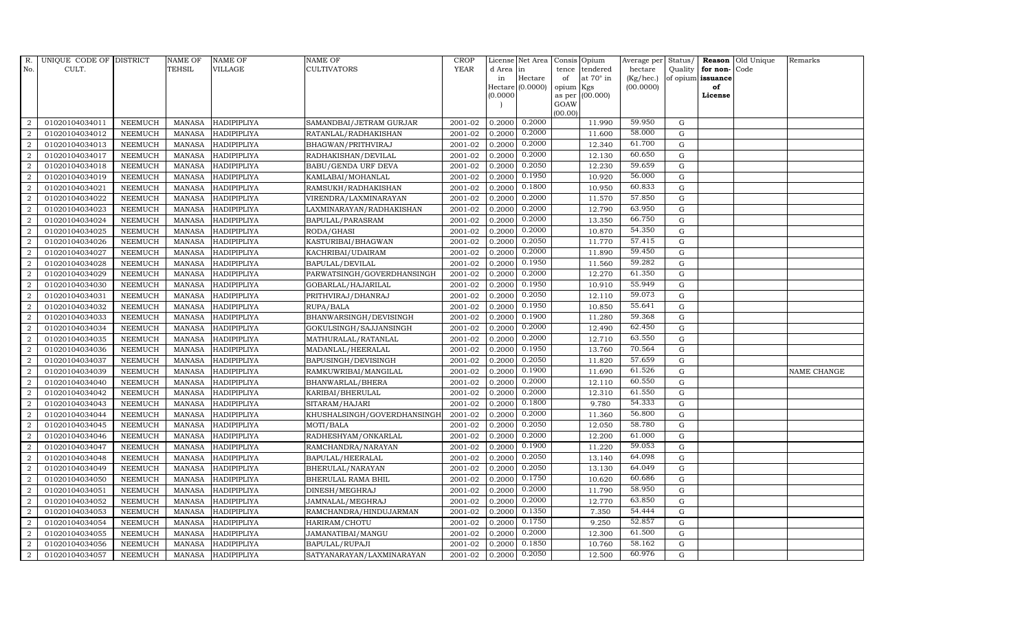| R. No. | UNIQUE CODE OF CULT. | DISTRICT | NAME OF TEHSIL | NAME OF VILLAGE | NAME OF CULTIVATORS | CROP YEAR | License d Area in Hectare (0.0000) | Net Area in Hectare (0.0000) | Consis tence of opium as per GOAW (00.00) | Opium tendered at 70° in Kgs (00.000) | Average per hectare (Kg/hec.) (00.0000) | Status/ Quality of opium | Reason for non-issuance of License | Old Unique Code | Remarks |
|---|---|---|---|---|---|---|---|---|---|---|---|---|---|---|---|
| 2 | 01020104034011 | NEEMUCH | MANASA | HADIPIPLIYA | SAMANDBAI/JETRAM GURJAR | 2001-02 | 0.2000 | 0.2000 | | 11.990 | 59.950 | G | | | |
| 2 | 01020104034012 | NEEMUCH | MANASA | HADIPIPLIYA | RATANLAL/RADHAKISHAN | 2001-02 | 0.2000 | 0.2000 | | 11.600 | 58.000 | G | | | |
| 2 | 01020104034013 | NEEMUCH | MANASA | HADIPIPLIYA | BHAGWAN/PRITHVIRAJ | 2001-02 | 0.2000 | 0.2000 | | 12.340 | 61.700 | G | | | |
| 2 | 01020104034017 | NEEMUCH | MANASA | HADIPIPLIYA | RADHAKISHAN/DEVILAL | 2001-02 | 0.2000 | 0.2000 | | 12.130 | 60.650 | G | | | |
| 2 | 01020104034018 | NEEMUCH | MANASA | HADIPIPLIYA | BABU/GENDA URF DEVA | 2001-02 | 0.2000 | 0.2050 | | 12.230 | 59.659 | G | | | |
| 2 | 01020104034019 | NEEMUCH | MANASA | HADIPIPLIYA | KAMLABAI/MOHANLAL | 2001-02 | 0.2000 | 0.1950 | | 10.920 | 56.000 | G | | | |
| 2 | 01020104034021 | NEEMUCH | MANASA | HADIPIPLIYA | RAMSUKH/RADHAKISHAN | 2001-02 | 0.2000 | 0.1800 | | 10.950 | 60.833 | G | | | |
| 2 | 01020104034022 | NEEMUCH | MANASA | HADIPIPLIYA | VIRENDRA/LAXMINARAYAN | 2001-02 | 0.2000 | 0.2000 | | 11.570 | 57.850 | G | | | |
| 2 | 01020104034023 | NEEMUCH | MANASA | HADIPIPLIYA | LAXMINARAYAN/RADHAKISHAN | 2001-02 | 0.2000 | 0.2000 | | 12.790 | 63.950 | G | | | |
| 2 | 01020104034024 | NEEMUCH | MANASA | HADIPIPLIYA | BAPULAL/PARASRAM | 2001-02 | 0.2000 | 0.2000 | | 13.350 | 66.750 | G | | | |
| 2 | 01020104034025 | NEEMUCH | MANASA | HADIPIPLIYA | RODA/GHASI | 2001-02 | 0.2000 | 0.2000 | | 10.870 | 54.350 | G | | | |
| 2 | 01020104034026 | NEEMUCH | MANASA | HADIPIPLIYA | KASTURIBAI/BHAGWAN | 2001-02 | 0.2000 | 0.2050 | | 11.770 | 57.415 | G | | | |
| 2 | 01020104034027 | NEEMUCH | MANASA | HADIPIPLIYA | KACHRIBAI/UDAIRAM | 2001-02 | 0.2000 | 0.2000 | | 11.890 | 59.450 | G | | | |
| 2 | 01020104034028 | NEEMUCH | MANASA | HADIPIPLIYA | BAPULAL/DEVILAL | 2001-02 | 0.2000 | 0.1950 | | 11.560 | 59.282 | G | | | |
| 2 | 01020104034029 | NEEMUCH | MANASA | HADIPIPLIYA | PARWATSINGH/GOVERDHANSINGH | 2001-02 | 0.2000 | 0.2000 | | 12.270 | 61.350 | G | | | |
| 2 | 01020104034030 | NEEMUCH | MANASA | HADIPIPLIYA | GOBARLAL/HAJARILAL | 2001-02 | 0.2000 | 0.1950 | | 10.910 | 55.949 | G | | | |
| 2 | 01020104034031 | NEEMUCH | MANASA | HADIPIPLIYA | PRITHVIRAJ/DHANRAJ | 2001-02 | 0.2000 | 0.2050 | | 12.110 | 59.073 | G | | | |
| 2 | 01020104034032 | NEEMUCH | MANASA | HADIPIPLIYA | RUPA/BALA | 2001-02 | 0.2000 | 0.1950 | | 10.850 | 55.641 | G | | | |
| 2 | 01020104034033 | NEEMUCH | MANASA | HADIPIPLIYA | BHANWARSINGH/DEVISINGH | 2001-02 | 0.2000 | 0.1900 | | 11.280 | 59.368 | G | | | |
| 2 | 01020104034034 | NEEMUCH | MANASA | HADIPIPLIYA | GOKULSINGH/SAJJANSINGH | 2001-02 | 0.2000 | 0.2000 | | 12.490 | 62.450 | G | | | |
| 2 | 01020104034035 | NEEMUCH | MANASA | HADIPIPLIYA | MATHURALAL/RATANLAL | 2001-02 | 0.2000 | 0.2000 | | 12.710 | 63.550 | G | | | |
| 2 | 01020104034036 | NEEMUCH | MANASA | HADIPIPLIYA | MADANLAL/HEERALAL | 2001-02 | 0.2000 | 0.1950 | | 13.760 | 70.564 | G | | | |
| 2 | 01020104034037 | NEEMUCH | MANASA | HADIPIPLIYA | BAPUSINGH/DEVISINGH | 2001-02 | 0.2000 | 0.2050 | | 11.820 | 57.659 | G | | | |
| 2 | 01020104034039 | NEEMUCH | MANASA | HADIPIPLIYA | RAMKUWRIBAI/MANGILAL | 2001-02 | 0.2000 | 0.1900 | | 11.690 | 61.526 | G | | | NAME CHANGE |
| 2 | 01020104034040 | NEEMUCH | MANASA | HADIPIPLIYA | BHANWARLAL/BHERA | 2001-02 | 0.2000 | 0.2000 | | 12.110 | 60.550 | G | | | |
| 2 | 01020104034042 | NEEMUCH | MANASA | HADIPIPLIYA | KARIBAI/BHERULAL | 2001-02 | 0.2000 | 0.2000 | | 12.310 | 61.550 | G | | | |
| 2 | 01020104034043 | NEEMUCH | MANASA | HADIPIPLIYA | SITARAM/HAJARI | 2001-02 | 0.2000 | 0.1800 | | 9.780 | 54.333 | G | | | |
| 2 | 01020104034044 | NEEMUCH | MANASA | HADIPIPLIYA | KHUSHALSINGH/GOVERDHANSINGH | 2001-02 | 0.2000 | 0.2000 | | 11.360 | 56.800 | G | | | |
| 2 | 01020104034045 | NEEMUCH | MANASA | HADIPIPLIYA | MOTI/BALA | 2001-02 | 0.2000 | 0.2050 | | 12.050 | 58.780 | G | | | |
| 2 | 01020104034046 | NEEMUCH | MANASA | HADIPIPLIYA | RADHESHYAM/ONKARLAL | 2001-02 | 0.2000 | 0.2000 | | 12.200 | 61.000 | G | | | |
| 2 | 01020104034047 | NEEMUCH | MANASA | HADIPIPLIYA | RAMCHANDRA/NARAYAN | 2001-02 | 0.2000 | 0.1900 | | 11.220 | 59.053 | G | | | |
| 2 | 01020104034048 | NEEMUCH | MANASA | HADIPIPLIYA | BAPULAL/HEERALAL | 2001-02 | 0.2000 | 0.2050 | | 13.140 | 64.098 | G | | | |
| 2 | 01020104034049 | NEEMUCH | MANASA | HADIPIPLIYA | BHERULAL/NARAYAN | 2001-02 | 0.2000 | 0.2050 | | 13.130 | 64.049 | G | | | |
| 2 | 01020104034050 | NEEMUCH | MANASA | HADIPIPLIYA | BHERULAL RAMA BHIL | 2001-02 | 0.2000 | 0.1750 | | 10.620 | 60.686 | G | | | |
| 2 | 01020104034051 | NEEMUCH | MANASA | HADIPIPLIYA | DINESH/MEGHRAJ | 2001-02 | 0.2000 | 0.2000 | | 11.790 | 58.950 | G | | | |
| 2 | 01020104034052 | NEEMUCH | MANASA | HADIPIPLIYA | JAMNALAL/MEGHRAJ | 2001-02 | 0.2000 | 0.2000 | | 12.770 | 63.850 | G | | | |
| 2 | 01020104034053 | NEEMUCH | MANASA | HADIPIPLIYA | RAMCHANDRA/HINDUJARMAN | 2001-02 | 0.2000 | 0.1350 | | 7.350 | 54.444 | G | | | |
| 2 | 01020104034054 | NEEMUCH | MANASA | HADIPIPLIYA | HARIRAM/CHOTU | 2001-02 | 0.2000 | 0.1750 | | 9.250 | 52.857 | G | | | |
| 2 | 01020104034055 | NEEMUCH | MANASA | HADIPIPLIYA | JAMANATIBAI/MANGU | 2001-02 | 0.2000 | 0.2000 | | 12.300 | 61.500 | G | | | |
| 2 | 01020104034056 | NEEMUCH | MANASA | HADIPIPLIYA | BAPULAL/RUPAJI | 2001-02 | 0.2000 | 0.1850 | | 10.760 | 58.162 | G | | | |
| 2 | 01020104034057 | NEEMUCH | MANASA | HADIPIPLIYA | SATYANARAYAN/LAXMINARAYAN | 2001-02 | 0.2000 | 0.2050 | | 12.500 | 60.976 | G | | | |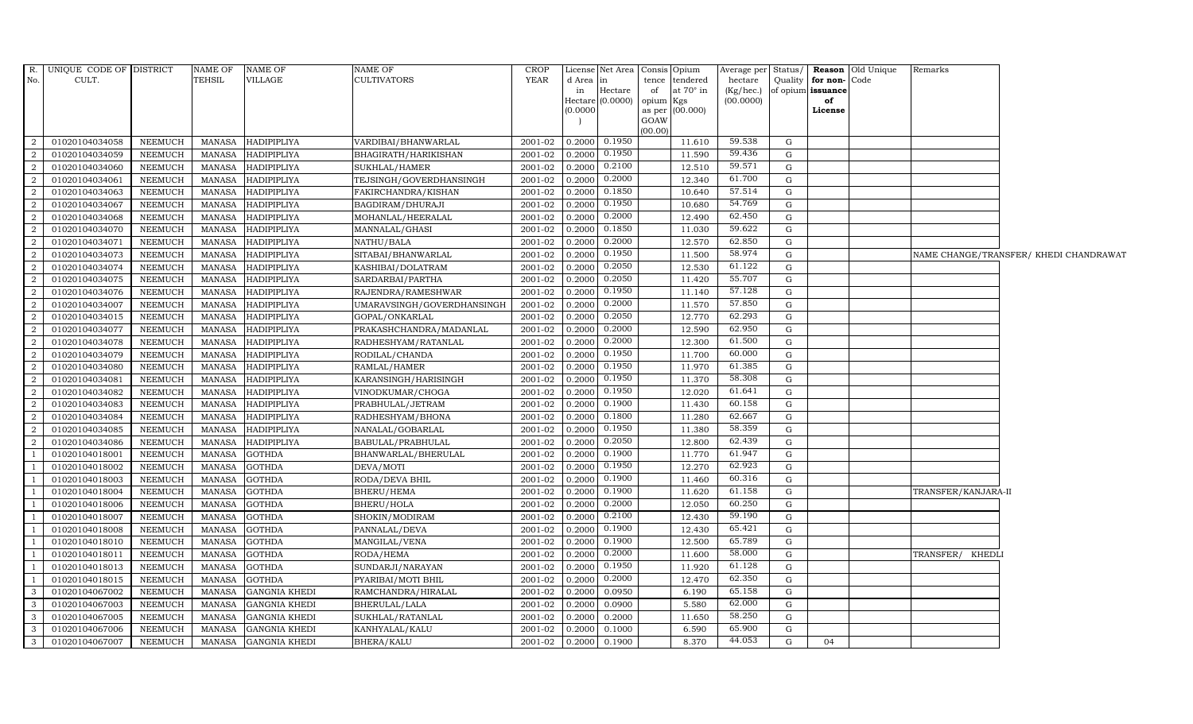| R. No. | UNIQUE CODE OF CULT. | DISTRICT | NAME OF TEHSIL | NAME OF VILLAGE | NAME OF CULTIVATORS | CROP YEAR | License d Area in Hectare (0.0000) | Net Area in Hectare (0.0000) | Consis tence of opium as per GOAW (00.00) | Opium tendered at 70° in Kgs (00.000) | Average per hectare (Kg/hec.) (00.0000) | Status/ Quality of opium | Reason for non-issuance of License | Old Unique Code | Remarks |
|---|---|---|---|---|---|---|---|---|---|---|---|---|---|---|---|
| 2 | 01020104034058 | NEEMUCH | MANASA | HADIPIPLIYA | VARDIBAI/BHANWARLAL | 2001-02 | 0.2000 | 0.1950 | | 11.610 | 59.538 | G | | | |
| 2 | 01020104034059 | NEEMUCH | MANASA | HADIPIPLIYA | BHAGIRATH/HARIKISHAN | 2001-02 | 0.2000 | 0.1950 | | 11.590 | 59.436 | G | | | |
| 2 | 01020104034060 | NEEMUCH | MANASA | HADIPIPLIYA | SUKHLAL/HAMER | 2001-02 | 0.2000 | 0.2100 | | 12.510 | 59.571 | G | | | |
| 2 | 01020104034061 | NEEMUCH | MANASA | HADIPIPLIYA | TEJSINGH/GOVERDHANSINGH | 2001-02 | 0.2000 | 0.2000 | | 12.340 | 61.700 | G | | | |
| 2 | 01020104034063 | NEEMUCH | MANASA | HADIPIPLIYA | FAKIRCHANDRA/KISHAN | 2001-02 | 0.2000 | 0.1850 | | 10.640 | 57.514 | G | | | |
| 2 | 01020104034067 | NEEMUCH | MANASA | HADIPIPLIYA | BAGDIRAM/DHURAJI | 2001-02 | 0.2000 | 0.1950 | | 10.680 | 54.769 | G | | | |
| 2 | 01020104034068 | NEEMUCH | MANASA | HADIPIPLIYA | MOHANLAL/HEERALAL | 2001-02 | 0.2000 | 0.2000 | | 12.490 | 62.450 | G | | | |
| 2 | 01020104034070 | NEEMUCH | MANASA | HADIPIPLIYA | MANNALAL/GHASI | 2001-02 | 0.2000 | 0.1850 | | 11.030 | 59.622 | G | | | |
| 2 | 01020104034071 | NEEMUCH | MANASA | HADIPIPLIYA | NATHU/BALA | 2001-02 | 0.2000 | 0.2000 | | 12.570 | 62.850 | G | | | |
| 2 | 01020104034073 | NEEMUCH | MANASA | HADIPIPLIYA | SITABAI/BHANWARLAL | 2001-02 | 0.2000 | 0.1950 | | 11.500 | 58.974 | G | | | NAME CHANGE/TRANSFER/ KHEDI CHANDRAWAT |
| 2 | 01020104034074 | NEEMUCH | MANASA | HADIPIPLIYA | KASHIBAI/DOLATRAM | 2001-02 | 0.2000 | 0.2050 | | 12.530 | 61.122 | G | | | |
| 2 | 01020104034075 | NEEMUCH | MANASA | HADIPIPLIYA | SARDARBAI/PARTHA | 2001-02 | 0.2000 | 0.2050 | | 11.420 | 55.707 | G | | | |
| 2 | 01020104034076 | NEEMUCH | MANASA | HADIPIPLIYA | RAJENDRA/RAMESHWAR | 2001-02 | 0.2000 | 0.1950 | | 11.140 | 57.128 | G | | | |
| 2 | 01020104034007 | NEEMUCH | MANASA | HADIPIPLIYA | UMARAVSINGH/GOVERDHANSINGH | 2001-02 | 0.2000 | 0.2000 | | 11.570 | 57.850 | G | | | |
| 2 | 01020104034015 | NEEMUCH | MANASA | HADIPIPLIYA | GOPAL/ONKARLAL | 2001-02 | 0.2000 | 0.2050 | | 12.770 | 62.293 | G | | | |
| 2 | 01020104034077 | NEEMUCH | MANASA | HADIPIPLIYA | PRAKASHCHANDRA/MADANLAL | 2001-02 | 0.2000 | 0.2000 | | 12.590 | 62.950 | G | | | |
| 2 | 01020104034078 | NEEMUCH | MANASA | HADIPIPLIYA | RADHESHYAM/RATANLAL | 2001-02 | 0.2000 | 0.2000 | | 12.300 | 61.500 | G | | | |
| 2 | 01020104034079 | NEEMUCH | MANASA | HADIPIPLIYA | RODILAL/CHANDA | 2001-02 | 0.2000 | 0.1950 | | 11.700 | 60.000 | G | | | |
| 2 | 01020104034080 | NEEMUCH | MANASA | HADIPIPLIYA | RAMLAL/HAMER | 2001-02 | 0.2000 | 0.1950 | | 11.970 | 61.385 | G | | | |
| 2 | 01020104034081 | NEEMUCH | MANASA | HADIPIPLIYA | KARANSINGH/HARISINGH | 2001-02 | 0.2000 | 0.1950 | | 11.370 | 58.308 | G | | | |
| 2 | 01020104034082 | NEEMUCH | MANASA | HADIPIPLIYA | VINODKUMAR/CHOGA | 2001-02 | 0.2000 | 0.1950 | | 12.020 | 61.641 | G | | | |
| 2 | 01020104034083 | NEEMUCH | MANASA | HADIPIPLIYA | PRABHULAL/JETRAM | 2001-02 | 0.2000 | 0.1900 | | 11.430 | 60.158 | G | | | |
| 2 | 01020104034084 | NEEMUCH | MANASA | HADIPIPLIYA | RADHESHYAM/BHONA | 2001-02 | 0.2000 | 0.1800 | | 11.280 | 62.667 | G | | | |
| 2 | 01020104034085 | NEEMUCH | MANASA | HADIPIPLIYA | NANALAL/GOBARLAL | 2001-02 | 0.2000 | 0.1950 | | 11.380 | 58.359 | G | | | |
| 2 | 01020104034086 | NEEMUCH | MANASA | HADIPIPLIYA | BABULAL/PRABHULAL | 2001-02 | 0.2000 | 0.2050 | | 12.800 | 62.439 | G | | | |
| 1 | 01020104018001 | NEEMUCH | MANASA | GOTHDA | BHANWARLAL/BHERULAL | 2001-02 | 0.2000 | 0.1900 | | 11.770 | 61.947 | G | | | |
| 1 | 01020104018002 | NEEMUCH | MANASA | GOTHDA | DEVA/MOTI | 2001-02 | 0.2000 | 0.1950 | | 12.270 | 62.923 | G | | | |
| 1 | 01020104018003 | NEEMUCH | MANASA | GOTHDA | RODA/DEVA BHIL | 2001-02 | 0.2000 | 0.1900 | | 11.460 | 60.316 | G | | | |
| 1 | 01020104018004 | NEEMUCH | MANASA | GOTHDA | BHERU/HEMA | 2001-02 | 0.2000 | 0.1900 | | 11.620 | 61.158 | G | | | TRANSFER/KANJARA-II |
| 1 | 01020104018006 | NEEMUCH | MANASA | GOTHDA | BHERU/HOLA | 2001-02 | 0.2000 | 0.2000 | | 12.050 | 60.250 | G | | | |
| 1 | 01020104018007 | NEEMUCH | MANASA | GOTHDA | SHOKIN/MODIRAM | 2001-02 | 0.2000 | 0.2100 | | 12.430 | 59.190 | G | | | |
| 1 | 01020104018008 | NEEMUCH | MANASA | GOTHDA | PANNALAL/DEVA | 2001-02 | 0.2000 | 0.1900 | | 12.430 | 65.421 | G | | | |
| 1 | 01020104018010 | NEEMUCH | MANASA | GOTHDA | MANGILAL/VENA | 2001-02 | 0.2000 | 0.1900 | | 12.500 | 65.789 | G | | | |
| 1 | 01020104018011 | NEEMUCH | MANASA | GOTHDA | RODA/HEMA | 2001-02 | 0.2000 | 0.2000 | | 11.600 | 58.000 | G | | | TRANSFER/ KHEDLI |
| 1 | 01020104018013 | NEEMUCH | MANASA | GOTHDA | SUNDARJI/NARAYAN | 2001-02 | 0.2000 | 0.1950 | | 11.920 | 61.128 | G | | | |
| 1 | 01020104018015 | NEEMUCH | MANASA | GOTHDA | PYARIBAI/MOTI BHIL | 2001-02 | 0.2000 | 0.2000 | | 12.470 | 62.350 | G | | | |
| 3 | 01020104067002 | NEEMUCH | MANASA | GANGNIA KHEDI | RAMCHANDRA/HIRALAL | 2001-02 | 0.2000 | 0.0950 | | 6.190 | 65.158 | G | | | |
| 3 | 01020104067003 | NEEMUCH | MANASA | GANGNIA KHEDI | BHERULAL/LALA | 2001-02 | 0.2000 | 0.0900 | | 5.580 | 62.000 | G | | | |
| 3 | 01020104067005 | NEEMUCH | MANASA | GANGNIA KHEDI | SUKHLAL/RATANLAL | 2001-02 | 0.2000 | 0.2000 | | 11.650 | 58.250 | G | | | |
| 3 | 01020104067006 | NEEMUCH | MANASA | GANGNIA KHEDI | KANHYALAL/KALU | 2001-02 | 0.2000 | 0.1000 | | 6.590 | 65.900 | G | | | |
| 3 | 01020104067007 | NEEMUCH | MANASA | GANGNIA KHEDI | BHERA/KALU | 2001-02 | 0.2000 | 0.1900 | | 8.370 | 44.053 | G | 04 | | |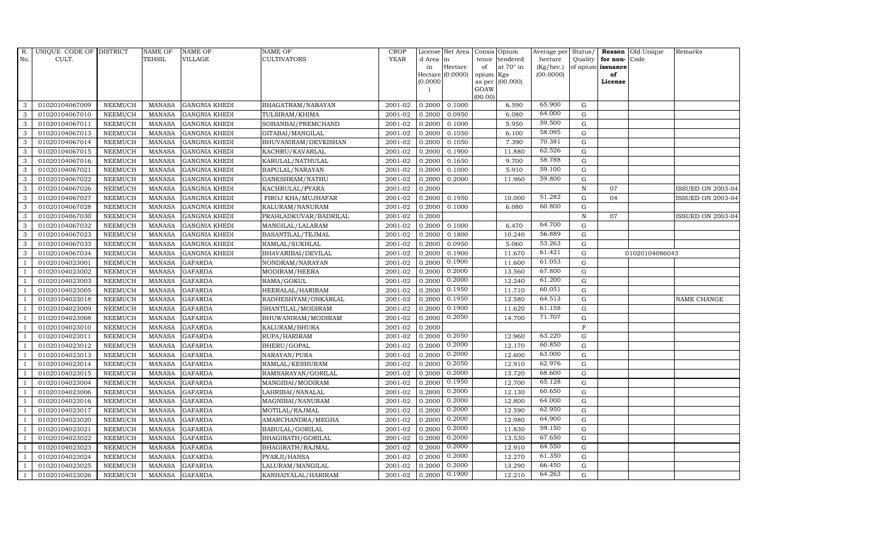| R. No. | UNIQUE CODE OF CULT. | DISTRICT | NAME OF TEHSIL | NAME OF VILLAGE | NAME OF CULTIVATORS | CROP YEAR | License d Area in Hectare (0.0000) | Net Area in Hectare (0.0000) | Consis tence of opium as per GOAW (00.00) | Opium tendered at 70° in Kgs (00.000) | Average per hectare (Kg/hec.) (00.0000) | Status/ Quality of opium | Reason for non-issuance of License | Old Unique Code | Remarks |
|---|---|---|---|---|---|---|---|---|---|---|---|---|---|---|---|
| 3 | 01020104067009 | NEEMUCH | MANASA | GANGNIA KHEDI | BHAGATRAM/NARAYAN | 2001-02 | 0.2000 | 0.1000 | | 6.590 | 65.900 | G | | | |
| 3 | 01020104067010 | NEEMUCH | MANASA | GANGNIA KHEDI | TULSIRAM/KHIMA | 2001-02 | 0.2000 | 0.0950 | | 6.080 | 64.000 | G | | | |
| 3 | 01020104067011 | NEEMUCH | MANASA | GANGNIA KHEDI | SOHANBAI/PREMCHAND | 2001-02 | 0.2000 | 0.1000 | | 5.950 | 59.500 | G | | | |
| 3 | 01020104067013 | NEEMUCH | MANASA | GANGNIA KHEDI | GITABAI/MANGILAL | 2001-02 | 0.2000 | 0.1050 | | 6.100 | 58.095 | G | | | |
| 3 | 01020104067014 | NEEMUCH | MANASA | GANGNIA KHEDI | BHUVANIRAM/DEVKISHAN | 2001-02 | 0.2000 | 0.1050 | | 7.390 | 70.381 | G | | | |
| 3 | 01020104067015 | NEEMUCH | MANASA | GANGNIA KHEDI | KACHRU/KAVARLAL | 2001-02 | 0.2000 | 0.1900 | | 11.880 | 62.526 | G | | | |
| 3 | 01020104067016 | NEEMUCH | MANASA | GANGNIA KHEDI | KARULAL/NATHULAL | 2001-02 | 0.2000 | 0.1650 | | 9.700 | 58.788 | G | | | |
| 3 | 01020104067021 | NEEMUCH | MANASA | GANGNIA KHEDI | BAPULAL/NARAYAN | 2001-02 | 0.2000 | 0.1000 | | 5.910 | 59.100 | G | | | |
| 3 | 01020104067022 | NEEMUCH | MANASA | GANGNIA KHEDI | GANESHRAM/NATHU | 2001-02 | 0.2000 | 0.2000 | | 11.960 | 59.800 | G | | | |
| 3 | 01020104067026 | NEEMUCH | MANASA | GANGNIA KHEDI | KACHRULAL/PYARA | 2001-02 | 0.2000 | | | | | N | 07 | | ISSUED ON 2003-04 |
| 3 | 01020104067027 | NEEMUCH | MANASA | GANGNIA KHEDI | FIROJ KHA/MUJHAFAR | 2001-02 | 0.2000 | 0.1950 | | 10.000 | 51.282 | G | 04 | | ISSUED ON 2003-04 |
| 3 | 01020104067028 | NEEMUCH | MANASA | GANGNIA KHEDI | KALURAM/NANURAM | 2001-02 | 0.2000 | 0.1000 | | 6.080 | 60.800 | G | | | |
| 3 | 01020104067030 | NEEMUCH | MANASA | GANGNIA KHEDI | PRAHLADKUVAR/BADRILAL | 2001-02 | 0.2000 | | | | | N | 07 | | ISSUED ON 2003-04 |
| 3 | 01020104067032 | NEEMUCH | MANASA | GANGNIA KHEDI | MANGILAL/LALARAM | 2001-02 | 0.2000 | 0.1000 | | 6.470 | 64.700 | G | | | |
| 3 | 01020104067023 | NEEMUCH | MANASA | GANGNIA KHEDI | BASANTILAL/TEJMAL | 2001-02 | 0.2000 | 0.1800 | | 10.240 | 56.889 | G | | | |
| 3 | 01020104067033 | NEEMUCH | MANASA | GANGNIA KHEDI | RAMLAL/SUKHLAL | 2001-02 | 0.2000 | 0.0950 | | 5.060 | 53.263 | G | | | |
| 3 | 01020104067034 | NEEMUCH | MANASA | GANGNIA KHEDI | BHAVARIBAI/DEVILAL | 2001-02 | 0.2000 | 0.1900 | | 11.670 | 61.421 | G | | 01020104086043 | |
| 1 | 01020104023001 | NEEMUCH | MANASA | GAFARDA | NONDRAM/NARAYAN | 2001-02 | 0.2000 | 0.1900 | | 11.600 | 61.053 | G | | | |
| 1 | 01020104023002 | NEEMUCH | MANASA | GAFARDA | MODIRAM/HEERA | 2001-02 | 0.2000 | 0.2000 | | 13.560 | 67.800 | G | | | |
| 1 | 01020104023003 | NEEMUCH | MANASA | GAFARDA | RAMA/GOKUL | 2001-02 | 0.2000 | 0.2000 | | 12.240 | 61.200 | G | | | |
| 1 | 01020104023005 | NEEMUCH | MANASA | GAFARDA | HEERALAL/HARIRAM | 2001-02 | 0.2000 | 0.1950 | | 11.710 | 60.051 | G | | | |
| 1 | 01020104023018 | NEEMUCH | MANASA | GAFARDA | RADHESHYAM/ONKARLAL | 2001-02 | 0.2000 | 0.1950 | | 12.580 | 64.513 | G | | | NAME CHANGE |
| 1 | 01020104023009 | NEEMUCH | MANASA | GAFARDA | SHANTILAL/MODIRAM | 2001-02 | 0.2000 | 0.1900 | | 11.620 | 61.158 | G | | | |
| 1 | 01020104023008 | NEEMUCH | MANASA | GAFARDA | BHUWANIRAM/MODIRAM | 2001-02 | 0.2000 | 0.2050 | | 14.700 | 71.707 | G | | | |
| 1 | 01020104023010 | NEEMUCH | MANASA | GAFARDA | KALURAM/BHURA | 2001-02 | 0.2000 | | | | | F | | | |
| 1 | 01020104023011 | NEEMUCH | MANASA | GAFARDA | RUPA/HARIRAM | 2001-02 | 0.2000 | 0.2050 | | 12.960 | 63.220 | G | | | |
| 1 | 01020104023012 | NEEMUCH | MANASA | GAFARDA | BHERU/GOPAL | 2001-02 | 0.2000 | 0.2000 | | 12.170 | 60.850 | G | | | |
| 1 | 01020104023013 | NEEMUCH | MANASA | GAFARDA | NARAYAN/PURA | 2001-02 | 0.2000 | 0.2000 | | 12.600 | 63.000 | G | | | |
| 1 | 01020104023014 | NEEMUCH | MANASA | GAFARDA | RAMLAL/KESHURAM | 2001-02 | 0.2000 | 0.2050 | | 12.910 | 62.976 | G | | | |
| 1 | 01020104023015 | NEEMUCH | MANASA | GAFARDA | RAMNARAYAN/GORILAL | 2001-02 | 0.2000 | 0.2000 | | 13.720 | 68.600 | G | | | |
| 1 | 01020104023004 | NEEMUCH | MANASA | GAFARDA | MANGIBAI/MODIRAM | 2001-02 | 0.2000 | 0.1950 | | 12.700 | 65.128 | G | | | |
| 1 | 01020104023006 | NEEMUCH | MANASA | GAFARDA | LAHRIBAI/NANALAL | 2001-02 | 0.2000 | 0.2000 | | 12.130 | 60.650 | G | | | |
| 1 | 01020104023016 | NEEMUCH | MANASA | GAFARDA | MAGNIBAI/NANURAM | 2001-02 | 0.2000 | 0.2000 | | 12.800 | 64.000 | G | | | |
| 1 | 01020104023017 | NEEMUCH | MANASA | GAFARDA | MOTILAL/RAJMAL | 2001-02 | 0.2000 | 0.2000 | | 12.590 | 62.950 | G | | | |
| 1 | 01020104023020 | NEEMUCH | MANASA | GAFARDA | AMARCHANDRA/MEGHA | 2001-02 | 0.2000 | 0.2000 | | 12.980 | 64.900 | G | | | |
| 1 | 01020104023021 | NEEMUCH | MANASA | GAFARDA | BABULAL/GORILAL | 2001-02 | 0.2000 | 0.2000 | | 11.830 | 59.150 | G | | | |
| 1 | 01020104023022 | NEEMUCH | MANASA | GAFARDA | BHAGIRATH/GORILAL | 2001-02 | 0.2000 | 0.2000 | | 13.530 | 67.650 | G | | | |
| 1 | 01020104023023 | NEEMUCH | MANASA | GAFARDA | BHAGIRATH/RAJMAL | 2001-02 | 0.2000 | 0.2000 | | 12.910 | 64.550 | G | | | |
| 1 | 01020104023024 | NEEMUCH | MANASA | GAFARDA | PYARJI/HANSA | 2001-02 | 0.2000 | 0.2000 | | 12.270 | 61.350 | G | | | |
| 1 | 01020104023025 | NEEMUCH | MANASA | GAFARDA | LALURAM/MANGILAL | 2001-02 | 0.2000 | 0.2000 | | 13.290 | 66.450 | G | | | |
| 1 | 01020104023026 | NEEMUCH | MANASA | GAFARDA | KANHAIYALAL/HARIRAM | 2001-02 | 0.2000 | 0.1900 | | 12.210 | 64.263 | G | | | |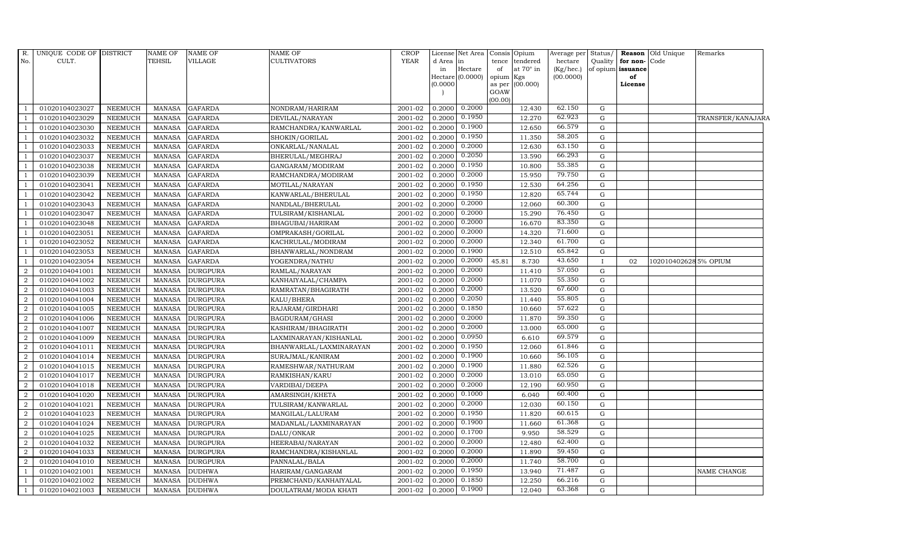| R. No. | UNIQUE CODE OF CULT. | DISTRICT | NAME OF TEHSIL | NAME OF VILLAGE | NAME OF CULTIVATORS | CROP YEAR | License d Area in Hectare (0.0000) | Net Area in Hectare (0.0000) | Consis tence of opium as per GOAW (00.00) | Opium tendered at 70° in Kgs (00.000) | Average per hectare (Kg/hec.) (00.0000) | Status/ Quality of opium | Reason for non- issuance of License | Old Unique Code | Remarks |
|---|---|---|---|---|---|---|---|---|---|---|---|---|---|---|---|
| 1 | 01020104023027 | NEEMUCH | MANASA | GAFARDA | NONDRAM/HARIRAM | 2001-02 | 0.2000 | 0.2000 | | 12.430 | 62.150 | G | | | |
| 1 | 01020104023029 | NEEMUCH | MANASA | GAFARDA | DEVILAL/NARAYAN | 2001-02 | 0.2000 | 0.1950 | | 12.270 | 62.923 | G | | | TRANSFER/KANAJARA |
| 1 | 01020104023030 | NEEMUCH | MANASA | GAFARDA | RAMCHANDRA/KANWARLAL | 2001-02 | 0.2000 | 0.1900 | | 12.650 | 66.579 | G | | | |
| 1 | 01020104023032 | NEEMUCH | MANASA | GAFARDA | SHOKIN/GORILAL | 2001-02 | 0.2000 | 0.1950 | | 11.350 | 58.205 | G | | | |
| 1 | 01020104023033 | NEEMUCH | MANASA | GAFARDA | ONKARLAL/NANALAL | 2001-02 | 0.2000 | 0.2000 | | 12.630 | 63.150 | G | | | |
| 1 | 01020104023037 | NEEMUCH | MANASA | GAFARDA | BHERULAL/MEGHRAJ | 2001-02 | 0.2000 | 0.2050 | | 13.590 | 66.293 | G | | | |
| 1 | 01020104023038 | NEEMUCH | MANASA | GAFARDA | GANGARAM/MODIRAM | 2001-02 | 0.2000 | 0.1950 | | 10.800 | 55.385 | G | | | |
| 1 | 01020104023039 | NEEMUCH | MANASA | GAFARDA | RAMCHANDRA/MODIRAM | 2001-02 | 0.2000 | 0.2000 | | 15.950 | 79.750 | G | | | |
| 1 | 01020104023041 | NEEMUCH | MANASA | GAFARDA | MOTILAL/NARAYAN | 2001-02 | 0.2000 | 0.1950 | | 12.530 | 64.256 | G | | | |
| 1 | 01020104023042 | NEEMUCH | MANASA | GAFARDA | KANWARLAL/BHERULAL | 2001-02 | 0.2000 | 0.1950 | | 12.820 | 65.744 | G | | | |
| 1 | 01020104023043 | NEEMUCH | MANASA | GAFARDA | NANDLAL/BHERULAL | 2001-02 | 0.2000 | 0.2000 | | 12.060 | 60.300 | G | | | |
| 1 | 01020104023047 | NEEMUCH | MANASA | GAFARDA | TULSIRAM/KISHANLAL | 2001-02 | 0.2000 | 0.2000 | | 15.290 | 76.450 | G | | | |
| 1 | 01020104023048 | NEEMUCH | MANASA | GAFARDA | BHAGUBAI/HARIRAM | 2001-02 | 0.2000 | 0.2000 | | 16.670 | 83.350 | G | | | |
| 1 | 01020104023051 | NEEMUCH | MANASA | GAFARDA | OMPRAKASH/GORILAL | 2001-02 | 0.2000 | 0.2000 | | 14.320 | 71.600 | G | | | |
| 1 | 01020104023052 | NEEMUCH | MANASA | GAFARDA | KACHRULAL/MODIRAM | 2001-02 | 0.2000 | 0.2000 | | 12.340 | 61.700 | G | | | |
| 1 | 01020104023053 | NEEMUCH | MANASA | GAFARDA | BHANWARLAL/NONDRAM | 2001-02 | 0.2000 | 0.1900 | | 12.510 | 65.842 | G | | | |
| 1 | 01020104023054 | NEEMUCH | MANASA | GAFARDA | YOGENDRA/NATHU | 2001-02 | 0.2000 | 0.2000 | 45.81 | 8.730 | 43.650 | I | 02 | 1020104026285 | % OPIUM |
| 2 | 01020104041001 | NEEMUCH | MANASA | DURGPURA | RAMLAL/NARAYAN | 2001-02 | 0.2000 | 0.2000 | | 11.410 | 57.050 | G | | | |
| 2 | 01020104041002 | NEEMUCH | MANASA | DURGPURA | KANHAIYALAL/CHAMPA | 2001-02 | 0.2000 | 0.2000 | | 11.070 | 55.350 | G | | | |
| 2 | 01020104041003 | NEEMUCH | MANASA | DURGPURA | RAMRATAN/BHAGIRATH | 2001-02 | 0.2000 | 0.2000 | | 13.520 | 67.600 | G | | | |
| 2 | 01020104041004 | NEEMUCH | MANASA | DURGPURA | KALU/BHERA | 2001-02 | 0.2000 | 0.2050 | | 11.440 | 55.805 | G | | | |
| 2 | 01020104041005 | NEEMUCH | MANASA | DURGPURA | RAJARAM/GIRDHARI | 2001-02 | 0.2000 | 0.1850 | | 10.660 | 57.622 | G | | | |
| 2 | 01020104041006 | NEEMUCH | MANASA | DURGPURA | BAGDURAM/GHASI | 2001-02 | 0.2000 | 0.2000 | | 11.870 | 59.350 | G | | | |
| 2 | 01020104041007 | NEEMUCH | MANASA | DURGPURA | KASHIRAM/BHAGIRATH | 2001-02 | 0.2000 | 0.2000 | | 13.000 | 65.000 | G | | | |
| 2 | 01020104041009 | NEEMUCH | MANASA | DURGPURA | LAXMINARAYAN/KISHANLAL | 2001-02 | 0.2000 | 0.0950 | | 6.610 | 69.579 | G | | | |
| 2 | 01020104041011 | NEEMUCH | MANASA | DURGPURA | BHANWARLAL/LAXMINARAYAN | 2001-02 | 0.2000 | 0.1950 | | 12.060 | 61.846 | G | | | |
| 2 | 01020104041014 | NEEMUCH | MANASA | DURGPURA | SURAJMAL/KANIRAM | 2001-02 | 0.2000 | 0.1900 | | 10.660 | 56.105 | G | | | |
| 2 | 01020104041015 | NEEMUCH | MANASA | DURGPURA | RAMESHWAR/NATHURAM | 2001-02 | 0.2000 | 0.1900 | | 11.880 | 62.526 | G | | | |
| 2 | 01020104041017 | NEEMUCH | MANASA | DURGPURA | RAMKISHAN/KARU | 2001-02 | 0.2000 | 0.2000 | | 13.010 | 65.050 | G | | | |
| 2 | 01020104041018 | NEEMUCH | MANASA | DURGPURA | VARDIBAI/DEEPA | 2001-02 | 0.2000 | 0.2000 | | 12.190 | 60.950 | G | | | |
| 2 | 01020104041020 | NEEMUCH | MANASA | DURGPURA | AMARSINGH/KHETA | 2001-02 | 0.2000 | 0.1000 | | 6.040 | 60.400 | G | | | |
| 2 | 01020104041021 | NEEMUCH | MANASA | DURGPURA | TULSIRAM/KANWARLAL | 2001-02 | 0.2000 | 0.2000 | | 12.030 | 60.150 | G | | | |
| 2 | 01020104041023 | NEEMUCH | MANASA | DURGPURA | MANGILAL/LALURAM | 2001-02 | 0.2000 | 0.1950 | | 11.820 | 60.615 | G | | | |
| 2 | 01020104041024 | NEEMUCH | MANASA | DURGPURA | MADANLAL/LAXMINARAYAN | 2001-02 | 0.2000 | 0.1900 | | 11.660 | 61.368 | G | | | |
| 2 | 01020104041025 | NEEMUCH | MANASA | DURGPURA | DALU/ONKAR | 2001-02 | 0.2000 | 0.1700 | | 9.950 | 58.529 | G | | | |
| 2 | 01020104041032 | NEEMUCH | MANASA | DURGPURA | HEERABAI/NARAYAN | 2001-02 | 0.2000 | 0.2000 | | 12.480 | 62.400 | G | | | |
| 2 | 01020104041033 | NEEMUCH | MANASA | DURGPURA | RAMCHANDRA/KISHANLAL | 2001-02 | 0.2000 | 0.2000 | | 11.890 | 59.450 | G | | | |
| 2 | 01020104041010 | NEEMUCH | MANASA | DURGPURA | PANNALAL/BALA | 2001-02 | 0.2000 | 0.2000 | | 11.740 | 58.700 | G | | | |
| 1 | 01020104021001 | NEEMUCH | MANASA | DUDHWA | HARIRAM/GANGARAM | 2001-02 | 0.2000 | 0.1950 | | 13.940 | 71.487 | G | | | NAME CHANGE |
| 1 | 01020104021002 | NEEMUCH | MANASA | DUDHWA | PREMCHAND/KANHAIYALAL | 2001-02 | 0.2000 | 0.1850 | | 12.250 | 66.216 | G | | | |
| 1 | 01020104021003 | NEEMUCH | MANASA | DUDHWA | DOULATRAM/MODA KHATI | 2001-02 | 0.2000 | 0.1900 | | 12.040 | 63.368 | G | | | |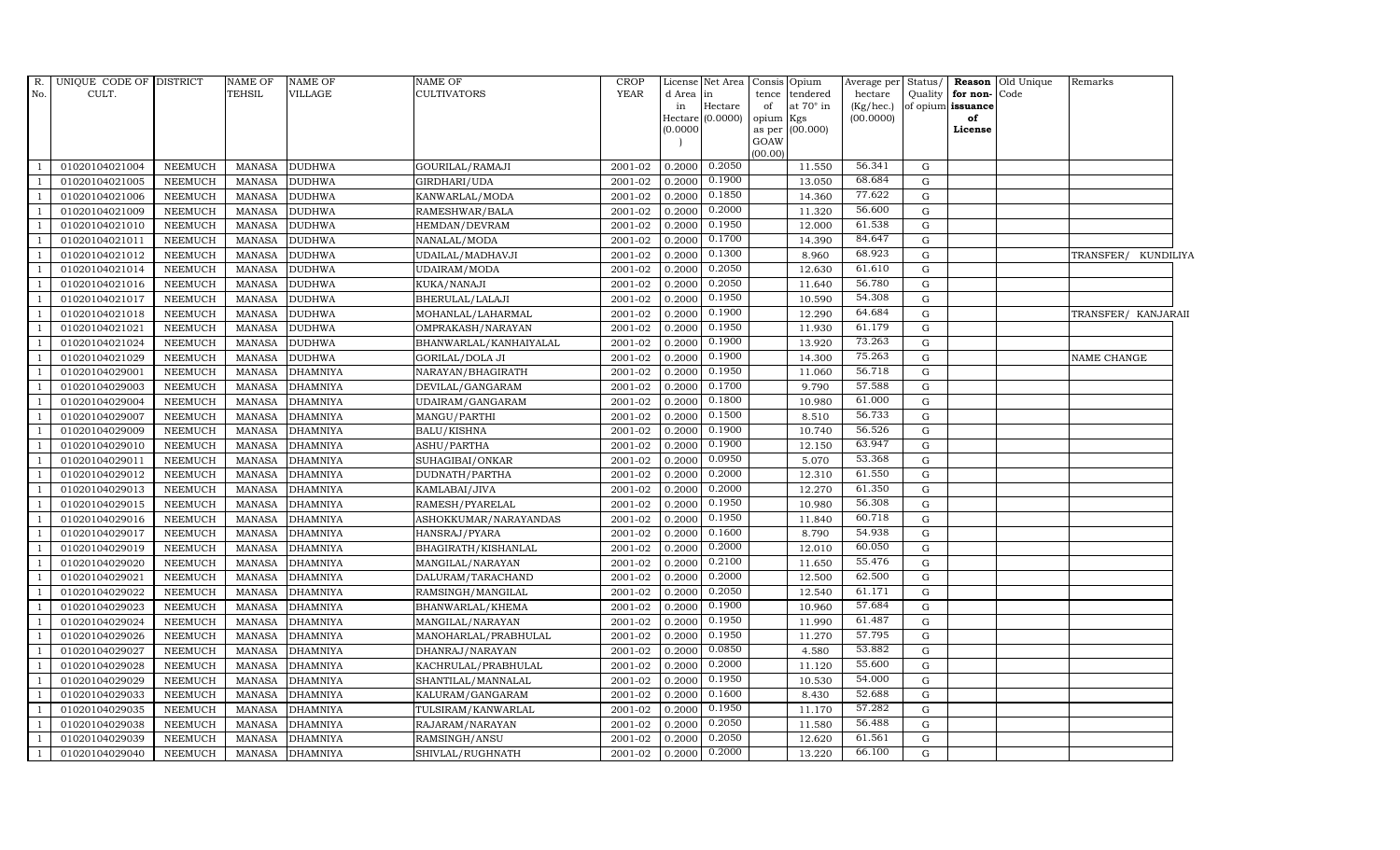| R. No. | UNIQUE CODE OF CULT. | DISTRICT | NAME OF TEHSIL | NAME OF VILLAGE | NAME OF CULTIVATORS | CROP YEAR | License d Area in Hectare (0.0000) | Net Area in Hectare (0.0000) | Consis tence of opium as per GOAW (00.00) | Opium tendered at 70° in Kgs (00.000) | Average per hectare (Kg/hec.) (00.0000) | Status/ Quality of opium | Reason for non-issuance of License | Old Unique Code | Remarks |
|---|---|---|---|---|---|---|---|---|---|---|---|---|---|---|---|
| 1 | 01020104021004 | NEEMUCH | MANASA | DUDHWA | GOURILAL/RAMAJI | 2001-02 | 0.2000 | 0.2050 | | 11.550 | 56.341 | G | | | |
| 1 | 01020104021005 | NEEMUCH | MANASA | DUDHWA | GIRDHARI/UDA | 2001-02 | 0.2000 | 0.1900 | | 13.050 | 68.684 | G | | | |
| 1 | 01020104021006 | NEEMUCH | MANASA | DUDHWA | KANWARLAL/MODA | 2001-02 | 0.2000 | 0.1850 | | 14.360 | 77.622 | G | | | |
| 1 | 01020104021009 | NEEMUCH | MANASA | DUDHWA | RAMESHWAR/BALA | 2001-02 | 0.2000 | 0.2000 | | 11.320 | 56.600 | G | | | |
| 1 | 01020104021010 | NEEMUCH | MANASA | DUDHWA | HEMDAN/DEVRAM | 2001-02 | 0.2000 | 0.1950 | | 12.000 | 61.538 | G | | | |
| 1 | 01020104021011 | NEEMUCH | MANASA | DUDHWA | NANALAL/MODA | 2001-02 | 0.2000 | 0.1700 | | 14.390 | 84.647 | G | | | |
| 1 | 01020104021012 | NEEMUCH | MANASA | DUDHWA | UDAILAL/MADHAVJI | 2001-02 | 0.2000 | 0.1300 | | 8.960 | 68.923 | G | | | TRANSFER/ KUNDILIYA |
| 1 | 01020104021014 | NEEMUCH | MANASA | DUDHWA | UDAIRAM/MODA | 2001-02 | 0.2000 | 0.2050 | | 12.630 | 61.610 | G | | | |
| 1 | 01020104021016 | NEEMUCH | MANASA | DUDHWA | KUKA/NANAJI | 2001-02 | 0.2000 | 0.2050 | | 11.640 | 56.780 | G | | | |
| 1 | 01020104021017 | NEEMUCH | MANASA | DUDHWA | BHERULAL/LALAJI | 2001-02 | 0.2000 | 0.1950 | | 10.590 | 54.308 | G | | | |
| 1 | 01020104021018 | NEEMUCH | MANASA | DUDHWA | MOHANLAL/LAHARMAL | 2001-02 | 0.2000 | 0.1900 | | 12.290 | 64.684 | G | | | TRANSFER/ KANJARAII |
| 1 | 01020104021021 | NEEMUCH | MANASA | DUDHWA | OMPRAKASH/NARAYAN | 2001-02 | 0.2000 | 0.1950 | | 11.930 | 61.179 | G | | | |
| 1 | 01020104021024 | NEEMUCH | MANASA | DUDHWA | BHANWARLAL/KANHAIYALAL | 2001-02 | 0.2000 | 0.1900 | | 13.920 | 73.263 | G | | | |
| 1 | 01020104021029 | NEEMUCH | MANASA | DUDHWA | GORILAL/DOLA JI | 2001-02 | 0.2000 | 0.1900 | | 14.300 | 75.263 | G | | | NAME CHANGE |
| 1 | 01020104029001 | NEEMUCH | MANASA | DHAMNIYA | NARAYAN/BHAGIRATH | 2001-02 | 0.2000 | 0.1950 | | 11.060 | 56.718 | G | | | |
| 1 | 01020104029003 | NEEMUCH | MANASA | DHAMNIYA | DEVILAL/GANGARAM | 2001-02 | 0.2000 | 0.1700 | | 9.790 | 57.588 | G | | | |
| 1 | 01020104029004 | NEEMUCH | MANASA | DHAMNIYA | UDAIRAM/GANGARAM | 2001-02 | 0.2000 | 0.1800 | | 10.980 | 61.000 | G | | | |
| 1 | 01020104029007 | NEEMUCH | MANASA | DHAMNIYA | MANGU/PARTHI | 2001-02 | 0.2000 | 0.1500 | | 8.510 | 56.733 | G | | | |
| 1 | 01020104029009 | NEEMUCH | MANASA | DHAMNIYA | BALU/KISHNA | 2001-02 | 0.2000 | 0.1900 | | 10.740 | 56.526 | G | | | |
| 1 | 01020104029010 | NEEMUCH | MANASA | DHAMNIYA | ASHU/PARTHA | 2001-02 | 0.2000 | 0.1900 | | 12.150 | 63.947 | G | | | |
| 1 | 01020104029011 | NEEMUCH | MANASA | DHAMNIYA | SUHAGIBAI/ONKAR | 2001-02 | 0.2000 | 0.0950 | | 5.070 | 53.368 | G | | | |
| 1 | 01020104029012 | NEEMUCH | MANASA | DHAMNIYA | DUDNATH/PARTHA | 2001-02 | 0.2000 | 0.2000 | | 12.310 | 61.550 | G | | | |
| 1 | 01020104029013 | NEEMUCH | MANASA | DHAMNIYA | KAMLABAI/JIVA | 2001-02 | 0.2000 | 0.2000 | | 12.270 | 61.350 | G | | | |
| 1 | 01020104029015 | NEEMUCH | MANASA | DHAMNIYA | RAMESH/PYARELAL | 2001-02 | 0.2000 | 0.1950 | | 10.980 | 56.308 | G | | | |
| 1 | 01020104029016 | NEEMUCH | MANASA | DHAMNIYA | ASHOKKUMAR/NARAYANDAS | 2001-02 | 0.2000 | 0.1950 | | 11.840 | 60.718 | G | | | |
| 1 | 01020104029017 | NEEMUCH | MANASA | DHAMNIYA | HANSRAJ/PYARA | 2001-02 | 0.2000 | 0.1600 | | 8.790 | 54.938 | G | | | |
| 1 | 01020104029019 | NEEMUCH | MANASA | DHAMNIYA | BHAGIRATH/KISHANLAL | 2001-02 | 0.2000 | 0.2000 | | 12.010 | 60.050 | G | | | |
| 1 | 01020104029020 | NEEMUCH | MANASA | DHAMNIYA | MANGILAL/NARAYAN | 2001-02 | 0.2000 | 0.2100 | | 11.650 | 55.476 | G | | | |
| 1 | 01020104029021 | NEEMUCH | MANASA | DHAMNIYA | DALURAM/TARACHAND | 2001-02 | 0.2000 | 0.2000 | | 12.500 | 62.500 | G | | | |
| 1 | 01020104029022 | NEEMUCH | MANASA | DHAMNIYA | RAMSINGH/MANGILAL | 2001-02 | 0.2000 | 0.2050 | | 12.540 | 61.171 | G | | | |
| 1 | 01020104029023 | NEEMUCH | MANASA | DHAMNIYA | BHANWARLAL/KHEMA | 2001-02 | 0.2000 | 0.1900 | | 10.960 | 57.684 | G | | | |
| 1 | 01020104029024 | NEEMUCH | MANASA | DHAMNIYA | MANGILAL/NARAYAN | 2001-02 | 0.2000 | 0.1950 | | 11.990 | 61.487 | G | | | |
| 1 | 01020104029026 | NEEMUCH | MANASA | DHAMNIYA | MANOHARLAL/PRABHULAL | 2001-02 | 0.2000 | 0.1950 | | 11.270 | 57.795 | G | | | |
| 1 | 01020104029027 | NEEMUCH | MANASA | DHAMNIYA | DHANRAJ/NARAYAN | 2001-02 | 0.2000 | 0.0850 | | 4.580 | 53.882 | G | | | |
| 1 | 01020104029028 | NEEMUCH | MANASA | DHAMNIYA | KACHRULAL/PRABHULAL | 2001-02 | 0.2000 | 0.2000 | | 11.120 | 55.600 | G | | | |
| 1 | 01020104029029 | NEEMUCH | MANASA | DHAMNIYA | SHANTILAL/MANNALAL | 2001-02 | 0.2000 | 0.1950 | | 10.530 | 54.000 | G | | | |
| 1 | 01020104029033 | NEEMUCH | MANASA | DHAMNIYA | KALURAM/GANGARAM | 2001-02 | 0.2000 | 0.1600 | | 8.430 | 52.688 | G | | | |
| 1 | 01020104029035 | NEEMUCH | MANASA | DHAMNIYA | TULSIRAM/KANWARLAL | 2001-02 | 0.2000 | 0.1950 | | 11.170 | 57.282 | G | | | |
| 1 | 01020104029038 | NEEMUCH | MANASA | DHAMNIYA | RAJARAM/NARAYAN | 2001-02 | 0.2000 | 0.2050 | | 11.580 | 56.488 | G | | | |
| 1 | 01020104029039 | NEEMUCH | MANASA | DHAMNIYA | RAMSINGH/ANSU | 2001-02 | 0.2000 | 0.2050 | | 12.620 | 61.561 | G | | | |
| 1 | 01020104029040 | NEEMUCH | MANASA | DHAMNIYA | SHIVLAL/RUGHNATH | 2001-02 | 0.2000 | 0.2000 | | 13.220 | 66.100 | G | | | |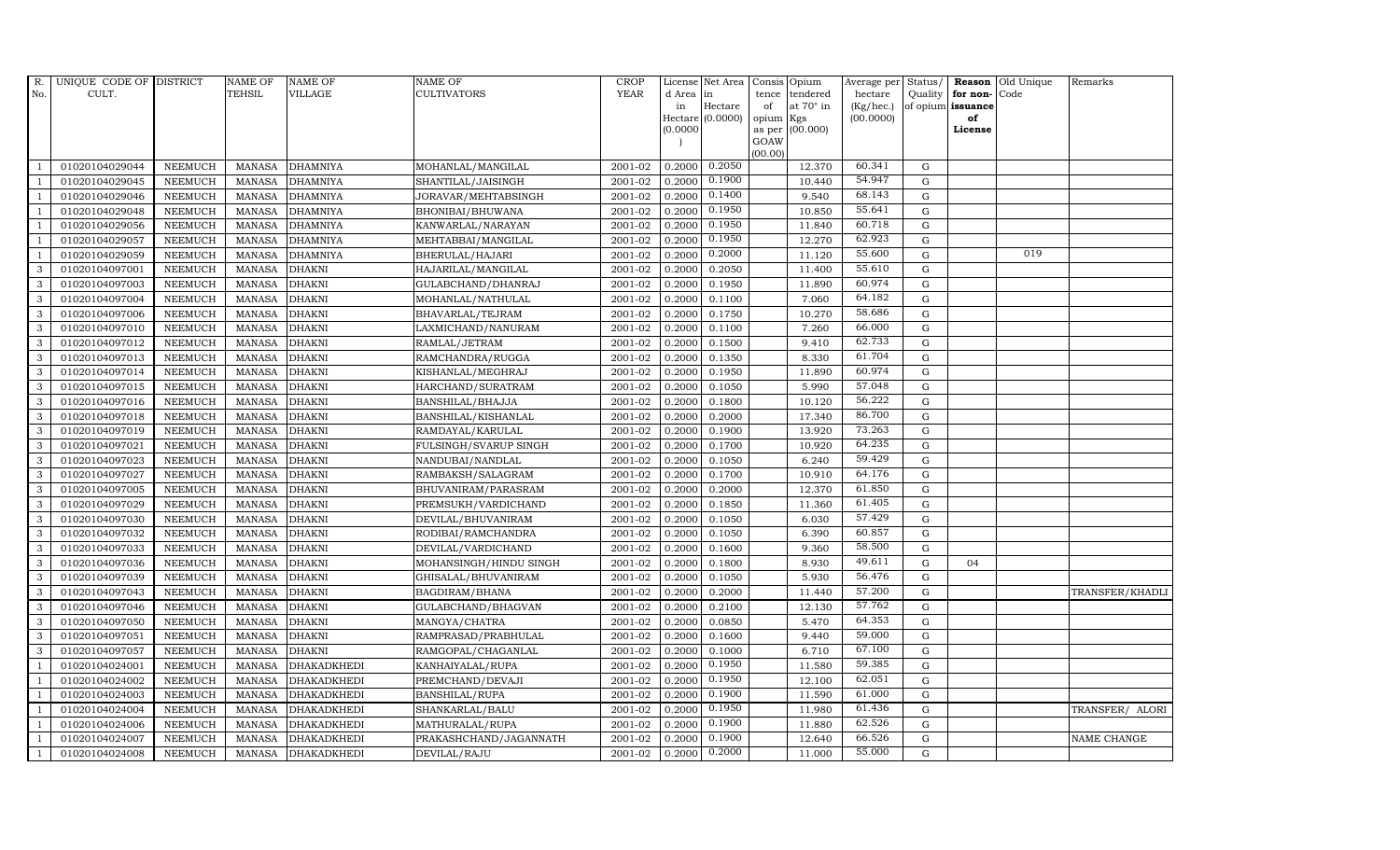| R. No. | UNIQUE CODE OF CULT. | DISTRICT | NAME OF TEHSIL | NAME OF VILLAGE | NAME OF CULTIVATORS | CROP YEAR | License d Area in Hectare (0.0000) | Net Area in Hectare (0.0000) | Consis tence of opium as per GOAW (00.00) | Opium tendered at 70° in Kgs (00.000) | Average per hectare (Kg/hec.) (00.0000) | Status/ Quality of opium | Reason for non-issuance of License | Old Unique Code | Remarks |
|---|---|---|---|---|---|---|---|---|---|---|---|---|---|---|---|
| 1 | 01020104029044 | NEEMUCH | MANASA | DHAMNIYA | MOHANLAL/MANGILAL | 2001-02 | 0.2000 | 0.2050 | | 12.370 | 60.341 | G | | | |
| 1 | 01020104029045 | NEEMUCH | MANASA | DHAMNIYA | SHANTILAL/JAISINGH | 2001-02 | 0.2000 | 0.1900 | | 10.440 | 54.947 | G | | | |
| 1 | 01020104029046 | NEEMUCH | MANASA | DHAMNIYA | JORAVAR/MEHTABSINGH | 2001-02 | 0.2000 | 0.1400 | | 9.540 | 68.143 | G | | | |
| 1 | 01020104029048 | NEEMUCH | MANASA | DHAMNIYA | BHONIBAI/BHUWANA | 2001-02 | 0.2000 | 0.1950 | | 10.850 | 55.641 | G | | | |
| 1 | 01020104029056 | NEEMUCH | MANASA | DHAMNIYA | KANWARLAL/NARAYAN | 2001-02 | 0.2000 | 0.1950 | | 11.840 | 60.718 | G | | | |
| 1 | 01020104029057 | NEEMUCH | MANASA | DHAMNIYA | MEHTABBAI/MANGILAL | 2001-02 | 0.2000 | 0.1950 | | 12.270 | 62.923 | G | | | |
| 1 | 01020104029059 | NEEMUCH | MANASA | DHAMNIYA | BHERULAL/HAJARI | 2001-02 | 0.2000 | 0.2000 | | 11.120 | 55.600 | G | | 019 | |
| 3 | 01020104097001 | NEEMUCH | MANASA | DHAKNI | HAJARILAL/MANGILAL | 2001-02 | 0.2000 | 0.2050 | | 11.400 | 55.610 | G | | | |
| 3 | 01020104097003 | NEEMUCH | MANASA | DHAKNI | GULABCHAND/DHANRAJ | 2001-02 | 0.2000 | 0.1950 | | 11.890 | 60.974 | G | | | |
| 3 | 01020104097004 | NEEMUCH | MANASA | DHAKNI | MOHANLAL/NATHULAL | 2001-02 | 0.2000 | 0.1100 | | 7.060 | 64.182 | G | | | |
| 3 | 01020104097006 | NEEMUCH | MANASA | DHAKNI | BHAVARLAL/TEJRAM | 2001-02 | 0.2000 | 0.1750 | | 10.270 | 58.686 | G | | | |
| 3 | 01020104097010 | NEEMUCH | MANASA | DHAKNI | LAXMICHAND/NANURAM | 2001-02 | 0.2000 | 0.1100 | | 7.260 | 66.000 | G | | | |
| 3 | 01020104097012 | NEEMUCH | MANASA | DHAKNI | RAMLAL/JETRAM | 2001-02 | 0.2000 | 0.1500 | | 9.410 | 62.733 | G | | | |
| 3 | 01020104097013 | NEEMUCH | MANASA | DHAKNI | RAMCHANDRA/RUGGA | 2001-02 | 0.2000 | 0.1350 | | 8.330 | 61.704 | G | | | |
| 3 | 01020104097014 | NEEMUCH | MANASA | DHAKNI | KISHANLAL/MEGHRAJ | 2001-02 | 0.2000 | 0.1950 | | 11.890 | 60.974 | G | | | |
| 3 | 01020104097015 | NEEMUCH | MANASA | DHAKNI | HARCHAND/SURATRAM | 2001-02 | 0.2000 | 0.1050 | | 5.990 | 57.048 | G | | | |
| 3 | 01020104097016 | NEEMUCH | MANASA | DHAKNI | BANSHILAL/BHAJJA | 2001-02 | 0.2000 | 0.1800 | | 10.120 | 56.222 | G | | | |
| 3 | 01020104097018 | NEEMUCH | MANASA | DHAKNI | BANSHILAL/KISHANLAL | 2001-02 | 0.2000 | 0.2000 | | 17.340 | 86.700 | G | | | |
| 3 | 01020104097019 | NEEMUCH | MANASA | DHAKNI | RAMDAYAL/KARULAL | 2001-02 | 0.2000 | 0.1900 | | 13.920 | 73.263 | G | | | |
| 3 | 01020104097021 | NEEMUCH | MANASA | DHAKNI | FULSINGH/SVARUP SINGH | 2001-02 | 0.2000 | 0.1700 | | 10.920 | 64.235 | G | | | |
| 3 | 01020104097023 | NEEMUCH | MANASA | DHAKNI | NANDUBAI/NANDLAL | 2001-02 | 0.2000 | 0.1050 | | 6.240 | 59.429 | G | | | |
| 3 | 01020104097027 | NEEMUCH | MANASA | DHAKNI | RAMBAKSH/SALAGRAM | 2001-02 | 0.2000 | 0.1700 | | 10.910 | 64.176 | G | | | |
| 3 | 01020104097005 | NEEMUCH | MANASA | DHAKNI | BHUVANIRAM/PARASRAM | 2001-02 | 0.2000 | 0.2000 | | 12.370 | 61.850 | G | | | |
| 3 | 01020104097029 | NEEMUCH | MANASA | DHAKNI | PREMSUKH/VARDICHAND | 2001-02 | 0.2000 | 0.1850 | | 11.360 | 61.405 | G | | | |
| 3 | 01020104097030 | NEEMUCH | MANASA | DHAKNI | DEVILAL/BHUVANIRAM | 2001-02 | 0.2000 | 0.1050 | | 6.030 | 57.429 | G | | | |
| 3 | 01020104097032 | NEEMUCH | MANASA | DHAKNI | RODIBAI/RAMCHANDRA | 2001-02 | 0.2000 | 0.1050 | | 6.390 | 60.857 | G | | | |
| 3 | 01020104097033 | NEEMUCH | MANASA | DHAKNI | DEVILAL/VARDICHAND | 2001-02 | 0.2000 | 0.1600 | | 9.360 | 58.500 | G | | | |
| 3 | 01020104097036 | NEEMUCH | MANASA | DHAKNI | MOHANSINGH/HINDU SINGH | 2001-02 | 0.2000 | 0.1800 | | 8.930 | 49.611 | G | 04 | | |
| 3 | 01020104097039 | NEEMUCH | MANASA | DHAKNI | GHISALAL/BHUVANIRAM | 2001-02 | 0.2000 | 0.1050 | | 5.930 | 56.476 | G | | | |
| 3 | 01020104097043 | NEEMUCH | MANASA | DHAKNI | BAGDIRAM/BHANA | 2001-02 | 0.2000 | 0.2000 | | 11.440 | 57.200 | G | | | TRANSFER/KHADLI |
| 3 | 01020104097046 | NEEMUCH | MANASA | DHAKNI | GULABCHAND/BHAGVAN | 2001-02 | 0.2000 | 0.2100 | | 12.130 | 57.762 | G | | | |
| 3 | 01020104097050 | NEEMUCH | MANASA | DHAKNI | MANGYA/CHATRA | 2001-02 | 0.2000 | 0.0850 | | 5.470 | 64.353 | G | | | |
| 3 | 01020104097051 | NEEMUCH | MANASA | DHAKNI | RAMPRASAD/PRABHULAL | 2001-02 | 0.2000 | 0.1600 | | 9.440 | 59.000 | G | | | |
| 3 | 01020104097057 | NEEMUCH | MANASA | DHAKNI | RAMGOPAL/CHAGANLAL | 2001-02 | 0.2000 | 0.1000 | | 6.710 | 67.100 | G | | | |
| 1 | 01020104024001 | NEEMUCH | MANASA | DHAKADKHEDI | KANHAIYALAL/RUPA | 2001-02 | 0.2000 | 0.1950 | | 11.580 | 59.385 | G | | | |
| 1 | 01020104024002 | NEEMUCH | MANASA | DHAKADKHEDI | PREMCHAND/DEVAJI | 2001-02 | 0.2000 | 0.1950 | | 12.100 | 62.051 | G | | | |
| 1 | 01020104024003 | NEEMUCH | MANASA | DHAKADKHEDI | BANSHILAL/RUPA | 2001-02 | 0.2000 | 0.1900 | | 11.590 | 61.000 | G | | | |
| 1 | 01020104024004 | NEEMUCH | MANASA | DHAKADKHEDI | SHANKARLAL/BALU | 2001-02 | 0.2000 | 0.1950 | | 11.980 | 61.436 | G | | | TRANSFER/ ALORI |
| 1 | 01020104024006 | NEEMUCH | MANASA | DHAKADKHEDI | MATHURALAL/RUPA | 2001-02 | 0.2000 | 0.1900 | | 11.880 | 62.526 | G | | | |
| 1 | 01020104024007 | NEEMUCH | MANASA | DHAKADKHEDI | PRAKASHCHAND/JAGANNATH | 2001-02 | 0.2000 | 0.1900 | | 12.640 | 66.526 | G | | | NAME CHANGE |
| 1 | 01020104024008 | NEEMUCH | MANASA | DHAKADKHEDI | DEVILAL/RAJU | 2001-02 | 0.2000 | 0.2000 | | 11.000 | 55.000 | G | | | |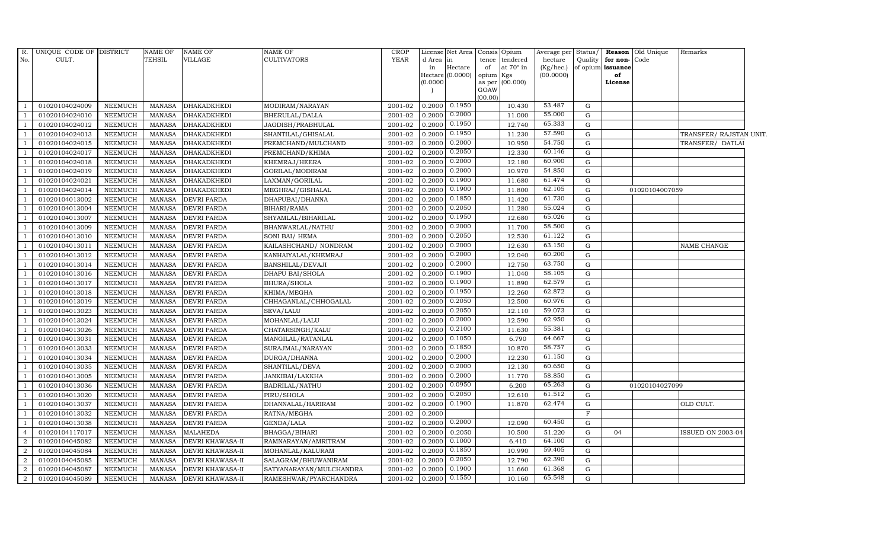| R. No. | UNIQUE CODE OF CULT. | DISTRICT | NAME OF TEHSIL | NAME OF VILLAGE | NAME OF CULTIVATORS | CROP YEAR | License d Area in Hectare (0.0000) | Net Area in Hectare (0.0000) | Consis tence of opium as per GOAW (00.00) | Opium tendered at 70° in Kgs (00.000) | Average per hectare (Kg/hec.) (00.0000) | Status/ Quality of opium | Reason for non-issuance of License | Old Unique Code | Remarks |
|---|---|---|---|---|---|---|---|---|---|---|---|---|---|---|---|
| 1 | 01020104024009 | NEEMUCH | MANASA | DHAKADKHEDI | MODIRAM/NARAYAN | 2001-02 | 0.2000 | 0.1950 | | 10.430 | 53.487 | G | | | |
| 1 | 01020104024010 | NEEMUCH | MANASA | DHAKADKHEDI | BHERULAL/DALLA | 2001-02 | 0.2000 | 0.2000 | | 11.000 | 55.000 | G | | | |
| 1 | 01020104024012 | NEEMUCH | MANASA | DHAKADKHEDI | JAGDISH/PRABHULAL | 2001-02 | 0.2000 | 0.1950 | | 12.740 | 65.333 | G | | | |
| 1 | 01020104024013 | NEEMUCH | MANASA | DHAKADKHEDI | SHANTILAL/GHISALAL | 2001-02 | 0.2000 | 0.1950 | | 11.230 | 57.590 | G | | | TRANSFER/ RAJSTAN UNIT. |
| 1 | 01020104024015 | NEEMUCH | MANASA | DHAKADKHEDI | PREMCHAND/MULCHAND | 2001-02 | 0.2000 | 0.2000 | | 10.950 | 54.750 | G | | | TRANSFER/ DATLAI |
| 1 | 01020104024017 | NEEMUCH | MANASA | DHAKADKHEDI | PREMCHAND/KHIMA | 2001-02 | 0.2000 | 0.2050 | | 12.330 | 60.146 | G | | | |
| 1 | 01020104024018 | NEEMUCH | MANASA | DHAKADKHEDI | KHEMRAJ/HEERA | 2001-02 | 0.2000 | 0.2000 | | 12.180 | 60.900 | G | | | |
| 1 | 01020104024019 | NEEMUCH | MANASA | DHAKADKHEDI | GORILAL/MODIRAM | 2001-02 | 0.2000 | 0.2000 | | 10.970 | 54.850 | G | | | |
| 1 | 01020104024021 | NEEMUCH | MANASA | DHAKADKHEDI | LAXMAN/GORILAL | 2001-02 | 0.2000 | 0.1900 | | 11.680 | 61.474 | G | | | |
| 1 | 01020104024014 | NEEMUCH | MANASA | DHAKADKHEDI | MEGHRAJ/GISHALAL | 2001-02 | 0.2000 | 0.1900 | | 11.800 | 62.105 | G | | 01020104007059 | |
| 1 | 01020104013002 | NEEMUCH | MANASA | DEVRI PARDA | DHAPUBAI/DHANNA | 2001-02 | 0.2000 | 0.1850 | | 11.420 | 61.730 | G | | | |
| 1 | 01020104013004 | NEEMUCH | MANASA | DEVRI PARDA | BIHARI/RAMA | 2001-02 | 0.2000 | 0.2050 | | 11.280 | 55.024 | G | | | |
| 1 | 01020104013007 | NEEMUCH | MANASA | DEVRI PARDA | SHYAMLAL/BIHARILAL | 2001-02 | 0.2000 | 0.1950 | | 12.680 | 65.026 | G | | | |
| 1 | 01020104013009 | NEEMUCH | MANASA | DEVRI PARDA | BHANWARLAL/NATHU | 2001-02 | 0.2000 | 0.2000 | | 11.700 | 58.500 | G | | | |
| 1 | 01020104013010 | NEEMUCH | MANASA | DEVRI PARDA | SONI BAI/ HEMA | 2001-02 | 0.2000 | 0.2050 | | 12.530 | 61.122 | G | | | |
| 1 | 01020104013011 | NEEMUCH | MANASA | DEVRI PARDA | KAILASHCHAND/ NONDRAM | 2001-02 | 0.2000 | 0.2000 | | 12.630 | 63.150 | G | | | NAME CHANGE |
| 1 | 01020104013012 | NEEMUCH | MANASA | DEVRI PARDA | KANHAIYALAL/KHEMRAJ | 2001-02 | 0.2000 | 0.2000 | | 12.040 | 60.200 | G | | | |
| 1 | 01020104013014 | NEEMUCH | MANASA | DEVRI PARDA | BANSHILAL/DEVAJI | 2001-02 | 0.2000 | 0.2000 | | 12.750 | 63.750 | G | | | |
| 1 | 01020104013016 | NEEMUCH | MANASA | DEVRI PARDA | DHAPU BAI/SHOLA | 2001-02 | 0.2000 | 0.1900 | | 11.040 | 58.105 | G | | | |
| 1 | 01020104013017 | NEEMUCH | MANASA | DEVRI PARDA | BHURA/SHOLA | 2001-02 | 0.2000 | 0.1900 | | 11.890 | 62.579 | G | | | |
| 1 | 01020104013018 | NEEMUCH | MANASA | DEVRI PARDA | KHIMA/MEGHA | 2001-02 | 0.2000 | 0.1950 | | 12.260 | 62.872 | G | | | |
| 1 | 01020104013019 | NEEMUCH | MANASA | DEVRI PARDA | CHHAGANLAL/CHHOGALAL | 2001-02 | 0.2000 | 0.2050 | | 12.500 | 60.976 | G | | | |
| 1 | 01020104013023 | NEEMUCH | MANASA | DEVRI PARDA | SEVA/LALU | 2001-02 | 0.2000 | 0.2050 | | 12.110 | 59.073 | G | | | |
| 1 | 01020104013024 | NEEMUCH | MANASA | DEVRI PARDA | MOHANLAL/LALU | 2001-02 | 0.2000 | 0.2000 | | 12.590 | 62.950 | G | | | |
| 1 | 01020104013026 | NEEMUCH | MANASA | DEVRI PARDA | CHATARSINGH/KALU | 2001-02 | 0.2000 | 0.2100 | | 11.630 | 55.381 | G | | | |
| 1 | 01020104013031 | NEEMUCH | MANASA | DEVRI PARDA | MANGILAL/RATANLAL | 2001-02 | 0.2000 | 0.1050 | | 6.790 | 64.667 | G | | | |
| 1 | 01020104013033 | NEEMUCH | MANASA | DEVRI PARDA | SURAJMAL/NARAYAN | 2001-02 | 0.2000 | 0.1850 | | 10.870 | 58.757 | G | | | |
| 1 | 01020104013034 | NEEMUCH | MANASA | DEVRI PARDA | DURGA/DHANNA | 2001-02 | 0.2000 | 0.2000 | | 12.230 | 61.150 | G | | | |
| 1 | 01020104013035 | NEEMUCH | MANASA | DEVRI PARDA | SHANTILAL/DEVA | 2001-02 | 0.2000 | 0.2000 | | 12.130 | 60.650 | G | | | |
| 1 | 01020104013005 | NEEMUCH | MANASA | DEVRI PARDA | JANKIBAI/LAKKHA | 2001-02 | 0.2000 | 0.2000 | | 11.770 | 58.850 | G | | | |
| 1 | 01020104013036 | NEEMUCH | MANASA | DEVRI PARDA | BADRILAL/NATHU | 2001-02 | 0.2000 | 0.0950 | | 6.200 | 65.263 | G | | 01020104027099 | |
| 1 | 01020104013020 | NEEMUCH | MANASA | DEVRI PARDA | PIRU/SHOLA | 2001-02 | 0.2000 | 0.2050 | | 12.610 | 61.512 | G | | | |
| 1 | 01020104013037 | NEEMUCH | MANASA | DEVRI PARDA | DHANNALAL/HARIRAM | 2001-02 | 0.2000 | 0.1900 | | 11.870 | 62.474 | G | | | OLD CULT. |
| 1 | 01020104013032 | NEEMUCH | MANASA | DEVRI PARDA | RATNA/MEGHA | 2001-02 | 0.2000 | | | | | F | | | |
| 1 | 01020104013038 | NEEMUCH | MANASA | DEVRI PARDA | GENDA/LALA | 2001-02 | 0.2000 | 0.2000 | | 12.090 | 60.450 | G | | | |
| 4 | 01020104117017 | NEEMUCH | MANASA | MALAHEDA | BHAGGA/BIHARI | 2001-02 | 0.2000 | 0.2050 | | 10.500 | 51.220 | G | 04 | | ISSUED ON 2003-04 |
| 2 | 01020104045082 | NEEMUCH | MANASA | DEVRI KHAWASA-II | RAMNARAYAN/AMRITRAM | 2001-02 | 0.2000 | 0.1000 | | 6.410 | 64.100 | G | | | |
| 2 | 01020104045084 | NEEMUCH | MANASA | DEVRI KHAWASA-II | MOHANLAL/KALURAM | 2001-02 | 0.2000 | 0.1850 | | 10.990 | 59.405 | G | | | |
| 2 | 01020104045085 | NEEMUCH | MANASA | DEVRI KHAWASA-II | SALAGRAM/BHUWANIRAM | 2001-02 | 0.2000 | 0.2050 | | 12.790 | 62.390 | G | | | |
| 2 | 01020104045087 | NEEMUCH | MANASA | DEVRI KHAWASA-II | SATYANARAYAN/MULCHANDRA | 2001-02 | 0.2000 | 0.1900 | | 11.660 | 61.368 | G | | | |
| 2 | 01020104045089 | NEEMUCH | MANASA | DEVRI KHAWASA-II | RAMESHWAR/PYARCHANDRA | 2001-02 | 0.2000 | 0.1550 | | 10.160 | 65.548 | G | | | |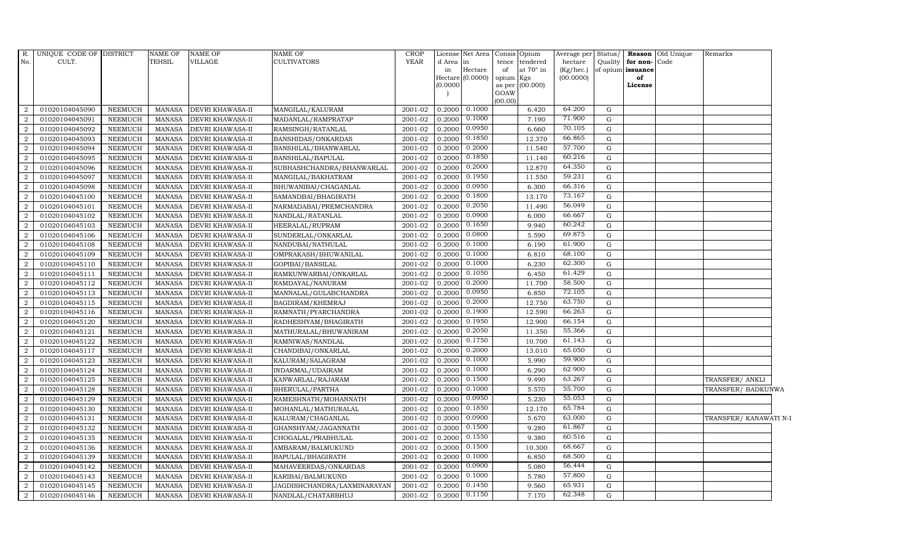| R. No. | UNIQUE CODE OF CULT. | DISTRICT | NAME OF TEHSIL | NAME OF VILLAGE | NAME OF CULTIVATORS | CROP YEAR | License d Area in Hectare (0.0000) | Net Area in Hectare (0.0000) | Consis tence of opium as per GOAW (00.00) | Opium tendered at 70° in Kgs (00.000) | Average per hectare (Kg/hec.) (00.0000) | Status/ Quality of opium | Reason for non-issuance of License | Old Unique Code | Remarks |
|---|---|---|---|---|---|---|---|---|---|---|---|---|---|---|---|
| 2 | 01020104045090 | NEEMUCH | MANASA | DEVRI KHAWASA-II | MANGILAL/KALURAM | 2001-02 | 0.2000 | 0.1000 | | 6.420 | 64.200 | G | | | |
| 2 | 01020104045091 | NEEMUCH | MANASA | DEVRI KHAWASA-II | MADANLAL/RAMPRATAP | 2001-02 | 0.2000 | 0.1000 | | 7.190 | 71.900 | G | | | |
| 2 | 01020104045092 | NEEMUCH | MANASA | DEVRI KHAWASA-II | RAMSINGH/RATANLAL | 2001-02 | 0.2000 | 0.0950 | | 6.660 | 70.105 | G | | | |
| 2 | 01020104045093 | NEEMUCH | MANASA | DEVRI KHAWASA-II | BANSHIDAS/ONKARDAS | 2001-02 | 0.2000 | 0.1850 | | 12.370 | 66.865 | G | | | |
| 2 | 01020104045094 | NEEMUCH | MANASA | DEVRI KHAWASA-II | BANSHILAL/BHANWARLAL | 2001-02 | 0.2000 | 0.2000 | | 11.540 | 57.700 | G | | | |
| 2 | 01020104045095 | NEEMUCH | MANASA | DEVRI KHAWASA-II | BANSHILAL/BAPULAL | 2001-02 | 0.2000 | 0.1850 | | 11.140 | 60.216 | G | | | |
| 2 | 01020104045096 | NEEMUCH | MANASA | DEVRI KHAWASA-II | SUBHASHCHANDRA/BHANWARLAL | 2001-02 | 0.2000 | 0.2000 | | 12.870 | 64.350 | G | | | |
| 2 | 01020104045097 | NEEMUCH | MANASA | DEVRI KHAWASA-II | MANGILAL/BAKHATRAM | 2001-02 | 0.2000 | 0.1950 | | 11.550 | 59.231 | G | | | |
| 2 | 01020104045098 | NEEMUCH | MANASA | DEVRI KHAWASA-II | BHUWANIBAI/CHAGANLAL | 2001-02 | 0.2000 | 0.0950 | | 6.300 | 66.316 | G | | | |
| 2 | 01020104045100 | NEEMUCH | MANASA | DEVRI KHAWASA-II | SAMANDBAI/BHAGIRATH | 2001-02 | 0.2000 | 0.1800 | | 13.170 | 73.167 | G | | | |
| 2 | 01020104045101 | NEEMUCH | MANASA | DEVRI KHAWASA-II | NARMADABAI/PREMCHANDRA | 2001-02 | 0.2000 | 0.2050 | | 11.490 | 56.049 | G | | | |
| 2 | 01020104045102 | NEEMUCH | MANASA | DEVRI KHAWASA-II | NANDLAL/RATANLAL | 2001-02 | 0.2000 | 0.0900 | | 6.000 | 66.667 | G | | | |
| 2 | 01020104045103 | NEEMUCH | MANASA | DEVRI KHAWASA-II | HEERALAL/RUPRAM | 2001-02 | 0.2000 | 0.1650 | | 9.940 | 60.242 | G | | | |
| 2 | 01020104045106 | NEEMUCH | MANASA | DEVRI KHAWASA-II | SUNDERLAL/ONKARLAL | 2001-02 | 0.2000 | 0.0800 | | 5.590 | 69.875 | G | | | |
| 2 | 01020104045108 | NEEMUCH | MANASA | DEVRI KHAWASA-II | NANDUBAI/NATHULAL | 2001-02 | 0.2000 | 0.1000 | | 6.190 | 61.900 | G | | | |
| 2 | 01020104045109 | NEEMUCH | MANASA | DEVRI KHAWASA-II | OMPRAKASH/BHUWANILAL | 2001-02 | 0.2000 | 0.1000 | | 6.810 | 68.100 | G | | | |
| 2 | 01020104045110 | NEEMUCH | MANASA | DEVRI KHAWASA-II | GOPIBAI/BANSILAL | 2001-02 | 0.2000 | 0.1000 | | 6.230 | 62.300 | G | | | |
| 2 | 01020104045111 | NEEMUCH | MANASA | DEVRI KHAWASA-II | RAMKUNWARBAI/ONKARLAL | 2001-02 | 0.2000 | 0.1050 | | 6.450 | 61.429 | G | | | |
| 2 | 01020104045112 | NEEMUCH | MANASA | DEVRI KHAWASA-II | RAMDAYAL/NANURAM | 2001-02 | 0.2000 | 0.2000 | | 11.700 | 58.500 | G | | | |
| 2 | 01020104045113 | NEEMUCH | MANASA | DEVRI KHAWASA-II | MANNALAL/GULABCHANDRA | 2001-02 | 0.2000 | 0.0950 | | 6.850 | 72.105 | G | | | |
| 2 | 01020104045115 | NEEMUCH | MANASA | DEVRI KHAWASA-II | BAGDIRAM/KHEMRAJ | 2001-02 | 0.2000 | 0.2000 | | 12.750 | 63.750 | G | | | |
| 2 | 01020104045116 | NEEMUCH | MANASA | DEVRI KHAWASA-II | RAMNATH/PYARCHANDRA | 2001-02 | 0.2000 | 0.1900 | | 12.590 | 66.263 | G | | | |
| 2 | 01020104045120 | NEEMUCH | MANASA | DEVRI KHAWASA-II | RADHESHYAM/BHAGIRATH | 2001-02 | 0.2000 | 0.1950 | | 12.900 | 66.154 | G | | | |
| 2 | 01020104045121 | NEEMUCH | MANASA | DEVRI KHAWASA-II | MATHURALAL/BHUWANIRAM | 2001-02 | 0.2000 | 0.2050 | | 11.350 | 55.366 | G | | | |
| 2 | 01020104045122 | NEEMUCH | MANASA | DEVRI KHAWASA-II | RAMNIWAS/NANDLAL | 2001-02 | 0.2000 | 0.1750 | | 10.700 | 61.143 | G | | | |
| 2 | 01020104045117 | NEEMUCH | MANASA | DEVRI KHAWASA-II | CHANDIBAI/ONKARLAL | 2001-02 | 0.2000 | 0.2000 | | 13.010 | 65.050 | G | | | |
| 2 | 01020104045123 | NEEMUCH | MANASA | DEVRI KHAWASA-II | KALURAM/SALAGRAM | 2001-02 | 0.2000 | 0.1000 | | 5.990 | 59.900 | G | | | |
| 2 | 01020104045124 | NEEMUCH | MANASA | DEVRI KHAWASA-II | INDARMAL/UDAIRAM | 2001-02 | 0.2000 | 0.1000 | | 6.290 | 62.900 | G | | | |
| 2 | 01020104045125 | NEEMUCH | MANASA | DEVRI KHAWASA-II | KANWARLAL/RAJARAM | 2001-02 | 0.2000 | 0.1500 | | 9.490 | 63.267 | G | | | TRANSFER/ ANKLI |
| 2 | 01020104045128 | NEEMUCH | MANASA | DEVRI KHAWASA-II | BHERULAL/PARTHA | 2001-02 | 0.2000 | 0.1000 | | 5.570 | 55.700 | G | | | TRANSFER/ BADKUNWA |
| 2 | 01020104045129 | NEEMUCH | MANASA | DEVRI KHAWASA-II | RAMESHNATH/MOHANNATH | 2001-02 | 0.2000 | 0.0950 | | 5.230 | 55.053 | G | | | |
| 2 | 01020104045130 | NEEMUCH | MANASA | DEVRI KHAWASA-II | MOHANLAL/MATHURALAL | 2001-02 | 0.2000 | 0.1850 | | 12.170 | 65.784 | G | | | |
| 2 | 01020104045131 | NEEMUCH | MANASA | DEVRI KHAWASA-II | KALURAM/CHAGANLAL | 2001-02 | 0.2000 | 0.0900 | | 5.670 | 63.000 | G | | | TRANSFER/ KANAWATI N-I |
| 2 | 01020104045132 | NEEMUCH | MANASA | DEVRI KHAWASA-II | GHANSHYAM/JAGANNATH | 2001-02 | 0.2000 | 0.1500 | | 9.280 | 61.867 | G | | | |
| 2 | 01020104045135 | NEEMUCH | MANASA | DEVRI KHAWASA-II | CHOGALAL/PRABHULAL | 2001-02 | 0.2000 | 0.1550 | | 9.380 | 60.516 | G | | | |
| 2 | 01020104045136 | NEEMUCH | MANASA | DEVRI KHAWASA-II | AMBARAM/BALMUKUND | 2001-02 | 0.2000 | 0.1500 | | 10.300 | 68.667 | G | | | |
| 2 | 01020104045139 | NEEMUCH | MANASA | DEVRI KHAWASA-II | BAPULAL/BHAGIRATH | 2001-02 | 0.2000 | 0.1000 | | 6.850 | 68.500 | G | | | |
| 2 | 01020104045142 | NEEMUCH | MANASA | DEVRI KHAWASA-II | MAHAVEERDAS/ONKARDAS | 2001-02 | 0.2000 | 0.0900 | | 5.080 | 56.444 | G | | | |
| 2 | 01020104045143 | NEEMUCH | MANASA | DEVRI KHAWASA-II | KARIBAI/BALMUKUND | 2001-02 | 0.2000 | 0.1000 | | 5.780 | 57.800 | G | | | |
| 2 | 01020104045145 | NEEMUCH | MANASA | DEVRI KHAWASA-II | JAGDISHCHANDRA/LAXMINARAYAN | 2001-02 | 0.2000 | 0.1450 | | 9.560 | 65.931 | G | | | |
| 2 | 01020104045146 | NEEMUCH | MANASA | DEVRI KHAWASA-II | NANDLAL/CHATARBHUJ | 2001-02 | 0.2000 | 0.1150 | | 7.170 | 62.348 | G | | | |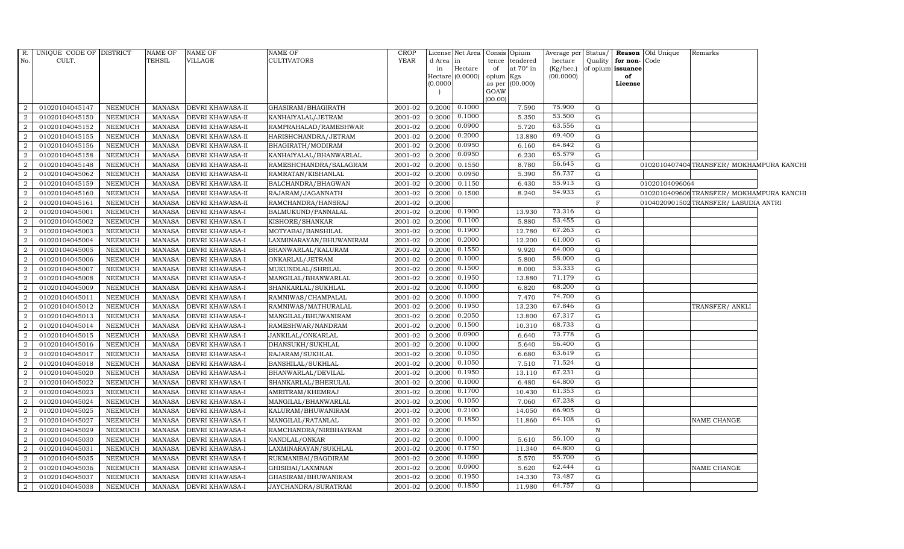| R. No. | UNIQUE CODE OF CULT. | DISTRICT | NAME OF TEHSIL | NAME OF VILLAGE | NAME OF CULTIVATORS | CROP YEAR | License d Area in Hectare (0.0000) | Net Area in Hectare (0.0000) | Consis tence of opium as per GOAW (00.00) | Opium tendered at 70° in Kgs (00.000) | Average per hectare (Kg/hec.) (00.0000) | Status/ Quality of opium | Reason for non-issuance of License | Old Unique Code | Remarks |
|---|---|---|---|---|---|---|---|---|---|---|---|---|---|---|---|
| 2 | 01020104045147 | NEEMUCH | MANASA | DEVRI KHAWASA-II | GHASIRAM/BHAGIRATH | 2001-02 | 0.2000 | 0.1000 | | 7.590 | 75.900 | G | | | |
| 2 | 01020104045150 | NEEMUCH | MANASA | DEVRI KHAWASA-II | KANHAIYALAL/JETRAM | 2001-02 | 0.2000 | 0.1000 | | 5.350 | 53.500 | G | | | |
| 2 | 01020104045152 | NEEMUCH | MANASA | DEVRI KHAWASA-II | RAMPRAHALAD/RAMESHWAR | 2001-02 | 0.2000 | 0.0900 | | 5.720 | 63.556 | G | | | |
| 2 | 01020104045155 | NEEMUCH | MANASA | DEVRI KHAWASA-II | HARISHCHANDRA/JETRAM | 2001-02 | 0.2000 | 0.2000 | | 13.880 | 69.400 | G | | | |
| 2 | 01020104045156 | NEEMUCH | MANASA | DEVRI KHAWASA-II | BHAGIRATH/MODIRAM | 2001-02 | 0.2000 | 0.0950 | | 6.160 | 64.842 | G | | | |
| 2 | 01020104045158 | NEEMUCH | MANASA | DEVRI KHAWASA-II | KANHAIYALAL/BHANWARLAL | 2001-02 | 0.2000 | 0.0950 | | 6.230 | 65.579 | G | | | |
| 2 | 01020104045148 | NEEMUCH | MANASA | DEVRI KHAWASA-II | RAMESHCHANDRA/SALAGRAM | 2001-02 | 0.2000 | 0.1550 | | 8.780 | 56.645 | G | | 01020104074O4 | TRANSFER/ MOKHAMPURA KANCHI |
| 2 | 01020104045062 | NEEMUCH | MANASA | DEVRI KHAWASA-II | RAMRATAN/KISHANLAL | 2001-02 | 0.2000 | 0.0950 | | 5.390 | 56.737 | G | | | |
| 2 | 01020104045159 | NEEMUCH | MANASA | DEVRI KHAWASA-II | BALCHANDRA/BHAGWAN | 2001-02 | 0.2000 | 0.1150 | | 6.430 | 55.913 | G | | 01020104096064 | |
| 2 | 01020104045160 | NEEMUCH | MANASA | DEVRI KHAWASA-II | RAJARAM/JAGANNATH | 2001-02 | 0.2000 | 0.1500 | | 8.240 | 54.933 | G | | 01020104096O6 | TRANSFER/ MOKHAMPURA KANCHI |
| 2 | 01020104045161 | NEEMUCH | MANASA | DEVRI KHAWASA-II | RAMCHANDRA/HANSRAJ | 2001-02 | 0.2000 | | | | | F | | 01040209015O2 | TRANSFER/ LASUDIA ANTRI |
| 2 | 01020104045001 | NEEMUCH | MANASA | DEVRI KHAWASA-I | BALMUKUND/PANNALAL | 2001-02 | 0.2000 | 0.1900 | | 13.930 | 73.316 | G | | | |
| 2 | 01020104045002 | NEEMUCH | MANASA | DEVRI KHAWASA-I | KISHORE/SHANKAR | 2001-02 | 0.2000 | 0.1100 | | 5.880 | 53.455 | G | | | |
| 2 | 01020104045003 | NEEMUCH | MANASA | DEVRI KHAWASA-I | MOTYABAI/BANSHILAL | 2001-02 | 0.2000 | 0.1900 | | 12.780 | 67.263 | G | | | |
| 2 | 01020104045004 | NEEMUCH | MANASA | DEVRI KHAWASA-I | LAXMINARAYAN/BHUWANIRAM | 2001-02 | 0.2000 | 0.2000 | | 12.200 | 61.000 | G | | | |
| 2 | 01020104045005 | NEEMUCH | MANASA | DEVRI KHAWASA-I | BHANWARLAL/KALURAM | 2001-02 | 0.2000 | 0.1550 | | 9.920 | 64.000 | G | | | |
| 2 | 01020104045006 | NEEMUCH | MANASA | DEVRI KHAWASA-I | ONKARLAL/JETRAM | 2001-02 | 0.2000 | 0.1000 | | 5.800 | 58.000 | G | | | |
| 2 | 01020104045007 | NEEMUCH | MANASA | DEVRI KHAWASA-I | MUKUNDLAL/SHRILAL | 2001-02 | 0.2000 | 0.1500 | | 8.000 | 53.333 | G | | | |
| 2 | 01020104045008 | NEEMUCH | MANASA | DEVRI KHAWASA-I | MANGILAL/BHANWARLAL | 2001-02 | 0.2000 | 0.1950 | | 13.880 | 71.179 | G | | | |
| 2 | 01020104045009 | NEEMUCH | MANASA | DEVRI KHAWASA-I | SHANKARLAL/SUKHLAL | 2001-02 | 0.2000 | 0.1000 | | 6.820 | 68.200 | G | | | |
| 2 | 01020104045011 | NEEMUCH | MANASA | DEVRI KHAWASA-I | RAMNIWAS/CHAMPALAL | 2001-02 | 0.2000 | 0.1000 | | 7.470 | 74.700 | G | | | |
| 2 | 01020104045012 | NEEMUCH | MANASA | DEVRI KHAWASA-I | RAMNIWAS/MATHURALAL | 2001-02 | 0.2000 | 0.1950 | | 13.230 | 67.846 | G | | | TRANSFER/ ANKLI |
| 2 | 01020104045013 | NEEMUCH | MANASA | DEVRI KHAWASA-I | MANGILAL/BHUWANIRAM | 2001-02 | 0.2000 | 0.2050 | | 13.800 | 67.317 | G | | | |
| 2 | 01020104045014 | NEEMUCH | MANASA | DEVRI KHAWASA-I | RAMESHWAR/NANDRAM | 2001-02 | 0.2000 | 0.1500 | | 10.310 | 68.733 | G | | | |
| 2 | 01020104045015 | NEEMUCH | MANASA | DEVRI KHAWASA-I | JANKILAL/ONKARLAL | 2001-02 | 0.2000 | 0.0900 | | 6.640 | 73.778 | G | | | |
| 2 | 01020104045016 | NEEMUCH | MANASA | DEVRI KHAWASA-I | DHANSUKH/SUKHLAL | 2001-02 | 0.2000 | 0.1000 | | 5.640 | 56.400 | G | | | |
| 2 | 01020104045017 | NEEMUCH | MANASA | DEVRI KHAWASA-I | RAJARAM/SUKHLAL | 2001-02 | 0.2000 | 0.1050 | | 6.680 | 63.619 | G | | | |
| 2 | 01020104045018 | NEEMUCH | MANASA | DEVRI KHAWASA-I | BANSHILAL/SUKHLAL | 2001-02 | 0.2000 | 0.1050 | | 7.510 | 71.524 | G | | | |
| 2 | 01020104045020 | NEEMUCH | MANASA | DEVRI KHAWASA-I | BHANWARLAL/DEVILAL | 2001-02 | 0.2000 | 0.1950 | | 13.110 | 67.231 | G | | | |
| 2 | 01020104045022 | NEEMUCH | MANASA | DEVRI KHAWASA-I | SHANKARLAL/BHERULAL | 2001-02 | 0.2000 | 0.1000 | | 6.480 | 64.800 | G | | | |
| 2 | 01020104045023 | NEEMUCH | MANASA | DEVRI KHAWASA-I | AMRITRAM/KHEMRAJ | 2001-02 | 0.2000 | 0.1700 | | 10.430 | 61.353 | G | | | |
| 2 | 01020104045024 | NEEMUCH | MANASA | DEVRI KHAWASA-I | MANGILAL/BHANWARLAL | 2001-02 | 0.2000 | 0.1050 | | 7.060 | 67.238 | G | | | |
| 2 | 01020104045025 | NEEMUCH | MANASA | DEVRI KHAWASA-I | KALURAM/BHUWANIRAM | 2001-02 | 0.2000 | 0.2100 | | 14.050 | 66.905 | G | | | |
| 2 | 01020104045027 | NEEMUCH | MANASA | DEVRI KHAWASA-I | MANGILAL/RATANLAL | 2001-02 | 0.2000 | 0.1850 | | 11.860 | 64.108 | G | | | NAME CHANGE |
| 2 | 01020104045029 | NEEMUCH | MANASA | DEVRI KHAWASA-I | RAMCHANDRA/NIRBHAYRAM | 2001-02 | 0.2000 | | | | | N | | | |
| 2 | 01020104045030 | NEEMUCH | MANASA | DEVRI KHAWASA-I | NANDLAL/ONKAR | 2001-02 | 0.2000 | 0.1000 | | 5.610 | 56.100 | G | | | |
| 2 | 01020104045031 | NEEMUCH | MANASA | DEVRI KHAWASA-I | LAXMINARAYAN/SUKHLAL | 2001-02 | 0.2000 | 0.1750 | | 11.340 | 64.800 | G | | | |
| 2 | 01020104045035 | NEEMUCH | MANASA | DEVRI KHAWASA-I | RUKMANIBAI/BAGDIRAM | 2001-02 | 0.2000 | 0.1000 | | 5.570 | 55.700 | G | | | |
| 2 | 01020104045036 | NEEMUCH | MANASA | DEVRI KHAWASA-I | GHISIBAI/LAXMNAN | 2001-02 | 0.2000 | 0.0900 | | 5.620 | 62.444 | G | | | NAME CHANGE |
| 2 | 01020104045037 | NEEMUCH | MANASA | DEVRI KHAWASA-I | GHASIRAM/BHUWANIRAM | 2001-02 | 0.2000 | 0.1950 | | 14.330 | 73.487 | G | | | |
| 2 | 01020104045038 | NEEMUCH | MANASA | DEVRI KHAWASA-I | JAYCHANDRA/SURATRAM | 2001-02 | 0.2000 | 0.1850 | | 11.980 | 64.757 | G | | | |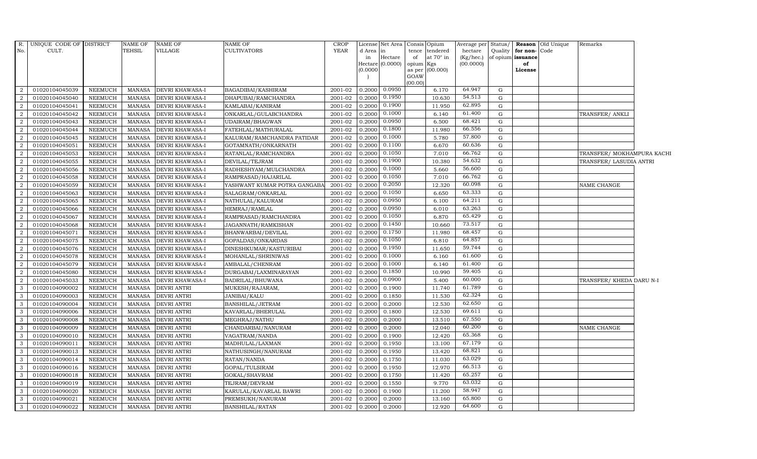| R. No. | UNIQUE CODE OF CULT. | DISTRICT | NAME OF TEHSIL | NAME OF VILLAGE | NAME OF CULTIVATORS | CROP YEAR | License d Area in Hectare (0.0000) | Net Area in Hectare (0.0000) | Consis tence of opium as per GOAW (00.00) | Opium tendered at 70° in Kgs (00.000) | Average per hectare (Kg/hec.) (00.0000) | Status/ Quality of opium | Reason for non-issuance of License | Old Unique Code | Remarks |
|---|---|---|---|---|---|---|---|---|---|---|---|---|---|---|---|
| 2 | 01020104045039 | NEEMUCH | MANASA | DEVRI KHAWASA-I | BAGADIBAI/KASHIRAM | 2001-02 | 0.2000 | 0.0950 | | 6.170 | 64.947 | G | | | |
| 2 | 01020104045040 | NEEMUCH | MANASA | DEVRI KHAWASA-I | DHAPUBAI/RAMCHANDRA | 2001-02 | 0.2000 | 0.1950 | | 10.630 | 54.513 | G | | | |
| 2 | 01020104045041 | NEEMUCH | MANASA | DEVRI KHAWASA-I | KAMLABAI/KANIRAM | 2001-02 | 0.2000 | 0.1900 | | 11.950 | 62.895 | G | | | |
| 2 | 01020104045042 | NEEMUCH | MANASA | DEVRI KHAWASA-I | ONKARLAL/GULABCHANDRA | 2001-02 | 0.2000 | 0.1000 | | 6.140 | 61.400 | G | | | TRANSFER/ ANKLI |
| 2 | 01020104045043 | NEEMUCH | MANASA | DEVRI KHAWASA-I | UDAIRAM/BHAGWAN | 2001-02 | 0.2000 | 0.0950 | | 6.500 | 68.421 | G | | | |
| 2 | 01020104045044 | NEEMUCH | MANASA | DEVRI KHAWASA-I | FATEHLAL/MATHURALAL | 2001-02 | 0.2000 | 0.1800 | | 11.980 | 66.556 | G | | | |
| 2 | 01020104045045 | NEEMUCH | MANASA | DEVRI KHAWASA-I | KALURAM/RAMCHANDRA PATIDAR | 2001-02 | 0.2000 | 0.1000 | | 5.780 | 57.800 | G | | | |
| 2 | 01020104045051 | NEEMUCH | MANASA | DEVRI KHAWASA-I | GOTAMNATH/ONKARNATH | 2001-02 | 0.2000 | 0.1100 | | 6.670 | 60.636 | G | | | |
| 2 | 01020104045053 | NEEMUCH | MANASA | DEVRI KHAWASA-I | RATANLAL/RAMCHANDRA | 2001-02 | 0.2000 | 0.1050 | | 7.010 | 66.762 | G | | | TRANSFER/ MOKHAMPURA KACHI |
| 2 | 01020104045055 | NEEMUCH | MANASA | DEVRI KHAWASA-I | DEVILAL/TEJRAM | 2001-02 | 0.2000 | 0.1900 | | 10.380 | 54.632 | G | | | TRANSFER/ LASUDIA ANTRI |
| 2 | 01020104045056 | NEEMUCH | MANASA | DEVRI KHAWASA-I | RADHESHYAM/MULCHANDRA | 2001-02 | 0.2000 | 0.1000 | | 5.660 | 56.600 | G | | | |
| 2 | 01020104045058 | NEEMUCH | MANASA | DEVRI KHAWASA-I | RAMPRASAD/HAJARILAL | 2001-02 | 0.2000 | 0.1050 | | 7.010 | 66.762 | G | | | |
| 2 | 01020104045059 | NEEMUCH | MANASA | DEVRI KHAWASA-I | YASHWANT KUMAR POTRA GANGABA | 2001-02 | 0.2000 | 0.2050 | | 12.320 | 60.098 | G | | | NAME CHANGE |
| 2 | 01020104045063 | NEEMUCH | MANASA | DEVRI KHAWASA-I | SALAGRAM/ONKARLAL | 2001-02 | 0.2000 | 0.1050 | | 6.650 | 63.333 | G | | | |
| 2 | 01020104045065 | NEEMUCH | MANASA | DEVRI KHAWASA-I | NATHULAL/KALURAM | 2001-02 | 0.2000 | 0.0950 | | 6.100 | 64.211 | G | | | |
| 2 | 01020104045066 | NEEMUCH | MANASA | DEVRI KHAWASA-I | HEMRAJ/RAMLAL | 2001-02 | 0.2000 | 0.0950 | | 6.010 | 63.263 | G | | | |
| 2 | 01020104045067 | NEEMUCH | MANASA | DEVRI KHAWASA-I | RAMPRASAD/RAMCHANDRA | 2001-02 | 0.2000 | 0.1050 | | 6.870 | 65.429 | G | | | |
| 2 | 01020104045068 | NEEMUCH | MANASA | DEVRI KHAWASA-I | JAGANNATH/RAMKISHAN | 2001-02 | 0.2000 | 0.1450 | | 10.660 | 73.517 | G | | | |
| 2 | 01020104045071 | NEEMUCH | MANASA | DEVRI KHAWASA-I | BHANWARBAI/DEVILAL | 2001-02 | 0.2000 | 0.1750 | | 11.980 | 68.457 | G | | | |
| 2 | 01020104045075 | NEEMUCH | MANASA | DEVRI KHAWASA-I | GOPALDAS/ONKARDAS | 2001-02 | 0.2000 | 0.1050 | | 6.810 | 64.857 | G | | | |
| 2 | 01020104045076 | NEEMUCH | MANASA | DEVRI KHAWASA-I | DINESHKUMAR/KASTURIBAI | 2001-02 | 0.2000 | 0.1950 | | 11.650 | 59.744 | G | | | |
| 2 | 01020104045078 | NEEMUCH | MANASA | DEVRI KHAWASA-I | MOHANLAL/SHRINIWAS | 2001-02 | 0.2000 | 0.1000 | | 6.160 | 61.600 | G | | | |
| 2 | 01020104045079 | NEEMUCH | MANASA | DEVRI KHAWASA-I | AMBALAL/CHENRAM | 2001-02 | 0.2000 | 0.1000 | | 6.140 | 61.400 | G | | | |
| 2 | 01020104045080 | NEEMUCH | MANASA | DEVRI KHAWASA-I | DURGABAI/LAXMINARAYAN | 2001-02 | 0.2000 | 0.1850 | | 10.990 | 59.405 | G | | | |
| 2 | 01020104045033 | NEEMUCH | MANASA | DEVRI KHAWASA-I | BADRILAL/BHUWANA | 2001-02 | 0.2000 | 0.0900 | | 5.400 | 60.000 | G | | | TRANSFER/ KHEDA DARU N-I |
| 3 | 01020104090002 | NEEMUCH | MANASA | DEVRI ANTRI | MUKESH/RAJARAM, | 2001-02 | 0.2000 | 0.1900 | | 11.740 | 61.789 | G | | | |
| 3 | 01020104090003 | NEEMUCH | MANASA | DEVRI ANTRI | JANIBAI/KALU | 2001-02 | 0.2000 | 0.1850 | | 11.530 | 62.324 | G | | | |
| 3 | 01020104090004 | NEEMUCH | MANASA | DEVRI ANTRI | BANSHILAL/JETRAM | 2001-02 | 0.2000 | 0.2000 | | 12.530 | 62.650 | G | | | |
| 3 | 01020104090006 | NEEMUCH | MANASA | DEVRI ANTRI | KAVARLAL/BHERULAL | 2001-02 | 0.2000 | 0.1800 | | 12.530 | 69.611 | G | | | |
| 3 | 01020104090008 | NEEMUCH | MANASA | DEVRI ANTRI | MEGHRAJ/NATHU | 2001-02 | 0.2000 | 0.2000 | | 13.510 | 67.550 | G | | | |
| 3 | 01020104090009 | NEEMUCH | MANASA | DEVRI ANTRI | CHANDARBAI/NANURAM | 2001-02 | 0.2000 | 0.2000 | | 12.040 | 60.200 | G | | | NAME CHANGE |
| 3 | 01020104090010 | NEEMUCH | MANASA | DEVRI ANTRI | VAGATRAM/NANDA | 2001-02 | 0.2000 | 0.1900 | | 12.420 | 65.368 | G | | | |
| 3 | 01020104090011 | NEEMUCH | MANASA | DEVRI ANTRI | MADHULAL/LAXMAN | 2001-02 | 0.2000 | 0.1950 | | 13.100 | 67.179 | G | | | |
| 3 | 01020104090013 | NEEMUCH | MANASA | DEVRI ANTRI | NATHUSINGH/NANURAM | 2001-02 | 0.2000 | 0.1950 | | 13.420 | 68.821 | G | | | |
| 3 | 01020104090014 | NEEMUCH | MANASA | DEVRI ANTRI | RATAN/NANDA | 2001-02 | 0.2000 | 0.1750 | | 11.030 | 63.029 | G | | | |
| 3 | 01020104090016 | NEEMUCH | MANASA | DEVRI ANTRI | GOPAL/TULSIRAM | 2001-02 | 0.2000 | 0.1950 | | 12.970 | 66.513 | G | | | |
| 3 | 01020104090018 | NEEMUCH | MANASA | DEVRI ANTRI | GOKAL/SHAVRAM | 2001-02 | 0.2000 | 0.1750 | | 11.420 | 65.257 | G | | | |
| 3 | 01020104090019 | NEEMUCH | MANASA | DEVRI ANTRI | TEJRAM/DEVRAM | 2001-02 | 0.2000 | 0.1550 | | 9.770 | 63.032 | G | | | |
| 3 | 01020104090020 | NEEMUCH | MANASA | DEVRI ANTRI | KARULAL/KAVARLAL BAWRI | 2001-02 | 0.2000 | 0.1900 | | 11.200 | 58.947 | G | | | |
| 3 | 01020104090021 | NEEMUCH | MANASA | DEVRI ANTRI | PREMSUKH/NANURAM | 2001-02 | 0.2000 | 0.2000 | | 13.160 | 65.800 | G | | | |
| 3 | 01020104090022 | NEEMUCH | MANASA | DEVRI ANTRI | BANSHILAL/RATAN | 2001-02 | 0.2000 | 0.2000 | | 12.920 | 64.600 | G | | | |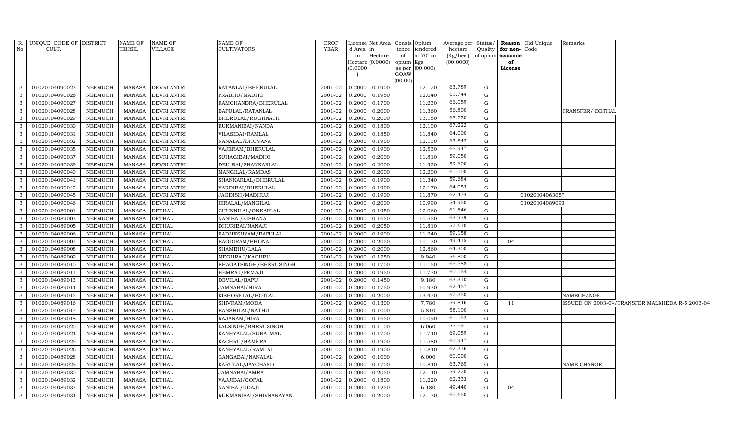| R. No. | UNIQUE CODE OF CULT. | DISTRICT | NAME OF TEHSIL | NAME OF VILLAGE | NAME OF CULTIVATORS | CROP YEAR | License d Area in Hectare (0.0000) | Net Area in Hectare (0.0000) | Consis tence of opium as per GOAW (00.00) | Opium tendered at 70° in Kgs (00.000) | Average per hectare (Kg/hec.) (00.0000) | Status/ Quality of opium | Reason for non-issuance of License | Old Unique Code | Remarks |
|---|---|---|---|---|---|---|---|---|---|---|---|---|---|---|---|
| 3 | 01020104090023 | NEEMUCH | MANASA | DEVRI ANTRI | RATANLAL/BHERULAL | 2001-02 | 0.2000 | 0.1900 | | 12.120 | 63.789 | G | | | |
| 3 | 01020104090026 | NEEMUCH | MANASA | DEVRI ANTRI | PRABHU/MADHO | 2001-02 | 0.2000 | 0.1950 | | 12.040 | 61.744 | G | | | |
| 3 | 01020104090027 | NEEMUCH | MANASA | DEVRI ANTRI | RAMCHANDRA/BHERULAL | 2001-02 | 0.2000 | 0.1700 | | 11.230 | 66.059 | G | | | |
| 3 | 01020104090028 | NEEMUCH | MANASA | DEVRI ANTRI | BAPULAL/RATANLAL | 2001-02 | 0.2000 | 0.2000 | | 11.360 | 56.800 | G | | | TRANSFER/ DETHAL |
| 3 | 01020104090029 | NEEMUCH | MANASA | DEVRI ANTRI | BHERULAL/RUGHNATH | 2001-02 | 0.2000 | 0.2000 | | 13.150 | 65.750 | G | | | |
| 3 | 01020104090030 | NEEMUCH | MANASA | DEVRI ANTRI | RUKMANIBAI/NANDA | 2001-02 | 0.2000 | 0.1800 | | 12.100 | 67.222 | G | | | |
| 3 | 01020104090031 | NEEMUCH | MANASA | DEVRI ANTRI | VILASIBAI/RAMLAL | 2001-02 | 0.2000 | 0.1850 | | 11.840 | 64.000 | G | | | |
| 3 | 01020104090032 | NEEMUCH | MANASA | DEVRI ANTRI | NANALAL/BHUVANA | 2001-02 | 0.2000 | 0.1900 | | 12.130 | 63.842 | G | | | |
| 3 | 01020104090035 | NEEMUCH | MANASA | DEVRI ANTRI | VAJERAM/BHERULAL | 2001-02 | 0.2000 | 0.1900 | | 12.530 | 65.947 | G | | | |
| 3 | 01020104090037 | NEEMUCH | MANASA | DEVRI ANTRI | SUHAGIBAI/MADHO | 2001-02 | 0.2000 | 0.2000 | | 11.810 | 59.050 | G | | | |
| 3 | 01020104090039 | NEEMUCH | MANASA | DEVRI ANTRI | DEU BAI/SHANKARLAL | 2001-02 | 0.2000 | 0.2000 | | 11.920 | 59.600 | G | | | |
| 3 | 01020104090040 | NEEMUCH | MANASA | DEVRI ANTRI | MANGILAL/RAMDAS | 2001-02 | 0.2000 | 0.2000 | | 12.200 | 61.000 | G | | | |
| 3 | 01020104090041 | NEEMUCH | MANASA | DEVRI ANTRI | SHANKARLAL/BHERULAL | 2001-02 | 0.2000 | 0.1900 | | 11.340 | 59.684 | G | | | |
| 3 | 01020104090042 | NEEMUCH | MANASA | DEVRI ANTRI | VARDIBAI/BHERULAL | 2001-02 | 0.2000 | 0.1900 | | 12.170 | 64.053 | G | | | |
| 3 | 01020104090045 | NEEMUCH | MANASA | DEVRI ANTRI | JAGDISH/MADHUJI | 2001-02 | 0.2000 | 0.1900 | | 11.870 | 62.474 | G | | 01020104063057 | |
| 3 | 01020104090046 | NEEMUCH | MANASA | DEVRI ANTRI | HIRALAL/MANGILAL | 2001-02 | 0.2000 | 0.2000 | | 10.990 | 54.950 | G | | 01020104089093 | |
| 3 | 01020104089001 | NEEMUCH | MANASA | DETHAL | CHUNNILAL/ONKARLAL | 2001-02 | 0.2000 | 0.1950 | | 12.060 | 61.846 | G | | | |
| 3 | 01020104089003 | NEEMUCH | MANASA | DETHAL | NANIBAI/KISHANA | 2001-02 | 0.2000 | 0.1650 | | 10.550 | 63.939 | G | | | |
| 3 | 01020104089005 | NEEMUCH | MANASA | DETHAL | DHURIBAI/NANAJI | 2001-02 | 0.2000 | 0.2050 | | 11.810 | 57.610 | G | | | |
| 3 | 01020104089006 | NEEMUCH | MANASA | DETHAL | RADHESHYAM/BAPULAL | 2001-02 | 0.2000 | 0.1900 | | 11.240 | 59.158 | G | | | |
| 3 | 01020104089007 | NEEMUCH | MANASA | DETHAL | BAGDIRAM/BHONA | 2001-02 | 0.2000 | 0.2050 | | 10.130 | 49.415 | G | 04 | | |
| 3 | 01020104089008 | NEEMUCH | MANASA | DETHAL | SHAMBHU/LALA | 2001-02 | 0.2000 | 0.2000 | | 12.860 | 64.300 | G | | | |
| 3 | 01020104089009 | NEEMUCH | MANASA | DETHAL | MEGHRAJ/KACHRU | 2001-02 | 0.2000 | 0.1750 | | 9.940 | 56.800 | G | | | |
| 3 | 01020104089010 | NEEMUCH | MANASA | DETHAL | BHAGATSINGH/BHERUSINGH | 2001-02 | 0.2000 | 0.1700 | | 11.150 | 65.588 | G | | | |
| 3 | 01020104089011 | NEEMUCH | MANASA | DETHAL | HEMRAJ/PEMAJI | 2001-02 | 0.2000 | 0.1950 | | 11.730 | 60.154 | G | | | |
| 3 | 01020104089013 | NEEMUCH | MANASA | DETHAL | DEVILAL/BAPU | 2001-02 | 0.2000 | 0.1450 | | 9.180 | 63.310 | G | | | |
| 3 | 01020104089014 | NEEMUCH | MANASA | DETHAL | JAMNABAI/HIRA | 2001-02 | 0.2000 | 0.1750 | | 10.930 | 62.457 | G | | | |
| 3 | 01020104089015 | NEEMUCH | MANASA | DETHAL | KISHORELAL/BOTLAL | 2001-02 | 0.2000 | 0.2000 | | 13.470 | 67.350 | G | | | NAMECHANGE |
| 3 | 01020104089016 | NEEMUCH | MANASA | DETHAL | SHIVRAM/MODA | 2001-02 | 0.2000 | 0.1300 | | 7.780 | 59.846 | G | 11 | | ISSUED ON 2003-04/TRANSFER MALKHEDA R-5 2003-04 |
| 3 | 01020104089017 | NEEMUCH | MANASA | DETHAL | BANSHILAL/NATHU | 2001-02 | 0.2000 | 0.1000 | | 5.810 | 58.100 | G | | | |
| 3 | 01020104089018 | NEEMUCH | MANASA | DETHAL | RAJARAM/HIRA | 2001-02 | 0.2000 | 0.1650 | | 10.090 | 61.152 | G | | | |
| 3 | 01020104089020 | NEEMUCH | MANASA | DETHAL | LALSINGH/BHERUSINGH | 2001-02 | 0.2000 | 0.1100 | | 6.060 | 55.091 | G | | | |
| 3 | 01020104089024 | NEEMUCH | MANASA | DETHAL | KANHYALAL/SURAJMAL | 2001-02 | 0.2000 | 0.1700 | | 11.740 | 69.059 | G | | | |
| 3 | 01020104089025 | NEEMUCH | MANASA | DETHAL | KACHRU/HAMERA | 2001-02 | 0.2000 | 0.1900 | | 11.580 | 60.947 | G | | | |
| 3 | 01020104089026 | NEEMUCH | MANASA | DETHAL | KANHYALAL/RAMLAL | 2001-02 | 0.2000 | 0.1900 | | 11.840 | 62.316 | G | | | |
| 3 | 01020104089028 | NEEMUCH | MANASA | DETHAL | GANGABAI/NANALAL | 2001-02 | 0.2000 | 0.1000 | | 6.000 | 60.000 | G | | | |
| 3 | 01020104089029 | NEEMUCH | MANASA | DETHAL | KARULAL/JAYCHAND | 2001-02 | 0.2000 | 0.1700 | | 10.840 | 63.765 | G | | | NAME CHANGE |
| 3 | 01020104089030 | NEEMUCH | MANASA | DETHAL | JAMNABAI/AMRA | 2001-02 | 0.2000 | 0.2050 | | 12.140 | 59.220 | G | | | |
| 3 | 01020104089032 | NEEMUCH | MANASA | DETHAL | VAJJIBAI/GOPAL | 2001-02 | 0.2000 | 0.1800 | | 11.220 | 62.333 | G | | | |
| 3 | 01020104089033 | NEEMUCH | MANASA | DETHAL | NANIBAI/UDAJI | 2001-02 | 0.2000 | 0.1250 | | 6.180 | 49.440 | G | 04 | | |
| 3 | 01020104089034 | NEEMUCH | MANASA | DETHAL | RUKMANIBAI/SHIVNARAYAN | 2001-02 | 0.2000 | 0.2000 | | 12.130 | 60.650 | G | | | |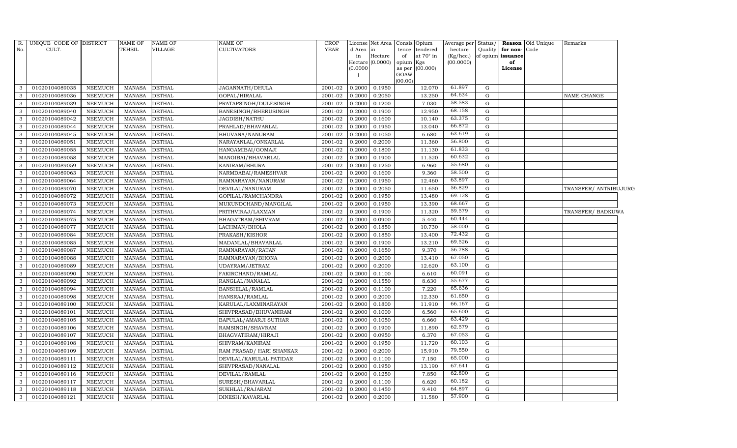| R. No. | UNIQUE CODE OF CULT. | DISTRICT | NAME OF TEHSIL | NAME OF VILLAGE | NAME OF CULTIVATORS | CROP YEAR | License d Area in Hectare (0.0000) | Net Area in Hectare (0.0000) | Consis tence of opium as per GOAW (00.00) | Opium tendered at 70° in Kgs (00.000) | Average per hectare (Kg/hec.) (00.0000) | Status/ Quality of opium | Reason for non-issuance of License | Old Unique Code | Remarks |
|---|---|---|---|---|---|---|---|---|---|---|---|---|---|---|---|
| 3 | 01020104089035 | NEEMUCH | MANASA | DETHAL | JAGANNATH/DHULA | 2001-02 | 0.2000 | 0.1950 | | 12.070 | 61.897 | G | | | |
| 3 | 01020104089036 | NEEMUCH | MANASA | DETHAL | GOPAL/HIRALAL | 2001-02 | 0.2000 | 0.2050 | | 13.250 | 64.634 | G | | | NAME CHANGE |
| 3 | 01020104089039 | NEEMUCH | MANASA | DETHAL | PRATAPSINGH/DULESINGH | 2001-02 | 0.2000 | 0.1200 | | 7.030 | 58.583 | G | | | |
| 3 | 01020104089040 | NEEMUCH | MANASA | DETHAL | BANESINGH/BHERUSINGH | 2001-02 | 0.2000 | 0.1900 | | 12.950 | 68.158 | G | | | |
| 3 | 01020104089042 | NEEMUCH | MANASA | DETHAL | JAGDISH/NATHU | 2001-02 | 0.2000 | 0.1600 | | 10.140 | 63.375 | G | | | |
| 3 | 01020104089044 | NEEMUCH | MANASA | DETHAL | PRAHLAD/BHAVARLAL | 2001-02 | 0.2000 | 0.1950 | | 13.040 | 66.872 | G | | | |
| 3 | 01020104089045 | NEEMUCH | MANASA | DETHAL | BHUVANA/NANURAM | 2001-02 | 0.2000 | 0.1050 | | 6.680 | 63.619 | G | | | |
| 3 | 01020104089051 | NEEMUCH | MANASA | DETHAL | NARAYANLAL/ONKARLAL | 2001-02 | 0.2000 | 0.2000 | | 11.360 | 56.800 | G | | | |
| 3 | 01020104089055 | NEEMUCH | MANASA | DETHAL | HANGAMIBAI/GOMAJI | 2001-02 | 0.2000 | 0.1800 | | 11.130 | 61.833 | G | | | |
| 3 | 01020104089058 | NEEMUCH | MANASA | DETHAL | MANGIBAI/BHAVARLAL | 2001-02 | 0.2000 | 0.1900 | | 11.520 | 60.632 | G | | | |
| 3 | 01020104089059 | NEEMUCH | MANASA | DETHAL | KANIRAM/BHURA | 2001-02 | 0.2000 | 0.1250 | | 6.960 | 55.680 | G | | | |
| 3 | 01020104089063 | NEEMUCH | MANASA | DETHAL | NARMDABAI/RAMESHVAR | 2001-02 | 0.2000 | 0.1600 | | 9.360 | 58.500 | G | | | |
| 3 | 01020104089064 | NEEMUCH | MANASA | DETHAL | RAMNARAYAN/NANURAM | 2001-02 | 0.2000 | 0.1950 | | 12.460 | 63.897 | G | | | |
| 3 | 01020104089070 | NEEMUCH | MANASA | DETHAL | DEVILAL/NANURAM | 2001-02 | 0.2000 | 0.2050 | | 11.650 | 56.829 | G | | | TRANSFER/ ANTRIBUJURG |
| 3 | 01020104089072 | NEEMUCH | MANASA | DETHAL | GOPILAL/RAMCHANDRA | 2001-02 | 0.2000 | 0.1950 | | 13.480 | 69.128 | G | | | |
| 3 | 01020104089073 | NEEMUCH | MANASA | DETHAL | MUKUNDCHAND/MANGILAL | 2001-02 | 0.2000 | 0.1950 | | 13.390 | 68.667 | G | | | |
| 3 | 01020104089074 | NEEMUCH | MANASA | DETHAL | PRITHVIRAJ/LAXMAN | 2001-02 | 0.2000 | 0.1900 | | 11.320 | 59.579 | G | | | TRANSFER/ BADKUWA |
| 3 | 01020104089075 | NEEMUCH | MANASA | DETHAL | BHAGATRAM/SHIVRAM | 2001-02 | 0.2000 | 0.0900 | | 5.440 | 60.444 | G | | | |
| 3 | 01020104089077 | NEEMUCH | MANASA | DETHAL | LACHMAN/BHOLA | 2001-02 | 0.2000 | 0.1850 | | 10.730 | 58.000 | G | | | |
| 3 | 01020104089084 | NEEMUCH | MANASA | DETHAL | PRAKASH/KISHOR | 2001-02 | 0.2000 | 0.1850 | | 13.400 | 72.432 | G | | | |
| 3 | 01020104089085 | NEEMUCH | MANASA | DETHAL | MADANLAL/BHAVARLAL | 2001-02 | 0.2000 | 0.1900 | | 13.210 | 69.526 | G | | | |
| 3 | 01020104089087 | NEEMUCH | MANASA | DETHAL | RAMNARAYAN/RATAN | 2001-02 | 0.2000 | 0.1650 | | 9.370 | 56.788 | G | | | |
| 3 | 01020104089088 | NEEMUCH | MANASA | DETHAL | RAMNARAYAN/BHONA | 2001-02 | 0.2000 | 0.2000 | | 13.410 | 67.050 | G | | | |
| 3 | 01020104089089 | NEEMUCH | MANASA | DETHAL | UDAYRAM/JETRAM | 2001-02 | 0.2000 | 0.2000 | | 12.620 | 63.100 | G | | | |
| 3 | 01020104089090 | NEEMUCH | MANASA | DETHAL | FAKIRCHAND/RAMLAL | 2001-02 | 0.2000 | 0.1100 | | 6.610 | 60.091 | G | | | |
| 3 | 01020104089092 | NEEMUCH | MANASA | DETHAL | RANGLAL/NANALAL | 2001-02 | 0.2000 | 0.1550 | | 8.630 | 55.677 | G | | | |
| 3 | 01020104089094 | NEEMUCH | MANASA | DETHAL | BANSHILAL/RAMLAL | 2001-02 | 0.2000 | 0.1100 | | 7.220 | 65.636 | G | | | |
| 3 | 01020104089098 | NEEMUCH | MANASA | DETHAL | HANSRAJ/RAMLAL | 2001-02 | 0.2000 | 0.2000 | | 12.330 | 61.650 | G | | | |
| 3 | 01020104089100 | NEEMUCH | MANASA | DETHAL | KARULAL/LAXMINARAYAN | 2001-02 | 0.2000 | 0.1800 | | 11.910 | 66.167 | G | | | |
| 3 | 01020104089101 | NEEMUCH | MANASA | DETHAL | SHIVPRASAD/BHUVANIRAM | 2001-02 | 0.2000 | 0.1000 | | 6.560 | 65.600 | G | | | |
| 3 | 01020104089105 | NEEMUCH | MANASA | DETHAL | BAPULAL/AMARJI SUTHAR | 2001-02 | 0.2000 | 0.1050 | | 6.660 | 63.429 | G | | | |
| 3 | 01020104089106 | NEEMUCH | MANASA | DETHAL | RAMSINGH/SHAVRAM | 2001-02 | 0.2000 | 0.1900 | | 11.890 | 62.579 | G | | | |
| 3 | 01020104089107 | NEEMUCH | MANASA | DETHAL | BHAGVATIRAM/HIRAJI | 2001-02 | 0.2000 | 0.0950 | | 6.370 | 67.053 | G | | | |
| 3 | 01020104089108 | NEEMUCH | MANASA | DETHAL | SHIVRAM/KANIRAM | 2001-02 | 0.2000 | 0.1950 | | 11.720 | 60.103 | G | | | |
| 3 | 01020104089109 | NEEMUCH | MANASA | DETHAL | RAM PRASAD/ HARI SHANKAR | 2001-02 | 0.2000 | 0.2000 | | 15.910 | 79.550 | G | | | |
| 3 | 01020104089111 | NEEMUCH | MANASA | DETHAL | DEVILAL/KARULAL PATIDAR | 2001-02 | 0.2000 | 0.1100 | | 7.150 | 65.000 | G | | | |
| 3 | 01020104089112 | NEEMUCH | MANASA | DETHAL | SHIVPRASAD/NANALAL | 2001-02 | 0.2000 | 0.1950 | | 13.190 | 67.641 | G | | | |
| 3 | 01020104089116 | NEEMUCH | MANASA | DETHAL | DEVILAL/RAMLAL | 2001-02 | 0.2000 | 0.1250 | | 7.850 | 62.800 | G | | | |
| 3 | 01020104089117 | NEEMUCH | MANASA | DETHAL | SURESH/BHAVARLAL | 2001-02 | 0.2000 | 0.1100 | | 6.620 | 60.182 | G | | | |
| 3 | 01020104089118 | NEEMUCH | MANASA | DETHAL | SUKHLAL/RAJARAM | 2001-02 | 0.2000 | 0.1450 | | 9.410 | 64.897 | G | | | |
| 3 | 01020104089121 | NEEMUCH | MANASA | DETHAL | DINESH/KAVARLAL | 2001-02 | 0.2000 | 0.2000 | | 11.580 | 57.900 | G | | | |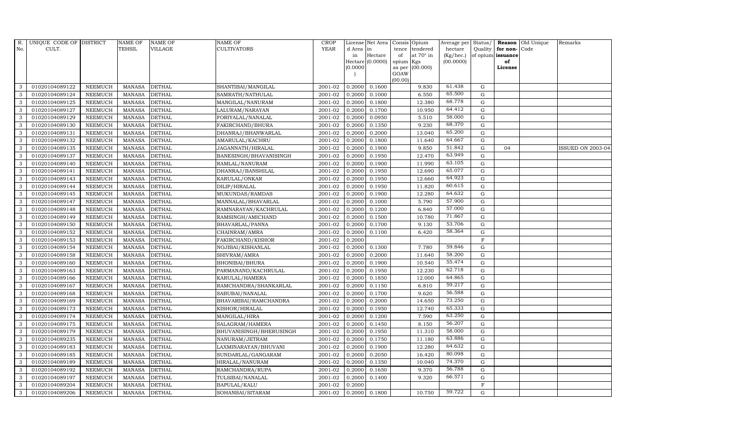| R. No. | UNIQUE CODE OF CULT. | DISTRICT | NAME OF TEHSIL | NAME OF VILLAGE | NAME OF CULTIVATORS | CROP YEAR | License d Area in Hectare (0.0000) | Net Area in Hectare (0.0000) | Consis tence of opium as per GOAW (00.00) | Opium tendered at 70° in Kgs (00.000) | Average per hectare (Kg/hec.) (00.0000) | Status/ Quality of opium | Reason for non-issuance of License | Old Unique Code | Remarks |
|---|---|---|---|---|---|---|---|---|---|---|---|---|---|---|---|
| 3 | 01020104089122 | NEEMUCH | MANASA | DETHAL | SHANTIBAI/MANGILAL | 2001-02 | 0.2000 | 0.1600 | | 9.830 | 61.438 | G | | | |
| 3 | 01020104089124 | NEEMUCH | MANASA | DETHAL | SAMRATH/NATHULAL | 2001-02 | 0.2000 | 0.1000 | | 6.550 | 65.500 | G | | | |
| 3 | 01020104089125 | NEEMUCH | MANASA | DETHAL | MANGILAL/NANURAM | 2001-02 | 0.2000 | 0.1800 | | 12.380 | 68.778 | G | | | |
| 3 | 01020104089127 | NEEMUCH | MANASA | DETHAL | LALURAM/NARAYAN | 2001-02 | 0.2000 | 0.1700 | | 10.950 | 64.412 | G | | | |
| 3 | 01020104089129 | NEEMUCH | MANASA | DETHAL | FORIYALAL/NANALAL | 2001-02 | 0.2000 | 0.0950 | | 5.510 | 58.000 | G | | | |
| 3 | 01020104089130 | NEEMUCH | MANASA | DETHAL | FAKIRCHAND/BHURA | 2001-02 | 0.2000 | 0.1350 | | 9.230 | 68.370 | G | | | |
| 3 | 01020104089131 | NEEMUCH | MANASA | DETHAL | DHANRAJ/BHANWARLAL | 2001-02 | 0.2000 | 0.2000 | | 13.040 | 65.200 | G | | | |
| 3 | 01020104089132 | NEEMUCH | MANASA | DETHAL | AMARULAL/KACHRU | 2001-02 | 0.2000 | 0.1800 | | 11.640 | 64.667 | G | | | |
| 3 | 01020104089135 | NEEMUCH | MANASA | DETHAL | JAGANNATH/HIRALAL | 2001-02 | 0.2000 | 0.1900 | | 9.850 | 51.842 | G | 04 | | ISSUED ON 2003-04 |
| 3 | 01020104089137 | NEEMUCH | MANASA | DETHAL | BANESINGH/BHAVANISINGH | 2001-02 | 0.2000 | 0.1950 | | 12.470 | 63.949 | G | | | |
| 3 | 01020104089140 | NEEMUCH | MANASA | DETHAL | RAMLAL/NANURAM | 2001-02 | 0.2000 | 0.1900 | | 11.990 | 63.105 | G | | | |
| 3 | 01020104089141 | NEEMUCH | MANASA | DETHAL | DHANRAJ/BANSHILAL | 2001-02 | 0.2000 | 0.1950 | | 12.690 | 65.077 | G | | | |
| 3 | 01020104089143 | NEEMUCH | MANASA | DETHAL | KARULAL/ONKAR | 2001-02 | 0.2000 | 0.1950 | | 12.660 | 64.923 | G | | | |
| 3 | 01020104089144 | NEEMUCH | MANASA | DETHAL | DILIP/HIRALAL | 2001-02 | 0.2000 | 0.1950 | | 11.820 | 60.615 | G | | | |
| 3 | 01020104089145 | NEEMUCH | MANASA | DETHAL | MUKUNDAS/RAMDAS | 2001-02 | 0.2000 | 0.1900 | | 12.280 | 64.632 | G | | | |
| 3 | 01020104089147 | NEEMUCH | MANASA | DETHAL | MANNALAL/BHAVARLAL | 2001-02 | 0.2000 | 0.1000 | | 5.790 | 57.900 | G | | | |
| 3 | 01020104089148 | NEEMUCH | MANASA | DETHAL | RAMNARAYAN/KACHRULAL | 2001-02 | 0.2000 | 0.1200 | | 6.840 | 57.000 | G | | | |
| 3 | 01020104089149 | NEEMUCH | MANASA | DETHAL | RAMSINGH/AMICHAND | 2001-02 | 0.2000 | 0.1500 | | 10.780 | 71.867 | G | | | |
| 3 | 01020104089150 | NEEMUCH | MANASA | DETHAL | BHAVARLAL/PANNA | 2001-02 | 0.2000 | 0.1700 | | 9.130 | 53.706 | G | | | |
| 3 | 01020104089152 | NEEMUCH | MANASA | DETHAL | CHAINRAM/AMRA | 2001-02 | 0.2000 | 0.1100 | | 6.420 | 58.364 | G | | | |
| 3 | 01020104089153 | NEEMUCH | MANASA | DETHAL | FAKIRCHAND/KISHOR | 2001-02 | 0.2000 | | | | | F | | | |
| 3 | 01020104089154 | NEEMUCH | MANASA | DETHAL | NOJIBAI/KISHANLAL | 2001-02 | 0.2000 | 0.1300 | | 7.780 | 59.846 | G | | | |
| 3 | 01020104089158 | NEEMUCH | MANASA | DETHAL | SHIVRAM/AMRA | 2001-02 | 0.2000 | 0.2000 | | 11.640 | 58.200 | G | | | |
| 3 | 01020104089160 | NEEMUCH | MANASA | DETHAL | BHONIBAI/BHURA | 2001-02 | 0.2000 | 0.1900 | | 10.540 | 55.474 | G | | | |
| 3 | 01020104089163 | NEEMUCH | MANASA | DETHAL | PARMANAND/KACHRULAL | 2001-02 | 0.2000 | 0.1950 | | 12.230 | 62.718 | G | | | |
| 3 | 01020104089166 | NEEMUCH | MANASA | DETHAL | KARULAL/HAMERA | 2001-02 | 0.2000 | 0.1850 | | 12.000 | 64.865 | G | | | |
| 3 | 01020104089167 | NEEMUCH | MANASA | DETHAL | RAMCHANDRA/SHANKARLAL | 2001-02 | 0.2000 | 0.1150 | | 6.810 | 59.217 | G | | | |
| 3 | 01020104089168 | NEEMUCH | MANASA | DETHAL | SABUBAI/NANALAL | 2001-02 | 0.2000 | 0.1700 | | 9.620 | 56.588 | G | | | |
| 3 | 01020104089169 | NEEMUCH | MANASA | DETHAL | BHAVARIBAI/RAMCHANDRA | 2001-02 | 0.2000 | 0.2000 | | 14.650 | 73.250 | G | | | |
| 3 | 01020104089173 | NEEMUCH | MANASA | DETHAL | KISHOR/HIRALAL | 2001-02 | 0.2000 | 0.1950 | | 12.740 | 65.333 | G | | | |
| 3 | 01020104089174 | NEEMUCH | MANASA | DETHAL | MANGILAL/HIRA | 2001-02 | 0.2000 | 0.1200 | | 7.590 | 63.250 | G | | | |
| 3 | 01020104089175 | NEEMUCH | MANASA | DETHAL | SALAGRAM/HAMERA | 2001-02 | 0.2000 | 0.1450 | | 8.150 | 56.207 | G | | | |
| 3 | 01020104089179 | NEEMUCH | MANASA | DETHAL | BHUVANISINGH/BHERUSINGH | 2001-02 | 0.2000 | 0.1950 | | 11.310 | 58.000 | G | | | |
| 3 | 01020104089235 | NEEMUCH | MANASA | DETHAL | NANURAM/JETRAM | 2001-02 | 0.2000 | 0.1750 | | 11.180 | 63.886 | G | | | |
| 3 | 01020104089183 | NEEMUCH | MANASA | DETHAL | LAXMINARAYAN/BHUVANI | 2001-02 | 0.2000 | 0.1900 | | 12.280 | 64.632 | G | | | |
| 3 | 01020104089185 | NEEMUCH | MANASA | DETHAL | SUNDARLAL/GANGARAM | 2001-02 | 0.2000 | 0.2050 | | 16.420 | 80.098 | G | | | |
| 3 | 01020104089189 | NEEMUCH | MANASA | DETHAL | HIRALAL/NANURAM | 2001-02 | 0.2000 | 0.1350 | | 10.040 | 74.370 | G | | | |
| 3 | 01020104089192 | NEEMUCH | MANASA | DETHAL | RAMCHANDRA/RUPA | 2001-02 | 0.2000 | 0.1650 | | 9.370 | 56.788 | G | | | |
| 3 | 01020104089197 | NEEMUCH | MANASA | DETHAL | TULSIBAI/NANALAL | 2001-02 | 0.2000 | 0.1400 | | 9.320 | 66.571 | G | | | |
| 3 | 01020104089204 | NEEMUCH | MANASA | DETHAL | BAPULAL/KALU | 2001-02 | 0.2000 | | | | | F | | | |
| 3 | 01020104089206 | NEEMUCH | MANASA | DETHAL | SOHANBAI/SITARAM | 2001-02 | 0.2000 | 0.1800 | | 10.750 | 59.722 | G | | | |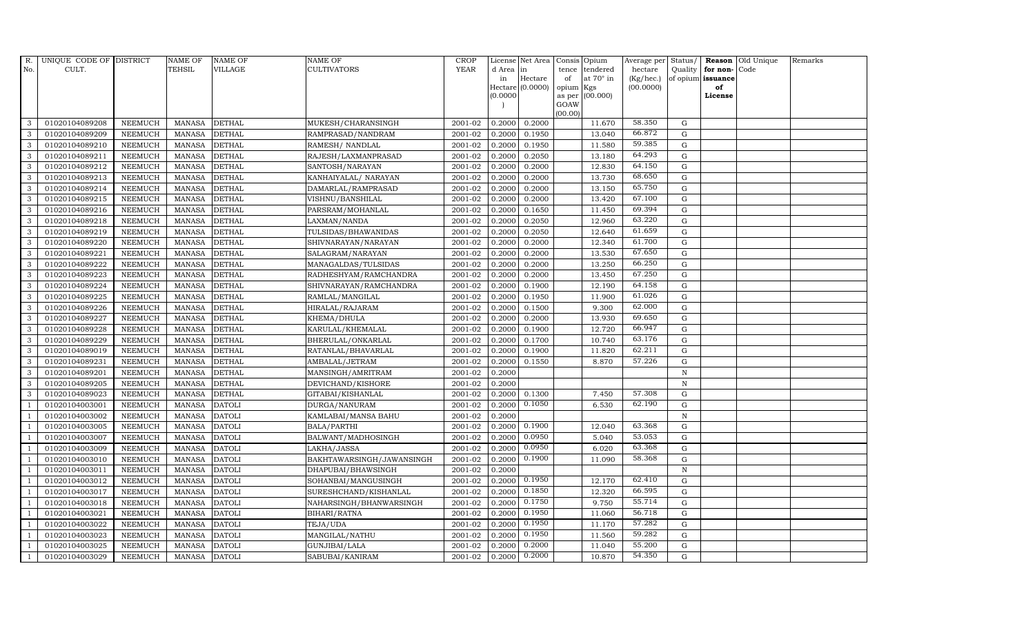| R. No. | UNIQUE CODE OF CULT. | DISTRICT | NAME OF TEHSIL | NAME OF VILLAGE | NAME OF CULTIVATORS | CROP YEAR | License d Area in Hectare (0.0000) | Net Area in Hectare (0.0000) | Consis tence of opium as per GOAW (00.00) | Opium tendered at 70° in Kgs (00.000) | Average per hectare (Kg/hec.) (00.0000) | Status/ Quality of opium | Reason for non-issuance of License | Old Unique Code | Remarks |
|---|---|---|---|---|---|---|---|---|---|---|---|---|---|---|---|
| 3 | 01020104089208 | NEEMUCH | MANASA | DETHAL | MUKESH/CHARANSINGH | 2001-02 | 0.2000 | 0.2000 | | 11.670 | 58.350 | G | | | |
| 3 | 01020104089209 | NEEMUCH | MANASA | DETHAL | RAMPRASAD/NANDRAM | 2001-02 | 0.2000 | 0.1950 | | 13.040 | 66.872 | G | | | |
| 3 | 01020104089210 | NEEMUCH | MANASA | DETHAL | RAMESH/ NANDLAL | 2001-02 | 0.2000 | 0.1950 | | 11.580 | 59.385 | G | | | |
| 3 | 01020104089211 | NEEMUCH | MANASA | DETHAL | RAJESH/LAXMANPRASAD | 2001-02 | 0.2000 | 0.2050 | | 13.180 | 64.293 | G | | | |
| 3 | 01020104089212 | NEEMUCH | MANASA | DETHAL | SANTOSH/NARAYAN | 2001-02 | 0.2000 | 0.2000 | | 12.830 | 64.150 | G | | | |
| 3 | 01020104089213 | NEEMUCH | MANASA | DETHAL | KANHAIYALAL/ NARAYAN | 2001-02 | 0.2000 | 0.2000 | | 13.730 | 68.650 | G | | | |
| 3 | 01020104089214 | NEEMUCH | MANASA | DETHAL | DAMARLAL/RAMPRASAD | 2001-02 | 0.2000 | 0.2000 | | 13.150 | 65.750 | G | | | |
| 3 | 01020104089215 | NEEMUCH | MANASA | DETHAL | VISHNU/BANSHILAL | 2001-02 | 0.2000 | 0.2000 | | 13.420 | 67.100 | G | | | |
| 3 | 01020104089216 | NEEMUCH | MANASA | DETHAL | PARSRAM/MOHANLAL | 2001-02 | 0.2000 | 0.1650 | | 11.450 | 69.394 | G | | | |
| 3 | 01020104089218 | NEEMUCH | MANASA | DETHAL | LAXMAN/NANDA | 2001-02 | 0.2000 | 0.2050 | | 12.960 | 63.220 | G | | | |
| 3 | 01020104089219 | NEEMUCH | MANASA | DETHAL | TULSIDAS/BHAWANIDAS | 2001-02 | 0.2000 | 0.2050 | | 12.640 | 61.659 | G | | | |
| 3 | 01020104089220 | NEEMUCH | MANASA | DETHAL | SHIVNARAYAN/NARAYAN | 2001-02 | 0.2000 | 0.2000 | | 12.340 | 61.700 | G | | | |
| 3 | 01020104089221 | NEEMUCH | MANASA | DETHAL | SALAGRAM/NARAYAN | 2001-02 | 0.2000 | 0.2000 | | 13.530 | 67.650 | G | | | |
| 3 | 01020104089222 | NEEMUCH | MANASA | DETHAL | MANAGALDAS/TULSIDAS | 2001-02 | 0.2000 | 0.2000 | | 13.250 | 66.250 | G | | | |
| 3 | 01020104089223 | NEEMUCH | MANASA | DETHAL | RADHESHYAM/RAMCHANDRA | 2001-02 | 0.2000 | 0.2000 | | 13.450 | 67.250 | G | | | |
| 3 | 01020104089224 | NEEMUCH | MANASA | DETHAL | SHIVNARAYAN/RAMCHANDRA | 2001-02 | 0.2000 | 0.1900 | | 12.190 | 64.158 | G | | | |
| 3 | 01020104089225 | NEEMUCH | MANASA | DETHAL | RAMLAL/MANGILAL | 2001-02 | 0.2000 | 0.1950 | | 11.900 | 61.026 | G | | | |
| 3 | 01020104089226 | NEEMUCH | MANASA | DETHAL | HIRALAL/RAJARAM | 2001-02 | 0.2000 | 0.1500 | | 9.300 | 62.000 | G | | | |
| 3 | 01020104089227 | NEEMUCH | MANASA | DETHAL | KHEMA/DHULA | 2001-02 | 0.2000 | 0.2000 | | 13.930 | 69.650 | G | | | |
| 3 | 01020104089228 | NEEMUCH | MANASA | DETHAL | KARULAL/KHEMALAL | 2001-02 | 0.2000 | 0.1900 | | 12.720 | 66.947 | G | | | |
| 3 | 01020104089229 | NEEMUCH | MANASA | DETHAL | BHERULAL/ONKARLAL | 2001-02 | 0.2000 | 0.1700 | | 10.740 | 63.176 | G | | | |
| 3 | 01020104089019 | NEEMUCH | MANASA | DETHAL | RATANLAL/BHAVARLAL | 2001-02 | 0.2000 | 0.1900 | | 11.820 | 62.211 | G | | | |
| 3 | 01020104089231 | NEEMUCH | MANASA | DETHAL | AMBALAL/JETRAM | 2001-02 | 0.2000 | 0.1550 | | 8.870 | 57.226 | G | | | |
| 3 | 01020104089201 | NEEMUCH | MANASA | DETHAL | MANSINGH/AMRITRAM | 2001-02 | 0.2000 | | | | | N | | | |
| 3 | 01020104089205 | NEEMUCH | MANASA | DETHAL | DEVICHAND/KISHORE | 2001-02 | 0.2000 | | | | | N | | | |
| 3 | 01020104089023 | NEEMUCH | MANASA | DETHAL | GITABAI/KISHANLAL | 2001-02 | 0.2000 | 0.1300 | | 7.450 | 57.308 | G | | | |
| 1 | 01020104003001 | NEEMUCH | MANASA | DATOLI | DURGA/NANURAM | 2001-02 | 0.2000 | 0.1050 | | 6.530 | 62.190 | G | | | |
| 1 | 01020104003002 | NEEMUCH | MANASA | DATOLI | KAMLABAI/MANSA BAHU | 2001-02 | 0.2000 | | | | | N | | | |
| 1 | 01020104003005 | NEEMUCH | MANASA | DATOLI | BALA/PARTHI | 2001-02 | 0.2000 | 0.1900 | | 12.040 | 63.368 | G | | | |
| 1 | 01020104003007 | NEEMUCH | MANASA | DATOLI | BALWANT/MADHOSINGH | 2001-02 | 0.2000 | 0.0950 | | 5.040 | 53.053 | G | | | |
| 1 | 01020104003009 | NEEMUCH | MANASA | DATOLI | LAKHA/JASSA | 2001-02 | 0.2000 | 0.0950 | | 6.020 | 63.368 | G | | | |
| 1 | 01020104003010 | NEEMUCH | MANASA | DATOLI | BAKHTAWARSINGH/JAWANSINGH | 2001-02 | 0.2000 | 0.1900 | | 11.090 | 58.368 | G | | | |
| 1 | 01020104003011 | NEEMUCH | MANASA | DATOLI | DHAPUBAI/BHAWSINGH | 2001-02 | 0.2000 | | | | | N | | | |
| 1 | 01020104003012 | NEEMUCH | MANASA | DATOLI | SOHANBAI/MANGUSINGH | 2001-02 | 0.2000 | 0.1950 | | 12.170 | 62.410 | G | | | |
| 1 | 01020104003017 | NEEMUCH | MANASA | DATOLI | SURESHCHAND/KISHANLAL | 2001-02 | 0.2000 | 0.1850 | | 12.320 | 66.595 | G | | | |
| 1 | 01020104003018 | NEEMUCH | MANASA | DATOLI | NAHARSINGH/BHANWARSINGH | 2001-02 | 0.2000 | 0.1750 | | 9.750 | 55.714 | G | | | |
| 1 | 01020104003021 | NEEMUCH | MANASA | DATOLI | BIHARI/RATNA | 2001-02 | 0.2000 | 0.1950 | | 11.060 | 56.718 | G | | | |
| 1 | 01020104003022 | NEEMUCH | MANASA | DATOLI | TEJA/UDA | 2001-02 | 0.2000 | 0.1950 | | 11.170 | 57.282 | G | | | |
| 1 | 01020104003023 | NEEMUCH | MANASA | DATOLI | MANGILAL/NATHU | 2001-02 | 0.2000 | 0.1950 | | 11.560 | 59.282 | G | | | |
| 1 | 01020104003025 | NEEMUCH | MANASA | DATOLI | GUNJIBAI/LALA | 2001-02 | 0.2000 | 0.2000 | | 11.040 | 55.200 | G | | | |
| 1 | 01020104003029 | NEEMUCH | MANASA | DATOLI | SABUBAI/KANIRAM | 2001-02 | 0.2000 | 0.2000 | | 10.870 | 54.350 | G | | | |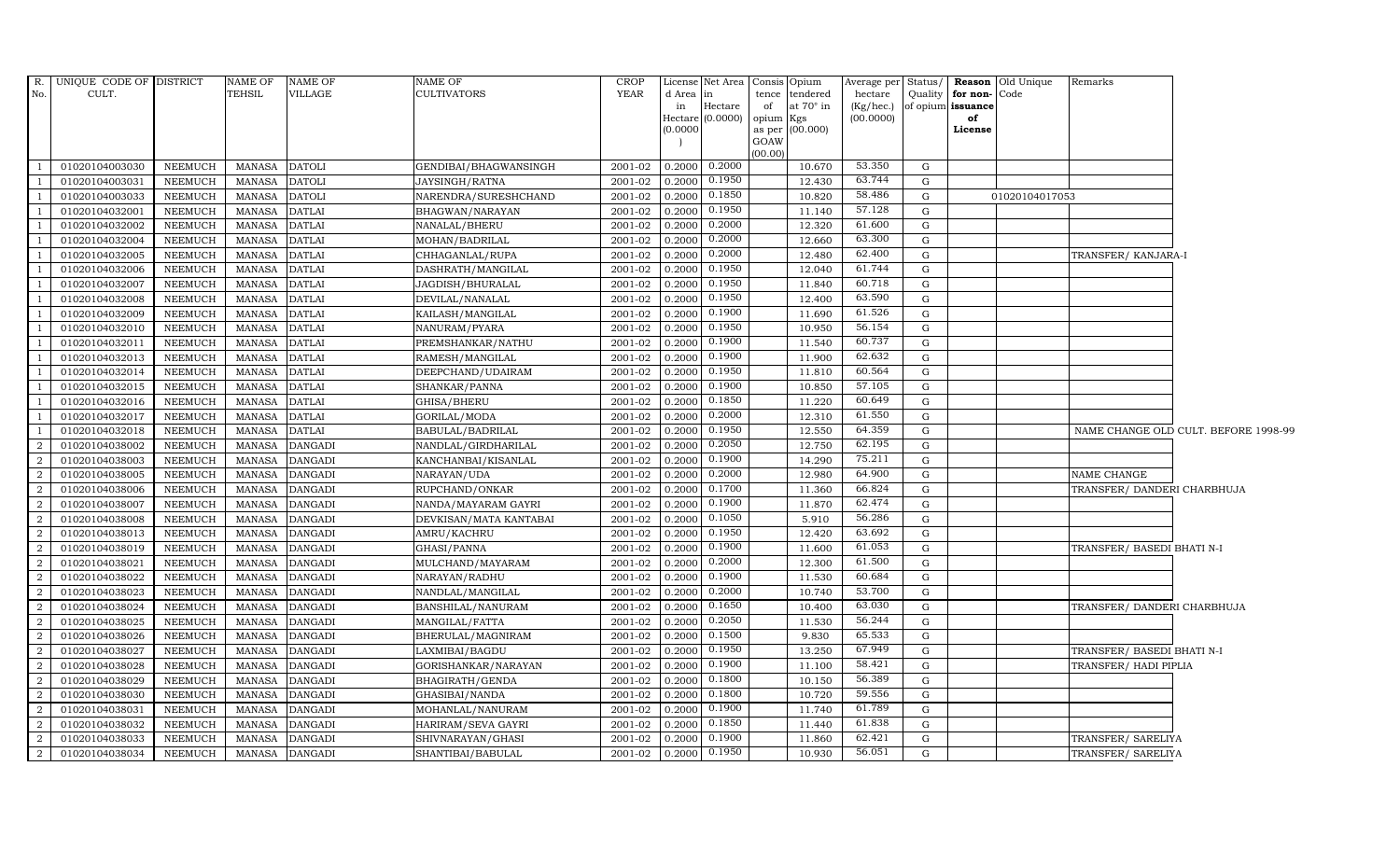| R. No. | UNIQUE CODE OF CULT. | DISTRICT | NAME OF TEHSIL | NAME OF VILLAGE | NAME OF CULTIVATORS | CROP YEAR | License d Area in Hectare (0.0000) | Net Area in Hectare (0.0000) | Consis tence of opium as per GOAW (00.00) | Opium tendered at 70° in Kgs (00.000) | Average per hectare (Kg/hec.) (00.0000) | Status/ Quality of opium | Reason for non-issuance of License | Old Unique Code | Remarks |
|---|---|---|---|---|---|---|---|---|---|---|---|---|---|---|---|
| 1 | 01020104003030 | NEEMUCH | MANASA | DATOLI | GENDIBAI/BHAGWANSINGH | 2001-02 | 0.2000 | 0.2000 | | 10.670 | 53.350 | G | | | |
| 1 | 01020104003031 | NEEMUCH | MANASA | DATOLI | JAYSINGH/RATNA | 2001-02 | 0.2000 | 0.1950 | | 12.430 | 63.744 | G | | | |
| 1 | 01020104003033 | NEEMUCH | MANASA | DATOLI | NARENDRA/SURESHCHAND | 2001-02 | 0.2000 | 0.1850 | | 10.820 | 58.486 | G | | 01020104017053 | |
| 1 | 01020104032001 | NEEMUCH | MANASA | DATLAI | BHAGWAN/NARAYAN | 2001-02 | 0.2000 | 0.1950 | | 11.140 | 57.128 | G | | | |
| 1 | 01020104032002 | NEEMUCH | MANASA | DATLAI | NANALAL/BHERU | 2001-02 | 0.2000 | 0.2000 | | 12.320 | 61.600 | G | | | |
| 1 | 01020104032004 | NEEMUCH | MANASA | DATLAI | MOHAN/BADRILAL | 2001-02 | 0.2000 | 0.2000 | | 12.660 | 63.300 | G | | | |
| 1 | 01020104032005 | NEEMUCH | MANASA | DATLAI | CHHAGANLAL/RUPA | 2001-02 | 0.2000 | 0.2000 | | 12.480 | 62.400 | G | | | TRANSFER/ KANJARA-I |
| 1 | 01020104032006 | NEEMUCH | MANASA | DATLAI | DASHRATH/MANGILAL | 2001-02 | 0.2000 | 0.1950 | | 12.040 | 61.744 | G | | | |
| 1 | 01020104032007 | NEEMUCH | MANASA | DATLAI | JAGDISH/BHURALAL | 2001-02 | 0.2000 | 0.1950 | | 11.840 | 60.718 | G | | | |
| 1 | 01020104032008 | NEEMUCH | MANASA | DATLAI | DEVILAL/NANALAL | 2001-02 | 0.2000 | 0.1950 | | 12.400 | 63.590 | G | | | |
| 1 | 01020104032009 | NEEMUCH | MANASA | DATLAI | KAILASH/MANGILAL | 2001-02 | 0.2000 | 0.1900 | | 11.690 | 61.526 | G | | | |
| 1 | 01020104032010 | NEEMUCH | MANASA | DATLAI | NANURAM/PYARA | 2001-02 | 0.2000 | 0.1950 | | 10.950 | 56.154 | G | | | |
| 1 | 01020104032011 | NEEMUCH | MANASA | DATLAI | PREMSHANKAR/NATHU | 2001-02 | 0.2000 | 0.1900 | | 11.540 | 60.737 | G | | | |
| 1 | 01020104032013 | NEEMUCH | MANASA | DATLAI | RAMESH/MANGILAL | 2001-02 | 0.2000 | 0.1900 | | 11.900 | 62.632 | G | | | |
| 1 | 01020104032014 | NEEMUCH | MANASA | DATLAI | DEEPCHAND/UDAIRAM | 2001-02 | 0.2000 | 0.1950 | | 11.810 | 60.564 | G | | | |
| 1 | 01020104032015 | NEEMUCH | MANASA | DATLAI | SHANKAR/PANNA | 2001-02 | 0.2000 | 0.1900 | | 10.850 | 57.105 | G | | | |
| 1 | 01020104032016 | NEEMUCH | MANASA | DATLAI | GHISA/BHERU | 2001-02 | 0.2000 | 0.1850 | | 11.220 | 60.649 | G | | | |
| 1 | 01020104032017 | NEEMUCH | MANASA | DATLAI | GORILAL/MODA | 2001-02 | 0.2000 | 0.2000 | | 12.310 | 61.550 | G | | | |
| 1 | 01020104032018 | NEEMUCH | MANASA | DATLAI | BABULAL/BADRILAL | 2001-02 | 0.2000 | 0.1950 | | 12.550 | 64.359 | G | | | NAME CHANGE OLD CULT. BEFORE 1998-99 |
| 2 | 01020104038002 | NEEMUCH | MANASA | DANGADI | NANDLAL/GIRDHARILAL | 2001-02 | 0.2000 | 0.2050 | | 12.750 | 62.195 | G | | | |
| 2 | 01020104038003 | NEEMUCH | MANASA | DANGADI | KANCHANBAI/KISANLAL | 2001-02 | 0.2000 | 0.1900 | | 14.290 | 75.211 | G | | | |
| 2 | 01020104038005 | NEEMUCH | MANASA | DANGADI | NARAYAN/UDA | 2001-02 | 0.2000 | 0.2000 | | 12.980 | 64.900 | G | | | NAME CHANGE |
| 2 | 01020104038006 | NEEMUCH | MANASA | DANGADI | RUPCHAND/ONKAR | 2001-02 | 0.2000 | 0.1700 | | 11.360 | 66.824 | G | | | TRANSFER/ DANDERI CHARBHUJA |
| 2 | 01020104038007 | NEEMUCH | MANASA | DANGADI | NANDA/MAYARAM GAYRI | 2001-02 | 0.2000 | 0.1900 | | 11.870 | 62.474 | G | | | |
| 2 | 01020104038008 | NEEMUCH | MANASA | DANGADI | DEVKISAN/MATA KANTABAI | 2001-02 | 0.2000 | 0.1050 | | 5.910 | 56.286 | G | | | |
| 2 | 01020104038013 | NEEMUCH | MANASA | DANGADI | AMRU/KACHRU | 2001-02 | 0.2000 | 0.1950 | | 12.420 | 63.692 | G | | | |
| 2 | 01020104038019 | NEEMUCH | MANASA | DANGADI | GHASI/PANNA | 2001-02 | 0.2000 | 0.1900 | | 11.600 | 61.053 | G | | | TRANSFER/ BASEDI BHATI N-I |
| 2 | 01020104038021 | NEEMUCH | MANASA | DANGADI | MULCHAND/MAYARAM | 2001-02 | 0.2000 | 0.2000 | | 12.300 | 61.500 | G | | | |
| 2 | 01020104038022 | NEEMUCH | MANASA | DANGADI | NARAYAN/RADHU | 2001-02 | 0.2000 | 0.1900 | | 11.530 | 60.684 | G | | | |
| 2 | 01020104038023 | NEEMUCH | MANASA | DANGADI | NANDLAL/MANGILAL | 2001-02 | 0.2000 | 0.2000 | | 10.740 | 53.700 | G | | | |
| 2 | 01020104038024 | NEEMUCH | MANASA | DANGADI | BANSHILAL/NANURAM | 2001-02 | 0.2000 | 0.1650 | | 10.400 | 63.030 | G | | | TRANSFER/ DANDERI CHARBHUJA |
| 2 | 01020104038025 | NEEMUCH | MANASA | DANGADI | MANGILAL/FATTA | 2001-02 | 0.2000 | 0.2050 | | 11.530 | 56.244 | G | | | |
| 2 | 01020104038026 | NEEMUCH | MANASA | DANGADI | BHERULAL/MAGNIRAM | 2001-02 | 0.2000 | 0.1500 | | 9.830 | 65.533 | G | | | |
| 2 | 01020104038027 | NEEMUCH | MANASA | DANGADI | LAXMIBAI/BAGDU | 2001-02 | 0.2000 | 0.1950 | | 13.250 | 67.949 | G | | | TRANSFER/ BASEDI BHATI N-I |
| 2 | 01020104038028 | NEEMUCH | MANASA | DANGADI | GORISHANKAR/NARAYAN | 2001-02 | 0.2000 | 0.1900 | | 11.100 | 58.421 | G | | | TRANSFER/ HADI PIPLIA |
| 2 | 01020104038029 | NEEMUCH | MANASA | DANGADI | BHAGIRATH/GENDA | 2001-02 | 0.2000 | 0.1800 | | 10.150 | 56.389 | G | | | |
| 2 | 01020104038030 | NEEMUCH | MANASA | DANGADI | GHASIBAI/NANDA | 2001-02 | 0.2000 | 0.1800 | | 10.720 | 59.556 | G | | | |
| 2 | 01020104038031 | NEEMUCH | MANASA | DANGADI | MOHANLAL/NANURAM | 2001-02 | 0.2000 | 0.1900 | | 11.740 | 61.789 | G | | | |
| 2 | 01020104038032 | NEEMUCH | MANASA | DANGADI | HARIRAM/SEVA GAYRI | 2001-02 | 0.2000 | 0.1850 | | 11.440 | 61.838 | G | | | |
| 2 | 01020104038033 | NEEMUCH | MANASA | DANGADI | SHIVNARAYAN/GHASI | 2001-02 | 0.2000 | 0.1900 | | 11.860 | 62.421 | G | | | TRANSFER/ SARELIYA |
| 2 | 01020104038034 | NEEMUCH | MANASA | DANGADI | SHANTIBAI/BABULAL | 2001-02 | 0.2000 | 0.1950 | | 10.930 | 56.051 | G | | | TRANSFER/ SARELIYA |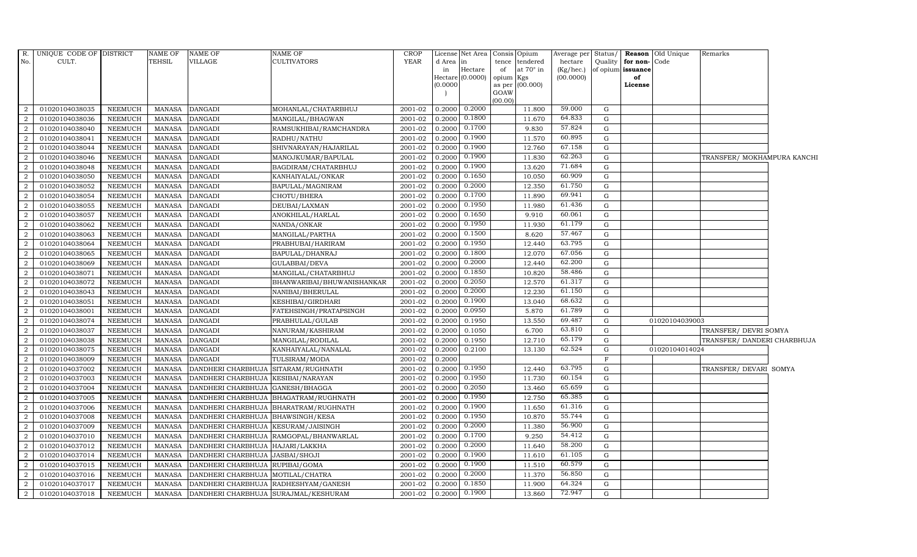| R. No. | UNIQUE CODE OF CULT. | DISTRICT | NAME OF TEHSIL | NAME OF VILLAGE | NAME OF CULTIVATORS | CROP YEAR | License d Area in Hectare (0.0000) | Net Area in Hectare (0.0000) | Consis tence of opium as per GOAW (00.00) | Opium tendered at 70° in Kgs (00.000) | Average per hectare (Kg/hec.) (00.0000) | Status/ Quality of opium | Reason for non-issuance of License | Old Unique Code | Remarks |
|---|---|---|---|---|---|---|---|---|---|---|---|---|---|---|---|
| 2 | 01020104038035 | NEEMUCH | MANASA | DANGADI | MOHANLAL/CHATARBHUJ | 2001-02 | 0.2000 | 0.2000 | | 11.800 | 59.000 | G | | | |
| 2 | 01020104038036 | NEEMUCH | MANASA | DANGADI | MANGILAL/BHAGWAN | 2001-02 | 0.2000 | 0.1800 | | 11.670 | 64.833 | G | | | |
| 2 | 01020104038040 | NEEMUCH | MANASA | DANGADI | RAMSUKHIBAI/RAMCHANDRA | 2001-02 | 0.2000 | 0.1700 | | 9.830 | 57.824 | G | | | |
| 2 | 01020104038041 | NEEMUCH | MANASA | DANGADI | RADHU/NATHU | 2001-02 | 0.2000 | 0.1900 | | 11.570 | 60.895 | G | | | |
| 2 | 01020104038044 | NEEMUCH | MANASA | DANGADI | SHIVNARAYAN/HAJARILAL | 2001-02 | 0.2000 | 0.1900 | | 12.760 | 67.158 | G | | | |
| 2 | 01020104038046 | NEEMUCH | MANASA | DANGADI | MANOJKUMAR/BAPULAL | 2001-02 | 0.2000 | 0.1900 | | 11.830 | 62.263 | G | | | TRANSFER/ MOKHAMPURA KANCHI |
| 2 | 01020104038048 | NEEMUCH | MANASA | DANGADI | BAGDIRAM/CHATARBHUJ | 2001-02 | 0.2000 | 0.1900 | | 13.620 | 71.684 | G | | | |
| 2 | 01020104038050 | NEEMUCH | MANASA | DANGADI | KANHAIYALAL/ONKAR | 2001-02 | 0.2000 | 0.1650 | | 10.050 | 60.909 | G | | | |
| 2 | 01020104038052 | NEEMUCH | MANASA | DANGADI | BAPULAL/MAGNIRAM | 2001-02 | 0.2000 | 0.2000 | | 12.350 | 61.750 | G | | | |
| 2 | 01020104038054 | NEEMUCH | MANASA | DANGADI | CHOTU/BHERA | 2001-02 | 0.2000 | 0.1700 | | 11.890 | 69.941 | G | | | |
| 2 | 01020104038055 | NEEMUCH | MANASA | DANGADI | DEUBAI/LAXMAN | 2001-02 | 0.2000 | 0.1950 | | 11.980 | 61.436 | G | | | |
| 2 | 01020104038057 | NEEMUCH | MANASA | DANGADI | ANOKHILAL/HARLAL | 2001-02 | 0.2000 | 0.1650 | | 9.910 | 60.061 | G | | | |
| 2 | 01020104038062 | NEEMUCH | MANASA | DANGADI | NANDA/ONKAR | 2001-02 | 0.2000 | 0.1950 | | 11.930 | 61.179 | G | | | |
| 2 | 01020104038063 | NEEMUCH | MANASA | DANGADI | MANGILAL/PARTHA | 2001-02 | 0.2000 | 0.1500 | | 8.620 | 57.467 | G | | | |
| 2 | 01020104038064 | NEEMUCH | MANASA | DANGADI | PRABHUBAI/HARIRAM | 2001-02 | 0.2000 | 0.1950 | | 12.440 | 63.795 | G | | | |
| 2 | 01020104038065 | NEEMUCH | MANASA | DANGADI | BAPULAL/DHANRAJ | 2001-02 | 0.2000 | 0.1800 | | 12.070 | 67.056 | G | | | |
| 2 | 01020104038069 | NEEMUCH | MANASA | DANGADI | GULABBAI/DEVA | 2001-02 | 0.2000 | 0.2000 | | 12.440 | 62.200 | G | | | |
| 2 | 01020104038071 | NEEMUCH | MANASA | DANGADI | MANGILAL/CHATARBHUJ | 2001-02 | 0.2000 | 0.1850 | | 10.820 | 58.486 | G | | | |
| 2 | 01020104038072 | NEEMUCH | MANASA | DANGADI | BHANWARIBAI/BHUWANISHANKAR | 2001-02 | 0.2000 | 0.2050 | | 12.570 | 61.317 | G | | | |
| 2 | 01020104038043 | NEEMUCH | MANASA | DANGADI | NANIBAI/BHERULAL | 2001-02 | 0.2000 | 0.2000 | | 12.230 | 61.150 | G | | | |
| 2 | 01020104038051 | NEEMUCH | MANASA | DANGADI | KESHIBAI/GIRDHARI | 2001-02 | 0.2000 | 0.1900 | | 13.040 | 68.632 | G | | | |
| 2 | 01020104038001 | NEEMUCH | MANASA | DANGADI | FATEHSINGH/PRATAPSINGH | 2001-02 | 0.2000 | 0.0950 | | 5.870 | 61.789 | G | | | |
| 2 | 01020104038074 | NEEMUCH | MANASA | DANGADI | PRABHULAL/GULAB | 2001-02 | 0.2000 | 0.1950 | | 13.550 | 69.487 | G | | 01020104039003 | |
| 2 | 01020104038037 | NEEMUCH | MANASA | DANGADI | NANURAM/KASHIRAM | 2001-02 | 0.2000 | 0.1050 | | 6.700 | 63.810 | G | | | TRANSFER/ DEVRI SOMYA |
| 2 | 01020104038038 | NEEMUCH | MANASA | DANGADI | MANGILAL/RODILAL | 2001-02 | 0.2000 | 0.1950 | | 12.710 | 65.179 | G | | | TRANSFER/ DANDERI CHARBHUJA |
| 2 | 01020104038075 | NEEMUCH | MANASA | DANGADI | KANHAIYALAL/NANALAL | 2001-02 | 0.2000 | 0.2100 | | 13.130 | 62.524 | G | | 01020104014024 | |
| 2 | 01020104038009 | NEEMUCH | MANASA | DANGADI | TULSIRAM/MODA | 2001-02 | 0.2000 | | | | | F | | | |
| 2 | 01020104037002 | NEEMUCH | MANASA | DANDHERI CHARBHUJA | SITARAM/RUGHNATH | 2001-02 | 0.2000 | 0.1950 | | 12.440 | 63.795 | G | | | TRANSFER/ DEVARI SOMYA |
| 2 | 01020104037003 | NEEMUCH | MANASA | DANDHERI CHARBHUJA | KESIBAI/NARAYAN | 2001-02 | 0.2000 | 0.1950 | | 11.730 | 60.154 | G | | | |
| 2 | 01020104037004 | NEEMUCH | MANASA | DANDHERI CHARBHUJA | GANESH/BHAGGA | 2001-02 | 0.2000 | 0.2050 | | 13.460 | 65.659 | G | | | |
| 2 | 01020104037005 | NEEMUCH | MANASA | DANDHERI CHARBHUJA | BHAGATRAM/RUGHNATH | 2001-02 | 0.2000 | 0.1950 | | 12.750 | 65.385 | G | | | |
| 2 | 01020104037006 | NEEMUCH | MANASA | DANDHERI CHARBHUJA | BHARATRAM/RUGHNATH | 2001-02 | 0.2000 | 0.1900 | | 11.650 | 61.316 | G | | | |
| 2 | 01020104037008 | NEEMUCH | MANASA | DANDHERI CHARBHUJA | BHAWSINGH/KESA | 2001-02 | 0.2000 | 0.1950 | | 10.870 | 55.744 | G | | | |
| 2 | 01020104037009 | NEEMUCH | MANASA | DANDHERI CHARBHUJA | KESURAM/JAISINGH | 2001-02 | 0.2000 | 0.2000 | | 11.380 | 56.900 | G | | | |
| 2 | 01020104037010 | NEEMUCH | MANASA | DANDHERI CHARBHUJA | RAMGOPAL/BHANWARLAL | 2001-02 | 0.2000 | 0.1700 | | 9.250 | 54.412 | G | | | |
| 2 | 01020104037012 | NEEMUCH | MANASA | DANDHERI CHARBHUJA | HAJARI/LAKKHA | 2001-02 | 0.2000 | 0.2000 | | 11.640 | 58.200 | G | | | |
| 2 | 01020104037014 | NEEMUCH | MANASA | DANDHERI CHARBHUJA | JASBAI/SHOJI | 2001-02 | 0.2000 | 0.1900 | | 11.610 | 61.105 | G | | | |
| 2 | 01020104037015 | NEEMUCH | MANASA | DANDHERI CHARBHUJA | RUPIBAI/GOMA | 2001-02 | 0.2000 | 0.1900 | | 11.510 | 60.579 | G | | | |
| 2 | 01020104037016 | NEEMUCH | MANASA | DANDHERI CHARBHUJA | MOTILAL/CHATRA | 2001-02 | 0.2000 | 0.2000 | | 11.370 | 56.850 | G | | | |
| 2 | 01020104037017 | NEEMUCH | MANASA | DANDHERI CHARBHUJA | RADHESHYAM/GANESH | 2001-02 | 0.2000 | 0.1850 | | 11.900 | 64.324 | G | | | |
| 2 | 01020104037018 | NEEMUCH | MANASA | DANDHERI CHARBHUJA | SURAJMAL/KESHURAM | 2001-02 | 0.2000 | 0.1900 | | 13.860 | 72.947 | G | | | |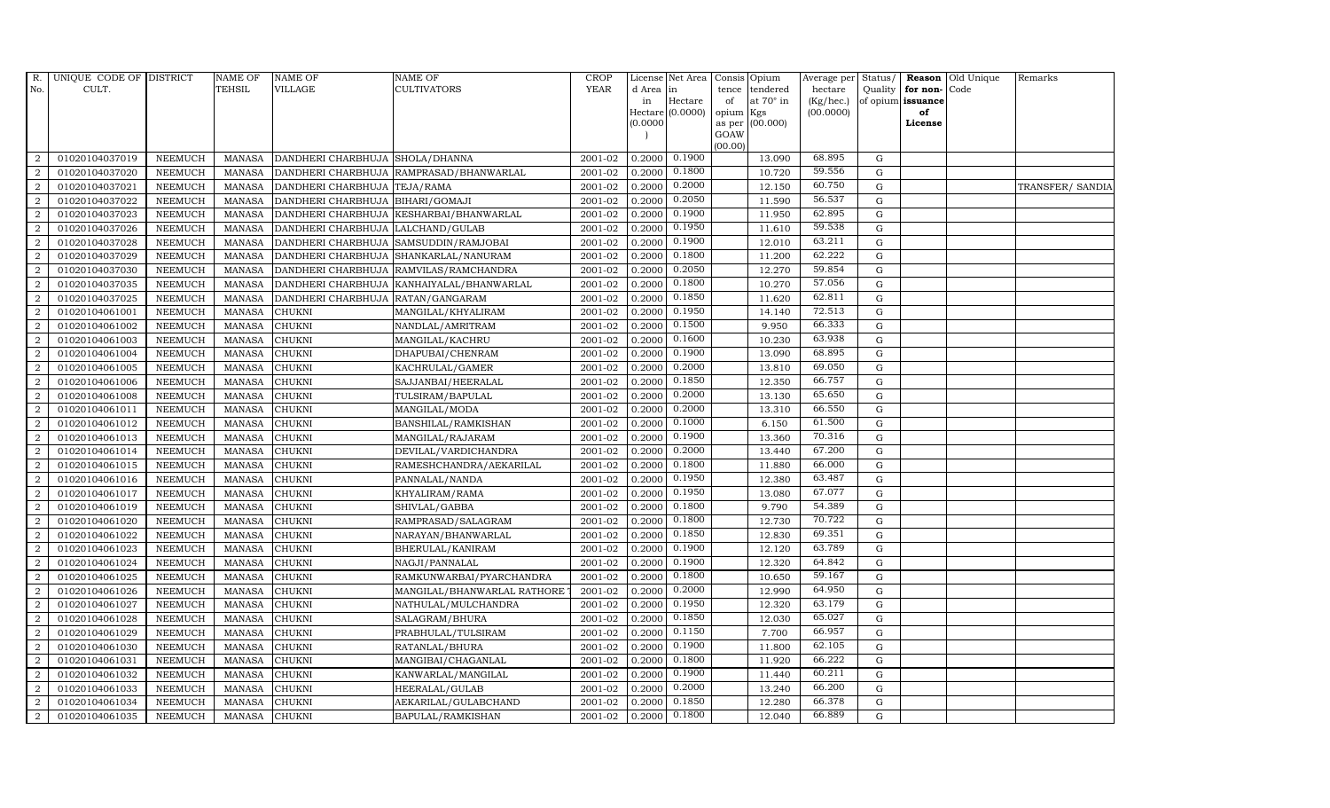| R. No. | UNIQUE CODE OF CULT. | DISTRICT | NAME OF TEHSIL | NAME OF VILLAGE | NAME OF CULTIVATORS | CROP YEAR | License d Area in Hectare (0.0000) | Net Area in Hectare (0.0000) | Consis tence of opium as per GOAW (00.00) | Opium tendered at 70° in Kgs (00.000) | Average per hectare (Kg/hec.) (00.0000) | Status/ Quality of opium | Reason for non-issuance of License | Old Unique Code | Remarks |
|---|---|---|---|---|---|---|---|---|---|---|---|---|---|---|---|
| 2 | 01020104037019 | NEEMUCH | MANASA | DANDHERI CHARBHUJA | SHOLA/DHANNA | 2001-02 | 0.2000 | 0.1900 | | 13.090 | 68.895 | G | | | |
| 2 | 01020104037020 | NEEMUCH | MANASA | DANDHERI CHARBHUJA | RAMPRASAD/BHANWARLAL | 2001-02 | 0.2000 | 0.1800 | | 10.720 | 59.556 | G | | | |
| 2 | 01020104037021 | NEEMUCH | MANASA | DANDHERI CHARBHUJA | TEJA/RAMA | 2001-02 | 0.2000 | 0.2000 | | 12.150 | 60.750 | G | | | TRANSFER/ SANDIA |
| 2 | 01020104037022 | NEEMUCH | MANASA | DANDHERI CHARBHUJA | BIHARI/GOMAJI | 2001-02 | 0.2000 | 0.2050 | | 11.590 | 56.537 | G | | | |
| 2 | 01020104037023 | NEEMUCH | MANASA | DANDHERI CHARBHUJA | KESHARBAI/BHANWARLAL | 2001-02 | 0.2000 | 0.1900 | | 11.950 | 62.895 | G | | | |
| 2 | 01020104037026 | NEEMUCH | MANASA | DANDHERI CHARBHUJA | LALCHAND/GULAB | 2001-02 | 0.2000 | 0.1950 | | 11.610 | 59.538 | G | | | |
| 2 | 01020104037028 | NEEMUCH | MANASA | DANDHERI CHARBHUJA | SAMSUDDIN/RAMJOBAI | 2001-02 | 0.2000 | 0.1900 | | 12.010 | 63.211 | G | | | |
| 2 | 01020104037029 | NEEMUCH | MANASA | DANDHERI CHARBHUJA | SHANKARLAL/NANURAM | 2001-02 | 0.2000 | 0.1800 | | 11.200 | 62.222 | G | | | |
| 2 | 01020104037030 | NEEMUCH | MANASA | DANDHERI CHARBHUJA | RAMVILAS/RAMCHANDRA | 2001-02 | 0.2000 | 0.2050 | | 12.270 | 59.854 | G | | | |
| 2 | 01020104037035 | NEEMUCH | MANASA | DANDHERI CHARBHUJA | KANHAIYALAL/BHANWARLAL | 2001-02 | 0.2000 | 0.1800 | | 10.270 | 57.056 | G | | | |
| 2 | 01020104037025 | NEEMUCH | MANASA | DANDHERI CHARBHUJA | RATAN/GANGARAM | 2001-02 | 0.2000 | 0.1850 | | 11.620 | 62.811 | G | | | |
| 2 | 01020104061001 | NEEMUCH | MANASA | CHUKNI | MANGILAL/KHYALIRAM | 2001-02 | 0.2000 | 0.1950 | | 14.140 | 72.513 | G | | | |
| 2 | 01020104061002 | NEEMUCH | MANASA | CHUKNI | NANDLAL/AMRITRAM | 2001-02 | 0.2000 | 0.1500 | | 9.950 | 66.333 | G | | | |
| 2 | 01020104061003 | NEEMUCH | MANASA | CHUKNI | MANGILAL/KACHRU | 2001-02 | 0.2000 | 0.1600 | | 10.230 | 63.938 | G | | | |
| 2 | 01020104061004 | NEEMUCH | MANASA | CHUKNI | DHAPUBAI/CHENRAM | 2001-02 | 0.2000 | 0.1900 | | 13.090 | 68.895 | G | | | |
| 2 | 01020104061005 | NEEMUCH | MANASA | CHUKNI | KACHRULAL/GAMER | 2001-02 | 0.2000 | 0.2000 | | 13.810 | 69.050 | G | | | |
| 2 | 01020104061006 | NEEMUCH | MANASA | CHUKNI | SAJJANBAI/HEERALAL | 2001-02 | 0.2000 | 0.1850 | | 12.350 | 66.757 | G | | | |
| 2 | 01020104061008 | NEEMUCH | MANASA | CHUKNI | TULSIRAM/BAPULAL | 2001-02 | 0.2000 | 0.2000 | | 13.130 | 65.650 | G | | | |
| 2 | 01020104061011 | NEEMUCH | MANASA | CHUKNI | MANGILAL/MODA | 2001-02 | 0.2000 | 0.2000 | | 13.310 | 66.550 | G | | | |
| 2 | 01020104061012 | NEEMUCH | MANASA | CHUKNI | BANSHILAL/RAMKISHAN | 2001-02 | 0.2000 | 0.1000 | | 6.150 | 61.500 | G | | | |
| 2 | 01020104061013 | NEEMUCH | MANASA | CHUKNI | MANGILAL/RAJARAM | 2001-02 | 0.2000 | 0.1900 | | 13.360 | 70.316 | G | | | |
| 2 | 01020104061014 | NEEMUCH | MANASA | CHUKNI | DEVILAL/VARDICHANDRA | 2001-02 | 0.2000 | 0.2000 | | 13.440 | 67.200 | G | | | |
| 2 | 01020104061015 | NEEMUCH | MANASA | CHUKNI | RAMESHCHANDRA/AEKARILAL | 2001-02 | 0.2000 | 0.1800 | | 11.880 | 66.000 | G | | | |
| 2 | 01020104061016 | NEEMUCH | MANASA | CHUKNI | PANNALAL/NANDA | 2001-02 | 0.2000 | 0.1950 | | 12.380 | 63.487 | G | | | |
| 2 | 01020104061017 | NEEMUCH | MANASA | CHUKNI | KHYALIRAM/RAMA | 2001-02 | 0.2000 | 0.1950 | | 13.080 | 67.077 | G | | | |
| 2 | 01020104061019 | NEEMUCH | MANASA | CHUKNI | SHIVLAL/GABBA | 2001-02 | 0.2000 | 0.1800 | | 9.790 | 54.389 | G | | | |
| 2 | 01020104061020 | NEEMUCH | MANASA | CHUKNI | RAMPRASAD/SALAGRAM | 2001-02 | 0.2000 | 0.1800 | | 12.730 | 70.722 | G | | | |
| 2 | 01020104061022 | NEEMUCH | MANASA | CHUKNI | NARAYAN/BHANWARLAL | 2001-02 | 0.2000 | 0.1850 | | 12.830 | 69.351 | G | | | |
| 2 | 01020104061023 | NEEMUCH | MANASA | CHUKNI | BHERULAL/KANIRAM | 2001-02 | 0.2000 | 0.1900 | | 12.120 | 63.789 | G | | | |
| 2 | 01020104061024 | NEEMUCH | MANASA | CHUKNI | NAGJI/PANNALAL | 2001-02 | 0.2000 | 0.1900 | | 12.320 | 64.842 | G | | | |
| 2 | 01020104061025 | NEEMUCH | MANASA | CHUKNI | RAMKUNWARBAI/PYARCHANDRA | 2001-02 | 0.2000 | 0.1800 | | 10.650 | 59.167 | G | | | |
| 2 | 01020104061026 | NEEMUCH | MANASA | CHUKNI | MANGILAL/BHANWARLAL RATHORE | 2001-02 | 0.2000 | 0.2000 | | 12.990 | 64.950 | G | | | |
| 2 | 01020104061027 | NEEMUCH | MANASA | CHUKNI | NATHULAL/MULCHANDRA | 2001-02 | 0.2000 | 0.1950 | | 12.320 | 63.179 | G | | | |
| 2 | 01020104061028 | NEEMUCH | MANASA | CHUKNI | SALAGRAM/BHURA | 2001-02 | 0.2000 | 0.1850 | | 12.030 | 65.027 | G | | | |
| 2 | 01020104061029 | NEEMUCH | MANASA | CHUKNI | PRABHULAL/TULSIRAM | 2001-02 | 0.2000 | 0.1150 | | 7.700 | 66.957 | G | | | |
| 2 | 01020104061030 | NEEMUCH | MANASA | CHUKNI | RATANLAL/BHURA | 2001-02 | 0.2000 | 0.1900 | | 11.800 | 62.105 | G | | | |
| 2 | 01020104061031 | NEEMUCH | MANASA | CHUKNI | MANGIBAI/CHAGANLAL | 2001-02 | 0.2000 | 0.1800 | | 11.920 | 66.222 | G | | | |
| 2 | 01020104061032 | NEEMUCH | MANASA | CHUKNI | KANWARLAL/MANGILAL | 2001-02 | 0.2000 | 0.1900 | | 11.440 | 60.211 | G | | | |
| 2 | 01020104061033 | NEEMUCH | MANASA | CHUKNI | HEERALAL/GULAB | 2001-02 | 0.2000 | 0.2000 | | 13.240 | 66.200 | G | | | |
| 2 | 01020104061034 | NEEMUCH | MANASA | CHUKNI | AEKARILAL/GULABCHAND | 2001-02 | 0.2000 | 0.1850 | | 12.280 | 66.378 | G | | | |
| 2 | 01020104061035 | NEEMUCH | MANASA | CHUKNI | BAPULAL/RAMKISHAN | 2001-02 | 0.2000 | 0.1800 | | 12.040 | 66.889 | G | | | |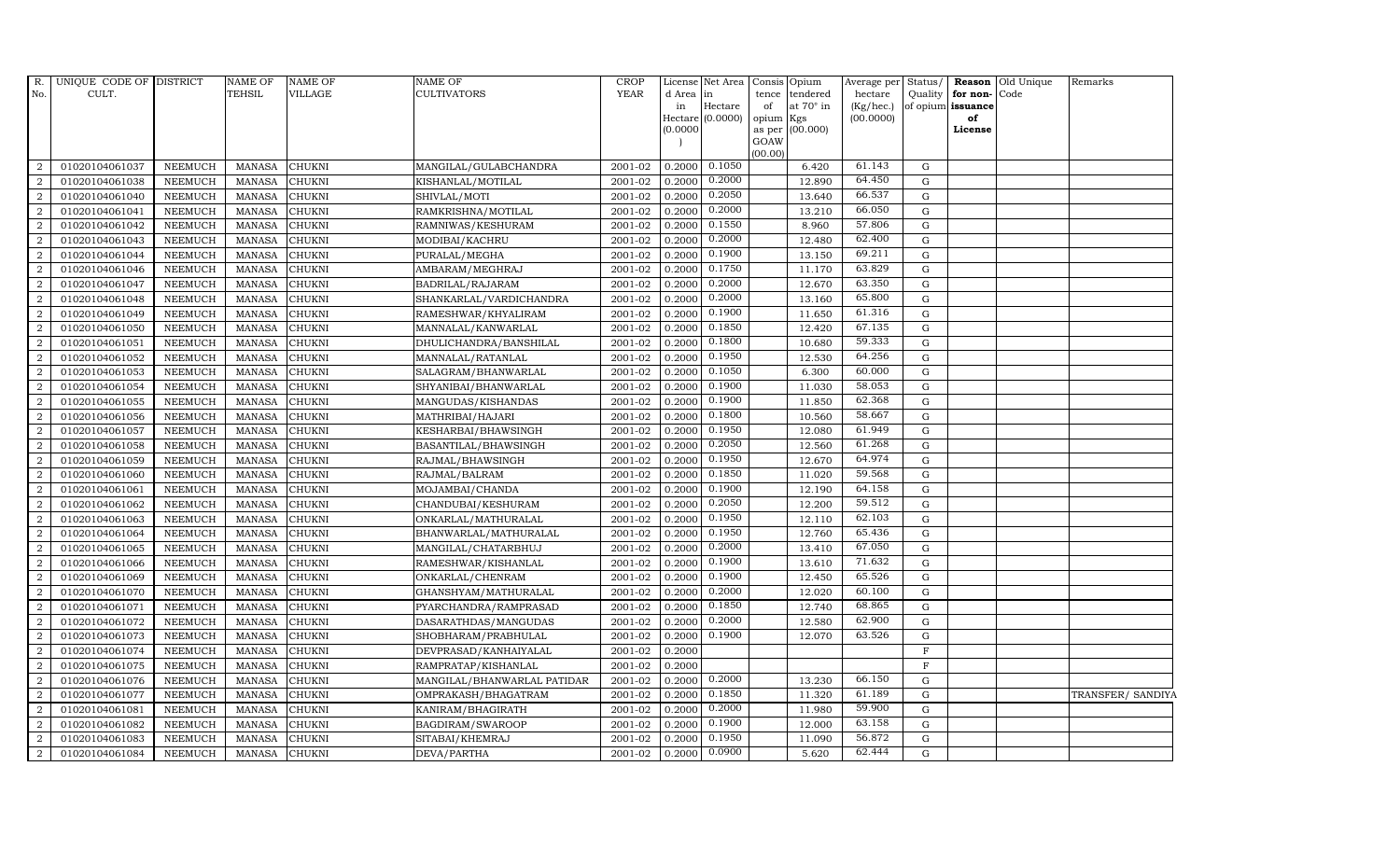| R. No. | UNIQUE CODE OF CULT. | DISTRICT | NAME OF TEHSIL | NAME OF VILLAGE | NAME OF CULTIVATORS | CROP YEAR | License d Area in Hectare (0.0000) | Net Area in Hectare (0.0000) | Consis tence of opium as per GOAW (00.00) | Opium tendered at 70° in Kgs (00.000) | Average per hectare (Kg/hec.) (00.0000) | Status/ Quality of opium | Reason for non-issuance of License | Old Unique Code | Remarks |
|---|---|---|---|---|---|---|---|---|---|---|---|---|---|---|---|
| 2 | 01020104061037 | NEEMUCH | MANASA | CHUKNI | MANGILAL/GULABCHANDRA | 2001-02 | 0.2000 | 0.1050 | | 6.420 | 61.143 | G | | | |
| 2 | 01020104061038 | NEEMUCH | MANASA | CHUKNI | KISHANLAL/MOTILAL | 2001-02 | 0.2000 | 0.2000 | | 12.890 | 64.450 | G | | | |
| 2 | 01020104061040 | NEEMUCH | MANASA | CHUKNI | SHIVLAL/MOTI | 2001-02 | 0.2000 | 0.2050 | | 13.640 | 66.537 | G | | | |
| 2 | 01020104061041 | NEEMUCH | MANASA | CHUKNI | RAMKRISHNA/MOTILAL | 2001-02 | 0.2000 | 0.2000 | | 13.210 | 66.050 | G | | | |
| 2 | 01020104061042 | NEEMUCH | MANASA | CHUKNI | RAMNIWAS/KESHURAM | 2001-02 | 0.2000 | 0.1550 | | 8.960 | 57.806 | G | | | |
| 2 | 01020104061043 | NEEMUCH | MANASA | CHUKNI | MODIBAI/KACHRU | 2001-02 | 0.2000 | 0.2000 | | 12.480 | 62.400 | G | | | |
| 2 | 01020104061044 | NEEMUCH | MANASA | CHUKNI | PURALAL/MEGHA | 2001-02 | 0.2000 | 0.1900 | | 13.150 | 69.211 | G | | | |
| 2 | 01020104061046 | NEEMUCH | MANASA | CHUKNI | AMBARAM/MEGHRAJ | 2001-02 | 0.2000 | 0.1750 | | 11.170 | 63.829 | G | | | |
| 2 | 01020104061047 | NEEMUCH | MANASA | CHUKNI | BADRILAL/RAJARAM | 2001-02 | 0.2000 | 0.2000 | | 12.670 | 63.350 | G | | | |
| 2 | 01020104061048 | NEEMUCH | MANASA | CHUKNI | SHANKARLAL/VARDICHANDRA | 2001-02 | 0.2000 | 0.2000 | | 13.160 | 65.800 | G | | | |
| 2 | 01020104061049 | NEEMUCH | MANASA | CHUKNI | RAMESHWAR/KHYALIRAM | 2001-02 | 0.2000 | 0.1900 | | 11.650 | 61.316 | G | | | |
| 2 | 01020104061050 | NEEMUCH | MANASA | CHUKNI | MANNALAL/KANWARLAL | 2001-02 | 0.2000 | 0.1850 | | 12.420 | 67.135 | G | | | |
| 2 | 01020104061051 | NEEMUCH | MANASA | CHUKNI | DHULICHANDRA/BANSHILAL | 2001-02 | 0.2000 | 0.1800 | | 10.680 | 59.333 | G | | | |
| 2 | 01020104061052 | NEEMUCH | MANASA | CHUKNI | MANNALAL/RATANLAL | 2001-02 | 0.2000 | 0.1950 | | 12.530 | 64.256 | G | | | |
| 2 | 01020104061053 | NEEMUCH | MANASA | CHUKNI | SALAGRAM/BHANWARLAL | 2001-02 | 0.2000 | 0.1050 | | 6.300 | 60.000 | G | | | |
| 2 | 01020104061054 | NEEMUCH | MANASA | CHUKNI | SHYANIBAI/BHANWARLAL | 2001-02 | 0.2000 | 0.1900 | | 11.030 | 58.053 | G | | | |
| 2 | 01020104061055 | NEEMUCH | MANASA | CHUKNI | MANGUDAS/KISHANDAS | 2001-02 | 0.2000 | 0.1900 | | 11.850 | 62.368 | G | | | |
| 2 | 01020104061056 | NEEMUCH | MANASA | CHUKNI | MATHRIBAI/HAJARI | 2001-02 | 0.2000 | 0.1800 | | 10.560 | 58.667 | G | | | |
| 2 | 01020104061057 | NEEMUCH | MANASA | CHUKNI | KESHARBAI/BHAWSINGH | 2001-02 | 0.2000 | 0.1950 | | 12.080 | 61.949 | G | | | |
| 2 | 01020104061058 | NEEMUCH | MANASA | CHUKNI | BASANTILAL/BHAWSINGH | 2001-02 | 0.2000 | 0.2050 | | 12.560 | 61.268 | G | | | |
| 2 | 01020104061059 | NEEMUCH | MANASA | CHUKNI | RAJMAL/BHAWSINGH | 2001-02 | 0.2000 | 0.1950 | | 12.670 | 64.974 | G | | | |
| 2 | 01020104061060 | NEEMUCH | MANASA | CHUKNI | RAJMAL/BALRAM | 2001-02 | 0.2000 | 0.1850 | | 11.020 | 59.568 | G | | | |
| 2 | 01020104061061 | NEEMUCH | MANASA | CHUKNI | MOJAMBAI/CHANDA | 2001-02 | 0.2000 | 0.1900 | | 12.190 | 64.158 | G | | | |
| 2 | 01020104061062 | NEEMUCH | MANASA | CHUKNI | CHANDUBAI/KESHURAM | 2001-02 | 0.2000 | 0.2050 | | 12.200 | 59.512 | G | | | |
| 2 | 01020104061063 | NEEMUCH | MANASA | CHUKNI | ONKARLAL/MATHURALAL | 2001-02 | 0.2000 | 0.1950 | | 12.110 | 62.103 | G | | | |
| 2 | 01020104061064 | NEEMUCH | MANASA | CHUKNI | BHANWARLAL/MATHURALAL | 2001-02 | 0.2000 | 0.1950 | | 12.760 | 65.436 | G | | | |
| 2 | 01020104061065 | NEEMUCH | MANASA | CHUKNI | MANGILAL/CHATARBHUJ | 2001-02 | 0.2000 | 0.2000 | | 13.410 | 67.050 | G | | | |
| 2 | 01020104061066 | NEEMUCH | MANASA | CHUKNI | RAMESHWAR/KISHANLAL | 2001-02 | 0.2000 | 0.1900 | | 13.610 | 71.632 | G | | | |
| 2 | 01020104061069 | NEEMUCH | MANASA | CHUKNI | ONKARLAL/CHENRAM | 2001-02 | 0.2000 | 0.1900 | | 12.450 | 65.526 | G | | | |
| 2 | 01020104061070 | NEEMUCH | MANASA | CHUKNI | GHANSHYAM/MATHURALAL | 2001-02 | 0.2000 | 0.2000 | | 12.020 | 60.100 | G | | | |
| 2 | 01020104061071 | NEEMUCH | MANASA | CHUKNI | PYARCHANDRA/RAMPRASAD | 2001-02 | 0.2000 | 0.1850 | | 12.740 | 68.865 | G | | | |
| 2 | 01020104061072 | NEEMUCH | MANASA | CHUKNI | DASARATHDAS/MANGUDAS | 2001-02 | 0.2000 | 0.2000 | | 12.580 | 62.900 | G | | | |
| 2 | 01020104061073 | NEEMUCH | MANASA | CHUKNI | SHOBHARAM/PRABHULAL | 2001-02 | 0.2000 | 0.1900 | | 12.070 | 63.526 | G | | | |
| 2 | 01020104061074 | NEEMUCH | MANASA | CHUKNI | DEVPRASAD/KANHAIYALAL | 2001-02 | 0.2000 | | | | | F | | | |
| 2 | 01020104061075 | NEEMUCH | MANASA | CHUKNI | RAMPRATAP/KISHANLAL | 2001-02 | 0.2000 | | | | | F | | | |
| 2 | 01020104061076 | NEEMUCH | MANASA | CHUKNI | MANGILAL/BHANWARLAL PATIDAR | 2001-02 | 0.2000 | 0.2000 | | 13.230 | 66.150 | G | | | |
| 2 | 01020104061077 | NEEMUCH | MANASA | CHUKNI | OMPRAKASH/BHAGATRAM | 2001-02 | 0.2000 | 0.1850 | | 11.320 | 61.189 | G | | | TRANSFER/ SANDIYA |
| 2 | 01020104061081 | NEEMUCH | MANASA | CHUKNI | KANIRAM/BHAGIRATH | 2001-02 | 0.2000 | 0.2000 | | 11.980 | 59.900 | G | | | |
| 2 | 01020104061082 | NEEMUCH | MANASA | CHUKNI | BAGDIRAM/SWAROOP | 2001-02 | 0.2000 | 0.1900 | | 12.000 | 63.158 | G | | | |
| 2 | 01020104061083 | NEEMUCH | MANASA | CHUKNI | SITABAI/KHEMRAJ | 2001-02 | 0.2000 | 0.1950 | | 11.090 | 56.872 | G | | | |
| 2 | 01020104061084 | NEEMUCH | MANASA | CHUKNI | DEVA/PARTHA | 2001-02 | 0.2000 | 0.0900 | | 5.620 | 62.444 | G | | | |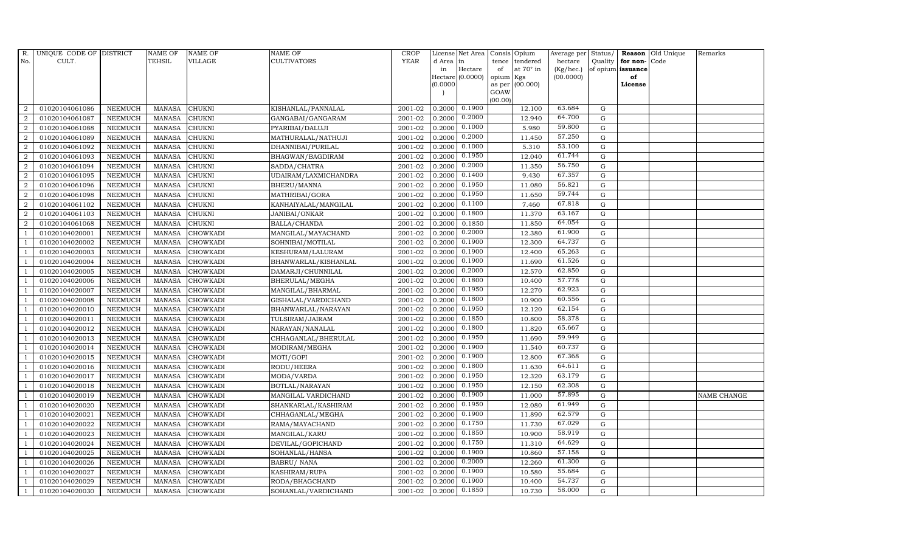| R. No. | UNIQUE CODE OF CULT. | DISTRICT | NAME OF TEHSIL | NAME OF VILLAGE | NAME OF CULTIVATORS | CROP YEAR | License d Area in Hectare (0.0000) | Net Area in Hectare (0.0000) | Consis tence of opium as per GOAW (00.00) | Opium tendered at 70° in Kgs (00.000) | Average per hectare (Kg/hec.) (00.0000) | Status/ Quality of opium | Reason for non-issuance of License | Old Unique Code | Remarks |
|---|---|---|---|---|---|---|---|---|---|---|---|---|---|---|---|
| 2 | 01020104061086 | NEEMUCH | MANASA | CHUKNI | KISHANLAL/PANNALAL | 2001-02 | 0.2000 | 0.1900 | | 12.100 | 63.684 | G | | | |
| 2 | 01020104061087 | NEEMUCH | MANASA | CHUKNI | GANGABAI/GANGARAM | 2001-02 | 0.2000 | 0.2000 | | 12.940 | 64.700 | G | | | |
| 2 | 01020104061088 | NEEMUCH | MANASA | CHUKNI | PYARIBAI/DALUJI | 2001-02 | 0.2000 | 0.1000 | | 5.980 | 59.800 | G | | | |
| 2 | 01020104061089 | NEEMUCH | MANASA | CHUKNI | MATHURALAL/NATHUJI | 2001-02 | 0.2000 | 0.2000 | | 11.450 | 57.250 | G | | | |
| 2 | 01020104061092 | NEEMUCH | MANASA | CHUKNI | DHANNIBAI/PURILAL | 2001-02 | 0.2000 | 0.1000 | | 5.310 | 53.100 | G | | | |
| 2 | 01020104061093 | NEEMUCH | MANASA | CHUKNI | BHAGWAN/BAGDIRAM | 2001-02 | 0.2000 | 0.1950 | | 12.040 | 61.744 | G | | | |
| 2 | 01020104061094 | NEEMUCH | MANASA | CHUKNI | SADDA/CHATRA | 2001-02 | 0.2000 | 0.2000 | | 11.350 | 56.750 | G | | | |
| 2 | 01020104061095 | NEEMUCH | MANASA | CHUKNI | UDAIRAM/LAXMICHANDRA | 2001-02 | 0.2000 | 0.1400 | | 9.430 | 67.357 | G | | | |
| 2 | 01020104061096 | NEEMUCH | MANASA | CHUKNI | BHERU/MANNA | 2001-02 | 0.2000 | 0.1950 | | 11.080 | 56.821 | G | | | |
| 2 | 01020104061098 | NEEMUCH | MANASA | CHUKNI | MATHRIBAI/GORA | 2001-02 | 0.2000 | 0.1950 | | 11.650 | 59.744 | G | | | |
| 2 | 01020104061102 | NEEMUCH | MANASA | CHUKNI | KANHAIYALAL/MANGILAL | 2001-02 | 0.2000 | 0.1100 | | 7.460 | 67.818 | G | | | |
| 2 | 01020104061103 | NEEMUCH | MANASA | CHUKNI | JANIBAI/ONKAR | 2001-02 | 0.2000 | 0.1800 | | 11.370 | 63.167 | G | | | |
| 2 | 01020104061068 | NEEMUCH | MANASA | CHUKNI | BALLA/CHANDA | 2001-02 | 0.2000 | 0.1850 | | 11.850 | 64.054 | G | | | |
| 1 | 01020104020001 | NEEMUCH | MANASA | CHOWKADI | MANGILAL/MAYACHAND | 2001-02 | 0.2000 | 0.2000 | | 12.380 | 61.900 | G | | | |
| 1 | 01020104020002 | NEEMUCH | MANASA | CHOWKADI | SOHNIBAI/MOTILAL | 2001-02 | 0.2000 | 0.1900 | | 12.300 | 64.737 | G | | | |
| 1 | 01020104020003 | NEEMUCH | MANASA | CHOWKADI | KESHURAM/LALURAM | 2001-02 | 0.2000 | 0.1900 | | 12.400 | 65.263 | G | | | |
| 1 | 01020104020004 | NEEMUCH | MANASA | CHOWKADI | BHANWARLAL/KISHANLAL | 2001-02 | 0.2000 | 0.1900 | | 11.690 | 61.526 | G | | | |
| 1 | 01020104020005 | NEEMUCH | MANASA | CHOWKADI | DAMARJI/CHUNNILAL | 2001-02 | 0.2000 | 0.2000 | | 12.570 | 62.850 | G | | | |
| 1 | 01020104020006 | NEEMUCH | MANASA | CHOWKADI | BHERULAL/MEGHA | 2001-02 | 0.2000 | 0.1800 | | 10.400 | 57.778 | G | | | |
| 1 | 01020104020007 | NEEMUCH | MANASA | CHOWKADI | MANGILAL/BHARMAL | 2001-02 | 0.2000 | 0.1950 | | 12.270 | 62.923 | G | | | |
| 1 | 01020104020008 | NEEMUCH | MANASA | CHOWKADI | GISHALAL/VARDICHAND | 2001-02 | 0.2000 | 0.1800 | | 10.900 | 60.556 | G | | | |
| 1 | 01020104020010 | NEEMUCH | MANASA | CHOWKADI | BHANWARLAL/NARAYAN | 2001-02 | 0.2000 | 0.1950 | | 12.120 | 62.154 | G | | | |
| 1 | 01020104020011 | NEEMUCH | MANASA | CHOWKADI | TULSIRAM/JAIRAM | 2001-02 | 0.2000 | 0.1850 | | 10.800 | 58.378 | G | | | |
| 1 | 01020104020012 | NEEMUCH | MANASA | CHOWKADI | NARAYAN/NANALAL | 2001-02 | 0.2000 | 0.1800 | | 11.820 | 65.667 | G | | | |
| 1 | 01020104020013 | NEEMUCH | MANASA | CHOWKADI | CHHAGANLAL/BHERULAL | 2001-02 | 0.2000 | 0.1950 | | 11.690 | 59.949 | G | | | |
| 1 | 01020104020014 | NEEMUCH | MANASA | CHOWKADI | MODIRAM/MEGHA | 2001-02 | 0.2000 | 0.1900 | | 11.540 | 60.737 | G | | | |
| 1 | 01020104020015 | NEEMUCH | MANASA | CHOWKADI | MOTI/GOPI | 2001-02 | 0.2000 | 0.1900 | | 12.800 | 67.368 | G | | | |
| 1 | 01020104020016 | NEEMUCH | MANASA | CHOWKADI | RODU/HEERA | 2001-02 | 0.2000 | 0.1800 | | 11.630 | 64.611 | G | | | |
| 1 | 01020104020017 | NEEMUCH | MANASA | CHOWKADI | MODA/VARDA | 2001-02 | 0.2000 | 0.1950 | | 12.320 | 63.179 | G | | | |
| 1 | 01020104020018 | NEEMUCH | MANASA | CHOWKADI | BOTLAL/NARAYAN | 2001-02 | 0.2000 | 0.1950 | | 12.150 | 62.308 | G | | | |
| 1 | 01020104020019 | NEEMUCH | MANASA | CHOWKADI | MANGILAL VARDICHAND | 2001-02 | 0.2000 | 0.1900 | | 11.000 | 57.895 | G | | | NAME CHANGE |
| 1 | 01020104020020 | NEEMUCH | MANASA | CHOWKADI | SHANKARLAL/KASHIRAM | 2001-02 | 0.2000 | 0.1950 | | 12.080 | 61.949 | G | | | |
| 1 | 01020104020021 | NEEMUCH | MANASA | CHOWKADI | CHHAGANLAL/MEGHA | 2001-02 | 0.2000 | 0.1900 | | 11.890 | 62.579 | G | | | |
| 1 | 01020104020022 | NEEMUCH | MANASA | CHOWKADI | RAMA/MAYACHAND | 2001-02 | 0.2000 | 0.1750 | | 11.730 | 67.029 | G | | | |
| 1 | 01020104020023 | NEEMUCH | MANASA | CHOWKADI | MANGILAL/KARU | 2001-02 | 0.2000 | 0.1850 | | 10.900 | 58.919 | G | | | |
| 1 | 01020104020024 | NEEMUCH | MANASA | CHOWKADI | DEVILAL/GOPICHAND | 2001-02 | 0.2000 | 0.1750 | | 11.310 | 64.629 | G | | | |
| 1 | 01020104020025 | NEEMUCH | MANASA | CHOWKADI | SOHANLAL/HANSA | 2001-02 | 0.2000 | 0.1900 | | 10.860 | 57.158 | G | | | |
| 1 | 01020104020026 | NEEMUCH | MANASA | CHOWKADI | BABRU/ NANA | 2001-02 | 0.2000 | 0.2000 | | 12.260 | 61.300 | G | | | |
| 1 | 01020104020027 | NEEMUCH | MANASA | CHOWKADI | KASHIRAM/RUPA | 2001-02 | 0.2000 | 0.1900 | | 10.580 | 55.684 | G | | | |
| 1 | 01020104020029 | NEEMUCH | MANASA | CHOWKADI | RODA/BHAGCHAND | 2001-02 | 0.2000 | 0.1900 | | 10.400 | 54.737 | G | | | |
| 1 | 01020104020030 | NEEMUCH | MANASA | CHOWKADI | SOHANLAL/VARDICHAND | 2001-02 | 0.2000 | 0.1850 | | 10.730 | 58.000 | G | | | |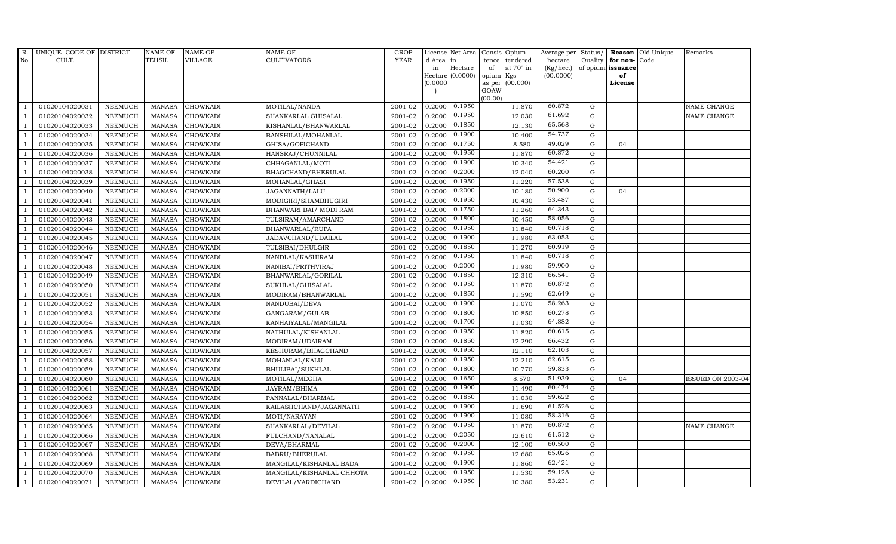| R. No. | UNIQUE CODE OF CULT. | DISTRICT | NAME OF TEHSIL | NAME OF VILLAGE | NAME OF CULTIVATORS | CROP YEAR | License d Area in Hectare (0.0000) | Net Area in Hectare (0.0000) | Consis tence of opium as per GOAW (00.00) | Opium tendered at 70° in Kgs (00.000) | Average per hectare (Kg/hec.) (00.0000) | Status/ Quality of opium | Reason for non-issuance of License | Old Unique Code | Remarks |
|---|---|---|---|---|---|---|---|---|---|---|---|---|---|---|---|
| 1 | 01020104020031 | NEEMUCH | MANASA | CHOWKADI | MOTILAL/NANDA | 2001-02 | 0.2000 | 0.1950 | | 11.870 | 60.872 | G | | | NAME CHANGE |
| 1 | 01020104020032 | NEEMUCH | MANASA | CHOWKADI | SHANKARLAL GHISALAL | 2001-02 | 0.2000 | 0.1950 | | 12.030 | 61.692 | G | | | NAME CHANGE |
| 1 | 01020104020033 | NEEMUCH | MANASA | CHOWKADI | KISHANLAL/BHANWARLAL | 2001-02 | 0.2000 | 0.1850 | | 12.130 | 65.568 | G | | | |
| 1 | 01020104020034 | NEEMUCH | MANASA | CHOWKADI | BANSHILAL/MOHANLAL | 2001-02 | 0.2000 | 0.1900 | | 10.400 | 54.737 | G | | | |
| 1 | 01020104020035 | NEEMUCH | MANASA | CHOWKADI | GHISA/GOPICHAND | 2001-02 | 0.2000 | 0.1750 | | 8.580 | 49.029 | G | 04 | | |
| 1 | 01020104020036 | NEEMUCH | MANASA | CHOWKADI | HANSRAJ/CHUNNILAL | 2001-02 | 0.2000 | 0.1950 | | 11.870 | 60.872 | G | | | |
| 1 | 01020104020037 | NEEMUCH | MANASA | CHOWKADI | CHHAGANLAL/MOTI | 2001-02 | 0.2000 | 0.1900 | | 10.340 | 54.421 | G | | | |
| 1 | 01020104020038 | NEEMUCH | MANASA | CHOWKADI | BHAGCHAND/BHERULAL | 2001-02 | 0.2000 | 0.2000 | | 12.040 | 60.200 | G | | | |
| 1 | 01020104020039 | NEEMUCH | MANASA | CHOWKADI | MOHANLAL/GHASI | 2001-02 | 0.2000 | 0.1950 | | 11.220 | 57.538 | G | | | |
| 1 | 01020104020040 | NEEMUCH | MANASA | CHOWKADI | JAGANNATH/LALU | 2001-02 | 0.2000 | 0.2000 | | 10.180 | 50.900 | G | 04 | | |
| 1 | 01020104020041 | NEEMUCH | MANASA | CHOWKADI | MODIGIRI/SHAMBHUGIRI | 2001-02 | 0.2000 | 0.1950 | | 10.430 | 53.487 | G | | | |
| 1 | 01020104020042 | NEEMUCH | MANASA | CHOWKADI | BHANWARI BAI/ MODI RAM | 2001-02 | 0.2000 | 0.1750 | | 11.260 | 64.343 | G | | | |
| 1 | 01020104020043 | NEEMUCH | MANASA | CHOWKADI | TULSIRAM/AMARCHAND | 2001-02 | 0.2000 | 0.1800 | | 10.450 | 58.056 | G | | | |
| 1 | 01020104020044 | NEEMUCH | MANASA | CHOWKADI | BHANWARLAL/RUPA | 2001-02 | 0.2000 | 0.1950 | | 11.840 | 60.718 | G | | | |
| 1 | 01020104020045 | NEEMUCH | MANASA | CHOWKADI | JADAVCHAND/UDAILAL | 2001-02 | 0.2000 | 0.1900 | | 11.980 | 63.053 | G | | | |
| 1 | 01020104020046 | NEEMUCH | MANASA | CHOWKADI | TULSIBAI/DHULGIR | 2001-02 | 0.2000 | 0.1850 | | 11.270 | 60.919 | G | | | |
| 1 | 01020104020047 | NEEMUCH | MANASA | CHOWKADI | NANDLAL/KASHIRAM | 2001-02 | 0.2000 | 0.1950 | | 11.840 | 60.718 | G | | | |
| 1 | 01020104020048 | NEEMUCH | MANASA | CHOWKADI | NANIBAI/PRITHVIRAJ | 2001-02 | 0.2000 | 0.2000 | | 11.980 | 59.900 | G | | | |
| 1 | 01020104020049 | NEEMUCH | MANASA | CHOWKADI | BHANWARLAL/GORILAL | 2001-02 | 0.2000 | 0.1850 | | 12.310 | 66.541 | G | | | |
| 1 | 01020104020050 | NEEMUCH | MANASA | CHOWKADI | SUKHLAL/GHISALAL | 2001-02 | 0.2000 | 0.1950 | | 11.870 | 60.872 | G | | | |
| 1 | 01020104020051 | NEEMUCH | MANASA | CHOWKADI | MODIRAM/BHANWARLAL | 2001-02 | 0.2000 | 0.1850 | | 11.590 | 62.649 | G | | | |
| 1 | 01020104020052 | NEEMUCH | MANASA | CHOWKADI | NANDUBAI/DEVA | 2001-02 | 0.2000 | 0.1900 | | 11.070 | 58.263 | G | | | |
| 1 | 01020104020053 | NEEMUCH | MANASA | CHOWKADI | GANGARAM/GULAB | 2001-02 | 0.2000 | 0.1800 | | 10.850 | 60.278 | G | | | |
| 1 | 01020104020054 | NEEMUCH | MANASA | CHOWKADI | KANHAIYALAL/MANGILAL | 2001-02 | 0.2000 | 0.1700 | | 11.030 | 64.882 | G | | | |
| 1 | 01020104020055 | NEEMUCH | MANASA | CHOWKADI | NATHULAL/KISHANLAL | 2001-02 | 0.2000 | 0.1950 | | 11.820 | 60.615 | G | | | |
| 1 | 01020104020056 | NEEMUCH | MANASA | CHOWKADI | MODIRAM/UDAIRAM | 2001-02 | 0.2000 | 0.1850 | | 12.290 | 66.432 | G | | | |
| 1 | 01020104020057 | NEEMUCH | MANASA | CHOWKADI | KESHURAM/BHAGCHAND | 2001-02 | 0.2000 | 0.1950 | | 12.110 | 62.103 | G | | | |
| 1 | 01020104020058 | NEEMUCH | MANASA | CHOWKADI | MOHANLAL/KALU | 2001-02 | 0.2000 | 0.1950 | | 12.210 | 62.615 | G | | | |
| 1 | 01020104020059 | NEEMUCH | MANASA | CHOWKADI | BHULIBAI/SUKHLAL | 2001-02 | 0.2000 | 0.1800 | | 10.770 | 59.833 | G | | | |
| 1 | 01020104020060 | NEEMUCH | MANASA | CHOWKADI | MOTILAL/MEGHA | 2001-02 | 0.2000 | 0.1650 | | 8.570 | 51.939 | G | 04 | | ISSUED ON 2003-04 |
| 1 | 01020104020061 | NEEMUCH | MANASA | CHOWKADI | JAYRAM/BHIMA | 2001-02 | 0.2000 | 0.1900 | | 11.490 | 60.474 | G | | | |
| 1 | 01020104020062 | NEEMUCH | MANASA | CHOWKADI | PANNALAL/BHARMAL | 2001-02 | 0.2000 | 0.1850 | | 11.030 | 59.622 | G | | | |
| 1 | 01020104020063 | NEEMUCH | MANASA | CHOWKADI | KAILASHCHAND/JAGANNATH | 2001-02 | 0.2000 | 0.1900 | | 11.690 | 61.526 | G | | | |
| 1 | 01020104020064 | NEEMUCH | MANASA | CHOWKADI | MOTI/NARAYAN | 2001-02 | 0.2000 | 0.1900 | | 11.080 | 58.316 | G | | | |
| 1 | 01020104020065 | NEEMUCH | MANASA | CHOWKADI | SHANKARLAL/DEVILAL | 2001-02 | 0.2000 | 0.1950 | | 11.870 | 60.872 | G | | | NAME CHANGE |
| 1 | 01020104020066 | NEEMUCH | MANASA | CHOWKADI | FULCHAND/NANALAL | 2001-02 | 0.2000 | 0.2050 | | 12.610 | 61.512 | G | | | |
| 1 | 01020104020067 | NEEMUCH | MANASA | CHOWKADI | DEVA/BHARMAL | 2001-02 | 0.2000 | 0.2000 | | 12.100 | 60.500 | G | | | |
| 1 | 01020104020068 | NEEMUCH | MANASA | CHOWKADI | BABRU/BHERULAL | 2001-02 | 0.2000 | 0.1950 | | 12.680 | 65.026 | G | | | |
| 1 | 01020104020069 | NEEMUCH | MANASA | CHOWKADI | MANGILAL/KISHANLAL BADA | 2001-02 | 0.2000 | 0.1900 | | 11.860 | 62.421 | G | | | |
| 1 | 01020104020070 | NEEMUCH | MANASA | CHOWKADI | MANGILAL/KISHANLAL CHHOTA | 2001-02 | 0.2000 | 0.1950 | | 11.530 | 59.128 | G | | | |
| 1 | 01020104020071 | NEEMUCH | MANASA | CHOWKADI | DEVILAL/VARDICHAND | 2001-02 | 0.2000 | 0.1950 | | 10.380 | 53.231 | G | | | |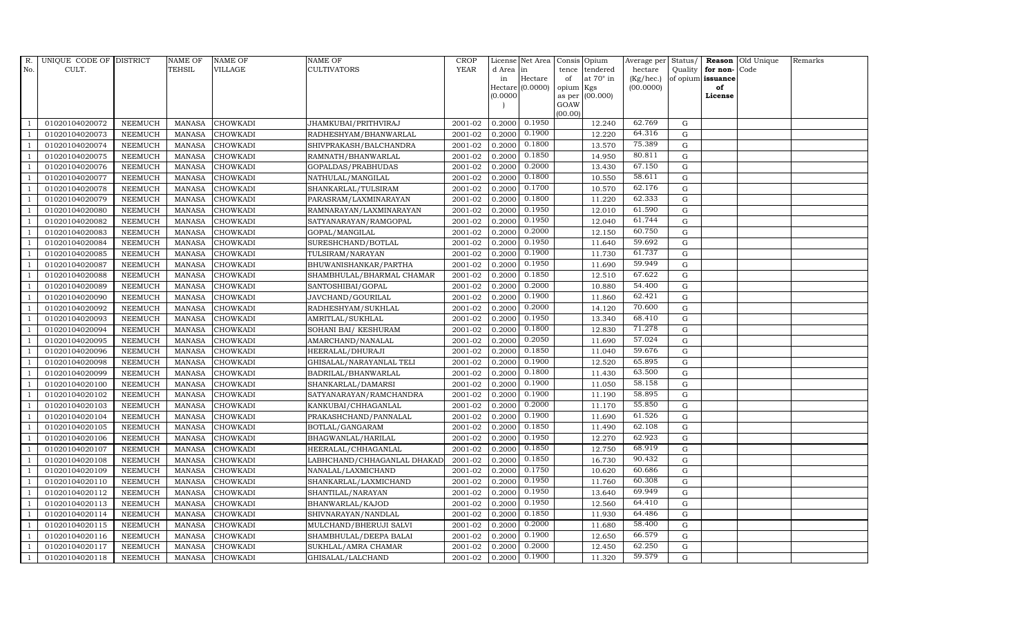| R. No. | UNIQUE CODE OF CULT. | DISTRICT | NAME OF TEHSIL | NAME OF VILLAGE | NAME OF CULTIVATORS | CROP YEAR | License d Area in Hectare (0.0000) | Net Area in Hectare (0.0000) | Consis tence of opium as per GOAW (00.00) | Opium tendered at 70° in Kgs (00.000) | Average per hectare (Kg/hec.) (00.0000) | Status/ Quality of opium | Reason for non-issuance of License | Old Unique Code | Remarks |
|---|---|---|---|---|---|---|---|---|---|---|---|---|---|---|---|
| 1 | 01020104020072 | NEEMUCH | MANASA | CHOWKADI | JHAMKUBAI/PRITHVIRAJ | 2001-02 | 0.2000 | 0.1950 | | 12.240 | 62.769 | G | | | |
| 1 | 01020104020073 | NEEMUCH | MANASA | CHOWKADI | RADHESHYAM/BHANWARLAL | 2001-02 | 0.2000 | 0.1900 | | 12.220 | 64.316 | G | | | |
| 1 | 01020104020074 | NEEMUCH | MANASA | CHOWKADI | SHIVPRAKASH/BALCHANDRA | 2001-02 | 0.2000 | 0.1800 | | 13.570 | 75.389 | G | | | |
| 1 | 01020104020075 | NEEMUCH | MANASA | CHOWKADI | RAMNATH/BHANWARLAL | 2001-02 | 0.2000 | 0.1850 | | 14.950 | 80.811 | G | | | |
| 1 | 01020104020076 | NEEMUCH | MANASA | CHOWKADI | GOPALDAS/PRABHUDAS | 2001-02 | 0.2000 | 0.2000 | | 13.430 | 67.150 | G | | | |
| 1 | 01020104020077 | NEEMUCH | MANASA | CHOWKADI | NATHULAL/MANGILAL | 2001-02 | 0.2000 | 0.1800 | | 10.550 | 58.611 | G | | | |
| 1 | 01020104020078 | NEEMUCH | MANASA | CHOWKADI | SHANKARLAL/TULSIRAM | 2001-02 | 0.2000 | 0.1700 | | 10.570 | 62.176 | G | | | |
| 1 | 01020104020079 | NEEMUCH | MANASA | CHOWKADI | PARASRAM/LAXMINARAYAN | 2001-02 | 0.2000 | 0.1800 | | 11.220 | 62.333 | G | | | |
| 1 | 01020104020080 | NEEMUCH | MANASA | CHOWKADI | RAMNARAYAN/LAXMINARAYAN | 2001-02 | 0.2000 | 0.1950 | | 12.010 | 61.590 | G | | | |
| 1 | 01020104020082 | NEEMUCH | MANASA | CHOWKADI | SATYANARAYAN/RAMGOPAL | 2001-02 | 0.2000 | 0.1950 | | 12.040 | 61.744 | G | | | |
| 1 | 01020104020083 | NEEMUCH | MANASA | CHOWKADI | GOPAL/MANGILAL | 2001-02 | 0.2000 | 0.2000 | | 12.150 | 60.750 | G | | | |
| 1 | 01020104020084 | NEEMUCH | MANASA | CHOWKADI | SURESHCHAND/BOTLAL | 2001-02 | 0.2000 | 0.1950 | | 11.640 | 59.692 | G | | | |
| 1 | 01020104020085 | NEEMUCH | MANASA | CHOWKADI | TULSIRAM/NARAYAN | 2001-02 | 0.2000 | 0.1900 | | 11.730 | 61.737 | G | | | |
| 1 | 01020104020087 | NEEMUCH | MANASA | CHOWKADI | BHUWANISHANKAR/PARTHA | 2001-02 | 0.2000 | 0.1950 | | 11.690 | 59.949 | G | | | |
| 1 | 01020104020088 | NEEMUCH | MANASA | CHOWKADI | SHAMBHULAL/BHARMAL CHAMAR | 2001-02 | 0.2000 | 0.1850 | | 12.510 | 67.622 | G | | | |
| 1 | 01020104020089 | NEEMUCH | MANASA | CHOWKADI | SANTOSHIBAI/GOPAL | 2001-02 | 0.2000 | 0.2000 | | 10.880 | 54.400 | G | | | |
| 1 | 01020104020090 | NEEMUCH | MANASA | CHOWKADI | JAVCHAND/GOURILAL | 2001-02 | 0.2000 | 0.1900 | | 11.860 | 62.421 | G | | | |
| 1 | 01020104020092 | NEEMUCH | MANASA | CHOWKADI | RADHESHYAM/SUKHLAL | 2001-02 | 0.2000 | 0.2000 | | 14.120 | 70.600 | G | | | |
| 1 | 01020104020093 | NEEMUCH | MANASA | CHOWKADI | AMRITLAL/SUKHLAL | 2001-02 | 0.2000 | 0.1950 | | 13.340 | 68.410 | G | | | |
| 1 | 01020104020094 | NEEMUCH | MANASA | CHOWKADI | SOHANI BAI/ KESHURAM | 2001-02 | 0.2000 | 0.1800 | | 12.830 | 71.278 | G | | | |
| 1 | 01020104020095 | NEEMUCH | MANASA | CHOWKADI | AMARCHAND/NANALAL | 2001-02 | 0.2000 | 0.2050 | | 11.690 | 57.024 | G | | | |
| 1 | 01020104020096 | NEEMUCH | MANASA | CHOWKADI | HEERALAL/DHURAJI | 2001-02 | 0.2000 | 0.1850 | | 11.040 | 59.676 | G | | | |
| 1 | 01020104020098 | NEEMUCH | MANASA | CHOWKADI | GHISALAL/NARAYANLAL TELI | 2001-02 | 0.2000 | 0.1900 | | 12.520 | 65.895 | G | | | |
| 1 | 01020104020099 | NEEMUCH | MANASA | CHOWKADI | BADRILAL/BHANWARLAL | 2001-02 | 0.2000 | 0.1800 | | 11.430 | 63.500 | G | | | |
| 1 | 01020104020100 | NEEMUCH | MANASA | CHOWKADI | SHANKARLAL/DAMARSI | 2001-02 | 0.2000 | 0.1900 | | 11.050 | 58.158 | G | | | |
| 1 | 01020104020102 | NEEMUCH | MANASA | CHOWKADI | SATYANARAYAN/RAMCHANDRA | 2001-02 | 0.2000 | 0.1900 | | 11.190 | 58.895 | G | | | |
| 1 | 01020104020103 | NEEMUCH | MANASA | CHOWKADI | KANKUBAI/CHHAGANLAL | 2001-02 | 0.2000 | 0.2000 | | 11.170 | 55.850 | G | | | |
| 1 | 01020104020104 | NEEMUCH | MANASA | CHOWKADI | PRAKASHCHAND/PANNALAL | 2001-02 | 0.2000 | 0.1900 | | 11.690 | 61.526 | G | | | |
| 1 | 01020104020105 | NEEMUCH | MANASA | CHOWKADI | BOTLAL/GANGARAM | 2001-02 | 0.2000 | 0.1850 | | 11.490 | 62.108 | G | | | |
| 1 | 01020104020106 | NEEMUCH | MANASA | CHOWKADI | BHAGWANLAL/HARILAL | 2001-02 | 0.2000 | 0.1950 | | 12.270 | 62.923 | G | | | |
| 1 | 01020104020107 | NEEMUCH | MANASA | CHOWKADI | HEERALAL/CHHAGANLAL | 2001-02 | 0.2000 | 0.1850 | | 12.750 | 68.919 | G | | | |
| 1 | 01020104020108 | NEEMUCH | MANASA | CHOWKADI | LABHCHAND/CHHAGANLAL DHAKAD | 2001-02 | 0.2000 | 0.1850 | | 16.730 | 90.432 | G | | | |
| 1 | 01020104020109 | NEEMUCH | MANASA | CHOWKADI | NANALAL/LAXMICHAND | 2001-02 | 0.2000 | 0.1750 | | 10.620 | 60.686 | G | | | |
| 1 | 01020104020110 | NEEMUCH | MANASA | CHOWKADI | SHANKARLAL/LAXMICHAND | 2001-02 | 0.2000 | 0.1950 | | 11.760 | 60.308 | G | | | |
| 1 | 01020104020112 | NEEMUCH | MANASA | CHOWKADI | SHANTILAL/NARAYAN | 2001-02 | 0.2000 | 0.1950 | | 13.640 | 69.949 | G | | | |
| 1 | 01020104020113 | NEEMUCH | MANASA | CHOWKADI | BHANWARLAL/KAJOD | 2001-02 | 0.2000 | 0.1950 | | 12.560 | 64.410 | G | | | |
| 1 | 01020104020114 | NEEMUCH | MANASA | CHOWKADI | SHIVNARAYAN/NANDLAL | 2001-02 | 0.2000 | 0.1850 | | 11.930 | 64.486 | G | | | |
| 1 | 01020104020115 | NEEMUCH | MANASA | CHOWKADI | MULCHAND/BHERUJI SALVI | 2001-02 | 0.2000 | 0.2000 | | 11.680 | 58.400 | G | | | |
| 1 | 01020104020116 | NEEMUCH | MANASA | CHOWKADI | SHAMBHULAL/DEEPA BALAI | 2001-02 | 0.2000 | 0.1900 | | 12.650 | 66.579 | G | | | |
| 1 | 01020104020117 | NEEMUCH | MANASA | CHOWKADI | SUKHLAL/AMRA CHAMAR | 2001-02 | 0.2000 | 0.2000 | | 12.450 | 62.250 | G | | | |
| 1 | 01020104020118 | NEEMUCH | MANASA | CHOWKADI | GHISALAL/LALCHAND | 2001-02 | 0.2000 | 0.1900 | | 11.320 | 59.579 | G | | | |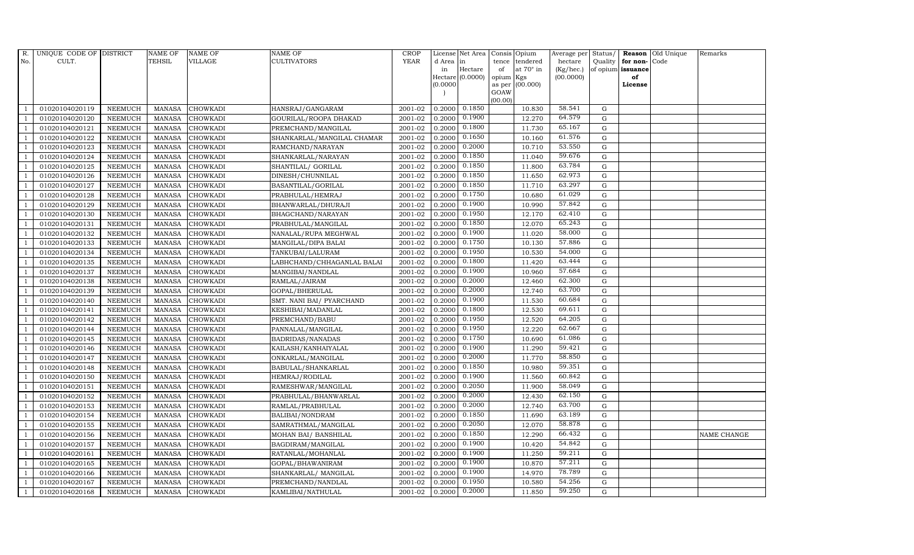| R. No. | UNIQUE CODE OF CULT. | DISTRICT | NAME OF TEHSIL | NAME OF VILLAGE | NAME OF CULTIVATORS | CROP YEAR | License d Area in Hectare (0.0000) | Net Area in Hectare (0.0000) | Consis tence of opium as per GOAW (00.00) | Opium tendered at 70° in Kgs (00.000) | Average per hectare (Kg/hec.) (00.0000) | Status/ Quality of opium | Reason for non-issuance of License | Old Unique Code | Remarks |
|---|---|---|---|---|---|---|---|---|---|---|---|---|---|---|---|
| 1 | 01020104020119 | NEEMUCH | MANASA | CHOWKADI | HANSRAJ/GANGARAM | 2001-02 | 0.2000 | 0.1850 | | 10.830 | 58.541 | G | | | |
| 1 | 01020104020120 | NEEMUCH | MANASA | CHOWKADI | GOURILAL/ROOPA DHAKAD | 2001-02 | 0.2000 | 0.1900 | | 12.270 | 64.579 | G | | | |
| 1 | 01020104020121 | NEEMUCH | MANASA | CHOWKADI | PREMCHAND/MANGILAL | 2001-02 | 0.2000 | 0.1800 | | 11.730 | 65.167 | G | | | |
| 1 | 01020104020122 | NEEMUCH | MANASA | CHOWKADI | SHANKARLAL/MANGILAL CHAMAR | 2001-02 | 0.2000 | 0.1650 | | 10.160 | 61.576 | G | | | |
| 1 | 01020104020123 | NEEMUCH | MANASA | CHOWKADI | RAMCHAND/NARAYAN | 2001-02 | 0.2000 | 0.2000 | | 10.710 | 53.550 | G | | | |
| 1 | 01020104020124 | NEEMUCH | MANASA | CHOWKADI | SHANKARLAL/NARAYAN | 2001-02 | 0.2000 | 0.1850 | | 11.040 | 59.676 | G | | | |
| 1 | 01020104020125 | NEEMUCH | MANASA | CHOWKADI | SHANTILAL/ GORILAL | 2001-02 | 0.2000 | 0.1850 | | 11.800 | 63.784 | G | | | |
| 1 | 01020104020126 | NEEMUCH | MANASA | CHOWKADI | DINESH/CHUNNILAL | 2001-02 | 0.2000 | 0.1850 | | 11.650 | 62.973 | G | | | |
| 1 | 01020104020127 | NEEMUCH | MANASA | CHOWKADI | BASANTILAL/GORILAL | 2001-02 | 0.2000 | 0.1850 | | 11.710 | 63.297 | G | | | |
| 1 | 01020104020128 | NEEMUCH | MANASA | CHOWKADI | PRABHULAL/HEMRAJ | 2001-02 | 0.2000 | 0.1750 | | 10.680 | 61.029 | G | | | |
| 1 | 01020104020129 | NEEMUCH | MANASA | CHOWKADI | BHANWARLAL/DHURAJI | 2001-02 | 0.2000 | 0.1900 | | 10.990 | 57.842 | G | | | |
| 1 | 01020104020130 | NEEMUCH | MANASA | CHOWKADI | BHAGCHAND/NARAYAN | 2001-02 | 0.2000 | 0.1950 | | 12.170 | 62.410 | G | | | |
| 1 | 01020104020131 | NEEMUCH | MANASA | CHOWKADI | PRABHULAL/MANGILAL | 2001-02 | 0.2000 | 0.1850 | | 12.070 | 65.243 | G | | | |
| 1 | 01020104020132 | NEEMUCH | MANASA | CHOWKADI | NANALAL/RUPA MEGHWAL | 2001-02 | 0.2000 | 0.1900 | | 11.020 | 58.000 | G | | | |
| 1 | 01020104020133 | NEEMUCH | MANASA | CHOWKADI | MANGILAL/DIPA BALAI | 2001-02 | 0.2000 | 0.1750 | | 10.130 | 57.886 | G | | | |
| 1 | 01020104020134 | NEEMUCH | MANASA | CHOWKADI | TANKUBAI/LALURAM | 2001-02 | 0.2000 | 0.1950 | | 10.530 | 54.000 | G | | | |
| 1 | 01020104020135 | NEEMUCH | MANASA | CHOWKADI | LABHCHAND/CHHAGANLAL BALAI | 2001-02 | 0.2000 | 0.1800 | | 11.420 | 63.444 | G | | | |
| 1 | 01020104020137 | NEEMUCH | MANASA | CHOWKADI | MANGIBAI/NANDLAL | 2001-02 | 0.2000 | 0.1900 | | 10.960 | 57.684 | G | | | |
| 1 | 01020104020138 | NEEMUCH | MANASA | CHOWKADI | RAMLAL/JAIRAM | 2001-02 | 0.2000 | 0.2000 | | 12.460 | 62.300 | G | | | |
| 1 | 01020104020139 | NEEMUCH | MANASA | CHOWKADI | GOPAL/BHERULAL | 2001-02 | 0.2000 | 0.2000 | | 12.740 | 63.700 | G | | | |
| 1 | 01020104020140 | NEEMUCH | MANASA | CHOWKADI | SMT. NANI BAI/ PYARCHAND | 2001-02 | 0.2000 | 0.1900 | | 11.530 | 60.684 | G | | | |
| 1 | 01020104020141 | NEEMUCH | MANASA | CHOWKADI | KESHIBAI/MADANLAL | 2001-02 | 0.2000 | 0.1800 | | 12.530 | 69.611 | G | | | |
| 1 | 01020104020142 | NEEMUCH | MANASA | CHOWKADI | PREMCHAND/BABU | 2001-02 | 0.2000 | 0.1950 | | 12.520 | 64.205 | G | | | |
| 1 | 01020104020144 | NEEMUCH | MANASA | CHOWKADI | PANNALAL/MANGILAL | 2001-02 | 0.2000 | 0.1950 | | 12.220 | 62.667 | G | | | |
| 1 | 01020104020145 | NEEMUCH | MANASA | CHOWKADI | BADRIDAS/NANADAS | 2001-02 | 0.2000 | 0.1750 | | 10.690 | 61.086 | G | | | |
| 1 | 01020104020146 | NEEMUCH | MANASA | CHOWKADI | KAILASH/KANHAIYALAL | 2001-02 | 0.2000 | 0.1900 | | 11.290 | 59.421 | G | | | |
| 1 | 01020104020147 | NEEMUCH | MANASA | CHOWKADI | ONKARLAL/MANGILAL | 2001-02 | 0.2000 | 0.2000 | | 11.770 | 58.850 | G | | | |
| 1 | 01020104020148 | NEEMUCH | MANASA | CHOWKADI | BABULAL/SHANKARLAL | 2001-02 | 0.2000 | 0.1850 | | 10.980 | 59.351 | G | | | |
| 1 | 01020104020150 | NEEMUCH | MANASA | CHOWKADI | HEMRAJ/RODILAL | 2001-02 | 0.2000 | 0.1900 | | 11.560 | 60.842 | G | | | |
| 1 | 01020104020151 | NEEMUCH | MANASA | CHOWKADI | RAMESHWAR/MANGILAL | 2001-02 | 0.2000 | 0.2050 | | 11.900 | 58.049 | G | | | |
| 1 | 01020104020152 | NEEMUCH | MANASA | CHOWKADI | PRABHULAL/BHANWARLAL | 2001-02 | 0.2000 | 0.2000 | | 12.430 | 62.150 | G | | | |
| 1 | 01020104020153 | NEEMUCH | MANASA | CHOWKADI | RAMLAL/PRABHULAL | 2001-02 | 0.2000 | 0.2000 | | 12.740 | 63.700 | G | | | |
| 1 | 01020104020154 | NEEMUCH | MANASA | CHOWKADI | BALIBAI/NONDRAM | 2001-02 | 0.2000 | 0.1850 | | 11.690 | 63.189 | G | | | |
| 1 | 01020104020155 | NEEMUCH | MANASA | CHOWKADI | SAMRATHMAL/MANGILAL | 2001-02 | 0.2000 | 0.2050 | | 12.070 | 58.878 | G | | | |
| 1 | 01020104020156 | NEEMUCH | MANASA | CHOWKADI | MOHAN BAI/ BANSHILAL | 2001-02 | 0.2000 | 0.1850 | | 12.290 | 66.432 | G | | | NAME CHANGE |
| 1 | 01020104020157 | NEEMUCH | MANASA | CHOWKADI | BAGDIRAM/MANGILAL | 2001-02 | 0.2000 | 0.1900 | | 10.420 | 54.842 | G | | | |
| 1 | 01020104020161 | NEEMUCH | MANASA | CHOWKADI | RATANLAL/MOHANLAL | 2001-02 | 0.2000 | 0.1900 | | 11.250 | 59.211 | G | | | |
| 1 | 01020104020165 | NEEMUCH | MANASA | CHOWKADI | GOPAL/BHAWANIRAM | 2001-02 | 0.2000 | 0.1900 | | 10.870 | 57.211 | G | | | |
| 1 | 01020104020166 | NEEMUCH | MANASA | CHOWKADI | SHANKARLAL/ MANGILAL | 2001-02 | 0.2000 | 0.1900 | | 14.970 | 78.789 | G | | | |
| 1 | 01020104020167 | NEEMUCH | MANASA | CHOWKADI | PREMCHAND/NANDLAL | 2001-02 | 0.2000 | 0.1950 | | 10.580 | 54.256 | G | | | |
| 1 | 01020104020168 | NEEMUCH | MANASA | CHOWKADI | KAMLIBAI/NATHULAL | 2001-02 | 0.2000 | 0.2000 | | 11.850 | 59.250 | G | | | |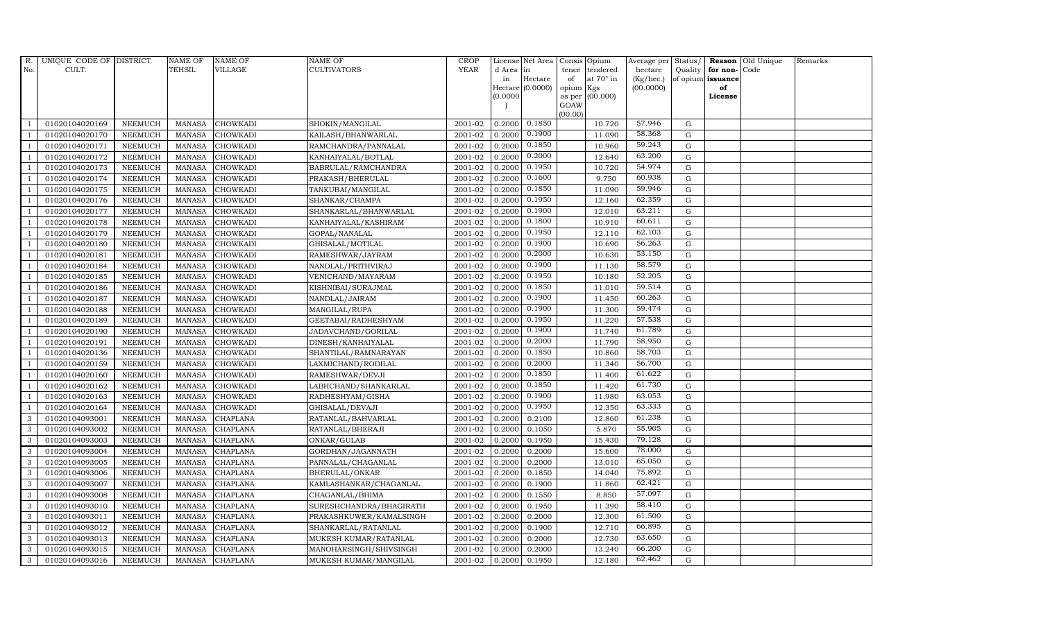| R. No. | UNIQUE CODE OF CULT. | DISTRICT | NAME OF TEHSIL | NAME OF VILLAGE | NAME OF CULTIVATORS | CROP YEAR | License d Area in Hectare (0.0000) | Net Area in Hectare (0.0000) | Consis tence of opium as per GOAW (00.00) | Opium tendered at 70° in Kgs (00.000) | Average per hectare (Kg/hec.) (00.0000) | Status/ Quality of opium | Reason for non-issuance of License | Old Unique Code | Remarks |
|---|---|---|---|---|---|---|---|---|---|---|---|---|---|---|---|
| 1 | 01020104020169 | NEEMUCH | MANASA | CHOWKADI | SHOKIN/MANGILAL | 2001-02 | 0.2000 | 0.1850 | | 10.720 | 57.946 | G | | | |
| 1 | 01020104020170 | NEEMUCH | MANASA | CHOWKADI | KAILASH/BHANWARLAL | 2001-02 | 0.2000 | 0.1900 | | 11.090 | 58.368 | G | | | |
| 1 | 01020104020171 | NEEMUCH | MANASA | CHOWKADI | RAMCHANDRA/PANNALAL | 2001-02 | 0.2000 | 0.1850 | | 10.960 | 59.243 | G | | | |
| 1 | 01020104020172 | NEEMUCH | MANASA | CHOWKADI | KANHAIYALAL/BOTLAL | 2001-02 | 0.2000 | 0.2000 | | 12.640 | 63.200 | G | | | |
| 1 | 01020104020173 | NEEMUCH | MANASA | CHOWKADI | BABRULAL/RAMCHANDRA | 2001-02 | 0.2000 | 0.1950 | | 10.720 | 54.974 | G | | | |
| 1 | 01020104020174 | NEEMUCH | MANASA | CHOWKADI | PRAKASH/BHERULAL | 2001-02 | 0.2000 | 0.1600 | | 9.750 | 60.938 | G | | | |
| 1 | 01020104020175 | NEEMUCH | MANASA | CHOWKADI | TANKUBAI/MANGILAL | 2001-02 | 0.2000 | 0.1850 | | 11.090 | 59.946 | G | | | |
| 1 | 01020104020176 | NEEMUCH | MANASA | CHOWKADI | SHANKAR/CHAMPA | 2001-02 | 0.2000 | 0.1950 | | 12.160 | 62.359 | G | | | |
| 1 | 01020104020177 | NEEMUCH | MANASA | CHOWKADI | SHANKARLAL/BHANWARLAL | 2001-02 | 0.2000 | 0.1900 | | 12.010 | 63.211 | G | | | |
| 1 | 01020104020178 | NEEMUCH | MANASA | CHOWKADI | KANHAIYALAL/KASHIRAM | 2001-02 | 0.2000 | 0.1800 | | 10.910 | 60.611 | G | | | |
| 1 | 01020104020179 | NEEMUCH | MANASA | CHOWKADI | GOPAL/NANALAL | 2001-02 | 0.2000 | 0.1950 | | 12.110 | 62.103 | G | | | |
| 1 | 01020104020180 | NEEMUCH | MANASA | CHOWKADI | GHISALAL/MOTILAL | 2001-02 | 0.2000 | 0.1900 | | 10.690 | 56.263 | G | | | |
| 1 | 01020104020181 | NEEMUCH | MANASA | CHOWKADI | RAMESHWAR/JAYRAM | 2001-02 | 0.2000 | 0.2000 | | 10.630 | 53.150 | G | | | |
| 1 | 01020104020184 | NEEMUCH | MANASA | CHOWKADI | NANDLAL/PRITHVIRAJ | 2001-02 | 0.2000 | 0.1900 | | 11.130 | 58.579 | G | | | |
| 1 | 01020104020185 | NEEMUCH | MANASA | CHOWKADI | VENICHAND/MAYARAM | 2001-02 | 0.2000 | 0.1950 | | 10.180 | 52.205 | G | | | |
| 1 | 01020104020186 | NEEMUCH | MANASA | CHOWKADI | KISHNIBAI/SURAJMAL | 2001-02 | 0.2000 | 0.1850 | | 11.010 | 59.514 | G | | | |
| 1 | 01020104020187 | NEEMUCH | MANASA | CHOWKADI | NANDLAL/JAIRAM | 2001-02 | 0.2000 | 0.1900 | | 11.450 | 60.263 | G | | | |
| 1 | 01020104020188 | NEEMUCH | MANASA | CHOWKADI | MANGILAL/RUPA | 2001-02 | 0.2000 | 0.1900 | | 11.300 | 59.474 | G | | | |
| 1 | 01020104020189 | NEEMUCH | MANASA | CHOWKADI | GEETABAI/RADHESHYAM | 2001-02 | 0.2000 | 0.1950 | | 11.220 | 57.538 | G | | | |
| 1 | 01020104020190 | NEEMUCH | MANASA | CHOWKADI | JADAVCHAND/GORILAL | 2001-02 | 0.2000 | 0.1900 | | 11.740 | 61.789 | G | | | |
| 1 | 01020104020191 | NEEMUCH | MANASA | CHOWKADI | DINESH/KANHAIYALAL | 2001-02 | 0.2000 | 0.2000 | | 11.790 | 58.950 | G | | | |
| 1 | 01020104020136 | NEEMUCH | MANASA | CHOWKADI | SHANTILAL/RAMNARAYAN | 2001-02 | 0.2000 | 0.1850 | | 10.860 | 58.703 | G | | | |
| 1 | 01020104020159 | NEEMUCH | MANASA | CHOWKADI | LAXMICHAND/RODILAL | 2001-02 | 0.2000 | 0.2000 | | 11.340 | 56.700 | G | | | |
| 1 | 01020104020160 | NEEMUCH | MANASA | CHOWKADI | RAMESHWAR/DEVJI | 2001-02 | 0.2000 | 0.1850 | | 11.400 | 61.622 | G | | | |
| 1 | 01020104020162 | NEEMUCH | MANASA | CHOWKADI | LABHCHAND/SHANKARLAL | 2001-02 | 0.2000 | 0.1850 | | 11.420 | 61.730 | G | | | |
| 1 | 01020104020163 | NEEMUCH | MANASA | CHOWKADI | RADHESHYAM/GISHA | 2001-02 | 0.2000 | 0.1900 | | 11.980 | 63.053 | G | | | |
| 1 | 01020104020164 | NEEMUCH | MANASA | CHOWKADI | GHISALAL/DEVAJI | 2001-02 | 0.2000 | 0.1950 | | 12.350 | 63.333 | G | | | |
| 3 | 01020104093001 | NEEMUCH | MANASA | CHAPLANA | RATANLAL/BAHVARLAL | 2001-02 | 0.2000 | 0.2100 | | 12.860 | 61.238 | G | | | |
| 3 | 01020104093002 | NEEMUCH | MANASA | CHAPLANA | RATANLAL/BHERAJI | 2001-02 | 0.2000 | 0.1050 | | 5.870 | 55.905 | G | | | |
| 3 | 01020104093003 | NEEMUCH | MANASA | CHAPLANA | ONKAR/GULAB | 2001-02 | 0.2000 | 0.1950 | | 15.430 | 79.128 | G | | | |
| 3 | 01020104093004 | NEEMUCH | MANASA | CHAPLANA | GORDHAN/JAGANNATH | 2001-02 | 0.2000 | 0.2000 | | 15.600 | 78.000 | G | | | |
| 3 | 01020104093005 | NEEMUCH | MANASA | CHAPLANA | PANNALAL/CHAGANLAL | 2001-02 | 0.2000 | 0.2000 | | 13.010 | 65.050 | G | | | |
| 3 | 01020104093006 | NEEMUCH | MANASA | CHAPLANA | BHERULAL/ONKAR | 2001-02 | 0.2000 | 0.1850 | | 14.040 | 75.892 | G | | | |
| 3 | 01020104093007 | NEEMUCH | MANASA | CHAPLANA | KAMLASHANKAR/CHAGANLAL | 2001-02 | 0.2000 | 0.1900 | | 11.860 | 62.421 | G | | | |
| 3 | 01020104093008 | NEEMUCH | MANASA | CHAPLANA | CHAGANLAL/BHIMA | 2001-02 | 0.2000 | 0.1550 | | 8.850 | 57.097 | G | | | |
| 3 | 01020104093010 | NEEMUCH | MANASA | CHAPLANA | SURESHCHANDRA/BHAGIRATH | 2001-02 | 0.2000 | 0.1950 | | 11.390 | 58.410 | G | | | |
| 3 | 01020104093011 | NEEMUCH | MANASA | CHAPLANA | PRAKASHKUWER/KAMALSINGH | 2001-02 | 0.2000 | 0.2000 | | 12.300 | 61.500 | G | | | |
| 3 | 01020104093012 | NEEMUCH | MANASA | CHAPLANA | SHANKARLAL/RATANLAL | 2001-02 | 0.2000 | 0.1900 | | 12.710 | 66.895 | G | | | |
| 3 | 01020104093013 | NEEMUCH | MANASA | CHAPLANA | MUKESH KUMAR/RATANLAL | 2001-02 | 0.2000 | 0.2000 | | 12.730 | 63.650 | G | | | |
| 3 | 01020104093015 | NEEMUCH | MANASA | CHAPLANA | MANOHARSINGH/SHIVSINGH | 2001-02 | 0.2000 | 0.2000 | | 13.240 | 66.200 | G | | | |
| 3 | 01020104093016 | NEEMUCH | MANASA | CHAPLANA | MUKESH KUMAR/MANGILAL | 2001-02 | 0.2000 | 0.1950 | | 12.180 | 62.462 | G | | | |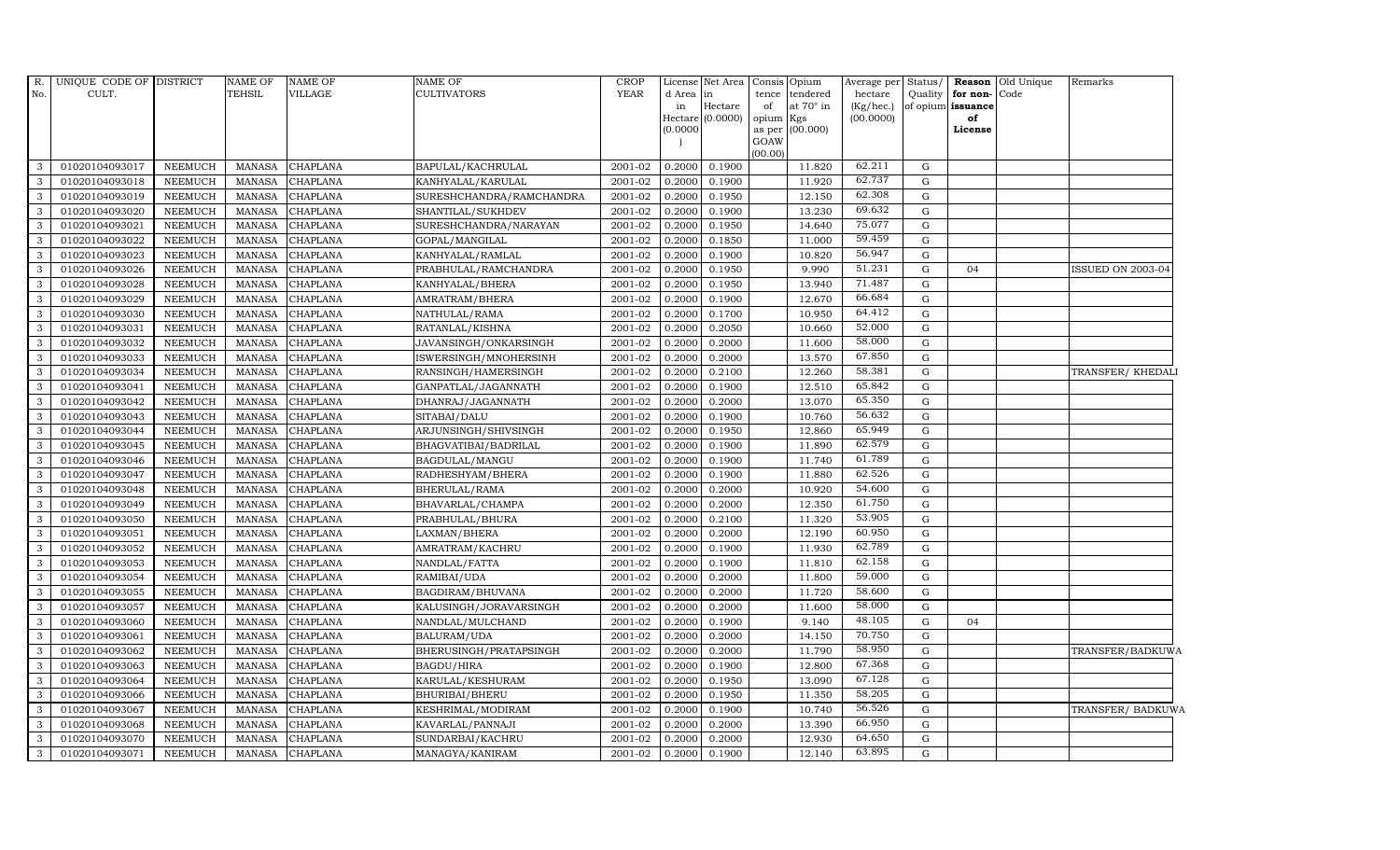| R. No. | UNIQUE CODE OF CULT. | DISTRICT | NAME OF TEHSIL | NAME OF VILLAGE | NAME OF CULTIVATORS | CROP YEAR | License d Area in Hectare (0.0000) | Net Area in Hectare (0.0000) | Consis tence of opium as per GOAW (00.00) | Opium tendered at 70° in Kgs (00.000) | Average per hectare (Kg/hec.) (00.0000) | Status/ Quality of opium | Reason for non-issuance of License | Old Unique Code | Remarks |
|---|---|---|---|---|---|---|---|---|---|---|---|---|---|---|---|
| 3 | 01020104093017 | NEEMUCH | MANASA | CHAPLANA | BAPULAL/KACHRULAL | 2001-02 | 0.2000 | 0.1900 | | 11.820 | 62.211 | G | | | |
| 3 | 01020104093018 | NEEMUCH | MANASA | CHAPLANA | KANHYALAL/KARULAL | 2001-02 | 0.2000 | 0.1900 | | 11.920 | 62.737 | G | | | |
| 3 | 01020104093019 | NEEMUCH | MANASA | CHAPLANA | SURESHCHANDRA/RAMCHANDRA | 2001-02 | 0.2000 | 0.1950 | | 12.150 | 62.308 | G | | | |
| 3 | 01020104093020 | NEEMUCH | MANASA | CHAPLANA | SHANTILAL/SUKHDEV | 2001-02 | 0.2000 | 0.1900 | | 13.230 | 69.632 | G | | | |
| 3 | 01020104093021 | NEEMUCH | MANASA | CHAPLANA | SURESHCHANDRA/NARAYAN | 2001-02 | 0.2000 | 0.1950 | | 14.640 | 75.077 | G | | | |
| 3 | 01020104093022 | NEEMUCH | MANASA | CHAPLANA | GOPAL/MANGILAL | 2001-02 | 0.2000 | 0.1850 | | 11.000 | 59.459 | G | | | |
| 3 | 01020104093023 | NEEMUCH | MANASA | CHAPLANA | KANHYALAL/RAMLAL | 2001-02 | 0.2000 | 0.1900 | | 10.820 | 56.947 | G | | | |
| 3 | 01020104093026 | NEEMUCH | MANASA | CHAPLANA | PRABHULAL/RAMCHANDRA | 2001-02 | 0.2000 | 0.1950 | | 9.990 | 51.231 | G | 04 | | ISSUED ON 2003-04 |
| 3 | 01020104093028 | NEEMUCH | MANASA | CHAPLANA | KANHYALAL/BHERA | 2001-02 | 0.2000 | 0.1950 | | 13.940 | 71.487 | G | | | |
| 3 | 01020104093029 | NEEMUCH | MANASA | CHAPLANA | AMRATRAM/BHERA | 2001-02 | 0.2000 | 0.1900 | | 12.670 | 66.684 | G | | | |
| 3 | 01020104093030 | NEEMUCH | MANASA | CHAPLANA | NATHULAL/RAMA | 2001-02 | 0.2000 | 0.1700 | | 10.950 | 64.412 | G | | | |
| 3 | 01020104093031 | NEEMUCH | MANASA | CHAPLANA | RATANLAL/KISHNA | 2001-02 | 0.2000 | 0.2050 | | 10.660 | 52.000 | G | | | |
| 3 | 01020104093032 | NEEMUCH | MANASA | CHAPLANA | JAVANSINGH/ONKARSINGH | 2001-02 | 0.2000 | 0.2000 | | 11.600 | 58.000 | G | | | |
| 3 | 01020104093033 | NEEMUCH | MANASA | CHAPLANA | ISWERSINGH/MNOHERSINH | 2001-02 | 0.2000 | 0.2000 | | 13.570 | 67.850 | G | | | |
| 3 | 01020104093034 | NEEMUCH | MANASA | CHAPLANA | RANSINGH/HAMERSINGH | 2001-02 | 0.2000 | 0.2100 | | 12.260 | 58.381 | G | | | TRANSFER/ KHEDALI |
| 3 | 01020104093041 | NEEMUCH | MANASA | CHAPLANA | GANPATLAL/JAGANNATH | 2001-02 | 0.2000 | 0.1900 | | 12.510 | 65.842 | G | | | |
| 3 | 01020104093042 | NEEMUCH | MANASA | CHAPLANA | DHANRAJ/JAGANNATH | 2001-02 | 0.2000 | 0.2000 | | 13.070 | 65.350 | G | | | |
| 3 | 01020104093043 | NEEMUCH | MANASA | CHAPLANA | SITABAI/DALU | 2001-02 | 0.2000 | 0.1900 | | 10.760 | 56.632 | G | | | |
| 3 | 01020104093044 | NEEMUCH | MANASA | CHAPLANA | ARJUNSINGH/SHIVSINGH | 2001-02 | 0.2000 | 0.1950 | | 12.860 | 65.949 | G | | | |
| 3 | 01020104093045 | NEEMUCH | MANASA | CHAPLANA | BHAGVATIBAI/BADRILAL | 2001-02 | 0.2000 | 0.1900 | | 11.890 | 62.579 | G | | | |
| 3 | 01020104093046 | NEEMUCH | MANASA | CHAPLANA | BAGDULAL/MANGU | 2001-02 | 0.2000 | 0.1900 | | 11.740 | 61.789 | G | | | |
| 3 | 01020104093047 | NEEMUCH | MANASA | CHAPLANA | RADHESHYAM/BHERA | 2001-02 | 0.2000 | 0.1900 | | 11.880 | 62.526 | G | | | |
| 3 | 01020104093048 | NEEMUCH | MANASA | CHAPLANA | BHERULAL/RAMA | 2001-02 | 0.2000 | 0.2000 | | 10.920 | 54.600 | G | | | |
| 3 | 01020104093049 | NEEMUCH | MANASA | CHAPLANA | BHAVARLAL/CHAMPA | 2001-02 | 0.2000 | 0.2000 | | 12.350 | 61.750 | G | | | |
| 3 | 01020104093050 | NEEMUCH | MANASA | CHAPLANA | PRABHULAL/BHURA | 2001-02 | 0.2000 | 0.2100 | | 11.320 | 53.905 | G | | | |
| 3 | 01020104093051 | NEEMUCH | MANASA | CHAPLANA | LAXMAN/BHERA | 2001-02 | 0.2000 | 0.2000 | | 12.190 | 60.950 | G | | | |
| 3 | 01020104093052 | NEEMUCH | MANASA | CHAPLANA | AMRATRAM/KACHRU | 2001-02 | 0.2000 | 0.1900 | | 11.930 | 62.789 | G | | | |
| 3 | 01020104093053 | NEEMUCH | MANASA | CHAPLANA | NANDLAL/FATTA | 2001-02 | 0.2000 | 0.1900 | | 11.810 | 62.158 | G | | | |
| 3 | 01020104093054 | NEEMUCH | MANASA | CHAPLANA | RAMIBAI/UDA | 2001-02 | 0.2000 | 0.2000 | | 11.800 | 59.000 | G | | | |
| 3 | 01020104093055 | NEEMUCH | MANASA | CHAPLANA | BAGDIRAM/BHUVANA | 2001-02 | 0.2000 | 0.2000 | | 11.720 | 58.600 | G | | | |
| 3 | 01020104093057 | NEEMUCH | MANASA | CHAPLANA | KALUSINGH/JORAVARSINGH | 2001-02 | 0.2000 | 0.2000 | | 11.600 | 58.000 | G | | | |
| 3 | 01020104093060 | NEEMUCH | MANASA | CHAPLANA | NANDLAL/MULCHAND | 2001-02 | 0.2000 | 0.1900 | | 9.140 | 48.105 | G | 04 | | |
| 3 | 01020104093061 | NEEMUCH | MANASA | CHAPLANA | BALURAM/UDA | 2001-02 | 0.2000 | 0.2000 | | 14.150 | 70.750 | G | | | |
| 3 | 01020104093062 | NEEMUCH | MANASA | CHAPLANA | BHERUSINGH/PRATAPSINGH | 2001-02 | 0.2000 | 0.2000 | | 11.790 | 58.950 | G | | | TRANSFER/BADKUWA |
| 3 | 01020104093063 | NEEMUCH | MANASA | CHAPLANA | BAGDU/HIRA | 2001-02 | 0.2000 | 0.1900 | | 12.800 | 67.368 | G | | | |
| 3 | 01020104093064 | NEEMUCH | MANASA | CHAPLANA | KARULAL/KESHURAM | 2001-02 | 0.2000 | 0.1950 | | 13.090 | 67.128 | G | | | |
| 3 | 01020104093066 | NEEMUCH | MANASA | CHAPLANA | BHURIBAI/BHERU | 2001-02 | 0.2000 | 0.1950 | | 11.350 | 58.205 | G | | | |
| 3 | 01020104093067 | NEEMUCH | MANASA | CHAPLANA | KESHRIMAL/MODIRAM | 2001-02 | 0.2000 | 0.1900 | | 10.740 | 56.526 | G | | | TRANSFER/ BADKUWA |
| 3 | 01020104093068 | NEEMUCH | MANASA | CHAPLANA | KAVARLAL/PANNAJI | 2001-02 | 0.2000 | 0.2000 | | 13.390 | 66.950 | G | | | |
| 3 | 01020104093070 | NEEMUCH | MANASA | CHAPLANA | SUNDARBAI/KACHRU | 2001-02 | 0.2000 | 0.2000 | | 12.930 | 64.650 | G | | | |
| 3 | 01020104093071 | NEEMUCH | MANASA | CHAPLANA | MANAGYA/KANIRAM | 2001-02 | 0.2000 | 0.1900 | | 12.140 | 63.895 | G | | | |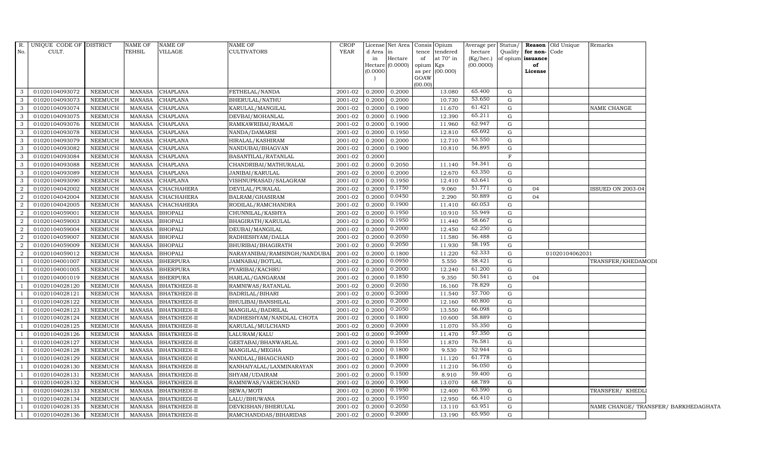| R. No. | UNIQUE CODE OF CULT. | DISTRICT | NAME OF TEHSIL | NAME OF VILLAGE | NAME OF CULTIVATORS | CROP YEAR | License d Area in Hectare (0.0000) | Net Area in Hectare (0.0000) | Consis tence of opium as per GOAW (00.00) | Opium tendered at 70° in Kgs (00.000) | Average per hectare (Kg/hec.) (00.0000) | Status/ Quality of opium | Reason for non-issuance of License | Old Unique Code | Remarks |
|---|---|---|---|---|---|---|---|---|---|---|---|---|---|---|---|
| 3 | 01020104093072 | NEEMUCH | MANASA | CHAPLANA | FETHELAL/NANDA | 2001-02 | 0.2000 | 0.2000 | | 13.080 | 65.400 | G | | | |
| 3 | 01020104093073 | NEEMUCH | MANASA | CHAPLANA | BHERULAL/NATHU | 2001-02 | 0.2000 | 0.2000 | | 10.730 | 53.650 | G | | | |
| 3 | 01020104093074 | NEEMUCH | MANASA | CHAPLANA | KARULAL/MANGILAL | 2001-02 | 0.2000 | 0.1900 | | 11.670 | 61.421 | G | | | NAME CHANGE |
| 3 | 01020104093075 | NEEMUCH | MANASA | CHAPLANA | DEVBAI/MOHANLAL | 2001-02 | 0.2000 | 0.1900 | | 12.390 | 65.211 | G | | | |
| 3 | 01020104093076 | NEEMUCH | MANASA | CHAPLANA | RAMKAWRIBAI/RAMAJI | 2001-02 | 0.2000 | 0.1900 | | 11.960 | 62.947 | G | | | |
| 3 | 01020104093078 | NEEMUCH | MANASA | CHAPLANA | NANDA/DAMARSI | 2001-02 | 0.2000 | 0.1950 | | 12.810 | 65.692 | G | | | |
| 3 | 01020104093079 | NEEMUCH | MANASA | CHAPLANA | HIRALAL/KASHIRAM | 2001-02 | 0.2000 | 0.2000 | | 12.710 | 63.550 | G | | | |
| 3 | 01020104093082 | NEEMUCH | MANASA | CHAPLANA | NANDUBAI/BHAGVAN | 2001-02 | 0.2000 | 0.1900 | | 10.810 | 56.895 | G | | | |
| 3 | 01020104093084 | NEEMUCH | MANASA | CHAPLANA | BASANTILAL/RATANLAL | 2001-02 | 0.2000 | | | | | F | | | |
| 3 | 01020104093088 | NEEMUCH | MANASA | CHAPLANA | CHANDRIBAI/MATHURALAL | 2001-02 | 0.2000 | 0.2050 | | 11.140 | 54.341 | G | | | |
| 3 | 01020104093089 | NEEMUCH | MANASA | CHAPLANA | JANIBAI/KARULAL | 2001-02 | 0.2000 | 0.2000 | | 12.670 | 63.350 | G | | | |
| 3 | 01020104093090 | NEEMUCH | MANASA | CHAPLANA | VISHNUPRASAD/SALAGRAM | 2001-02 | 0.2000 | 0.1950 | | 12.410 | 63.641 | G | | | |
| 2 | 01020104042002 | NEEMUCH | MANASA | CHACHAHERA | DEVILAL/PURALAL | 2001-02 | 0.2000 | 0.1750 | | 9.060 | 51.771 | G | 04 | | ISSUED ON 2003-04 |
| 2 | 01020104042004 | NEEMUCH | MANASA | CHACHAHERA | BALRAM/GHASIRAM | 2001-02 | 0.2000 | 0.0450 | | 2.290 | 50.889 | G | 04 | | |
| 2 | 01020104042005 | NEEMUCH | MANASA | CHACHAHERA | RODILAL/RAMCHANDRA | 2001-02 | 0.2000 | 0.1900 | | 11.410 | 60.053 | G | | | |
| 2 | 01020104059001 | NEEMUCH | MANASA | BHOPALI | CHUNNILAL/KASHYA | 2001-02 | 0.2000 | 0.1950 | | 10.910 | 55.949 | G | | | |
| 2 | 01020104059003 | NEEMUCH | MANASA | BHOPALI | BHAGIRATH/KARULAL | 2001-02 | 0.2000 | 0.1950 | | 11.440 | 58.667 | G | | | |
| 2 | 01020104059004 | NEEMUCH | MANASA | BHOPALI | DEUBAI/MANGILAL | 2001-02 | 0.2000 | 0.2000 | | 12.450 | 62.250 | G | | | |
| 2 | 01020104059007 | NEEMUCH | MANASA | BHOPALI | RADHESHYAM/DALLA | 2001-02 | 0.2000 | 0.2050 | | 11.580 | 56.488 | G | | | |
| 2 | 01020104059009 | NEEMUCH | MANASA | BHOPALI | BHURIBAI/BHAGIRATH | 2001-02 | 0.2000 | 0.2050 | | 11.930 | 58.195 | G | | | |
| 2 | 01020104059012 | NEEMUCH | MANASA | BHOPALI | NARAYANIBAI/RAMSINGH/NANDUBA | 2001-02 | 0.2000 | 0.1800 | | 11.220 | 62.333 | G | | 01020104062031 | |
| 1 | 01020104001007 | NEEMUCH | MANASA | BHERPURA | JAMNABAI/BOTLAL | 2001-02 | 0.2000 | 0.0950 | | 5.550 | 58.421 | G | | | TRANSFER/KHEDAMODI |
| 1 | 01020104001005 | NEEMUCH | MANASA | BHERPURA | PYARIBAI/KACHRU | 2001-02 | 0.2000 | 0.2000 | | 12.240 | 61.200 | G | | | |
| 1 | 01020104001019 | NEEMUCH | MANASA | BHERPURA | HARLAL/GANGARAM | 2001-02 | 0.2000 | 0.1850 | | 9.350 | 50.541 | G | 04 | | |
| 1 | 01020104028120 | NEEMUCH | MANASA | BHATKHEDI-II | RAMNIWAS/RATANLAL | 2001-02 | 0.2000 | 0.2050 | | 16.160 | 78.829 | G | | | |
| 1 | 01020104028121 | NEEMUCH | MANASA | BHATKHEDI-II | BADRILAL/BIHARI | 2001-02 | 0.2000 | 0.2000 | | 11.540 | 57.700 | G | | | |
| 1 | 01020104028122 | NEEMUCH | MANASA | BHATKHEDI-II | BHULIBAI/BANSHILAL | 2001-02 | 0.2000 | 0.2000 | | 12.160 | 60.800 | G | | | |
| 1 | 01020104028123 | NEEMUCH | MANASA | BHATKHEDI-II | MANGILAL/BADRILAL | 2001-02 | 0.2000 | 0.2050 | | 13.550 | 66.098 | G | | | |
| 1 | 01020104028124 | NEEMUCH | MANASA | BHATKHEDI-II | RADHESHYAM/NANDLAL CHOTA | 2001-02 | 0.2000 | 0.1800 | | 10.600 | 58.889 | G | | | |
| 1 | 01020104028125 | NEEMUCH | MANASA | BHATKHEDI-II | KARULAL/MULCHAND | 2001-02 | 0.2000 | 0.2000 | | 11.070 | 55.350 | G | | | |
| 1 | 01020104028126 | NEEMUCH | MANASA | BHATKHEDI-II | LALURAM/KALU | 2001-02 | 0.2000 | 0.2000 | | 11.470 | 57.350 | G | | | |
| 1 | 01020104028127 | NEEMUCH | MANASA | BHATKHEDI-II | GEETABAI/BHANWARLAL | 2001-02 | 0.2000 | 0.1550 | | 11.870 | 76.581 | G | | | |
| 1 | 01020104028128 | NEEMUCH | MANASA | BHATKHEDI-II | MANGILAL/MEGHA | 2001-02 | 0.2000 | 0.1800 | | 9.530 | 52.944 | G | | | |
| 1 | 01020104028129 | NEEMUCH | MANASA | BHATKHEDI-II | NANDLAL/BHAGCHAND | 2001-02 | 0.2000 | 0.1800 | | 11.120 | 61.778 | G | | | |
| 1 | 01020104028130 | NEEMUCH | MANASA | BHATKHEDI-II | KANHAIYALAL/LAXMINARAYAN | 2001-02 | 0.2000 | 0.2000 | | 11.210 | 56.050 | G | | | |
| 1 | 01020104028131 | NEEMUCH | MANASA | BHATKHEDI-II | SHYAM/UDAIRAM | 2001-02 | 0.2000 | 0.1500 | | 8.910 | 59.400 | G | | | |
| 1 | 01020104028132 | NEEMUCH | MANASA | BHATKHEDI-II | RAMNIWAS/VARDICHAND | 2001-02 | 0.2000 | 0.1900 | | 13.070 | 68.789 | G | | | |
| 1 | 01020104028133 | NEEMUCH | MANASA | BHATKHEDI-II | SEWA/MOTI | 2001-02 | 0.2000 | 0.1950 | | 12.400 | 63.590 | G | | | TRANSFER/ KHEDLI |
| 1 | 01020104028134 | NEEMUCH | MANASA | BHATKHEDI-II | LALU/BHUWANA | 2001-02 | 0.2000 | 0.1950 | | 12.950 | 66.410 | G | | | |
| 1 | 01020104028135 | NEEMUCH | MANASA | BHATKHEDI-II | DEVKISHAN/BHERULAL | 2001-02 | 0.2000 | 0.2050 | | 13.110 | 63.951 | G | | | NAME CHANGE/ TRANSFER/ BARKHEDAGHATA |
| 1 | 01020104028136 | NEEMUCH | MANASA | BHATKHEDI-II | RAMCHANDDAS/BIHARIDAS | 2001-02 | 0.2000 | 0.2000 | | 13.190 | 65.950 | G | | | |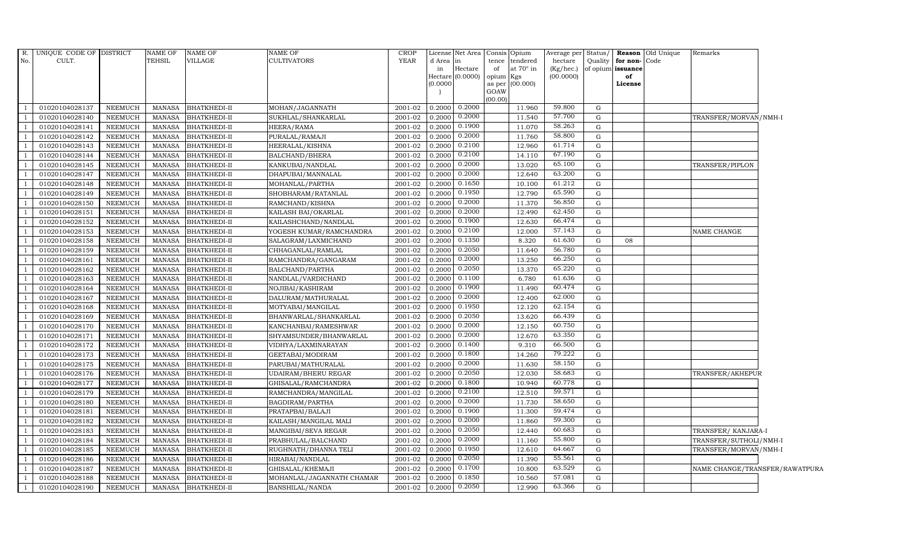| R. No. | UNIQUE CODE OF CULT. | DISTRICT | NAME OF TEHSIL | NAME OF VILLAGE | NAME OF CULTIVATORS | CROP YEAR | License d Area in Hectare (0.0000) | Net Area in Hectare (0.0000) | Consis tence of opium as per GOAW (00.00) | Opium tendered at 70° in Kgs (00.000) | Average per hectare (Kg/hec.) (00.0000) | Status/ Quality of opium | Reason for non-issuance of License | Old Unique Code | Remarks |
|---|---|---|---|---|---|---|---|---|---|---|---|---|---|---|---|
| 1 | 01020104028137 | NEEMUCH | MANASA | BHATKHEDI-II | MOHAN/JAGANNATH | 2001-02 | 0.2000 | 0.2000 | | 11.960 | 59.800 | G | | | |
| 1 | 01020104028140 | NEEMUCH | MANASA | BHATKHEDI-II | SUKHLAL/SHANKARLAL | 2001-02 | 0.2000 | 0.2000 | | 11.540 | 57.700 | G | | | TRANSFER/MORVAN/NMH-I |
| 1 | 01020104028141 | NEEMUCH | MANASA | BHATKHEDI-II | HEERA/RAMA | 2001-02 | 0.2000 | 0.1900 | | 11.070 | 58.263 | G | | | |
| 1 | 01020104028142 | NEEMUCH | MANASA | BHATKHEDI-II | PURALAL/RAMAJI | 2001-02 | 0.2000 | 0.2000 | | 11.760 | 58.800 | G | | | |
| 1 | 01020104028143 | NEEMUCH | MANASA | BHATKHEDI-II | HEERALAL/KISHNA | 2001-02 | 0.2000 | 0.2100 | | 12.960 | 61.714 | G | | | |
| 1 | 01020104028144 | NEEMUCH | MANASA | BHATKHEDI-II | BALCHAND/BHERA | 2001-02 | 0.2000 | 0.2100 | | 14.110 | 67.190 | G | | | |
| 1 | 01020104028145 | NEEMUCH | MANASA | BHATKHEDI-II | KANKUBAI/NANDLAL | 2001-02 | 0.2000 | 0.2000 | | 13.020 | 65.100 | G | | | TRANSFER/PIPLON |
| 1 | 01020104028147 | NEEMUCH | MANASA | BHATKHEDI-II | DHAPUBAI/MANNALAL | 2001-02 | 0.2000 | 0.2000 | | 12.640 | 63.200 | G | | | |
| 1 | 01020104028148 | NEEMUCH | MANASA | BHATKHEDI-II | MOHANLAL/PARTHA | 2001-02 | 0.2000 | 0.1650 | | 10.100 | 61.212 | G | | | |
| 1 | 01020104028149 | NEEMUCH | MANASA | BHATKHEDI-II | SHOBHARAM/RATANLAL | 2001-02 | 0.2000 | 0.1950 | | 12.790 | 65.590 | G | | | |
| 1 | 01020104028150 | NEEMUCH | MANASA | BHATKHEDI-II | RAMCHAND/KISHNA | 2001-02 | 0.2000 | 0.2000 | | 11.370 | 56.850 | G | | | |
| 1 | 01020104028151 | NEEMUCH | MANASA | BHATKHEDI-II | KAILASH BAI/OKARLAL | 2001-02 | 0.2000 | 0.2000 | | 12.490 | 62.450 | G | | | |
| 1 | 01020104028152 | NEEMUCH | MANASA | BHATKHEDI-II | KAILASHCHAND/NANDLAL | 2001-02 | 0.2000 | 0.1900 | | 12.630 | 66.474 | G | | | |
| 1 | 01020104028153 | NEEMUCH | MANASA | BHATKHEDI-II | YOGESH KUMAR/RAMCHANDRA | 2001-02 | 0.2000 | 0.2100 | | 12.000 | 57.143 | G | | | NAME CHANGE |
| 1 | 01020104028158 | NEEMUCH | MANASA | BHATKHEDI-II | SALAGRAM/LAXMICHAND | 2001-02 | 0.2000 | 0.1350 | | 8.320 | 61.630 | G | 08 | | |
| 1 | 01020104028159 | NEEMUCH | MANASA | BHATKHEDI-II | CHHAGANLAL/RAMLAL | 2001-02 | 0.2000 | 0.2050 | | 11.640 | 56.780 | G | | | |
| 1 | 01020104028161 | NEEMUCH | MANASA | BHATKHEDI-II | RAMCHANDRA/GANGARAM | 2001-02 | 0.2000 | 0.2000 | | 13.250 | 66.250 | G | | | |
| 1 | 01020104028162 | NEEMUCH | MANASA | BHATKHEDI-II | BALCHAND/PARTHA | 2001-02 | 0.2000 | 0.2050 | | 13.370 | 65.220 | G | | | |
| 1 | 01020104028163 | NEEMUCH | MANASA | BHATKHEDI-II | NANDLAL/VARDICHAND | 2001-02 | 0.2000 | 0.1100 | | 6.780 | 61.636 | G | | | |
| 1 | 01020104028164 | NEEMUCH | MANASA | BHATKHEDI-II | NOJIBAI/KASHIRAM | 2001-02 | 0.2000 | 0.1900 | | 11.490 | 60.474 | G | | | |
| 1 | 01020104028167 | NEEMUCH | MANASA | BHATKHEDI-II | DALURAM/MATHURALAL | 2001-02 | 0.2000 | 0.2000 | | 12.400 | 62.000 | G | | | |
| 1 | 01020104028168 | NEEMUCH | MANASA | BHATKHEDI-II | MOTYABAI/MANGILAL | 2001-02 | 0.2000 | 0.1950 | | 12.120 | 62.154 | G | | | |
| 1 | 01020104028169 | NEEMUCH | MANASA | BHATKHEDI-II | BHANWARLAL/SHANKARLAL | 2001-02 | 0.2000 | 0.2050 | | 13.620 | 66.439 | G | | | |
| 1 | 01020104028170 | NEEMUCH | MANASA | BHATKHEDI-II | KANCHANBAI/RAMESHWAR | 2001-02 | 0.2000 | 0.2000 | | 12.150 | 60.750 | G | | | |
| 1 | 01020104028171 | NEEMUCH | MANASA | BHATKHEDI-II | SHYAMSUNDER/BHANWARLAL | 2001-02 | 0.2000 | 0.2000 | | 12.670 | 63.350 | G | | | |
| 1 | 01020104028172 | NEEMUCH | MANASA | BHATKHEDI-II | VIDHYA/LAXMINARAYAN | 2001-02 | 0.2000 | 0.1400 | | 9.310 | 66.500 | G | | | |
| 1 | 01020104028173 | NEEMUCH | MANASA | BHATKHEDI-II | GEETABAI/MODIRAM | 2001-02 | 0.2000 | 0.1800 | | 14.260 | 79.222 | G | | | |
| 1 | 01020104028175 | NEEMUCH | MANASA | BHATKHEDI-II | PARUBAI/MATHURALAL | 2001-02 | 0.2000 | 0.2000 | | 11.630 | 58.150 | G | | | |
| 1 | 01020104028176 | NEEMUCH | MANASA | BHATKHEDI-II | UDAIRAM/BHERU REGAR | 2001-02 | 0.2000 | 0.2050 | | 12.030 | 58.683 | G | | | TRANSFER/AKHEPUR |
| 1 | 01020104028177 | NEEMUCH | MANASA | BHATKHEDI-II | GHISALAL/RAMCHANDRA | 2001-02 | 0.2000 | 0.1800 | | 10.940 | 60.778 | G | | | |
| 1 | 01020104028179 | NEEMUCH | MANASA | BHATKHEDI-II | RAMCHANDRA/MANGILAL | 2001-02 | 0.2000 | 0.2100 | | 12.510 | 59.571 | G | | | |
| 1 | 01020104028180 | NEEMUCH | MANASA | BHATKHEDI-II | BAGDIRAM/PARTHA | 2001-02 | 0.2000 | 0.2000 | | 11.730 | 58.650 | G | | | |
| 1 | 01020104028181 | NEEMUCH | MANASA | BHATKHEDI-II | PRATAPBAI/BALAJI | 2001-02 | 0.2000 | 0.1900 | | 11.300 | 59.474 | G | | | |
| 1 | 01020104028182 | NEEMUCH | MANASA | BHATKHEDI-II | KAILASH/MANGILAL MALI | 2001-02 | 0.2000 | 0.2000 | | 11.860 | 59.300 | G | | | |
| 1 | 01020104028183 | NEEMUCH | MANASA | BHATKHEDI-II | MANGIBAI/SEVA REGAR | 2001-02 | 0.2000 | 0.2050 | | 12.440 | 60.683 | G | | | TRANSFER/ KANJARA-I |
| 1 | 01020104028184 | NEEMUCH | MANASA | BHATKHEDI-II | PRABHULAL/BALCHAND | 2001-02 | 0.2000 | 0.2000 | | 11.160 | 55.800 | G | | | TRANSFER/SUTHOLI/NMH-I |
| 1 | 01020104028185 | NEEMUCH | MANASA | BHATKHEDI-II | RUGHNATH/DHANNA TELI | 2001-02 | 0.2000 | 0.1950 | | 12.610 | 64.667 | G | | | TRANSFER/MORVAN/NMH-I |
| 1 | 01020104028186 | NEEMUCH | MANASA | BHATKHEDI-II | HIRABAI/NANDLAL | 2001-02 | 0.2000 | 0.2050 | | 11.390 | 55.561 | G | | | |
| 1 | 01020104028187 | NEEMUCH | MANASA | BHATKHEDI-II | GHISALAL/KHEMAJI | 2001-02 | 0.2000 | 0.1700 | | 10.800 | 63.529 | G | | | NAME CHANGE/TRANSFER/RAWATPURA |
| 1 | 01020104028188 | NEEMUCH | MANASA | BHATKHEDI-II | MOHANLAL/JAGANNATH CHAMAR | 2001-02 | 0.2000 | 0.1850 | | 10.560 | 57.081 | G | | | |
| 1 | 01020104028190 | NEEMUCH | MANASA | BHATKHEDI-II | BANSHILAL/NANDA | 2001-02 | 0.2000 | 0.2050 | | 12.990 | 63.366 | G | | | |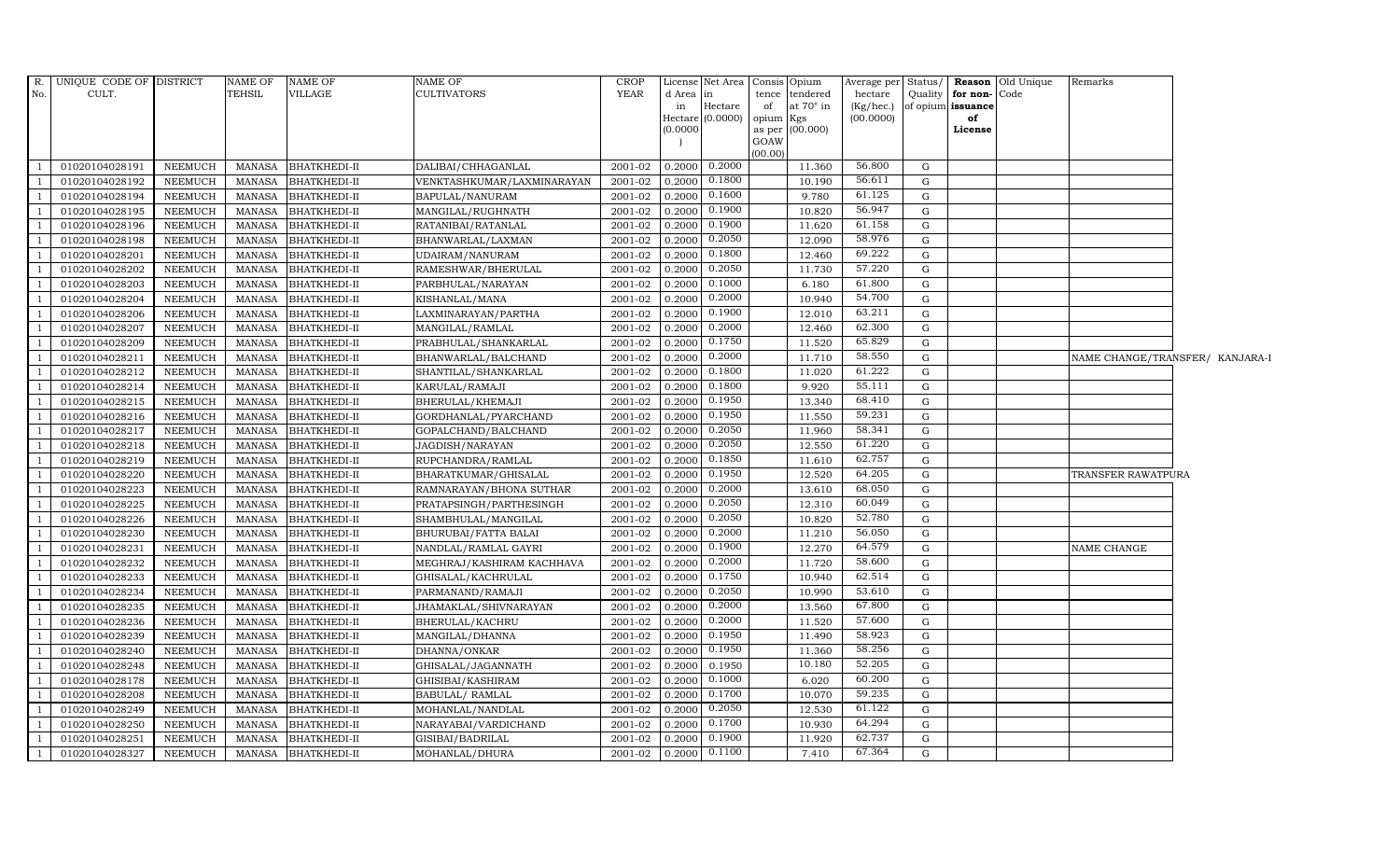| R. No. | UNIQUE CODE OF CULT. | DISTRICT | NAME OF TEHSIL | NAME OF VILLAGE | NAME OF CULTIVATORS | CROP YEAR | License d Area in Hectare (0.0000) | Net Area in Hectare (0.0000) | Consis tence of opium as per GOAW (00.00) | Opium tendered at 70° in Kgs (00.000) | Average per hectare (Kg/hec.) (00.0000) | Status/ Quality of opium | Reason for non-issuance of License | Old Unique Code | Remarks |
|---|---|---|---|---|---|---|---|---|---|---|---|---|---|---|---|
| 1 | 01020104028191 | NEEMUCH | MANASA | BHATKHEDI-II | DALIBAI/CHHAGANLAL | 2001-02 | 0.2000 | 0.2000 | | 11.360 | 56.800 | G | | | |
| 1 | 01020104028192 | NEEMUCH | MANASA | BHATKHEDI-II | VENKTASHKUMAR/LAXMINARAYAN | 2001-02 | 0.2000 | 0.1800 | | 10.190 | 56.611 | G | | | |
| 1 | 01020104028194 | NEEMUCH | MANASA | BHATKHEDI-II | BAPULAL/NANURAM | 2001-02 | 0.2000 | 0.1600 | | 9.780 | 61.125 | G | | | |
| 1 | 01020104028195 | NEEMUCH | MANASA | BHATKHEDI-II | MANGILAL/RUGHNATH | 2001-02 | 0.2000 | 0.1900 | | 10.820 | 56.947 | G | | | |
| 1 | 01020104028196 | NEEMUCH | MANASA | BHATKHEDI-II | RATANIBAI/RATANLAL | 2001-02 | 0.2000 | 0.1900 | | 11.620 | 61.158 | G | | | |
| 1 | 01020104028198 | NEEMUCH | MANASA | BHATKHEDI-II | BHANWARLAL/LAXMAN | 2001-02 | 0.2000 | 0.2050 | | 12.090 | 58.976 | G | | | |
| 1 | 01020104028201 | NEEMUCH | MANASA | BHATKHEDI-II | UDAIRAM/NANURAM | 2001-02 | 0.2000 | 0.1800 | | 12.460 | 69.222 | G | | | |
| 1 | 01020104028202 | NEEMUCH | MANASA | BHATKHEDI-II | RAMESHWAR/BHERULAL | 2001-02 | 0.2000 | 0.2050 | | 11.730 | 57.220 | G | | | |
| 1 | 01020104028203 | NEEMUCH | MANASA | BHATKHEDI-II | PARBHULAL/NARAYAN | 2001-02 | 0.2000 | 0.1000 | | 6.180 | 61.800 | G | | | |
| 1 | 01020104028204 | NEEMUCH | MANASA | BHATKHEDI-II | KISHANLAL/MANA | 2001-02 | 0.2000 | 0.2000 | | 10.940 | 54.700 | G | | | |
| 1 | 01020104028206 | NEEMUCH | MANASA | BHATKHEDI-II | LAXMINARAYAN/PARTHA | 2001-02 | 0.2000 | 0.1900 | | 12.010 | 63.211 | G | | | |
| 1 | 01020104028207 | NEEMUCH | MANASA | BHATKHEDI-II | MANGILAL/RAMLAL | 2001-02 | 0.2000 | 0.2000 | | 12.460 | 62.300 | G | | | |
| 1 | 01020104028209 | NEEMUCH | MANASA | BHATKHEDI-II | PRABHULAL/SHANKARLAL | 2001-02 | 0.2000 | 0.1750 | | 11.520 | 65.829 | G | | | |
| 1 | 01020104028211 | NEEMUCH | MANASA | BHATKHEDI-II | BHANWARLAL/BALCHAND | 2001-02 | 0.2000 | 0.2000 | | 11.710 | 58.550 | G | | | NAME CHANGE/TRANSFER/ KANJARA-I |
| 1 | 01020104028212 | NEEMUCH | MANASA | BHATKHEDI-II | SHANTILAL/SHANKARLAL | 2001-02 | 0.2000 | 0.1800 | | 11.020 | 61.222 | G | | | |
| 1 | 01020104028214 | NEEMUCH | MANASA | BHATKHEDI-II | KARULAL/RAMAJI | 2001-02 | 0.2000 | 0.1800 | | 9.920 | 55.111 | G | | | |
| 1 | 01020104028215 | NEEMUCH | MANASA | BHATKHEDI-II | BHERULAL/KHEMAJI | 2001-02 | 0.2000 | 0.1950 | | 13.340 | 68.410 | G | | | |
| 1 | 01020104028216 | NEEMUCH | MANASA | BHATKHEDI-II | GORDHANLAL/PYARCHAND | 2001-02 | 0.2000 | 0.1950 | | 11.550 | 59.231 | G | | | |
| 1 | 01020104028217 | NEEMUCH | MANASA | BHATKHEDI-II | GOPALCHAND/BALCHAND | 2001-02 | 0.2000 | 0.2050 | | 11.960 | 58.341 | G | | | |
| 1 | 01020104028218 | NEEMUCH | MANASA | BHATKHEDI-II | JAGDISH/NARAYAN | 2001-02 | 0.2000 | 0.2050 | | 12.550 | 61.220 | G | | | |
| 1 | 01020104028219 | NEEMUCH | MANASA | BHATKHEDI-II | RUPCHANDRA/RAMLAL | 2001-02 | 0.2000 | 0.1850 | | 11.610 | 62.757 | G | | | |
| 1 | 01020104028220 | NEEMUCH | MANASA | BHATKHEDI-II | BHARATKUMAR/GHISALAL | 2001-02 | 0.2000 | 0.1950 | | 12.520 | 64.205 | G | | | TRANSFER RAWATPURA |
| 1 | 01020104028223 | NEEMUCH | MANASA | BHATKHEDI-II | RAMNARAYAN/BHONA SUTHAR | 2001-02 | 0.2000 | 0.2000 | | 13.610 | 68.050 | G | | | |
| 1 | 01020104028225 | NEEMUCH | MANASA | BHATKHEDI-II | PRATAPSINGH/PARTHESINGH | 2001-02 | 0.2000 | 0.2050 | | 12.310 | 60.049 | G | | | |
| 1 | 01020104028226 | NEEMUCH | MANASA | BHATKHEDI-II | SHAMBHULAL/MANGILAL | 2001-02 | 0.2000 | 0.2050 | | 10.820 | 52.780 | G | | | |
| 1 | 01020104028230 | NEEMUCH | MANASA | BHATKHEDI-II | BHURUBAI/FATTA BALAI | 2001-02 | 0.2000 | 0.2000 | | 11.210 | 56.050 | G | | | |
| 1 | 01020104028231 | NEEMUCH | MANASA | BHATKHEDI-II | NANDLAL/RAMLAL GAYRI | 2001-02 | 0.2000 | 0.1900 | | 12.270 | 64.579 | G | | | NAME CHANGE |
| 1 | 01020104028232 | NEEMUCH | MANASA | BHATKHEDI-II | MEGHRAJ/KASHIRAM KACHHAVA | 2001-02 | 0.2000 | 0.2000 | | 11.720 | 58.600 | G | | | |
| 1 | 01020104028233 | NEEMUCH | MANASA | BHATKHEDI-II | GHISALAL/KACHRULAL | 2001-02 | 0.2000 | 0.1750 | | 10.940 | 62.514 | G | | | |
| 1 | 01020104028234 | NEEMUCH | MANASA | BHATKHEDI-II | PARMANAND/RAMAJI | 2001-02 | 0.2000 | 0.2050 | | 10.990 | 53.610 | G | | | |
| 1 | 01020104028235 | NEEMUCH | MANASA | BHATKHEDI-II | JHAMAKLAL/SHIVNARAYAN | 2001-02 | 0.2000 | 0.2000 | | 13.560 | 67.800 | G | | | |
| 1 | 01020104028236 | NEEMUCH | MANASA | BHATKHEDI-II | BHERULAL/KACHRU | 2001-02 | 0.2000 | 0.2000 | | 11.520 | 57.600 | G | | | |
| 1 | 01020104028239 | NEEMUCH | MANASA | BHATKHEDI-II | MANGILAL/DHANNA | 2001-02 | 0.2000 | 0.1950 | | 11.490 | 58.923 | G | | | |
| 1 | 01020104028240 | NEEMUCH | MANASA | BHATKHEDI-II | DHANNA/ONKAR | 2001-02 | 0.2000 | 0.1950 | | 11.360 | 58.256 | G | | | |
| 1 | 01020104028248 | NEEMUCH | MANASA | BHATKHEDI-II | GHISALAL/JAGANNATH | 2001-02 | 0.2000 | 0.1950 | | 10.180 | 52.205 | G | | | |
| 1 | 01020104028178 | NEEMUCH | MANASA | BHATKHEDI-II | GHISIBAI/KASHIRAM | 2001-02 | 0.2000 | 0.1000 | | 6.020 | 60.200 | G | | | |
| 1 | 01020104028208 | NEEMUCH | MANASA | BHATKHEDI-II | BABULAL/ RAMLAL | 2001-02 | 0.2000 | 0.1700 | | 10.070 | 59.235 | G | | | |
| 1 | 01020104028249 | NEEMUCH | MANASA | BHATKHEDI-II | MOHANLAL/NANDLAL | 2001-02 | 0.2000 | 0.2050 | | 12.530 | 61.122 | G | | | |
| 1 | 01020104028250 | NEEMUCH | MANASA | BHATKHEDI-II | NARAYABAI/VARDICHAND | 2001-02 | 0.2000 | 0.1700 | | 10.930 | 64.294 | G | | | |
| 1 | 01020104028251 | NEEMUCH | MANASA | BHATKHEDI-II | GISIBAI/BADRILAL | 2001-02 | 0.2000 | 0.1900 | | 11.920 | 62.737 | G | | | |
| 1 | 01020104028327 | NEEMUCH | MANASA | BHATKHEDI-II | MOHANLAL/DHURA | 2001-02 | 0.2000 | 0.1100 | | 7.410 | 67.364 | G | | | |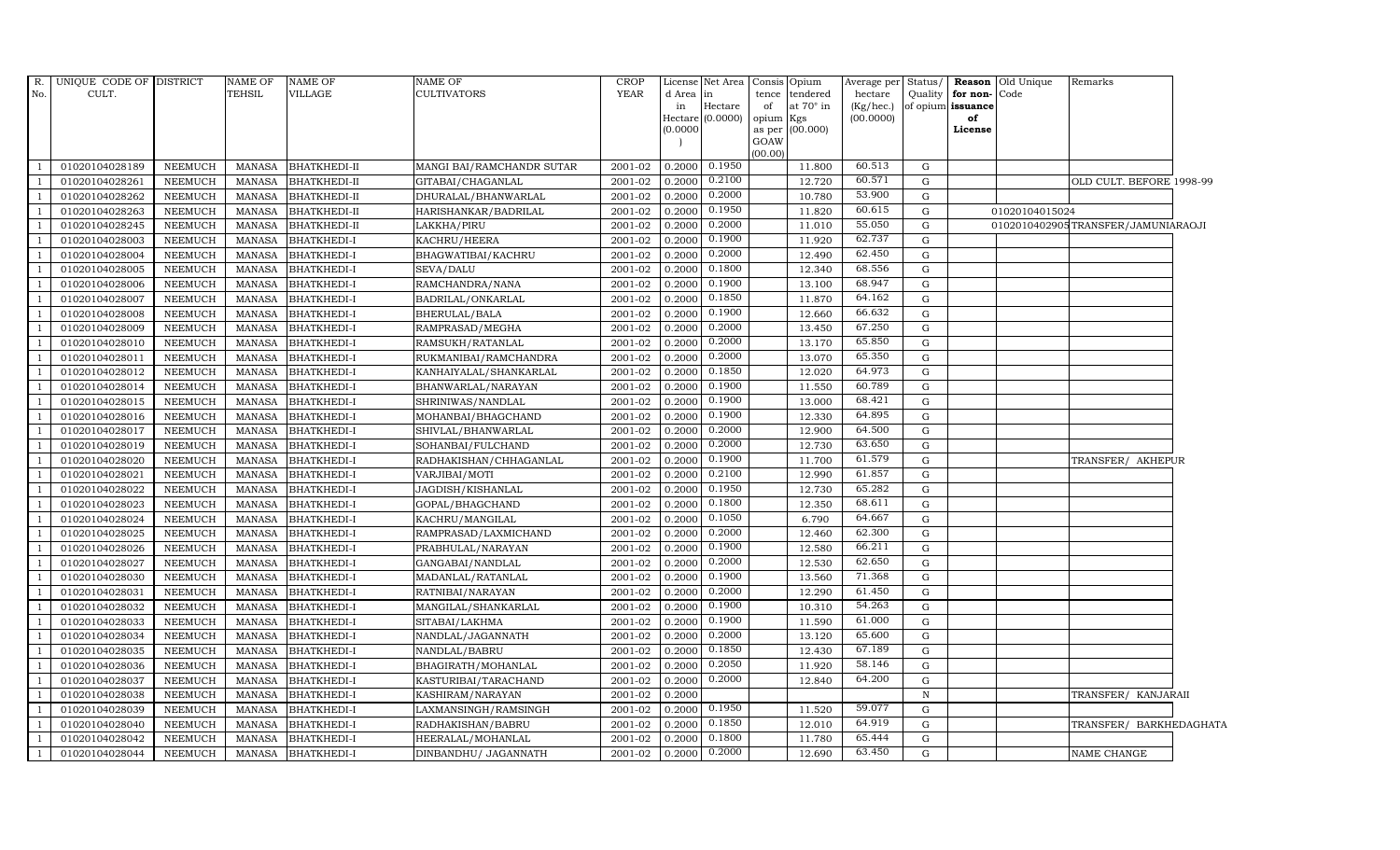| R. No. | UNIQUE CODE OF CULT. | DISTRICT | NAME OF TEHSIL | NAME OF VILLAGE | NAME OF CULTIVATORS | CROP YEAR | License d Area in Hectare (0.0000) | Net Area in Hectare (0.0000) | Consis tence of opium as per GOAW (00.00) | Opium tendered at 70° in Kgs (00.000) | Average per hectare (Kg/hec.) (00.0000) | Status/ Quality of opium | Reason for non-issuance of License | Old Unique Code | Remarks |
|---|---|---|---|---|---|---|---|---|---|---|---|---|---|---|---|
| 1 | 01020104028189 | NEEMUCH | MANASA | BHATKHEDI-II | MANGI BAI/RAMCHANDR SUTAR | 2001-02 | 0.2000 | 0.1950 | | 11.800 | 60.513 | G | | | |
| 1 | 01020104028261 | NEEMUCH | MANASA | BHATKHEDI-II | GITABAI/CHAGANLAL | 2001-02 | 0.2000 | 0.2100 | | 12.720 | 60.571 | G | | | OLD CULT. BEFORE 1998-99 |
| 1 | 01020104028262 | NEEMUCH | MANASA | BHATKHEDI-II | DHURALAL/BHANWARLAL | 2001-02 | 0.2000 | 0.2000 | | 10.780 | 53.900 | G | | | |
| 1 | 01020104028263 | NEEMUCH | MANASA | BHATKHEDI-II | HARISHANKAR/BADRILAL | 2001-02 | 0.2000 | 0.1950 | | 11.820 | 60.615 | G | | 01020104015024 | |
| 1 | 01020104028245 | NEEMUCH | MANASA | BHATKHEDI-II | LAKKHA/PIRU | 2001-02 | 0.2000 | 0.2000 | | 11.010 | 55.050 | G | | 01020104029050 | TRANSFER/JAMUNIARAOJI |
| 1 | 01020104028003 | NEEMUCH | MANASA | BHATKHEDI-I | KACHRU/HEERA | 2001-02 | 0.2000 | 0.1900 | | 11.920 | 62.737 | G | | | |
| 1 | 01020104028004 | NEEMUCH | MANASA | BHATKHEDI-I | BHAGWATIBAI/KACHRU | 2001-02 | 0.2000 | 0.2000 | | 12.490 | 62.450 | G | | | |
| 1 | 01020104028005 | NEEMUCH | MANASA | BHATKHEDI-I | SEVA/DALU | 2001-02 | 0.2000 | 0.1800 | | 12.340 | 68.556 | G | | | |
| 1 | 01020104028006 | NEEMUCH | MANASA | BHATKHEDI-I | RAMCHANDRA/NANA | 2001-02 | 0.2000 | 0.1900 | | 13.100 | 68.947 | G | | | |
| 1 | 01020104028007 | NEEMUCH | MANASA | BHATKHEDI-I | BADRILAL/ONKARLAL | 2001-02 | 0.2000 | 0.1850 | | 11.870 | 64.162 | G | | | |
| 1 | 01020104028008 | NEEMUCH | MANASA | BHATKHEDI-I | BHERULAL/BALA | 2001-02 | 0.2000 | 0.1900 | | 12.660 | 66.632 | G | | | |
| 1 | 01020104028009 | NEEMUCH | MANASA | BHATKHEDI-I | RAMPRASAD/MEGHA | 2001-02 | 0.2000 | 0.2000 | | 13.450 | 67.250 | G | | | |
| 1 | 01020104028010 | NEEMUCH | MANASA | BHATKHEDI-I | RAMSUKH/RATANLAL | 2001-02 | 0.2000 | 0.2000 | | 13.170 | 65.850 | G | | | |
| 1 | 01020104028011 | NEEMUCH | MANASA | BHATKHEDI-I | RUKMANIBAI/RAMCHANDRA | 2001-02 | 0.2000 | 0.2000 | | 13.070 | 65.350 | G | | | |
| 1 | 01020104028012 | NEEMUCH | MANASA | BHATKHEDI-I | KANHAIYALAL/SHANKARLAL | 2001-02 | 0.2000 | 0.1850 | | 12.020 | 64.973 | G | | | |
| 1 | 01020104028014 | NEEMUCH | MANASA | BHATKHEDI-I | BHANWARLAL/NARAYAN | 2001-02 | 0.2000 | 0.1900 | | 11.550 | 60.789 | G | | | |
| 1 | 01020104028015 | NEEMUCH | MANASA | BHATKHEDI-I | SHRINIWAS/NANDLAL | 2001-02 | 0.2000 | 0.1900 | | 13.000 | 68.421 | G | | | |
| 1 | 01020104028016 | NEEMUCH | MANASA | BHATKHEDI-I | MOHANBAI/BHAGCHAND | 2001-02 | 0.2000 | 0.1900 | | 12.330 | 64.895 | G | | | |
| 1 | 01020104028017 | NEEMUCH | MANASA | BHATKHEDI-I | SHIVLAL/BHANWARLAL | 2001-02 | 0.2000 | 0.2000 | | 12.900 | 64.500 | G | | | |
| 1 | 01020104028019 | NEEMUCH | MANASA | BHATKHEDI-I | SOHANBAI/FULCHAND | 2001-02 | 0.2000 | 0.2000 | | 12.730 | 63.650 | G | | | |
| 1 | 01020104028020 | NEEMUCH | MANASA | BHATKHEDI-I | RADHAKISHAN/CHHAGANLAL | 2001-02 | 0.2000 | 0.1900 | | 11.700 | 61.579 | G | | | TRANSFER/ AKHEPUR |
| 1 | 01020104028021 | NEEMUCH | MANASA | BHATKHEDI-I | VARJIBAI/MOTI | 2001-02 | 0.2000 | 0.2100 | | 12.990 | 61.857 | G | | | |
| 1 | 01020104028022 | NEEMUCH | MANASA | BHATKHEDI-I | JAGDISH/KISHANLAL | 2001-02 | 0.2000 | 0.1950 | | 12.730 | 65.282 | G | | | |
| 1 | 01020104028023 | NEEMUCH | MANASA | BHATKHEDI-I | GOPAL/BHAGCHAND | 2001-02 | 0.2000 | 0.1800 | | 12.350 | 68.611 | G | | | |
| 1 | 01020104028024 | NEEMUCH | MANASA | BHATKHEDI-I | KACHRU/MANGILAL | 2001-02 | 0.2000 | 0.1050 | | 6.790 | 64.667 | G | | | |
| 1 | 01020104028025 | NEEMUCH | MANASA | BHATKHEDI-I | RAMPRASAD/LAXMICHAND | 2001-02 | 0.2000 | 0.2000 | | 12.460 | 62.300 | G | | | |
| 1 | 01020104028026 | NEEMUCH | MANASA | BHATKHEDI-I | PRABHULAL/NARAYAN | 2001-02 | 0.2000 | 0.1900 | | 12.580 | 66.211 | G | | | |
| 1 | 01020104028027 | NEEMUCH | MANASA | BHATKHEDI-I | GANGABAI/NANDLAL | 2001-02 | 0.2000 | 0.2000 | | 12.530 | 62.650 | G | | | |
| 1 | 01020104028030 | NEEMUCH | MANASA | BHATKHEDI-I | MADANLAL/RATANLAL | 2001-02 | 0.2000 | 0.1900 | | 13.560 | 71.368 | G | | | |
| 1 | 01020104028031 | NEEMUCH | MANASA | BHATKHEDI-I | RATNIBAI/NARAYAN | 2001-02 | 0.2000 | 0.2000 | | 12.290 | 61.450 | G | | | |
| 1 | 01020104028032 | NEEMUCH | MANASA | BHATKHEDI-I | MANGILAL/SHANKARLAL | 2001-02 | 0.2000 | 0.1900 | | 10.310 | 54.263 | G | | | |
| 1 | 01020104028033 | NEEMUCH | MANASA | BHATKHEDI-I | SITABAI/LAKHMA | 2001-02 | 0.2000 | 0.1900 | | 11.590 | 61.000 | G | | | |
| 1 | 01020104028034 | NEEMUCH | MANASA | BHATKHEDI-I | NANDLAL/JAGANNATH | 2001-02 | 0.2000 | 0.2000 | | 13.120 | 65.600 | G | | | |
| 1 | 01020104028035 | NEEMUCH | MANASA | BHATKHEDI-I | NANDLAL/BABRU | 2001-02 | 0.2000 | 0.1850 | | 12.430 | 67.189 | G | | | |
| 1 | 01020104028036 | NEEMUCH | MANASA | BHATKHEDI-I | BHAGIRATH/MOHANLAL | 2001-02 | 0.2000 | 0.2050 | | 11.920 | 58.146 | G | | | |
| 1 | 01020104028037 | NEEMUCH | MANASA | BHATKHEDI-I | KASTURIBAI/TARACHAND | 2001-02 | 0.2000 | 0.2000 | | 12.840 | 64.200 | G | | | |
| 1 | 01020104028038 | NEEMUCH | MANASA | BHATKHEDI-I | KASHIRAM/NARAYAN | 2001-02 | 0.2000 | | | | | N | | | TRANSFER/ KANJARAII |
| 1 | 01020104028039 | NEEMUCH | MANASA | BHATKHEDI-I | LAXMANSINGH/RAMSINGH | 2001-02 | 0.2000 | 0.1950 | | 11.520 | 59.077 | G | | | |
| 1 | 01020104028040 | NEEMUCH | MANASA | BHATKHEDI-I | RADHAKISHAN/BABRU | 2001-02 | 0.2000 | 0.1850 | | 12.010 | 64.919 | G | | | TRANSFER/ BARKHEDAGHATA |
| 1 | 01020104028042 | NEEMUCH | MANASA | BHATKHEDI-I | HEERALAL/MOHANLAL | 2001-02 | 0.2000 | 0.1800 | | 11.780 | 65.444 | G | | | |
| 1 | 01020104028044 | NEEMUCH | MANASA | BHATKHEDI-I | DINBANDHU/ JAGANNATH | 2001-02 | 0.2000 | 0.2000 | | 12.690 | 63.450 | G | | | NAME CHANGE |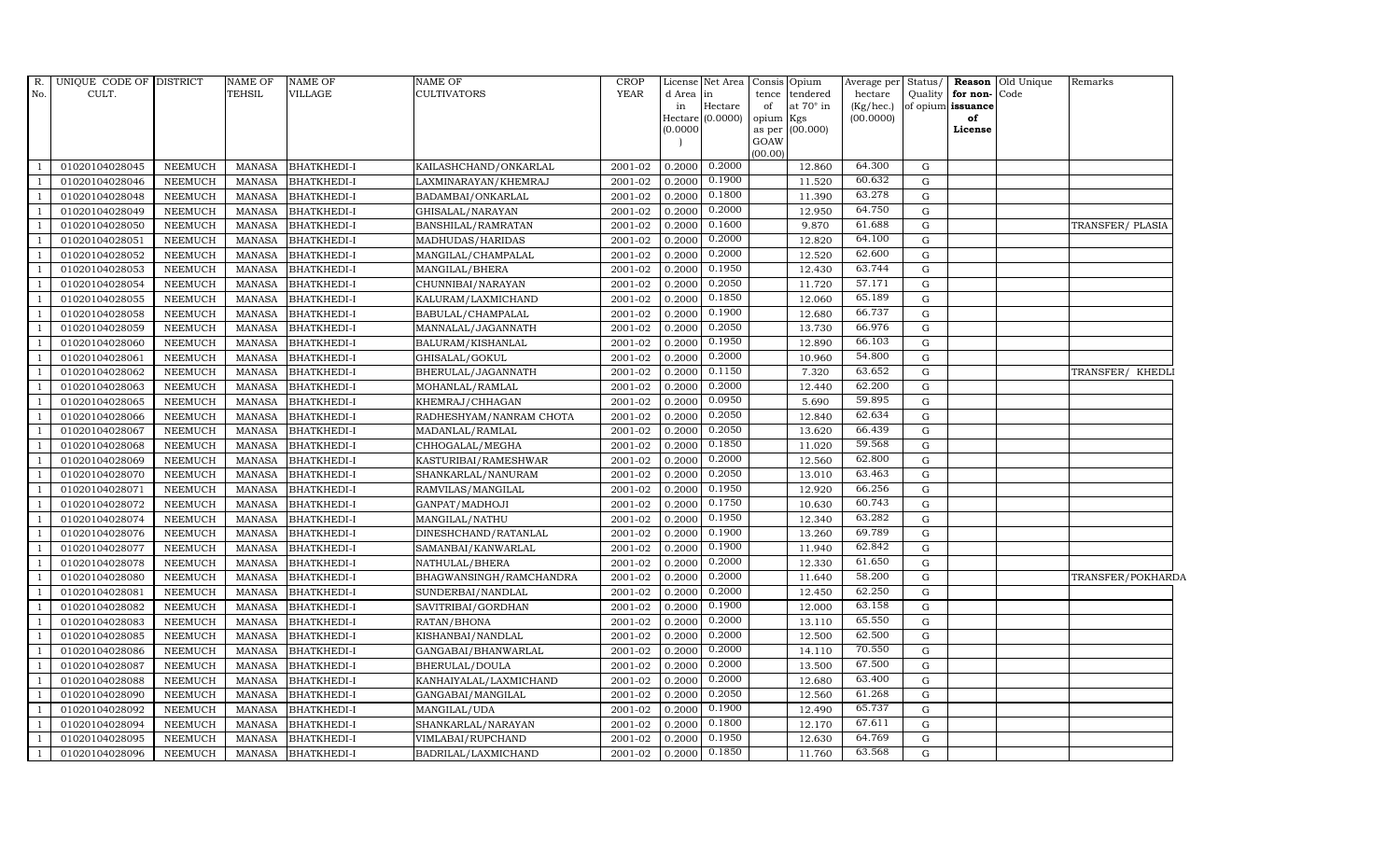| R. No. | UNIQUE CODE OF CULT. | DISTRICT | NAME OF TEHSIL | NAME OF VILLAGE | NAME OF CULTIVATORS | CROP YEAR | License d Area in Hectare (0.0000) | Net Area in Hectare (0.0000) | Consis tence of opium as per GOAW (00.00) | Opium tendered at 70° in Kgs (00.000) | Average per hectare (Kg/hec.) (00.0000) | Status/ Quality of opium | Reason for non-issuance of License | Old Unique Code | Remarks |
|---|---|---|---|---|---|---|---|---|---|---|---|---|---|---|---|
| 1 | 01020104028045 | NEEMUCH | MANASA | BHATKHEDI-I | KAILASHCHAND/ONKARLAL | 2001-02 | 0.2000 | 0.2000 | | 12.860 | 64.300 | G | | | |
| 1 | 01020104028046 | NEEMUCH | MANASA | BHATKHEDI-I | LAXMINARAYAN/KHEMRAJ | 2001-02 | 0.2000 | 0.1900 | | 11.520 | 60.632 | G | | | |
| 1 | 01020104028048 | NEEMUCH | MANASA | BHATKHEDI-I | BADAMBAI/ONKARLAL | 2001-02 | 0.2000 | 0.1800 | | 11.390 | 63.278 | G | | | |
| 1 | 01020104028049 | NEEMUCH | MANASA | BHATKHEDI-I | GHISALAL/NARAYAN | 2001-02 | 0.2000 | 0.2000 | | 12.950 | 64.750 | G | | | |
| 1 | 01020104028050 | NEEMUCH | MANASA | BHATKHEDI-I | BANSHILAL/RAMRATAN | 2001-02 | 0.2000 | 0.1600 | | 9.870 | 61.688 | G | | | TRANSFER/ PLASIA |
| 1 | 01020104028051 | NEEMUCH | MANASA | BHATKHEDI-I | MADHUDAS/HARIDAS | 2001-02 | 0.2000 | 0.2000 | | 12.820 | 64.100 | G | | | |
| 1 | 01020104028052 | NEEMUCH | MANASA | BHATKHEDI-I | MANGILAL/CHAMPALAL | 2001-02 | 0.2000 | 0.2000 | | 12.520 | 62.600 | G | | | |
| 1 | 01020104028053 | NEEMUCH | MANASA | BHATKHEDI-I | MANGILAL/BHERA | 2001-02 | 0.2000 | 0.1950 | | 12.430 | 63.744 | G | | | |
| 1 | 01020104028054 | NEEMUCH | MANASA | BHATKHEDI-I | CHUNNIBAI/NARAYAN | 2001-02 | 0.2000 | 0.2050 | | 11.720 | 57.171 | G | | | |
| 1 | 01020104028055 | NEEMUCH | MANASA | BHATKHEDI-I | KALURAM/LAXMICHAND | 2001-02 | 0.2000 | 0.1850 | | 12.060 | 65.189 | G | | | |
| 1 | 01020104028058 | NEEMUCH | MANASA | BHATKHEDI-I | BABULAL/CHAMPALAL | 2001-02 | 0.2000 | 0.1900 | | 12.680 | 66.737 | G | | | |
| 1 | 01020104028059 | NEEMUCH | MANASA | BHATKHEDI-I | MANNALAL/JAGANNATH | 2001-02 | 0.2000 | 0.2050 | | 13.730 | 66.976 | G | | | |
| 1 | 01020104028060 | NEEMUCH | MANASA | BHATKHEDI-I | BALURAM/KISHANLAL | 2001-02 | 0.2000 | 0.1950 | | 12.890 | 66.103 | G | | | |
| 1 | 01020104028061 | NEEMUCH | MANASA | BHATKHEDI-I | GHISALAL/GOKUL | 2001-02 | 0.2000 | 0.2000 | | 10.960 | 54.800 | G | | | |
| 1 | 01020104028062 | NEEMUCH | MANASA | BHATKHEDI-I | BHERULAL/JAGANNATH | 2001-02 | 0.2000 | 0.1150 | | 7.320 | 63.652 | G | | | TRANSFER/ KHEDLI |
| 1 | 01020104028063 | NEEMUCH | MANASA | BHATKHEDI-I | MOHANLAL/RAMLAL | 2001-02 | 0.2000 | 0.2000 | | 12.440 | 62.200 | G | | | |
| 1 | 01020104028065 | NEEMUCH | MANASA | BHATKHEDI-I | KHEMRAJ/CHHAGAN | 2001-02 | 0.2000 | 0.0950 | | 5.690 | 59.895 | G | | | |
| 1 | 01020104028066 | NEEMUCH | MANASA | BHATKHEDI-I | RADHESHYAM/NANRAM CHOTA | 2001-02 | 0.2000 | 0.2050 | | 12.840 | 62.634 | G | | | |
| 1 | 01020104028067 | NEEMUCH | MANASA | BHATKHEDI-I | MADANLAL/RAMLAL | 2001-02 | 0.2000 | 0.2050 | | 13.620 | 66.439 | G | | | |
| 1 | 01020104028068 | NEEMUCH | MANASA | BHATKHEDI-I | CHHOGALAL/MEGHA | 2001-02 | 0.2000 | 0.1850 | | 11.020 | 59.568 | G | | | |
| 1 | 01020104028069 | NEEMUCH | MANASA | BHATKHEDI-I | KASTURIBAI/RAMESHWAR | 2001-02 | 0.2000 | 0.2000 | | 12.560 | 62.800 | G | | | |
| 1 | 01020104028070 | NEEMUCH | MANASA | BHATKHEDI-I | SHANKARLAL/NANURAM | 2001-02 | 0.2000 | 0.2050 | | 13.010 | 63.463 | G | | | |
| 1 | 01020104028071 | NEEMUCH | MANASA | BHATKHEDI-I | RAMVILAS/MANGILAL | 2001-02 | 0.2000 | 0.1950 | | 12.920 | 66.256 | G | | | |
| 1 | 01020104028072 | NEEMUCH | MANASA | BHATKHEDI-I | GANPAT/MADHOJI | 2001-02 | 0.2000 | 0.1750 | | 10.630 | 60.743 | G | | | |
| 1 | 01020104028074 | NEEMUCH | MANASA | BHATKHEDI-I | MANGILAL/NATHU | 2001-02 | 0.2000 | 0.1950 | | 12.340 | 63.282 | G | | | |
| 1 | 01020104028076 | NEEMUCH | MANASA | BHATKHEDI-I | DINESHCHAND/RATANLAL | 2001-02 | 0.2000 | 0.1900 | | 13.260 | 69.789 | G | | | |
| 1 | 01020104028077 | NEEMUCH | MANASA | BHATKHEDI-I | SAMANBAI/KANWARLAL | 2001-02 | 0.2000 | 0.1900 | | 11.940 | 62.842 | G | | | |
| 1 | 01020104028078 | NEEMUCH | MANASA | BHATKHEDI-I | NATHULAL/BHERA | 2001-02 | 0.2000 | 0.2000 | | 12.330 | 61.650 | G | | | |
| 1 | 01020104028080 | NEEMUCH | MANASA | BHATKHEDI-I | BHAGWANSINGH/RAMCHANDRA | 2001-02 | 0.2000 | 0.2000 | | 11.640 | 58.200 | G | | | TRANSFER/POKHARDA |
| 1 | 01020104028081 | NEEMUCH | MANASA | BHATKHEDI-I | SUNDERBAI/NANDLAL | 2001-02 | 0.2000 | 0.2000 | | 12.450 | 62.250 | G | | | |
| 1 | 01020104028082 | NEEMUCH | MANASA | BHATKHEDI-I | SAVITRIBAI/GORDHAN | 2001-02 | 0.2000 | 0.1900 | | 12.000 | 63.158 | G | | | |
| 1 | 01020104028083 | NEEMUCH | MANASA | BHATKHEDI-I | RATAN/BHONA | 2001-02 | 0.2000 | 0.2000 | | 13.110 | 65.550 | G | | | |
| 1 | 01020104028085 | NEEMUCH | MANASA | BHATKHEDI-I | KISHANBAI/NANDLAL | 2001-02 | 0.2000 | 0.2000 | | 12.500 | 62.500 | G | | | |
| 1 | 01020104028086 | NEEMUCH | MANASA | BHATKHEDI-I | GANGABAI/BHANWARLAL | 2001-02 | 0.2000 | 0.2000 | | 14.110 | 70.550 | G | | | |
| 1 | 01020104028087 | NEEMUCH | MANASA | BHATKHEDI-I | BHERULAL/DOULA | 2001-02 | 0.2000 | 0.2000 | | 13.500 | 67.500 | G | | | |
| 1 | 01020104028088 | NEEMUCH | MANASA | BHATKHEDI-I | KANHAIYALAL/LAXMICHAND | 2001-02 | 0.2000 | 0.2000 | | 12.680 | 63.400 | G | | | |
| 1 | 01020104028090 | NEEMUCH | MANASA | BHATKHEDI-I | GANGABAI/MANGILAL | 2001-02 | 0.2000 | 0.2050 | | 12.560 | 61.268 | G | | | |
| 1 | 01020104028092 | NEEMUCH | MANASA | BHATKHEDI-I | MANGILAL/UDA | 2001-02 | 0.2000 | 0.1900 | | 12.490 | 65.737 | G | | | |
| 1 | 01020104028094 | NEEMUCH | MANASA | BHATKHEDI-I | SHANKARLAL/NARAYAN | 2001-02 | 0.2000 | 0.1800 | | 12.170 | 67.611 | G | | | |
| 1 | 01020104028095 | NEEMUCH | MANASA | BHATKHEDI-I | VIMLABAI/RUPCHAND | 2001-02 | 0.2000 | 0.1950 | | 12.630 | 64.769 | G | | | |
| 1 | 01020104028096 | NEEMUCH | MANASA | BHATKHEDI-I | BADRILAL/LAXMICHAND | 2001-02 | 0.2000 | 0.1850 | | 11.760 | 63.568 | G | | | |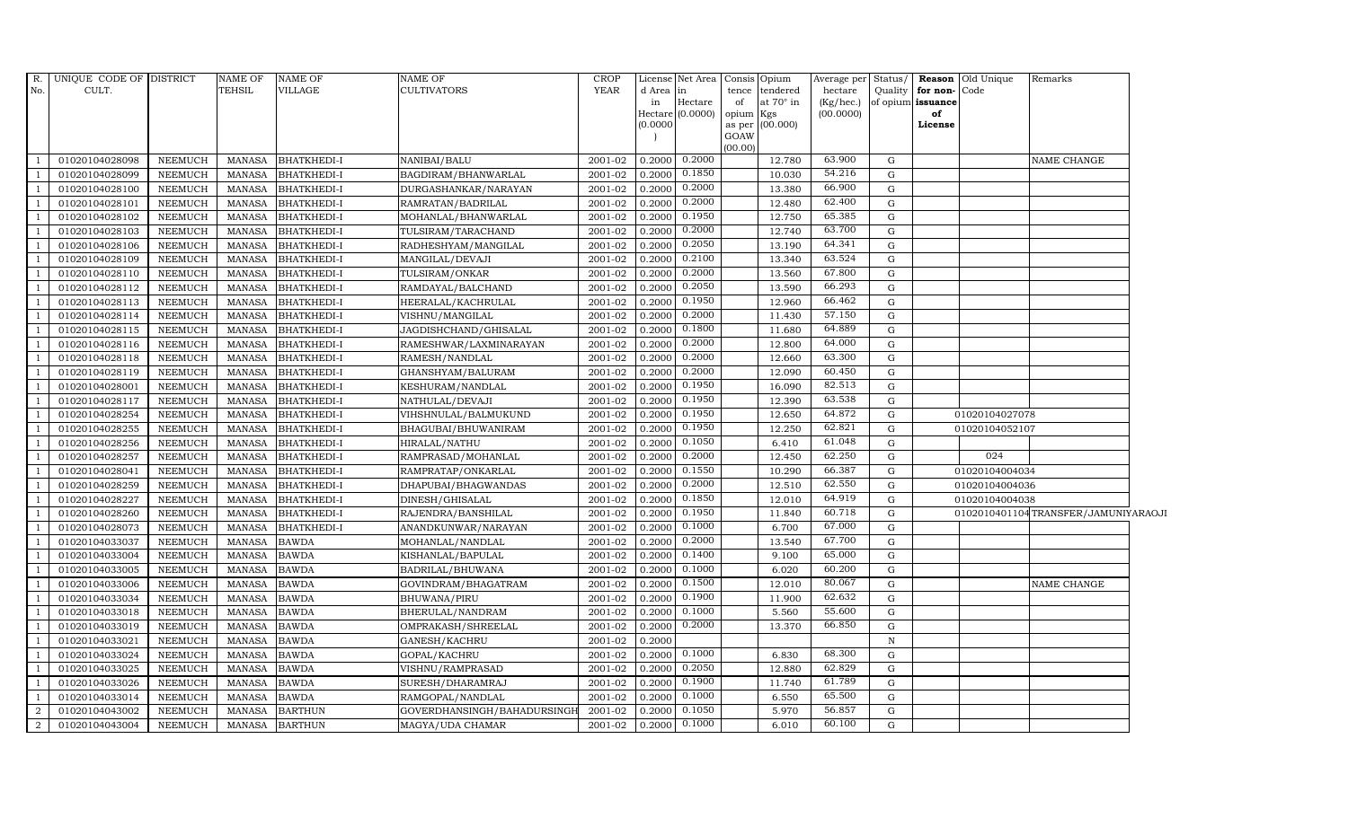| R. No. | UNIQUE CODE OF CULT. | DISTRICT | NAME OF TEHSIL | NAME OF VILLAGE | NAME OF CULTIVATORS | CROP YEAR | License d Area in Hectare (0.0000) | Net Area in Hectare (0.0000) | Consis tence of opium as per GOAW (00.00) | Opium tendered at 70° in Kgs (00.000) | Average per hectare (Kg/hec.) (00.0000) | Status/ Quality of opium | Reason for non-issuance of License | Old Unique Code | Remarks |
|---|---|---|---|---|---|---|---|---|---|---|---|---|---|---|---|
| 1 | 01020104028098 | NEEMUCH | MANASA | BHATKHEDI-I | NANIBAI/BALU | 2001-02 | 0.2000 | 0.2000 | | 12.780 | 63.900 | G | | | NAME CHANGE |
| 1 | 01020104028099 | NEEMUCH | MANASA | BHATKHEDI-I | BAGDIRAM/BHANWARLAL | 2001-02 | 0.2000 | 0.1850 | | 10.030 | 54.216 | G | | | |
| 1 | 01020104028100 | NEEMUCH | MANASA | BHATKHEDI-I | DURGASHANKAR/NARAYAN | 2001-02 | 0.2000 | 0.2000 | | 13.380 | 66.900 | G | | | |
| 1 | 01020104028101 | NEEMUCH | MANASA | BHATKHEDI-I | RAMRATAN/BADRILAL | 2001-02 | 0.2000 | 0.2000 | | 12.480 | 62.400 | G | | | |
| 1 | 01020104028102 | NEEMUCH | MANASA | BHATKHEDI-I | MOHANLAL/BHANWARLAL | 2001-02 | 0.2000 | 0.1950 | | 12.750 | 65.385 | G | | | |
| 1 | 01020104028103 | NEEMUCH | MANASA | BHATKHEDI-I | TULSIRAM/TARACHAND | 2001-02 | 0.2000 | 0.2000 | | 12.740 | 63.700 | G | | | |
| 1 | 01020104028106 | NEEMUCH | MANASA | BHATKHEDI-I | RADHESHYAM/MANGILAL | 2001-02 | 0.2000 | 0.2050 | | 13.190 | 64.341 | G | | | |
| 1 | 01020104028109 | NEEMUCH | MANASA | BHATKHEDI-I | MANGILAL/DEVAJI | 2001-02 | 0.2000 | 0.2100 | | 13.340 | 63.524 | G | | | |
| 1 | 01020104028110 | NEEMUCH | MANASA | BHATKHEDI-I | TULSIRAM/ONKAR | 2001-02 | 0.2000 | 0.2000 | | 13.560 | 67.800 | G | | | |
| 1 | 01020104028112 | NEEMUCH | MANASA | BHATKHEDI-I | RAMDAYAL/BALCHAND | 2001-02 | 0.2000 | 0.2050 | | 13.590 | 66.293 | G | | | |
| 1 | 01020104028113 | NEEMUCH | MANASA | BHATKHEDI-I | HEERALAL/KACHRULAL | 2001-02 | 0.2000 | 0.1950 | | 12.960 | 66.462 | G | | | |
| 1 | 01020104028114 | NEEMUCH | MANASA | BHATKHEDI-I | VISHNU/MANGILAL | 2001-02 | 0.2000 | 0.2000 | | 11.430 | 57.150 | G | | | |
| 1 | 01020104028115 | NEEMUCH | MANASA | BHATKHEDI-I | JAGDISHCHAND/GHISALAL | 2001-02 | 0.2000 | 0.1800 | | 11.680 | 64.889 | G | | | |
| 1 | 01020104028116 | NEEMUCH | MANASA | BHATKHEDI-I | RAMESHWAR/LAXMINARAYAN | 2001-02 | 0.2000 | 0.2000 | | 12.800 | 64.000 | G | | | |
| 1 | 01020104028118 | NEEMUCH | MANASA | BHATKHEDI-I | RAMESH/NANDLAL | 2001-02 | 0.2000 | 0.2000 | | 12.660 | 63.300 | G | | | |
| 1 | 01020104028119 | NEEMUCH | MANASA | BHATKHEDI-I | GHANSHYAM/BALURAM | 2001-02 | 0.2000 | 0.2000 | | 12.090 | 60.450 | G | | | |
| 1 | 01020104028001 | NEEMUCH | MANASA | BHATKHEDI-I | KESHURAM/NANDLAL | 2001-02 | 0.2000 | 0.1950 | | 16.090 | 82.513 | G | | | |
| 1 | 01020104028117 | NEEMUCH | MANASA | BHATKHEDI-I | NATHULAL/DEVAJI | 2001-02 | 0.2000 | 0.1950 | | 12.390 | 63.538 | G | | | |
| 1 | 01020104028254 | NEEMUCH | MANASA | BHATKHEDI-I | VIHSHNULAL/BALMUKUND | 2001-02 | 0.2000 | 0.1950 | | 12.650 | 64.872 | G | | 01020104027078 | |
| 1 | 01020104028255 | NEEMUCH | MANASA | BHATKHEDI-I | BHAGUBAI/BHUWANIRAM | 2001-02 | 0.2000 | 0.1950 | | 12.250 | 62.821 | G | | 01020104052107 | |
| 1 | 01020104028256 | NEEMUCH | MANASA | BHATKHEDI-I | HIRALAL/NATHU | 2001-02 | 0.2000 | 0.1050 | | 6.410 | 61.048 | G | | | |
| 1 | 01020104028257 | NEEMUCH | MANASA | BHATKHEDI-I | RAMPRASAD/MOHANLAL | 2001-02 | 0.2000 | 0.2000 | | 12.450 | 62.250 | G | | 024 | |
| 1 | 01020104028041 | NEEMUCH | MANASA | BHATKHEDI-I | RAMPRATAP/ONKARLAL | 2001-02 | 0.2000 | 0.1550 | | 10.290 | 66.387 | G | | 01020104004034 | |
| 1 | 01020104028259 | NEEMUCH | MANASA | BHATKHEDI-I | DHAPUBAI/BHAGWANDAS | 2001-02 | 0.2000 | 0.2000 | | 12.510 | 62.550 | G | | 01020104004036 | |
| 1 | 01020104028227 | NEEMUCH | MANASA | BHATKHEDI-I | DINESH/GHISALAL | 2001-02 | 0.2000 | 0.1850 | | 12.010 | 64.919 | G | | 01020104004038 | |
| 1 | 01020104028260 | NEEMUCH | MANASA | BHATKHEDI-I | RAJENDRA/BANSHILAL | 2001-02 | 0.2000 | 0.1950 | | 11.840 | 60.718 | G | | 0102010401104 | TRANSFER/JAMUNIYARAOJI |
| 1 | 01020104028073 | NEEMUCH | MANASA | BHATKHEDI-I | ANANDKUNWAR/NARAYAN | 2001-02 | 0.2000 | 0.1000 | | 6.700 | 67.000 | G | | | |
| 1 | 01020104033037 | NEEMUCH | MANASA | BAWDA | MOHANLAL/NANDLAL | 2001-02 | 0.2000 | 0.2000 | | 13.540 | 67.700 | G | | | |
| 1 | 01020104033004 | NEEMUCH | MANASA | BAWDA | KISHANLAL/BAPULAL | 2001-02 | 0.2000 | 0.1400 | | 9.100 | 65.000 | G | | | |
| 1 | 01020104033005 | NEEMUCH | MANASA | BAWDA | BADRILAL/BHUWANA | 2001-02 | 0.2000 | 0.1000 | | 6.020 | 60.200 | G | | | |
| 1 | 01020104033006 | NEEMUCH | MANASA | BAWDA | GOVINDRAM/BHAGATRAM | 2001-02 | 0.2000 | 0.1500 | | 12.010 | 80.067 | G | | | NAME CHANGE |
| 1 | 01020104033034 | NEEMUCH | MANASA | BAWDA | BHUWANA/PIRU | 2001-02 | 0.2000 | 0.1900 | | 11.900 | 62.632 | G | | | |
| 1 | 01020104033018 | NEEMUCH | MANASA | BAWDA | BHERULAL/NANDRAM | 2001-02 | 0.2000 | 0.1000 | | 5.560 | 55.600 | G | | | |
| 1 | 01020104033019 | NEEMUCH | MANASA | BAWDA | OMPRAKASH/SHREELAL | 2001-02 | 0.2000 | 0.2000 | | 13.370 | 66.850 | G | | | |
| 1 | 01020104033021 | NEEMUCH | MANASA | BAWDA | GANESH/KACHRU | 2001-02 | 0.2000 | | | | | N | | | |
| 1 | 01020104033024 | NEEMUCH | MANASA | BAWDA | GOPAL/KACHRU | 2001-02 | 0.2000 | 0.1000 | | 6.830 | 68.300 | G | | | |
| 1 | 01020104033025 | NEEMUCH | MANASA | BAWDA | VISHNU/RAMPRASAD | 2001-02 | 0.2000 | 0.2050 | | 12.880 | 62.829 | G | | | |
| 1 | 01020104033026 | NEEMUCH | MANASA | BAWDA | SURESH/DHARAMRAJ | 2001-02 | 0.2000 | 0.1900 | | 11.740 | 61.789 | G | | | |
| 1 | 01020104033014 | NEEMUCH | MANASA | BAWDA | RAMGOPAL/NANDLAL | 2001-02 | 0.2000 | 0.1000 | | 6.550 | 65.500 | G | | | |
| 2 | 01020104043002 | NEEMUCH | MANASA | BARTHUN | GOVERDHANSINGH/BAHADURSINGH | 2001-02 | 0.2000 | 0.1050 | | 5.970 | 56.857 | G | | | |
| 2 | 01020104043004 | NEEMUCH | MANASA | BARTHUN | MAGYA/UDA CHAMAR | 2001-02 | 0.2000 | 0.1000 | | 6.010 | 60.100 | G | | | |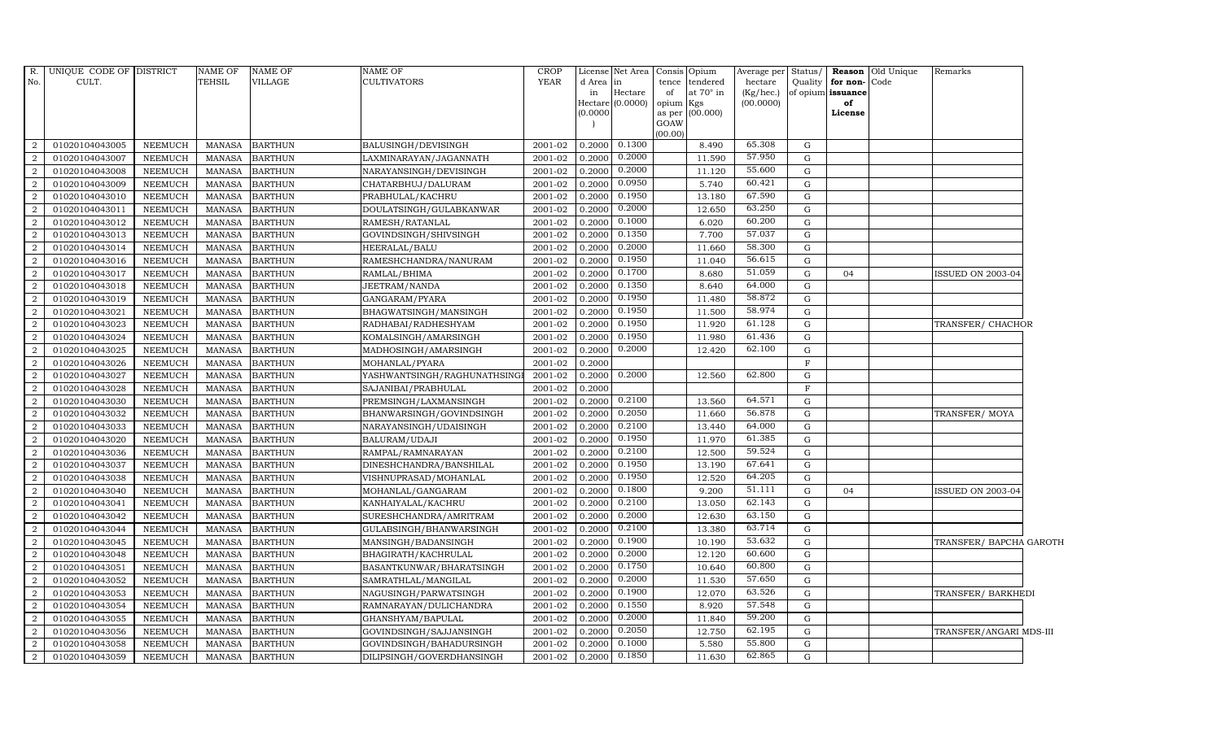| R. No. | UNIQUE CODE OF CULT. | DISTRICT | NAME OF TEHSIL | NAME OF VILLAGE | NAME OF CULTIVATORS | CROP YEAR | License d Area in Hectare (0.0000) | Net Area in Hectare (0.0000) | Consis tence of opium as per GOAW (00.00) | Opium tendered at 70° in Kgs (00.000) | Average per hectare (Kg/hec.) (00.0000) | Status/ Quality of opium | Reason for non-issuance of License | Old Unique Code | Remarks |
|---|---|---|---|---|---|---|---|---|---|---|---|---|---|---|---|
| 2 | 01020104043005 | NEEMUCH | MANASA | BARTHUN | BALUSINGH/DEVISINGH | 2001-02 | 0.2000 | 0.1300 | | 8.490 | 65.308 | G | | | |
| 2 | 01020104043007 | NEEMUCH | MANASA | BARTHUN | LAXMINARAYAN/JAGANNATH | 2001-02 | 0.2000 | 0.2000 | | 11.590 | 57.950 | G | | | |
| 2 | 01020104043008 | NEEMUCH | MANASA | BARTHUN | NARAYANSINGH/DEVISINGH | 2001-02 | 0.2000 | 0.2000 | | 11.120 | 55.600 | G | | | |
| 2 | 01020104043009 | NEEMUCH | MANASA | BARTHUN | CHATARBHUJ/DALURAM | 2001-02 | 0.2000 | 0.0950 | | 5.740 | 60.421 | G | | | |
| 2 | 01020104043010 | NEEMUCH | MANASA | BARTHUN | PRABHULAL/KACHRU | 2001-02 | 0.2000 | 0.1950 | | 13.180 | 67.590 | G | | | |
| 2 | 01020104043011 | NEEMUCH | MANASA | BARTHUN | DOULATSINGH/GULABKANWAR | 2001-02 | 0.2000 | 0.2000 | | 12.650 | 63.250 | G | | | |
| 2 | 01020104043012 | NEEMUCH | MANASA | BARTHUN | RAMESH/RATANLAL | 2001-02 | 0.2000 | 0.1000 | | 6.020 | 60.200 | G | | | |
| 2 | 01020104043013 | NEEMUCH | MANASA | BARTHUN | GOVINDSINGH/SHIVSINGH | 2001-02 | 0.2000 | 0.1350 | | 7.700 | 57.037 | G | | | |
| 2 | 01020104043014 | NEEMUCH | MANASA | BARTHUN | HEERALAL/BALU | 2001-02 | 0.2000 | 0.2000 | | 11.660 | 58.300 | G | | | |
| 2 | 01020104043016 | NEEMUCH | MANASA | BARTHUN | RAMESHCHANDRA/NANURAM | 2001-02 | 0.2000 | 0.1950 | | 11.040 | 56.615 | G | | | |
| 2 | 01020104043017 | NEEMUCH | MANASA | BARTHUN | RAMLAL/BHIMA | 2001-02 | 0.2000 | 0.1700 | | 8.680 | 51.059 | G | 04 | | ISSUED ON 2003-04 |
| 2 | 01020104043018 | NEEMUCH | MANASA | BARTHUN | JEETRAM/NANDA | 2001-02 | 0.2000 | 0.1350 | | 8.640 | 64.000 | G | | | |
| 2 | 01020104043019 | NEEMUCH | MANASA | BARTHUN | GANGARAM/PYARA | 2001-02 | 0.2000 | 0.1950 | | 11.480 | 58.872 | G | | | |
| 2 | 01020104043021 | NEEMUCH | MANASA | BARTHUN | BHAGWATSINGH/MANSINGH | 2001-02 | 0.2000 | 0.1950 | | 11.500 | 58.974 | G | | | |
| 2 | 01020104043023 | NEEMUCH | MANASA | BARTHUN | RADHABAI/RADHESHYAM | 2001-02 | 0.2000 | 0.1950 | | 11.920 | 61.128 | G | | | TRANSFER/ CHACHOR |
| 2 | 01020104043024 | NEEMUCH | MANASA | BARTHUN | KOMALSINGH/AMARSINGH | 2001-02 | 0.2000 | 0.1950 | | 11.980 | 61.436 | G | | | |
| 2 | 01020104043025 | NEEMUCH | MANASA | BARTHUN | MADHOSINGH/AMARSINGH | 2001-02 | 0.2000 | 0.2000 | | 12.420 | 62.100 | G | | | |
| 2 | 01020104043026 | NEEMUCH | MANASA | BARTHUN | MOHANLAL/PYARA | 2001-02 | 0.2000 | | | | | F | | | |
| 2 | 01020104043027 | NEEMUCH | MANASA | BARTHUN | YASHWANTSINGH/RAGHUNATHSINGH | 2001-02 | 0.2000 | 0.2000 | | 12.560 | 62.800 | G | | | |
| 2 | 01020104043028 | NEEMUCH | MANASA | BARTHUN | SAJANIBAI/PRABHULAL | 2001-02 | 0.2000 | | | | | F | | | |
| 2 | 01020104043030 | NEEMUCH | MANASA | BARTHUN | PREMSINGH/LAXMANSINGH | 2001-02 | 0.2000 | 0.2100 | | 13.560 | 64.571 | G | | | |
| 2 | 01020104043032 | NEEMUCH | MANASA | BARTHUN | BHANWARSINGH/GOVINDSINGH | 2001-02 | 0.2000 | 0.2050 | | 11.660 | 56.878 | G | | | TRANSFER/ MOYA |
| 2 | 01020104043033 | NEEMUCH | MANASA | BARTHUN | NARAYANSINGH/UDAISINGH | 2001-02 | 0.2000 | 0.2100 | | 13.440 | 64.000 | G | | | |
| 2 | 01020104043020 | NEEMUCH | MANASA | BARTHUN | BALURAM/UDAJI | 2001-02 | 0.2000 | 0.1950 | | 11.970 | 61.385 | G | | | |
| 2 | 01020104043036 | NEEMUCH | MANASA | BARTHUN | RAMPAL/RAMNARAYAN | 2001-02 | 0.2000 | 0.2100 | | 12.500 | 59.524 | G | | | |
| 2 | 01020104043037 | NEEMUCH | MANASA | BARTHUN | DINESHCHANDRA/BANSHILAL | 2001-02 | 0.2000 | 0.1950 | | 13.190 | 67.641 | G | | | |
| 2 | 01020104043038 | NEEMUCH | MANASA | BARTHUN | VISHNUPRASAD/MOHANLAL | 2001-02 | 0.2000 | 0.1950 | | 12.520 | 64.205 | G | | | |
| 2 | 01020104043040 | NEEMUCH | MANASA | BARTHUN | MOHANLAL/GANGARAM | 2001-02 | 0.2000 | 0.1800 | | 9.200 | 51.111 | G | 04 | | ISSUED ON 2003-04 |
| 2 | 01020104043041 | NEEMUCH | MANASA | BARTHUN | KANHAIYALAL/KACHRU | 2001-02 | 0.2000 | 0.2100 | | 13.050 | 62.143 | G | | | |
| 2 | 01020104043042 | NEEMUCH | MANASA | BARTHUN | SURESHCHANDRA/AMRITRAM | 2001-02 | 0.2000 | 0.2000 | | 12.630 | 63.150 | G | | | |
| 2 | 01020104043044 | NEEMUCH | MANASA | BARTHUN | GULABSINGH/BHANWARSINGH | 2001-02 | 0.2000 | 0.2100 | | 13.380 | 63.714 | G | | | |
| 2 | 01020104043045 | NEEMUCH | MANASA | BARTHUN | MANSINGH/BADANSINGH | 2001-02 | 0.2000 | 0.1900 | | 10.190 | 53.632 | G | | | TRANSFER/ BAPCHA GAROTH |
| 2 | 01020104043048 | NEEMUCH | MANASA | BARTHUN | BHAGIRATH/KACHRULAL | 2001-02 | 0.2000 | 0.2000 | | 12.120 | 60.600 | G | | | |
| 2 | 01020104043051 | NEEMUCH | MANASA | BARTHUN | BASANTKUNWAR/BHARATSINGH | 2001-02 | 0.2000 | 0.1750 | | 10.640 | 60.800 | G | | | |
| 2 | 01020104043052 | NEEMUCH | MANASA | BARTHUN | SAMRATHLAL/MANGILAL | 2001-02 | 0.2000 | 0.2000 | | 11.530 | 57.650 | G | | | |
| 2 | 01020104043053 | NEEMUCH | MANASA | BARTHUN | NAGUSINGH/PARWATSINGH | 2001-02 | 0.2000 | 0.1900 | | 12.070 | 63.526 | G | | | TRANSFER/ BARKHEDI |
| 2 | 01020104043054 | NEEMUCH | MANASA | BARTHUN | RAMNARAYAN/DULICHANDRA | 2001-02 | 0.2000 | 0.1550 | | 8.920 | 57.548 | G | | | |
| 2 | 01020104043055 | NEEMUCH | MANASA | BARTHUN | GHANSHYAM/BAPULAL | 2001-02 | 0.2000 | 0.2000 | | 11.840 | 59.200 | G | | | |
| 2 | 01020104043056 | NEEMUCH | MANASA | BARTHUN | GOVINDSINGH/SAJJANSINGH | 2001-02 | 0.2000 | 0.2050 | | 12.750 | 62.195 | G | | | TRANSFER/ANGARI MDS-III |
| 2 | 01020104043058 | NEEMUCH | MANASA | BARTHUN | GOVINDSINGH/BAHADURSINGH | 2001-02 | 0.2000 | 0.1000 | | 5.580 | 55.800 | G | | | |
| 2 | 01020104043059 | NEEMUCH | MANASA | BARTHUN | DILIPSINGH/GOVERDHANSINGH | 2001-02 | 0.2000 | 0.1850 | | 11.630 | 62.865 | G | | | |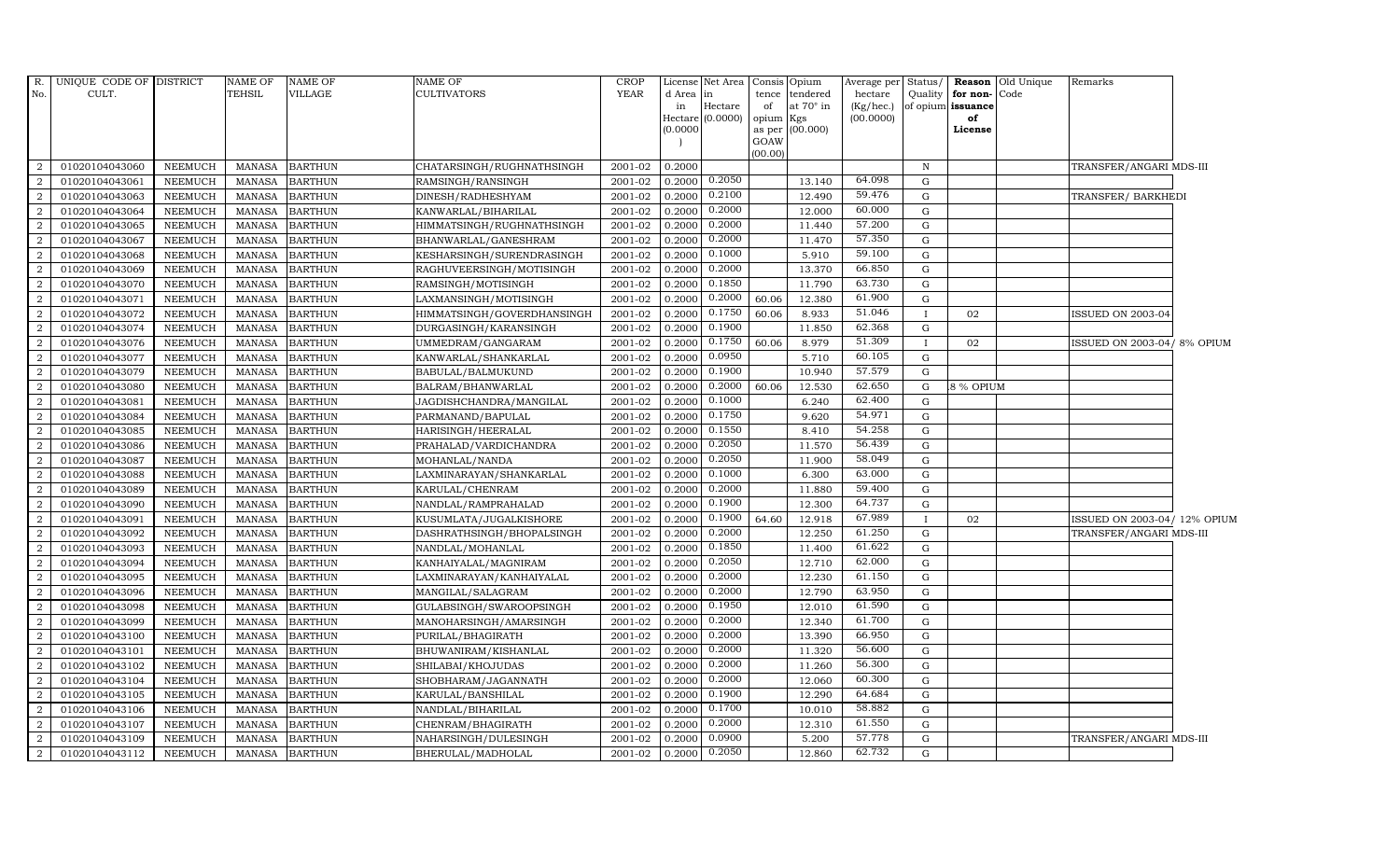| R. No. | UNIQUE CODE OF CULT. | DISTRICT | NAME OF TEHSIL | NAME OF VILLAGE | NAME OF CULTIVATORS | CROP YEAR | License d Area in Hectare (0.0000) | Net Area in Hectare (0.0000) | Consis tence of opium as per GOAW (00.00) | Opium tendered at 70° in Kgs (00.000) | Average per hectare (Kg/hec.) (00.0000) | Status/ Quality of opium | Reason for non-issuance of License | Old Unique Code | Remarks |
|---|---|---|---|---|---|---|---|---|---|---|---|---|---|---|---|
| 2 | 01020104043060 | NEEMUCH | MANASA | BARTHUN | CHATARSINGH/RUGHNATHSINGH | 2001-02 | 0.2000 | | | | | N | | | TRANSFER/ANGARI MDS-III |
| 2 | 01020104043061 | NEEMUCH | MANASA | BARTHUN | RAMSINGH/RANSINGH | 2001-02 | 0.2000 | 0.2050 | | 13.140 | 64.098 | G | | | |
| 2 | 01020104043063 | NEEMUCH | MANASA | BARTHUN | DINESH/RADHESHYAM | 2001-02 | 0.2000 | 0.2100 | | 12.490 | 59.476 | G | | | TRANSFER/ BARKHEDI |
| 2 | 01020104043064 | NEEMUCH | MANASA | BARTHUN | KANWARLAL/BIHARILAL | 2001-02 | 0.2000 | 0.2000 | | 12.000 | 60.000 | G | | | |
| 2 | 01020104043065 | NEEMUCH | MANASA | BARTHUN | HIMMATSINGH/RUGHNATHSINGH | 2001-02 | 0.2000 | 0.2000 | | 11.440 | 57.200 | G | | | |
| 2 | 01020104043067 | NEEMUCH | MANASA | BARTHUN | BHANWARLAL/GANESHRAM | 2001-02 | 0.2000 | 0.2000 | | 11.470 | 57.350 | G | | | |
| 2 | 01020104043068 | NEEMUCH | MANASA | BARTHUN | KESHARSINGH/SURENDRASINGH | 2001-02 | 0.2000 | 0.1000 | | 5.910 | 59.100 | G | | | |
| 2 | 01020104043069 | NEEMUCH | MANASA | BARTHUN | RAGHUVEERSINGH/MOTISINGH | 2001-02 | 0.2000 | 0.2000 | | 13.370 | 66.850 | G | | | |
| 2 | 01020104043070 | NEEMUCH | MANASA | BARTHUN | RAMSINGH/MOTISINGH | 2001-02 | 0.2000 | 0.1850 | | 11.790 | 63.730 | G | | | |
| 2 | 01020104043071 | NEEMUCH | MANASA | BARTHUN | LAXMANSINGH/MOTISINGH | 2001-02 | 0.2000 | 0.2000 | 60.06 | 12.380 | 61.900 | G | | | |
| 2 | 01020104043072 | NEEMUCH | MANASA | BARTHUN | HIMMATSINGH/GOVERDHANSINGH | 2001-02 | 0.2000 | 0.1750 | 60.06 | 8.933 | 51.046 | I | 02 | | ISSUED ON 2003-04 |
| 2 | 01020104043074 | NEEMUCH | MANASA | BARTHUN | DURGASINGH/KARANSINGH | 2001-02 | 0.2000 | 0.1900 | | 11.850 | 62.368 | G | | | |
| 2 | 01020104043076 | NEEMUCH | MANASA | BARTHUN | UMMEDRAM/GANGARAM | 2001-02 | 0.2000 | 0.1750 | 60.06 | 8.979 | 51.309 | I | 02 | | ISSUED ON 2003-04/ 8% OPIUM |
| 2 | 01020104043077 | NEEMUCH | MANASA | BARTHUN | KANWARLAL/SHANKARLAL | 2001-02 | 0.2000 | 0.0950 | | 5.710 | 60.105 | G | | | |
| 2 | 01020104043079 | NEEMUCH | MANASA | BARTHUN | BABULAL/BALMUKUND | 2001-02 | 0.2000 | 0.1900 | | 10.940 | 57.579 | G | | | |
| 2 | 01020104043080 | NEEMUCH | MANASA | BARTHUN | BALRAM/BHANWARLAL | 2001-02 | 0.2000 | 0.2000 | 60.06 | 12.530 | 62.650 | G | 8 % OPIUM | | |
| 2 | 01020104043081 | NEEMUCH | MANASA | BARTHUN | JAGDISHCHANDRA/MANGILAL | 2001-02 | 0.2000 | 0.1000 | | 6.240 | 62.400 | G | | | |
| 2 | 01020104043084 | NEEMUCH | MANASA | BARTHUN | PARMANAND/BAPULAL | 2001-02 | 0.2000 | 0.1750 | | 9.620 | 54.971 | G | | | |
| 2 | 01020104043085 | NEEMUCH | MANASA | BARTHUN | HARISINGH/HEERALAL | 2001-02 | 0.2000 | 0.1550 | | 8.410 | 54.258 | G | | | |
| 2 | 01020104043086 | NEEMUCH | MANASA | BARTHUN | PRAHALAD/VARDICHANDRA | 2001-02 | 0.2000 | 0.2050 | | 11.570 | 56.439 | G | | | |
| 2 | 01020104043087 | NEEMUCH | MANASA | BARTHUN | MOHANLAL/NANDA | 2001-02 | 0.2000 | 0.2050 | | 11.900 | 58.049 | G | | | |
| 2 | 01020104043088 | NEEMUCH | MANASA | BARTHUN | LAXMINARAYAN/SHANKARLAL | 2001-02 | 0.2000 | 0.1000 | | 6.300 | 63.000 | G | | | |
| 2 | 01020104043089 | NEEMUCH | MANASA | BARTHUN | KARULAL/CHENRAM | 2001-02 | 0.2000 | 0.2000 | | 11.880 | 59.400 | G | | | |
| 2 | 01020104043090 | NEEMUCH | MANASA | BARTHUN | NANDLAL/RAMPRAHALAD | 2001-02 | 0.2000 | 0.1900 | | 12.300 | 64.737 | G | | | |
| 2 | 01020104043091 | NEEMUCH | MANASA | BARTHUN | KUSUMLATA/JUGALKISHORE | 2001-02 | 0.2000 | 0.1900 | 64.60 | 12.918 | 67.989 | I | 02 | | ISSUED ON 2003-04/ 12% OPIUM |
| 2 | 01020104043092 | NEEMUCH | MANASA | BARTHUN | DASHRATHSINGH/BHOPALSINGH | 2001-02 | 0.2000 | 0.2000 | | 12.250 | 61.250 | G | | | TRANSFER/ANGARI MDS-III |
| 2 | 01020104043093 | NEEMUCH | MANASA | BARTHUN | NANDLAL/MOHANLAL | 2001-02 | 0.2000 | 0.1850 | | 11.400 | 61.622 | G | | | |
| 2 | 01020104043094 | NEEMUCH | MANASA | BARTHUN | KANHAIYALAL/MAGNIRAM | 2001-02 | 0.2000 | 0.2050 | | 12.710 | 62.000 | G | | | |
| 2 | 01020104043095 | NEEMUCH | MANASA | BARTHUN | LAXMINARAYAN/KANHAIYALAL | 2001-02 | 0.2000 | 0.2000 | | 12.230 | 61.150 | G | | | |
| 2 | 01020104043096 | NEEMUCH | MANASA | BARTHUN | MANGILAL/SALAGRAM | 2001-02 | 0.2000 | 0.2000 | | 12.790 | 63.950 | G | | | |
| 2 | 01020104043098 | NEEMUCH | MANASA | BARTHUN | GULABSINGH/SWAROOPSINGH | 2001-02 | 0.2000 | 0.1950 | | 12.010 | 61.590 | G | | | |
| 2 | 01020104043099 | NEEMUCH | MANASA | BARTHUN | MANOHARSINGH/AMARSINGH | 2001-02 | 0.2000 | 0.2000 | | 12.340 | 61.700 | G | | | |
| 2 | 01020104043100 | NEEMUCH | MANASA | BARTHUN | PURILAL/BHAGIRATH | 2001-02 | 0.2000 | 0.2000 | | 13.390 | 66.950 | G | | | |
| 2 | 01020104043101 | NEEMUCH | MANASA | BARTHUN | BHUWANIRAM/KISHANLAL | 2001-02 | 0.2000 | 0.2000 | | 11.320 | 56.600 | G | | | |
| 2 | 01020104043102 | NEEMUCH | MANASA | BARTHUN | SHILABAI/KHOJUDAS | 2001-02 | 0.2000 | 0.2000 | | 11.260 | 56.300 | G | | | |
| 2 | 01020104043104 | NEEMUCH | MANASA | BARTHUN | SHOBHARAM/JAGANNATH | 2001-02 | 0.2000 | 0.2000 | | 12.060 | 60.300 | G | | | |
| 2 | 01020104043105 | NEEMUCH | MANASA | BARTHUN | KARULAL/BANSHILAL | 2001-02 | 0.2000 | 0.1900 | | 12.290 | 64.684 | G | | | |
| 2 | 01020104043106 | NEEMUCH | MANASA | BARTHUN | NANDLAL/BIHARILAL | 2001-02 | 0.2000 | 0.1700 | | 10.010 | 58.882 | G | | | |
| 2 | 01020104043107 | NEEMUCH | MANASA | BARTHUN | CHENRAM/BHAGIRATH | 2001-02 | 0.2000 | 0.2000 | | 12.310 | 61.550 | G | | | |
| 2 | 01020104043109 | NEEMUCH | MANASA | BARTHUN | NAHARSINGH/DULESINGH | 2001-02 | 0.2000 | 0.0900 | | 5.200 | 57.778 | G | | | TRANSFER/ANGARI MDS-III |
| 2 | 01020104043112 | NEEMUCH | MANASA | BARTHUN | BHERULAL/MADHOLAL | 2001-02 | 0.2000 | 0.2050 | | 12.860 | 62.732 | G | | | |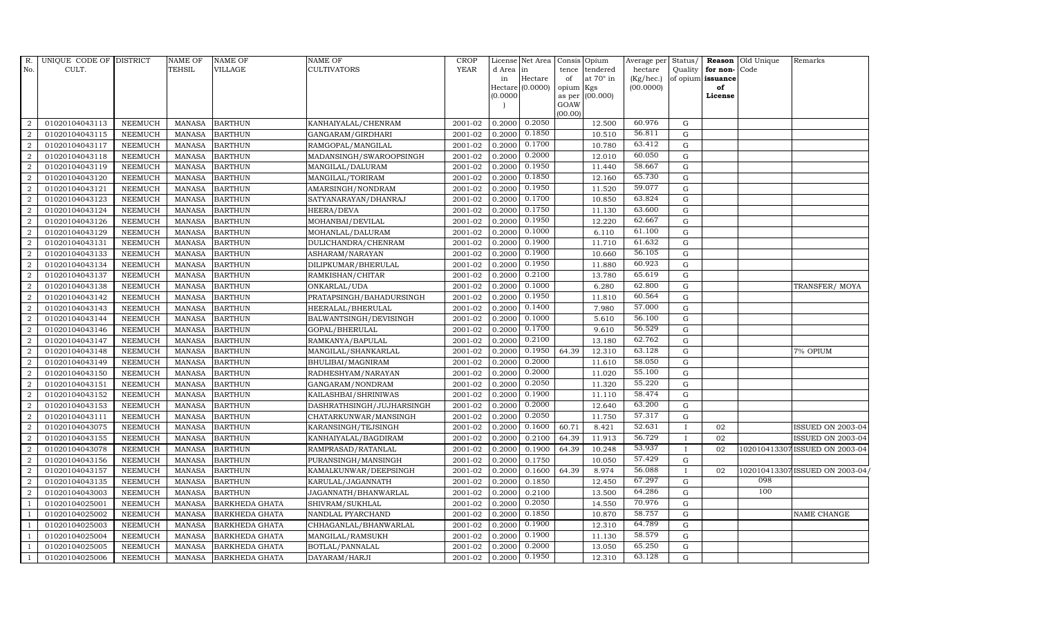| R. No. | UNIQUE CODE OF CULT. | DISTRICT | NAME OF TEHSIL | NAME OF VILLAGE | NAME OF CULTIVATORS | CROP YEAR | License d Area in Hectare (0.0000) | Net Area in Hectare (0.0000) | Consis tence of opium as per GOAW (00.00) | Opium tendered at 70° in Kgs (00.000) | Average per hectare (Kg/hec.) (00.0000) | Status/ Quality of opium | Reason for non-issuance of License | Old Unique Code | Remarks |
|---|---|---|---|---|---|---|---|---|---|---|---|---|---|---|---|
| 2 | 01020104043113 | NEEMUCH | MANASA | BARTHUN | KANHAIYALAL/CHENRAM | 2001-02 | 0.2000 | 0.2050 | | 12.500 | 60.976 | G | | | |
| 2 | 01020104043115 | NEEMUCH | MANASA | BARTHUN | GANGARAM/GIRDHARI | 2001-02 | 0.2000 | 0.1850 | | 10.510 | 56.811 | G | | | |
| 2 | 01020104043117 | NEEMUCH | MANASA | BARTHUN | RAMGOPAL/MANGILAL | 2001-02 | 0.2000 | 0.1700 | | 10.780 | 63.412 | G | | | |
| 2 | 01020104043118 | NEEMUCH | MANASA | BARTHUN | MADANSINGH/SWAROOPSINGH | 2001-02 | 0.2000 | 0.2000 | | 12.010 | 60.050 | G | | | |
| 2 | 01020104043119 | NEEMUCH | MANASA | BARTHUN | MANGILAL/DALURAM | 2001-02 | 0.2000 | 0.1950 | | 11.440 | 58.667 | G | | | |
| 2 | 01020104043120 | NEEMUCH | MANASA | BARTHUN | MANGILAL/TORIRAM | 2001-02 | 0.2000 | 0.1850 | | 12.160 | 65.730 | G | | | |
| 2 | 01020104043121 | NEEMUCH | MANASA | BARTHUN | AMARSINGH/NONDRAM | 2001-02 | 0.2000 | 0.1950 | | 11.520 | 59.077 | G | | | |
| 2 | 01020104043123 | NEEMUCH | MANASA | BARTHUN | SATYANARAYAN/DHANRAJ | 2001-02 | 0.2000 | 0.1700 | | 10.850 | 63.824 | G | | | |
| 2 | 01020104043124 | NEEMUCH | MANASA | BARTHUN | HEERA/DEVA | 2001-02 | 0.2000 | 0.1750 | | 11.130 | 63.600 | G | | | |
| 2 | 01020104043126 | NEEMUCH | MANASA | BARTHUN | MOHANBAI/DEVILAL | 2001-02 | 0.2000 | 0.1950 | | 12.220 | 62.667 | G | | | |
| 2 | 01020104043129 | NEEMUCH | MANASA | BARTHUN | MOHANLAL/DALURAM | 2001-02 | 0.2000 | 0.1000 | | 6.110 | 61.100 | G | | | |
| 2 | 01020104043131 | NEEMUCH | MANASA | BARTHUN | DULICHANDRA/CHENRAM | 2001-02 | 0.2000 | 0.1900 | | 11.710 | 61.632 | G | | | |
| 2 | 01020104043133 | NEEMUCH | MANASA | BARTHUN | ASHARAM/NARAYAN | 2001-02 | 0.2000 | 0.1900 | | 10.660 | 56.105 | G | | | |
| 2 | 01020104043134 | NEEMUCH | MANASA | BARTHUN | DILIPKUMAR/BHERULAL | 2001-02 | 0.2000 | 0.1950 | | 11.880 | 60.923 | G | | | |
| 2 | 01020104043137 | NEEMUCH | MANASA | BARTHUN | RAMKISHAN/CHITAR | 2001-02 | 0.2000 | 0.2100 | | 13.780 | 65.619 | G | | | |
| 2 | 01020104043138 | NEEMUCH | MANASA | BARTHUN | ONKARLAL/UDA | 2001-02 | 0.2000 | 0.1000 | | 6.280 | 62.800 | G | | | TRANSFER/ MOYA |
| 2 | 01020104043142 | NEEMUCH | MANASA | BARTHUN | PRATAPSINGH/BAHADURSINGH | 2001-02 | 0.2000 | 0.1950 | | 11.810 | 60.564 | G | | | |
| 2 | 01020104043143 | NEEMUCH | MANASA | BARTHUN | HEERALAL/BHERULAL | 2001-02 | 0.2000 | 0.1400 | | 7.980 | 57.000 | G | | | |
| 2 | 01020104043144 | NEEMUCH | MANASA | BARTHUN | BALWANTSINGH/DEVISINGH | 2001-02 | 0.2000 | 0.1000 | | 5.610 | 56.100 | G | | | |
| 2 | 01020104043146 | NEEMUCH | MANASA | BARTHUN | GOPAL/BHERULAL | 2001-02 | 0.2000 | 0.1700 | | 9.610 | 56.529 | G | | | |
| 2 | 01020104043147 | NEEMUCH | MANASA | BARTHUN | RAMKANYA/BAPULAL | 2001-02 | 0.2000 | 0.2100 | | 13.180 | 62.762 | G | | | |
| 2 | 01020104043148 | NEEMUCH | MANASA | BARTHUN | MANGILAL/SHANKARLAL | 2001-02 | 0.2000 | 0.1950 | 64.39 | 12.310 | 63.128 | G | | | 7% OPIUM |
| 2 | 01020104043149 | NEEMUCH | MANASA | BARTHUN | BHULIBAI/MAGNIRAM | 2001-02 | 0.2000 | 0.2000 | | 11.610 | 58.050 | G | | | |
| 2 | 01020104043150 | NEEMUCH | MANASA | BARTHUN | RADHESHYAM/NARAYAN | 2001-02 | 0.2000 | 0.2000 | | 11.020 | 55.100 | G | | | |
| 2 | 01020104043151 | NEEMUCH | MANASA | BARTHUN | GANGARAM/NONDRAM | 2001-02 | 0.2000 | 0.2050 | | 11.320 | 55.220 | G | | | |
| 2 | 01020104043152 | NEEMUCH | MANASA | BARTHUN | KAILASHBAI/SHRINIWAS | 2001-02 | 0.2000 | 0.1900 | | 11.110 | 58.474 | G | | | |
| 2 | 01020104043153 | NEEMUCH | MANASA | BARTHUN | DASHRATHSINGH/JUJHARSINGH | 2001-02 | 0.2000 | 0.2000 | | 12.640 | 63.200 | G | | | |
| 2 | 01020104043111 | NEEMUCH | MANASA | BARTHUN | CHATARKUNWAR/MANSINGH | 2001-02 | 0.2000 | 0.2050 | | 11.750 | 57.317 | G | | | |
| 2 | 01020104043075 | NEEMUCH | MANASA | BARTHUN | KARANSINGH/TEJSINGH | 2001-02 | 0.2000 | 0.1600 | 60.71 | 8.421 | 52.631 | I | 02 | | ISSUED ON 2003-04 |
| 2 | 01020104043155 | NEEMUCH | MANASA | BARTHUN | KANHAIYALAL/BAGDIRAM | 2001-02 | 0.2000 | 0.2100 | 64.39 | 11.913 | 56.729 | I | 02 | | ISSUED ON 2003-04 |
| 2 | 01020104043078 | NEEMUCH | MANASA | BARTHUN | RAMPRASAD/RATANLAL | 2001-02 | 0.2000 | 0.1900 | 64.39 | 10.248 | 53.937 | I | 02 | 102010413307 | ISSUED ON 2003-04 |
| 2 | 01020104043156 | NEEMUCH | MANASA | BARTHUN | PURANSINGH/MANSINGH | 2001-02 | 0.2000 | 0.1750 | | 10.050 | 57.429 | G | | | |
| 2 | 01020104043157 | NEEMUCH | MANASA | BARTHUN | KAMALKUNWAR/DEEPSINGH | 2001-02 | 0.2000 | 0.1600 | 64.39 | 8.974 | 56.088 | I | 02 | 102010413307 | ISSUED ON 2003-04/ |
| 2 | 01020104043135 | NEEMUCH | MANASA | BARTHUN | KARULAL/JAGANNATH | 2001-02 | 0.2000 | 0.1850 | | 12.450 | 67.297 | G | | 098 | |
| 2 | 01020104043003 | NEEMUCH | MANASA | BARTHUN | JAGANNATH/BHANWARLAL | 2001-02 | 0.2000 | 0.2100 | | 13.500 | 64.286 | G | | 100 | |
| 1 | 01020104025001 | NEEMUCH | MANASA | BARKHEDA GHATA | SHIVRAM/SUKHLAL | 2001-02 | 0.2000 | 0.2050 | | 14.550 | 70.976 | G | | | |
| 1 | 01020104025002 | NEEMUCH | MANASA | BARKHEDA GHATA | NANDLAL PYARCHAND | 2001-02 | 0.2000 | 0.1850 | | 10.870 | 58.757 | G | | | NAME CHANGE |
| 1 | 01020104025003 | NEEMUCH | MANASA | BARKHEDA GHATA | CHHAGANLAL/BHANWARLAL | 2001-02 | 0.2000 | 0.1900 | | 12.310 | 64.789 | G | | | |
| 1 | 01020104025004 | NEEMUCH | MANASA | BARKHEDA GHATA | MANGILAL/RAMSUKH | 2001-02 | 0.2000 | 0.1900 | | 11.130 | 58.579 | G | | | |
| 1 | 01020104025005 | NEEMUCH | MANASA | BARKHEDA GHATA | BOTLAL/PANNALAL | 2001-02 | 0.2000 | 0.2000 | | 13.050 | 65.250 | G | | | |
| 1 | 01020104025006 | NEEMUCH | MANASA | BARKHEDA GHATA | DAYARAM/HARJI | 2001-02 | 0.2000 | 0.1950 | | 12.310 | 63.128 | G | | | |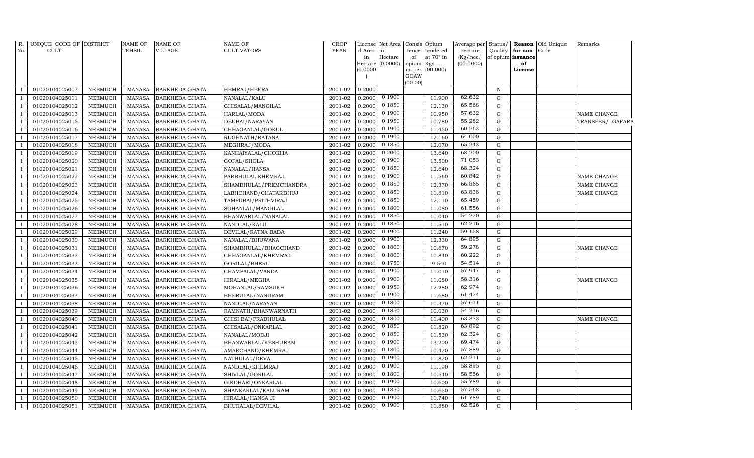| R. No. | UNIQUE CODE OF CULT. | DISTRICT | NAME OF TEHSIL | NAME OF VILLAGE | NAME OF CULTIVATORS | CROP YEAR | License d Area in Hectare (0.0000) | Net Area in Hectare (0.0000) | Consis tence of opium as per GOAW (00.00) | Opium tendered at 70° in Kgs (00.000) | Average per hectare (Kg/hec.) (00.0000) | Status/ Quality of opium | Reason for non-issuance of License | Old Unique Code | Remarks |
|---|---|---|---|---|---|---|---|---|---|---|---|---|---|---|---|
| 1 | 01020104025007 | NEEMUCH | MANASA | BARKHEDA GHATA | HEMRAJ/HEERA | 2001-02 | 0.2000 | | | | | N | | | |
| 1 | 01020104025011 | NEEMUCH | MANASA | BARKHEDA GHATA | NANALAL/KALU | 2001-02 | 0.2000 | 0.1900 | | 11.900 | 62.632 | G | | | |
| 1 | 01020104025012 | NEEMUCH | MANASA | BARKHEDA GHATA | GHISALAL/MANGILAL | 2001-02 | 0.2000 | 0.1850 | | 12.130 | 65.568 | G | | | |
| 1 | 01020104025013 | NEEMUCH | MANASA | BARKHEDA GHATA | HARLAL/MODA | 2001-02 | 0.2000 | 0.1900 | | 10.950 | 57.632 | G | | | NAME CHANGE |
| 1 | 01020104025015 | NEEMUCH | MANASA | BARKHEDA GHATA | DEUBAI/NARAYAN | 2001-02 | 0.2000 | 0.1950 | | 10.780 | 55.282 | G | | | TRANSFER/ GAFARA |
| 1 | 01020104025016 | NEEMUCH | MANASA | BARKHEDA GHATA | CHHAGANLAL/GOKUL | 2001-02 | 0.2000 | 0.1900 | | 11.450 | 60.263 | G | | | |
| 1 | 01020104025017 | NEEMUCH | MANASA | BARKHEDA GHATA | RUGHNATH/RATANA | 2001-02 | 0.2000 | 0.1900 | | 12.160 | 64.000 | G | | | |
| 1 | 01020104025018 | NEEMUCH | MANASA | BARKHEDA GHATA | MEGHRAJ/MODA | 2001-02 | 0.2000 | 0.1850 | | 12.070 | 65.243 | G | | | |
| 1 | 01020104025019 | NEEMUCH | MANASA | BARKHEDA GHATA | KANHAIYALAL/CHOKHA | 2001-02 | 0.2000 | 0.2000 | | 13.640 | 68.200 | G | | | |
| 1 | 01020104025020 | NEEMUCH | MANASA | BARKHEDA GHATA | GOPAL/SHOLA | 2001-02 | 0.2000 | 0.1900 | | 13.500 | 71.053 | G | | | |
| 1 | 01020104025021 | NEEMUCH | MANASA | BARKHEDA GHATA | NANALAL/HANSA | 2001-02 | 0.2000 | 0.1850 | | 12.640 | 68.324 | G | | | |
| 1 | 01020104025022 | NEEMUCH | MANASA | BARKHEDA GHATA | PARBHULAL KHEMRAJ | 2001-02 | 0.2000 | 0.1900 | | 11.560 | 60.842 | G | | | NAME CHANGE |
| 1 | 01020104025023 | NEEMUCH | MANASA | BARKHEDA GHATA | SHAMBHULAL/PREMCHANDRA | 2001-02 | 0.2000 | 0.1850 | | 12.370 | 66.865 | G | | | NAME CHANGE |
| 1 | 01020104025024 | NEEMUCH | MANASA | BARKHEDA GHATA | LABHCHAND/CHATARBHUJ | 2001-02 | 0.2000 | 0.1850 | | 11.810 | 63.838 | G | | | NAME CHANGE |
| 1 | 01020104025025 | NEEMUCH | MANASA | BARKHEDA GHATA | TAMPUBAI/PRITHVIRAJ | 2001-02 | 0.2000 | 0.1850 | | 12.110 | 65.459 | G | | | |
| 1 | 01020104025026 | NEEMUCH | MANASA | BARKHEDA GHATA | SOHANLAL/MANGILAL | 2001-02 | 0.2000 | 0.1800 | | 11.080 | 61.556 | G | | | |
| 1 | 01020104025027 | NEEMUCH | MANASA | BARKHEDA GHATA | BHANWARLAL/NANALAL | 2001-02 | 0.2000 | 0.1850 | | 10.040 | 54.270 | G | | | |
| 1 | 01020104025028 | NEEMUCH | MANASA | BARKHEDA GHATA | NANDLAL/KALU | 2001-02 | 0.2000 | 0.1850 | | 11.510 | 62.216 | G | | | |
| 1 | 01020104025029 | NEEMUCH | MANASA | BARKHEDA GHATA | DEVILAL/RATNA BADA | 2001-02 | 0.2000 | 0.1900 | | 11.240 | 59.158 | G | | | |
| 1 | 01020104025030 | NEEMUCH | MANASA | BARKHEDA GHATA | NANALAL/BHUWANA | 2001-02 | 0.2000 | 0.1900 | | 12.330 | 64.895 | G | | | |
| 1 | 01020104025031 | NEEMUCH | MANASA | BARKHEDA GHATA | SHAMBHULAL/BHAGCHAND | 2001-02 | 0.2000 | 0.1800 | | 10.670 | 59.278 | G | | | NAME CHANGE |
| 1 | 01020104025032 | NEEMUCH | MANASA | BARKHEDA GHATA | CHHAGANLAL/KHEMRAJ | 2001-02 | 0.2000 | 0.1800 | | 10.840 | 60.222 | G | | | |
| 1 | 01020104025033 | NEEMUCH | MANASA | BARKHEDA GHATA | GORILAL/BHERU | 2001-02 | 0.2000 | 0.1750 | | 9.540 | 54.514 | G | | | |
| 1 | 01020104025034 | NEEMUCH | MANASA | BARKHEDA GHATA | CHAMPALAL/VARDA | 2001-02 | 0.2000 | 0.1900 | | 11.010 | 57.947 | G | | | |
| 1 | 01020104025035 | NEEMUCH | MANASA | BARKHEDA GHATA | HIRALAL/MEGHA | 2001-02 | 0.2000 | 0.1900 | | 11.080 | 58.316 | G | | | NAME CHANGE |
| 1 | 01020104025036 | NEEMUCH | MANASA | BARKHEDA GHATA | MOHANLAL/RAMSUKH | 2001-02 | 0.2000 | 0.1950 | | 12.280 | 62.974 | G | | | |
| 1 | 01020104025037 | NEEMUCH | MANASA | BARKHEDA GHATA | BHERULAL/NANURAM | 2001-02 | 0.2000 | 0.1900 | | 11.680 | 61.474 | G | | | |
| 1 | 01020104025038 | NEEMUCH | MANASA | BARKHEDA GHATA | NANDLAL/NARAYAN | 2001-02 | 0.2000 | 0.1800 | | 10.370 | 57.611 | G | | | |
| 1 | 01020104025039 | NEEMUCH | MANASA | BARKHEDA GHATA | RAMNATH/BHANWARNATH | 2001-02 | 0.2000 | 0.1850 | | 10.030 | 54.216 | G | | | |
| 1 | 01020104025040 | NEEMUCH | MANASA | BARKHEDA GHATA | GHISI BAI/PRABHULAL | 2001-02 | 0.2000 | 0.1800 | | 11.400 | 63.333 | G | | | NAME CHANGE |
| 1 | 01020104025041 | NEEMUCH | MANASA | BARKHEDA GHATA | GHISALAL/ONKARLAL | 2001-02 | 0.2000 | 0.1850 | | 11.820 | 63.892 | G | | | |
| 1 | 01020104025042 | NEEMUCH | MANASA | BARKHEDA GHATA | NANALAL/MODJI | 2001-02 | 0.2000 | 0.1850 | | 11.530 | 62.324 | G | | | |
| 1 | 01020104025043 | NEEMUCH | MANASA | BARKHEDA GHATA | BHANWARLAL/KESHURAM | 2001-02 | 0.2000 | 0.1900 | | 13.200 | 69.474 | G | | | |
| 1 | 01020104025044 | NEEMUCH | MANASA | BARKHEDA GHATA | AMARCHAND/KHEMRAJ | 2001-02 | 0.2000 | 0.1800 | | 10.420 | 57.889 | G | | | |
| 1 | 01020104025045 | NEEMUCH | MANASA | BARKHEDA GHATA | NATHULAL/DEVA | 2001-02 | 0.2000 | 0.1900 | | 11.820 | 62.211 | G | | | |
| 1 | 01020104025046 | NEEMUCH | MANASA | BARKHEDA GHATA | NANDLAL/KHEMRAJ | 2001-02 | 0.2000 | 0.1900 | | 11.190 | 58.895 | G | | | |
| 1 | 01020104025047 | NEEMUCH | MANASA | BARKHEDA GHATA | SHIVLAL/GORILAL | 2001-02 | 0.2000 | 0.1800 | | 10.540 | 58.556 | G | | | |
| 1 | 01020104025048 | NEEMUCH | MANASA | BARKHEDA GHATA | GIRDHARI/ONKARLAL | 2001-02 | 0.2000 | 0.1900 | | 10.600 | 55.789 | G | | | |
| 1 | 01020104025049 | NEEMUCH | MANASA | BARKHEDA GHATA | SHANKARLAL/KALURAM | 2001-02 | 0.2000 | 0.1850 | | 10.650 | 57.568 | G | | | |
| 1 | 01020104025050 | NEEMUCH | MANASA | BARKHEDA GHATA | HIRALAL/HANSA JI | 2001-02 | 0.2000 | 0.1900 | | 11.740 | 61.789 | G | | | |
| 1 | 01020104025051 | NEEMUCH | MANASA | BARKHEDA GHATA | BHURALAL/DEVILAL | 2001-02 | 0.2000 | 0.1900 | | 11.880 | 62.526 | G | | | |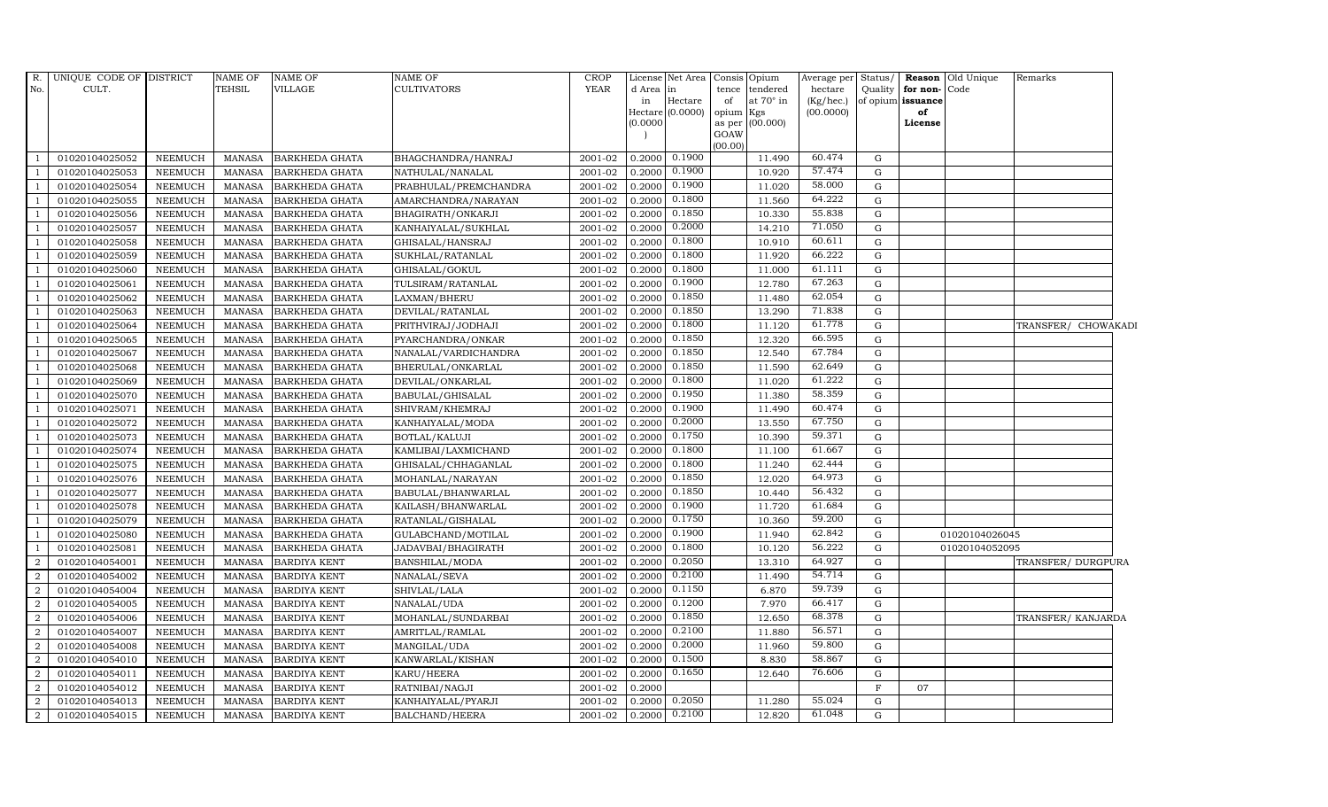| R. No. | UNIQUE CODE OF CULT. | DISTRICT | NAME OF TEHSIL | NAME OF VILLAGE | NAME OF CULTIVATORS | CROP YEAR | License d Area in Hectare (0.0000) | Net Area in Hectare (0.0000) | Consis tence of opium as per GOAW (00.00) | Opium tendered at 70° in Kgs (00.000) | Average per hectare (Kg/hec.) (00.0000) | Status/ Quality of opium | Reason for non-issuance of License | Old Unique Code | Remarks |
|---|---|---|---|---|---|---|---|---|---|---|---|---|---|---|---|
| 1 | 01020104025052 | NEEMUCH | MANASA | BARKHEDA GHATA | BHAGCHANDRA/HANRAJ | 2001-02 | 0.2000 | 0.1900 | | 11.490 | 60.474 | G | | | |
| 1 | 01020104025053 | NEEMUCH | MANASA | BARKHEDA GHATA | NATHULAL/NANALAL | 2001-02 | 0.2000 | 0.1900 | | 10.920 | 57.474 | G | | | |
| 1 | 01020104025054 | NEEMUCH | MANASA | BARKHEDA GHATA | PRABHULAL/PREMCHANDRA | 2001-02 | 0.2000 | 0.1900 | | 11.020 | 58.000 | G | | | |
| 1 | 01020104025055 | NEEMUCH | MANASA | BARKHEDA GHATA | AMARCHANDRA/NARAYAN | 2001-02 | 0.2000 | 0.1800 | | 11.560 | 64.222 | G | | | |
| 1 | 01020104025056 | NEEMUCH | MANASA | BARKHEDA GHATA | BHAGIRATH/ONKARJI | 2001-02 | 0.2000 | 0.1850 | | 10.330 | 55.838 | G | | | |
| 1 | 01020104025057 | NEEMUCH | MANASA | BARKHEDA GHATA | KANHAIYALAL/SUKHLAL | 2001-02 | 0.2000 | 0.2000 | | 14.210 | 71.050 | G | | | |
| 1 | 01020104025058 | NEEMUCH | MANASA | BARKHEDA GHATA | GHISALAL/HANSRAJ | 2001-02 | 0.2000 | 0.1800 | | 10.910 | 60.611 | G | | | |
| 1 | 01020104025059 | NEEMUCH | MANASA | BARKHEDA GHATA | SUKHLAL/RATANLAL | 2001-02 | 0.2000 | 0.1800 | | 11.920 | 66.222 | G | | | |
| 1 | 01020104025060 | NEEMUCH | MANASA | BARKHEDA GHATA | GHISALAL/GOKUL | 2001-02 | 0.2000 | 0.1800 | | 11.000 | 61.111 | G | | | |
| 1 | 01020104025061 | NEEMUCH | MANASA | BARKHEDA GHATA | TULSIRAM/RATANLAL | 2001-02 | 0.2000 | 0.1900 | | 12.780 | 67.263 | G | | | |
| 1 | 01020104025062 | NEEMUCH | MANASA | BARKHEDA GHATA | LAXMAN/BHERU | 2001-02 | 0.2000 | 0.1850 | | 11.480 | 62.054 | G | | | |
| 1 | 01020104025063 | NEEMUCH | MANASA | BARKHEDA GHATA | DEVILAL/RATANLAL | 2001-02 | 0.2000 | 0.1850 | | 13.290 | 71.838 | G | | | |
| 1 | 01020104025064 | NEEMUCH | MANASA | BARKHEDA GHATA | PRITHVIRAJ/JODHAJI | 2001-02 | 0.2000 | 0.1800 | | 11.120 | 61.778 | G | | | TRANSFER/ CHOWAKADI |
| 1 | 01020104025065 | NEEMUCH | MANASA | BARKHEDA GHATA | PYARCHANDRA/ONKAR | 2001-02 | 0.2000 | 0.1850 | | 12.320 | 66.595 | G | | | |
| 1 | 01020104025067 | NEEMUCH | MANASA | BARKHEDA GHATA | NANALAL/VARDICHANDRA | 2001-02 | 0.2000 | 0.1850 | | 12.540 | 67.784 | G | | | |
| 1 | 01020104025068 | NEEMUCH | MANASA | BARKHEDA GHATA | BHERULAL/ONKARLAL | 2001-02 | 0.2000 | 0.1850 | | 11.590 | 62.649 | G | | | |
| 1 | 01020104025069 | NEEMUCH | MANASA | BARKHEDA GHATA | DEVILAL/ONKARLAL | 2001-02 | 0.2000 | 0.1800 | | 11.020 | 61.222 | G | | | |
| 1 | 01020104025070 | NEEMUCH | MANASA | BARKHEDA GHATA | BABULAL/GHISALAL | 2001-02 | 0.2000 | 0.1950 | | 11.380 | 58.359 | G | | | |
| 1 | 01020104025071 | NEEMUCH | MANASA | BARKHEDA GHATA | SHIVRAM/KHEMRAJ | 2001-02 | 0.2000 | 0.1900 | | 11.490 | 60.474 | G | | | |
| 1 | 01020104025072 | NEEMUCH | MANASA | BARKHEDA GHATA | KANHAIYALAL/MODA | 2001-02 | 0.2000 | 0.2000 | | 13.550 | 67.750 | G | | | |
| 1 | 01020104025073 | NEEMUCH | MANASA | BARKHEDA GHATA | BOTLAL/KALUJI | 2001-02 | 0.2000 | 0.1750 | | 10.390 | 59.371 | G | | | |
| 1 | 01020104025074 | NEEMUCH | MANASA | BARKHEDA GHATA | KAMLIBAI/LAXMICHAND | 2001-02 | 0.2000 | 0.1800 | | 11.100 | 61.667 | G | | | |
| 1 | 01020104025075 | NEEMUCH | MANASA | BARKHEDA GHATA | GHISALAL/CHHAGANLAL | 2001-02 | 0.2000 | 0.1800 | | 11.240 | 62.444 | G | | | |
| 1 | 01020104025076 | NEEMUCH | MANASA | BARKHEDA GHATA | MOHANLAL/NARAYAN | 2001-02 | 0.2000 | 0.1850 | | 12.020 | 64.973 | G | | | |
| 1 | 01020104025077 | NEEMUCH | MANASA | BARKHEDA GHATA | BABULAL/BHANWARLAL | 2001-02 | 0.2000 | 0.1850 | | 10.440 | 56.432 | G | | | |
| 1 | 01020104025078 | NEEMUCH | MANASA | BARKHEDA GHATA | KAILASH/BHANWARLAL | 2001-02 | 0.2000 | 0.1900 | | 11.720 | 61.684 | G | | | |
| 1 | 01020104025079 | NEEMUCH | MANASA | BARKHEDA GHATA | RATANLAL/GISHALAL | 2001-02 | 0.2000 | 0.1750 | | 10.360 | 59.200 | G | | | |
| 1 | 01020104025080 | NEEMUCH | MANASA | BARKHEDA GHATA | GULABCHAND/MOTILAL | 2001-02 | 0.2000 | 0.1900 | | 11.940 | 62.842 | G | | 01020104026045 | |
| 1 | 01020104025081 | NEEMUCH | MANASA | BARKHEDA GHATA | JADAVBAI/BHAGIRATH | 2001-02 | 0.2000 | 0.1800 | | 10.120 | 56.222 | G | | 01020104052095 | |
| 2 | 01020104054001 | NEEMUCH | MANASA | BARDIYA KENT | BANSHILAL/MODA | 2001-02 | 0.2000 | 0.2050 | | 13.310 | 64.927 | G | | | TRANSFER/ DURGPURA |
| 2 | 01020104054002 | NEEMUCH | MANASA | BARDIYA KENT | NANALAL/SEVA | 2001-02 | 0.2000 | 0.2100 | | 11.490 | 54.714 | G | | | |
| 2 | 01020104054004 | NEEMUCH | MANASA | BARDIYA KENT | SHIVLAL/LALA | 2001-02 | 0.2000 | 0.1150 | | 6.870 | 59.739 | G | | | |
| 2 | 01020104054005 | NEEMUCH | MANASA | BARDIYA KENT | NANALAL/UDA | 2001-02 | 0.2000 | 0.1200 | | 7.970 | 66.417 | G | | | |
| 2 | 01020104054006 | NEEMUCH | MANASA | BARDIYA KENT | MOHANLAL/SUNDARBAI | 2001-02 | 0.2000 | 0.1850 | | 12.650 | 68.378 | G | | | TRANSFER/ KANJARDA |
| 2 | 01020104054007 | NEEMUCH | MANASA | BARDIYA KENT | AMRITLAL/RAMLAL | 2001-02 | 0.2000 | 0.2100 | | 11.880 | 56.571 | G | | | |
| 2 | 01020104054008 | NEEMUCH | MANASA | BARDIYA KENT | MANGILAL/UDA | 2001-02 | 0.2000 | 0.2000 | | 11.960 | 59.800 | G | | | |
| 2 | 01020104054010 | NEEMUCH | MANASA | BARDIYA KENT | KANWARLAL/KISHAN | 2001-02 | 0.2000 | 0.1500 | | 8.830 | 58.867 | G | | | |
| 2 | 01020104054011 | NEEMUCH | MANASA | BARDIYA KENT | KARU/HEERA | 2001-02 | 0.2000 | 0.1650 | | 12.640 | 76.606 | G | | | |
| 2 | 01020104054012 | NEEMUCH | MANASA | BARDIYA KENT | RATNIBAI/NAGJI | 2001-02 | 0.2000 | | | | | F | 07 | | |
| 2 | 01020104054013 | NEEMUCH | MANASA | BARDIYA KENT | KANHAIYALAL/PYARJI | 2001-02 | 0.2000 | 0.2050 | | 11.280 | 55.024 | G | | | |
| 2 | 01020104054015 | NEEMUCH | MANASA | BARDIYA KENT | BALCHAND/HEERA | 2001-02 | 0.2000 | 0.2100 | | 12.820 | 61.048 | G | | | |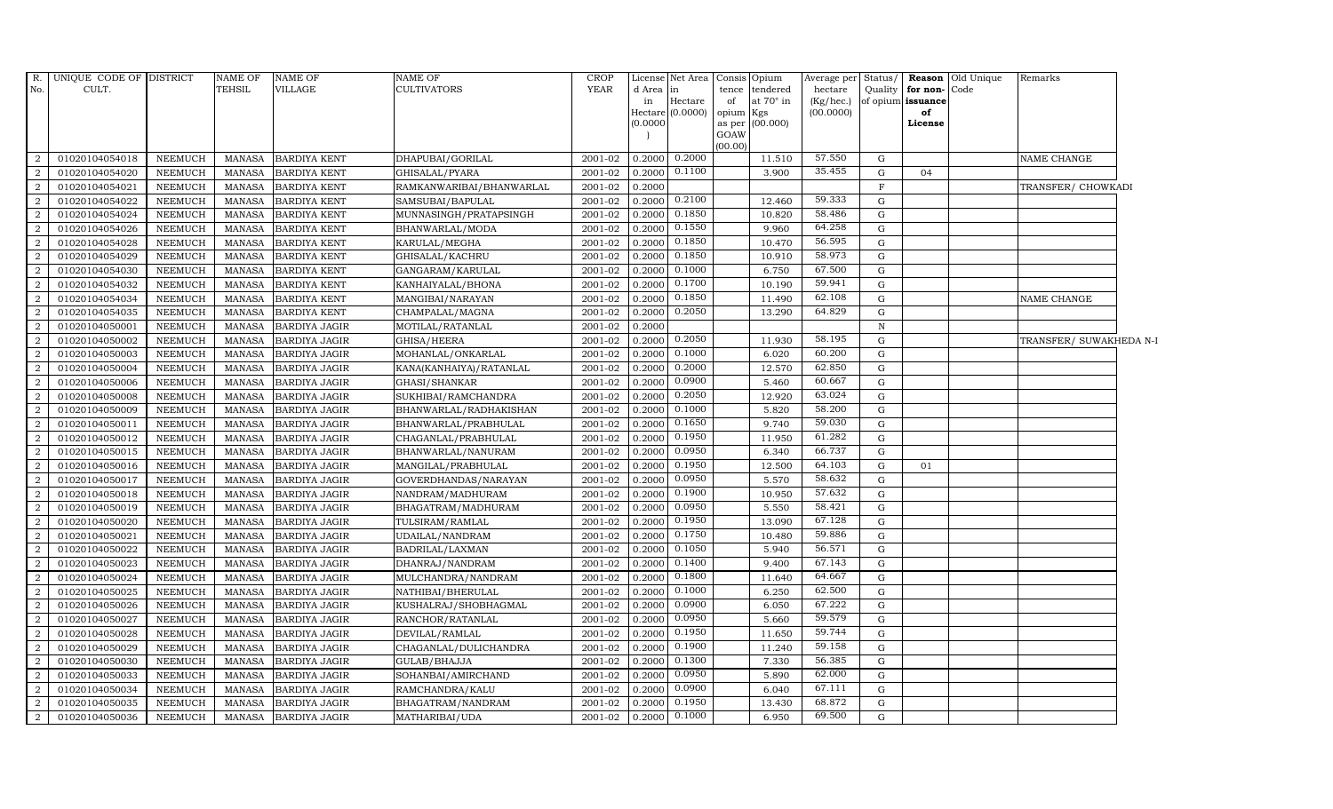| R. No. | UNIQUE CODE OF CULT. | DISTRICT | NAME OF TEHSIL | NAME OF VILLAGE | NAME OF CULTIVATORS | CROP YEAR | License d Area in Hectare (0.0000) | Net Area in Hectare (0.0000) | Consis tence of opium as per GOAW (00.00) | Opium tendered at 70° in Kgs (00.000) | Average per hectare (Kg/hec.) (00.0000) | Status/ Quality of opium | Reason for non-issuance of License | Old Unique Code | Remarks |
|---|---|---|---|---|---|---|---|---|---|---|---|---|---|---|---|
| 2 | 01020104054018 | NEEMUCH | MANASA | BARDIYA KENT | DHAPUBAI/GORILAL | 2001-02 | 0.2000 | 0.2000 | | 11.510 | 57.550 | G | | | NAME CHANGE |
| 2 | 01020104054020 | NEEMUCH | MANASA | BARDIYA KENT | GHISALAL/PYARA | 2001-02 | 0.2000 | 0.1100 | | 3.900 | 35.455 | G | 04 | | |
| 2 | 01020104054021 | NEEMUCH | MANASA | BARDIYA KENT | RAMKANWARIBAI/BHANWARLAL | 2001-02 | 0.2000 | | | | | F | | | TRANSFER/ CHOWKADI |
| 2 | 01020104054022 | NEEMUCH | MANASA | BARDIYA KENT | SAMSUBAI/BAPULAL | 2001-02 | 0.2000 | 0.2100 | | 12.460 | 59.333 | G | | | |
| 2 | 01020104054024 | NEEMUCH | MANASA | BARDIYA KENT | MUNNASINGH/PRATAPSINGH | 2001-02 | 0.2000 | 0.1850 | | 10.820 | 58.486 | G | | | |
| 2 | 01020104054026 | NEEMUCH | MANASA | BARDIYA KENT | BHANWARLAL/MODA | 2001-02 | 0.2000 | 0.1550 | | 9.960 | 64.258 | G | | | |
| 2 | 01020104054028 | NEEMUCH | MANASA | BARDIYA KENT | KARULAL/MEGHA | 2001-02 | 0.2000 | 0.1850 | | 10.470 | 56.595 | G | | | |
| 2 | 01020104054029 | NEEMUCH | MANASA | BARDIYA KENT | GHISALAL/KACHRU | 2001-02 | 0.2000 | 0.1850 | | 10.910 | 58.973 | G | | | |
| 2 | 01020104054030 | NEEMUCH | MANASA | BARDIYA KENT | GANGARAM/KARULAL | 2001-02 | 0.2000 | 0.1000 | | 6.750 | 67.500 | G | | | |
| 2 | 01020104054032 | NEEMUCH | MANASA | BARDIYA KENT | KANHAIYALAL/BHONA | 2001-02 | 0.2000 | 0.1700 | | 10.190 | 59.941 | G | | | |
| 2 | 01020104054034 | NEEMUCH | MANASA | BARDIYA KENT | MANGIBAI/NARAYAN | 2001-02 | 0.2000 | 0.1850 | | 11.490 | 62.108 | G | | | NAME CHANGE |
| 2 | 01020104054035 | NEEMUCH | MANASA | BARDIYA KENT | CHAMPALAL/MAGNA | 2001-02 | 0.2000 | 0.2050 | | 13.290 | 64.829 | G | | | |
| 2 | 01020104050001 | NEEMUCH | MANASA | BARDIYA JAGIR | MOTILAL/RATANLAL | 2001-02 | 0.2000 | | | | | N | | | |
| 2 | 01020104050002 | NEEMUCH | MANASA | BARDIYA JAGIR | GHISA/HEERA | 2001-02 | 0.2000 | 0.2050 | | 11.930 | 58.195 | G | | | TRANSFER/ SUWAKHEDA N-I |
| 2 | 01020104050003 | NEEMUCH | MANASA | BARDIYA JAGIR | MOHANLAL/ONKARLAL | 2001-02 | 0.2000 | 0.1000 | | 6.020 | 60.200 | G | | | |
| 2 | 01020104050004 | NEEMUCH | MANASA | BARDIYA JAGIR | KANA(KANHAIYA)/RATANLAL | 2001-02 | 0.2000 | 0.2000 | | 12.570 | 62.850 | G | | | |
| 2 | 01020104050006 | NEEMUCH | MANASA | BARDIYA JAGIR | GHASI/SHANKAR | 2001-02 | 0.2000 | 0.0900 | | 5.460 | 60.667 | G | | | |
| 2 | 01020104050008 | NEEMUCH | MANASA | BARDIYA JAGIR | SUKHIBAI/RAMCHANDRA | 2001-02 | 0.2000 | 0.2050 | | 12.920 | 63.024 | G | | | |
| 2 | 01020104050009 | NEEMUCH | MANASA | BARDIYA JAGIR | BHANWARLAL/RADHAKISHAN | 2001-02 | 0.2000 | 0.1000 | | 5.820 | 58.200 | G | | | |
| 2 | 01020104050011 | NEEMUCH | MANASA | BARDIYA JAGIR | BHANWARLAL/PRABHULAL | 2001-02 | 0.2000 | 0.1650 | | 9.740 | 59.030 | G | | | |
| 2 | 01020104050012 | NEEMUCH | MANASA | BARDIYA JAGIR | CHAGANLAL/PRABHULAL | 2001-02 | 0.2000 | 0.1950 | | 11.950 | 61.282 | G | | | |
| 2 | 01020104050015 | NEEMUCH | MANASA | BARDIYA JAGIR | BHANWARLAL/NANURAM | 2001-02 | 0.2000 | 0.0950 | | 6.340 | 66.737 | G | | | |
| 2 | 01020104050016 | NEEMUCH | MANASA | BARDIYA JAGIR | MANGILAL/PRABHULAL | 2001-02 | 0.2000 | 0.1950 | | 12.500 | 64.103 | G | 01 | | |
| 2 | 01020104050017 | NEEMUCH | MANASA | BARDIYA JAGIR | GOVERDHANDAS/NARAYAN | 2001-02 | 0.2000 | 0.0950 | | 5.570 | 58.632 | G | | | |
| 2 | 01020104050018 | NEEMUCH | MANASA | BARDIYA JAGIR | NANDRAM/MADHURAM | 2001-02 | 0.2000 | 0.1900 | | 10.950 | 57.632 | G | | | |
| 2 | 01020104050019 | NEEMUCH | MANASA | BARDIYA JAGIR | BHAGATRAM/MADHURAM | 2001-02 | 0.2000 | 0.0950 | | 5.550 | 58.421 | G | | | |
| 2 | 01020104050020 | NEEMUCH | MANASA | BARDIYA JAGIR | TULSIRAM/RAMLAL | 2001-02 | 0.2000 | 0.1950 | | 13.090 | 67.128 | G | | | |
| 2 | 01020104050021 | NEEMUCH | MANASA | BARDIYA JAGIR | UDAILAL/NANDRAM | 2001-02 | 0.2000 | 0.1750 | | 10.480 | 59.886 | G | | | |
| 2 | 01020104050022 | NEEMUCH | MANASA | BARDIYA JAGIR | BADRILAL/LAXMAN | 2001-02 | 0.2000 | 0.1050 | | 5.940 | 56.571 | G | | | |
| 2 | 01020104050023 | NEEMUCH | MANASA | BARDIYA JAGIR | DHANRAJ/NANDRAM | 2001-02 | 0.2000 | 0.1400 | | 9.400 | 67.143 | G | | | |
| 2 | 01020104050024 | NEEMUCH | MANASA | BARDIYA JAGIR | MULCHANDRA/NANDRAM | 2001-02 | 0.2000 | 0.1800 | | 11.640 | 64.667 | G | | | |
| 2 | 01020104050025 | NEEMUCH | MANASA | BARDIYA JAGIR | NATHIBAI/BHERULAL | 2001-02 | 0.2000 | 0.1000 | | 6.250 | 62.500 | G | | | |
| 2 | 01020104050026 | NEEMUCH | MANASA | BARDIYA JAGIR | KUSHALRAJ/SHOBHAGMAL | 2001-02 | 0.2000 | 0.0900 | | 6.050 | 67.222 | G | | | |
| 2 | 01020104050027 | NEEMUCH | MANASA | BARDIYA JAGIR | RANCHOR/RATANLAL | 2001-02 | 0.2000 | 0.0950 | | 5.660 | 59.579 | G | | | |
| 2 | 01020104050028 | NEEMUCH | MANASA | BARDIYA JAGIR | DEVILAL/RAMLAL | 2001-02 | 0.2000 | 0.1950 | | 11.650 | 59.744 | G | | | |
| 2 | 01020104050029 | NEEMUCH | MANASA | BARDIYA JAGIR | CHAGANLAL/DULICHANDRA | 2001-02 | 0.2000 | 0.1900 | | 11.240 | 59.158 | G | | | |
| 2 | 01020104050030 | NEEMUCH | MANASA | BARDIYA JAGIR | GULAB/BHAJJA | 2001-02 | 0.2000 | 0.1300 | | 7.330 | 56.385 | G | | | |
| 2 | 01020104050033 | NEEMUCH | MANASA | BARDIYA JAGIR | SOHANBAI/AMIRCHAND | 2001-02 | 0.2000 | 0.0950 | | 5.890 | 62.000 | G | | | |
| 2 | 01020104050034 | NEEMUCH | MANASA | BARDIYA JAGIR | RAMCHANDRA/KALU | 2001-02 | 0.2000 | 0.0900 | | 6.040 | 67.111 | G | | | |
| 2 | 01020104050035 | NEEMUCH | MANASA | BARDIYA JAGIR | BHAGATRAM/NANDRAM | 2001-02 | 0.2000 | 0.1950 | | 13.430 | 68.872 | G | | | |
| 2 | 01020104050036 | NEEMUCH | MANASA | BARDIYA JAGIR | MATHARIBAI/UDA | 2001-02 | 0.2000 | 0.1000 | | 6.950 | 69.500 | G | | | |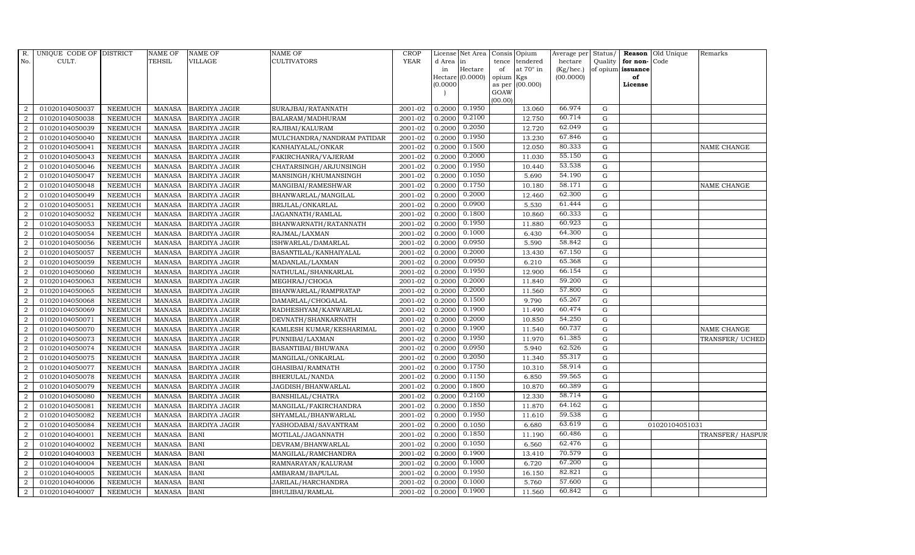| R. No. | UNIQUE CODE OF CULT. | DISTRICT | NAME OF TEHSIL | NAME OF VILLAGE | NAME OF CULTIVATORS | CROP YEAR | License d Area in Hectare (0.0000) | Net Area in Hectare (0.0000) | Consis tence of opium as per GOAW (00.00) | Opium tendered at 70° in Kgs (00.000) | Average per hectare (Kg/hec.) (00.0000) | Status/ Quality of opium | Reason for non-issuance of License | Old Unique Code | Remarks |
|---|---|---|---|---|---|---|---|---|---|---|---|---|---|---|---|
| 2 | 01020104050037 | NEEMUCH | MANASA | BARDIYA JAGIR | SURAJBAI/RATANNATH | 2001-02 | 0.2000 | 0.1950 | | 13.060 | 66.974 | G | | | |
| 2 | 01020104050038 | NEEMUCH | MANASA | BARDIYA JAGIR | BALARAM/MADHURAM | 2001-02 | 0.2000 | 0.2100 | | 12.750 | 60.714 | G | | | |
| 2 | 01020104050039 | NEEMUCH | MANASA | BARDIYA JAGIR | RAJIBAI/KALURAM | 2001-02 | 0.2000 | 0.2050 | | 12.720 | 62.049 | G | | | |
| 2 | 01020104050040 | NEEMUCH | MANASA | BARDIYA JAGIR | MULCHANDRA/NANDRAM PATIDAR | 2001-02 | 0.2000 | 0.1950 | | 13.230 | 67.846 | G | | | |
| 2 | 01020104050041 | NEEMUCH | MANASA | BARDIYA JAGIR | KANHAIYALAL/ONKAR | 2001-02 | 0.2000 | 0.1500 | | 12.050 | 80.333 | G | | | NAME CHANGE |
| 2 | 01020104050043 | NEEMUCH | MANASA | BARDIYA JAGIR | FAKIRCHANRA/VAJERAM | 2001-02 | 0.2000 | 0.2000 | | 11.030 | 55.150 | G | | | |
| 2 | 01020104050046 | NEEMUCH | MANASA | BARDIYA JAGIR | CHATARSINGH/ARJUNSINGH | 2001-02 | 0.2000 | 0.1950 | | 10.440 | 53.538 | G | | | |
| 2 | 01020104050047 | NEEMUCH | MANASA | BARDIYA JAGIR | MANSINGH/KHUMANSINGH | 2001-02 | 0.2000 | 0.1050 | | 5.690 | 54.190 | G | | | |
| 2 | 01020104050048 | NEEMUCH | MANASA | BARDIYA JAGIR | MANGIBAI/RAMESHWAR | 2001-02 | 0.2000 | 0.1750 | | 10.180 | 58.171 | G | | | NAME CHANGE |
| 2 | 01020104050049 | NEEMUCH | MANASA | BARDIYA JAGIR | BHANWARLAL/MANGILAL | 2001-02 | 0.2000 | 0.2000 | | 12.460 | 62.300 | G | | | |
| 2 | 01020104050051 | NEEMUCH | MANASA | BARDIYA JAGIR | BRIJLAL/ONKARLAL | 2001-02 | 0.2000 | 0.0900 | | 5.530 | 61.444 | G | | | |
| 2 | 01020104050052 | NEEMUCH | MANASA | BARDIYA JAGIR | JAGANNATH/RAMLAL | 2001-02 | 0.2000 | 0.1800 | | 10.860 | 60.333 | G | | | |
| 2 | 01020104050053 | NEEMUCH | MANASA | BARDIYA JAGIR | BHANWARNATH/RATANNATH | 2001-02 | 0.2000 | 0.1950 | | 11.880 | 60.923 | G | | | |
| 2 | 01020104050054 | NEEMUCH | MANASA | BARDIYA JAGIR | RAJMAL/LAXMAN | 2001-02 | 0.2000 | 0.1000 | | 6.430 | 64.300 | G | | | |
| 2 | 01020104050056 | NEEMUCH | MANASA | BARDIYA JAGIR | ISHWARLAL/DAMARLAL | 2001-02 | 0.2000 | 0.0950 | | 5.590 | 58.842 | G | | | |
| 2 | 01020104050057 | NEEMUCH | MANASA | BARDIYA JAGIR | BASANTILAL/KANHAIYALAL | 2001-02 | 0.2000 | 0.2000 | | 13.430 | 67.150 | G | | | |
| 2 | 01020104050059 | NEEMUCH | MANASA | BARDIYA JAGIR | MADANLAL/LAXMAN | 2001-02 | 0.2000 | 0.0950 | | 6.210 | 65.368 | G | | | |
| 2 | 01020104050060 | NEEMUCH | MANASA | BARDIYA JAGIR | NATHULAL/SHANKARLAL | 2001-02 | 0.2000 | 0.1950 | | 12.900 | 66.154 | G | | | |
| 2 | 01020104050063 | NEEMUCH | MANASA | BARDIYA JAGIR | MEGHRAJ/CHOGA | 2001-02 | 0.2000 | 0.2000 | | 11.840 | 59.200 | G | | | |
| 2 | 01020104050065 | NEEMUCH | MANASA | BARDIYA JAGIR | BHANWARLAL/RAMPRATAP | 2001-02 | 0.2000 | 0.2000 | | 11.560 | 57.800 | G | | | |
| 2 | 01020104050068 | NEEMUCH | MANASA | BARDIYA JAGIR | DAMARLAL/CHOGALAL | 2001-02 | 0.2000 | 0.1500 | | 9.790 | 65.267 | G | | | |
| 2 | 01020104050069 | NEEMUCH | MANASA | BARDIYA JAGIR | RADHESHYAM/KANWARLAL | 2001-02 | 0.2000 | 0.1900 | | 11.490 | 60.474 | G | | | |
| 2 | 01020104050071 | NEEMUCH | MANASA | BARDIYA JAGIR | DEVNATH/SHANKARNATH | 2001-02 | 0.2000 | 0.2000 | | 10.850 | 54.250 | G | | | |
| 2 | 01020104050070 | NEEMUCH | MANASA | BARDIYA JAGIR | KAMLESH KUMAR/KESHARIMAL | 2001-02 | 0.2000 | 0.1900 | | 11.540 | 60.737 | G | | | NAME CHANGE |
| 2 | 01020104050073 | NEEMUCH | MANASA | BARDIYA JAGIR | PUNNIBAI/LAXMAN | 2001-02 | 0.2000 | 0.1950 | | 11.970 | 61.385 | G | | | TRANSFER/ UCHED |
| 2 | 01020104050074 | NEEMUCH | MANASA | BARDIYA JAGIR | BASANTIBAI/BHUWANA | 2001-02 | 0.2000 | 0.0950 | | 5.940 | 62.526 | G | | | |
| 2 | 01020104050075 | NEEMUCH | MANASA | BARDIYA JAGIR | MANGILAL/ONKARLAL | 2001-02 | 0.2000 | 0.2050 | | 11.340 | 55.317 | G | | | |
| 2 | 01020104050077 | NEEMUCH | MANASA | BARDIYA JAGIR | GHASIBAI/RAMNATH | 2001-02 | 0.2000 | 0.1750 | | 10.310 | 58.914 | G | | | |
| 2 | 01020104050078 | NEEMUCH | MANASA | BARDIYA JAGIR | BHERULAL/NANDA | 2001-02 | 0.2000 | 0.1150 | | 6.850 | 59.565 | G | | | |
| 2 | 01020104050079 | NEEMUCH | MANASA | BARDIYA JAGIR | JAGDISH/BHANWARLAL | 2001-02 | 0.2000 | 0.1800 | | 10.870 | 60.389 | G | | | |
| 2 | 01020104050080 | NEEMUCH | MANASA | BARDIYA JAGIR | BANSHILAL/CHATRA | 2001-02 | 0.2000 | 0.2100 | | 12.330 | 58.714 | G | | | |
| 2 | 01020104050081 | NEEMUCH | MANASA | BARDIYA JAGIR | MANGILAL/FAKIRCHANDRA | 2001-02 | 0.2000 | 0.1850 | | 11.870 | 64.162 | G | | | |
| 2 | 01020104050082 | NEEMUCH | MANASA | BARDIYA JAGIR | SHYAMLAL/BHANWARLAL | 2001-02 | 0.2000 | 0.1950 | | 11.610 | 59.538 | G | | | |
| 2 | 01020104050084 | NEEMUCH | MANASA | BARDIYA JAGIR | YASHODABAI/SAVANTRAM | 2001-02 | 0.2000 | 0.1050 | | 6.680 | 63.619 | G | | 01020104051031 | |
| 2 | 01020104040001 | NEEMUCH | MANASA | BANI | MOTILAL/JAGANNATH | 2001-02 | 0.2000 | 0.1850 | | 11.190 | 60.486 | G | | | TRANSFER/ HASPUR |
| 2 | 01020104040002 | NEEMUCH | MANASA | BANI | DEVRAM/BHANWARLAL | 2001-02 | 0.2000 | 0.1050 | | 6.560 | 62.476 | G | | | |
| 2 | 01020104040003 | NEEMUCH | MANASA | BANI | MANGILAL/RAMCHANDRA | 2001-02 | 0.2000 | 0.1900 | | 13.410 | 70.579 | G | | | |
| 2 | 01020104040004 | NEEMUCH | MANASA | BANI | RAMNARAYAN/KALURAM | 2001-02 | 0.2000 | 0.1000 | | 6.720 | 67.200 | G | | | |
| 2 | 01020104040005 | NEEMUCH | MANASA | BANI | AMBARAM/BAPULAL | 2001-02 | 0.2000 | 0.1950 | | 16.150 | 82.821 | G | | | |
| 2 | 01020104040006 | NEEMUCH | MANASA | BANI | JARILAL/HARCHANDRA | 2001-02 | 0.2000 | 0.1000 | | 5.760 | 57.600 | G | | | |
| 2 | 01020104040007 | NEEMUCH | MANASA | BANI | BHULIBAI/RAMLAL | 2001-02 | 0.2000 | 0.1900 | | 11.560 | 60.842 | G | | | |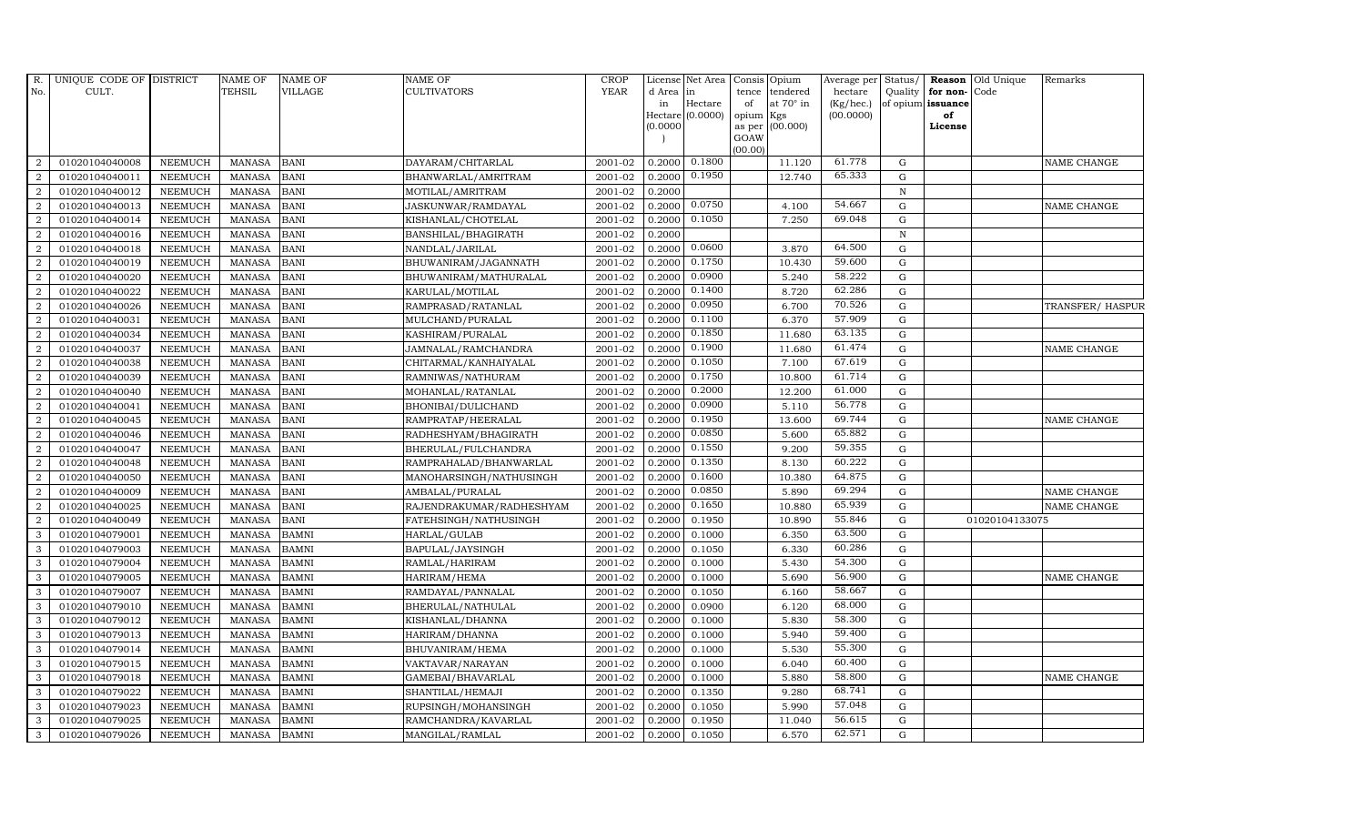| R. No. | UNIQUE CODE OF CULT. | DISTRICT | NAME OF TEHSIL | NAME OF VILLAGE | NAME OF CULTIVATORS | CROP YEAR | License d Area in Hectare (0.0000) | Net Area in Hectare (0.0000) | Consis tence of opium as per GOAW (00.00) | Opium tendered at 70° in Kgs (00.000) | Average per hectare (Kg/hec.) (00.0000) | Status/ Quality of opium | Reason for non-issuance of License | Old Unique Code | Remarks |
|---|---|---|---|---|---|---|---|---|---|---|---|---|---|---|---|
| 2 | 01020104040008 | NEEMUCH | MANASA | BANI | DAYARAM/CHITARLAL | 2001-02 | 0.2000 | 0.1800 | | 11.120 | 61.778 | G | | | NAME CHANGE |
| 2 | 01020104040011 | NEEMUCH | MANASA | BANI | BHANWARLAL/AMRITRAM | 2001-02 | 0.2000 | 0.1950 | | 12.740 | 65.333 | G | | | |
| 2 | 01020104040012 | NEEMUCH | MANASA | BANI | MOTILAL/AMRITRAM | 2001-02 | 0.2000 | | | | | N | | | |
| 2 | 01020104040013 | NEEMUCH | MANASA | BANI | JASKUNWAR/RAMDAYAL | 2001-02 | 0.2000 | 0.0750 | | 4.100 | 54.667 | G | | | NAME CHANGE |
| 2 | 01020104040014 | NEEMUCH | MANASA | BANI | KISHANLAL/CHOTELAL | 2001-02 | 0.2000 | 0.1050 | | 7.250 | 69.048 | G | | | |
| 2 | 01020104040016 | NEEMUCH | MANASA | BANI | BANSHILAL/BHAGIRATH | 2001-02 | 0.2000 | | | | | N | | | |
| 2 | 01020104040018 | NEEMUCH | MANASA | BANI | NANDLAL/JARILAL | 2001-02 | 0.2000 | 0.0600 | | 3.870 | 64.500 | G | | | |
| 2 | 01020104040019 | NEEMUCH | MANASA | BANI | BHUWANIRAM/JAGANNATH | 2001-02 | 0.2000 | 0.1750 | | 10.430 | 59.600 | G | | | |
| 2 | 01020104040020 | NEEMUCH | MANASA | BANI | BHUWANIRAM/MATHURALAL | 2001-02 | 0.2000 | 0.0900 | | 5.240 | 58.222 | G | | | |
| 2 | 01020104040022 | NEEMUCH | MANASA | BANI | KARULAL/MOTILAL | 2001-02 | 0.2000 | 0.1400 | | 8.720 | 62.286 | G | | | |
| 2 | 01020104040026 | NEEMUCH | MANASA | BANI | RAMPRASAD/RATANLAL | 2001-02 | 0.2000 | 0.0950 | | 6.700 | 70.526 | G | | | TRANSFER/ HASPUR |
| 2 | 01020104040031 | NEEMUCH | MANASA | BANI | MULCHAND/PURALAL | 2001-02 | 0.2000 | 0.1100 | | 6.370 | 57.909 | G | | | |
| 2 | 01020104040034 | NEEMUCH | MANASA | BANI | KASHIRAM/PURALAL | 2001-02 | 0.2000 | 0.1850 | | 11.680 | 63.135 | G | | | |
| 2 | 01020104040037 | NEEMUCH | MANASA | BANI | JAMNALAL/RAMCHANDRA | 2001-02 | 0.2000 | 0.1900 | | 11.680 | 61.474 | G | | | NAME CHANGE |
| 2 | 01020104040038 | NEEMUCH | MANASA | BANI | CHITARMAL/KANHAIYALAL | 2001-02 | 0.2000 | 0.1050 | | 7.100 | 67.619 | G | | | |
| 2 | 01020104040039 | NEEMUCH | MANASA | BANI | RAMNIWAS/NATHURAM | 2001-02 | 0.2000 | 0.1750 | | 10.800 | 61.714 | G | | | |
| 2 | 01020104040040 | NEEMUCH | MANASA | BANI | MOHANLAL/RATANLAL | 2001-02 | 0.2000 | 0.2000 | | 12.200 | 61.000 | G | | | |
| 2 | 01020104040041 | NEEMUCH | MANASA | BANI | BHONIBAI/DULICHAND | 2001-02 | 0.2000 | 0.0900 | | 5.110 | 56.778 | G | | | |
| 2 | 01020104040045 | NEEMUCH | MANASA | BANI | RAMPRATAP/HEERALAL | 2001-02 | 0.2000 | 0.1950 | | 13.600 | 69.744 | G | | | NAME CHANGE |
| 2 | 01020104040046 | NEEMUCH | MANASA | BANI | RADHESHYAM/BHAGIRATH | 2001-02 | 0.2000 | 0.0850 | | 5.600 | 65.882 | G | | | |
| 2 | 01020104040047 | NEEMUCH | MANASA | BANI | BHERULAL/FULCHANDRA | 2001-02 | 0.2000 | 0.1550 | | 9.200 | 59.355 | G | | | |
| 2 | 01020104040048 | NEEMUCH | MANASA | BANI | RAMPRAHALAD/BHANWARLAL | 2001-02 | 0.2000 | 0.1350 | | 8.130 | 60.222 | G | | | |
| 2 | 01020104040050 | NEEMUCH | MANASA | BANI | MANOHARSINGH/NATHUSINGH | 2001-02 | 0.2000 | 0.1600 | | 10.380 | 64.875 | G | | | |
| 2 | 01020104040009 | NEEMUCH | MANASA | BANI | AMBALAL/PURALAL | 2001-02 | 0.2000 | 0.0850 | | 5.890 | 69.294 | G | | | NAME CHANGE |
| 2 | 01020104040025 | NEEMUCH | MANASA | BANI | RAJENDRAKUMAR/RADHESHYAM | 2001-02 | 0.2000 | 0.1650 | | 10.880 | 65.939 | G | | | NAME CHANGE |
| 2 | 01020104040049 | NEEMUCH | MANASA | BANI | FATEHSINGH/NATHUSINGH | 2001-02 | 0.2000 | 0.1950 | | 10.890 | 55.846 | G | | 01020104133075 | |
| 3 | 01020104079001 | NEEMUCH | MANASA | BAMNI | HARLAL/GULAB | 2001-02 | 0.2000 | 0.1000 | | 6.350 | 63.500 | G | | | |
| 3 | 01020104079003 | NEEMUCH | MANASA | BAMNI | BAPULAL/JAYSINGH | 2001-02 | 0.2000 | 0.1050 | | 6.330 | 60.286 | G | | | |
| 3 | 01020104079004 | NEEMUCH | MANASA | BAMNI | RAMLAL/HARIRAM | 2001-02 | 0.2000 | 0.1000 | | 5.430 | 54.300 | G | | | |
| 3 | 01020104079005 | NEEMUCH | MANASA | BAMNI | HARIRAM/HEMA | 2001-02 | 0.2000 | 0.1000 | | 5.690 | 56.900 | G | | | NAME CHANGE |
| 3 | 01020104079007 | NEEMUCH | MANASA | BAMNI | RAMDAYAL/PANNALAL | 2001-02 | 0.2000 | 0.1050 | | 6.160 | 58.667 | G | | | |
| 3 | 01020104079010 | NEEMUCH | MANASA | BAMNI | BHERULAL/NATHULAL | 2001-02 | 0.2000 | 0.0900 | | 6.120 | 68.000 | G | | | |
| 3 | 01020104079012 | NEEMUCH | MANASA | BAMNI | KISHANLAL/DHANNA | 2001-02 | 0.2000 | 0.1000 | | 5.830 | 58.300 | G | | | |
| 3 | 01020104079013 | NEEMUCH | MANASA | BAMNI | HARIRAM/DHANNA | 2001-02 | 0.2000 | 0.1000 | | 5.940 | 59.400 | G | | | |
| 3 | 01020104079014 | NEEMUCH | MANASA | BAMNI | BHUVANIRAM/HEMA | 2001-02 | 0.2000 | 0.1000 | | 5.530 | 55.300 | G | | | |
| 3 | 01020104079015 | NEEMUCH | MANASA | BAMNI | VAKTAVAR/NARAYAN | 2001-02 | 0.2000 | 0.1000 | | 6.040 | 60.400 | G | | | |
| 3 | 01020104079018 | NEEMUCH | MANASA | BAMNI | GAMEBAI/BHAVARLAL | 2001-02 | 0.2000 | 0.1000 | | 5.880 | 58.800 | G | | | NAME CHANGE |
| 3 | 01020104079022 | NEEMUCH | MANASA | BAMNI | SHANTILAL/HEMAJI | 2001-02 | 0.2000 | 0.1350 | | 9.280 | 68.741 | G | | | |
| 3 | 01020104079023 | NEEMUCH | MANASA | BAMNI | RUPSINGH/MOHANSINGH | 2001-02 | 0.2000 | 0.1050 | | 5.990 | 57.048 | G | | | |
| 3 | 01020104079025 | NEEMUCH | MANASA | BAMNI | RAMCHANDRA/KAVARLAL | 2001-02 | 0.2000 | 0.1950 | | 11.040 | 56.615 | G | | | |
| 3 | 01020104079026 | NEEMUCH | MANASA | BAMNI | MANGILAL/RAMLAL | 2001-02 | 0.2000 | 0.1050 | | 6.570 | 62.571 | G | | | |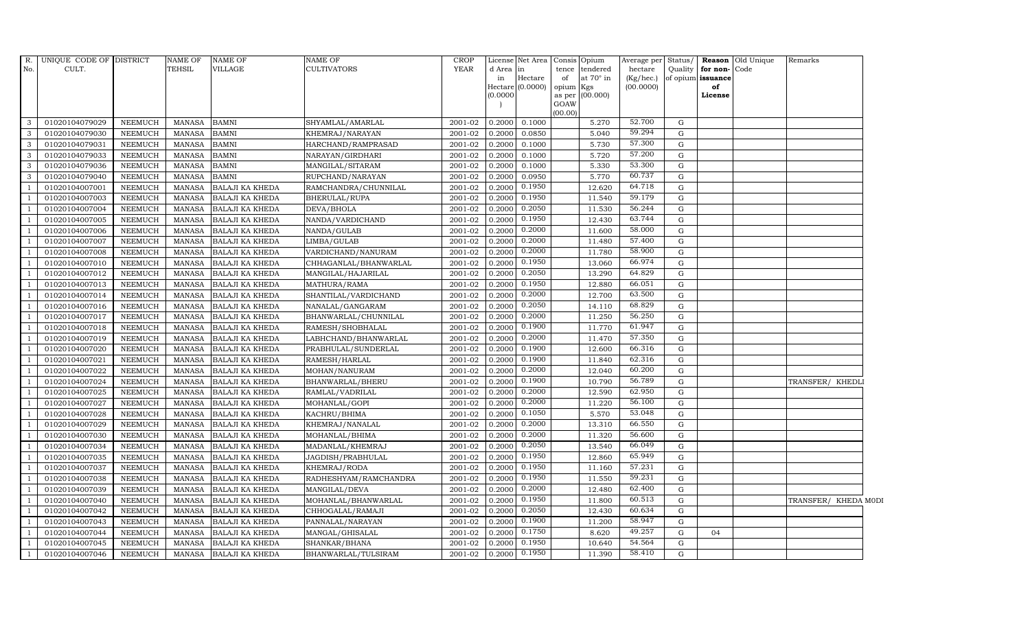| R. No. | UNIQUE CODE OF CULT. | DISTRICT | NAME OF TEHSIL | NAME OF VILLAGE | NAME OF CULTIVATORS | CROP YEAR | License d Area in Hectare (0.0000) | Net Area in Hectare (0.0000) | Consis tence of opium as per GOAW (00.00) | Opium tendered at 70° in Kgs (00.000) | Average per hectare (Kg/hec.) (00.0000) | Status/ Quality of opium | Reason for non-issuance of License | Old Unique Code | Remarks |
|---|---|---|---|---|---|---|---|---|---|---|---|---|---|---|---|
| 3 | 01020104079029 | NEEMUCH | MANASA | BAMNI | SHYAMLAL/AMARLAL | 2001-02 | 0.2000 | 0.1000 | | 5.270 | 52.700 | G | | | |
| 3 | 01020104079030 | NEEMUCH | MANASA | BAMNI | KHEMRAJ/NARAYAN | 2001-02 | 0.2000 | 0.0850 | | 5.040 | 59.294 | G | | | |
| 3 | 01020104079031 | NEEMUCH | MANASA | BAMNI | HARCHAND/RAMPRASAD | 2001-02 | 0.2000 | 0.1000 | | 5.730 | 57.300 | G | | | |
| 3 | 01020104079033 | NEEMUCH | MANASA | BAMNI | NARAYAN/GIRDHARI | 2001-02 | 0.2000 | 0.1000 | | 5.720 | 57.200 | G | | | |
| 3 | 01020104079036 | NEEMUCH | MANASA | BAMNI | MANGILAL/SITARAM | 2001-02 | 0.2000 | 0.1000 | | 5.330 | 53.300 | G | | | |
| 3 | 01020104079040 | NEEMUCH | MANASA | BAMNI | RUPCHAND/NARAYAN | 2001-02 | 0.2000 | 0.0950 | | 5.770 | 60.737 | G | | | |
| 1 | 01020104007001 | NEEMUCH | MANASA | BALAJI KA KHEDA | RAMCHANDRA/CHUNNILAL | 2001-02 | 0.2000 | 0.1950 | | 12.620 | 64.718 | G | | | |
| 1 | 01020104007003 | NEEMUCH | MANASA | BALAJI KA KHEDA | BHERULAL/RUPA | 2001-02 | 0.2000 | 0.1950 | | 11.540 | 59.179 | G | | | |
| 1 | 01020104007004 | NEEMUCH | MANASA | BALAJI KA KHEDA | DEVA/BHOLA | 2001-02 | 0.2000 | 0.2050 | | 11.530 | 56.244 | G | | | |
| 1 | 01020104007005 | NEEMUCH | MANASA | BALAJI KA KHEDA | NANDA/VARDICHAND | 2001-02 | 0.2000 | 0.1950 | | 12.430 | 63.744 | G | | | |
| 1 | 01020104007006 | NEEMUCH | MANASA | BALAJI KA KHEDA | NANDA/GULAB | 2001-02 | 0.2000 | 0.2000 | | 11.600 | 58.000 | G | | | |
| 1 | 01020104007007 | NEEMUCH | MANASA | BALAJI KA KHEDA | LIMBA/GULAB | 2001-02 | 0.2000 | 0.2000 | | 11.480 | 57.400 | G | | | |
| 1 | 01020104007008 | NEEMUCH | MANASA | BALAJI KA KHEDA | VARDICHAND/NANURAM | 2001-02 | 0.2000 | 0.2000 | | 11.780 | 58.900 | G | | | |
| 1 | 01020104007010 | NEEMUCH | MANASA | BALAJI KA KHEDA | CHHAGANLAL/BHANWARLAL | 2001-02 | 0.2000 | 0.1950 | | 13.060 | 66.974 | G | | | |
| 1 | 01020104007012 | NEEMUCH | MANASA | BALAJI KA KHEDA | MANGILAL/HAJARILAL | 2001-02 | 0.2000 | 0.2050 | | 13.290 | 64.829 | G | | | |
| 1 | 01020104007013 | NEEMUCH | MANASA | BALAJI KA KHEDA | MATHURA/RAMA | 2001-02 | 0.2000 | 0.1950 | | 12.880 | 66.051 | G | | | |
| 1 | 01020104007014 | NEEMUCH | MANASA | BALAJI KA KHEDA | SHANTILAL/VARDICHAND | 2001-02 | 0.2000 | 0.2000 | | 12.700 | 63.500 | G | | | |
| 1 | 01020104007016 | NEEMUCH | MANASA | BALAJI KA KHEDA | NANALAL/GANGARAM | 2001-02 | 0.2000 | 0.2050 | | 14.110 | 68.829 | G | | | |
| 1 | 01020104007017 | NEEMUCH | MANASA | BALAJI KA KHEDA | BHANWARLAL/CHUNNILAL | 2001-02 | 0.2000 | 0.2000 | | 11.250 | 56.250 | G | | | |
| 1 | 01020104007018 | NEEMUCH | MANASA | BALAJI KA KHEDA | RAMESH/SHOBHALAL | 2001-02 | 0.2000 | 0.1900 | | 11.770 | 61.947 | G | | | |
| 1 | 01020104007019 | NEEMUCH | MANASA | BALAJI KA KHEDA | LABHCHAND/BHANWARLAL | 2001-02 | 0.2000 | 0.2000 | | 11.470 | 57.350 | G | | | |
| 1 | 01020104007020 | NEEMUCH | MANASA | BALAJI KA KHEDA | PRABHULAL/SUNDERLAL | 2001-02 | 0.2000 | 0.1900 | | 12.600 | 66.316 | G | | | |
| 1 | 01020104007021 | NEEMUCH | MANASA | BALAJI KA KHEDA | RAMESH/HARLAL | 2001-02 | 0.2000 | 0.1900 | | 11.840 | 62.316 | G | | | |
| 1 | 01020104007022 | NEEMUCH | MANASA | BALAJI KA KHEDA | MOHAN/NANURAM | 2001-02 | 0.2000 | 0.2000 | | 12.040 | 60.200 | G | | | |
| 1 | 01020104007024 | NEEMUCH | MANASA | BALAJI KA KHEDA | BHANWARLAL/BHERU | 2001-02 | 0.2000 | 0.1900 | | 10.790 | 56.789 | G | | | TRANSFER/ KHEDLI |
| 1 | 01020104007025 | NEEMUCH | MANASA | BALAJI KA KHEDA | RAMLAL/VADRILAL | 2001-02 | 0.2000 | 0.2000 | | 12.590 | 62.950 | G | | | |
| 1 | 01020104007027 | NEEMUCH | MANASA | BALAJI KA KHEDA | MOHANLAL/GOPI | 2001-02 | 0.2000 | 0.2000 | | 11.220 | 56.100 | G | | | |
| 1 | 01020104007028 | NEEMUCH | MANASA | BALAJI KA KHEDA | KACHRU/BHIMA | 2001-02 | 0.2000 | 0.1050 | | 5.570 | 53.048 | G | | | |
| 1 | 01020104007029 | NEEMUCH | MANASA | BALAJI KA KHEDA | KHEMRAJ/NANALAL | 2001-02 | 0.2000 | 0.2000 | | 13.310 | 66.550 | G | | | |
| 1 | 01020104007030 | NEEMUCH | MANASA | BALAJI KA KHEDA | MOHANLAL/BHIMA | 2001-02 | 0.2000 | 0.2000 | | 11.320 | 56.600 | G | | | |
| 1 | 01020104007034 | NEEMUCH | MANASA | BALAJI KA KHEDA | MADANLAL/KHEMRAJ | 2001-02 | 0.2000 | 0.2050 | | 13.540 | 66.049 | G | | | |
| 1 | 01020104007035 | NEEMUCH | MANASA | BALAJI KA KHEDA | JAGDISH/PRABHULAL | 2001-02 | 0.2000 | 0.1950 | | 12.860 | 65.949 | G | | | |
| 1 | 01020104007037 | NEEMUCH | MANASA | BALAJI KA KHEDA | KHEMRAJ/RODA | 2001-02 | 0.2000 | 0.1950 | | 11.160 | 57.231 | G | | | |
| 1 | 01020104007038 | NEEMUCH | MANASA | BALAJI KA KHEDA | RADHESHYAM/RAMCHANDRA | 2001-02 | 0.2000 | 0.1950 | | 11.550 | 59.231 | G | | | |
| 1 | 01020104007039 | NEEMUCH | MANASA | BALAJI KA KHEDA | MANGILAL/DEVA | 2001-02 | 0.2000 | 0.2000 | | 12.480 | 62.400 | G | | | |
| 1 | 01020104007040 | NEEMUCH | MANASA | BALAJI KA KHEDA | MOHANLAL/BHANWARLAL | 2001-02 | 0.2000 | 0.1950 | | 11.800 | 60.513 | G | | | TRANSFER/ KHEDA MODI |
| 1 | 01020104007042 | NEEMUCH | MANASA | BALAJI KA KHEDA | CHHOGALAL/RAMAJI | 2001-02 | 0.2000 | 0.2050 | | 12.430 | 60.634 | G | | | |
| 1 | 01020104007043 | NEEMUCH | MANASA | BALAJI KA KHEDA | PANNALAL/NARAYAN | 2001-02 | 0.2000 | 0.1900 | | 11.200 | 58.947 | G | | | |
| 1 | 01020104007044 | NEEMUCH | MANASA | BALAJI KA KHEDA | MANGAL/GHISALAL | 2001-02 | 0.2000 | 0.1750 | | 8.620 | 49.257 | G | 04 | | |
| 1 | 01020104007045 | NEEMUCH | MANASA | BALAJI KA KHEDA | SHANKAR/BHANA | 2001-02 | 0.2000 | 0.1950 | | 10.640 | 54.564 | G | | | |
| 1 | 01020104007046 | NEEMUCH | MANASA | BALAJI KA KHEDA | BHANWARLAL/TULSIRAM | 2001-02 | 0.2000 | 0.1950 | | 11.390 | 58.410 | G | | | |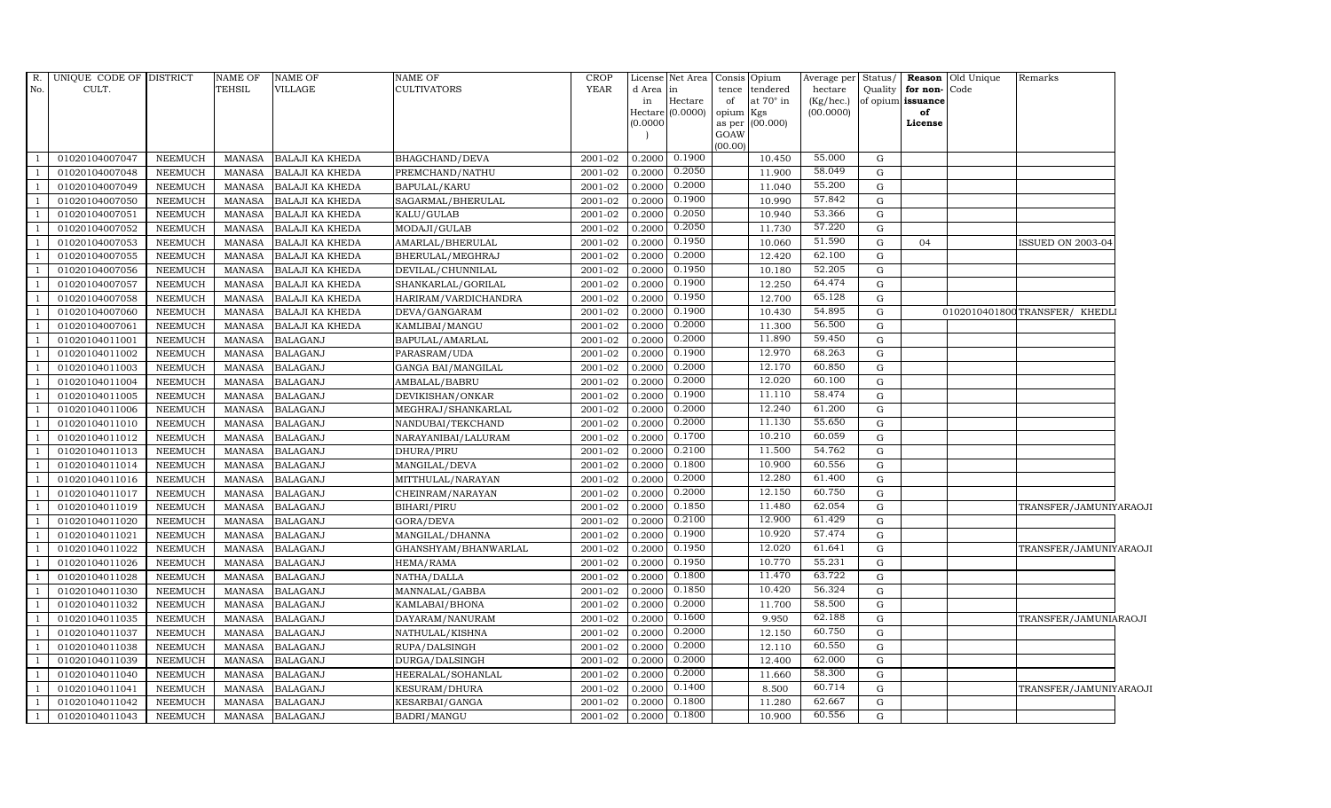| R. No. | UNIQUE CODE OF CULT. | DISTRICT | NAME OF TEHSIL | NAME OF VILLAGE | NAME OF CULTIVATORS | CROP YEAR | License d Area in Hectare (0.0000) | Net Area in Hectare (0.0000) | Consis tence of opium as per GOAW (00.00) | Opium tendered at 70° in Kgs (00.000) | Average per hectare (Kg/hec.) (00.0000) | Status/ Quality of opium | Reason for non-issuance of License | Old Unique Code | Remarks |
|---|---|---|---|---|---|---|---|---|---|---|---|---|---|---|---|
| 1 | 01020104007047 | NEEMUCH | MANASA | BALAJI KA KHEDA | BHAGCHAND/DEVA | 2001-02 | 0.2000 | 0.1900 | | 10.450 | 55.000 | G | | | |
| 1 | 01020104007048 | NEEMUCH | MANASA | BALAJI KA KHEDA | PREMCHAND/NATHU | 2001-02 | 0.2000 | 0.2050 | | 11.900 | 58.049 | G | | | |
| 1 | 01020104007049 | NEEMUCH | MANASA | BALAJI KA KHEDA | BAPULAL/KARU | 2001-02 | 0.2000 | 0.2000 | | 11.040 | 55.200 | G | | | |
| 1 | 01020104007050 | NEEMUCH | MANASA | BALAJI KA KHEDA | SAGARMAL/BHERULAL | 2001-02 | 0.2000 | 0.1900 | | 10.990 | 57.842 | G | | | |
| 1 | 01020104007051 | NEEMUCH | MANASA | BALAJI KA KHEDA | KALU/GULAB | 2001-02 | 0.2000 | 0.2050 | | 10.940 | 53.366 | G | | | |
| 1 | 01020104007052 | NEEMUCH | MANASA | BALAJI KA KHEDA | MODAJI/GULAB | 2001-02 | 0.2000 | 0.2050 | | 11.730 | 57.220 | G | | | |
| 1 | 01020104007053 | NEEMUCH | MANASA | BALAJI KA KHEDA | AMARLAL/BHERULAL | 2001-02 | 0.2000 | 0.1950 | | 10.060 | 51.590 | G | 04 | | ISSUED ON 2003-04 |
| 1 | 01020104007055 | NEEMUCH | MANASA | BALAJI KA KHEDA | BHERULAL/MEGHRAJ | 2001-02 | 0.2000 | 0.2000 | | 12.420 | 62.100 | G | | | |
| 1 | 01020104007056 | NEEMUCH | MANASA | BALAJI KA KHEDA | DEVILAL/CHUNNILAL | 2001-02 | 0.2000 | 0.1950 | | 10.180 | 52.205 | G | | | |
| 1 | 01020104007057 | NEEMUCH | MANASA | BALAJI KA KHEDA | SHANKARLAL/GORILAL | 2001-02 | 0.2000 | 0.1900 | | 12.250 | 64.474 | G | | | |
| 1 | 01020104007058 | NEEMUCH | MANASA | BALAJI KA KHEDA | HARIRAM/VARDICHANDRA | 2001-02 | 0.2000 | 0.1950 | | 12.700 | 65.128 | G | | | |
| 1 | 01020104007060 | NEEMUCH | MANASA | BALAJI KA KHEDA | DEVA/GANGARAM | 2001-02 | 0.2000 | 0.1900 | | 10.430 | 54.895 | G | | 01020104018001 | TRANSFER/ KHEDLI |
| 1 | 01020104007061 | NEEMUCH | MANASA | BALAJI KA KHEDA | KAMLIBAI/MANGU | 2001-02 | 0.2000 | 0.2000 | | 11.300 | 56.500 | G | | | |
| 1 | 01020104011001 | NEEMUCH | MANASA | BALAGANJ | BAPULAL/AMARLAL | 2001-02 | 0.2000 | 0.2000 | | 11.890 | 59.450 | G | | | |
| 1 | 01020104011002 | NEEMUCH | MANASA | BALAGANJ | PARASRAM/UDA | 2001-02 | 0.2000 | 0.1900 | | 12.970 | 68.263 | G | | | |
| 1 | 01020104011003 | NEEMUCH | MANASA | BALAGANJ | GANGA BAI/MANGILAL | 2001-02 | 0.2000 | 0.2000 | | 12.170 | 60.850 | G | | | |
| 1 | 01020104011004 | NEEMUCH | MANASA | BALAGANJ | AMBALAL/BABRU | 2001-02 | 0.2000 | 0.2000 | | 12.020 | 60.100 | G | | | |
| 1 | 01020104011005 | NEEMUCH | MANASA | BALAGANJ | DEVIKISHAN/ONKAR | 2001-02 | 0.2000 | 0.1900 | | 11.110 | 58.474 | G | | | |
| 1 | 01020104011006 | NEEMUCH | MANASA | BALAGANJ | MEGHRAJ/SHANKARLAL | 2001-02 | 0.2000 | 0.2000 | | 12.240 | 61.200 | G | | | |
| 1 | 01020104011010 | NEEMUCH | MANASA | BALAGANJ | NANDUBAI/TEKCHAND | 2001-02 | 0.2000 | 0.2000 | | 11.130 | 55.650 | G | | | |
| 1 | 01020104011012 | NEEMUCH | MANASA | BALAGANJ | NARAYANIBAI/LALURAM | 2001-02 | 0.2000 | 0.1700 | | 10.210 | 60.059 | G | | | |
| 1 | 01020104011013 | NEEMUCH | MANASA | BALAGANJ | DHURA/PIRU | 2001-02 | 0.2000 | 0.2100 | | 11.500 | 54.762 | G | | | |
| 1 | 01020104011014 | NEEMUCH | MANASA | BALAGANJ | MANGILAL/DEVA | 2001-02 | 0.2000 | 0.1800 | | 10.900 | 60.556 | G | | | |
| 1 | 01020104011016 | NEEMUCH | MANASA | BALAGANJ | MITTHULAL/NARAYAN | 2001-02 | 0.2000 | 0.2000 | | 12.280 | 61.400 | G | | | |
| 1 | 01020104011017 | NEEMUCH | MANASA | BALAGANJ | CHEINRAM/NARAYAN | 2001-02 | 0.2000 | 0.2000 | | 12.150 | 60.750 | G | | | |
| 1 | 01020104011019 | NEEMUCH | MANASA | BALAGANJ | BIHARI/PIRU | 2001-02 | 0.2000 | 0.1850 | | 11.480 | 62.054 | G | | | TRANSFER/JAMUNIYARAOJI |
| 1 | 01020104011020 | NEEMUCH | MANASA | BALAGANJ | GORA/DEVA | 2001-02 | 0.2000 | 0.2100 | | 12.900 | 61.429 | G | | | |
| 1 | 01020104011021 | NEEMUCH | MANASA | BALAGANJ | MANGILAL/DHANNA | 2001-02 | 0.2000 | 0.1900 | | 10.920 | 57.474 | G | | | |
| 1 | 01020104011022 | NEEMUCH | MANASA | BALAGANJ | GHANSHYAM/BHANWARLAL | 2001-02 | 0.2000 | 0.1950 | | 12.020 | 61.641 | G | | | TRANSFER/JAMUNIYARAOJI |
| 1 | 01020104011026 | NEEMUCH | MANASA | BALAGANJ | HEMA/RAMA | 2001-02 | 0.2000 | 0.1950 | | 10.770 | 55.231 | G | | | |
| 1 | 01020104011028 | NEEMUCH | MANASA | BALAGANJ | NATHA/DALLA | 2001-02 | 0.2000 | 0.1800 | | 11.470 | 63.722 | G | | | |
| 1 | 01020104011030 | NEEMUCH | MANASA | BALAGANJ | MANNALAL/GABBA | 2001-02 | 0.2000 | 0.1850 | | 10.420 | 56.324 | G | | | |
| 1 | 01020104011032 | NEEMUCH | MANASA | BALAGANJ | KAMLABAI/BHONA | 2001-02 | 0.2000 | 0.2000 | | 11.700 | 58.500 | G | | | |
| 1 | 01020104011035 | NEEMUCH | MANASA | BALAGANJ | DAYARAM/NANURAM | 2001-02 | 0.2000 | 0.1600 | | 9.950 | 62.188 | G | | | TRANSFER/JAMUNIARAOJI |
| 1 | 01020104011037 | NEEMUCH | MANASA | BALAGANJ | NATHULAL/KISHNA | 2001-02 | 0.2000 | 0.2000 | | 12.150 | 60.750 | G | | | |
| 1 | 01020104011038 | NEEMUCH | MANASA | BALAGANJ | RUPA/DALSINGH | 2001-02 | 0.2000 | 0.2000 | | 12.110 | 60.550 | G | | | |
| 1 | 01020104011039 | NEEMUCH | MANASA | BALAGANJ | DURGA/DALSINGH | 2001-02 | 0.2000 | 0.2000 | | 12.400 | 62.000 | G | | | |
| 1 | 01020104011040 | NEEMUCH | MANASA | BALAGANJ | HEERALAL/SOHANLAL | 2001-02 | 0.2000 | 0.2000 | | 11.660 | 58.300 | G | | | |
| 1 | 01020104011041 | NEEMUCH | MANASA | BALAGANJ | KESURAM/DHURA | 2001-02 | 0.2000 | 0.1400 | | 8.500 | 60.714 | G | | | TRANSFER/JAMUNIYARAOJI |
| 1 | 01020104011042 | NEEMUCH | MANASA | BALAGANJ | KESARBAI/GANGA | 2001-02 | 0.2000 | 0.1800 | | 11.280 | 62.667 | G | | | |
| 1 | 01020104011043 | NEEMUCH | MANASA | BALAGANJ | BADRI/MANGU | 2001-02 | 0.2000 | 0.1800 | | 10.900 | 60.556 | G | | | |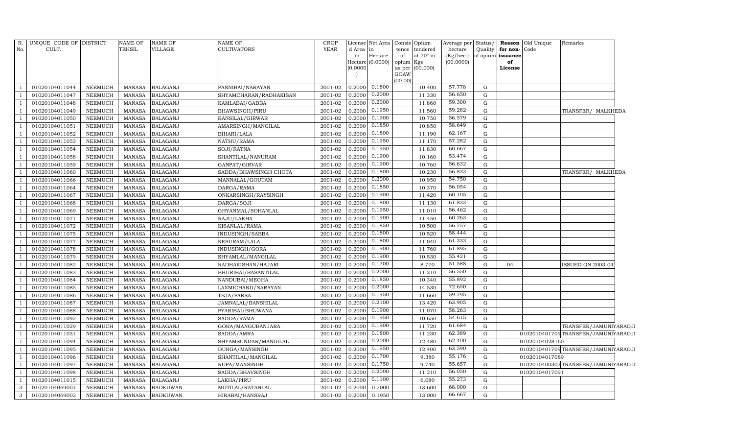| R. No. | UNIQUE CODE OF CULT. | DISTRICT | NAME OF TEHSIL | NAME OF VILLAGE | NAME OF CULTIVATORS | CROP YEAR | License d Area in Hectare (0.0000) | Net Area in Hectare (0.0000) | Consis tence of opium as per GOAW (00.00) | Opium tendered at 70° in Kgs (00.000) | Average per hectare (Kg/hec.) (00.0000) | Status/ Quality of opium | Reason for non- issuance of License | Old Unique Code | Remarks |
|---|---|---|---|---|---|---|---|---|---|---|---|---|---|---|---|
| 1 | 01020104011044 | NEEMUCH | MANASA | BALAGANJ | PANNIBAI/NARAYAN | 2001-02 | 0.2000 | 0.1800 | | 10.400 | 57.778 | G | | | |
| 1 | 01020104011047 | NEEMUCH | MANASA | BALAGANJ | SHYAMCHARAN/RADHAKISAN | 2001-02 | 0.2000 | 0.2000 | | 11.330 | 56.650 | G | | | |
| 1 | 01020104011048 | NEEMUCH | MANASA | BALAGANJ | KAMLABAI/GABBA | 2001-02 | 0.2000 | 0.2000 | | 11.860 | 59.300 | G | | | |
| 1 | 01020104011049 | NEEMUCH | MANASA | BALAGANJ | BHAWSINGH/PIRU | 2001-02 | 0.2000 | 0.1950 | | 11.560 | 59.282 | G | | | TRANSFER/ MALKHEDA |
| 1 | 01020104011050 | NEEMUCH | MANASA | BALAGANJ | BANSILAL/GIRWAR | 2001-02 | 0.2000 | 0.1900 | | 10.750 | 56.579 | G | | | |
| 1 | 01020104011051 | NEEMUCH | MANASA | BALAGANJ | AMARSINGH/MANGILAL | 2001-02 | 0.2000 | 0.1850 | | 10.850 | 58.649 | G | | | |
| 1 | 01020104011052 | NEEMUCH | MANASA | BALAGANJ | BIHARI/LALA | 2001-02 | 0.2000 | 0.1800 | | 11.190 | 62.167 | G | | | |
| 1 | 01020104011053 | NEEMUCH | MANASA | BALAGANJ | NATHU/RAMA | 2001-02 | 0.2000 | 0.1950 | | 11.170 | 57.282 | G | | | |
| 1 | 01020104011054 | NEEMUCH | MANASA | BALAGANJ | SOJI/RATNA | 2001-02 | 0.2000 | 0.1950 | | 11.830 | 60.667 | G | | | |
| 1 | 01020104011058 | NEEMUCH | MANASA | BALAGANJ | SHANTILAL/NANURAM | 2001-02 | 0.2000 | 0.1900 | | 10.160 | 53.474 | G | | | |
| 1 | 01020104011059 | NEEMUCH | MANASA | BALAGANJ | GANPAT/GIRVAR | 2001-02 | 0.2000 | 0.1900 | | 10.760 | 56.632 | G | | | |
| 1 | 01020104011060 | NEEMUCH | MANASA | BALAGANJ | SADDA/BHAWSINGH CHOTA | 2001-02 | 0.2000 | 0.1800 | | 10.230 | 56.833 | G | | | TRANSFER/ MALKHEDA |
| 1 | 01020104011066 | NEEMUCH | MANASA | BALAGANJ | MANNALAL/GOUTAM | 2001-02 | 0.2000 | 0.2000 | | 10.950 | 54.750 | G | | | |
| 1 | 01020104011064 | NEEMUCH | MANASA | BALAGANJ | DARGA/RAMA | 2001-02 | 0.2000 | 0.1850 | | 10.370 | 56.054 | G | | | |
| 1 | 01020104011067 | NEEMUCH | MANASA | BALAGANJ | ONKARSINGH/RAYSINGH | 2001-02 | 0.2000 | 0.1900 | | 11.420 | 60.105 | G | | | |
| 1 | 01020104011068 | NEEMUCH | MANASA | BALAGANJ | DARGA/SOJI | 2001-02 | 0.2000 | 0.1800 | | 11.130 | 61.833 | G | | | |
| 1 | 01020104011069 | NEEMUCH | MANASA | BALAGANJ | GHYANMAL/SOHANLAL | 2001-02 | 0.2000 | 0.1950 | | 11.010 | 56.462 | G | | | |
| 1 | 01020104011071 | NEEMUCH | MANASA | BALAGANJ | RAJU/LAKHA | 2001-02 | 0.2000 | 0.1900 | | 11.450 | 60.263 | G | | | |
| 1 | 01020104011072 | NEEMUCH | MANASA | BALAGANJ | KISANLAL/RAMA | 2001-02 | 0.2000 | 0.1850 | | 10.500 | 56.757 | G | | | |
| 1 | 01020104011075 | NEEMUCH | MANASA | BALAGANJ | INDUSINGH/SABBA | 2001-02 | 0.2000 | 0.1800 | | 10.520 | 58.444 | G | | | |
| 1 | 01020104011077 | NEEMUCH | MANASA | BALAGANJ | KESURAM/LALA | 2001-02 | 0.2000 | 0.1800 | | 11.040 | 61.333 | G | | | |
| 1 | 01020104011078 | NEEMUCH | MANASA | BALAGANJ | INDUSINGH/GORA | 2001-02 | 0.2000 | 0.1900 | | 11.760 | 61.895 | G | | | |
| 1 | 01020104011079 | NEEMUCH | MANASA | BALAGANJ | SHYAMLAL/MANGILAL | 2001-02 | 0.2000 | 0.1900 | | 10.530 | 55.421 | G | | | |
| 1 | 01020104011082 | NEEMUCH | MANASA | BALAGANJ | RADHAKISHAN/HAJARI | 2001-02 | 0.2000 | 0.1700 | | 8.770 | 51.588 | G | 04 | | ISSUED ON 2003-04 |
| 1 | 01020104011083 | NEEMUCH | MANASA | BALAGANJ | BHURIBAI/BASANTILAL | 2001-02 | 0.2000 | 0.2000 | | 11.310 | 56.550 | G | | | |
| 1 | 01020104011084 | NEEMUCH | MANASA | BALAGANJ | NANDUBAI/MEGHA | 2001-02 | 0.2000 | 0.1850 | | 10.340 | 55.892 | G | | | |
| 1 | 01020104011085 | NEEMUCH | MANASA | BALAGANJ | LAXMICHAND/NARAYAN | 2001-02 | 0.2000 | 0.2000 | | 14.530 | 72.650 | G | | | |
| 1 | 01020104011086 | NEEMUCH | MANASA | BALAGANJ | TEJA/PARSA | 2001-02 | 0.2000 | 0.1950 | | 11.660 | 59.795 | G | | | |
| 1 | 01020104011087 | NEEMUCH | MANASA | BALAGANJ | JAMNALAL/BANSHILAL | 2001-02 | 0.2000 | 0.2100 | | 13.420 | 63.905 | G | | | |
| 1 | 01020104011088 | NEEMUCH | MANASA | BALAGANJ | PYARIBAI/BHUWANA | 2001-02 | 0.2000 | 0.1900 | | 11.070 | 58.263 | G | | | |
| 1 | 01020104011092 | NEEMUCH | MANASA | BALAGANJ | SADDA/RAMA | 2001-02 | 0.2000 | 0.1950 | | 10.650 | 54.615 | G | | | |
| 1 | 01020104011029 | NEEMUCH | MANASA | BALAGANJ | GORA/MANGUBANJARA | 2001-02 | 0.2000 | 0.1900 | | 11.720 | 61.684 | G | | | TRANSFER/JAMUNIYARAOJI |
| 1 | 01020104011031 | NEEMUCH | MANASA | BALAGANJ | SADDA/AMRA | 2001-02 | 0.2000 | 0.1800 | | 11.230 | 62.389 | G | | 01020104017091 | TRANSFER/JAMUNIYARAOJI |
| 1 | 01020104011094 | NEEMUCH | MANASA | BALAGANJ | SHYAMSUNDAR/MANGILAL | 2001-02 | 0.2000 | 0.2000 | | 12.480 | 62.400 | G | | 01020104028160 | |
| 1 | 01020104011095 | NEEMUCH | MANASA | BALAGANJ | DURGA/MANSINGH | 2001-02 | 0.2000 | 0.1950 | | 12.400 | 63.590 | G | | 01020104017091 | TRANSFER/JAMUNIYARAOJI |
| 1 | 01020104011096 | NEEMUCH | MANASA | BALAGANJ | SHANTILAL/MANGILAL | 2001-02 | 0.2000 | 0.1700 | | 9.380 | 55.176 | G | | 01020104017089 | |
| 1 | 01020104011097 | NEEMUCH | MANASA | BALAGANJ | RUPA/MANSINGH | 2001-02 | 0.2000 | 0.1750 | | 9.740 | 55.657 | G | | 01020104003031 | TRANSFER/JAMUNIYARAOJI |
| 1 | 01020104011098 | NEEMUCH | MANASA | BALAGANJ | SADDA/BHAVSINGH | 2001-02 | 0.2000 | 0.2000 | | 11.210 | 56.050 | G | | 01020104017091 | |
| 1 | 01020104011015 | NEEMUCH | MANASA | BALAGANJ | LAKHA/PIRU | 2001-02 | 0.2000 | 0.1100 | | 6.080 | 55.273 | G | | | |
| 3 | 01020104069001 | NEEMUCH | MANASA | BADKUWAN | MOTILAL/RATANLAL | 2001-02 | 0.2000 | 0.2000 | | 13.600 | 68.000 | G | | | |
| 3 | 01020104069002 | NEEMUCH | MANASA | BADKUWAN | HIRABAI/HANSRAJ | 2001-02 | 0.2000 | 0.1950 | | 13.000 | 66.667 | G | | | |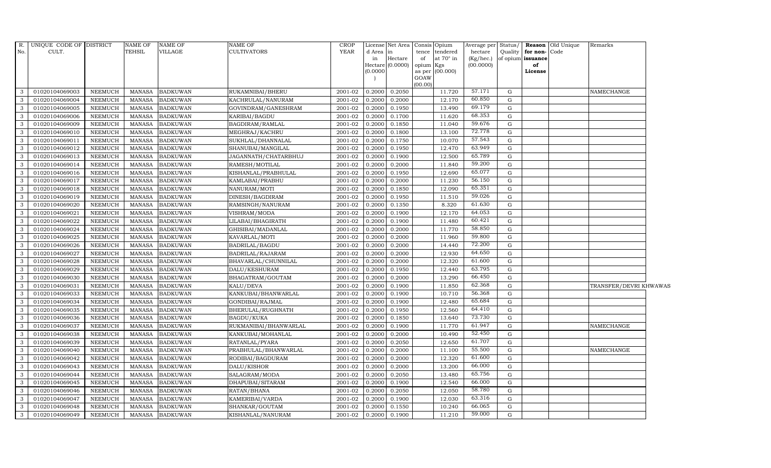| R. No. | UNIQUE CODE OF CULT. | DISTRICT | NAME OF TEHSIL | NAME OF VILLAGE | NAME OF CULTIVATORS | CROP YEAR | License d Area in Hectare (0.0000) | Net Area in Hectare (0.0000) | Consis tence of opium as per GOAW (00.00) | Opium tendered at 70° in Kgs (00.000) | Average per hectare (Kg/hec.) (00.0000) | Status/ Quality of opium | Reason for non-issuance of License | Old Unique Code | Remarks |
|---|---|---|---|---|---|---|---|---|---|---|---|---|---|---|---|
| 3 | 01020104069003 | NEEMUCH | MANASA | BADKUWAN | RUKAMNIBAI/BHERU | 2001-02 | 0.2000 | 0.2050 | | 11.720 | 57.171 | G | | | NAMECHANGE |
| 3 | 01020104069004 | NEEMUCH | MANASA | BADKUWAN | KACHRULAL/NANURAM | 2001-02 | 0.2000 | 0.2000 | | 12.170 | 60.850 | G | | | |
| 3 | 01020104069005 | NEEMUCH | MANASA | BADKUWAN | GOVINDRAM/GANESHRAM | 2001-02 | 0.2000 | 0.1950 | | 13.490 | 69.179 | G | | | |
| 3 | 01020104069006 | NEEMUCH | MANASA | BADKUWAN | KARIBAI/BAGDU | 2001-02 | 0.2000 | 0.1700 | | 11.620 | 68.353 | G | | | |
| 3 | 01020104069009 | NEEMUCH | MANASA | BADKUWAN | BAGDIRAM/RAMLAL | 2001-02 | 0.2000 | 0.1850 | | 11.040 | 59.676 | G | | | |
| 3 | 01020104069010 | NEEMUCH | MANASA | BADKUWAN | MEGHRAJ/KACHRU | 2001-02 | 0.2000 | 0.1800 | | 13.100 | 72.778 | G | | | |
| 3 | 01020104069011 | NEEMUCH | MANASA | BADKUWAN | SUKHLAL/DHANNALAL | 2001-02 | 0.2000 | 0.1750 | | 10.070 | 57.543 | G | | | |
| 3 | 01020104069012 | NEEMUCH | MANASA | BADKUWAN | SHANUBAI/MANGILAL | 2001-02 | 0.2000 | 0.1950 | | 12.470 | 63.949 | G | | | |
| 3 | 01020104069013 | NEEMUCH | MANASA | BADKUWAN | JAGANNATH/CHATARBHUJ | 2001-02 | 0.2000 | 0.1900 | | 12.500 | 65.789 | G | | | |
| 3 | 01020104069014 | NEEMUCH | MANASA | BADKUWAN | RAMESH/MOTILAL | 2001-02 | 0.2000 | 0.2000 | | 11.840 | 59.200 | G | | | |
| 3 | 01020104069016 | NEEMUCH | MANASA | BADKUWAN | KISHANLAL/PRABHULAL | 2001-02 | 0.2000 | 0.1950 | | 12.690 | 65.077 | G | | | |
| 3 | 01020104069017 | NEEMUCH | MANASA | BADKUWAN | KAMLABAI/PRABHU | 2001-02 | 0.2000 | 0.2000 | | 11.230 | 56.150 | G | | | |
| 3 | 01020104069018 | NEEMUCH | MANASA | BADKUWAN | NANURAM/MOTI | 2001-02 | 0.2000 | 0.1850 | | 12.090 | 65.351 | G | | | |
| 3 | 01020104069019 | NEEMUCH | MANASA | BADKUWAN | DINESH/BAGDIRAM | 2001-02 | 0.2000 | 0.1950 | | 11.510 | 59.026 | G | | | |
| 3 | 01020104069020 | NEEMUCH | MANASA | BADKUWAN | RAMSINGH/NANURAM | 2001-02 | 0.2000 | 0.1350 | | 8.320 | 61.630 | G | | | |
| 3 | 01020104069021 | NEEMUCH | MANASA | BADKUWAN | VISHRAM/MODA | 2001-02 | 0.2000 | 0.1900 | | 12.170 | 64.053 | G | | | |
| 3 | 01020104069022 | NEEMUCH | MANASA | BADKUWAN | LILABAI/BHAGIRATH | 2001-02 | 0.2000 | 0.1900 | | 11.480 | 60.421 | G | | | |
| 3 | 01020104069024 | NEEMUCH | MANASA | BADKUWAN | GHISIBAI/MADANLAL | 2001-02 | 0.2000 | 0.2000 | | 11.770 | 58.850 | G | | | |
| 3 | 01020104069025 | NEEMUCH | MANASA | BADKUWAN | KAVARLAL/MOTI | 2001-02 | 0.2000 | 0.2000 | | 11.960 | 59.800 | G | | | |
| 3 | 01020104069026 | NEEMUCH | MANASA | BADKUWAN | BADRILAL/BAGDU | 2001-02 | 0.2000 | 0.2000 | | 14.440 | 72.200 | G | | | |
| 3 | 01020104069027 | NEEMUCH | MANASA | BADKUWAN | BADRILAL/RAJARAM | 2001-02 | 0.2000 | 0.2000 | | 12.930 | 64.650 | G | | | |
| 3 | 01020104069028 | NEEMUCH | MANASA | BADKUWAN | BHAVARLAL/CHUNNILAL | 2001-02 | 0.2000 | 0.2000 | | 12.320 | 61.600 | G | | | |
| 3 | 01020104069029 | NEEMUCH | MANASA | BADKUWAN | DALU/KESHURAM | 2001-02 | 0.2000 | 0.1950 | | 12.440 | 63.795 | G | | | |
| 3 | 01020104069030 | NEEMUCH | MANASA | BADKUWAN | BHAGATRAM/GOUTAM | 2001-02 | 0.2000 | 0.2000 | | 13.290 | 66.450 | G | | | |
| 3 | 01020104069031 | NEEMUCH | MANASA | BADKUWAN | KALU/DEVA | 2001-02 | 0.2000 | 0.1900 | | 11.850 | 62.368 | G | | | TRANSFER/DEVRI KHWAWAS |
| 3 | 01020104069033 | NEEMUCH | MANASA | BADKUWAN | KANKUBAI/BHANWARLAL | 2001-02 | 0.2000 | 0.1900 | | 10.710 | 56.368 | G | | | |
| 3 | 01020104069034 | NEEMUCH | MANASA | BADKUWAN | GONDIBAI/RAJMAL | 2001-02 | 0.2000 | 0.1900 | | 12.480 | 65.684 | G | | | |
| 3 | 01020104069035 | NEEMUCH | MANASA | BADKUWAN | BHERULAL/RUGHNATH | 2001-02 | 0.2000 | 0.1950 | | 12.560 | 64.410 | G | | | |
| 3 | 01020104069036 | NEEMUCH | MANASA | BADKUWAN | BAGDU/KUKA | 2001-02 | 0.2000 | 0.1850 | | 13.640 | 73.730 | G | | | |
| 3 | 01020104069037 | NEEMUCH | MANASA | BADKUWAN | RUKMANIBAI/BHANWARLAL | 2001-02 | 0.2000 | 0.1900 | | 11.770 | 61.947 | G | | | NAMECHANGE |
| 3 | 01020104069038 | NEEMUCH | MANASA | BADKUWAN | KANKUBAI/MOHANLAL | 2001-02 | 0.2000 | 0.2000 | | 10.490 | 52.450 | G | | | |
| 3 | 01020104069039 | NEEMUCH | MANASA | BADKUWAN | RATANLAL/PYARA | 2001-02 | 0.2000 | 0.2050 | | 12.650 | 61.707 | G | | | |
| 3 | 01020104069040 | NEEMUCH | MANASA | BADKUWAN | PRABHULAL/BHANWARLAL | 2001-02 | 0.2000 | 0.2000 | | 11.100 | 55.500 | G | | | NAMECHANGE |
| 3 | 01020104069042 | NEEMUCH | MANASA | BADKUWAN | RODIBAI/BAGDURAM | 2001-02 | 0.2000 | 0.2000 | | 12.320 | 61.600 | G | | | |
| 3 | 01020104069043 | NEEMUCH | MANASA | BADKUWAN | DALU/KISHOR | 2001-02 | 0.2000 | 0.2000 | | 13.200 | 66.000 | G | | | |
| 3 | 01020104069044 | NEEMUCH | MANASA | BADKUWAN | SALAGRAM/MODA | 2001-02 | 0.2000 | 0.2050 | | 13.480 | 65.756 | G | | | |
| 3 | 01020104069045 | NEEMUCH | MANASA | BADKUWAN | DHAPUBAI/SITARAM | 2001-02 | 0.2000 | 0.1900 | | 12.540 | 66.000 | G | | | |
| 3 | 01020104069046 | NEEMUCH | MANASA | BADKUWAN | RATAN/BHANA | 2001-02 | 0.2000 | 0.2050 | | 12.050 | 58.780 | G | | | |
| 3 | 01020104069047 | NEEMUCH | MANASA | BADKUWAN | KAMERIBAI/VARDA | 2001-02 | 0.2000 | 0.1900 | | 12.030 | 63.316 | G | | | |
| 3 | 01020104069048 | NEEMUCH | MANASA | BADKUWAN | SHANKAR/GOUTAM | 2001-02 | 0.2000 | 0.1550 | | 10.240 | 66.065 | G | | | |
| 3 | 01020104069049 | NEEMUCH | MANASA | BADKUWAN | KISHANLAL/NANURAM | 2001-02 | 0.2000 | 0.1900 | | 11.210 | 59.000 | G | | | |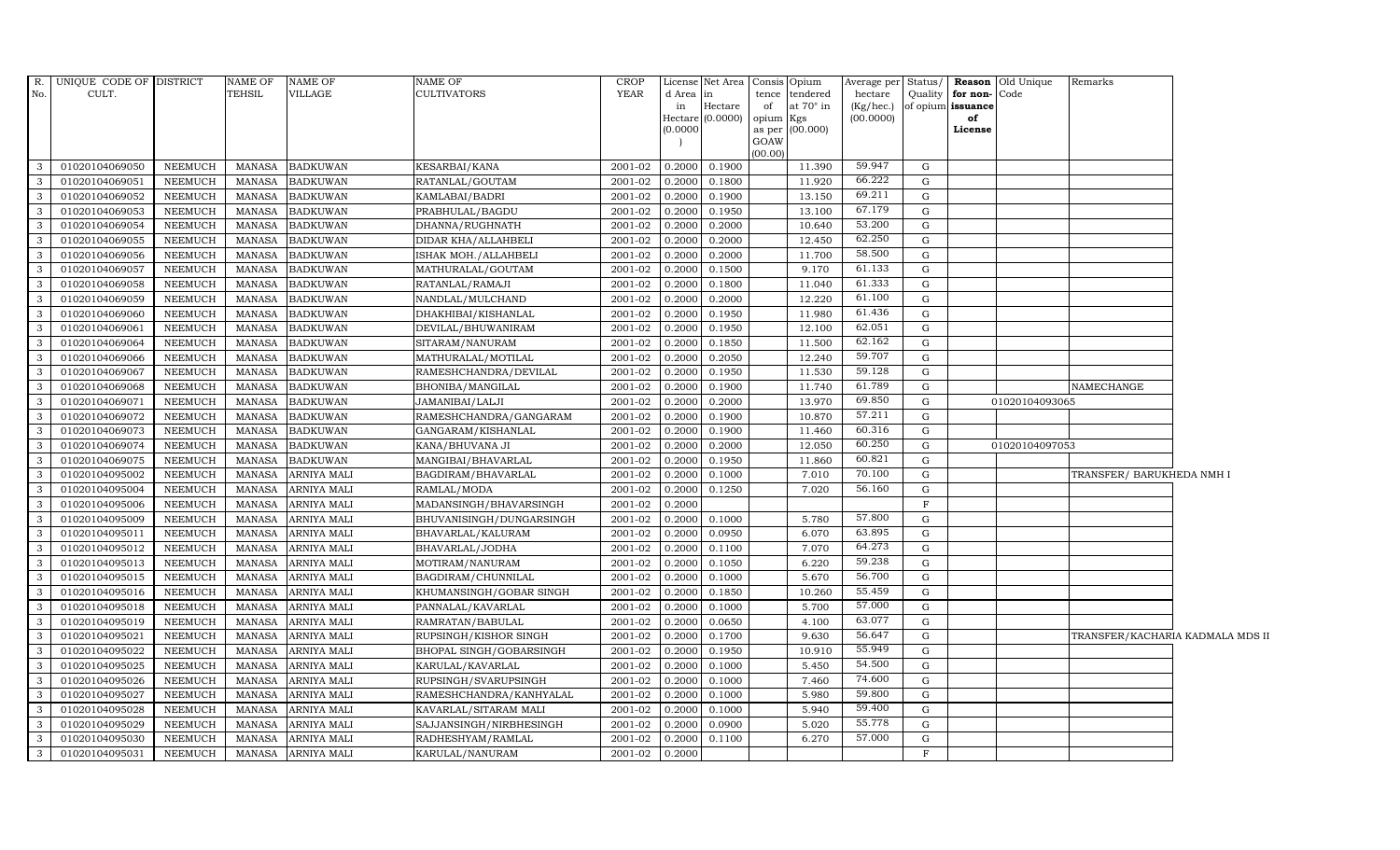| R. No. | UNIQUE CODE OF CULT. | DISTRICT | NAME OF TEHSIL | NAME OF VILLAGE | NAME OF CULTIVATORS | CROP YEAR | License d Area in Hectare (0.0000) | Net Area in Hectare (0.0000) | Consis tence of opium as per GOAW (00.00) | Opium tendered at 70° in Kgs (00.000) | Average per hectare (Kg/hec.) (00.0000) | Status/ Quality of opium | Reason for non-issuance of License | Old Unique Code | Remarks |
|---|---|---|---|---|---|---|---|---|---|---|---|---|---|---|---|
| 3 | 01020104069050 | NEEMUCH | MANASA | BADKUWAN | KESARBAI/KANA | 2001-02 | 0.2000 | 0.1900 | | 11.390 | 59.947 | G | | | |
| 3 | 01020104069051 | NEEMUCH | MANASA | BADKUWAN | RATANLAL/GOUTAM | 2001-02 | 0.2000 | 0.1800 | | 11.920 | 66.222 | G | | | |
| 3 | 01020104069052 | NEEMUCH | MANASA | BADKUWAN | KAMLABAI/BADRI | 2001-02 | 0.2000 | 0.1900 | | 13.150 | 69.211 | G | | | |
| 3 | 01020104069053 | NEEMUCH | MANASA | BADKUWAN | PRABHULAL/BAGDU | 2001-02 | 0.2000 | 0.1950 | | 13.100 | 67.179 | G | | | |
| 3 | 01020104069054 | NEEMUCH | MANASA | BADKUWAN | DHANNA/RUGHNATH | 2001-02 | 0.2000 | 0.2000 | | 10.640 | 53.200 | G | | | |
| 3 | 01020104069055 | NEEMUCH | MANASA | BADKUWAN | DIDAR KHA/ALLAHBELI | 2001-02 | 0.2000 | 0.2000 | | 12.450 | 62.250 | G | | | |
| 3 | 01020104069056 | NEEMUCH | MANASA | BADKUWAN | ISHAK MOH./ALLAHBELI | 2001-02 | 0.2000 | 0.2000 | | 11.700 | 58.500 | G | | | |
| 3 | 01020104069057 | NEEMUCH | MANASA | BADKUWAN | MATHURALAL/GOUTAM | 2001-02 | 0.2000 | 0.1500 | | 9.170 | 61.133 | G | | | |
| 3 | 01020104069058 | NEEMUCH | MANASA | BADKUWAN | RATANLAL/RAMAJI | 2001-02 | 0.2000 | 0.1800 | | 11.040 | 61.333 | G | | | |
| 3 | 01020104069059 | NEEMUCH | MANASA | BADKUWAN | NANDLAL/MULCHAND | 2001-02 | 0.2000 | 0.2000 | | 12.220 | 61.100 | G | | | |
| 3 | 01020104069060 | NEEMUCH | MANASA | BADKUWAN | DHAKHIBAI/KISHANLAL | 2001-02 | 0.2000 | 0.1950 | | 11.980 | 61.436 | G | | | |
| 3 | 01020104069061 | NEEMUCH | MANASA | BADKUWAN | DEVILAL/BHUWANIRAM | 2001-02 | 0.2000 | 0.1950 | | 12.100 | 62.051 | G | | | |
| 3 | 01020104069064 | NEEMUCH | MANASA | BADKUWAN | SITARAM/NANURAM | 2001-02 | 0.2000 | 0.1850 | | 11.500 | 62.162 | G | | | |
| 3 | 01020104069066 | NEEMUCH | MANASA | BADKUWAN | MATHURALAL/MOTILAL | 2001-02 | 0.2000 | 0.2050 | | 12.240 | 59.707 | G | | | |
| 3 | 01020104069067 | NEEMUCH | MANASA | BADKUWAN | RAMESHCHANDRA/DEVILAL | 2001-02 | 0.2000 | 0.1950 | | 11.530 | 59.128 | G | | | |
| 3 | 01020104069068 | NEEMUCH | MANASA | BADKUWAN | BHONIBA/MANGILAL | 2001-02 | 0.2000 | 0.1900 | | 11.740 | 61.789 | G | | | NAMECHANGE |
| 3 | 01020104069071 | NEEMUCH | MANASA | BADKUWAN | JAMANIBAI/LALJI | 2001-02 | 0.2000 | 0.2000 | | 13.970 | 69.850 | G | | 01020104093065 | |
| 3 | 01020104069072 | NEEMUCH | MANASA | BADKUWAN | RAMESHCHANDRA/GANGARAM | 2001-02 | 0.2000 | 0.1900 | | 10.870 | 57.211 | G | | | |
| 3 | 01020104069073 | NEEMUCH | MANASA | BADKUWAN | GANGARAM/KISHANLAL | 2001-02 | 0.2000 | 0.1900 | | 11.460 | 60.316 | G | | | |
| 3 | 01020104069074 | NEEMUCH | MANASA | BADKUWAN | KANA/BHUVANA JI | 2001-02 | 0.2000 | 0.2000 | | 12.050 | 60.250 | G | | 01020104097053 | |
| 3 | 01020104069075 | NEEMUCH | MANASA | BADKUWAN | MANGIBAI/BHAVARLAL | 2001-02 | 0.2000 | 0.1950 | | 11.860 | 60.821 | G | | | |
| 3 | 01020104095002 | NEEMUCH | MANASA | ARNIYA MALI | BAGDIRAM/BHAVARLAL | 2001-02 | 0.2000 | 0.1000 | | 7.010 | 70.100 | G | | | TRANSFER/ BARUKHEDA NMH I |
| 3 | 01020104095004 | NEEMUCH | MANASA | ARNIYA MALI | RAMLAL/MODA | 2001-02 | 0.2000 | 0.1250 | | 7.020 | 56.160 | G | | | |
| 3 | 01020104095006 | NEEMUCH | MANASA | ARNIYA MALI | MADANSINGH/BHAVARSINGH | 2001-02 | 0.2000 | | | | | F | | | |
| 3 | 01020104095009 | NEEMUCH | MANASA | ARNIYA MALI | BHUVANISINGH/DUNGARSINGH | 2001-02 | 0.2000 | 0.1000 | | 5.780 | 57.800 | G | | | |
| 3 | 01020104095011 | NEEMUCH | MANASA | ARNIYA MALI | BHAVARLAL/KALURAM | 2001-02 | 0.2000 | 0.0950 | | 6.070 | 63.895 | G | | | |
| 3 | 01020104095012 | NEEMUCH | MANASA | ARNIYA MALI | BHAVARLAL/JODHA | 2001-02 | 0.2000 | 0.1100 | | 7.070 | 64.273 | G | | | |
| 3 | 01020104095013 | NEEMUCH | MANASA | ARNIYA MALI | MOTIRAM/NANURAM | 2001-02 | 0.2000 | 0.1050 | | 6.220 | 59.238 | G | | | |
| 3 | 01020104095015 | NEEMUCH | MANASA | ARNIYA MALI | BAGDIRAM/CHUNNILAL | 2001-02 | 0.2000 | 0.1000 | | 5.670 | 56.700 | G | | | |
| 3 | 01020104095016 | NEEMUCH | MANASA | ARNIYA MALI | KHUMANSINGH/GOBAR SINGH | 2001-02 | 0.2000 | 0.1850 | | 10.260 | 55.459 | G | | | |
| 3 | 01020104095018 | NEEMUCH | MANASA | ARNIYA MALI | PANNALAL/KAVARLAL | 2001-02 | 0.2000 | 0.1000 | | 5.700 | 57.000 | G | | | |
| 3 | 01020104095019 | NEEMUCH | MANASA | ARNIYA MALI | RAMRATAN/BABULAL | 2001-02 | 0.2000 | 0.0650 | | 4.100 | 63.077 | G | | | |
| 3 | 01020104095021 | NEEMUCH | MANASA | ARNIYA MALI | RUPSINGH/KISHOR SINGH | 2001-02 | 0.2000 | 0.1700 | | 9.630 | 56.647 | G | | | TRANSFER/KACHARIA KADMALA MDS II |
| 3 | 01020104095022 | NEEMUCH | MANASA | ARNIYA MALI | BHOPAL SINGH/GOBARSINGH | 2001-02 | 0.2000 | 0.1950 | | 10.910 | 55.949 | G | | | |
| 3 | 01020104095025 | NEEMUCH | MANASA | ARNIYA MALI | KARULAL/KAVARLAL | 2001-02 | 0.2000 | 0.1000 | | 5.450 | 54.500 | G | | | |
| 3 | 01020104095026 | NEEMUCH | MANASA | ARNIYA MALI | RUPSINGH/SVARUPSINGH | 2001-02 | 0.2000 | 0.1000 | | 7.460 | 74.600 | G | | | |
| 3 | 01020104095027 | NEEMUCH | MANASA | ARNIYA MALI | RAMESHCHANDRA/KANHYALAL | 2001-02 | 0.2000 | 0.1000 | | 5.980 | 59.800 | G | | | |
| 3 | 01020104095028 | NEEMUCH | MANASA | ARNIYA MALI | KAVARLAL/SITARAM MALI | 2001-02 | 0.2000 | 0.1000 | | 5.940 | 59.400 | G | | | |
| 3 | 01020104095029 | NEEMUCH | MANASA | ARNIYA MALI | SAJJANSINGH/NIRBHESINGH | 2001-02 | 0.2000 | 0.0900 | | 5.020 | 55.778 | G | | | |
| 3 | 01020104095030 | NEEMUCH | MANASA | ARNIYA MALI | RADHESHYAM/RAMLAL | 2001-02 | 0.2000 | 0.1100 | | 6.270 | 57.000 | G | | | |
| 3 | 01020104095031 | NEEMUCH | MANASA | ARNIYA MALI | KARULAL/NANURAM | 2001-02 | 0.2000 | | | | | F | | | |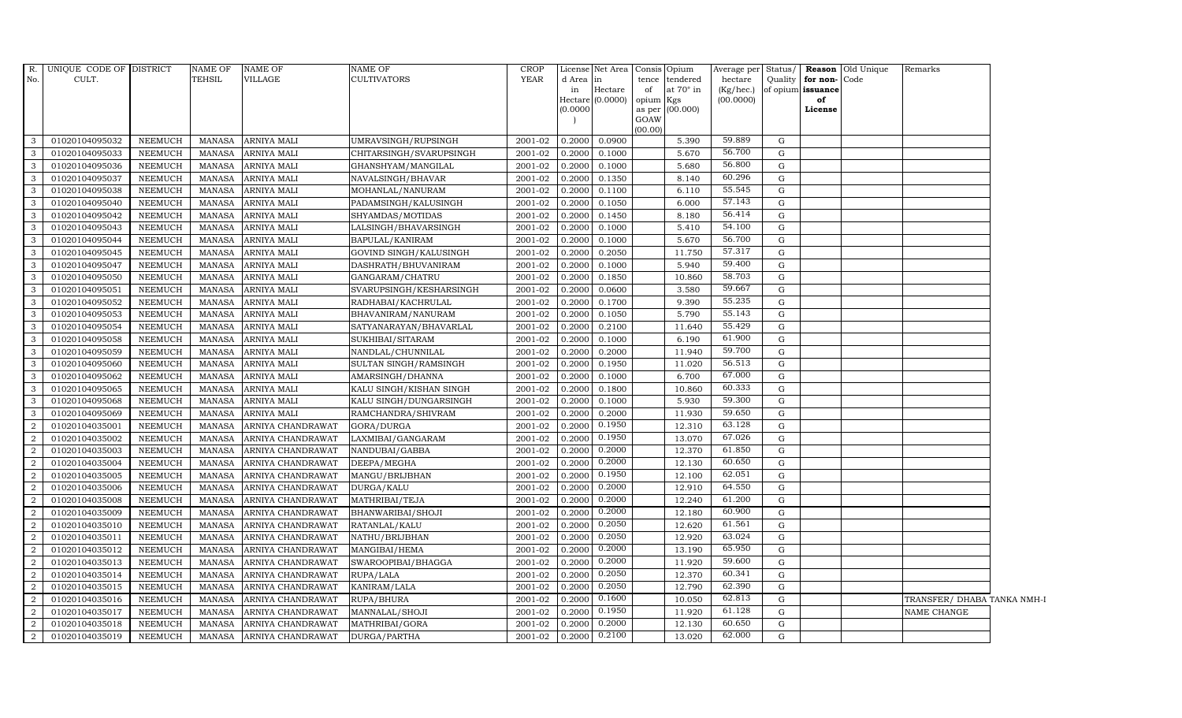| R. No. | UNIQUE CODE OF CULT. | DISTRICT | NAME OF TEHSIL | NAME OF VILLAGE | NAME OF CULTIVATORS | CROP YEAR | License d Area in Hectare (0.0000) | Net Area in Hectare (0.0000) | Consis tence of opium as per GOAW (00.00) | Opium tendered at 70° in Kgs (00.000) | Average per hectare (Kg/hec.) (00.0000) | Status/ Quality of opium | Reason for non-issuance of License | Old Unique Code | Remarks |
|---|---|---|---|---|---|---|---|---|---|---|---|---|---|---|---|
| 3 | 01020104095032 | NEEMUCH | MANASA | ARNIYA MALI | UMRAVSINGH/RUPSINGH | 2001-02 | 0.2000 | 0.0900 | | 5.390 | 59.889 | G | | | |
| 3 | 01020104095033 | NEEMUCH | MANASA | ARNIYA MALI | CHITARSINGH/SVARUPSINGH | 2001-02 | 0.2000 | 0.1000 | | 5.670 | 56.700 | G | | | |
| 3 | 01020104095036 | NEEMUCH | MANASA | ARNIYA MALI | GHANSHYAM/MANGILAL | 2001-02 | 0.2000 | 0.1000 | | 5.680 | 56.800 | G | | | |
| 3 | 01020104095037 | NEEMUCH | MANASA | ARNIYA MALI | NAVALSINGH/BHAVAR | 2001-02 | 0.2000 | 0.1350 | | 8.140 | 60.296 | G | | | |
| 3 | 01020104095038 | NEEMUCH | MANASA | ARNIYA MALI | MOHANLAL/NANURAM | 2001-02 | 0.2000 | 0.1100 | | 6.110 | 55.545 | G | | | |
| 3 | 01020104095040 | NEEMUCH | MANASA | ARNIYA MALI | PADAMSINGH/KALUSINGH | 2001-02 | 0.2000 | 0.1050 | | 6.000 | 57.143 | G | | | |
| 3 | 01020104095042 | NEEMUCH | MANASA | ARNIYA MALI | SHYAMDAS/MOTIDAS | 2001-02 | 0.2000 | 0.1450 | | 8.180 | 56.414 | G | | | |
| 3 | 01020104095043 | NEEMUCH | MANASA | ARNIYA MALI | LALSINGH/BHAVARSINGH | 2001-02 | 0.2000 | 0.1000 | | 5.410 | 54.100 | G | | | |
| 3 | 01020104095044 | NEEMUCH | MANASA | ARNIYA MALI | BAPULAL/KANIRAM | 2001-02 | 0.2000 | 0.1000 | | 5.670 | 56.700 | G | | | |
| 3 | 01020104095045 | NEEMUCH | MANASA | ARNIYA MALI | GOVIND SINGH/KALUSINGH | 2001-02 | 0.2000 | 0.2050 | | 11.750 | 57.317 | G | | | |
| 3 | 01020104095047 | NEEMUCH | MANASA | ARNIYA MALI | DASHRATH/BHUVANIRAM | 2001-02 | 0.2000 | 0.1000 | | 5.940 | 59.400 | G | | | |
| 3 | 01020104095050 | NEEMUCH | MANASA | ARNIYA MALI | GANGARAM/CHATRU | 2001-02 | 0.2000 | 0.1850 | | 10.860 | 58.703 | G | | | |
| 3 | 01020104095051 | NEEMUCH | MANASA | ARNIYA MALI | SVARUPSINGH/KESHARSINGH | 2001-02 | 0.2000 | 0.0600 | | 3.580 | 59.667 | G | | | |
| 3 | 01020104095052 | NEEMUCH | MANASA | ARNIYA MALI | RADHABAI/KACHRULAL | 2001-02 | 0.2000 | 0.1700 | | 9.390 | 55.235 | G | | | |
| 3 | 01020104095053 | NEEMUCH | MANASA | ARNIYA MALI | BHAVANIRAM/NANURAM | 2001-02 | 0.2000 | 0.1050 | | 5.790 | 55.143 | G | | | |
| 3 | 01020104095054 | NEEMUCH | MANASA | ARNIYA MALI | SATYANARAYAN/BHAVARLAL | 2001-02 | 0.2000 | 0.2100 | | 11.640 | 55.429 | G | | | |
| 3 | 01020104095058 | NEEMUCH | MANASA | ARNIYA MALI | SUKHIBAI/SITARAM | 2001-02 | 0.2000 | 0.1000 | | 6.190 | 61.900 | G | | | |
| 3 | 01020104095059 | NEEMUCH | MANASA | ARNIYA MALI | NANDLAL/CHUNNILAL | 2001-02 | 0.2000 | 0.2000 | | 11.940 | 59.700 | G | | | |
| 3 | 01020104095060 | NEEMUCH | MANASA | ARNIYA MALI | SULTAN SINGH/RAMSINGH | 2001-02 | 0.2000 | 0.1950 | | 11.020 | 56.513 | G | | | |
| 3 | 01020104095062 | NEEMUCH | MANASA | ARNIYA MALI | AMARSINGH/DHANNA | 2001-02 | 0.2000 | 0.1000 | | 6.700 | 67.000 | G | | | |
| 3 | 01020104095065 | NEEMUCH | MANASA | ARNIYA MALI | KALU SINGH/KISHAN SINGH | 2001-02 | 0.2000 | 0.1800 | | 10.860 | 60.333 | G | | | |
| 3 | 01020104095068 | NEEMUCH | MANASA | ARNIYA MALI | KALU SINGH/DUNGARSINGH | 2001-02 | 0.2000 | 0.1000 | | 5.930 | 59.300 | G | | | |
| 3 | 01020104095069 | NEEMUCH | MANASA | ARNIYA MALI | RAMCHANDRA/SHIVRAM | 2001-02 | 0.2000 | 0.2000 | | 11.930 | 59.650 | G | | | |
| 2 | 01020104035001 | NEEMUCH | MANASA | ARNIYA CHANDRAWAT | GORA/DURGA | 2001-02 | 0.2000 | 0.1950 | | 12.310 | 63.128 | G | | | |
| 2 | 01020104035002 | NEEMUCH | MANASA | ARNIYA CHANDRAWAT | LAXMIBAI/GANGARAM | 2001-02 | 0.2000 | 0.1950 | | 13.070 | 67.026 | G | | | |
| 2 | 01020104035003 | NEEMUCH | MANASA | ARNIYA CHANDRAWAT | NANDUBAI/GABBA | 2001-02 | 0.2000 | 0.2000 | | 12.370 | 61.850 | G | | | |
| 2 | 01020104035004 | NEEMUCH | MANASA | ARNIYA CHANDRAWAT | DEEPA/MEGHA | 2001-02 | 0.2000 | 0.2000 | | 12.130 | 60.650 | G | | | |
| 2 | 01020104035005 | NEEMUCH | MANASA | ARNIYA CHANDRAWAT | MANGU/BRIJBHAN | 2001-02 | 0.2000 | 0.1950 | | 12.100 | 62.051 | G | | | |
| 2 | 01020104035006 | NEEMUCH | MANASA | ARNIYA CHANDRAWAT | DURGA/KALU | 2001-02 | 0.2000 | 0.2000 | | 12.910 | 64.550 | G | | | |
| 2 | 01020104035008 | NEEMUCH | MANASA | ARNIYA CHANDRAWAT | MATHRIBAI/TEJA | 2001-02 | 0.2000 | 0.2000 | | 12.240 | 61.200 | G | | | |
| 2 | 01020104035009 | NEEMUCH | MANASA | ARNIYA CHANDRAWAT | BHANWARIBAI/SHOJI | 2001-02 | 0.2000 | 0.2000 | | 12.180 | 60.900 | G | | | |
| 2 | 01020104035010 | NEEMUCH | MANASA | ARNIYA CHANDRAWAT | RATANLAL/KALU | 2001-02 | 0.2000 | 0.2050 | | 12.620 | 61.561 | G | | | |
| 2 | 01020104035011 | NEEMUCH | MANASA | ARNIYA CHANDRAWAT | NATHU/BRIJBHAN | 2001-02 | 0.2000 | 0.2050 | | 12.920 | 63.024 | G | | | |
| 2 | 01020104035012 | NEEMUCH | MANASA | ARNIYA CHANDRAWAT | MANGIBAI/HEMA | 2001-02 | 0.2000 | 0.2000 | | 13.190 | 65.950 | G | | | |
| 2 | 01020104035013 | NEEMUCH | MANASA | ARNIYA CHANDRAWAT | SWAROOPIBAI/BHAGGA | 2001-02 | 0.2000 | 0.2000 | | 11.920 | 59.600 | G | | | |
| 2 | 01020104035014 | NEEMUCH | MANASA | ARNIYA CHANDRAWAT | RUPA/LALA | 2001-02 | 0.2000 | 0.2050 | | 12.370 | 60.341 | G | | | |
| 2 | 01020104035015 | NEEMUCH | MANASA | ARNIYA CHANDRAWAT | KANIRAM/LALA | 2001-02 | 0.2000 | 0.2050 | | 12.790 | 62.390 | G | | | |
| 2 | 01020104035016 | NEEMUCH | MANASA | ARNIYA CHANDRAWAT | RUPA/BHURA | 2001-02 | 0.2000 | 0.1600 | | 10.050 | 62.813 | G | | | TRANSFER/ DHABA TANKA NMH-I |
| 2 | 01020104035017 | NEEMUCH | MANASA | ARNIYA CHANDRAWAT | MANNALAL/SHOJI | 2001-02 | 0.2000 | 0.1950 | | 11.920 | 61.128 | G | | | NAME CHANGE |
| 2 | 01020104035018 | NEEMUCH | MANASA | ARNIYA CHANDRAWAT | MATHRIBAI/GORA | 2001-02 | 0.2000 | 0.2000 | | 12.130 | 60.650 | G | | | |
| 2 | 01020104035019 | NEEMUCH | MANASA | ARNIYA CHANDRAWAT | DURGA/PARTHA | 2001-02 | 0.2000 | 0.2100 | | 13.020 | 62.000 | G | | | |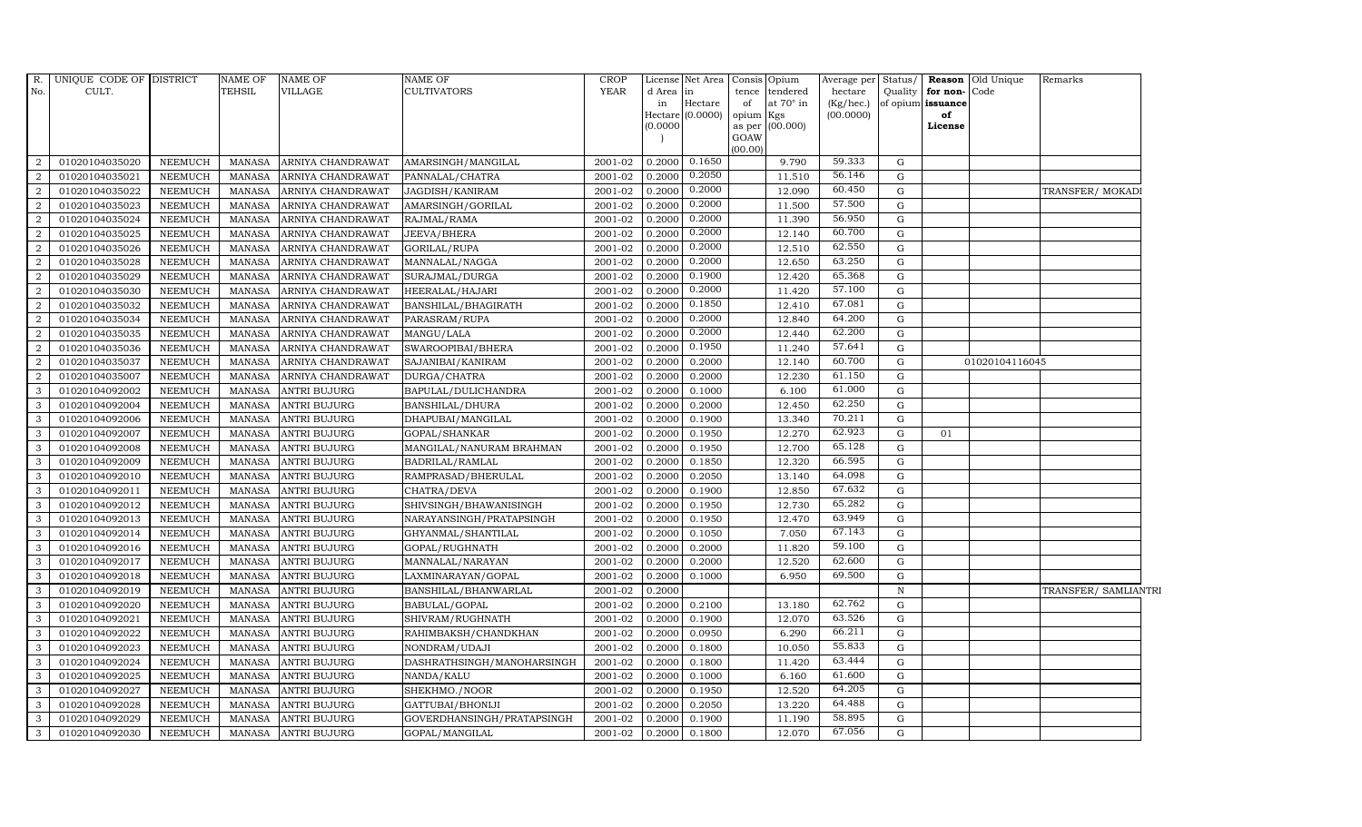| R. No. | UNIQUE CODE OF CULT. | DISTRICT | NAME OF TEHSIL | NAME OF VILLAGE | NAME OF CULTIVATORS | CROP YEAR | License d Area in Hectare (0.0000) | Net Area in Hectare (0.0000) | Consis tence of opium as per GOAW (00.00) | Opium tendered at 70° in Kgs (00.000) | Average per hectare (Kg/hec.) (00.0000) | Status/ Quality of opium | Reason for non-issuance of License | Old Unique Code | Remarks |
|---|---|---|---|---|---|---|---|---|---|---|---|---|---|---|---|
| 2 | 01020104035020 | NEEMUCH | MANASA | ARNIYA CHANDRAWAT | AMARSINGH/MANGILAL | 2001-02 | 0.2000 | 0.1650 | | 9.790 | 59.333 | G | | | |
| 2 | 01020104035021 | NEEMUCH | MANASA | ARNIYA CHANDRAWAT | PANNALAL/CHATRA | 2001-02 | 0.2000 | 0.2050 | | 11.510 | 56.146 | G | | | |
| 2 | 01020104035022 | NEEMUCH | MANASA | ARNIYA CHANDRAWAT | JAGDISH/KANIRAM | 2001-02 | 0.2000 | 0.2000 | | 12.090 | 60.450 | G | | | TRANSFER/ MOKADI |
| 2 | 01020104035023 | NEEMUCH | MANASA | ARNIYA CHANDRAWAT | AMARSINGH/GORILAL | 2001-02 | 0.2000 | 0.2000 | | 11.500 | 57.500 | G | | | |
| 2 | 01020104035024 | NEEMUCH | MANASA | ARNIYA CHANDRAWAT | RAJMAL/RAMA | 2001-02 | 0.2000 | 0.2000 | | 11.390 | 56.950 | G | | | |
| 2 | 01020104035025 | NEEMUCH | MANASA | ARNIYA CHANDRAWAT | JEEVA/BHERA | 2001-02 | 0.2000 | 0.2000 | | 12.140 | 60.700 | G | | | |
| 2 | 01020104035026 | NEEMUCH | MANASA | ARNIYA CHANDRAWAT | GORILAL/RUPA | 2001-02 | 0.2000 | 0.2000 | | 12.510 | 62.550 | G | | | |
| 2 | 01020104035028 | NEEMUCH | MANASA | ARNIYA CHANDRAWAT | MANNALAL/NAGGA | 2001-02 | 0.2000 | 0.2000 | | 12.650 | 63.250 | G | | | |
| 2 | 01020104035029 | NEEMUCH | MANASA | ARNIYA CHANDRAWAT | SURAJMAL/DURGA | 2001-02 | 0.2000 | 0.1900 | | 12.420 | 65.368 | G | | | |
| 2 | 01020104035030 | NEEMUCH | MANASA | ARNIYA CHANDRAWAT | HEERALAL/HAJARI | 2001-02 | 0.2000 | 0.2000 | | 11.420 | 57.100 | G | | | |
| 2 | 01020104035032 | NEEMUCH | MANASA | ARNIYA CHANDRAWAT | BANSHILAL/BHAGIRATH | 2001-02 | 0.2000 | 0.1850 | | 12.410 | 67.081 | G | | | |
| 2 | 01020104035034 | NEEMUCH | MANASA | ARNIYA CHANDRAWAT | PARASRAM/RUPA | 2001-02 | 0.2000 | 0.2000 | | 12.840 | 64.200 | G | | | |
| 2 | 01020104035035 | NEEMUCH | MANASA | ARNIYA CHANDRAWAT | MANGU/LALA | 2001-02 | 0.2000 | 0.2000 | | 12.440 | 62.200 | G | | | |
| 2 | 01020104035036 | NEEMUCH | MANASA | ARNIYA CHANDRAWAT | SWAROOPIBAI/BHERA | 2001-02 | 0.2000 | 0.1950 | | 11.240 | 57.641 | G | | | |
| 2 | 01020104035037 | NEEMUCH | MANASA | ARNIYA CHANDRAWAT | SAJANIBAI/KANIRAM | 2001-02 | 0.2000 | 0.2000 | | 12.140 | 60.700 | G | | 01020104116045 | |
| 2 | 01020104035007 | NEEMUCH | MANASA | ARNIYA CHANDRAWAT | DURGA/CHATRA | 2001-02 | 0.2000 | 0.2000 | | 12.230 | 61.150 | G | | | |
| 3 | 01020104092002 | NEEMUCH | MANASA | ANTRI BUJURG | BAPULAL/DULICHANDRA | 2001-02 | 0.2000 | 0.1000 | | 6.100 | 61.000 | G | | | |
| 3 | 01020104092004 | NEEMUCH | MANASA | ANTRI BUJURG | BANSHILAL/DHURA | 2001-02 | 0.2000 | 0.2000 | | 12.450 | 62.250 | G | | | |
| 3 | 01020104092006 | NEEMUCH | MANASA | ANTRI BUJURG | DHAPUBAI/MANGILAL | 2001-02 | 0.2000 | 0.1900 | | 13.340 | 70.211 | G | | | |
| 3 | 01020104092007 | NEEMUCH | MANASA | ANTRI BUJURG | GOPAL/SHANKAR | 2001-02 | 0.2000 | 0.1950 | | 12.270 | 62.923 | G | 01 | | |
| 3 | 01020104092008 | NEEMUCH | MANASA | ANTRI BUJURG | MANGILAL/NANURAM BRAHMAN | 2001-02 | 0.2000 | 0.1950 | | 12.700 | 65.128 | G | | | |
| 3 | 01020104092009 | NEEMUCH | MANASA | ANTRI BUJURG | BADRILAL/RAMLAL | 2001-02 | 0.2000 | 0.1850 | | 12.320 | 66.595 | G | | | |
| 3 | 01020104092010 | NEEMUCH | MANASA | ANTRI BUJURG | RAMPRASAD/BHERULAL | 2001-02 | 0.2000 | 0.2050 | | 13.140 | 64.098 | G | | | |
| 3 | 01020104092011 | NEEMUCH | MANASA | ANTRI BUJURG | CHATRA/DEVA | 2001-02 | 0.2000 | 0.1900 | | 12.850 | 67.632 | G | | | |
| 3 | 01020104092012 | NEEMUCH | MANASA | ANTRI BUJURG | SHIVSINGH/BHAWANISINGH | 2001-02 | 0.2000 | 0.1950 | | 12.730 | 65.282 | G | | | |
| 3 | 01020104092013 | NEEMUCH | MANASA | ANTRI BUJURG | NARAYANSINGH/PRATAPSINGH | 2001-02 | 0.2000 | 0.1950 | | 12.470 | 63.949 | G | | | |
| 3 | 01020104092014 | NEEMUCH | MANASA | ANTRI BUJURG | GHYANMAL/SHANTILAL | 2001-02 | 0.2000 | 0.1050 | | 7.050 | 67.143 | G | | | |
| 3 | 01020104092016 | NEEMUCH | MANASA | ANTRI BUJURG | GOPAL/RUGHNATH | 2001-02 | 0.2000 | 0.2000 | | 11.820 | 59.100 | G | | | |
| 3 | 01020104092017 | NEEMUCH | MANASA | ANTRI BUJURG | MANNALAL/NARAYAN | 2001-02 | 0.2000 | 0.2000 | | 12.520 | 62.600 | G | | | |
| 3 | 01020104092018 | NEEMUCH | MANASA | ANTRI BUJURG | LAXMINARAYAN/GOPAL | 2001-02 | 0.2000 | 0.1000 | | 6.950 | 69.500 | G | | | |
| 3 | 01020104092019 | NEEMUCH | MANASA | ANTRI BUJURG | BANSHILAL/BHANWARLAL | 2001-02 | 0.2000 | | | | | N | | | TRANSFER/ SAMLIANTRI |
| 3 | 01020104092020 | NEEMUCH | MANASA | ANTRI BUJURG | BABULAL/GOPAL | 2001-02 | 0.2000 | 0.2100 | | 13.180 | 62.762 | G | | | |
| 3 | 01020104092021 | NEEMUCH | MANASA | ANTRI BUJURG | SHIVRAM/RUGHNATH | 2001-02 | 0.2000 | 0.1900 | | 12.070 | 63.526 | G | | | |
| 3 | 01020104092022 | NEEMUCH | MANASA | ANTRI BUJURG | RAHIMBAKSH/CHANDKHAN | 2001-02 | 0.2000 | 0.0950 | | 6.290 | 66.211 | G | | | |
| 3 | 01020104092023 | NEEMUCH | MANASA | ANTRI BUJURG | NONDRAM/UDAJI | 2001-02 | 0.2000 | 0.1800 | | 10.050 | 55.833 | G | | | |
| 3 | 01020104092024 | NEEMUCH | MANASA | ANTRI BUJURG | DASHRATHSINGH/MANOHARSINGH | 2001-02 | 0.2000 | 0.1800 | | 11.420 | 63.444 | G | | | |
| 3 | 01020104092025 | NEEMUCH | MANASA | ANTRI BUJURG | NANDA/KALU | 2001-02 | 0.2000 | 0.1000 | | 6.160 | 61.600 | G | | | |
| 3 | 01020104092027 | NEEMUCH | MANASA | ANTRI BUJURG | SHEKHMO./NOOR | 2001-02 | 0.2000 | 0.1950 | | 12.520 | 64.205 | G | | | |
| 3 | 01020104092028 | NEEMUCH | MANASA | ANTRI BUJURG | GATTUBAI/BHONIJI | 2001-02 | 0.2000 | 0.2050 | | 13.220 | 64.488 | G | | | |
| 3 | 01020104092029 | NEEMUCH | MANASA | ANTRI BUJURG | GOVERDHANSINGH/PRATAPSINGH | 2001-02 | 0.2000 | 0.1900 | | 11.190 | 58.895 | G | | | |
| 3 | 01020104092030 | NEEMUCH | MANASA | ANTRI BUJURG | GOPAL/MANGILAL | 2001-02 | 0.2000 | 0.1800 | | 12.070 | 67.056 | G | | | |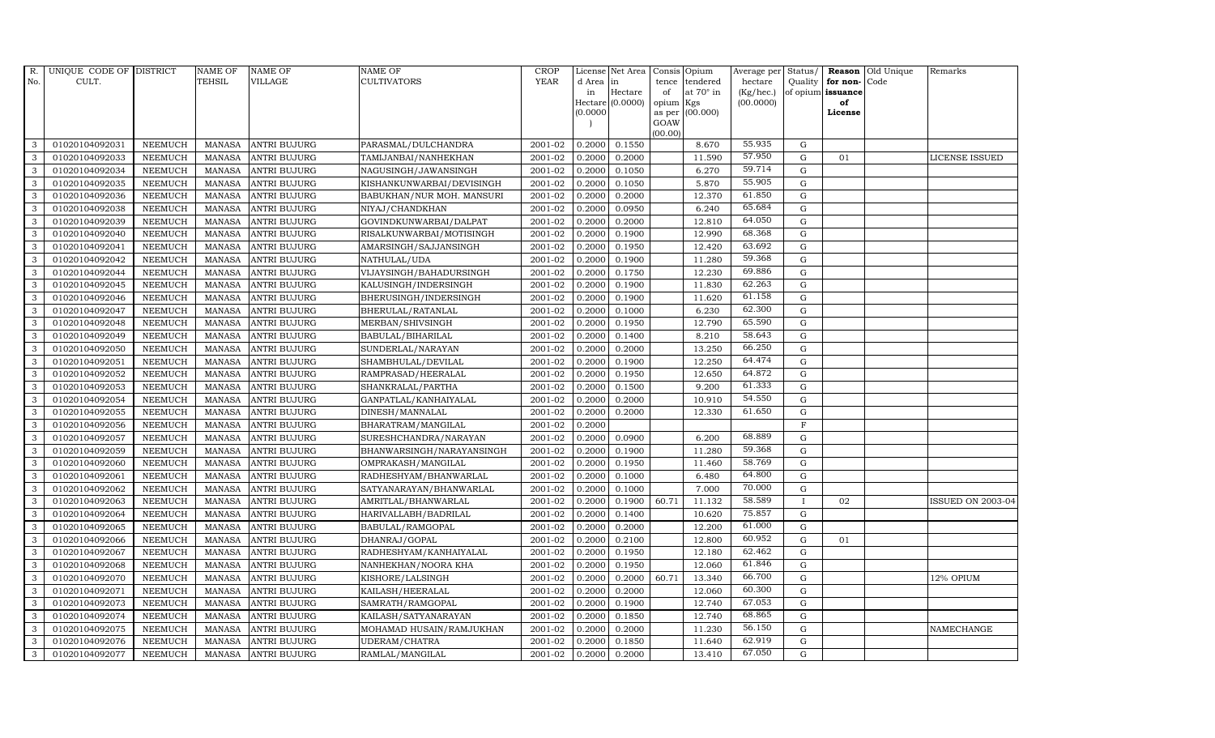| R. No. | UNIQUE CODE OF CULT. | DISTRICT | NAME OF TEHSIL | NAME OF VILLAGE | NAME OF CULTIVATORS | CROP YEAR | License d Area in Hectare (0.0000) | Net Area in Hectare (0.0000) | Consis tence of opium as per GOAW (00.00) | Opium tendered at 70° in Kgs (00.000) | Average per hectare (Kg/hec.) (00.0000) | Status/ Quality of opium | Reason for non- issuance of License | Old Unique Code | Remarks |
|---|---|---|---|---|---|---|---|---|---|---|---|---|---|---|---|
| 3 | 01020104092031 | NEEMUCH | MANASA | ANTRI BUJURG | PARASMAL/DULCHANDRA | 2001-02 | 0.2000 | 0.1550 | | 8.670 | 55.935 | G | | | |
| 3 | 01020104092033 | NEEMUCH | MANASA | ANTRI BUJURG | TAMIJANBAI/NANHEKHAN | 2001-02 | 0.2000 | 0.2000 | | 11.590 | 57.950 | G | 01 | | LICENSE ISSUED |
| 3 | 01020104092034 | NEEMUCH | MANASA | ANTRI BUJURG | NAGUSINGH/JAWANSINGH | 2001-02 | 0.2000 | 0.1050 | | 6.270 | 59.714 | G | | | |
| 3 | 01020104092035 | NEEMUCH | MANASA | ANTRI BUJURG | KISHANKUNWARBAI/DEVISINGH | 2001-02 | 0.2000 | 0.1050 | | 5.870 | 55.905 | G | | | |
| 3 | 01020104092036 | NEEMUCH | MANASA | ANTRI BUJURG | BABUKHAN/NUR MOH. MANSURI | 2001-02 | 0.2000 | 0.2000 | | 12.370 | 61.850 | G | | | |
| 3 | 01020104092038 | NEEMUCH | MANASA | ANTRI BUJURG | NIYAJ/CHANDKHAN | 2001-02 | 0.2000 | 0.0950 | | 6.240 | 65.684 | G | | | |
| 3 | 01020104092039 | NEEMUCH | MANASA | ANTRI BUJURG | GOVINDKUNWARBAI/DALPAT | 2001-02 | 0.2000 | 0.2000 | | 12.810 | 64.050 | G | | | |
| 3 | 01020104092040 | NEEMUCH | MANASA | ANTRI BUJURG | RISALKUNWARBAI/MOTISINGH | 2001-02 | 0.2000 | 0.1900 | | 12.990 | 68.368 | G | | | |
| 3 | 01020104092041 | NEEMUCH | MANASA | ANTRI BUJURG | AMARSINGH/SAJJANSINGH | 2001-02 | 0.2000 | 0.1950 | | 12.420 | 63.692 | G | | | |
| 3 | 01020104092042 | NEEMUCH | MANASA | ANTRI BUJURG | NATHULAL/UDA | 2001-02 | 0.2000 | 0.1900 | | 11.280 | 59.368 | G | | | |
| 3 | 01020104092044 | NEEMUCH | MANASA | ANTRI BUJURG | VIJAYSINGH/BAHADURSINGH | 2001-02 | 0.2000 | 0.1750 | | 12.230 | 69.886 | G | | | |
| 3 | 01020104092045 | NEEMUCH | MANASA | ANTRI BUJURG | KALUSINGH/INDERSINGH | 2001-02 | 0.2000 | 0.1900 | | 11.830 | 62.263 | G | | | |
| 3 | 01020104092046 | NEEMUCH | MANASA | ANTRI BUJURG | BHERUSINGH/INDERSINGH | 2001-02 | 0.2000 | 0.1900 | | 11.620 | 61.158 | G | | | |
| 3 | 01020104092047 | NEEMUCH | MANASA | ANTRI BUJURG | BHERULAL/RATANLAL | 2001-02 | 0.2000 | 0.1000 | | 6.230 | 62.300 | G | | | |
| 3 | 01020104092048 | NEEMUCH | MANASA | ANTRI BUJURG | MERBAN/SHIVSINGH | 2001-02 | 0.2000 | 0.1950 | | 12.790 | 65.590 | G | | | |
| 3 | 01020104092049 | NEEMUCH | MANASA | ANTRI BUJURG | BABULAL/BIHARILAL | 2001-02 | 0.2000 | 0.1400 | | 8.210 | 58.643 | G | | | |
| 3 | 01020104092050 | NEEMUCH | MANASA | ANTRI BUJURG | SUNDERLAL/NARAYAN | 2001-02 | 0.2000 | 0.2000 | | 13.250 | 66.250 | G | | | |
| 3 | 01020104092051 | NEEMUCH | MANASA | ANTRI BUJURG | SHAMBHULAL/DEVILAL | 2001-02 | 0.2000 | 0.1900 | | 12.250 | 64.474 | G | | | |
| 3 | 01020104092052 | NEEMUCH | MANASA | ANTRI BUJURG | RAMPRASAD/HEERALAL | 2001-02 | 0.2000 | 0.1950 | | 12.650 | 64.872 | G | | | |
| 3 | 01020104092053 | NEEMUCH | MANASA | ANTRI BUJURG | SHANKRALAL/PARTHA | 2001-02 | 0.2000 | 0.1500 | | 9.200 | 61.333 | G | | | |
| 3 | 01020104092054 | NEEMUCH | MANASA | ANTRI BUJURG | GANPATLAL/KANHAIYALAL | 2001-02 | 0.2000 | 0.2000 | | 10.910 | 54.550 | G | | | |
| 3 | 01020104092055 | NEEMUCH | MANASA | ANTRI BUJURG | DINESH/MANNALAL | 2001-02 | 0.2000 | 0.2000 | | 12.330 | 61.650 | G | | | |
| 3 | 01020104092056 | NEEMUCH | MANASA | ANTRI BUJURG | BHARATRAM/MANGILAL | 2001-02 | 0.2000 | | | | | F | | | |
| 3 | 01020104092057 | NEEMUCH | MANASA | ANTRI BUJURG | SURESHCHANDRA/NARAYAN | 2001-02 | 0.2000 | 0.0900 | | 6.200 | 68.889 | G | | | |
| 3 | 01020104092059 | NEEMUCH | MANASA | ANTRI BUJURG | BHANWARSINGH/NARAYANSINGH | 2001-02 | 0.2000 | 0.1900 | | 11.280 | 59.368 | G | | | |
| 3 | 01020104092060 | NEEMUCH | MANASA | ANTRI BUJURG | OMPRAKASH/MANGILAL | 2001-02 | 0.2000 | 0.1950 | | 11.460 | 58.769 | G | | | |
| 3 | 01020104092061 | NEEMUCH | MANASA | ANTRI BUJURG | RADHESHYAM/BHANWARLAL | 2001-02 | 0.2000 | 0.1000 | | 6.480 | 64.800 | G | | | |
| 3 | 01020104092062 | NEEMUCH | MANASA | ANTRI BUJURG | SATYANARAYAN/BHANWARLAL | 2001-02 | 0.2000 | 0.1000 | | 7.000 | 70.000 | G | | | |
| 3 | 01020104092063 | NEEMUCH | MANASA | ANTRI BUJURG | AMRITLAL/BHANWARLAL | 2001-02 | 0.2000 | 0.1900 | 60.71 | 11.132 | 58.589 | I | 02 | | ISSUED ON 2003-04 |
| 3 | 01020104092064 | NEEMUCH | MANASA | ANTRI BUJURG | HARIVALLABH/BADRILAL | 2001-02 | 0.2000 | 0.1400 | | 10.620 | 75.857 | G | | | |
| 3 | 01020104092065 | NEEMUCH | MANASA | ANTRI BUJURG | BABULAL/RAMGOPAL | 2001-02 | 0.2000 | 0.2000 | | 12.200 | 61.000 | G | | | |
| 3 | 01020104092066 | NEEMUCH | MANASA | ANTRI BUJURG | DHANRAJ/GOPAL | 2001-02 | 0.2000 | 0.2100 | | 12.800 | 60.952 | G | 01 | | |
| 3 | 01020104092067 | NEEMUCH | MANASA | ANTRI BUJURG | RADHESHYAM/KANHAIYALAL | 2001-02 | 0.2000 | 0.1950 | | 12.180 | 62.462 | G | | | |
| 3 | 01020104092068 | NEEMUCH | MANASA | ANTRI BUJURG | NANHEKHAN/NOORA KHA | 2001-02 | 0.2000 | 0.1950 | | 12.060 | 61.846 | G | | | |
| 3 | 01020104092070 | NEEMUCH | MANASA | ANTRI BUJURG | KISHORE/LALSINGH | 2001-02 | 0.2000 | 0.2000 | 60.71 | 13.340 | 66.700 | G | | | 12% OPIUM |
| 3 | 01020104092071 | NEEMUCH | MANASA | ANTRI BUJURG | KAILASH/HEERALAL | 2001-02 | 0.2000 | 0.2000 | | 12.060 | 60.300 | G | | | |
| 3 | 01020104092073 | NEEMUCH | MANASA | ANTRI BUJURG | SAMRATH/RAMGOPAL | 2001-02 | 0.2000 | 0.1900 | | 12.740 | 67.053 | G | | | |
| 3 | 01020104092074 | NEEMUCH | MANASA | ANTRI BUJURG | KAILASH/SATYANARAYAN | 2001-02 | 0.2000 | 0.1850 | | 12.740 | 68.865 | G | | | |
| 3 | 01020104092075 | NEEMUCH | MANASA | ANTRI BUJURG | MOHAMAD HUSAIN/RAMJUKHAN | 2001-02 | 0.2000 | 0.2000 | | 11.230 | 56.150 | G | | | NAMECHANGE |
| 3 | 01020104092076 | NEEMUCH | MANASA | ANTRI BUJURG | UDERAM/CHATRA | 2001-02 | 0.2000 | 0.1850 | | 11.640 | 62.919 | G | | | |
| 3 | 01020104092077 | NEEMUCH | MANASA | ANTRI BUJURG | RAMLAL/MANGILAL | 2001-02 | 0.2000 | 0.2000 | | 13.410 | 67.050 | G | | | |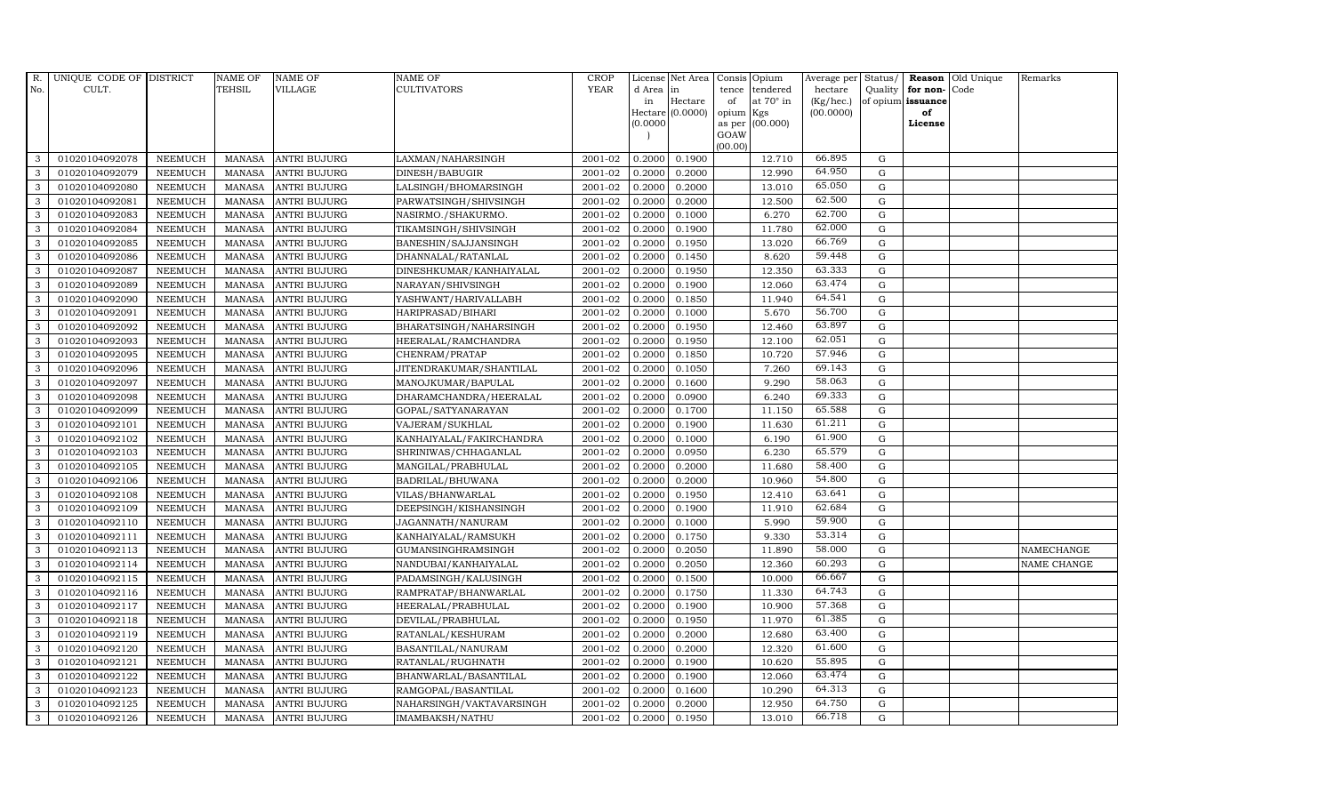| R. No. | UNIQUE CODE OF CULT. | DISTRICT | NAME OF TEHSIL | NAME OF VILLAGE | NAME OF CULTIVATORS | CROP YEAR | License d Area in Hectare (0.0000) | Net Area in Hectare (0.0000) | Consis tence of opium as per GOAW (00.00) | Opium tendered at 70° in Kgs (00.000) | Average per hectare (Kg/hec.) (00.0000) | Status/ Quality of opium | Reason for non-issuance of License | Old Unique Code | Remarks |
|---|---|---|---|---|---|---|---|---|---|---|---|---|---|---|---|
| 3 | 01020104092078 | NEEMUCH | MANASA | ANTRI BUJURG | LAXMAN/NAHARSINGH | 2001-02 | 0.2000 | 0.1900 | | 12.710 | 66.895 | G | | | |
| 3 | 01020104092079 | NEEMUCH | MANASA | ANTRI BUJURG | DINESH/BABUGIR | 2001-02 | 0.2000 | 0.2000 | | 12.990 | 64.950 | G | | | |
| 3 | 01020104092080 | NEEMUCH | MANASA | ANTRI BUJURG | LALSINGH/BHOMARSINGH | 2001-02 | 0.2000 | 0.2000 | | 13.010 | 65.050 | G | | | |
| 3 | 01020104092081 | NEEMUCH | MANASA | ANTRI BUJURG | PARWATSINGH/SHIVSINGH | 2001-02 | 0.2000 | 0.2000 | | 12.500 | 62.500 | G | | | |
| 3 | 01020104092083 | NEEMUCH | MANASA | ANTRI BUJURG | NASIRMO./SHAKURMO. | 2001-02 | 0.2000 | 0.1000 | | 6.270 | 62.700 | G | | | |
| 3 | 01020104092084 | NEEMUCH | MANASA | ANTRI BUJURG | TIKAMSINGH/SHIVSINGH | 2001-02 | 0.2000 | 0.1900 | | 11.780 | 62.000 | G | | | |
| 3 | 01020104092085 | NEEMUCH | MANASA | ANTRI BUJURG | BANESHIN/SAJJANSINGH | 2001-02 | 0.2000 | 0.1950 | | 13.020 | 66.769 | G | | | |
| 3 | 01020104092086 | NEEMUCH | MANASA | ANTRI BUJURG | DHANNALAL/RATANLAL | 2001-02 | 0.2000 | 0.1450 | | 8.620 | 59.448 | G | | | |
| 3 | 01020104092087 | NEEMUCH | MANASA | ANTRI BUJURG | DINESHKUMAR/KANHAIYALAL | 2001-02 | 0.2000 | 0.1950 | | 12.350 | 63.333 | G | | | |
| 3 | 01020104092089 | NEEMUCH | MANASA | ANTRI BUJURG | NARAYAN/SHIVSINGH | 2001-02 | 0.2000 | 0.1900 | | 12.060 | 63.474 | G | | | |
| 3 | 01020104092090 | NEEMUCH | MANASA | ANTRI BUJURG | YASHWANT/HARIVALLABH | 2001-02 | 0.2000 | 0.1850 | | 11.940 | 64.541 | G | | | |
| 3 | 01020104092091 | NEEMUCH | MANASA | ANTRI BUJURG | HARIPRASAD/BIHARI | 2001-02 | 0.2000 | 0.1000 | | 5.670 | 56.700 | G | | | |
| 3 | 01020104092092 | NEEMUCH | MANASA | ANTRI BUJURG | BHARATSINGH/NAHARSINGH | 2001-02 | 0.2000 | 0.1950 | | 12.460 | 63.897 | G | | | |
| 3 | 01020104092093 | NEEMUCH | MANASA | ANTRI BUJURG | HEERALAL/RAMCHANDRA | 2001-02 | 0.2000 | 0.1950 | | 12.100 | 62.051 | G | | | |
| 3 | 01020104092095 | NEEMUCH | MANASA | ANTRI BUJURG | CHENRAM/PRATAP | 2001-02 | 0.2000 | 0.1850 | | 10.720 | 57.946 | G | | | |
| 3 | 01020104092096 | NEEMUCH | MANASA | ANTRI BUJURG | JITENDRAKUMAR/SHANTILAL | 2001-02 | 0.2000 | 0.1050 | | 7.260 | 69.143 | G | | | |
| 3 | 01020104092097 | NEEMUCH | MANASA | ANTRI BUJURG | MANOJKUMAR/BAPULAL | 2001-02 | 0.2000 | 0.1600 | | 9.290 | 58.063 | G | | | |
| 3 | 01020104092098 | NEEMUCH | MANASA | ANTRI BUJURG | DHARAMCHANDRA/HEERALAL | 2001-02 | 0.2000 | 0.0900 | | 6.240 | 69.333 | G | | | |
| 3 | 01020104092099 | NEEMUCH | MANASA | ANTRI BUJURG | GOPAL/SATYANARAYAN | 2001-02 | 0.2000 | 0.1700 | | 11.150 | 65.588 | G | | | |
| 3 | 01020104092101 | NEEMUCH | MANASA | ANTRI BUJURG | VAJERAM/SUKHLAL | 2001-02 | 0.2000 | 0.1900 | | 11.630 | 61.211 | G | | | |
| 3 | 01020104092102 | NEEMUCH | MANASA | ANTRI BUJURG | KANHAIYALAL/FAKIRCHANDRA | 2001-02 | 0.2000 | 0.1000 | | 6.190 | 61.900 | G | | | |
| 3 | 01020104092103 | NEEMUCH | MANASA | ANTRI BUJURG | SHRINIWAS/CHHAGANLAL | 2001-02 | 0.2000 | 0.0950 | | 6.230 | 65.579 | G | | | |
| 3 | 01020104092105 | NEEMUCH | MANASA | ANTRI BUJURG | MANGILAL/PRABHULAL | 2001-02 | 0.2000 | 0.2000 | | 11.680 | 58.400 | G | | | |
| 3 | 01020104092106 | NEEMUCH | MANASA | ANTRI BUJURG | BADRILAL/BHUWANA | 2001-02 | 0.2000 | 0.2000 | | 10.960 | 54.800 | G | | | |
| 3 | 01020104092108 | NEEMUCH | MANASA | ANTRI BUJURG | VILAS/BHANWARLAL | 2001-02 | 0.2000 | 0.1950 | | 12.410 | 63.641 | G | | | |
| 3 | 01020104092109 | NEEMUCH | MANASA | ANTRI BUJURG | DEEPSINGH/KISHANSINGH | 2001-02 | 0.2000 | 0.1900 | | 11.910 | 62.684 | G | | | |
| 3 | 01020104092110 | NEEMUCH | MANASA | ANTRI BUJURG | JAGANNATH/NANURAM | 2001-02 | 0.2000 | 0.1000 | | 5.990 | 59.900 | G | | | |
| 3 | 01020104092111 | NEEMUCH | MANASA | ANTRI BUJURG | KANHAIYALAL/RAMSUKH | 2001-02 | 0.2000 | 0.1750 | | 9.330 | 53.314 | G | | | |
| 3 | 01020104092113 | NEEMUCH | MANASA | ANTRI BUJURG | GUMANSINGHRAMSINGH | 2001-02 | 0.2000 | 0.2050 | | 11.890 | 58.000 | G | | | NAMECHANGE |
| 3 | 01020104092114 | NEEMUCH | MANASA | ANTRI BUJURG | NANDUBAI/KANHAIYALAL | 2001-02 | 0.2000 | 0.2050 | | 12.360 | 60.293 | G | | | NAME CHANGE |
| 3 | 01020104092115 | NEEMUCH | MANASA | ANTRI BUJURG | PADAMSINGH/KALUSINGH | 2001-02 | 0.2000 | 0.1500 | | 10.000 | 66.667 | G | | | |
| 3 | 01020104092116 | NEEMUCH | MANASA | ANTRI BUJURG | RAMPRATAP/BHANWARLAL | 2001-02 | 0.2000 | 0.1750 | | 11.330 | 64.743 | G | | | |
| 3 | 01020104092117 | NEEMUCH | MANASA | ANTRI BUJURG | HEERALAL/PRABHULAL | 2001-02 | 0.2000 | 0.1900 | | 10.900 | 57.368 | G | | | |
| 3 | 01020104092118 | NEEMUCH | MANASA | ANTRI BUJURG | DEVILAL/PRABHULAL | 2001-02 | 0.2000 | 0.1950 | | 11.970 | 61.385 | G | | | |
| 3 | 01020104092119 | NEEMUCH | MANASA | ANTRI BUJURG | RATANLAL/KESHURAM | 2001-02 | 0.2000 | 0.2000 | | 12.680 | 63.400 | G | | | |
| 3 | 01020104092120 | NEEMUCH | MANASA | ANTRI BUJURG | BASANTILAL/NANURAM | 2001-02 | 0.2000 | 0.2000 | | 12.320 | 61.600 | G | | | |
| 3 | 01020104092121 | NEEMUCH | MANASA | ANTRI BUJURG | RATANLAL/RUGHNATH | 2001-02 | 0.2000 | 0.1900 | | 10.620 | 55.895 | G | | | |
| 3 | 01020104092122 | NEEMUCH | MANASA | ANTRI BUJURG | BHANWARLAL/BASANTILAL | 2001-02 | 0.2000 | 0.1900 | | 12.060 | 63.474 | G | | | |
| 3 | 01020104092123 | NEEMUCH | MANASA | ANTRI BUJURG | RAMGOPAL/BASANTILAL | 2001-02 | 0.2000 | 0.1600 | | 10.290 | 64.313 | G | | | |
| 3 | 01020104092125 | NEEMUCH | MANASA | ANTRI BUJURG | NAHARSINGH/VAKTAVARSINGH | 2001-02 | 0.2000 | 0.2000 | | 12.950 | 64.750 | G | | | |
| 3 | 01020104092126 | NEEMUCH | MANASA | ANTRI BUJURG | IMAMBAKSH/NATHU | 2001-02 | 0.2000 | 0.1950 | | 13.010 | 66.718 | G | | | |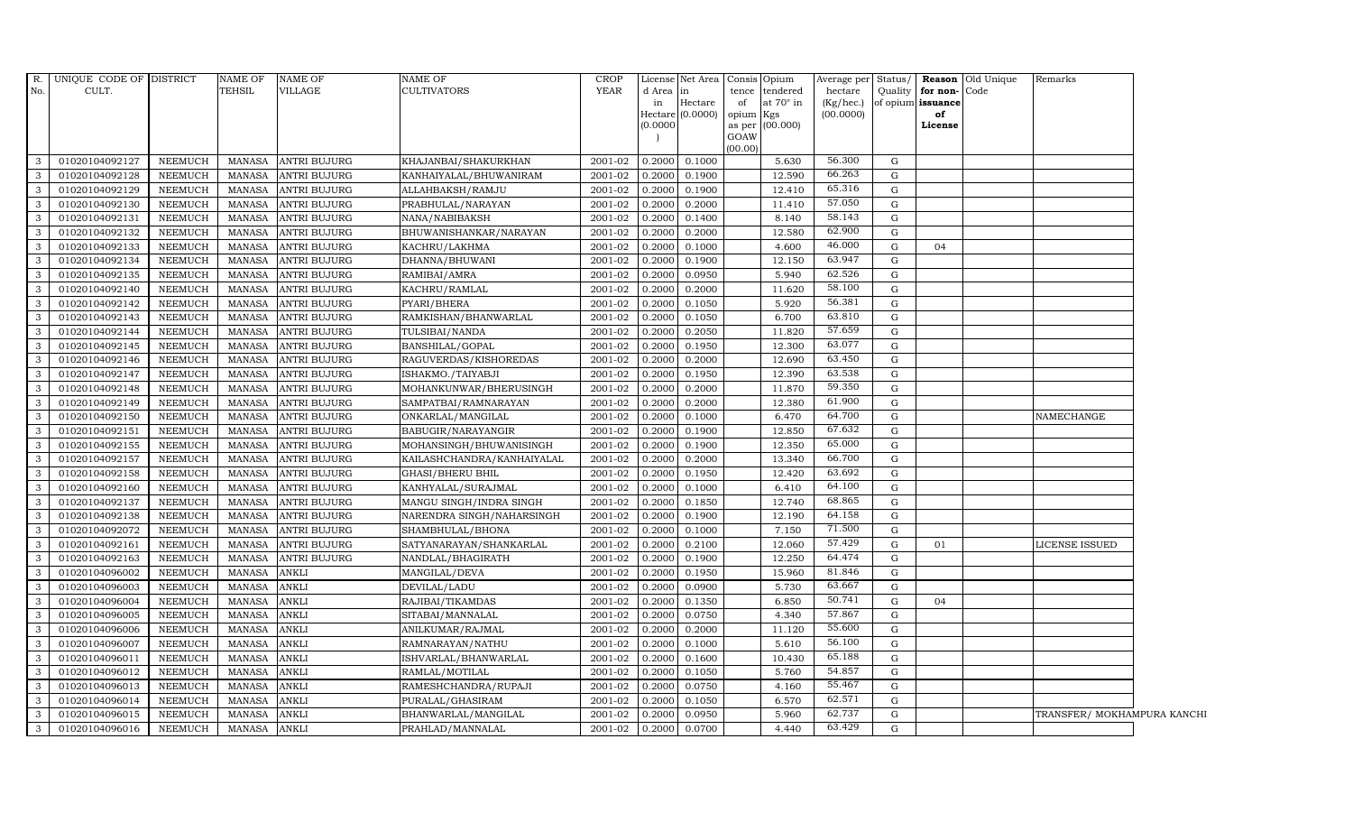| R. No. | UNIQUE CODE OF CULT. | DISTRICT | NAME OF TEHSIL | NAME OF VILLAGE | NAME OF CULTIVATORS | CROP YEAR | License d Area in Hectare (0.0000) | Net Area in Hectare (0.0000) | Consis tence of opium as per GOAW (00.00) | Opium tendered at 70° in Kgs (00.000) | Average per hectare (Kg/hec.) (00.0000) | Status/ Quality of opium | Reason for non-issuance of License | Old Unique Code | Remarks |
|---|---|---|---|---|---|---|---|---|---|---|---|---|---|---|---|
| 3 | 01020104092127 | NEEMUCH | MANASA | ANTRI BUJURG | KHAJANBAI/SHAKURKHAN | 2001-02 | 0.2000 | 0.1000 | | 5.630 | 56.300 | G | | | |
| 3 | 01020104092128 | NEEMUCH | MANASA | ANTRI BUJURG | KANHAIYALAL/BHUWANIRAM | 2001-02 | 0.2000 | 0.1900 | | 12.590 | 66.263 | G | | | |
| 3 | 01020104092129 | NEEMUCH | MANASA | ANTRI BUJURG | ALLAHBAKSH/RAMJU | 2001-02 | 0.2000 | 0.1900 | | 12.410 | 65.316 | G | | | |
| 3 | 01020104092130 | NEEMUCH | MANASA | ANTRI BUJURG | PRABHULAL/NARAYAN | 2001-02 | 0.2000 | 0.2000 | | 11.410 | 57.050 | G | | | |
| 3 | 01020104092131 | NEEMUCH | MANASA | ANTRI BUJURG | NANA/NABIBAKSH | 2001-02 | 0.2000 | 0.1400 | | 8.140 | 58.143 | G | | | |
| 3 | 01020104092132 | NEEMUCH | MANASA | ANTRI BUJURG | BHUWANISHANKAR/NARAYAN | 2001-02 | 0.2000 | 0.2000 | | 12.580 | 62.900 | G | | | |
| 3 | 01020104092133 | NEEMUCH | MANASA | ANTRI BUJURG | KACHRU/LAKHMA | 2001-02 | 0.2000 | 0.1000 | | 4.600 | 46.000 | G | 04 | | |
| 3 | 01020104092134 | NEEMUCH | MANASA | ANTRI BUJURG | DHANNA/BHUWANI | 2001-02 | 0.2000 | 0.1900 | | 12.150 | 63.947 | G | | | |
| 3 | 01020104092135 | NEEMUCH | MANASA | ANTRI BUJURG | RAMIBAI/AMRA | 2001-02 | 0.2000 | 0.0950 | | 5.940 | 62.526 | G | | | |
| 3 | 01020104092140 | NEEMUCH | MANASA | ANTRI BUJURG | KACHRU/RAMLAL | 2001-02 | 0.2000 | 0.2000 | | 11.620 | 58.100 | G | | | |
| 3 | 01020104092142 | NEEMUCH | MANASA | ANTRI BUJURG | PYARI/BHERA | 2001-02 | 0.2000 | 0.1050 | | 5.920 | 56.381 | G | | | |
| 3 | 01020104092143 | NEEMUCH | MANASA | ANTRI BUJURG | RAMKISHAN/BHANWARLAL | 2001-02 | 0.2000 | 0.1050 | | 6.700 | 63.810 | G | | | |
| 3 | 01020104092144 | NEEMUCH | MANASA | ANTRI BUJURG | TULSIBAI/NANDA | 2001-02 | 0.2000 | 0.2050 | | 11.820 | 57.659 | G | | | |
| 3 | 01020104092145 | NEEMUCH | MANASA | ANTRI BUJURG | BANSHILAL/GOPAL | 2001-02 | 0.2000 | 0.1950 | | 12.300 | 63.077 | G | | | |
| 3 | 01020104092146 | NEEMUCH | MANASA | ANTRI BUJURG | RAGUVERDAS/KISHOREDAS | 2001-02 | 0.2000 | 0.2000 | | 12.690 | 63.450 | G | | | |
| 3 | 01020104092147 | NEEMUCH | MANASA | ANTRI BUJURG | ISHAKMO./TAIYABJI | 2001-02 | 0.2000 | 0.1950 | | 12.390 | 63.538 | G | | | |
| 3 | 01020104092148 | NEEMUCH | MANASA | ANTRI BUJURG | MOHANKUNWAR/BHERUSINGH | 2001-02 | 0.2000 | 0.2000 | | 11.870 | 59.350 | G | | | |
| 3 | 01020104092149 | NEEMUCH | MANASA | ANTRI BUJURG | SAMPATBAI/RAMNARAYAN | 2001-02 | 0.2000 | 0.2000 | | 12.380 | 61.900 | G | | | |
| 3 | 01020104092150 | NEEMUCH | MANASA | ANTRI BUJURG | ONKARLAL/MANGILAL | 2001-02 | 0.2000 | 0.1000 | | 6.470 | 64.700 | G | | | NAMECHANGE |
| 3 | 01020104092151 | NEEMUCH | MANASA | ANTRI BUJURG | BABUGIR/NARAYANGIR | 2001-02 | 0.2000 | 0.1900 | | 12.850 | 67.632 | G | | | |
| 3 | 01020104092155 | NEEMUCH | MANASA | ANTRI BUJURG | MOHANSINGH/BHUWANISINGH | 2001-02 | 0.2000 | 0.1900 | | 12.350 | 65.000 | G | | | |
| 3 | 01020104092157 | NEEMUCH | MANASA | ANTRI BUJURG | KAILASHCHANDRA/KANHAIYALAL | 2001-02 | 0.2000 | 0.2000 | | 13.340 | 66.700 | G | | | |
| 3 | 01020104092158 | NEEMUCH | MANASA | ANTRI BUJURG | GHASI/BHERU BHIL | 2001-02 | 0.2000 | 0.1950 | | 12.420 | 63.692 | G | | | |
| 3 | 01020104092160 | NEEMUCH | MANASA | ANTRI BUJURG | KANHYALAL/SURAJMAL | 2001-02 | 0.2000 | 0.1000 | | 6.410 | 64.100 | G | | | |
| 3 | 01020104092137 | NEEMUCH | MANASA | ANTRI BUJURG | MANGU SINGH/INDRA SINGH | 2001-02 | 0.2000 | 0.1850 | | 12.740 | 68.865 | G | | | |
| 3 | 01020104092138 | NEEMUCH | MANASA | ANTRI BUJURG | NARENDRA SINGH/NAHARSINGH | 2001-02 | 0.2000 | 0.1900 | | 12.190 | 64.158 | G | | | |
| 3 | 01020104092072 | NEEMUCH | MANASA | ANTRI BUJURG | SHAMBHULAL/BHONA | 2001-02 | 0.2000 | 0.1000 | | 7.150 | 71.500 | G | | | |
| 3 | 01020104092161 | NEEMUCH | MANASA | ANTRI BUJURG | SATYANARAYAN/SHANKARLAL | 2001-02 | 0.2000 | 0.2100 | | 12.060 | 57.429 | G | 01 | | LICENSE ISSUED |
| 3 | 01020104092163 | NEEMUCH | MANASA | ANTRI BUJURG | NANDLAL/BHAGIRATH | 2001-02 | 0.2000 | 0.1900 | | 12.250 | 64.474 | G | | | |
| 3 | 01020104096002 | NEEMUCH | MANASA | ANKLI | MANGILAL/DEVA | 2001-02 | 0.2000 | 0.1950 | | 15.960 | 81.846 | G | | | |
| 3 | 01020104096003 | NEEMUCH | MANASA | ANKLI | DEVILAL/LADU | 2001-02 | 0.2000 | 0.0900 | | 5.730 | 63.667 | G | | | |
| 3 | 01020104096004 | NEEMUCH | MANASA | ANKLI | RAJIBAI/TIKAMDAS | 2001-02 | 0.2000 | 0.1350 | | 6.850 | 50.741 | G | 04 | | |
| 3 | 01020104096005 | NEEMUCH | MANASA | ANKLI | SITABAI/MANNALAL | 2001-02 | 0.2000 | 0.0750 | | 4.340 | 57.867 | G | | | |
| 3 | 01020104096006 | NEEMUCH | MANASA | ANKLI | ANILKUMAR/RAJMAL | 2001-02 | 0.2000 | 0.2000 | | 11.120 | 55.600 | G | | | |
| 3 | 01020104096007 | NEEMUCH | MANASA | ANKLI | RAMNARAYAN/NATHU | 2001-02 | 0.2000 | 0.1000 | | 5.610 | 56.100 | G | | | |
| 3 | 01020104096011 | NEEMUCH | MANASA | ANKLI | ISHVARLAL/BHANWARLAL | 2001-02 | 0.2000 | 0.1600 | | 10.430 | 65.188 | G | | | |
| 3 | 01020104096012 | NEEMUCH | MANASA | ANKLI | RAMLAL/MOTILAL | 2001-02 | 0.2000 | 0.1050 | | 5.760 | 54.857 | G | | | |
| 3 | 01020104096013 | NEEMUCH | MANASA | ANKLI | RAMESHCHANDRA/RUPAJI | 2001-02 | 0.2000 | 0.0750 | | 4.160 | 55.467 | G | | | |
| 3 | 01020104096014 | NEEMUCH | MANASA | ANKLI | PURALAL/GHASIRAM | 2001-02 | 0.2000 | 0.1050 | | 6.570 | 62.571 | G | | | |
| 3 | 01020104096015 | NEEMUCH | MANASA | ANKLI | BHANWARLAL/MANGILAL | 2001-02 | 0.2000 | 0.0950 | | 5.960 | 62.737 | G | | | TRANSFER/ MOKHAMPURA KANCHI |
| 3 | 01020104096016 | NEEMUCH | MANASA | ANKLI | PRAHLAD/MANNALAL | 2001-02 | 0.2000 | 0.0700 | | 4.440 | 63.429 | G | | | |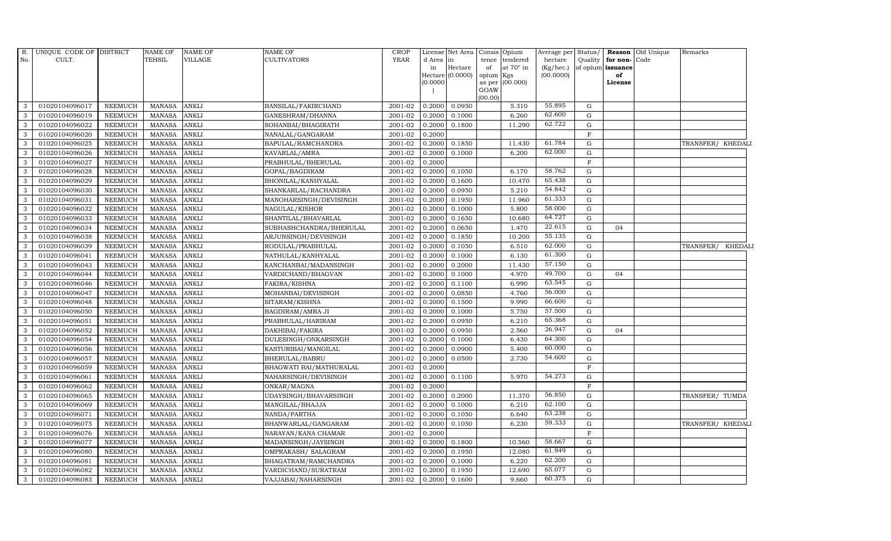| R. No. | UNIQUE CODE OF CULT. | DISTRICT | NAME OF TEHSIL | NAME OF VILLAGE | NAME OF CULTIVATORS | CROP YEAR | License d Area in Hectare (0.0000) | Net Area in Hectare (0.0000) | Consis tence of opium as per GOAW (00.00) | Opium tendered at 70° in Kgs (00.000) | Average per hectare (Kg/hec.) (00.0000) | Status/ Quality of opium | Reason for non-issuance of License | Old Unique Code | Remarks |
|---|---|---|---|---|---|---|---|---|---|---|---|---|---|---|---|
| 3 | 01020104096017 | NEEMUCH | MANASA | ANKLI | BANSILAL/FAKIRCHAND | 2001-02 | 0.2000 | 0.0950 | | 5.310 | 55.895 | G | | | |
| 3 | 01020104096019 | NEEMUCH | MANASA | ANKLI | GANESHRAM/DHANNA | 2001-02 | 0.2000 | 0.1000 | | 6.260 | 62.600 | G | | | |
| 3 | 01020104096022 | NEEMUCH | MANASA | ANKLI | SOHANBAI/BHAGIRATH | 2001-02 | 0.2000 | 0.1800 | | 11.290 | 62.722 | G | | | |
| 3 | 01020104096020 | NEEMUCH | MANASA | ANKLI | NANALAL/GANGARAM | 2001-02 | 0.2000 | | | | | F | | | |
| 3 | 01020104096025 | NEEMUCH | MANASA | ANKLI | BAPULAL/RAMCHANDRA | 2001-02 | 0.2000 | 0.1850 | | 11.430 | 61.784 | G | | | TRANSFER/ KHEDALI |
| 3 | 01020104096026 | NEEMUCH | MANASA | ANKLI | KAVARLAL/AMRA | 2001-02 | 0.2000 | 0.1000 | | 6.200 | 62.000 | G | | | |
| 3 | 01020104096027 | NEEMUCH | MANASA | ANKLI | PRABHULAL/BHERULAL | 2001-02 | 0.2000 | | | | | F | | | |
| 3 | 01020104096028 | NEEMUCH | MANASA | ANKLI | GOPAL/BAGDIRAM | 2001-02 | 0.2000 | 0.1050 | | 6.170 | 58.762 | G | | | |
| 3 | 01020104096029 | NEEMUCH | MANASA | ANKLI | BHONILAL/KANHYALAL | 2001-02 | 0.2000 | 0.1600 | | 10.470 | 65.438 | G | | | |
| 3 | 01020104096030 | NEEMUCH | MANASA | ANKLI | SHANKARLAL/RACHANDRA | 2001-02 | 0.2000 | 0.0950 | | 5.210 | 54.842 | G | | | |
| 3 | 01020104096031 | NEEMUCH | MANASA | ANKLI | MANOHARSINGH/DEVISINGH | 2001-02 | 0.2000 | 0.1950 | | 11.960 | 61.333 | G | | | |
| 3 | 01020104096032 | NEEMUCH | MANASA | ANKLI | NAGULAL/KISHOR | 2001-02 | 0.2000 | 0.1000 | | 5.800 | 58.000 | G | | | |
| 3 | 01020104096033 | NEEMUCH | MANASA | ANKLI | SHANTILAL/BHAVARLAL | 2001-02 | 0.2000 | 0.1650 | | 10.680 | 64.727 | G | | | |
| 3 | 01020104096034 | NEEMUCH | MANASA | ANKLI | SUBHASHCHANDRA/BHERULAL | 2001-02 | 0.2000 | 0.0650 | | 1.470 | 22.615 | G | 04 | | |
| 3 | 01020104096038 | NEEMUCH | MANASA | ANKLI | ARJUNSINGH/DEVISINGH | 2001-02 | 0.2000 | 0.1850 | | 10.200 | 55.135 | G | | | |
| 3 | 01020104096039 | NEEMUCH | MANASA | ANKLI | RODULAL/PRABHULAL | 2001-02 | 0.2000 | 0.1050 | | 6.510 | 62.000 | G | | | TRANSFER/ KHEDALI |
| 3 | 01020104096041 | NEEMUCH | MANASA | ANKLI | NATHULAL/KANHYALAL | 2001-02 | 0.2000 | 0.1000 | | 6.130 | 61.300 | G | | | |
| 3 | 01020104096043 | NEEMUCH | MANASA | ANKLI | KANCHANBAI/MADANSINGH | 2001-02 | 0.2000 | 0.2000 | | 11.430 | 57.150 | G | | | |
| 3 | 01020104096044 | NEEMUCH | MANASA | ANKLI | VARDICHAND/BHAGVAN | 2001-02 | 0.2000 | 0.1000 | | 4.970 | 49.700 | G | 04 | | |
| 3 | 01020104096046 | NEEMUCH | MANASA | ANKLI | FAKIRA/KISHNA | 2001-02 | 0.2000 | 0.1100 | | 6.990 | 63.545 | G | | | |
| 3 | 01020104096047 | NEEMUCH | MANASA | ANKLI | MOHANBAI/DEVISINGH | 2001-02 | 0.2000 | 0.0850 | | 4.760 | 56.000 | G | | | |
| 3 | 01020104096048 | NEEMUCH | MANASA | ANKLI | SITARAM/KISHNA | 2001-02 | 0.2000 | 0.1500 | | 9.990 | 66.600 | G | | | |
| 3 | 01020104096050 | NEEMUCH | MANASA | ANKLI | BAGDIRAM/AMRA JI | 2001-02 | 0.2000 | 0.1000 | | 5.750 | 57.500 | G | | | |
| 3 | 01020104096051 | NEEMUCH | MANASA | ANKLI | PRABHULAL/HARIRAM | 2001-02 | 0.2000 | 0.0950 | | 6.210 | 65.368 | G | | | |
| 3 | 01020104096052 | NEEMUCH | MANASA | ANKLI | DAKHIBAI/FAKIRA | 2001-02 | 0.2000 | 0.0950 | | 2.560 | 26.947 | G | 04 | | |
| 3 | 01020104096054 | NEEMUCH | MANASA | ANKLI | DULESINGH/ONKARSINGH | 2001-02 | 0.2000 | 0.1000 | | 6.430 | 64.300 | G | | | |
| 3 | 01020104096056 | NEEMUCH | MANASA | ANKLI | KASTURIBAI/MANGILAL | 2001-02 | 0.2000 | 0.0900 | | 5.400 | 60.000 | G | | | |
| 3 | 01020104096057 | NEEMUCH | MANASA | ANKLI | BHERULAL/BABRU | 2001-02 | 0.2000 | 0.0500 | | 2.730 | 54.600 | G | | | |
| 3 | 01020104096059 | NEEMUCH | MANASA | ANKLI | BHAGWATI BAI/MATHURALAL | 2001-02 | 0.2000 | | | | | F | | | |
| 3 | 01020104096061 | NEEMUCH | MANASA | ANKLI | NAHARSINGH/DEVISINGH | 2001-02 | 0.2000 | 0.1100 | | 5.970 | 54.273 | G | | | |
| 3 | 01020104096062 | NEEMUCH | MANASA | ANKLI | ONKAR/MAGNA | 2001-02 | 0.2000 | | | | | F | | | |
| 3 | 01020104096065 | NEEMUCH | MANASA | ANKLI | UDAYSINGH/BHAVARSINGH | 2001-02 | 0.2000 | 0.2000 | | 11.370 | 56.850 | G | | | TRANSFER/ TUMDA |
| 3 | 01020104096069 | NEEMUCH | MANASA | ANKLI | MANGILAL/BHAJJA | 2001-02 | 0.2000 | 0.1000 | | 6.210 | 62.100 | G | | | |
| 3 | 01020104096071 | NEEMUCH | MANASA | ANKLI | NANDA/PARTHA | 2001-02 | 0.2000 | 0.1050 | | 6.640 | 63.238 | G | | | |
| 3 | 01020104096075 | NEEMUCH | MANASA | ANKLI | BHANWARLAL/GANGARAM | 2001-02 | 0.2000 | 0.1050 | | 6.230 | 59.333 | G | | | TRANSFER/ KHEDALI |
| 3 | 01020104096076 | NEEMUCH | MANASA | ANKLI | NARAYAN/KANA CHAMAR | 2001-02 | 0.2000 | | | | | F | | | |
| 3 | 01020104096077 | NEEMUCH | MANASA | ANKLI | MADANSINGH/JAYSINGH | 2001-02 | 0.2000 | 0.1800 | | 10.560 | 58.667 | G | | | |
| 3 | 01020104096080 | NEEMUCH | MANASA | ANKLI | OMPRAKASH/ SALAGRAM | 2001-02 | 0.2000 | 0.1950 | | 12.080 | 61.949 | G | | | |
| 3 | 01020104096081 | NEEMUCH | MANASA | ANKLI | BHAGATRAM/RAMCHANDRA | 2001-02 | 0.2000 | 0.1000 | | 6.220 | 62.200 | G | | | |
| 3 | 01020104096082 | NEEMUCH | MANASA | ANKLI | VARDICHAND/SURATRAM | 2001-02 | 0.2000 | 0.1950 | | 12.690 | 65.077 | G | | | |
| 3 | 01020104096083 | NEEMUCH | MANASA | ANKLI | VAJJABAI/NAHARSINGH | 2001-02 | 0.2000 | 0.1600 | | 9.660 | 60.375 | G | | | |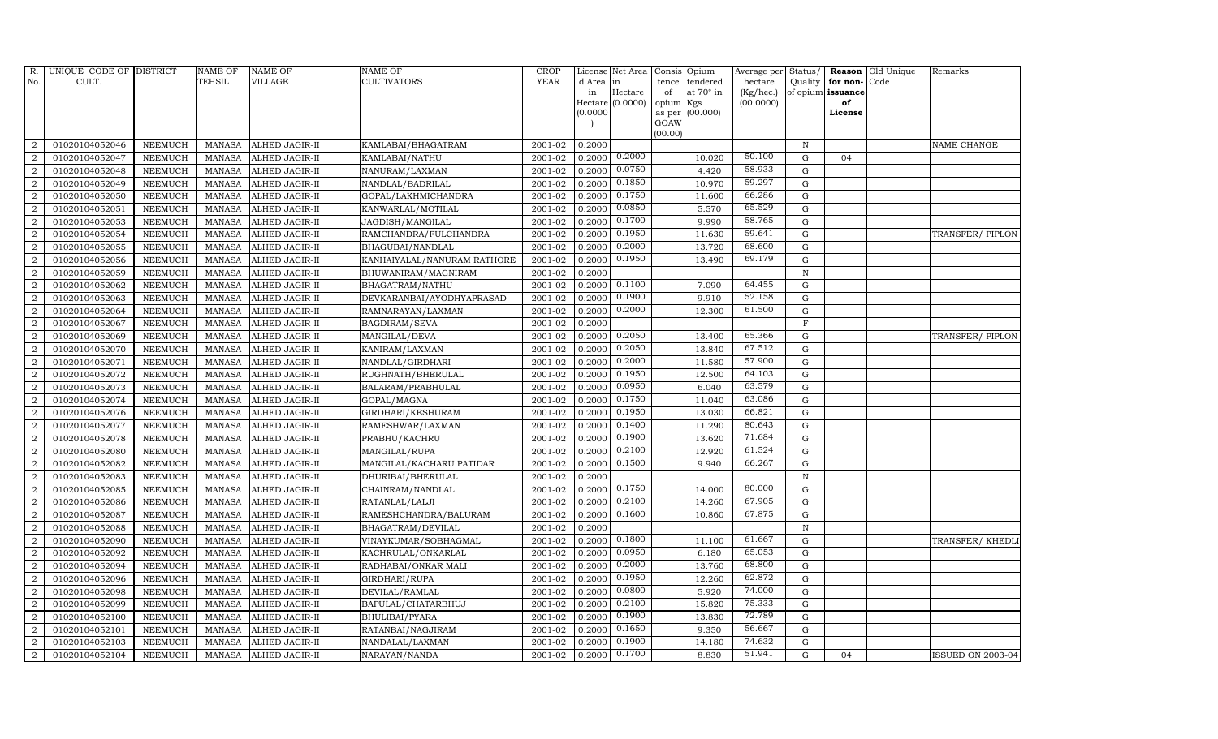| R. No. | UNIQUE CODE OF CULT. | DISTRICT | NAME OF TEHSIL | NAME OF VILLAGE | NAME OF CULTIVATORS | CROP YEAR | License d Area in Hectare (0.0000) | Net Area in Hectare (0.0000) | Consis tence of opium as per GOAW (00.00) | Opium tendered at 70° in Kgs (00.000) | Average per hectare (Kg/hec.) (00.0000) | Status/ Quality of opium | Reason for non-issuance of License | Old Unique Code | Remarks |
|---|---|---|---|---|---|---|---|---|---|---|---|---|---|---|---|
| 2 | 01020104052046 | NEEMUCH | MANASA | ALHED JAGIR-II | KAMLABAI/BHAGATRAM | 2001-02 | 0.2000 | | | | | N | | | NAME CHANGE |
| 2 | 01020104052047 | NEEMUCH | MANASA | ALHED JAGIR-II | KAMLABAI/NATHU | 2001-02 | 0.2000 | 0.2000 | | 10.020 | 50.100 | G | 04 | | |
| 2 | 01020104052048 | NEEMUCH | MANASA | ALHED JAGIR-II | NANURAM/LAXMAN | 2001-02 | 0.2000 | 0.0750 | | 4.420 | 58.933 | G | | | |
| 2 | 01020104052049 | NEEMUCH | MANASA | ALHED JAGIR-II | NANDLAL/BADRILAL | 2001-02 | 0.2000 | 0.1850 | | 10.970 | 59.297 | G | | | |
| 2 | 01020104052050 | NEEMUCH | MANASA | ALHED JAGIR-II | GOPAL/LAKHMICHANDRA | 2001-02 | 0.2000 | 0.1750 | | 11.600 | 66.286 | G | | | |
| 2 | 01020104052051 | NEEMUCH | MANASA | ALHED JAGIR-II | KANWARLAL/MOTILAL | 2001-02 | 0.2000 | 0.0850 | | 5.570 | 65.529 | G | | | |
| 2 | 01020104052053 | NEEMUCH | MANASA | ALHED JAGIR-II | JAGDISH/MANGILAL | 2001-02 | 0.2000 | 0.1700 | | 9.990 | 58.765 | G | | | |
| 2 | 01020104052054 | NEEMUCH | MANASA | ALHED JAGIR-II | RAMCHANDRA/FULCHANDRA | 2001-02 | 0.2000 | 0.1950 | | 11.630 | 59.641 | G | | | TRANSFER/ PIPLON |
| 2 | 01020104052055 | NEEMUCH | MANASA | ALHED JAGIR-II | BHAGUBAI/NANDLAL | 2001-02 | 0.2000 | 0.2000 | | 13.720 | 68.600 | G | | | |
| 2 | 01020104052056 | NEEMUCH | MANASA | ALHED JAGIR-II | KANHAIYALAL/NANURAM RATHORE | 2001-02 | 0.2000 | 0.1950 | | 13.490 | 69.179 | G | | | |
| 2 | 01020104052059 | NEEMUCH | MANASA | ALHED JAGIR-II | BHUWANIRAM/MAGNIRAM | 2001-02 | 0.2000 | | | | | N | | | |
| 2 | 01020104052062 | NEEMUCH | MANASA | ALHED JAGIR-II | BHAGATRAM/NATHU | 2001-02 | 0.2000 | 0.1100 | | 7.090 | 64.455 | G | | | |
| 2 | 01020104052063 | NEEMUCH | MANASA | ALHED JAGIR-II | DEVKARANBAI/AYODHYAPRASAD | 2001-02 | 0.2000 | 0.1900 | | 9.910 | 52.158 | G | | | |
| 2 | 01020104052064 | NEEMUCH | MANASA | ALHED JAGIR-II | RAMNARAYAN/LAXMAN | 2001-02 | 0.2000 | 0.2000 | | 12.300 | 61.500 | G | | | |
| 2 | 01020104052067 | NEEMUCH | MANASA | ALHED JAGIR-II | BAGDIRAM/SEVA | 2001-02 | 0.2000 | | | | | F | | | |
| 2 | 01020104052069 | NEEMUCH | MANASA | ALHED JAGIR-II | MANGILAL/DEVA | 2001-02 | 0.2000 | 0.2050 | | 13.400 | 65.366 | G | | | TRANSFER/ PIPLON |
| 2 | 01020104052070 | NEEMUCH | MANASA | ALHED JAGIR-II | KANIRAM/LAXMAN | 2001-02 | 0.2000 | 0.2050 | | 13.840 | 67.512 | G | | | |
| 2 | 01020104052071 | NEEMUCH | MANASA | ALHED JAGIR-II | NANDLAL/GIRDHARI | 2001-02 | 0.2000 | 0.2000 | | 11.580 | 57.900 | G | | | |
| 2 | 01020104052072 | NEEMUCH | MANASA | ALHED JAGIR-II | RUGHNATH/BHERULAL | 2001-02 | 0.2000 | 0.1950 | | 12.500 | 64.103 | G | | | |
| 2 | 01020104052073 | NEEMUCH | MANASA | ALHED JAGIR-II | BALARAM/PRABHULAL | 2001-02 | 0.2000 | 0.0950 | | 6.040 | 63.579 | G | | | |
| 2 | 01020104052074 | NEEMUCH | MANASA | ALHED JAGIR-II | GOPAL/MAGNA | 2001-02 | 0.2000 | 0.1750 | | 11.040 | 63.086 | G | | | |
| 2 | 01020104052076 | NEEMUCH | MANASA | ALHED JAGIR-II | GIRDHARI/KESHURAM | 2001-02 | 0.2000 | 0.1950 | | 13.030 | 66.821 | G | | | |
| 2 | 01020104052077 | NEEMUCH | MANASA | ALHED JAGIR-II | RAMESHWAR/LAXMAN | 2001-02 | 0.2000 | 0.1400 | | 11.290 | 80.643 | G | | | |
| 2 | 01020104052078 | NEEMUCH | MANASA | ALHED JAGIR-II | PRABHU/KACHRU | 2001-02 | 0.2000 | 0.1900 | | 13.620 | 71.684 | G | | | |
| 2 | 01020104052080 | NEEMUCH | MANASA | ALHED JAGIR-II | MANGILAL/RUPA | 2001-02 | 0.2000 | 0.2100 | | 12.920 | 61.524 | G | | | |
| 2 | 01020104052082 | NEEMUCH | MANASA | ALHED JAGIR-II | MANGILAL/KACHARU PATIDAR | 2001-02 | 0.2000 | 0.1500 | | 9.940 | 66.267 | G | | | |
| 2 | 01020104052083 | NEEMUCH | MANASA | ALHED JAGIR-II | DHURIBAI/BHERULAL | 2001-02 | 0.2000 | | | | | N | | | |
| 2 | 01020104052085 | NEEMUCH | MANASA | ALHED JAGIR-II | CHAINRAM/NANDLAL | 2001-02 | 0.2000 | 0.1750 | | 14.000 | 80.000 | G | | | |
| 2 | 01020104052086 | NEEMUCH | MANASA | ALHED JAGIR-II | RATANLAL/LALJI | 2001-02 | 0.2000 | 0.2100 | | 14.260 | 67.905 | G | | | |
| 2 | 01020104052087 | NEEMUCH | MANASA | ALHED JAGIR-II | RAMESHCHANDRA/BALURAM | 2001-02 | 0.2000 | 0.1600 | | 10.860 | 67.875 | G | | | |
| 2 | 01020104052088 | NEEMUCH | MANASA | ALHED JAGIR-II | BHAGATRAM/DEVILAL | 2001-02 | 0.2000 | | | | | N | | | |
| 2 | 01020104052090 | NEEMUCH | MANASA | ALHED JAGIR-II | VINAYKUMAR/SOBHAGMAL | 2001-02 | 0.2000 | 0.1800 | | 11.100 | 61.667 | G | | | TRANSFER/ KHEDLI |
| 2 | 01020104052092 | NEEMUCH | MANASA | ALHED JAGIR-II | KACHRULAL/ONKARLAL | 2001-02 | 0.2000 | 0.0950 | | 6.180 | 65.053 | G | | | |
| 2 | 01020104052094 | NEEMUCH | MANASA | ALHED JAGIR-II | RADHABAI/ONKAR MALI | 2001-02 | 0.2000 | 0.2000 | | 13.760 | 68.800 | G | | | |
| 2 | 01020104052096 | NEEMUCH | MANASA | ALHED JAGIR-II | GIRDHARI/RUPA | 2001-02 | 0.2000 | 0.1950 | | 12.260 | 62.872 | G | | | |
| 2 | 01020104052098 | NEEMUCH | MANASA | ALHED JAGIR-II | DEVILAL/RAMLAL | 2001-02 | 0.2000 | 0.0800 | | 5.920 | 74.000 | G | | | |
| 2 | 01020104052099 | NEEMUCH | MANASA | ALHED JAGIR-II | BAPULAL/CHATARBHUJ | 2001-02 | 0.2000 | 0.2100 | | 15.820 | 75.333 | G | | | |
| 2 | 01020104052100 | NEEMUCH | MANASA | ALHED JAGIR-II | BHULIBAI/PYARA | 2001-02 | 0.2000 | 0.1900 | | 13.830 | 72.789 | G | | | |
| 2 | 01020104052101 | NEEMUCH | MANASA | ALHED JAGIR-II | RATANBAI/NAGJIRAM | 2001-02 | 0.2000 | 0.1650 | | 9.350 | 56.667 | G | | | |
| 2 | 01020104052103 | NEEMUCH | MANASA | ALHED JAGIR-II | NANDALAL/LAXMAN | 2001-02 | 0.2000 | 0.1900 | | 14.180 | 74.632 | G | | | |
| 2 | 01020104052104 | NEEMUCH | MANASA | ALHED JAGIR-II | NARAYAN/NANDA | 2001-02 | 0.2000 | 0.1700 | | 8.830 | 51.941 | G | 04 | | ISSUED ON 2003-04 |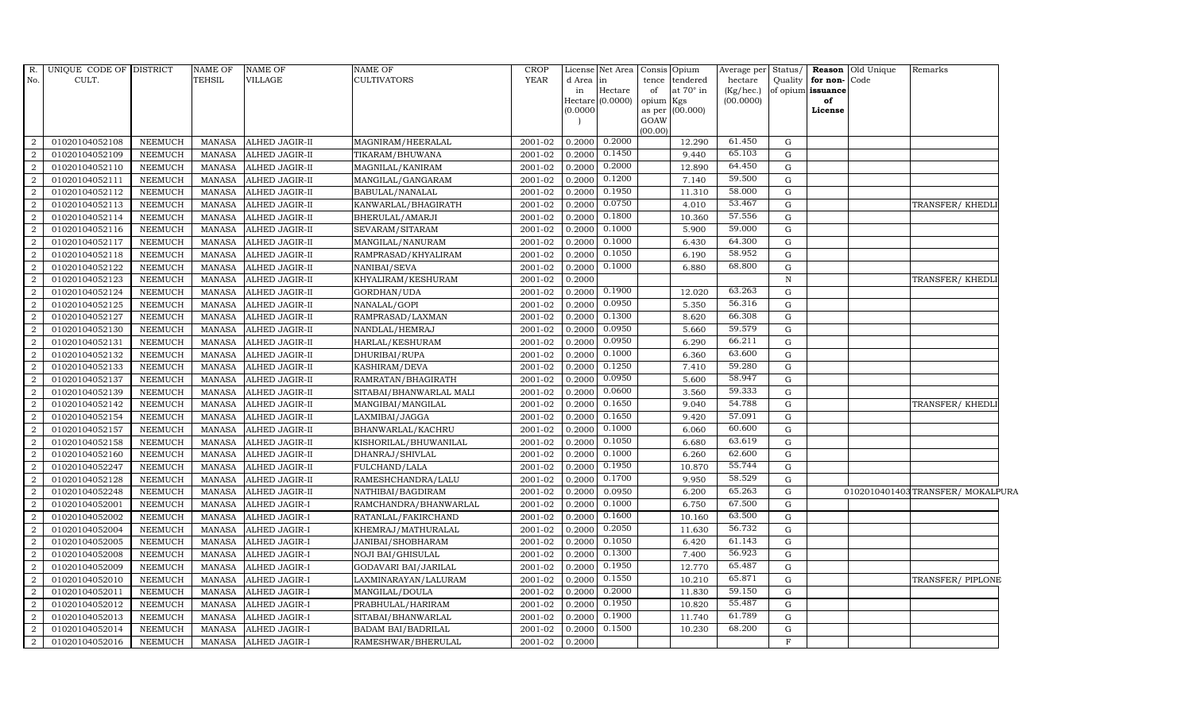| R. No. | UNIQUE CODE OF CULT. | DISTRICT | NAME OF TEHSIL | NAME OF VILLAGE | NAME OF CULTIVATORS | CROP YEAR | License d Area in Hectare (0.0000) | Net Area in Hectare (0.0000) | Consis tence of opium as per GOAW (00.00) | Opium tendered at 70° in Kgs (00.000) | Average per hectare (Kg/hec.) (00.0000) | Status/ Quality of opium | Reason for non-issuance of License | Old Unique Code | Remarks |
|---|---|---|---|---|---|---|---|---|---|---|---|---|---|---|---|
| 2 | 01020104052108 | NEEMUCH | MANASA | ALHED JAGIR-II | MAGNIRAM/HEERALAL | 2001-02 | 0.2000 | 0.2000 | | 12.290 | 61.450 | G | | | |
| 2 | 01020104052109 | NEEMUCH | MANASA | ALHED JAGIR-II | TIKARAM/BHUWANA | 2001-02 | 0.2000 | 0.1450 | | 9.440 | 65.103 | G | | | |
| 2 | 01020104052110 | NEEMUCH | MANASA | ALHED JAGIR-II | MAGNILAL/KANIRAM | 2001-02 | 0.2000 | 0.2000 | | 12.890 | 64.450 | G | | | |
| 2 | 01020104052111 | NEEMUCH | MANASA | ALHED JAGIR-II | MANGILAL/GANGARAM | 2001-02 | 0.2000 | 0.1200 | | 7.140 | 59.500 | G | | | |
| 2 | 01020104052112 | NEEMUCH | MANASA | ALHED JAGIR-II | BABULAL/NANALAL | 2001-02 | 0.2000 | 0.1950 | | 11.310 | 58.000 | G | | | |
| 2 | 01020104052113 | NEEMUCH | MANASA | ALHED JAGIR-II | KANWARLAL/BHAGIRATH | 2001-02 | 0.2000 | 0.0750 | | 4.010 | 53.467 | G | | | TRANSFER/ KHEDLI |
| 2 | 01020104052114 | NEEMUCH | MANASA | ALHED JAGIR-II | BHERULAL/AMARJI | 2001-02 | 0.2000 | 0.1800 | | 10.360 | 57.556 | G | | | |
| 2 | 01020104052116 | NEEMUCH | MANASA | ALHED JAGIR-II | SEVARAM/SITARAM | 2001-02 | 0.2000 | 0.1000 | | 5.900 | 59.000 | G | | | |
| 2 | 01020104052117 | NEEMUCH | MANASA | ALHED JAGIR-II | MANGILAL/NANURAM | 2001-02 | 0.2000 | 0.1000 | | 6.430 | 64.300 | G | | | |
| 2 | 01020104052118 | NEEMUCH | MANASA | ALHED JAGIR-II | RAMPRASAD/KHYALIRAM | 2001-02 | 0.2000 | 0.1050 | | 6.190 | 58.952 | G | | | |
| 2 | 01020104052122 | NEEMUCH | MANASA | ALHED JAGIR-II | NANIBAI/SEVA | 2001-02 | 0.2000 | 0.1000 | | 6.880 | 68.800 | G | | | |
| 2 | 01020104052123 | NEEMUCH | MANASA | ALHED JAGIR-II | KHYALIRAM/KESHURAM | 2001-02 | 0.2000 | | | | | N | | | TRANSFER/ KHEDLI |
| 2 | 01020104052124 | NEEMUCH | MANASA | ALHED JAGIR-II | GORDHAN/UDA | 2001-02 | 0.2000 | 0.1900 | | 12.020 | 63.263 | G | | | |
| 2 | 01020104052125 | NEEMUCH | MANASA | ALHED JAGIR-II | NANALAL/GOPI | 2001-02 | 0.2000 | 0.0950 | | 5.350 | 56.316 | G | | | |
| 2 | 01020104052127 | NEEMUCH | MANASA | ALHED JAGIR-II | RAMPRASAD/LAXMAN | 2001-02 | 0.2000 | 0.1300 | | 8.620 | 66.308 | G | | | |
| 2 | 01020104052130 | NEEMUCH | MANASA | ALHED JAGIR-II | NANDLAL/HEMRAJ | 2001-02 | 0.2000 | 0.0950 | | 5.660 | 59.579 | G | | | |
| 2 | 01020104052131 | NEEMUCH | MANASA | ALHED JAGIR-II | HARLAL/KESHURAM | 2001-02 | 0.2000 | 0.0950 | | 6.290 | 66.211 | G | | | |
| 2 | 01020104052132 | NEEMUCH | MANASA | ALHED JAGIR-II | DHURIBAI/RUPA | 2001-02 | 0.2000 | 0.1000 | | 6.360 | 63.600 | G | | | |
| 2 | 01020104052133 | NEEMUCH | MANASA | ALHED JAGIR-II | KASHIRAM/DEVA | 2001-02 | 0.2000 | 0.1250 | | 7.410 | 59.280 | G | | | |
| 2 | 01020104052137 | NEEMUCH | MANASA | ALHED JAGIR-II | RAMRATAN/BHAGIRATH | 2001-02 | 0.2000 | 0.0950 | | 5.600 | 58.947 | G | | | |
| 2 | 01020104052139 | NEEMUCH | MANASA | ALHED JAGIR-II | SITABAI/BHANWARLAL MALI | 2001-02 | 0.2000 | 0.0600 | | 3.560 | 59.333 | G | | | |
| 2 | 01020104052142 | NEEMUCH | MANASA | ALHED JAGIR-II | MANGIBAI/MANGILAL | 2001-02 | 0.2000 | 0.1650 | | 9.040 | 54.788 | G | | | TRANSFER/ KHEDLI |
| 2 | 01020104052154 | NEEMUCH | MANASA | ALHED JAGIR-II | LAXMIBAI/JAGGA | 2001-02 | 0.2000 | 0.1650 | | 9.420 | 57.091 | G | | | |
| 2 | 01020104052157 | NEEMUCH | MANASA | ALHED JAGIR-II | BHANWARLAL/KACHRU | 2001-02 | 0.2000 | 0.1000 | | 6.060 | 60.600 | G | | | |
| 2 | 01020104052158 | NEEMUCH | MANASA | ALHED JAGIR-II | KISHORILAL/BHUWANILAL | 2001-02 | 0.2000 | 0.1050 | | 6.680 | 63.619 | G | | | |
| 2 | 01020104052160 | NEEMUCH | MANASA | ALHED JAGIR-II | DHANRAJ/SHIVLAL | 2001-02 | 0.2000 | 0.1000 | | 6.260 | 62.600 | G | | | |
| 2 | 01020104052247 | NEEMUCH | MANASA | ALHED JAGIR-II | FULCHAND/LALA | 2001-02 | 0.2000 | 0.1950 | | 10.870 | 55.744 | G | | | |
| 2 | 01020104052128 | NEEMUCH | MANASA | ALHED JAGIR-II | RAMESHCHANDRA/LALU | 2001-02 | 0.2000 | 0.1700 | | 9.950 | 58.529 | G | | | |
| 2 | 01020104052248 | NEEMUCH | MANASA | ALHED JAGIR-II | NATHIBAI/BAGDIRAM | 2001-02 | 0.2000 | 0.0950 | | 6.200 | 65.263 | G | | 0102010401403 | TRANSFER/ MOKALPURA |
| 2 | 01020104052001 | NEEMUCH | MANASA | ALHED JAGIR-I | RAMCHANDRA/BHANWARLAL | 2001-02 | 0.2000 | 0.1000 | | 6.750 | 67.500 | G | | | |
| 2 | 01020104052002 | NEEMUCH | MANASA | ALHED JAGIR-I | RATANLAL/FAKIRCHAND | 2001-02 | 0.2000 | 0.1600 | | 10.160 | 63.500 | G | | | |
| 2 | 01020104052004 | NEEMUCH | MANASA | ALHED JAGIR-I | KHEMRAJ/MATHURALAL | 2001-02 | 0.2000 | 0.2050 | | 11.630 | 56.732 | G | | | |
| 2 | 01020104052005 | NEEMUCH | MANASA | ALHED JAGIR-I | JANIBAI/SHOBHARAM | 2001-02 | 0.2000 | 0.1050 | | 6.420 | 61.143 | G | | | |
| 2 | 01020104052008 | NEEMUCH | MANASA | ALHED JAGIR-I | NOJI BAI/GHISULAL | 2001-02 | 0.2000 | 0.1300 | | 7.400 | 56.923 | G | | | |
| 2 | 01020104052009 | NEEMUCH | MANASA | ALHED JAGIR-I | GODAVARI BAI/JARILAL | 2001-02 | 0.2000 | 0.1950 | | 12.770 | 65.487 | G | | | |
| 2 | 01020104052010 | NEEMUCH | MANASA | ALHED JAGIR-I | LAXMINARAYAN/LALURAM | 2001-02 | 0.2000 | 0.1550 | | 10.210 | 65.871 | G | | | TRANSFER/ PIPLONE |
| 2 | 01020104052011 | NEEMUCH | MANASA | ALHED JAGIR-I | MANGILAL/DOULA | 2001-02 | 0.2000 | 0.2000 | | 11.830 | 59.150 | G | | | |
| 2 | 01020104052012 | NEEMUCH | MANASA | ALHED JAGIR-I | PRABHULAL/HARIRAM | 2001-02 | 0.2000 | 0.1950 | | 10.820 | 55.487 | G | | | |
| 2 | 01020104052013 | NEEMUCH | MANASA | ALHED JAGIR-I | SITABAI/BHANWARLAL | 2001-02 | 0.2000 | 0.1900 | | 11.740 | 61.789 | G | | | |
| 2 | 01020104052014 | NEEMUCH | MANASA | ALHED JAGIR-I | BADAM BAI/BADRILAL | 2001-02 | 0.2000 | 0.1500 | | 10.230 | 68.200 | G | | | |
| 2 | 01020104052016 | NEEMUCH | MANASA | ALHED JAGIR-I | RAMESHWAR/BHERULAL | 2001-02 | 0.2000 | | | | | F | | | |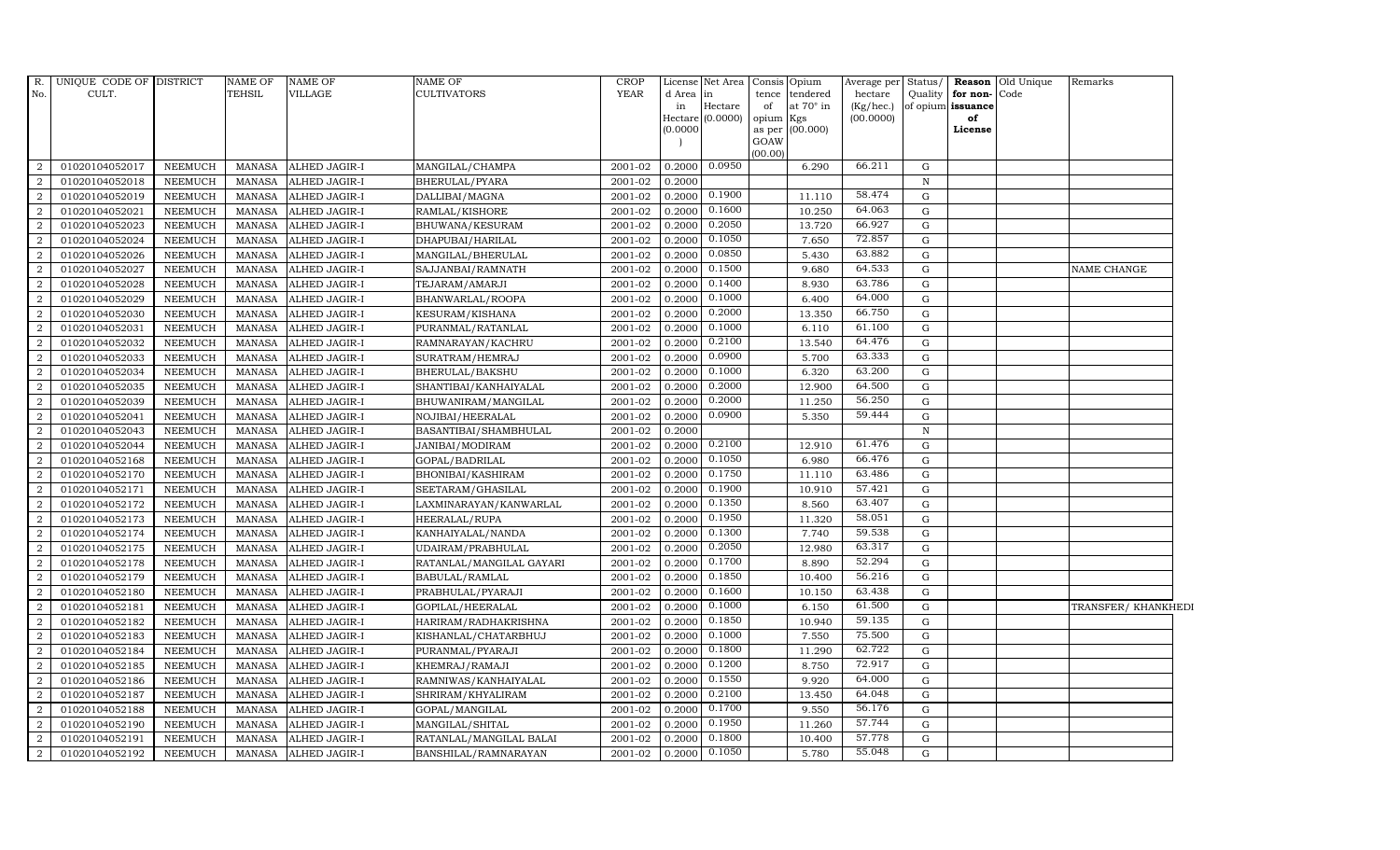| R. No. | UNIQUE CODE OF CULT. | DISTRICT | NAME OF TEHSIL | NAME OF VILLAGE | NAME OF CULTIVATORS | CROP YEAR | License d Area in Hectare (0.0000) | Net Area in Hectare (0.0000) | Consis tence of opium as per GOAW (00.00) | Opium tendered at 70° in Kgs (00.000) | Average per hectare (Kg/hec.) (00.0000) | Status/ Quality of opium | Reason for non-issuance of License | Old Unique Code | Remarks |
|---|---|---|---|---|---|---|---|---|---|---|---|---|---|---|---|
| 2 | 01020104052017 | NEEMUCH | MANASA | ALHED JAGIR-I | MANGILAL/CHAMPA | 2001-02 | 0.2000 | 0.0950 | | 6.290 | 66.211 | G | | | |
| 2 | 01020104052018 | NEEMUCH | MANASA | ALHED JAGIR-I | BHERULAL/PYARA | 2001-02 | 0.2000 | | | | | N | | | |
| 2 | 01020104052019 | NEEMUCH | MANASA | ALHED JAGIR-I | DALLIBAI/MAGNA | 2001-02 | 0.2000 | 0.1900 | | 11.110 | 58.474 | G | | | |
| 2 | 01020104052021 | NEEMUCH | MANASA | ALHED JAGIR-I | RAMLAL/KISHORE | 2001-02 | 0.2000 | 0.1600 | | 10.250 | 64.063 | G | | | |
| 2 | 01020104052023 | NEEMUCH | MANASA | ALHED JAGIR-I | BHUWANA/KESURAM | 2001-02 | 0.2000 | 0.2050 | | 13.720 | 66.927 | G | | | |
| 2 | 01020104052024 | NEEMUCH | MANASA | ALHED JAGIR-I | DHAPUBAI/HARILAL | 2001-02 | 0.2000 | 0.1050 | | 7.650 | 72.857 | G | | | |
| 2 | 01020104052026 | NEEMUCH | MANASA | ALHED JAGIR-I | MANGILAL/BHERULAL | 2001-02 | 0.2000 | 0.0850 | | 5.430 | 63.882 | G | | | |
| 2 | 01020104052027 | NEEMUCH | MANASA | ALHED JAGIR-I | SAJJANBAI/RAMNATH | 2001-02 | 0.2000 | 0.1500 | | 9.680 | 64.533 | G | | | NAME CHANGE |
| 2 | 01020104052028 | NEEMUCH | MANASA | ALHED JAGIR-I | TEJARAM/AMARJI | 2001-02 | 0.2000 | 0.1400 | | 8.930 | 63.786 | G | | | |
| 2 | 01020104052029 | NEEMUCH | MANASA | ALHED JAGIR-I | BHANWARLAL/ROOPA | 2001-02 | 0.2000 | 0.1000 | | 6.400 | 64.000 | G | | | |
| 2 | 01020104052030 | NEEMUCH | MANASA | ALHED JAGIR-I | KESURAM/KISHANA | 2001-02 | 0.2000 | 0.2000 | | 13.350 | 66.750 | G | | | |
| 2 | 01020104052031 | NEEMUCH | MANASA | ALHED JAGIR-I | PURANMAL/RATANLAL | 2001-02 | 0.2000 | 0.1000 | | 6.110 | 61.100 | G | | | |
| 2 | 01020104052032 | NEEMUCH | MANASA | ALHED JAGIR-I | RAMNARAYAN/KACHRU | 2001-02 | 0.2000 | 0.2100 | | 13.540 | 64.476 | G | | | |
| 2 | 01020104052033 | NEEMUCH | MANASA | ALHED JAGIR-I | SURATRAM/HEMRAJ | 2001-02 | 0.2000 | 0.0900 | | 5.700 | 63.333 | G | | | |
| 2 | 01020104052034 | NEEMUCH | MANASA | ALHED JAGIR-I | BHERULAL/BAKSHU | 2001-02 | 0.2000 | 0.1000 | | 6.320 | 63.200 | G | | | |
| 2 | 01020104052035 | NEEMUCH | MANASA | ALHED JAGIR-I | SHANTIBAI/KANHAIYALAL | 2001-02 | 0.2000 | 0.2000 | | 12.900 | 64.500 | G | | | |
| 2 | 01020104052039 | NEEMUCH | MANASA | ALHED JAGIR-I | BHUWANIRAM/MANGILAL | 2001-02 | 0.2000 | 0.2000 | | 11.250 | 56.250 | G | | | |
| 2 | 01020104052041 | NEEMUCH | MANASA | ALHED JAGIR-I | NOJIBAI/HEERALAL | 2001-02 | 0.2000 | 0.0900 | | 5.350 | 59.444 | G | | | |
| 2 | 01020104052043 | NEEMUCH | MANASA | ALHED JAGIR-I | BASANTIBAI/SHAMBHULAL | 2001-02 | 0.2000 | | | | | N | | | |
| 2 | 01020104052044 | NEEMUCH | MANASA | ALHED JAGIR-I | JANIBAI/MODIRAM | 2001-02 | 0.2000 | 0.2100 | | 12.910 | 61.476 | G | | | |
| 2 | 01020104052168 | NEEMUCH | MANASA | ALHED JAGIR-I | GOPAL/BADRILAL | 2001-02 | 0.2000 | 0.1050 | | 6.980 | 66.476 | G | | | |
| 2 | 01020104052170 | NEEMUCH | MANASA | ALHED JAGIR-I | BHONIBAI/KASHIRAM | 2001-02 | 0.2000 | 0.1750 | | 11.110 | 63.486 | G | | | |
| 2 | 01020104052171 | NEEMUCH | MANASA | ALHED JAGIR-I | SEETARAM/GHASILAL | 2001-02 | 0.2000 | 0.1900 | | 10.910 | 57.421 | G | | | |
| 2 | 01020104052172 | NEEMUCH | MANASA | ALHED JAGIR-I | LAXMINARAYAN/KANWARLAL | 2001-02 | 0.2000 | 0.1350 | | 8.560 | 63.407 | G | | | |
| 2 | 01020104052173 | NEEMUCH | MANASA | ALHED JAGIR-I | HEERALAL/RUPA | 2001-02 | 0.2000 | 0.1950 | | 11.320 | 58.051 | G | | | |
| 2 | 01020104052174 | NEEMUCH | MANASA | ALHED JAGIR-I | KANHAIYALAL/NANDA | 2001-02 | 0.2000 | 0.1300 | | 7.740 | 59.538 | G | | | |
| 2 | 01020104052175 | NEEMUCH | MANASA | ALHED JAGIR-I | UDAIRAM/PRABHULAL | 2001-02 | 0.2000 | 0.2050 | | 12.980 | 63.317 | G | | | |
| 2 | 01020104052178 | NEEMUCH | MANASA | ALHED JAGIR-I | RATANLAL/MANGILAL GAYARI | 2001-02 | 0.2000 | 0.1700 | | 8.890 | 52.294 | G | | | |
| 2 | 01020104052179 | NEEMUCH | MANASA | ALHED JAGIR-I | BABULAL/RAMLAL | 2001-02 | 0.2000 | 0.1850 | | 10.400 | 56.216 | G | | | |
| 2 | 01020104052180 | NEEMUCH | MANASA | ALHED JAGIR-I | PRABHULAL/PYARAJI | 2001-02 | 0.2000 | 0.1600 | | 10.150 | 63.438 | G | | | |
| 2 | 01020104052181 | NEEMUCH | MANASA | ALHED JAGIR-I | GOPILAL/HEERALAL | 2001-02 | 0.2000 | 0.1000 | | 6.150 | 61.500 | G | | | TRANSFER/ KHANKHEDI |
| 2 | 01020104052182 | NEEMUCH | MANASA | ALHED JAGIR-I | HARIRAM/RADHAKRISHNA | 2001-02 | 0.2000 | 0.1850 | | 10.940 | 59.135 | G | | | |
| 2 | 01020104052183 | NEEMUCH | MANASA | ALHED JAGIR-I | KISHANLAL/CHATARBHUJ | 2001-02 | 0.2000 | 0.1000 | | 7.550 | 75.500 | G | | | |
| 2 | 01020104052184 | NEEMUCH | MANASA | ALHED JAGIR-I | PURANMAL/PYARAJI | 2001-02 | 0.2000 | 0.1800 | | 11.290 | 62.722 | G | | | |
| 2 | 01020104052185 | NEEMUCH | MANASA | ALHED JAGIR-I | KHEMRAJ/RAMAJI | 2001-02 | 0.2000 | 0.1200 | | 8.750 | 72.917 | G | | | |
| 2 | 01020104052186 | NEEMUCH | MANASA | ALHED JAGIR-I | RAMNIWAS/KANHAIYALAL | 2001-02 | 0.2000 | 0.1550 | | 9.920 | 64.000 | G | | | |
| 2 | 01020104052187 | NEEMUCH | MANASA | ALHED JAGIR-I | SHRIRAM/KHYALIRAM | 2001-02 | 0.2000 | 0.2100 | | 13.450 | 64.048 | G | | | |
| 2 | 01020104052188 | NEEMUCH | MANASA | ALHED JAGIR-I | GOPAL/MANGILAL | 2001-02 | 0.2000 | 0.1700 | | 9.550 | 56.176 | G | | | |
| 2 | 01020104052190 | NEEMUCH | MANASA | ALHED JAGIR-I | MANGILAL/SHITAL | 2001-02 | 0.2000 | 0.1950 | | 11.260 | 57.744 | G | | | |
| 2 | 01020104052191 | NEEMUCH | MANASA | ALHED JAGIR-I | RATANLAL/MANGILAL BALAI | 2001-02 | 0.2000 | 0.1800 | | 10.400 | 57.778 | G | | | |
| 2 | 01020104052192 | NEEMUCH | MANASA | ALHED JAGIR-I | BANSHILAL/RAMNARAYAN | 2001-02 | 0.2000 | 0.1050 | | 5.780 | 55.048 | G | | | |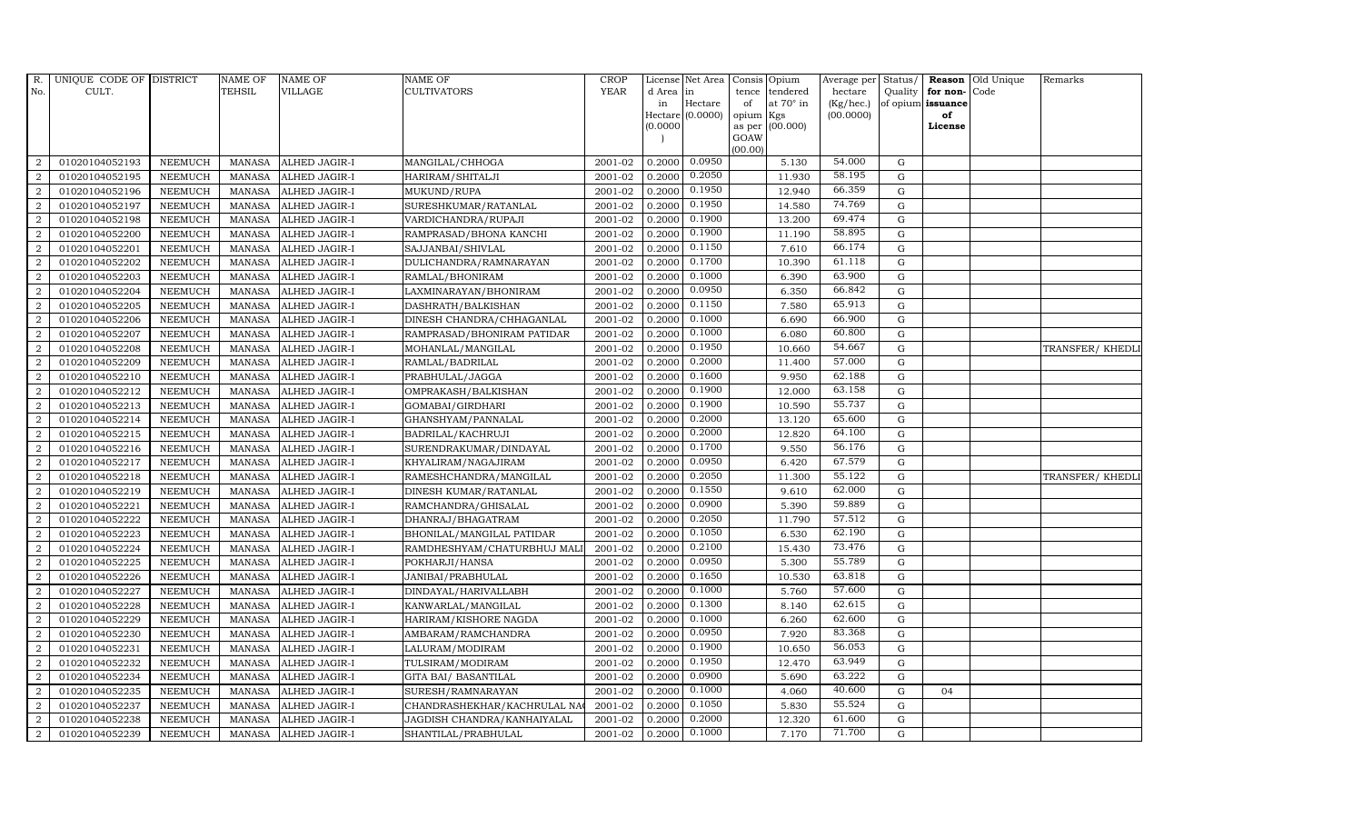| R. No. | UNIQUE CODE OF CULT. | DISTRICT | NAME OF TEHSIL | NAME OF VILLAGE | NAME OF CULTIVATORS | CROP YEAR | License d Area in Hectare (0.0000) | Net Area in Hectare (0.0000) | Consis tence of opium as per GOAW (00.00) | Opium tendered at 70° in Kgs (00.000) | Average per hectare (Kg/hec.) (00.0000) | Status/ Quality of opium | Reason for non-issuance of License | Old Unique Code | Remarks |
|---|---|---|---|---|---|---|---|---|---|---|---|---|---|---|---|
| 2 | 01020104052193 | NEEMUCH | MANASA | ALHED JAGIR-I | MANGILAL/CHHOGA | 2001-02 | 0.2000 | 0.0950 | | 5.130 | 54.000 | G | | | |
| 2 | 01020104052195 | NEEMUCH | MANASA | ALHED JAGIR-I | HARIRAM/SHITALJI | 2001-02 | 0.2000 | 0.2050 | | 11.930 | 58.195 | G | | | |
| 2 | 01020104052196 | NEEMUCH | MANASA | ALHED JAGIR-I | MUKUND/RUPA | 2001-02 | 0.2000 | 0.1950 | | 12.940 | 66.359 | G | | | |
| 2 | 01020104052197 | NEEMUCH | MANASA | ALHED JAGIR-I | SURESHKUMAR/RATANLAL | 2001-02 | 0.2000 | 0.1950 | | 14.580 | 74.769 | G | | | |
| 2 | 01020104052198 | NEEMUCH | MANASA | ALHED JAGIR-I | VARDICHANDRA/RUPAJI | 2001-02 | 0.2000 | 0.1900 | | 13.200 | 69.474 | G | | | |
| 2 | 01020104052200 | NEEMUCH | MANASA | ALHED JAGIR-I | RAMPRASAD/BHONA KANCHI | 2001-02 | 0.2000 | 0.1900 | | 11.190 | 58.895 | G | | | |
| 2 | 01020104052201 | NEEMUCH | MANASA | ALHED JAGIR-I | SAJJANBAI/SHIVLAL | 2001-02 | 0.2000 | 0.1150 | | 7.610 | 66.174 | G | | | |
| 2 | 01020104052202 | NEEMUCH | MANASA | ALHED JAGIR-I | DULICHANDRA/RAMNARAYAN | 2001-02 | 0.2000 | 0.1700 | | 10.390 | 61.118 | G | | | |
| 2 | 01020104052203 | NEEMUCH | MANASA | ALHED JAGIR-I | RAMLAL/BHONIRAM | 2001-02 | 0.2000 | 0.1000 | | 6.390 | 63.900 | G | | | |
| 2 | 01020104052204 | NEEMUCH | MANASA | ALHED JAGIR-I | LAXMINARAYAN/BHONIRAM | 2001-02 | 0.2000 | 0.0950 | | 6.350 | 66.842 | G | | | |
| 2 | 01020104052205 | NEEMUCH | MANASA | ALHED JAGIR-I | DASHRATH/BALKISHAN | 2001-02 | 0.2000 | 0.1150 | | 7.580 | 65.913 | G | | | |
| 2 | 01020104052206 | NEEMUCH | MANASA | ALHED JAGIR-I | DINESH CHANDRA/CHHAGANLAL | 2001-02 | 0.2000 | 0.1000 | | 6.690 | 66.900 | G | | | |
| 2 | 01020104052207 | NEEMUCH | MANASA | ALHED JAGIR-I | RAMPRASAD/BHONIRAM PATIDAR | 2001-02 | 0.2000 | 0.1000 | | 6.080 | 60.800 | G | | | |
| 2 | 01020104052208 | NEEMUCH | MANASA | ALHED JAGIR-I | MOHANLAL/MANGILAL | 2001-02 | 0.2000 | 0.1950 | | 10.660 | 54.667 | G | | | TRANSFER/ KHEDLI |
| 2 | 01020104052209 | NEEMUCH | MANASA | ALHED JAGIR-I | RAMLAL/BADRILAL | 2001-02 | 0.2000 | 0.2000 | | 11.400 | 57.000 | G | | | |
| 2 | 01020104052210 | NEEMUCH | MANASA | ALHED JAGIR-I | PRABHULAL/JAGGA | 2001-02 | 0.2000 | 0.1600 | | 9.950 | 62.188 | G | | | |
| 2 | 01020104052212 | NEEMUCH | MANASA | ALHED JAGIR-I | OMPRAKASH/BALKISHAN | 2001-02 | 0.2000 | 0.1900 | | 12.000 | 63.158 | G | | | |
| 2 | 01020104052213 | NEEMUCH | MANASA | ALHED JAGIR-I | GOMABAI/GIRDHARI | 2001-02 | 0.2000 | 0.1900 | | 10.590 | 55.737 | G | | | |
| 2 | 01020104052214 | NEEMUCH | MANASA | ALHED JAGIR-I | GHANSHYAM/PANNALAL | 2001-02 | 0.2000 | 0.2000 | | 13.120 | 65.600 | G | | | |
| 2 | 01020104052215 | NEEMUCH | MANASA | ALHED JAGIR-I | BADRILAL/KACHRUJI | 2001-02 | 0.2000 | 0.2000 | | 12.820 | 64.100 | G | | | |
| 2 | 01020104052216 | NEEMUCH | MANASA | ALHED JAGIR-I | SURENDRAKUMAR/DINDAYAL | 2001-02 | 0.2000 | 0.1700 | | 9.550 | 56.176 | G | | | |
| 2 | 01020104052217 | NEEMUCH | MANASA | ALHED JAGIR-I | KHYALIRAM/NAGAJIRAM | 2001-02 | 0.2000 | 0.0950 | | 6.420 | 67.579 | G | | | |
| 2 | 01020104052218 | NEEMUCH | MANASA | ALHED JAGIR-I | RAMESHCHANDRA/MANGILAL | 2001-02 | 0.2000 | 0.2050 | | 11.300 | 55.122 | G | | | TRANSFER/ KHEDLI |
| 2 | 01020104052219 | NEEMUCH | MANASA | ALHED JAGIR-I | DINESH KUMAR/RATANLAL | 2001-02 | 0.2000 | 0.1550 | | 9.610 | 62.000 | G | | | |
| 2 | 01020104052221 | NEEMUCH | MANASA | ALHED JAGIR-I | RAMCHANDRA/GHISALAL | 2001-02 | 0.2000 | 0.0900 | | 5.390 | 59.889 | G | | | |
| 2 | 01020104052222 | NEEMUCH | MANASA | ALHED JAGIR-I | DHANRAJ/BHAGATRAM | 2001-02 | 0.2000 | 0.2050 | | 11.790 | 57.512 | G | | | |
| 2 | 01020104052223 | NEEMUCH | MANASA | ALHED JAGIR-I | BHONILAL/MANGILAL PATIDAR | 2001-02 | 0.2000 | 0.1050 | | 6.530 | 62.190 | G | | | |
| 2 | 01020104052224 | NEEMUCH | MANASA | ALHED JAGIR-I | RAMDHESHYAM/CHATURBHUJ MALI | 2001-02 | 0.2000 | 0.2100 | | 15.430 | 73.476 | G | | | |
| 2 | 01020104052225 | NEEMUCH | MANASA | ALHED JAGIR-I | POKHARJI/HANSA | 2001-02 | 0.2000 | 0.0950 | | 5.300 | 55.789 | G | | | |
| 2 | 01020104052226 | NEEMUCH | MANASA | ALHED JAGIR-I | JANIBAI/PRABHULAL | 2001-02 | 0.2000 | 0.1650 | | 10.530 | 63.818 | G | | | |
| 2 | 01020104052227 | NEEMUCH | MANASA | ALHED JAGIR-I | DINDAYAL/HARIVALLABH | 2001-02 | 0.2000 | 0.1000 | | 5.760 | 57.600 | G | | | |
| 2 | 01020104052228 | NEEMUCH | MANASA | ALHED JAGIR-I | KANWARLAL/MANGILAL | 2001-02 | 0.2000 | 0.1300 | | 8.140 | 62.615 | G | | | |
| 2 | 01020104052229 | NEEMUCH | MANASA | ALHED JAGIR-I | HARIRAM/KISHORE NAGDA | 2001-02 | 0.2000 | 0.1000 | | 6.260 | 62.600 | G | | | |
| 2 | 01020104052230 | NEEMUCH | MANASA | ALHED JAGIR-I | AMBARAM/RAMCHANDRA | 2001-02 | 0.2000 | 0.0950 | | 7.920 | 83.368 | G | | | |
| 2 | 01020104052231 | NEEMUCH | MANASA | ALHED JAGIR-I | LALURAM/MODIRAM | 2001-02 | 0.2000 | 0.1900 | | 10.650 | 56.053 | G | | | |
| 2 | 01020104052232 | NEEMUCH | MANASA | ALHED JAGIR-I | TULSIRAM/MODIRAM | 2001-02 | 0.2000 | 0.1950 | | 12.470 | 63.949 | G | | | |
| 2 | 01020104052234 | NEEMUCH | MANASA | ALHED JAGIR-I | GITA BAI/ BASANTILAL | 2001-02 | 0.2000 | 0.0900 | | 5.690 | 63.222 | G | | | |
| 2 | 01020104052235 | NEEMUCH | MANASA | ALHED JAGIR-I | SURESH/RAMNARAYAN | 2001-02 | 0.2000 | 0.1000 | | 4.060 | 40.600 | G | 04 | | |
| 2 | 01020104052237 | NEEMUCH | MANASA | ALHED JAGIR-I | CHANDRASHEKHAR/KACHRULAL NA | 2001-02 | 0.2000 | 0.1050 | | 5.830 | 55.524 | G | | | |
| 2 | 01020104052238 | NEEMUCH | MANASA | ALHED JAGIR-I | JAGDISH CHANDRA/KANHAIYALAL | 2001-02 | 0.2000 | 0.2000 | | 12.320 | 61.600 | G | | | |
| 2 | 01020104052239 | NEEMUCH | MANASA | ALHED JAGIR-I | SHANTILAL/PRABHULAL | 2001-02 | 0.2000 | 0.1000 | | 7.170 | 71.700 | G | | | |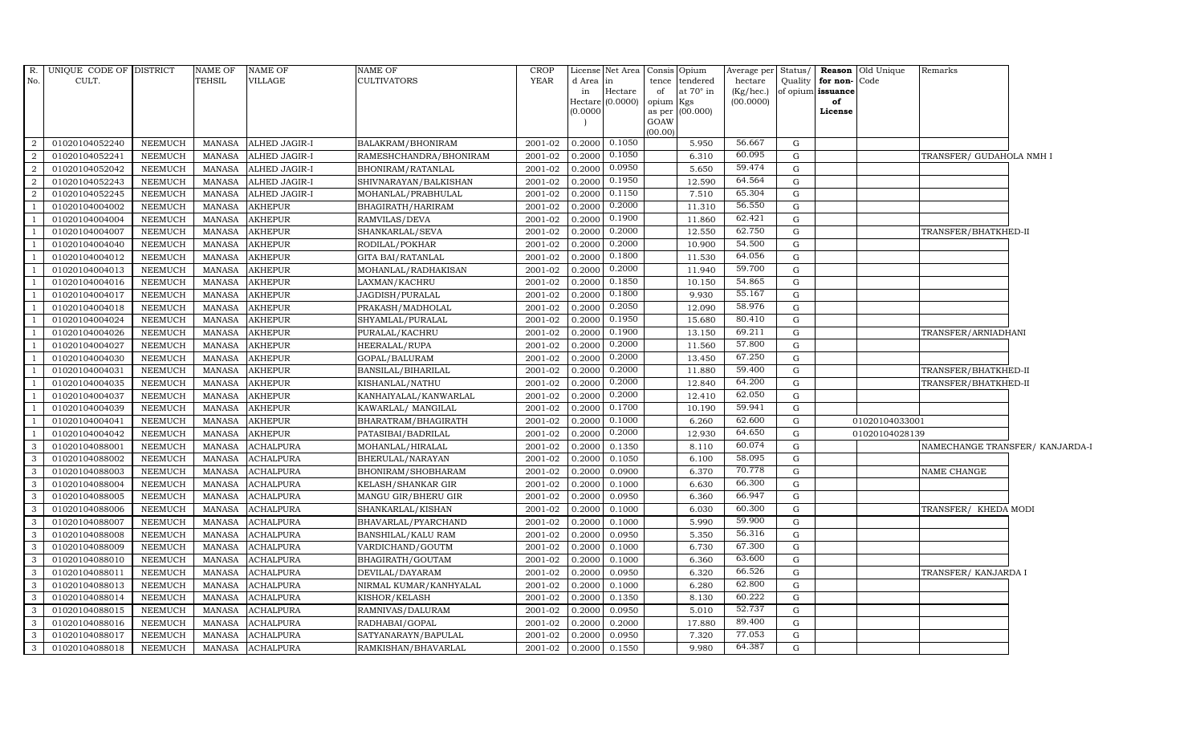| R. No. | UNIQUE CODE OF CULT. | DISTRICT | NAME OF TEHSIL | NAME OF VILLAGE | NAME OF CULTIVATORS | CROP YEAR | License d Area in Hectare (0.0000) | Net Area in Hectare (0.0000) | Consis tence of opium as per GOAW (00.00) | Opium tendered at 70° in Kgs (00.000) | Average per hectare (Kg/hec.) (00.0000) | Status/ Quality of opium | Reason for non-issuance of License | Old Unique Code | Remarks |
|---|---|---|---|---|---|---|---|---|---|---|---|---|---|---|---|
| 2 | 01020104052240 | NEEMUCH | MANASA | ALHED JAGIR-I | BALAKRAM/BHONIRAM | 2001-02 | 0.2000 | 0.1050 | | 5.950 | 56.667 | G | | | |
| 2 | 01020104052241 | NEEMUCH | MANASA | ALHED JAGIR-I | RAMESHCHANDRA/BHONIRAM | 2001-02 | 0.2000 | 0.1050 | | 6.310 | 60.095 | G | | | TRANSFER/ GUDAHOLA NMH I |
| 2 | 01020104052042 | NEEMUCH | MANASA | ALHED JAGIR-I | BHONIRAM/RATANLAL | 2001-02 | 0.2000 | 0.0950 | | 5.650 | 59.474 | G | | | |
| 2 | 01020104052243 | NEEMUCH | MANASA | ALHED JAGIR-I | SHIVNARAYAN/BALKISHAN | 2001-02 | 0.2000 | 0.1950 | | 12.590 | 64.564 | G | | | |
| 2 | 01020104052245 | NEEMUCH | MANASA | ALHED JAGIR-I | MOHANLAL/PRABHULAL | 2001-02 | 0.2000 | 0.1150 | | 7.510 | 65.304 | G | | | |
| 1 | 01020104004002 | NEEMUCH | MANASA | AKHEPUR | BHAGIRATH/HARIRAM | 2001-02 | 0.2000 | 0.2000 | | 11.310 | 56.550 | G | | | |
| 1 | 01020104004004 | NEEMUCH | MANASA | AKHEPUR | RAMVILAS/DEVA | 2001-02 | 0.2000 | 0.1900 | | 11.860 | 62.421 | G | | | |
| 1 | 01020104004007 | NEEMUCH | MANASA | AKHEPUR | SHANKARLAL/SEVA | 2001-02 | 0.2000 | 0.2000 | | 12.550 | 62.750 | G | | | TRANSFER/BHATKHED-II |
| 1 | 01020104004040 | NEEMUCH | MANASA | AKHEPUR | RODILAL/POKHAR | 2001-02 | 0.2000 | 0.2000 | | 10.900 | 54.500 | G | | | |
| 1 | 01020104004012 | NEEMUCH | MANASA | AKHEPUR | GITA BAI/RATANLAL | 2001-02 | 0.2000 | 0.1800 | | 11.530 | 64.056 | G | | | |
| 1 | 01020104004013 | NEEMUCH | MANASA | AKHEPUR | MOHANLAL/RADHAKISAN | 2001-02 | 0.2000 | 0.2000 | | 11.940 | 59.700 | G | | | |
| 1 | 01020104004016 | NEEMUCH | MANASA | AKHEPUR | LAXMAN/KACHRU | 2001-02 | 0.2000 | 0.1850 | | 10.150 | 54.865 | G | | | |
| 1 | 01020104004017 | NEEMUCH | MANASA | AKHEPUR | JAGDISH/PURALAL | 2001-02 | 0.2000 | 0.1800 | | 9.930 | 55.167 | G | | | |
| 1 | 01020104004018 | NEEMUCH | MANASA | AKHEPUR | PRAKASH/MADHOLAL | 2001-02 | 0.2000 | 0.2050 | | 12.090 | 58.976 | G | | | |
| 1 | 01020104004024 | NEEMUCH | MANASA | AKHEPUR | SHYAMLAL/PURALAL | 2001-02 | 0.2000 | 0.1950 | | 15.680 | 80.410 | G | | | |
| 1 | 01020104004026 | NEEMUCH | MANASA | AKHEPUR | PURALAL/KACHRU | 2001-02 | 0.2000 | 0.1900 | | 13.150 | 69.211 | G | | | TRANSFER/ARNIADHANI |
| 1 | 01020104004027 | NEEMUCH | MANASA | AKHEPUR | HEERALAL/RUPA | 2001-02 | 0.2000 | 0.2000 | | 11.560 | 57.800 | G | | | |
| 1 | 01020104004030 | NEEMUCH | MANASA | AKHEPUR | GOPAL/BALURAM | 2001-02 | 0.2000 | 0.2000 | | 13.450 | 67.250 | G | | | |
| 1 | 01020104004031 | NEEMUCH | MANASA | AKHEPUR | BANSILAL/BIHARILAL | 2001-02 | 0.2000 | 0.2000 | | 11.880 | 59.400 | G | | | TRANSFER/BHATKHED-II |
| 1 | 01020104004035 | NEEMUCH | MANASA | AKHEPUR | KISHANLAL/NATHU | 2001-02 | 0.2000 | 0.2000 | | 12.840 | 64.200 | G | | | TRANSFER/BHATKHED-II |
| 1 | 01020104004037 | NEEMUCH | MANASA | AKHEPUR | KANHAIYALAL/KANWARLAL | 2001-02 | 0.2000 | 0.2000 | | 12.410 | 62.050 | G | | | |
| 1 | 01020104004039 | NEEMUCH | MANASA | AKHEPUR | KAWARLAL/ MANGILAL | 2001-02 | 0.2000 | 0.1700 | | 10.190 | 59.941 | G | | | |
| 1 | 01020104004041 | NEEMUCH | MANASA | AKHEPUR | BHARATRAM/BHAGIRATH | 2001-02 | 0.2000 | 0.1000 | | 6.260 | 62.600 | G | | 01020104033001 | |
| 1 | 01020104004042 | NEEMUCH | MANASA | AKHEPUR | PATASIBAI/BADRILAL | 2001-02 | 0.2000 | 0.2000 | | 12.930 | 64.650 | G | | 01020104028139 | |
| 3 | 01020104088001 | NEEMUCH | MANASA | ACHALPURA | MOHANLAL/HIRALAL | 2001-02 | 0.2000 | 0.1350 | | 8.110 | 60.074 | G | | | NAMECHANGE TRANSFER/ KANJARDA-I |
| 3 | 01020104088002 | NEEMUCH | MANASA | ACHALPURA | BHERULAL/NARAYAN | 2001-02 | 0.2000 | 0.1050 | | 6.100 | 58.095 | G | | | |
| 3 | 01020104088003 | NEEMUCH | MANASA | ACHALPURA | BHONIRAM/SHOBHARAM | 2001-02 | 0.2000 | 0.0900 | | 6.370 | 70.778 | G | | | NAME CHANGE |
| 3 | 01020104088004 | NEEMUCH | MANASA | ACHALPURA | KELASH/SHANKAR GIR | 2001-02 | 0.2000 | 0.1000 | | 6.630 | 66.300 | G | | | |
| 3 | 01020104088005 | NEEMUCH | MANASA | ACHALPURA | MANGU GIR/BHERU GIR | 2001-02 | 0.2000 | 0.0950 | | 6.360 | 66.947 | G | | | |
| 3 | 01020104088006 | NEEMUCH | MANASA | ACHALPURA | SHANKARLAL/KISHAN | 2001-02 | 0.2000 | 0.1000 | | 6.030 | 60.300 | G | | | TRANSFER/ KHEDA MODI |
| 3 | 01020104088007 | NEEMUCH | MANASA | ACHALPURA | BHAVARLAL/PYARCHAND | 2001-02 | 0.2000 | 0.1000 | | 5.990 | 59.900 | G | | | |
| 3 | 01020104088008 | NEEMUCH | MANASA | ACHALPURA | BANSHILAL/KALU RAM | 2001-02 | 0.2000 | 0.0950 | | 5.350 | 56.316 | G | | | |
| 3 | 01020104088009 | NEEMUCH | MANASA | ACHALPURA | VARDICHAND/GOUTM | 2001-02 | 0.2000 | 0.1000 | | 6.730 | 67.300 | G | | | |
| 3 | 01020104088010 | NEEMUCH | MANASA | ACHALPURA | BHAGIRATH/GOUTAM | 2001-02 | 0.2000 | 0.1000 | | 6.360 | 63.600 | G | | | |
| 3 | 01020104088011 | NEEMUCH | MANASA | ACHALPURA | DEVILAL/DAYARAM | 2001-02 | 0.2000 | 0.0950 | | 6.320 | 66.526 | G | | | TRANSFER/ KANJARDA I |
| 3 | 01020104088013 | NEEMUCH | MANASA | ACHALPURA | NIRMAL KUMAR/KANHYALAL | 2001-02 | 0.2000 | 0.1000 | | 6.280 | 62.800 | G | | | |
| 3 | 01020104088014 | NEEMUCH | MANASA | ACHALPURA | KISHOR/KELASH | 2001-02 | 0.2000 | 0.1350 | | 8.130 | 60.222 | G | | | |
| 3 | 01020104088015 | NEEMUCH | MANASA | ACHALPURA | RAMNIVAS/DALURAM | 2001-02 | 0.2000 | 0.0950 | | 5.010 | 52.737 | G | | | |
| 3 | 01020104088016 | NEEMUCH | MANASA | ACHALPURA | RADHABAI/GOPAL | 2001-02 | 0.2000 | 0.2000 | | 17.880 | 89.400 | G | | | |
| 3 | 01020104088017 | NEEMUCH | MANASA | ACHALPURA | SATYANARAYN/BAPULAL | 2001-02 | 0.2000 | 0.0950 | | 7.320 | 77.053 | G | | | |
| 3 | 01020104088018 | NEEMUCH | MANASA | ACHALPURA | RAMKISHAN/BHAVARLAL | 2001-02 | 0.2000 | 0.1550 | | 9.980 | 64.387 | G | | | |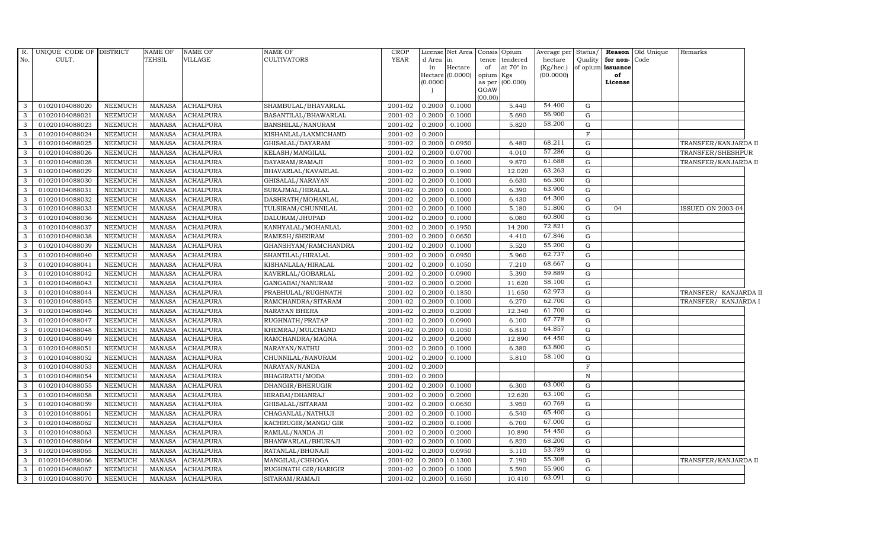| R. No. | UNIQUE CODE OF CULT. | DISTRICT | NAME OF TEHSIL | NAME OF VILLAGE | NAME OF CULTIVATORS | CROP YEAR | License d Area in Hectare (0.0000) | Net Area in Hectare (0.0000) | Consis tence of opium as per GOAW (00.00) | Opium tendered at 70° in Kgs (00.000) | Average per hectare (Kg/hec.) (00.0000) | Status/ Quality of opium | Reason for non-issuance of License | Old Unique Code | Remarks |
|---|---|---|---|---|---|---|---|---|---|---|---|---|---|---|---|
| 3 | 01020104088020 | NEEMUCH | MANASA | ACHALPURA | SHAMBULAL/BHAVARLAL | 2001-02 | 0.2000 | 0.1000 | | 5.440 | 54.400 | G | | | |
| 3 | 01020104088021 | NEEMUCH | MANASA | ACHALPURA | BASANTILAL/BHAWARLAL | 2001-02 | 0.2000 | 0.1000 | | 5.690 | 56.900 | G | | | |
| 3 | 01020104088023 | NEEMUCH | MANASA | ACHALPURA | BANSHILAL/NANURAM | 2001-02 | 0.2000 | 0.1000 | | 5.820 | 58.200 | G | | | |
| 3 | 01020104088024 | NEEMUCH | MANASA | ACHALPURA | KISHANLAL/LAXMICHAND | 2001-02 | 0.2000 | | | | | F | | | |
| 3 | 01020104088025 | NEEMUCH | MANASA | ACHALPURA | GHISALAL/DAYARAM | 2001-02 | 0.2000 | 0.0950 | | 6.480 | 68.211 | G | | | TRANSFER/KANJARDA II |
| 3 | 01020104088026 | NEEMUCH | MANASA | ACHALPURA | KELASH/MANGILAL | 2001-02 | 0.2000 | 0.0700 | | 4.010 | 57.286 | G | | | TRANSFER/SHESHPUR |
| 3 | 01020104088028 | NEEMUCH | MANASA | ACHALPURA | DAYARAM/RAMAJI | 2001-02 | 0.2000 | 0.1600 | | 9.870 | 61.688 | G | | | TRANSFER/KANJARDA II |
| 3 | 01020104088029 | NEEMUCH | MANASA | ACHALPURA | BHAVARLAL/KAVARLAL | 2001-02 | 0.2000 | 0.1900 | | 12.020 | 63.263 | G | | | |
| 3 | 01020104088030 | NEEMUCH | MANASA | ACHALPURA | GHISALAL/NARAYAN | 2001-02 | 0.2000 | 0.1000 | | 6.630 | 66.300 | G | | | |
| 3 | 01020104088031 | NEEMUCH | MANASA | ACHALPURA | SURAJMAL/HIRALAL | 2001-02 | 0.2000 | 0.1000 | | 6.390 | 63.900 | G | | | |
| 3 | 01020104088032 | NEEMUCH | MANASA | ACHALPURA | DASHRATH/MOHANLAL | 2001-02 | 0.2000 | 0.1000 | | 6.430 | 64.300 | G | | | |
| 3 | 01020104088033 | NEEMUCH | MANASA | ACHALPURA | TULSIRAM/CHUNNILAL | 2001-02 | 0.2000 | 0.1000 | | 5.180 | 51.800 | G | 04 | | ISSUED ON 2003-04 |
| 3 | 01020104088036 | NEEMUCH | MANASA | ACHALPURA | DALURAM/JHUPAD | 2001-02 | 0.2000 | 0.1000 | | 6.080 | 60.800 | G | | | |
| 3 | 01020104088037 | NEEMUCH | MANASA | ACHALPURA | KANHYALAL/MOHANLAL | 2001-02 | 0.2000 | 0.1950 | | 14.200 | 72.821 | G | | | |
| 3 | 01020104088038 | NEEMUCH | MANASA | ACHALPURA | RAMESH/SHRIRAM | 2001-02 | 0.2000 | 0.0650 | | 4.410 | 67.846 | G | | | |
| 3 | 01020104088039 | NEEMUCH | MANASA | ACHALPURA | GHANSHYAM/RAMCHANDRA | 2001-02 | 0.2000 | 0.1000 | | 5.520 | 55.200 | G | | | |
| 3 | 01020104088040 | NEEMUCH | MANASA | ACHALPURA | SHANTILAL/HIRALAL | 2001-02 | 0.2000 | 0.0950 | | 5.960 | 62.737 | G | | | |
| 3 | 01020104088041 | NEEMUCH | MANASA | ACHALPURA | KISHANLALA/HIRALAL | 2001-02 | 0.2000 | 0.1050 | | 7.210 | 68.667 | G | | | |
| 3 | 01020104088042 | NEEMUCH | MANASA | ACHALPURA | KAVERLAL/GOBARLAL | 2001-02 | 0.2000 | 0.0900 | | 5.390 | 59.889 | G | | | |
| 3 | 01020104088043 | NEEMUCH | MANASA | ACHALPURA | GANGABAI/NANURAM | 2001-02 | 0.2000 | 0.2000 | | 11.620 | 58.100 | G | | | |
| 3 | 01020104088044 | NEEMUCH | MANASA | ACHALPURA | PRABHULAL/RUGHNATH | 2001-02 | 0.2000 | 0.1850 | | 11.650 | 62.973 | G | | | TRANSFER/ KANJARDA II |
| 3 | 01020104088045 | NEEMUCH | MANASA | ACHALPURA | RAMCHANDRA/SITARAM | 2001-02 | 0.2000 | 0.1000 | | 6.270 | 62.700 | G | | | TRANSFER/ KANJARDA I |
| 3 | 01020104088046 | NEEMUCH | MANASA | ACHALPURA | NARAYAN BHERA | 2001-02 | 0.2000 | 0.2000 | | 12.340 | 61.700 | G | | | |
| 3 | 01020104088047 | NEEMUCH | MANASA | ACHALPURA | RUGHNATH/PRATAP | 2001-02 | 0.2000 | 0.0900 | | 6.100 | 67.778 | G | | | |
| 3 | 01020104088048 | NEEMUCH | MANASA | ACHALPURA | KHEMRAJ/MULCHAND | 2001-02 | 0.2000 | 0.1050 | | 6.810 | 64.857 | G | | | |
| 3 | 01020104088049 | NEEMUCH | MANASA | ACHALPURA | RAMCHANDRA/MAGNA | 2001-02 | 0.2000 | 0.2000 | | 12.890 | 64.450 | G | | | |
| 3 | 01020104088051 | NEEMUCH | MANASA | ACHALPURA | NARAYAN/NATHU | 2001-02 | 0.2000 | 0.1000 | | 6.380 | 63.800 | G | | | |
| 3 | 01020104088052 | NEEMUCH | MANASA | ACHALPURA | CHUNNILAL/NANURAM | 2001-02 | 0.2000 | 0.1000 | | 5.810 | 58.100 | G | | | |
| 3 | 01020104088053 | NEEMUCH | MANASA | ACHALPURA | NARAYAN/NANDA | 2001-02 | 0.2000 | | | | | F | | | |
| 3 | 01020104088054 | NEEMUCH | MANASA | ACHALPURA | BHAGIRATH/MODA | 2001-02 | 0.2000 | | | | | N | | | |
| 3 | 01020104088055 | NEEMUCH | MANASA | ACHALPURA | DHANGIR/BHERUGIR | 2001-02 | 0.2000 | 0.1000 | | 6.300 | 63.000 | G | | | |
| 3 | 01020104088058 | NEEMUCH | MANASA | ACHALPURA | HIRABAI/DHANRAJ | 2001-02 | 0.2000 | 0.2000 | | 12.620 | 63.100 | G | | | |
| 3 | 01020104088059 | NEEMUCH | MANASA | ACHALPURA | GHISALAL/SITARAM | 2001-02 | 0.2000 | 0.0650 | | 3.950 | 60.769 | G | | | |
| 3 | 01020104088061 | NEEMUCH | MANASA | ACHALPURA | CHAGANLAL/NATHUJI | 2001-02 | 0.2000 | 0.1000 | | 6.540 | 65.400 | G | | | |
| 3 | 01020104088062 | NEEMUCH | MANASA | ACHALPURA | KACHRUGIR/MANGU GIR | 2001-02 | 0.2000 | 0.1000 | | 6.700 | 67.000 | G | | | |
| 3 | 01020104088063 | NEEMUCH | MANASA | ACHALPURA | RAMLAL/NANDA JI | 2001-02 | 0.2000 | 0.2000 | | 10.890 | 54.450 | G | | | |
| 3 | 01020104088064 | NEEMUCH | MANASA | ACHALPURA | BHANWARLAL/BHURAJI | 2001-02 | 0.2000 | 0.1000 | | 6.820 | 68.200 | G | | | |
| 3 | 01020104088065 | NEEMUCH | MANASA | ACHALPURA | RATANLAL/BHONAJI | 2001-02 | 0.2000 | 0.0950 | | 5.110 | 53.789 | G | | | |
| 3 | 01020104088066 | NEEMUCH | MANASA | ACHALPURA | MANGILAL/CHHOGA | 2001-02 | 0.2000 | 0.1300 | | 7.190 | 55.308 | G | | | TRANSFER/KANJARDA II |
| 3 | 01020104088067 | NEEMUCH | MANASA | ACHALPURA | RUGHNATH GIR/HARIGIR | 2001-02 | 0.2000 | 0.1000 | | 5.590 | 55.900 | G | | | |
| 3 | 01020104088070 | NEEMUCH | MANASA | ACHALPURA | SITARAM/RAMAJI | 2001-02 | 0.2000 | 0.1650 | | 10.410 | 63.091 | G | | | |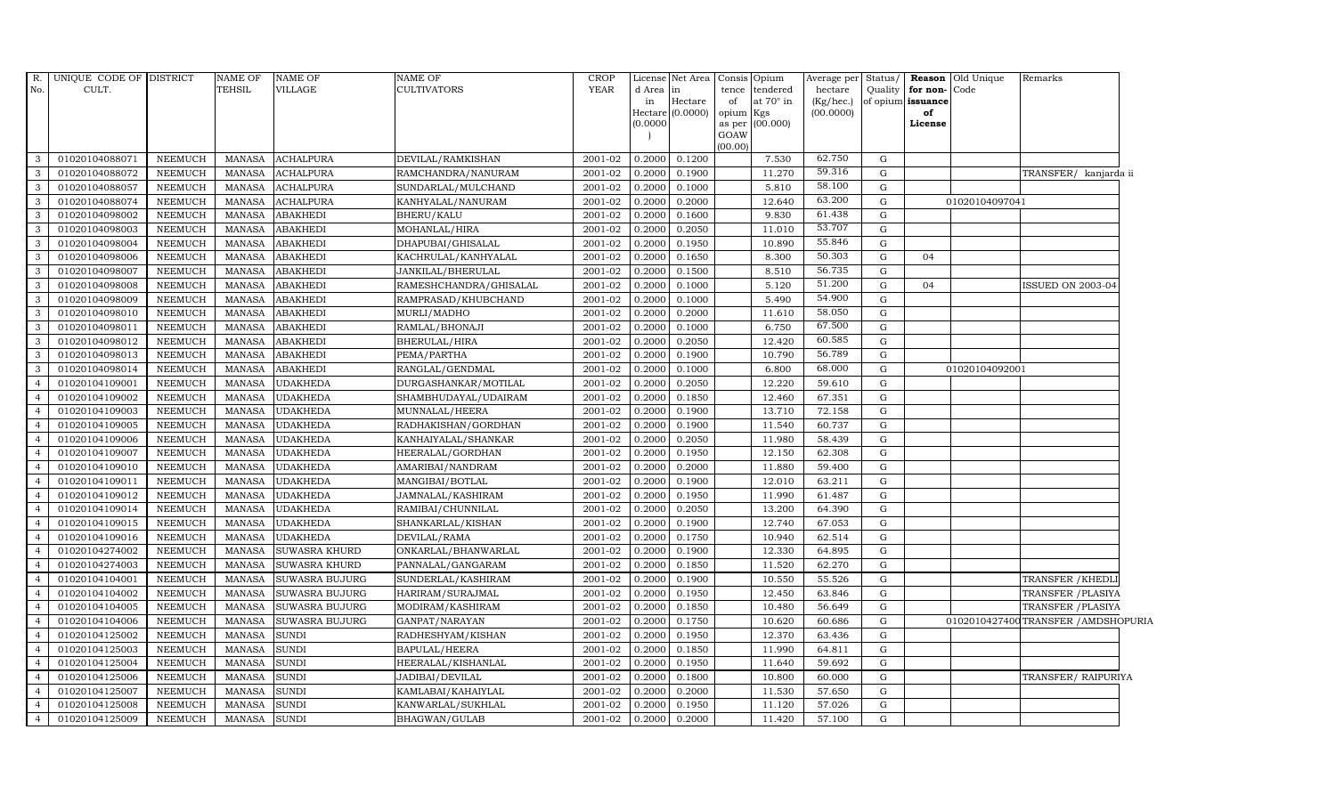| R. No. | UNIQUE CODE OF CULT. | DISTRICT | NAME OF TEHSIL | NAME OF VILLAGE | NAME OF CULTIVATORS | CROP YEAR | License d Area in Hectare (0.0000) | Net Area in Hectare (0.0000) | Consis tence of opium as per GOAW (00.00) | Opium tendered at 70° in Kgs (00.000) | Average per hectare (Kg/hec.) (00.0000) | Status/ Quality of opium | Reason for non- issuance of License | Old Unique Code | Remarks |
|---|---|---|---|---|---|---|---|---|---|---|---|---|---|---|---|
| 3 | 01020104088071 | NEEMUCH | MANASA | ACHALPURA | DEVILAL/RAMKISHAN | 2001-02 | 0.2000 | 0.1200 | | 7.530 | 62.750 | G | | | |
| 3 | 01020104088072 | NEEMUCH | MANASA | ACHALPURA | RAMCHANDRA/NANURAM | 2001-02 | 0.2000 | 0.1900 | | 11.270 | 59.316 | G | | | TRANSFER/ kanjarda ii |
| 3 | 01020104088057 | NEEMUCH | MANASA | ACHALPURA | SUNDARLAL/MULCHAND | 2001-02 | 0.2000 | 0.1000 | | 5.810 | 58.100 | G | | | |
| 3 | 01020104088074 | NEEMUCH | MANASA | ACHALPURA | KANHYALAL/NANURAM | 2001-02 | 0.2000 | 0.2000 | | 12.640 | 63.200 | G | | 01020104097041 | |
| 3 | 01020104098002 | NEEMUCH | MANASA | ABAKHEDI | BHERU/KALU | 2001-02 | 0.2000 | 0.1600 | | 9.830 | 61.438 | G | | | |
| 3 | 01020104098003 | NEEMUCH | MANASA | ABAKHEDI | MOHANLAL/HIRA | 2001-02 | 0.2000 | 0.2050 | | 11.010 | 53.707 | G | | | |
| 3 | 01020104098004 | NEEMUCH | MANASA | ABAKHEDI | DHAPUBAI/GHISALAL | 2001-02 | 0.2000 | 0.1950 | | 10.890 | 55.846 | G | | | |
| 3 | 01020104098006 | NEEMUCH | MANASA | ABAKHEDI | KACHRULAL/KANHYALAL | 2001-02 | 0.2000 | 0.1650 | | 8.300 | 50.303 | G | 04 | | |
| 3 | 01020104098007 | NEEMUCH | MANASA | ABAKHEDI | JANKILAL/BHERULAL | 2001-02 | 0.2000 | 0.1500 | | 8.510 | 56.735 | G | | | |
| 3 | 01020104098008 | NEEMUCH | MANASA | ABAKHEDI | RAMESHCHANDRA/GHISALAL | 2001-02 | 0.2000 | 0.1000 | | 5.120 | 51.200 | G | 04 | | ISSUED ON 2003-04 |
| 3 | 01020104098009 | NEEMUCH | MANASA | ABAKHEDI | RAMPRASAD/KHUBCHAND | 2001-02 | 0.2000 | 0.1000 | | 5.490 | 54.900 | G | | | |
| 3 | 01020104098010 | NEEMUCH | MANASA | ABAKHEDI | MURLI/MADHO | 2001-02 | 0.2000 | 0.2000 | | 11.610 | 58.050 | G | | | |
| 3 | 01020104098011 | NEEMUCH | MANASA | ABAKHEDI | RAMLAL/BHONAJI | 2001-02 | 0.2000 | 0.1000 | | 6.750 | 67.500 | G | | | |
| 3 | 01020104098012 | NEEMUCH | MANASA | ABAKHEDI | BHERULAL/HIRA | 2001-02 | 0.2000 | 0.2050 | | 12.420 | 60.585 | G | | | |
| 3 | 01020104098013 | NEEMUCH | MANASA | ABAKHEDI | PEMA/PARTHA | 2001-02 | 0.2000 | 0.1900 | | 10.790 | 56.789 | G | | | |
| 3 | 01020104098014 | NEEMUCH | MANASA | ABAKHEDI | RANGLAL/GENDMAL | 2001-02 | 0.2000 | 0.1000 | | 6.800 | 68.000 | G | | 01020104092001 | |
| 4 | 01020104109001 | NEEMUCH | MANASA | UDAKHEDA | DURGASHANKAR/MOTILAL | 2001-02 | 0.2000 | 0.2050 | | 12.220 | 59.610 | G | | | |
| 4 | 01020104109002 | NEEMUCH | MANASA | UDAKHEDA | SHAMBHUDAYAL/UDAIRAM | 2001-02 | 0.2000 | 0.1850 | | 12.460 | 67.351 | G | | | |
| 4 | 01020104109003 | NEEMUCH | MANASA | UDAKHEDA | MUNNALAL/HEERA | 2001-02 | 0.2000 | 0.1900 | | 13.710 | 72.158 | G | | | |
| 4 | 01020104109005 | NEEMUCH | MANASA | UDAKHEDA | RADHAKISHAN/GORDHAN | 2001-02 | 0.2000 | 0.1900 | | 11.540 | 60.737 | G | | | |
| 4 | 01020104109006 | NEEMUCH | MANASA | UDAKHEDA | KANHAIYALAL/SHANKAR | 2001-02 | 0.2000 | 0.2050 | | 11.980 | 58.439 | G | | | |
| 4 | 01020104109007 | NEEMUCH | MANASA | UDAKHEDA | HEERALAL/GORDHAN | 2001-02 | 0.2000 | 0.1950 | | 12.150 | 62.308 | G | | | |
| 4 | 01020104109010 | NEEMUCH | MANASA | UDAKHEDA | AMARIBAI/NANDRAM | 2001-02 | 0.2000 | 0.2000 | | 11.880 | 59.400 | G | | | |
| 4 | 01020104109011 | NEEMUCH | MANASA | UDAKHEDA | MANGIBAI/BOTLAL | 2001-02 | 0.2000 | 0.1900 | | 12.010 | 63.211 | G | | | |
| 4 | 01020104109012 | NEEMUCH | MANASA | UDAKHEDA | JAMNALAL/KASHIRAM | 2001-02 | 0.2000 | 0.1950 | | 11.990 | 61.487 | G | | | |
| 4 | 01020104109014 | NEEMUCH | MANASA | UDAKHEDA | RAMIBAI/CHUNNILAL | 2001-02 | 0.2000 | 0.2050 | | 13.200 | 64.390 | G | | | |
| 4 | 01020104109015 | NEEMUCH | MANASA | UDAKHEDA | SHANKARLAL/KISHAN | 2001-02 | 0.2000 | 0.1900 | | 12.740 | 67.053 | G | | | |
| 4 | 01020104109016 | NEEMUCH | MANASA | UDAKHEDA | DEVILAL/RAMA | 2001-02 | 0.2000 | 0.1750 | | 10.940 | 62.514 | G | | | |
| 4 | 01020104274002 | NEEMUCH | MANASA | SUWASRA KHURD | ONKARLAL/BHANWARLAL | 2001-02 | 0.2000 | 0.1900 | | 12.330 | 64.895 | G | | | |
| 4 | 01020104274003 | NEEMUCH | MANASA | SUWASRA KHURD | PANNALAL/GANGARAM | 2001-02 | 0.2000 | 0.1850 | | 11.520 | 62.270 | G | | | |
| 4 | 01020104104001 | NEEMUCH | MANASA | SUWASRA BUJURG | SUNDERLAL/KASHIRAM | 2001-02 | 0.2000 | 0.1900 | | 10.550 | 55.526 | G | | | TRANSFER /KHEDLI |
| 4 | 01020104104002 | NEEMUCH | MANASA | SUWASRA BUJURG | HARIRAM/SURAJMAL | 2001-02 | 0.2000 | 0.1950 | | 12.450 | 63.846 | G | | | TRANSFER /PLASIYA |
| 4 | 01020104104005 | NEEMUCH | MANASA | SUWASRA BUJURG | MODIRAM/KASHIRAM | 2001-02 | 0.2000 | 0.1850 | | 10.480 | 56.649 | G | | | TRANSFER /PLASIYA |
| 4 | 01020104104006 | NEEMUCH | MANASA | SUWASRA BUJURG | GANPAT/NARAYAN | 2001-02 | 0.2000 | 0.1750 | | 10.620 | 60.686 | G | | 01020104027400 | TRANSFER /AMDSHOPURIA |
| 4 | 01020104125002 | NEEMUCH | MANASA | SUNDI | RADHESHYAM/KISHAN | 2001-02 | 0.2000 | 0.1950 | | 12.370 | 63.436 | G | | | |
| 4 | 01020104125003 | NEEMUCH | MANASA | SUNDI | BAPULAL/HEERA | 2001-02 | 0.2000 | 0.1850 | | 11.990 | 64.811 | G | | | |
| 4 | 01020104125004 | NEEMUCH | MANASA | SUNDI | HEERALAL/KISHANLAL | 2001-02 | 0.2000 | 0.1950 | | 11.640 | 59.692 | G | | | |
| 4 | 01020104125006 | NEEMUCH | MANASA | SUNDI | JADIBAI/DEVILAL | 2001-02 | 0.2000 | 0.1800 | | 10.800 | 60.000 | G | | | TRANSFER/ RAIPURIYA |
| 4 | 01020104125007 | NEEMUCH | MANASA | SUNDI | KAMLABAI/KAHAIYLAL | 2001-02 | 0.2000 | 0.2000 | | 11.530 | 57.650 | G | | | |
| 4 | 01020104125008 | NEEMUCH | MANASA | SUNDI | KANWARLAL/SUKHLAL | 2001-02 | 0.2000 | 0.1950 | | 11.120 | 57.026 | G | | | |
| 4 | 01020104125009 | NEEMUCH | MANASA | SUNDI | BHAGWAN/GULAB | 2001-02 | 0.2000 | 0.2000 | | 11.420 | 57.100 | G | | | |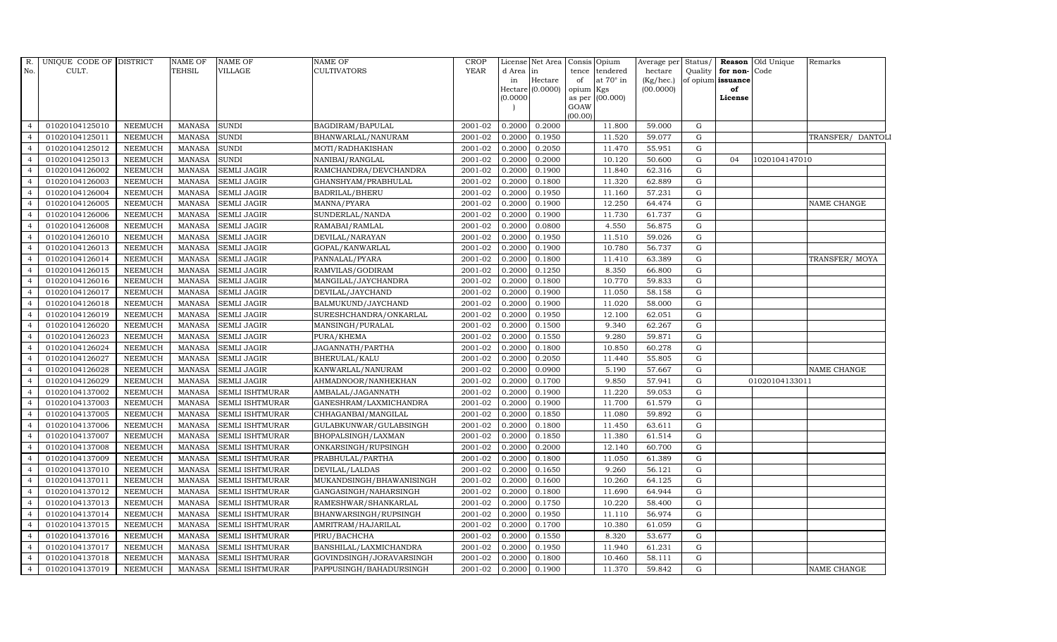| R. No. | UNIQUE CODE OF CULT. | DISTRICT | NAME OF TEHSIL | NAME OF VILLAGE | NAME OF CULTIVATORS | CROP YEAR | License d Area in Hectare (0.0000) | Net Area in Hectare (0.0000) | Consis tence of opium as per GOAW (00.00) | Opium tendered at 70° in Kgs (00.000) | Average per hectare (Kg/hec.) (00.0000) | Status/ Quality of opium | Reason for non-issuance of License | Old Unique Code | Remarks |
|---|---|---|---|---|---|---|---|---|---|---|---|---|---|---|---|
| 4 | 01020104125010 | NEEMUCH | MANASA | SUNDI | BAGDIRAM/BAPULAL | 2001-02 | 0.2000 | 0.2000 | | 11.800 | 59.000 | G | | | |
| 4 | 01020104125011 | NEEMUCH | MANASA | SUNDI | BHANWARLAL/NANURAM | 2001-02 | 0.2000 | 0.1950 | | 11.520 | 59.077 | G | | | TRANSFER/ DANTOLI |
| 4 | 01020104125012 | NEEMUCH | MANASA | SUNDI | MOTI/RADHAKISHAN | 2001-02 | 0.2000 | 0.2050 | | 11.470 | 55.951 | G | | | |
| 4 | 01020104125013 | NEEMUCH | MANASA | SUNDI | NANIBAI/RANGLAL | 2001-02 | 0.2000 | 0.2000 | | 10.120 | 50.600 | G | 04 | 1020104147010 | |
| 4 | 01020104126002 | NEEMUCH | MANASA | SEMLI JAGIR | RAMCHANDRA/DEVCHANDRA | 2001-02 | 0.2000 | 0.1900 | | 11.840 | 62.316 | G | | | |
| 4 | 01020104126003 | NEEMUCH | MANASA | SEMLI JAGIR | GHANSHYAM/PRABHULAL | 2001-02 | 0.2000 | 0.1800 | | 11.320 | 62.889 | G | | | |
| 4 | 01020104126004 | NEEMUCH | MANASA | SEMLI JAGIR | BADRILAL/BHERU | 2001-02 | 0.2000 | 0.1950 | | 11.160 | 57.231 | G | | | |
| 4 | 01020104126005 | NEEMUCH | MANASA | SEMLI JAGIR | MANNA/PYARA | 2001-02 | 0.2000 | 0.1900 | | 12.250 | 64.474 | G | | | NAME CHANGE |
| 4 | 01020104126006 | NEEMUCH | MANASA | SEMLI JAGIR | SUNDERLAL/NANDA | 2001-02 | 0.2000 | 0.1900 | | 11.730 | 61.737 | G | | | |
| 4 | 01020104126008 | NEEMUCH | MANASA | SEMLI JAGIR | RAMABAI/RAMLAL | 2001-02 | 0.2000 | 0.0800 | | 4.550 | 56.875 | G | | | |
| 4 | 01020104126010 | NEEMUCH | MANASA | SEMLI JAGIR | DEVILAL/NARAYAN | 2001-02 | 0.2000 | 0.1950 | | 11.510 | 59.026 | G | | | |
| 4 | 01020104126013 | NEEMUCH | MANASA | SEMLI JAGIR | GOPAL/KANWARLAL | 2001-02 | 0.2000 | 0.1900 | | 10.780 | 56.737 | G | | | |
| 4 | 01020104126014 | NEEMUCH | MANASA | SEMLI JAGIR | PANNALAL/PYARA | 2001-02 | 0.2000 | 0.1800 | | 11.410 | 63.389 | G | | | TRANSFER/ MOYA |
| 4 | 01020104126015 | NEEMUCH | MANASA | SEMLI JAGIR | RAMVILAS/GODIRAM | 2001-02 | 0.2000 | 0.1250 | | 8.350 | 66.800 | G | | | |
| 4 | 01020104126016 | NEEMUCH | MANASA | SEMLI JAGIR | MANGILAL/JAYCHANDRA | 2001-02 | 0.2000 | 0.1800 | | 10.770 | 59.833 | G | | | |
| 4 | 01020104126017 | NEEMUCH | MANASA | SEMLI JAGIR | DEVILAL/JAYCHAND | 2001-02 | 0.2000 | 0.1900 | | 11.050 | 58.158 | G | | | |
| 4 | 01020104126018 | NEEMUCH | MANASA | SEMLI JAGIR | BALMUKUND/JAYCHAND | 2001-02 | 0.2000 | 0.1900 | | 11.020 | 58.000 | G | | | |
| 4 | 01020104126019 | NEEMUCH | MANASA | SEMLI JAGIR | SURESHCHANDRA/ONKARLAL | 2001-02 | 0.2000 | 0.1950 | | 12.100 | 62.051 | G | | | |
| 4 | 01020104126020 | NEEMUCH | MANASA | SEMLI JAGIR | MANSINGH/PURALAL | 2001-02 | 0.2000 | 0.1500 | | 9.340 | 62.267 | G | | | |
| 4 | 01020104126023 | NEEMUCH | MANASA | SEMLI JAGIR | PURA/KHEMA | 2001-02 | 0.2000 | 0.1550 | | 9.280 | 59.871 | G | | | |
| 4 | 01020104126024 | NEEMUCH | MANASA | SEMLI JAGIR | JAGANNATH/PARTHA | 2001-02 | 0.2000 | 0.1800 | | 10.850 | 60.278 | G | | | |
| 4 | 01020104126027 | NEEMUCH | MANASA | SEMLI JAGIR | BHERULAL/KALU | 2001-02 | 0.2000 | 0.2050 | | 11.440 | 55.805 | G | | | |
| 4 | 01020104126028 | NEEMUCH | MANASA | SEMLI JAGIR | KANWARLAL/NANURAM | 2001-02 | 0.2000 | 0.0900 | | 5.190 | 57.667 | G | | | NAME CHANGE |
| 4 | 01020104126029 | NEEMUCH | MANASA | SEMLI JAGIR | AHMADNOOR/NANHEKHAN | 2001-02 | 0.2000 | 0.1700 | | 9.850 | 57.941 | G | | 01020104133011 | |
| 4 | 01020104137002 | NEEMUCH | MANASA | SEMLI ISHTMURAR | AMBALAL/JAGANNATH | 2001-02 | 0.2000 | 0.1900 | | 11.220 | 59.053 | G | | | |
| 4 | 01020104137003 | NEEMUCH | MANASA | SEMLI ISHTMURAR | GANESHRAM/LAXMICHANDRA | 2001-02 | 0.2000 | 0.1900 | | 11.700 | 61.579 | G | | | |
| 4 | 01020104137005 | NEEMUCH | MANASA | SEMLI ISHTMURAR | CHHAGANBAI/MANGILAL | 2001-02 | 0.2000 | 0.1850 | | 11.080 | 59.892 | G | | | |
| 4 | 01020104137006 | NEEMUCH | MANASA | SEMLI ISHTMURAR | GULABKUNWAR/GULABSINGH | 2001-02 | 0.2000 | 0.1800 | | 11.450 | 63.611 | G | | | |
| 4 | 01020104137007 | NEEMUCH | MANASA | SEMLI ISHTMURAR | BHOPALSINGH/LAXMAN | 2001-02 | 0.2000 | 0.1850 | | 11.380 | 61.514 | G | | | |
| 4 | 01020104137008 | NEEMUCH | MANASA | SEMLI ISHTMURAR | ONKARSINGH/RUPSINGH | 2001-02 | 0.2000 | 0.2000 | | 12.140 | 60.700 | G | | | |
| 4 | 01020104137009 | NEEMUCH | MANASA | SEMLI ISHTMURAR | PRABHULAL/PARTHA | 2001-02 | 0.2000 | 0.1800 | | 11.050 | 61.389 | G | | | |
| 4 | 01020104137010 | NEEMUCH | MANASA | SEMLI ISHTMURAR | DEVILAL/LALDAS | 2001-02 | 0.2000 | 0.1650 | | 9.260 | 56.121 | G | | | |
| 4 | 01020104137011 | NEEMUCH | MANASA | SEMLI ISHTMURAR | MUKANDSINGH/BHAWANISINGH | 2001-02 | 0.2000 | 0.1600 | | 10.260 | 64.125 | G | | | |
| 4 | 01020104137012 | NEEMUCH | MANASA | SEMLI ISHTMURAR | GANGASINGH/NAHARSINGH | 2001-02 | 0.2000 | 0.1800 | | 11.690 | 64.944 | G | | | |
| 4 | 01020104137013 | NEEMUCH | MANASA | SEMLI ISHTMURAR | RAMESHWAR/SHANKARLAL | 2001-02 | 0.2000 | 0.1750 | | 10.220 | 58.400 | G | | | |
| 4 | 01020104137014 | NEEMUCH | MANASA | SEMLI ISHTMURAR | BHANWARSINGH/RUPSINGH | 2001-02 | 0.2000 | 0.1950 | | 11.110 | 56.974 | G | | | |
| 4 | 01020104137015 | NEEMUCH | MANASA | SEMLI ISHTMURAR | AMRITRAM/HAJARILAL | 2001-02 | 0.2000 | 0.1700 | | 10.380 | 61.059 | G | | | |
| 4 | 01020104137016 | NEEMUCH | MANASA | SEMLI ISHTMURAR | PIRU/BACHCHA | 2001-02 | 0.2000 | 0.1550 | | 8.320 | 53.677 | G | | | |
| 4 | 01020104137017 | NEEMUCH | MANASA | SEMLI ISHTMURAR | BANSHILAL/LAXMICHANDRA | 2001-02 | 0.2000 | 0.1950 | | 11.940 | 61.231 | G | | | |
| 4 | 01020104137018 | NEEMUCH | MANASA | SEMLI ISHTMURAR | GOVINDSINGH/JORAVARSINGH | 2001-02 | 0.2000 | 0.1800 | | 10.460 | 58.111 | G | | | |
| 4 | 01020104137019 | NEEMUCH | MANASA | SEMLI ISHTMURAR | PAPPUSINGH/BAHADURSINGH | 2001-02 | 0.2000 | 0.1900 | | 11.370 | 59.842 | G | | | NAME CHANGE |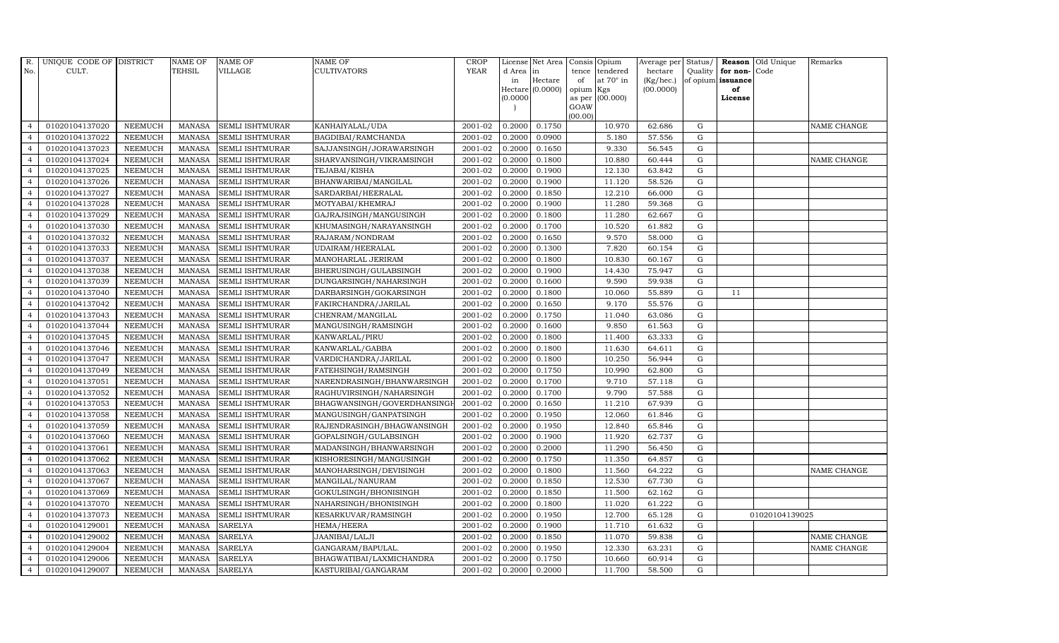| R. No. | UNIQUE CODE OF CULT. | DISTRICT | NAME OF TEHSIL | NAME OF VILLAGE | NAME OF CULTIVATORS | CROP YEAR | License d Area in Hectare (0.0000) | Net Area in Hectare (0.0000) | Consis tence of opium as per GOAW (00.00) | Opium tendered at 70° in Kgs (00.000) | Average per hectare (Kg/hec.) (00.0000) | Status/ Quality of opium | Reason for non-issuance of License | Old Unique Code | Remarks |
|---|---|---|---|---|---|---|---|---|---|---|---|---|---|---|---|
| 4 | 01020104137020 | NEEMUCH | MANASA | SEMLI ISHTMURAR | KANHAIYALAL/UDA | 2001-02 | 0.2000 | 0.1750 | | 10.970 | 62.686 | G | | | NAME CHANGE |
| 4 | 01020104137022 | NEEMUCH | MANASA | SEMLI ISHTMURAR | BAGDIBAI/RAMCHANDA | 2001-02 | 0.2000 | 0.0900 | | 5.180 | 57.556 | G | | | |
| 4 | 01020104137023 | NEEMUCH | MANASA | SEMLI ISHTMURAR | SAJJANSINGH/JORAWARSINGH | 2001-02 | 0.2000 | 0.1650 | | 9.330 | 56.545 | G | | | |
| 4 | 01020104137024 | NEEMUCH | MANASA | SEMLI ISHTMURAR | SHARVANSINGH/VIKRAMSINGH | 2001-02 | 0.2000 | 0.1800 | | 10.880 | 60.444 | G | | | NAME CHANGE |
| 4 | 01020104137025 | NEEMUCH | MANASA | SEMLI ISHTMURAR | TEJABAI/KISHA | 2001-02 | 0.2000 | 0.1900 | | 12.130 | 63.842 | G | | | |
| 4 | 01020104137026 | NEEMUCH | MANASA | SEMLI ISHTMURAR | BHANWARIBAI/MANGILAL | 2001-02 | 0.2000 | 0.1900 | | 11.120 | 58.526 | G | | | |
| 4 | 01020104137027 | NEEMUCH | MANASA | SEMLI ISHTMURAR | SARDARBAI/HEERALAL | 2001-02 | 0.2000 | 0.1850 | | 12.210 | 66.000 | G | | | |
| 4 | 01020104137028 | NEEMUCH | MANASA | SEMLI ISHTMURAR | MOTYABAI/KHEMRAJ | 2001-02 | 0.2000 | 0.1900 | | 11.280 | 59.368 | G | | | |
| 4 | 01020104137029 | NEEMUCH | MANASA | SEMLI ISHTMURAR | GAJRAJSINGH/MANGUSINGH | 2001-02 | 0.2000 | 0.1800 | | 11.280 | 62.667 | G | | | |
| 4 | 01020104137030 | NEEMUCH | MANASA | SEMLI ISHTMURAR | KHUMASINGH/NARAYANSINGH | 2001-02 | 0.2000 | 0.1700 | | 10.520 | 61.882 | G | | | |
| 4 | 01020104137032 | NEEMUCH | MANASA | SEMLI ISHTMURAR | RAJARAM/NONDRAM | 2001-02 | 0.2000 | 0.1650 | | 9.570 | 58.000 | G | | | |
| 4 | 01020104137033 | NEEMUCH | MANASA | SEMLI ISHTMURAR | UDAIRAM/HEERALAL | 2001-02 | 0.2000 | 0.1300 | | 7.820 | 60.154 | G | | | |
| 4 | 01020104137037 | NEEMUCH | MANASA | SEMLI ISHTMURAR | MANOHARLAL JERIRAM | 2001-02 | 0.2000 | 0.1800 | | 10.830 | 60.167 | G | | | |
| 4 | 01020104137038 | NEEMUCH | MANASA | SEMLI ISHTMURAR | BHERUSINGH/GULABSINGH | 2001-02 | 0.2000 | 0.1900 | | 14.430 | 75.947 | G | | | |
| 4 | 01020104137039 | NEEMUCH | MANASA | SEMLI ISHTMURAR | DUNGARSINGH/NAHARSINGH | 2001-02 | 0.2000 | 0.1600 | | 9.590 | 59.938 | G | | | |
| 4 | 01020104137040 | NEEMUCH | MANASA | SEMLI ISHTMURAR | DARBARSINGH/GOKARSINGH | 2001-02 | 0.2000 | 0.1800 | | 10.060 | 55.889 | G | 11 | | |
| 4 | 01020104137042 | NEEMUCH | MANASA | SEMLI ISHTMURAR | FAKIRCHANDRA/JARILAL | 2001-02 | 0.2000 | 0.1650 | | 9.170 | 55.576 | G | | | |
| 4 | 01020104137043 | NEEMUCH | MANASA | SEMLI ISHTMURAR | CHENRAM/MANGILAL | 2001-02 | 0.2000 | 0.1750 | | 11.040 | 63.086 | G | | | |
| 4 | 01020104137044 | NEEMUCH | MANASA | SEMLI ISHTMURAR | MANGUSINGH/RAMSINGH | 2001-02 | 0.2000 | 0.1600 | | 9.850 | 61.563 | G | | | |
| 4 | 01020104137045 | NEEMUCH | MANASA | SEMLI ISHTMURAR | KANWARLAL/PIRU | 2001-02 | 0.2000 | 0.1800 | | 11.400 | 63.333 | G | | | |
| 4 | 01020104137046 | NEEMUCH | MANASA | SEMLI ISHTMURAR | KANWARLAL/GABBA | 2001-02 | 0.2000 | 0.1800 | | 11.630 | 64.611 | G | | | |
| 4 | 01020104137047 | NEEMUCH | MANASA | SEMLI ISHTMURAR | VARDICHANDRA/JARILAL | 2001-02 | 0.2000 | 0.1800 | | 10.250 | 56.944 | G | | | |
| 4 | 01020104137049 | NEEMUCH | MANASA | SEMLI ISHTMURAR | FATEHSINGH/RAMSINGH | 2001-02 | 0.2000 | 0.1750 | | 10.990 | 62.800 | G | | | |
| 4 | 01020104137051 | NEEMUCH | MANASA | SEMLI ISHTMURAR | NARENDRASINGH/BHANWARSINGH | 2001-02 | 0.2000 | 0.1700 | | 9.710 | 57.118 | G | | | |
| 4 | 01020104137052 | NEEMUCH | MANASA | SEMLI ISHTMURAR | RAGHUVIRSINGH/NAHARSINGH | 2001-02 | 0.2000 | 0.1700 | | 9.790 | 57.588 | G | | | |
| 4 | 01020104137053 | NEEMUCH | MANASA | SEMLI ISHTMURAR | BHAGWANSINGH/GOVERDHANSINGH | 2001-02 | 0.2000 | 0.1650 | | 11.210 | 67.939 | G | | | |
| 4 | 01020104137058 | NEEMUCH | MANASA | SEMLI ISHTMURAR | MANGUSINGH/GANPATSINGH | 2001-02 | 0.2000 | 0.1950 | | 12.060 | 61.846 | G | | | |
| 4 | 01020104137059 | NEEMUCH | MANASA | SEMLI ISHTMURAR | RAJENDRASINGH/BHAGWANSINGH | 2001-02 | 0.2000 | 0.1950 | | 12.840 | 65.846 | G | | | |
| 4 | 01020104137060 | NEEMUCH | MANASA | SEMLI ISHTMURAR | GOPALSINGH/GULABSINGH | 2001-02 | 0.2000 | 0.1900 | | 11.920 | 62.737 | G | | | |
| 4 | 01020104137061 | NEEMUCH | MANASA | SEMLI ISHTMURAR | MADANSINGH/BHANWARSINGH | 2001-02 | 0.2000 | 0.2000 | | 11.290 | 56.450 | G | | | |
| 4 | 01020104137062 | NEEMUCH | MANASA | SEMLI ISHTMURAR | KISHORESINGH/MANGUSINGH | 2001-02 | 0.2000 | 0.1750 | | 11.350 | 64.857 | G | | | |
| 4 | 01020104137063 | NEEMUCH | MANASA | SEMLI ISHTMURAR | MANOHARSINGH/DEVISINGH | 2001-02 | 0.2000 | 0.1800 | | 11.560 | 64.222 | G | | | NAME CHANGE |
| 4 | 01020104137067 | NEEMUCH | MANASA | SEMLI ISHTMURAR | MANGILAL/NANURAM | 2001-02 | 0.2000 | 0.1850 | | 12.530 | 67.730 | G | | | |
| 4 | 01020104137069 | NEEMUCH | MANASA | SEMLI ISHTMURAR | GOKULSINGH/BHONISINGH | 2001-02 | 0.2000 | 0.1850 | | 11.500 | 62.162 | G | | | |
| 4 | 01020104137070 | NEEMUCH | MANASA | SEMLI ISHTMURAR | NAHARSINGH/BHONISINGH | 2001-02 | 0.2000 | 0.1800 | | 11.020 | 61.222 | G | | | |
| 4 | 01020104137073 | NEEMUCH | MANASA | SEMLI ISHTMURAR | KESARKUVAR/RAMSINGH | 2001-02 | 0.2000 | 0.1950 | | 12.700 | 65.128 | G | | 01020104139025 | |
| 4 | 01020104129001 | NEEMUCH | MANASA | SARELYA | HEMA/HEERA | 2001-02 | 0.2000 | 0.1900 | | 11.710 | 61.632 | G | | | |
| 4 | 01020104129002 | NEEMUCH | MANASA | SARELYA | JAANIBAI/LALJI | 2001-02 | 0.2000 | 0.1850 | | 11.070 | 59.838 | G | | | NAME CHANGE |
| 4 | 01020104129004 | NEEMUCH | MANASA | SARELYA | GANGARAM/BAPULAL. | 2001-02 | 0.2000 | 0.1950 | | 12.330 | 63.231 | G | | | NAME CHANGE |
| 4 | 01020104129006 | NEEMUCH | MANASA | SARELYA | BHAGWATIBAI/LAXMICHANDRA | 2001-02 | 0.2000 | 0.1750 | | 10.660 | 60.914 | G | | | |
| 4 | 01020104129007 | NEEMUCH | MANASA | SARELYA | KASTURIBAI/GANGARAM | 2001-02 | 0.2000 | 0.2000 | | 11.700 | 58.500 | G | | | |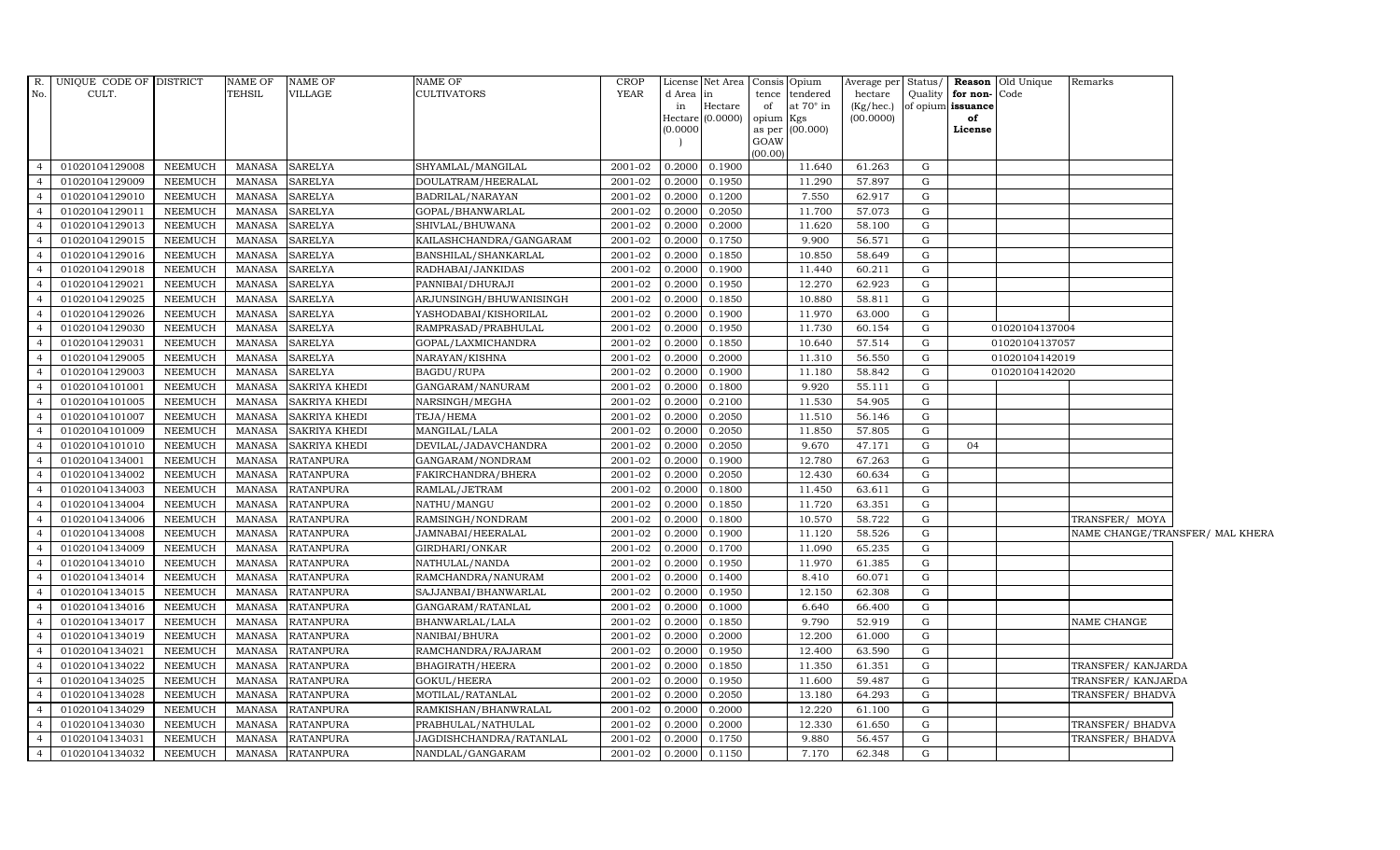| R. No. | UNIQUE CODE OF CULT. | DISTRICT | NAME OF TEHSIL | NAME OF VILLAGE | NAME OF CULTIVATORS | CROP YEAR | License d Area in Hectare (0.0000) | Net Area in Hectare (0.0000) | Consis tence of opium as per GOAW (00.00) | Opium tendered at 70° in Kgs (00.000) | Average per hectare (Kg/hec.) (00.0000) | Status/ Quality of opium | Reason for non-issuance of License | Old Unique Code | Remarks |
|---|---|---|---|---|---|---|---|---|---|---|---|---|---|---|---|
| 4 | 01020104129008 | NEEMUCH | MANASA | SARELYA | SHYAMLAL/MANGILAL | 2001-02 | 0.2000 | 0.1900 | | 11.640 | 61.263 | G | | | |
| 4 | 01020104129009 | NEEMUCH | MANASA | SARELYA | DOULATRAM/HEERALAL | 2001-02 | 0.2000 | 0.1950 | | 11.290 | 57.897 | G | | | |
| 4 | 01020104129010 | NEEMUCH | MANASA | SARELYA | BADRILAL/NARAYAN | 2001-02 | 0.2000 | 0.1200 | | 7.550 | 62.917 | G | | | |
| 4 | 01020104129011 | NEEMUCH | MANASA | SARELYA | GOPAL/BHANWARLAL | 2001-02 | 0.2000 | 0.2050 | | 11.700 | 57.073 | G | | | |
| 4 | 01020104129013 | NEEMUCH | MANASA | SARELYA | SHIVLAL/BHUWANA | 2001-02 | 0.2000 | 0.2000 | | 11.620 | 58.100 | G | | | |
| 4 | 01020104129015 | NEEMUCH | MANASA | SARELYA | KAILASHCHANDRA/GANGARAM | 2001-02 | 0.2000 | 0.1750 | | 9.900 | 56.571 | G | | | |
| 4 | 01020104129016 | NEEMUCH | MANASA | SARELYA | BANSHILAL/SHANKARLAL | 2001-02 | 0.2000 | 0.1850 | | 10.850 | 58.649 | G | | | |
| 4 | 01020104129018 | NEEMUCH | MANASA | SARELYA | RADHABAI/JANKIDAS | 2001-02 | 0.2000 | 0.1900 | | 11.440 | 60.211 | G | | | |
| 4 | 01020104129021 | NEEMUCH | MANASA | SARELYA | PANNIBAI/DHURAJI | 2001-02 | 0.2000 | 0.1950 | | 12.270 | 62.923 | G | | | |
| 4 | 01020104129025 | NEEMUCH | MANASA | SARELYA | ARJUNSINGH/BHUWANISINGH | 2001-02 | 0.2000 | 0.1850 | | 10.880 | 58.811 | G | | | |
| 4 | 01020104129026 | NEEMUCH | MANASA | SARELYA | YASHODABAI/KISHORILAL | 2001-02 | 0.2000 | 0.1900 | | 11.970 | 63.000 | G | | | |
| 4 | 01020104129030 | NEEMUCH | MANASA | SARELYA | RAMPRASAD/PRABHULAL | 2001-02 | 0.2000 | 0.1950 | | 11.730 | 60.154 | G | | 01020104137004 | |
| 4 | 01020104129031 | NEEMUCH | MANASA | SARELYA | GOPAL/LAXMICHANDRA | 2001-02 | 0.2000 | 0.1850 | | 10.640 | 57.514 | G | | 01020104137057 | |
| 4 | 01020104129005 | NEEMUCH | MANASA | SARELYA | NARAYAN/KISHNA | 2001-02 | 0.2000 | 0.2000 | | 11.310 | 56.550 | G | | 01020104142019 | |
| 4 | 01020104129003 | NEEMUCH | MANASA | SARELYA | BAGDU/RUPA | 2001-02 | 0.2000 | 0.1900 | | 11.180 | 58.842 | G | | 01020104142020 | |
| 4 | 01020104101001 | NEEMUCH | MANASA | SAKRIYA KHEDI | GANGARAM/NANURAM | 2001-02 | 0.2000 | 0.1800 | | 9.920 | 55.111 | G | | | |
| 4 | 01020104101005 | NEEMUCH | MANASA | SAKRIYA KHEDI | NARSINGH/MEGHA | 2001-02 | 0.2000 | 0.2100 | | 11.530 | 54.905 | G | | | |
| 4 | 01020104101007 | NEEMUCH | MANASA | SAKRIYA KHEDI | TEJA/HEMA | 2001-02 | 0.2000 | 0.2050 | | 11.510 | 56.146 | G | | | |
| 4 | 01020104101009 | NEEMUCH | MANASA | SAKRIYA KHEDI | MANGILAL/LALA | 2001-02 | 0.2000 | 0.2050 | | 11.850 | 57.805 | G | | | |
| 4 | 01020104101010 | NEEMUCH | MANASA | SAKRIYA KHEDI | DEVILAL/JADAVCHANDRA | 2001-02 | 0.2000 | 0.2050 | | 9.670 | 47.171 | G | 04 | | |
| 4 | 01020104134001 | NEEMUCH | MANASA | RATANPURA | GANGARAM/NONDRAM | 2001-02 | 0.2000 | 0.1900 | | 12.780 | 67.263 | G | | | |
| 4 | 01020104134002 | NEEMUCH | MANASA | RATANPURA | FAKIRCHANDRA/BHERA | 2001-02 | 0.2000 | 0.2050 | | 12.430 | 60.634 | G | | | |
| 4 | 01020104134003 | NEEMUCH | MANASA | RATANPURA | RAMLAL/JETRAM | 2001-02 | 0.2000 | 0.1800 | | 11.450 | 63.611 | G | | | |
| 4 | 01020104134004 | NEEMUCH | MANASA | RATANPURA | NATHU/MANGU | 2001-02 | 0.2000 | 0.1850 | | 11.720 | 63.351 | G | | | |
| 4 | 01020104134006 | NEEMUCH | MANASA | RATANPURA | RAMSINGH/NONDRAM | 2001-02 | 0.2000 | 0.1800 | | 10.570 | 58.722 | G | | | TRANSFER/ MOYA |
| 4 | 01020104134008 | NEEMUCH | MANASA | RATANPURA | JAMNABAI/HEERALAL | 2001-02 | 0.2000 | 0.1900 | | 11.120 | 58.526 | G | | | NAME CHANGE/TRANSFER/ MAL KHERA |
| 4 | 01020104134009 | NEEMUCH | MANASA | RATANPURA | GIRDHARI/ONKAR | 2001-02 | 0.2000 | 0.1700 | | 11.090 | 65.235 | G | | | |
| 4 | 01020104134010 | NEEMUCH | MANASA | RATANPURA | NATHULAL/NANDA | 2001-02 | 0.2000 | 0.1950 | | 11.970 | 61.385 | G | | | |
| 4 | 01020104134014 | NEEMUCH | MANASA | RATANPURA | RAMCHANDRA/NANURAM | 2001-02 | 0.2000 | 0.1400 | | 8.410 | 60.071 | G | | | |
| 4 | 01020104134015 | NEEMUCH | MANASA | RATANPURA | SAJJANBAI/BHANWARLAL | 2001-02 | 0.2000 | 0.1950 | | 12.150 | 62.308 | G | | | |
| 4 | 01020104134016 | NEEMUCH | MANASA | RATANPURA | GANGARAM/RATANLAL | 2001-02 | 0.2000 | 0.1000 | | 6.640 | 66.400 | G | | | |
| 4 | 01020104134017 | NEEMUCH | MANASA | RATANPURA | BHANWARLAL/LALA | 2001-02 | 0.2000 | 0.1850 | | 9.790 | 52.919 | G | | | NAME CHANGE |
| 4 | 01020104134019 | NEEMUCH | MANASA | RATANPURA | NANIBAI/BHURA | 2001-02 | 0.2000 | 0.2000 | | 12.200 | 61.000 | G | | | |
| 4 | 01020104134021 | NEEMUCH | MANASA | RATANPURA | RAMCHANDRA/RAJARAM | 2001-02 | 0.2000 | 0.1950 | | 12.400 | 63.590 | G | | | |
| 4 | 01020104134022 | NEEMUCH | MANASA | RATANPURA | BHAGIRATH/HEERA | 2001-02 | 0.2000 | 0.1850 | | 11.350 | 61.351 | G | | | TRANSFER/ KANJARDA |
| 4 | 01020104134025 | NEEMUCH | MANASA | RATANPURA | GOKUL/HEERA | 2001-02 | 0.2000 | 0.1950 | | 11.600 | 59.487 | G | | | TRANSFER/ KANJARDA |
| 4 | 01020104134028 | NEEMUCH | MANASA | RATANPURA | MOTILAL/RATANLAL | 2001-02 | 0.2000 | 0.2050 | | 13.180 | 64.293 | G | | | TRANSFER/ BHADVA |
| 4 | 01020104134029 | NEEMUCH | MANASA | RATANPURA | RAMKISHAN/BHANWRALAL | 2001-02 | 0.2000 | 0.2000 | | 12.220 | 61.100 | G | | | |
| 4 | 01020104134030 | NEEMUCH | MANASA | RATANPURA | PRABHULAL/NATHULAL | 2001-02 | 0.2000 | 0.2000 | | 12.330 | 61.650 | G | | | TRANSFER/ BHADVA |
| 4 | 01020104134031 | NEEMUCH | MANASA | RATANPURA | JAGDISHCHANDRA/RATANLAL | 2001-02 | 0.2000 | 0.1750 | | 9.880 | 56.457 | G | | | TRANSFER/ BHADVA |
| 4 | 01020104134032 | NEEMUCH | MANASA | RATANPURA | NANDLAL/GANGARAM | 2001-02 | 0.2000 | 0.1150 | | 7.170 | 62.348 | G | | | |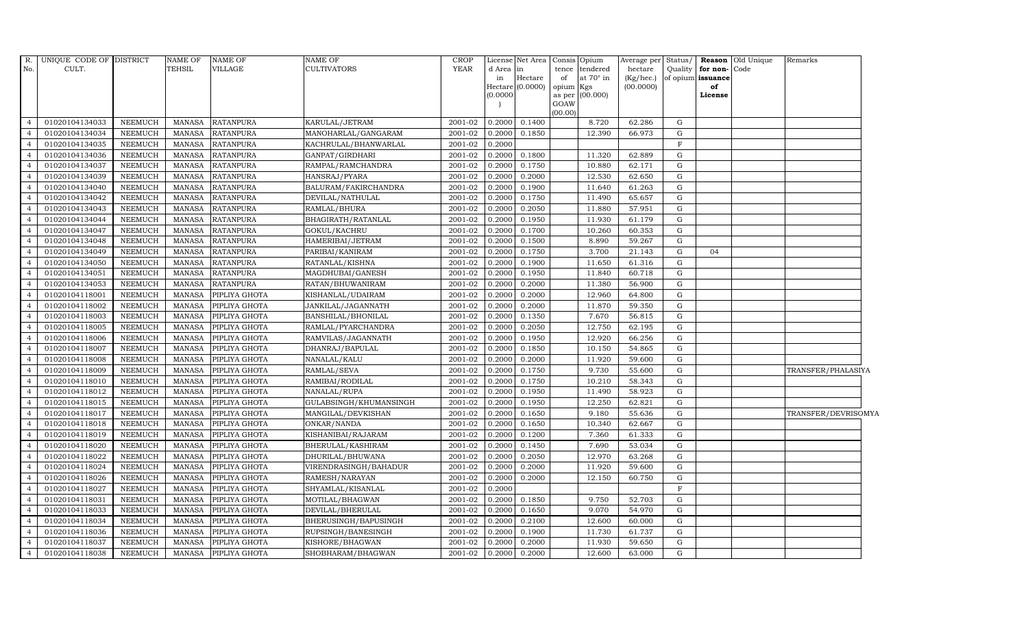| R. No. | UNIQUE CODE OF CULT. | DISTRICT | NAME OF TEHSIL | NAME OF VILLAGE | NAME OF CULTIVATORS | CROP YEAR | License d Area in Hectare (0.0000) | Net Area in Hectare (0.0000) | Consis tence of opium as per GOAW (00.00) | Opium tendered at 70° in Kgs (00.000) | Average per hectare (Kg/hec.) (00.0000) | Status/ Quality of opium | Reason for non-issuance of License | Old Unique Code | Remarks |
|---|---|---|---|---|---|---|---|---|---|---|---|---|---|---|---|
| 4 | 01020104134033 | NEEMUCH | MANASA | RATANPURA | KARULAL/JETRAM | 2001-02 | 0.2000 | 0.1400 | | 8.720 | 62.286 | G | | | |
| 4 | 01020104134034 | NEEMUCH | MANASA | RATANPURA | MANOHARLAL/GANGARAM | 2001-02 | 0.2000 | 0.1850 | | 12.390 | 66.973 | G | | | |
| 4 | 01020104134035 | NEEMUCH | MANASA | RATANPURA | KACHRULAL/BHANWARLAL | 2001-02 | 0.2000 | | | | | F | | | |
| 4 | 01020104134036 | NEEMUCH | MANASA | RATANPURA | GANPAT/GIRDHARI | 2001-02 | 0.2000 | 0.1800 | | 11.320 | 62.889 | G | | | |
| 4 | 01020104134037 | NEEMUCH | MANASA | RATANPURA | RAMPAL/RAMCHANDRA | 2001-02 | 0.2000 | 0.1750 | | 10.880 | 62.171 | G | | | |
| 4 | 01020104134039 | NEEMUCH | MANASA | RATANPURA | HANSRAJ/PYARA | 2001-02 | 0.2000 | 0.2000 | | 12.530 | 62.650 | G | | | |
| 4 | 01020104134040 | NEEMUCH | MANASA | RATANPURA | BALURAM/FAKIRCHANDRA | 2001-02 | 0.2000 | 0.1900 | | 11.640 | 61.263 | G | | | |
| 4 | 01020104134042 | NEEMUCH | MANASA | RATANPURA | DEVILAL/NATHULAL | 2001-02 | 0.2000 | 0.1750 | | 11.490 | 65.657 | G | | | |
| 4 | 01020104134043 | NEEMUCH | MANASA | RATANPURA | RAMLAL/BHURA | 2001-02 | 0.2000 | 0.2050 | | 11.880 | 57.951 | G | | | |
| 4 | 01020104134044 | NEEMUCH | MANASA | RATANPURA | BHAGIRATH/RATANLAL | 2001-02 | 0.2000 | 0.1950 | | 11.930 | 61.179 | G | | | |
| 4 | 01020104134047 | NEEMUCH | MANASA | RATANPURA | GOKUL/KACHRU | 2001-02 | 0.2000 | 0.1700 | | 10.260 | 60.353 | G | | | |
| 4 | 01020104134048 | NEEMUCH | MANASA | RATANPURA | HAMERIBAI/JETRAM | 2001-02 | 0.2000 | 0.1500 | | 8.890 | 59.267 | G | | | |
| 4 | 01020104134049 | NEEMUCH | MANASA | RATANPURA | PARIBAI/KANIRAM | 2001-02 | 0.2000 | 0.1750 | | 3.700 | 21.143 | G | 04 | | |
| 4 | 01020104134050 | NEEMUCH | MANASA | RATANPURA | RATANLAL/KISHNA | 2001-02 | 0.2000 | 0.1900 | | 11.650 | 61.316 | G | | | |
| 4 | 01020104134051 | NEEMUCH | MANASA | RATANPURA | MAGDHUBAI/GANESH | 2001-02 | 0.2000 | 0.1950 | | 11.840 | 60.718 | G | | | |
| 4 | 01020104134053 | NEEMUCH | MANASA | RATANPURA | RATAN/BHUWANIRAM | 2001-02 | 0.2000 | 0.2000 | | 11.380 | 56.900 | G | | | |
| 4 | 01020104118001 | NEEMUCH | MANASA | PIPLIYA GHOTA | KISHANLAL/UDAIRAM | 2001-02 | 0.2000 | 0.2000 | | 12.960 | 64.800 | G | | | |
| 4 | 01020104118002 | NEEMUCH | MANASA | PIPLIYA GHOTA | JANKILAL/JAGANNATH | 2001-02 | 0.2000 | 0.2000 | | 11.870 | 59.350 | G | | | |
| 4 | 01020104118003 | NEEMUCH | MANASA | PIPLIYA GHOTA | BANSHILAL/BHONILAL | 2001-02 | 0.2000 | 0.1350 | | 7.670 | 56.815 | G | | | |
| 4 | 01020104118005 | NEEMUCH | MANASA | PIPLIYA GHOTA | RAMLAL/PYARCHANDRA | 2001-02 | 0.2000 | 0.2050 | | 12.750 | 62.195 | G | | | |
| 4 | 01020104118006 | NEEMUCH | MANASA | PIPLIYA GHOTA | RAMVILAS/JAGANNATH | 2001-02 | 0.2000 | 0.1950 | | 12.920 | 66.256 | G | | | |
| 4 | 01020104118007 | NEEMUCH | MANASA | PIPLIYA GHOTA | DHANRAJ/BAPULAL | 2001-02 | 0.2000 | 0.1850 | | 10.150 | 54.865 | G | | | |
| 4 | 01020104118008 | NEEMUCH | MANASA | PIPLIYA GHOTA | NANALAL/KALU | 2001-02 | 0.2000 | 0.2000 | | 11.920 | 59.600 | G | | | |
| 4 | 01020104118009 | NEEMUCH | MANASA | PIPLIYA GHOTA | RAMLAL/SEVA | 2001-02 | 0.2000 | 0.1750 | | 9.730 | 55.600 | G | | | TRANSFER/PHALASIYA |
| 4 | 01020104118010 | NEEMUCH | MANASA | PIPLIYA GHOTA | RAMIBAI/RODILAL | 2001-02 | 0.2000 | 0.1750 | | 10.210 | 58.343 | G | | | |
| 4 | 01020104118012 | NEEMUCH | MANASA | PIPLIYA GHOTA | NANALAL/RUPA | 2001-02 | 0.2000 | 0.1950 | | 11.490 | 58.923 | G | | | |
| 4 | 01020104118015 | NEEMUCH | MANASA | PIPLIYA GHOTA | GULABSINGH/KHUMANSINGH | 2001-02 | 0.2000 | 0.1950 | | 12.250 | 62.821 | G | | | |
| 4 | 01020104118017 | NEEMUCH | MANASA | PIPLIYA GHOTA | MANGILAL/DEVKISHAN | 2001-02 | 0.2000 | 0.1650 | | 9.180 | 55.636 | G | | | TRANSFER/DEVRISOMYA |
| 4 | 01020104118018 | NEEMUCH | MANASA | PIPLIYA GHOTA | ONKAR/NANDA | 2001-02 | 0.2000 | 0.1650 | | 10.340 | 62.667 | G | | | |
| 4 | 01020104118019 | NEEMUCH | MANASA | PIPLIYA GHOTA | KISHANIBAI/RAJARAM | 2001-02 | 0.2000 | 0.1200 | | 7.360 | 61.333 | G | | | |
| 4 | 01020104118020 | NEEMUCH | MANASA | PIPLIYA GHOTA | BHERULAL/KASHIRAM | 2001-02 | 0.2000 | 0.1450 | | 7.690 | 53.034 | G | | | |
| 4 | 01020104118022 | NEEMUCH | MANASA | PIPLIYA GHOTA | DHURILAL/BHUWANA | 2001-02 | 0.2000 | 0.2050 | | 12.970 | 63.268 | G | | | |
| 4 | 01020104118024 | NEEMUCH | MANASA | PIPLIYA GHOTA | VIRENDRASINGH/BAHADUR | 2001-02 | 0.2000 | 0.2000 | | 11.920 | 59.600 | G | | | |
| 4 | 01020104118026 | NEEMUCH | MANASA | PIPLIYA GHOTA | RAMESH/NARAYAN | 2001-02 | 0.2000 | 0.2000 | | 12.150 | 60.750 | G | | | |
| 4 | 01020104118027 | NEEMUCH | MANASA | PIPLIYA GHOTA | SHYAMLAL/KISANLAL | 2001-02 | 0.2000 | | | | | F | | | |
| 4 | 01020104118031 | NEEMUCH | MANASA | PIPLIYA GHOTA | MOTILAL/BHAGWAN | 2001-02 | 0.2000 | 0.1850 | | 9.750 | 52.703 | G | | | |
| 4 | 01020104118033 | NEEMUCH | MANASA | PIPLIYA GHOTA | DEVILAL/BHERULAL | 2001-02 | 0.2000 | 0.1650 | | 9.070 | 54.970 | G | | | |
| 4 | 01020104118034 | NEEMUCH | MANASA | PIPLIYA GHOTA | BHERUSINGH/BAPUSINGH | 2001-02 | 0.2000 | 0.2100 | | 12.600 | 60.000 | G | | | |
| 4 | 01020104118036 | NEEMUCH | MANASA | PIPLIYA GHOTA | RUPSINGH/BANESINGH | 2001-02 | 0.2000 | 0.1900 | | 11.730 | 61.737 | G | | | |
| 4 | 01020104118037 | NEEMUCH | MANASA | PIPLIYA GHOTA | KISHORE/BHAGWAN | 2001-02 | 0.2000 | 0.2000 | | 11.930 | 59.650 | G | | | |
| 4 | 01020104118038 | NEEMUCH | MANASA | PIPLIYA GHOTA | SHOBHARAM/BHAGWAN | 2001-02 | 0.2000 | 0.2000 | | 12.600 | 63.000 | G | | | |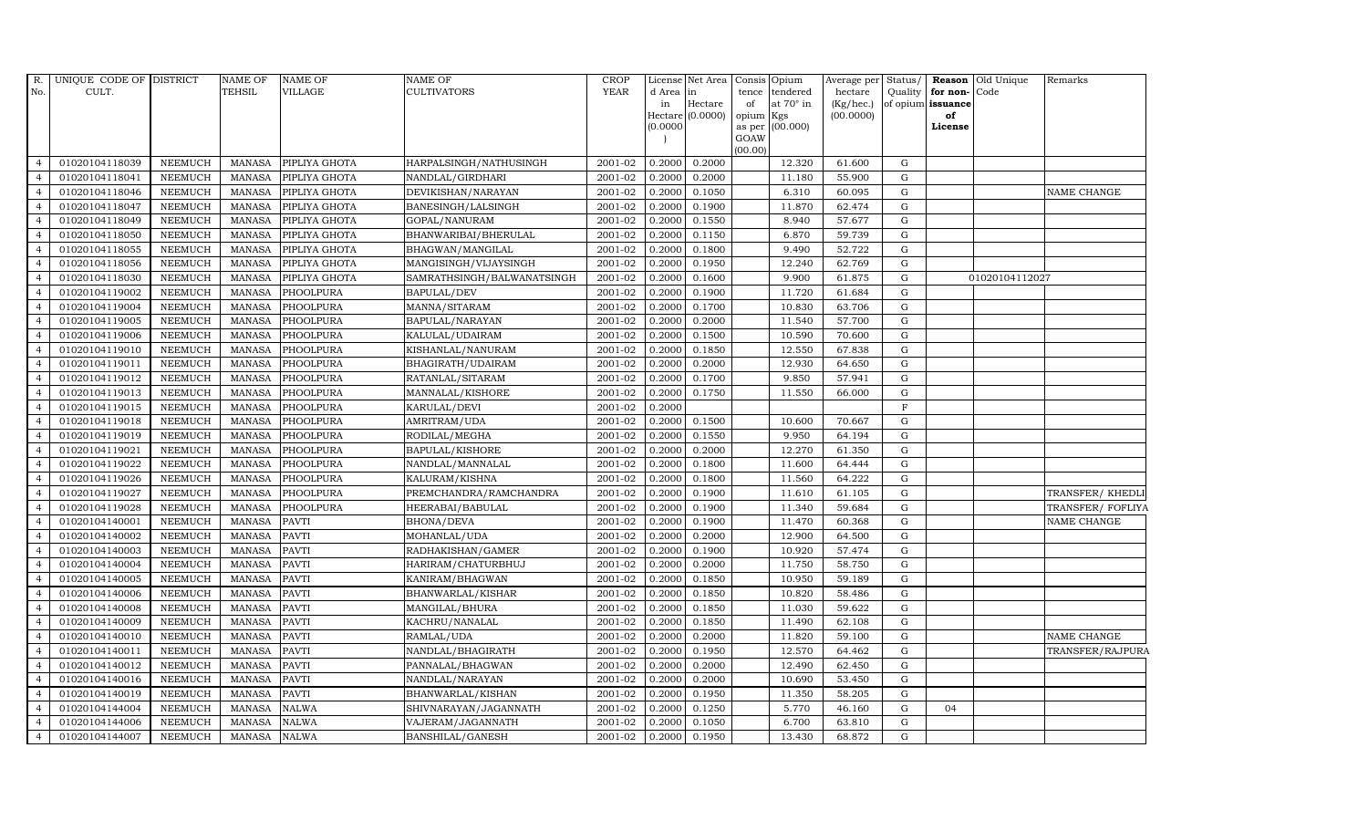| R. No. | UNIQUE CODE OF CULT. | DISTRICT | NAME OF TEHSIL | NAME OF VILLAGE | NAME OF CULTIVATORS | CROP YEAR | License d Area in Hectare (0.0000) | Net Area in Hectare (0.0000) | Consis tence of opium as per GOAW (00.00) | Opium tendered at 70° in Kgs (00.000) | Average per hectare (Kg/hec.) (00.0000) | Status/ Quality of opium | Reason for non-issuance of License | Old Unique Code | Remarks |
|---|---|---|---|---|---|---|---|---|---|---|---|---|---|---|---|
| 4 | 01020104118039 | NEEMUCH | MANASA | PIPLIYA GHOTA | HARPALSINGH/NATHUSINGH | 2001-02 | 0.2000 | 0.2000 | | 12.320 | 61.600 | G | | | |
| 4 | 01020104118041 | NEEMUCH | MANASA | PIPLIYA GHOTA | NANDLAL/GIRDHARI | 2001-02 | 0.2000 | 0.2000 | | 11.180 | 55.900 | G | | | |
| 4 | 01020104118046 | NEEMUCH | MANASA | PIPLIYA GHOTA | DEVIKISHAN/NARAYAN | 2001-02 | 0.2000 | 0.1050 | | 6.310 | 60.095 | G | | | NAME CHANGE |
| 4 | 01020104118047 | NEEMUCH | MANASA | PIPLIYA GHOTA | BANESINGH/LALSINGH | 2001-02 | 0.2000 | 0.1900 | | 11.870 | 62.474 | G | | | |
| 4 | 01020104118049 | NEEMUCH | MANASA | PIPLIYA GHOTA | GOPAL/NANURAM | 2001-02 | 0.2000 | 0.1550 | | 8.940 | 57.677 | G | | | |
| 4 | 01020104118050 | NEEMUCH | MANASA | PIPLIYA GHOTA | BHANWARIBAI/BHERULAL | 2001-02 | 0.2000 | 0.1150 | | 6.870 | 59.739 | G | | | |
| 4 | 01020104118055 | NEEMUCH | MANASA | PIPLIYA GHOTA | BHAGWAN/MANGILAL | 2001-02 | 0.2000 | 0.1800 | | 9.490 | 52.722 | G | | | |
| 4 | 01020104118056 | NEEMUCH | MANASA | PIPLIYA GHOTA | MANGISINGH/VIJAYSINGH | 2001-02 | 0.2000 | 0.1950 | | 12.240 | 62.769 | G | | | |
| 4 | 01020104118030 | NEEMUCH | MANASA | PIPLIYA GHOTA | SAMRATHSINGH/BALWANATSINGH | 2001-02 | 0.2000 | 0.1600 | | 9.900 | 61.875 | G | | 01020104112027 | |
| 4 | 01020104119002 | NEEMUCH | MANASA | PHOOLPURA | BAPULAL/DEV | 2001-02 | 0.2000 | 0.1900 | | 11.720 | 61.684 | G | | | |
| 4 | 01020104119004 | NEEMUCH | MANASA | PHOOLPURA | MANNA/SITARAM | 2001-02 | 0.2000 | 0.1700 | | 10.830 | 63.706 | G | | | |
| 4 | 01020104119005 | NEEMUCH | MANASA | PHOOLPURA | BAPULAL/NARAYAN | 2001-02 | 0.2000 | 0.2000 | | 11.540 | 57.700 | G | | | |
| 4 | 01020104119006 | NEEMUCH | MANASA | PHOOLPURA | KALULAL/UDAIRAM | 2001-02 | 0.2000 | 0.1500 | | 10.590 | 70.600 | G | | | |
| 4 | 01020104119010 | NEEMUCH | MANASA | PHOOLPURA | KISHANLAL/NANURAM | 2001-02 | 0.2000 | 0.1850 | | 12.550 | 67.838 | G | | | |
| 4 | 01020104119011 | NEEMUCH | MANASA | PHOOLPURA | BHAGIRATH/UDAIRAM | 2001-02 | 0.2000 | 0.2000 | | 12.930 | 64.650 | G | | | |
| 4 | 01020104119012 | NEEMUCH | MANASA | PHOOLPURA | RATANLAL/SITARAM | 2001-02 | 0.2000 | 0.1700 | | 9.850 | 57.941 | G | | | |
| 4 | 01020104119013 | NEEMUCH | MANASA | PHOOLPURA | MANNALAL/KISHORE | 2001-02 | 0.2000 | 0.1750 | | 11.550 | 66.000 | G | | | |
| 4 | 01020104119015 | NEEMUCH | MANASA | PHOOLPURA | KARULAL/DEVI | 2001-02 | 0.2000 | | | | | F | | | |
| 4 | 01020104119018 | NEEMUCH | MANASA | PHOOLPURA | AMRITRAM/UDA | 2001-02 | 0.2000 | 0.1500 | | 10.600 | 70.667 | G | | | |
| 4 | 01020104119019 | NEEMUCH | MANASA | PHOOLPURA | RODILAL/MEGHA | 2001-02 | 0.2000 | 0.1550 | | 9.950 | 64.194 | G | | | |
| 4 | 01020104119021 | NEEMUCH | MANASA | PHOOLPURA | BAPULAL/KISHORE | 2001-02 | 0.2000 | 0.2000 | | 12.270 | 61.350 | G | | | |
| 4 | 01020104119022 | NEEMUCH | MANASA | PHOOLPURA | NANDLAL/MANNALAL | 2001-02 | 0.2000 | 0.1800 | | 11.600 | 64.444 | G | | | |
| 4 | 01020104119026 | NEEMUCH | MANASA | PHOOLPURA | KALURAM/KISHNA | 2001-02 | 0.2000 | 0.1800 | | 11.560 | 64.222 | G | | | |
| 4 | 01020104119027 | NEEMUCH | MANASA | PHOOLPURA | PREMCHANDRA/RAMCHANDRA | 2001-02 | 0.2000 | 0.1900 | | 11.610 | 61.105 | G | | | TRANSFER/ KHEDLI |
| 4 | 01020104119028 | NEEMUCH | MANASA | PHOOLPURA | HEERABAI/BABULAL | 2001-02 | 0.2000 | 0.1900 | | 11.340 | 59.684 | G | | | TRANSFER/ FOFLIYA |
| 4 | 01020104140001 | NEEMUCH | MANASA | PAVTI | BHONA/DEVA | 2001-02 | 0.2000 | 0.1900 | | 11.470 | 60.368 | G | | | NAME CHANGE |
| 4 | 01020104140002 | NEEMUCH | MANASA | PAVTI | MOHANLAL/UDA | 2001-02 | 0.2000 | 0.2000 | | 12.900 | 64.500 | G | | | |
| 4 | 01020104140003 | NEEMUCH | MANASA | PAVTI | RADHAKISHAN/GAMER | 2001-02 | 0.2000 | 0.1900 | | 10.920 | 57.474 | G | | | |
| 4 | 01020104140004 | NEEMUCH | MANASA | PAVTI | HARIRAM/CHATURBHUJ | 2001-02 | 0.2000 | 0.2000 | | 11.750 | 58.750 | G | | | |
| 4 | 01020104140005 | NEEMUCH | MANASA | PAVTI | KANIRAM/BHAGWAN | 2001-02 | 0.2000 | 0.1850 | | 10.950 | 59.189 | G | | | |
| 4 | 01020104140006 | NEEMUCH | MANASA | PAVTI | BHANWARLAL/KISHAR | 2001-02 | 0.2000 | 0.1850 | | 10.820 | 58.486 | G | | | |
| 4 | 01020104140008 | NEEMUCH | MANASA | PAVTI | MANGILAL/BHURA | 2001-02 | 0.2000 | 0.1850 | | 11.030 | 59.622 | G | | | |
| 4 | 01020104140009 | NEEMUCH | MANASA | PAVTI | KACHRU/NANALAL | 2001-02 | 0.2000 | 0.1850 | | 11.490 | 62.108 | G | | | |
| 4 | 01020104140010 | NEEMUCH | MANASA | PAVTI | RAMLAL/UDA | 2001-02 | 0.2000 | 0.2000 | | 11.820 | 59.100 | G | | | NAME CHANGE |
| 4 | 01020104140011 | NEEMUCH | MANASA | PAVTI | NANDLAL/BHAGIRATH | 2001-02 | 0.2000 | 0.1950 | | 12.570 | 64.462 | G | | | TRANSFER/RAJPURA |
| 4 | 01020104140012 | NEEMUCH | MANASA | PAVTI | PANNALAL/BHAGWAN | 2001-02 | 0.2000 | 0.2000 | | 12.490 | 62.450 | G | | | |
| 4 | 01020104140016 | NEEMUCH | MANASA | PAVTI | NANDLAL/NARAYAN | 2001-02 | 0.2000 | 0.2000 | | 10.690 | 53.450 | G | | | |
| 4 | 01020104140019 | NEEMUCH | MANASA | PAVTI | BHANWARLAL/KISHAN | 2001-02 | 0.2000 | 0.1950 | | 11.350 | 58.205 | G | | | |
| 4 | 01020104144004 | NEEMUCH | MANASA | NALWA | SHIVNARAYAN/JAGANNATH | 2001-02 | 0.2000 | 0.1250 | | 5.770 | 46.160 | G | 04 | | |
| 4 | 01020104144006 | NEEMUCH | MANASA | NALWA | VAJERAM/JAGANNATH | 2001-02 | 0.2000 | 0.1050 | | 6.700 | 63.810 | G | | | |
| 4 | 01020104144007 | NEEMUCH | MANASA | NALWA | BANSHILAL/GANESH | 2001-02 | 0.2000 | 0.1950 | | 13.430 | 68.872 | G | | | |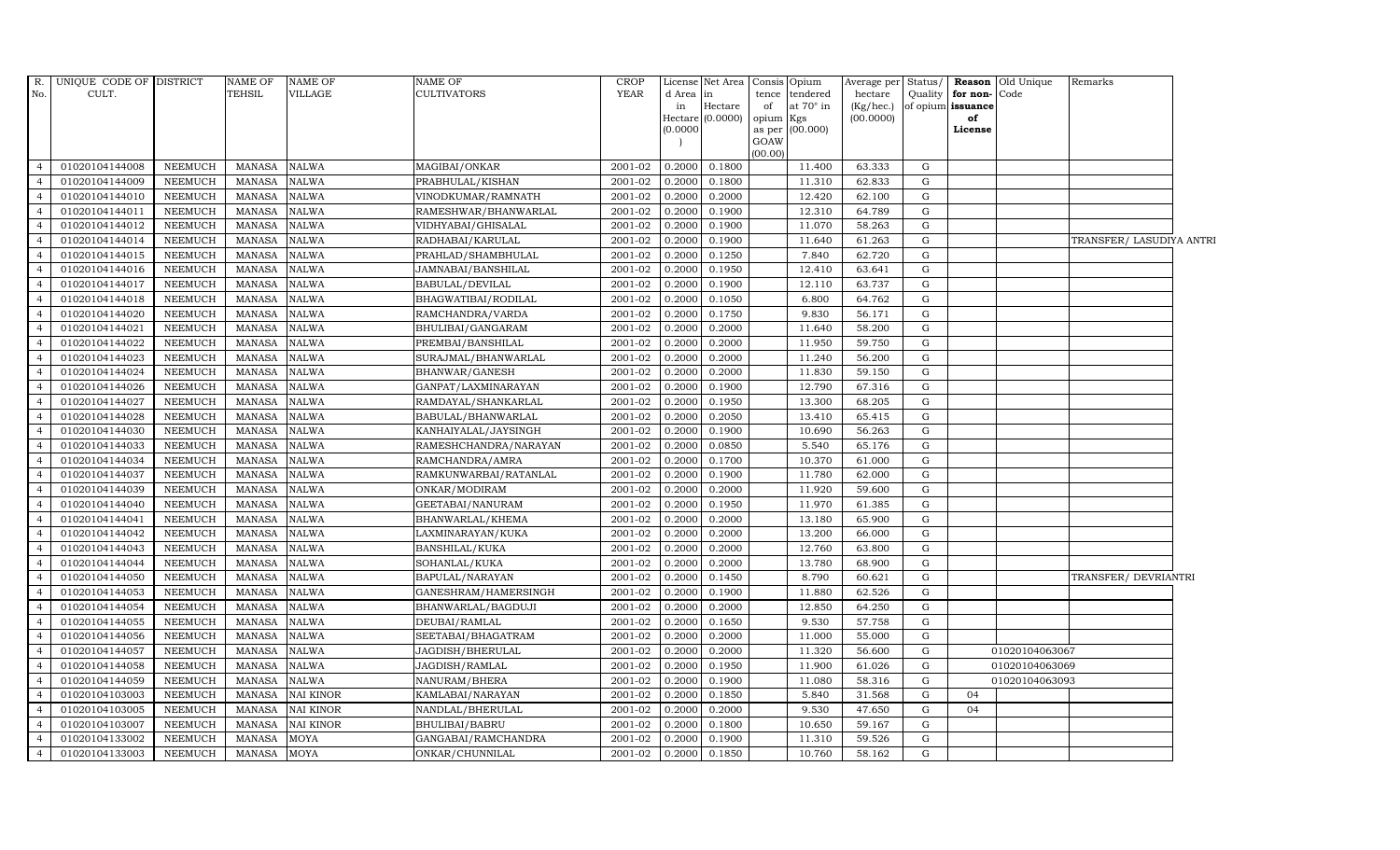| R. No. | UNIQUE CODE OF CULT. | DISTRICT | NAME OF TEHSIL | NAME OF VILLAGE | NAME OF CULTIVATORS | CROP YEAR | License d Area in Hectare (0.0000) | Net Area in Hectare (0.0000) | Consis tence of opium as per GOAW (00.00) | Opium tendered at 70° in Kgs (00.000) | Average per hectare (Kg/hec.) (00.0000) | Status/ Quality of opium | Reason for non-issuance of License | Old Unique Code | Remarks |
|---|---|---|---|---|---|---|---|---|---|---|---|---|---|---|---|
| 4 | 01020104144008 | NEEMUCH | MANASA | NALWA | MAGIBAI/ONKAR | 2001-02 | 0.2000 | 0.1800 | | 11.400 | 63.333 | G | | | |
| 4 | 01020104144009 | NEEMUCH | MANASA | NALWA | PRABHULAL/KISHAN | 2001-02 | 0.2000 | 0.1800 | | 11.310 | 62.833 | G | | | |
| 4 | 01020104144010 | NEEMUCH | MANASA | NALWA | VINODKUMAR/RAMNATH | 2001-02 | 0.2000 | 0.2000 | | 12.420 | 62.100 | G | | | |
| 4 | 01020104144011 | NEEMUCH | MANASA | NALWA | RAMESHWAR/BHANWARLAL | 2001-02 | 0.2000 | 0.1900 | | 12.310 | 64.789 | G | | | |
| 4 | 01020104144012 | NEEMUCH | MANASA | NALWA | VIDHYABAI/GHISALAL | 2001-02 | 0.2000 | 0.1900 | | 11.070 | 58.263 | G | | | |
| 4 | 01020104144014 | NEEMUCH | MANASA | NALWA | RADHABAI/KARULAL | 2001-02 | 0.2000 | 0.1900 | | 11.640 | 61.263 | G | | | TRANSFER/ LASUDIYA ANTRI |
| 4 | 01020104144015 | NEEMUCH | MANASA | NALWA | PRAHLAD/SHAMBHULAL | 2001-02 | 0.2000 | 0.1250 | | 7.840 | 62.720 | G | | | |
| 4 | 01020104144016 | NEEMUCH | MANASA | NALWA | JAMNABAI/BANSHILAL | 2001-02 | 0.2000 | 0.1950 | | 12.410 | 63.641 | G | | | |
| 4 | 01020104144017 | NEEMUCH | MANASA | NALWA | BABULAL/DEVILAL | 2001-02 | 0.2000 | 0.1900 | | 12.110 | 63.737 | G | | | |
| 4 | 01020104144018 | NEEMUCH | MANASA | NALWA | BHAGWATIBAI/RODILAL | 2001-02 | 0.2000 | 0.1050 | | 6.800 | 64.762 | G | | | |
| 4 | 01020104144020 | NEEMUCH | MANASA | NALWA | RAMCHANDRA/VARDA | 2001-02 | 0.2000 | 0.1750 | | 9.830 | 56.171 | G | | | |
| 4 | 01020104144021 | NEEMUCH | MANASA | NALWA | BHULIBAI/GANGARAM | 2001-02 | 0.2000 | 0.2000 | | 11.640 | 58.200 | G | | | |
| 4 | 01020104144022 | NEEMUCH | MANASA | NALWA | PREMBAI/BANSHILAL | 2001-02 | 0.2000 | 0.2000 | | 11.950 | 59.750 | G | | | |
| 4 | 01020104144023 | NEEMUCH | MANASA | NALWA | SURAJMAL/BHANWARLAL | 2001-02 | 0.2000 | 0.2000 | | 11.240 | 56.200 | G | | | |
| 4 | 01020104144024 | NEEMUCH | MANASA | NALWA | BHANWAR/GANESH | 2001-02 | 0.2000 | 0.2000 | | 11.830 | 59.150 | G | | | |
| 4 | 01020104144026 | NEEMUCH | MANASA | NALWA | GANPAT/LAXMINARAYAN | 2001-02 | 0.2000 | 0.1900 | | 12.790 | 67.316 | G | | | |
| 4 | 01020104144027 | NEEMUCH | MANASA | NALWA | RAMDAYAL/SHANKARLAL | 2001-02 | 0.2000 | 0.1950 | | 13.300 | 68.205 | G | | | |
| 4 | 01020104144028 | NEEMUCH | MANASA | NALWA | BABULAL/BHANWARLAL | 2001-02 | 0.2000 | 0.2050 | | 13.410 | 65.415 | G | | | |
| 4 | 01020104144030 | NEEMUCH | MANASA | NALWA | KANHAIYALAL/JAYSINGH | 2001-02 | 0.2000 | 0.1900 | | 10.690 | 56.263 | G | | | |
| 4 | 01020104144033 | NEEMUCH | MANASA | NALWA | RAMESHCHANDRA/NARAYAN | 2001-02 | 0.2000 | 0.0850 | | 5.540 | 65.176 | G | | | |
| 4 | 01020104144034 | NEEMUCH | MANASA | NALWA | RAMCHANDRA/AMRA | 2001-02 | 0.2000 | 0.1700 | | 10.370 | 61.000 | G | | | |
| 4 | 01020104144037 | NEEMUCH | MANASA | NALWA | RAMKUNWARBAI/RATANLAL | 2001-02 | 0.2000 | 0.1900 | | 11.780 | 62.000 | G | | | |
| 4 | 01020104144039 | NEEMUCH | MANASA | NALWA | ONKAR/MODIRAM | 2001-02 | 0.2000 | 0.2000 | | 11.920 | 59.600 | G | | | |
| 4 | 01020104144040 | NEEMUCH | MANASA | NALWA | GEETABAI/NANURAM | 2001-02 | 0.2000 | 0.1950 | | 11.970 | 61.385 | G | | | |
| 4 | 01020104144041 | NEEMUCH | MANASA | NALWA | BHANWARLAL/KHEMA | 2001-02 | 0.2000 | 0.2000 | | 13.180 | 65.900 | G | | | |
| 4 | 01020104144042 | NEEMUCH | MANASA | NALWA | LAXMINARAYAN/KUKA | 2001-02 | 0.2000 | 0.2000 | | 13.200 | 66.000 | G | | | |
| 4 | 01020104144043 | NEEMUCH | MANASA | NALWA | BANSHILAL/KUKA | 2001-02 | 0.2000 | 0.2000 | | 12.760 | 63.800 | G | | | |
| 4 | 01020104144044 | NEEMUCH | MANASA | NALWA | SOHANLAL/KUKA | 2001-02 | 0.2000 | 0.2000 | | 13.780 | 68.900 | G | | | |
| 4 | 01020104144050 | NEEMUCH | MANASA | NALWA | BAPULAL/NARAYAN | 2001-02 | 0.2000 | 0.1450 | | 8.790 | 60.621 | G | | | TRANSFER/ DEVRIANTRI |
| 4 | 01020104144053 | NEEMUCH | MANASA | NALWA | GANESHRAM/HAMERSINGH | 2001-02 | 0.2000 | 0.1900 | | 11.880 | 62.526 | G | | | |
| 4 | 01020104144054 | NEEMUCH | MANASA | NALWA | BHANWARLAL/BAGDUJI | 2001-02 | 0.2000 | 0.2000 | | 12.850 | 64.250 | G | | | |
| 4 | 01020104144055 | NEEMUCH | MANASA | NALWA | DEUBAI/RAMLAL | 2001-02 | 0.2000 | 0.1650 | | 9.530 | 57.758 | G | | | |
| 4 | 01020104144056 | NEEMUCH | MANASA | NALWA | SEETABAI/BHAGATRAM | 2001-02 | 0.2000 | 0.2000 | | 11.000 | 55.000 | G | | | |
| 4 | 01020104144057 | NEEMUCH | MANASA | NALWA | JAGDISH/BHERULAL | 2001-02 | 0.2000 | 0.2000 | | 11.320 | 56.600 | G | | 01020104063067 | |
| 4 | 01020104144058 | NEEMUCH | MANASA | NALWA | JAGDISH/RAMLAL | 2001-02 | 0.2000 | 0.1950 | | 11.900 | 61.026 | G | | 01020104063069 | |
| 4 | 01020104144059 | NEEMUCH | MANASA | NALWA | NANURAM/BHERA | 2001-02 | 0.2000 | 0.1900 | | 11.080 | 58.316 | G | | 01020104063093 | |
| 4 | 01020104103003 | NEEMUCH | MANASA | NAI KINOR | KAMLABAI/NARAYAN | 2001-02 | 0.2000 | 0.1850 | | 5.840 | 31.568 | G | 04 | | |
| 4 | 01020104103005 | NEEMUCH | MANASA | NAI KINOR | NANDLAL/BHERULAL | 2001-02 | 0.2000 | 0.2000 | | 9.530 | 47.650 | G | 04 | | |
| 4 | 01020104103007 | NEEMUCH | MANASA | NAI KINOR | BHULIBAI/BABRU | 2001-02 | 0.2000 | 0.1800 | | 10.650 | 59.167 | G | | | |
| 4 | 01020104133002 | NEEMUCH | MANASA | MOYA | GANGABAI/RAMCHANDRA | 2001-02 | 0.2000 | 0.1900 | | 11.310 | 59.526 | G | | | |
| 4 | 01020104133003 | NEEMUCH | MANASA | MOYA | ONKAR/CHUNNILAL | 2001-02 | 0.2000 | 0.1850 | | 10.760 | 58.162 | G | | | |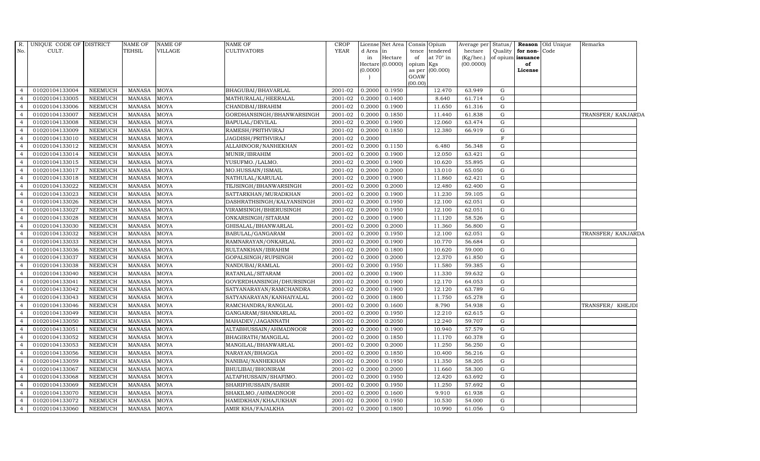| R. No. | UNIQUE CODE OF CULT. | DISTRICT | NAME OF TEHSIL | NAME OF VILLAGE | NAME OF CULTIVATORS | CROP YEAR | License d Area in Hectare (0.0000) | Net Area in Hectare (0.0000) | Consis tence of opium as per GOAW (00.00) | Opium tendered at 70° in Kgs (00.000) | Average per hectare (Kg/hec.) (00.0000) | Status/ Quality of opium | Reason for non-issuance of License | Old Unique Code | Remarks |
|---|---|---|---|---|---|---|---|---|---|---|---|---|---|---|---|
| 4 | 01020104133004 | NEEMUCH | MANASA | MOYA | BHAGUBAI/BHAVARLAL | 2001-02 | 0.2000 | 0.1950 | | 12.470 | 63.949 | G | | | |
| 4 | 01020104133005 | NEEMUCH | MANASA | MOYA | MATHURALAL/HEERALAL | 2001-02 | 0.2000 | 0.1400 | | 8.640 | 61.714 | G | | | |
| 4 | 01020104133006 | NEEMUCH | MANASA | MOYA | CHANDBAI/IBRAHIM | 2001-02 | 0.2000 | 0.1900 | | 11.650 | 61.316 | G | | | |
| 4 | 01020104133007 | NEEMUCH | MANASA | MOYA | GORDHANSINGH/BHANWARSINGH | 2001-02 | 0.2000 | 0.1850 | | 11.440 | 61.838 | G | | | TRANSFER/ KANJARDA |
| 4 | 01020104133008 | NEEMUCH | MANASA | MOYA | BAPULAL/DEVILAL | 2001-02 | 0.2000 | 0.1900 | | 12.060 | 63.474 | G | | | |
| 4 | 01020104133009 | NEEMUCH | MANASA | MOYA | RAMESH/PRITHVIRAJ | 2001-02 | 0.2000 | 0.1850 | | 12.380 | 66.919 | G | | | |
| 4 | 01020104133010 | NEEMUCH | MANASA | MOYA | JAGDISH/PRITHVIRAJ | 2001-02 | 0.2000 | | | | | F | | | |
| 4 | 01020104133012 | NEEMUCH | MANASA | MOYA | ALLAHNOOR/NANHEKHAN | 2001-02 | 0.2000 | 0.1150 | | 6.480 | 56.348 | G | | | |
| 4 | 01020104133014 | NEEMUCH | MANASA | MOYA | MUNIR/IBRAHIM | 2001-02 | 0.2000 | 0.1900 | | 12.050 | 63.421 | G | | | |
| 4 | 01020104133015 | NEEMUCH | MANASA | MOYA | YUSUFMO./LALMO. | 2001-02 | 0.2000 | 0.1900 | | 10.620 | 55.895 | G | | | |
| 4 | 01020104133017 | NEEMUCH | MANASA | MOYA | MO.HUSSAIN/ISMAIL | 2001-02 | 0.2000 | 0.2000 | | 13.010 | 65.050 | G | | | |
| 4 | 01020104133018 | NEEMUCH | MANASA | MOYA | NATHULAL/KARULAL | 2001-02 | 0.2000 | 0.1900 | | 11.860 | 62.421 | G | | | |
| 4 | 01020104133022 | NEEMUCH | MANASA | MOYA | TEJSINGH/BHANWARSINGH | 2001-02 | 0.2000 | 0.2000 | | 12.480 | 62.400 | G | | | |
| 4 | 01020104133023 | NEEMUCH | MANASA | MOYA | SATTARKHAN/MURADKHAN | 2001-02 | 0.2000 | 0.1900 | | 11.230 | 59.105 | G | | | |
| 4 | 01020104133026 | NEEMUCH | MANASA | MOYA | DASHRATHSINGH/KALYANSINGH | 2001-02 | 0.2000 | 0.1950 | | 12.100 | 62.051 | G | | | |
| 4 | 01020104133027 | NEEMUCH | MANASA | MOYA | VIRAMSINGH/BHERUSINGH | 2001-02 | 0.2000 | 0.1950 | | 12.100 | 62.051 | G | | | |
| 4 | 01020104133028 | NEEMUCH | MANASA | MOYA | ONKARSINGH/SITARAM | 2001-02 | 0.2000 | 0.1900 | | 11.120 | 58.526 | G | | | |
| 4 | 01020104133030 | NEEMUCH | MANASA | MOYA | GHISALAL/BHANWARLAL | 2001-02 | 0.2000 | 0.2000 | | 11.360 | 56.800 | G | | | |
| 4 | 01020104133032 | NEEMUCH | MANASA | MOYA | BABULAL/GANGARAM | 2001-02 | 0.2000 | 0.1950 | | 12.100 | 62.051 | G | | | TRANSFER/ KANJARDA |
| 4 | 01020104133033 | NEEMUCH | MANASA | MOYA | RAMNARAYAN/ONKARLAL | 2001-02 | 0.2000 | 0.1900 | | 10.770 | 56.684 | G | | | |
| 4 | 01020104133036 | NEEMUCH | MANASA | MOYA | SULTANKHAN/IBRAHIM | 2001-02 | 0.2000 | 0.1800 | | 10.620 | 59.000 | G | | | |
| 4 | 01020104133037 | NEEMUCH | MANASA | MOYA | GOPALSINGH/RUPSINGH | 2001-02 | 0.2000 | 0.2000 | | 12.370 | 61.850 | G | | | |
| 4 | 01020104133038 | NEEMUCH | MANASA | MOYA | NANDUBAI/RAMLAL | 2001-02 | 0.2000 | 0.1950 | | 11.580 | 59.385 | G | | | |
| 4 | 01020104133040 | NEEMUCH | MANASA | MOYA | RATANLAL/SITARAM | 2001-02 | 0.2000 | 0.1900 | | 11.330 | 59.632 | G | | | |
| 4 | 01020104133041 | NEEMUCH | MANASA | MOYA | GOVERDHANSINGH/DHURSINGH | 2001-02 | 0.2000 | 0.1900 | | 12.170 | 64.053 | G | | | |
| 4 | 01020104133042 | NEEMUCH | MANASA | MOYA | SATYANARAYAN/RAMCHANDRA | 2001-02 | 0.2000 | 0.1900 | | 12.120 | 63.789 | G | | | |
| 4 | 01020104133043 | NEEMUCH | MANASA | MOYA | SATYANARAYAN/KANHAIYALAL | 2001-02 | 0.2000 | 0.1800 | | 11.750 | 65.278 | G | | | |
| 4 | 01020104133046 | NEEMUCH | MANASA | MOYA | RAMCHANDRA/RANGLAL | 2001-02 | 0.2000 | 0.1600 | | 8.790 | 54.938 | G | | | TRANSFER/ KHEJDI |
| 4 | 01020104133049 | NEEMUCH | MANASA | MOYA | GANGARAM/SHANKARLAL | 2001-02 | 0.2000 | 0.1950 | | 12.210 | 62.615 | G | | | |
| 4 | 01020104133050 | NEEMUCH | MANASA | MOYA | MAHADEV/JAGANNATH | 2001-02 | 0.2000 | 0.2050 | | 12.240 | 59.707 | G | | | |
| 4 | 01020104133051 | NEEMUCH | MANASA | MOYA | ALTABHUSSAIN/AHMADNOOR | 2001-02 | 0.2000 | 0.1900 | | 10.940 | 57.579 | G | | | |
| 4 | 01020104133052 | NEEMUCH | MANASA | MOYA | BHAGIRATH/MANGILAL | 2001-02 | 0.2000 | 0.1850 | | 11.170 | 60.378 | G | | | |
| 4 | 01020104133053 | NEEMUCH | MANASA | MOYA | MANGILAL/BHANWARLAL | 2001-02 | 0.2000 | 0.2000 | | 11.250 | 56.250 | G | | | |
| 4 | 01020104133056 | NEEMUCH | MANASA | MOYA | NARAYAN/BHAGGA | 2001-02 | 0.2000 | 0.1850 | | 10.400 | 56.216 | G | | | |
| 4 | 01020104133059 | NEEMUCH | MANASA | MOYA | NANIBAI/NANHEKHAN | 2001-02 | 0.2000 | 0.1950 | | 11.350 | 58.205 | G | | | |
| 4 | 01020104133067 | NEEMUCH | MANASA | MOYA | BHULIBAI/BHONIRAM | 2001-02 | 0.2000 | 0.2000 | | 11.660 | 58.300 | G | | | |
| 4 | 01020104133068 | NEEMUCH | MANASA | MOYA | ALTAFHUSSAIN/SHAFIMO. | 2001-02 | 0.2000 | 0.1950 | | 12.420 | 63.692 | G | | | |
| 4 | 01020104133069 | NEEMUCH | MANASA | MOYA | SHARIFHUSSAIN/SABIR | 2001-02 | 0.2000 | 0.1950 | | 11.250 | 57.692 | G | | | |
| 4 | 01020104133070 | NEEMUCH | MANASA | MOYA | SHAKILMO./AHMADNOOR | 2001-02 | 0.2000 | 0.1600 | | 9.910 | 61.938 | G | | | |
| 4 | 01020104133072 | NEEMUCH | MANASA | MOYA | HAMIDKHAN/KHAJUKHAN | 2001-02 | 0.2000 | 0.1950 | | 10.530 | 54.000 | G | | | |
| 4 | 01020104133060 | NEEMUCH | MANASA | MOYA | AMIR KHA/FAJALKHA | 2001-02 | 0.2000 | 0.1800 | | 10.990 | 61.056 | G | | | |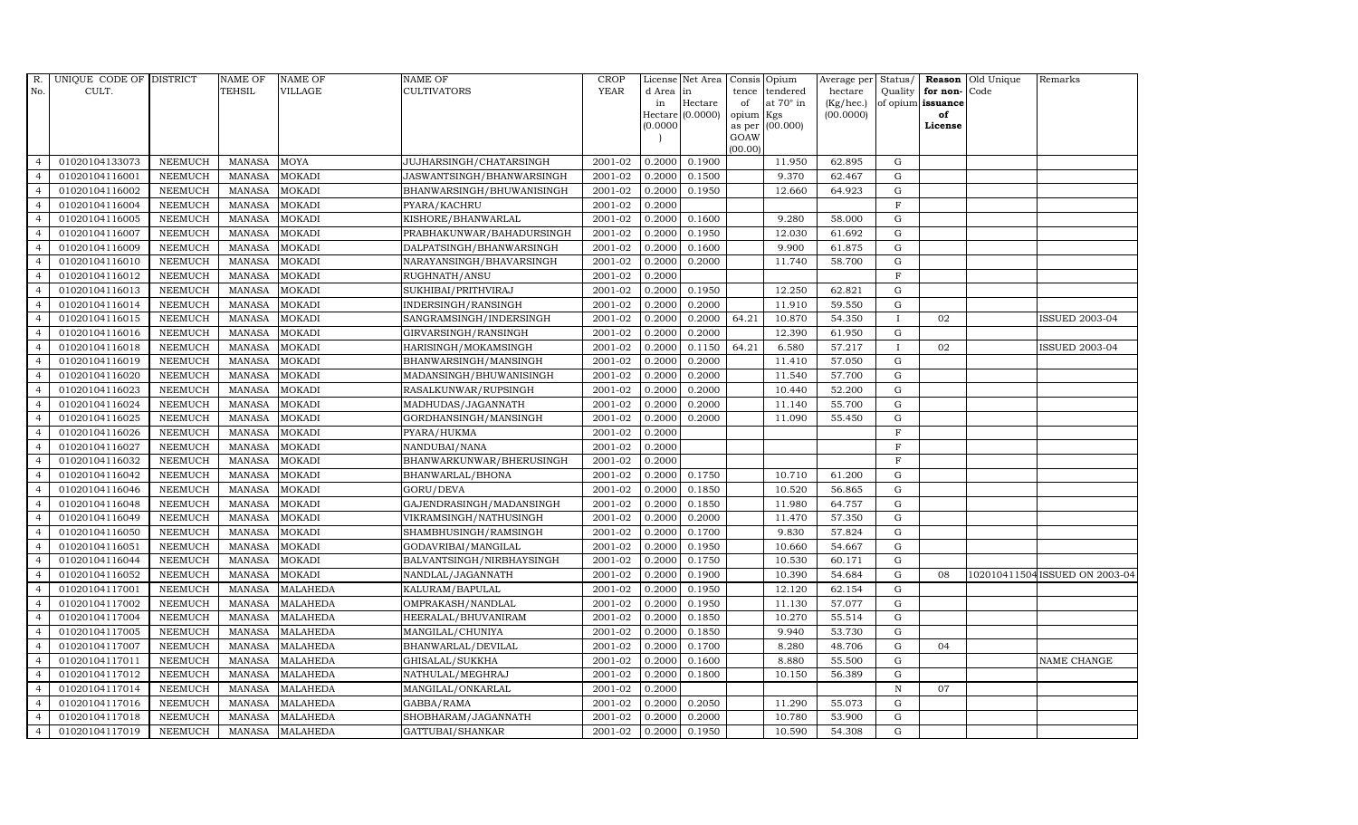| R. No. | UNIQUE CODE OF CULT. | DISTRICT | NAME OF TEHSIL | NAME OF VILLAGE | NAME OF CULTIVATORS | CROP YEAR | License d Area in Hectare (0.0000) | Net Area in Hectare (0.0000) | Consis tence of opium as per GOAW (00.00) | Opium tendered at 70° in Kgs (00.000) | Average per hectare (Kg/hec.) (00.0000) | Status/ Quality of opium | Reason for non-issuance of License | Old Unique Code | Remarks |
|---|---|---|---|---|---|---|---|---|---|---|---|---|---|---|---|
| 4 | 01020104133073 | NEEMUCH | MANASA | MOYA | JUJHARSINGH/CHATARSINGH | 2001-02 | 0.2000 | 0.1900 | | 11.950 | 62.895 | G | | | |
| 4 | 01020104116001 | NEEMUCH | MANASA | MOKADI | JASWANTSINGH/BHANWARSINGH | 2001-02 | 0.2000 | 0.1500 | | 9.370 | 62.467 | G | | | |
| 4 | 01020104116002 | NEEMUCH | MANASA | MOKADI | BHANWARSINGH/BHUWANISINGH | 2001-02 | 0.2000 | 0.1950 | | 12.660 | 64.923 | G | | | |
| 4 | 01020104116004 | NEEMUCH | MANASA | MOKADI | PYARA/KACHRU | 2001-02 | 0.2000 | | | | | F | | | |
| 4 | 01020104116005 | NEEMUCH | MANASA | MOKADI | KISHORE/BHANWARLAL | 2001-02 | 0.2000 | 0.1600 | | 9.280 | 58.000 | G | | | |
| 4 | 01020104116007 | NEEMUCH | MANASA | MOKADI | PRABHAKUNWAR/BAHADURSINGH | 2001-02 | 0.2000 | 0.1950 | | 12.030 | 61.692 | G | | | |
| 4 | 01020104116009 | NEEMUCH | MANASA | MOKADI | DALPATSINGH/BHANWARSINGH | 2001-02 | 0.2000 | 0.1600 | | 9.900 | 61.875 | G | | | |
| 4 | 01020104116010 | NEEMUCH | MANASA | MOKADI | NARAYANSINGH/BHAVARSINGH | 2001-02 | 0.2000 | 0.2000 | | 11.740 | 58.700 | G | | | |
| 4 | 01020104116012 | NEEMUCH | MANASA | MOKADI | RUGHNATH/ANSU | 2001-02 | 0.2000 | | | | | F | | | |
| 4 | 01020104116013 | NEEMUCH | MANASA | MOKADI | SUKHIBAI/PRITHVIRAJ | 2001-02 | 0.2000 | 0.1950 | | 12.250 | 62.821 | G | | | |
| 4 | 01020104116014 | NEEMUCH | MANASA | MOKADI | INDERSINGH/RANSINGH | 2001-02 | 0.2000 | 0.2000 | | 11.910 | 59.550 | G | | | |
| 4 | 01020104116015 | NEEMUCH | MANASA | MOKADI | SANGRAMSINGH/INDERSINGH | 2001-02 | 0.2000 | 0.2000 | 64.21 | 10.870 | 54.350 | I | 02 | | ISSUED 2003-04 |
| 4 | 01020104116016 | NEEMUCH | MANASA | MOKADI | GIRVARSINGH/RANSINGH | 2001-02 | 0.2000 | 0.2000 | | 12.390 | 61.950 | G | | | |
| 4 | 01020104116018 | NEEMUCH | MANASA | MOKADI | HARISINGH/MOKAMSINGH | 2001-02 | 0.2000 | 0.1150 | 64.21 | 6.580 | 57.217 | I | 02 | | ISSUED 2003-04 |
| 4 | 01020104116019 | NEEMUCH | MANASA | MOKADI | BHANWARSINGH/MANSINGH | 2001-02 | 0.2000 | 0.2000 | | 11.410 | 57.050 | G | | | |
| 4 | 01020104116020 | NEEMUCH | MANASA | MOKADI | MADANSINGH/BHUWANISINGH | 2001-02 | 0.2000 | 0.2000 | | 11.540 | 57.700 | G | | | |
| 4 | 01020104116023 | NEEMUCH | MANASA | MOKADI | RASALKUNWAR/RUPSINGH | 2001-02 | 0.2000 | 0.2000 | | 10.440 | 52.200 | G | | | |
| 4 | 01020104116024 | NEEMUCH | MANASA | MOKADI | MADHUDAS/JAGANNATH | 2001-02 | 0.2000 | 0.2000 | | 11.140 | 55.700 | G | | | |
| 4 | 01020104116025 | NEEMUCH | MANASA | MOKADI | GORDHANSINGH/MANSINGH | 2001-02 | 0.2000 | 0.2000 | | 11.090 | 55.450 | G | | | |
| 4 | 01020104116026 | NEEMUCH | MANASA | MOKADI | PYARA/HUKMA | 2001-02 | 0.2000 | | | | | F | | | |
| 4 | 01020104116027 | NEEMUCH | MANASA | MOKADI | NANDUBAI/NANA | 2001-02 | 0.2000 | | | | | F | | | |
| 4 | 01020104116032 | NEEMUCH | MANASA | MOKADI | BHANWARKUNWAR/BHERUSINGH | 2001-02 | 0.2000 | | | | | F | | | |
| 4 | 01020104116042 | NEEMUCH | MANASA | MOKADI | BHANWARLAL/BHONA | 2001-02 | 0.2000 | 0.1750 | | 10.710 | 61.200 | G | | | |
| 4 | 01020104116046 | NEEMUCH | MANASA | MOKADI | GORU/DEVA | 2001-02 | 0.2000 | 0.1850 | | 10.520 | 56.865 | G | | | |
| 4 | 01020104116048 | NEEMUCH | MANASA | MOKADI | GAJENDRASINGH/MADANSINGH | 2001-02 | 0.2000 | 0.1850 | | 11.980 | 64.757 | G | | | |
| 4 | 01020104116049 | NEEMUCH | MANASA | MOKADI | VIKRAMSINGH/NATHUSINGH | 2001-02 | 0.2000 | 0.2000 | | 11.470 | 57.350 | G | | | |
| 4 | 01020104116050 | NEEMUCH | MANASA | MOKADI | SHAMBHUSINGH/RAMSINGH | 2001-02 | 0.2000 | 0.1700 | | 9.830 | 57.824 | G | | | |
| 4 | 01020104116051 | NEEMUCH | MANASA | MOKADI | GODAVRIBAI/MANGILAL | 2001-02 | 0.2000 | 0.1950 | | 10.660 | 54.667 | G | | | |
| 4 | 01020104116044 | NEEMUCH | MANASA | MOKADI | BALVANTSINGH/NIRBHAYSINGH | 2001-02 | 0.2000 | 0.1750 | | 10.530 | 60.171 | G | | | |
| 4 | 01020104116052 | NEEMUCH | MANASA | MOKADI | NANDLAL/JAGANNATH | 2001-02 | 0.2000 | 0.1900 | | 10.390 | 54.684 | G | 08 | 1020104115041 | ISSUED ON 2003-04 |
| 4 | 01020104117001 | NEEMUCH | MANASA | MALAHEDA | KALURAM/BAPULAL | 2001-02 | 0.2000 | 0.1950 | | 12.120 | 62.154 | G | | | |
| 4 | 01020104117002 | NEEMUCH | MANASA | MALAHEDA | OMPRAKASH/NANDLAL | 2001-02 | 0.2000 | 0.1950 | | 11.130 | 57.077 | G | | | |
| 4 | 01020104117004 | NEEMUCH | MANASA | MALAHEDA | HEERALAL/BHUVANIRAM | 2001-02 | 0.2000 | 0.1850 | | 10.270 | 55.514 | G | | | |
| 4 | 01020104117005 | NEEMUCH | MANASA | MALAHEDA | MANGILAL/CHUNIYA | 2001-02 | 0.2000 | 0.1850 | | 9.940 | 53.730 | G | | | |
| 4 | 01020104117007 | NEEMUCH | MANASA | MALAHEDA | BHANWARLAL/DEVILAL | 2001-02 | 0.2000 | 0.1700 | | 8.280 | 48.706 | G | 04 | | |
| 4 | 01020104117011 | NEEMUCH | MANASA | MALAHEDA | GHISALAL/SUKKHA | 2001-02 | 0.2000 | 0.1600 | | 8.880 | 55.500 | G | | | NAME CHANGE |
| 4 | 01020104117012 | NEEMUCH | MANASA | MALAHEDA | NATHULAL/MEGHRAJ | 2001-02 | 0.2000 | 0.1800 | | 10.150 | 56.389 | G | | | |
| 4 | 01020104117014 | NEEMUCH | MANASA | MALAHEDA | MANGILAL/ONKARLAL | 2001-02 | 0.2000 | | | | | N | 07 | | |
| 4 | 01020104117016 | NEEMUCH | MANASA | MALAHEDA | GABBA/RAMA | 2001-02 | 0.2000 | 0.2050 | | 11.290 | 55.073 | G | | | |
| 4 | 01020104117018 | NEEMUCH | MANASA | MALAHEDA | SHOBHARAM/JAGANNATH | 2001-02 | 0.2000 | 0.2000 | | 10.780 | 53.900 | G | | | |
| 4 | 01020104117019 | NEEMUCH | MANASA | MALAHEDA | GATTUBAI/SHANKAR | 2001-02 | 0.2000 | 0.1950 | | 10.590 | 54.308 | G | | | |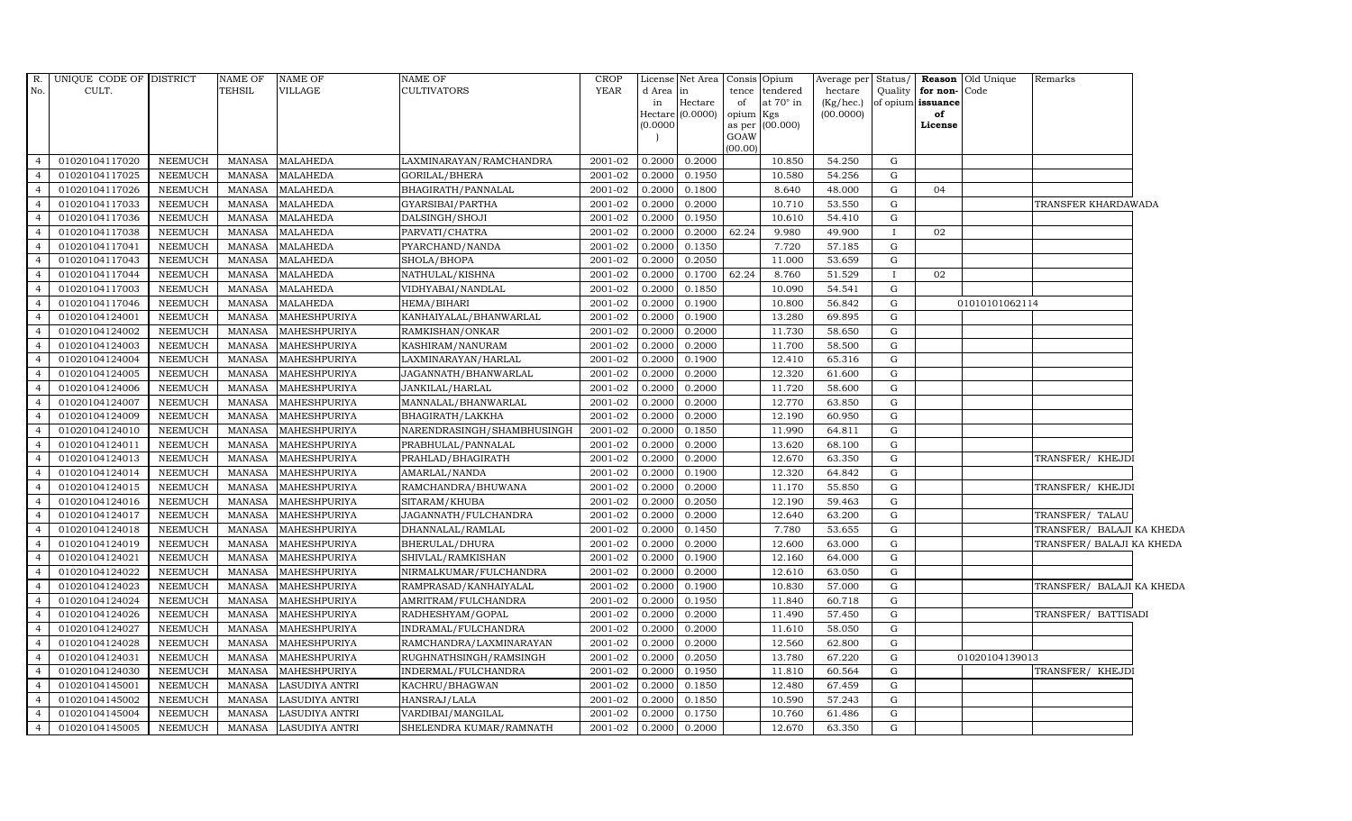| R. No. | UNIQUE CODE OF CULT. | DISTRICT | NAME OF TEHSIL | NAME OF VILLAGE | NAME OF CULTIVATORS | CROP YEAR | License d Area in Hectare (0.0000) | Net Area in Hectare (0.0000) | Consis tence of opium as per GOAW (00.00) | Opium tendered at 70° in Kgs (00.000) | Average per hectare (Kg/hec.) (00.0000) | Status/ Quality of opium | Reason for non-issuance of License | Old Unique Code | Remarks |
|---|---|---|---|---|---|---|---|---|---|---|---|---|---|---|---|
| 4 | 01020104117020 | NEEMUCH | MANASA | MALAHEDA | LAXMINARAYAN/RAMCHANDRA | 2001-02 | 0.2000 | 0.2000 | | 10.850 | 54.250 | G | | | |
| 4 | 01020104117025 | NEEMUCH | MANASA | MALAHEDA | GORILAL/BHERA | 2001-02 | 0.2000 | 0.1950 | | 10.580 | 54.256 | G | | | |
| 4 | 01020104117026 | NEEMUCH | MANASA | MALAHEDA | BHAGIRATH/PANNALAL | 2001-02 | 0.2000 | 0.1800 | | 8.640 | 48.000 | G | 04 | | |
| 4 | 01020104117033 | NEEMUCH | MANASA | MALAHEDA | GYARSIBAI/PARTHA | 2001-02 | 0.2000 | 0.2000 | | 10.710 | 53.550 | G | | | TRANSFER KHARDAWADA |
| 4 | 01020104117036 | NEEMUCH | MANASA | MALAHEDA | DALSINGH/SHOJI | 2001-02 | 0.2000 | 0.1950 | | 10.610 | 54.410 | G | | | |
| 4 | 01020104117038 | NEEMUCH | MANASA | MALAHEDA | PARVATI/CHATRA | 2001-02 | 0.2000 | 0.2000 | 62.24 | 9.980 | 49.900 | I | 02 | | |
| 4 | 01020104117041 | NEEMUCH | MANASA | MALAHEDA | PYARCHAND/NANDA | 2001-02 | 0.2000 | 0.1350 | | 7.720 | 57.185 | G | | | |
| 4 | 01020104117043 | NEEMUCH | MANASA | MALAHEDA | SHOLA/BHOPA | 2001-02 | 0.2000 | 0.2050 | | 11.000 | 53.659 | G | | | |
| 4 | 01020104117044 | NEEMUCH | MANASA | MALAHEDA | NATHULAL/KISHNA | 2001-02 | 0.2000 | 0.1700 | 62.24 | 8.760 | 51.529 | I | 02 | | |
| 4 | 01020104117003 | NEEMUCH | MANASA | MALAHEDA | VIDHYABAI/NANDLAL | 2001-02 | 0.2000 | 0.1850 | | 10.090 | 54.541 | G | | | |
| 4 | 01020104117046 | NEEMUCH | MANASA | MALAHEDA | HEMA/BIHARI | 2001-02 | 0.2000 | 0.1900 | | 10.800 | 56.842 | G | | 01010101062114 | |
| 4 | 01020104124001 | NEEMUCH | MANASA | MAHESHPURIYA | KANHAIYALAL/BHANWARLAL | 2001-02 | 0.2000 | 0.1900 | | 13.280 | 69.895 | G | | | |
| 4 | 01020104124002 | NEEMUCH | MANASA | MAHESHPURIYA | RAMKISHAN/ONKAR | 2001-02 | 0.2000 | 0.2000 | | 11.730 | 58.650 | G | | | |
| 4 | 01020104124003 | NEEMUCH | MANASA | MAHESHPURIYA | KASHIRAM/NANURAM | 2001-02 | 0.2000 | 0.2000 | | 11.700 | 58.500 | G | | | |
| 4 | 01020104124004 | NEEMUCH | MANASA | MAHESHPURIYA | LAXMINARAYAN/HARLAL | 2001-02 | 0.2000 | 0.1900 | | 12.410 | 65.316 | G | | | |
| 4 | 01020104124005 | NEEMUCH | MANASA | MAHESHPURIYA | JAGANNATH/BHANWARLAL | 2001-02 | 0.2000 | 0.2000 | | 12.320 | 61.600 | G | | | |
| 4 | 01020104124006 | NEEMUCH | MANASA | MAHESHPURIYA | JANKILAL/HARLAL | 2001-02 | 0.2000 | 0.2000 | | 11.720 | 58.600 | G | | | |
| 4 | 01020104124007 | NEEMUCH | MANASA | MAHESHPURIYA | MANNALAL/BHANWARLAL | 2001-02 | 0.2000 | 0.2000 | | 12.770 | 63.850 | G | | | |
| 4 | 01020104124009 | NEEMUCH | MANASA | MAHESHPURIYA | BHAGIRATH/LAKKHA | 2001-02 | 0.2000 | 0.2000 | | 12.190 | 60.950 | G | | | |
| 4 | 01020104124010 | NEEMUCH | MANASA | MAHESHPURIYA | NARENDRASINGH/SHAMBHUSINGH | 2001-02 | 0.2000 | 0.1850 | | 11.990 | 64.811 | G | | | |
| 4 | 01020104124011 | NEEMUCH | MANASA | MAHESHPURIYA | PRABHULAL/PANNALAL | 2001-02 | 0.2000 | 0.2000 | | 13.620 | 68.100 | G | | | |
| 4 | 01020104124013 | NEEMUCH | MANASA | MAHESHPURIYA | PRAHLAD/BHAGIRATH | 2001-02 | 0.2000 | 0.2000 | | 12.670 | 63.350 | G | | | TRANSFER/ KHEJDI |
| 4 | 01020104124014 | NEEMUCH | MANASA | MAHESHPURIYA | AMARLAL/NANDA | 2001-02 | 0.2000 | 0.1900 | | 12.320 | 64.842 | G | | | |
| 4 | 01020104124015 | NEEMUCH | MANASA | MAHESHPURIYA | RAMCHANDRA/BHUWANA | 2001-02 | 0.2000 | 0.2000 | | 11.170 | 55.850 | G | | | TRANSFER/ KHEJDI |
| 4 | 01020104124016 | NEEMUCH | MANASA | MAHESHPURIYA | SITARAM/KHUBA | 2001-02 | 0.2000 | 0.2050 | | 12.190 | 59.463 | G | | | |
| 4 | 01020104124017 | NEEMUCH | MANASA | MAHESHPURIYA | JAGANNATH/FULCHANDRA | 2001-02 | 0.2000 | 0.2000 | | 12.640 | 63.200 | G | | | TRANSFER/ TALAU |
| 4 | 01020104124018 | NEEMUCH | MANASA | MAHESHPURIYA | DHANNALAL/RAMLAL | 2001-02 | 0.2000 | 0.1450 | | 7.780 | 53.655 | G | | | TRANSFER/ BALAJI KA KHEDA |
| 4 | 01020104124019 | NEEMUCH | MANASA | MAHESHPURIYA | BHERULAL/DHURA | 2001-02 | 0.2000 | 0.2000 | | 12.600 | 63.000 | G | | | TRANSFER/ BALAJI KA KHEDA |
| 4 | 01020104124021 | NEEMUCH | MANASA | MAHESHPURIYA | SHIVLAL/RAMKISHAN | 2001-02 | 0.2000 | 0.1900 | | 12.160 | 64.000 | G | | | |
| 4 | 01020104124022 | NEEMUCH | MANASA | MAHESHPURIYA | NIRMALKUMAR/FULCHANDRA | 2001-02 | 0.2000 | 0.2000 | | 12.610 | 63.050 | G | | | |
| 4 | 01020104124023 | NEEMUCH | MANASA | MAHESHPURIYA | RAMPRASAD/KANHAIYALAL | 2001-02 | 0.2000 | 0.1900 | | 10.830 | 57.000 | G | | | TRANSFER/ BALAJI KA KHEDA |
| 4 | 01020104124024 | NEEMUCH | MANASA | MAHESHPURIYA | AMRITRAM/FULCHANDRA | 2001-02 | 0.2000 | 0.1950 | | 11.840 | 60.718 | G | | | |
| 4 | 01020104124026 | NEEMUCH | MANASA | MAHESHPURIYA | RADHESHYAM/GOPAL | 2001-02 | 0.2000 | 0.2000 | | 11.490 | 57.450 | G | | | TRANSFER/ BATTISADI |
| 4 | 01020104124027 | NEEMUCH | MANASA | MAHESHPURIYA | INDRAMAL/FULCHANDRA | 2001-02 | 0.2000 | 0.2000 | | 11.610 | 58.050 | G | | | |
| 4 | 01020104124028 | NEEMUCH | MANASA | MAHESHPURIYA | RAMCHANDRA/LAXMINARAYAN | 2001-02 | 0.2000 | 0.2000 | | 12.560 | 62.800 | G | | | |
| 4 | 01020104124031 | NEEMUCH | MANASA | MAHESHPURIYA | RUGHNATHSINGH/RAMSINGH | 2001-02 | 0.2000 | 0.2050 | | 13.780 | 67.220 | G | | 01020104139013 | |
| 4 | 01020104124030 | NEEMUCH | MANASA | MAHESHPURIYA | INDERMAL/FULCHANDRA | 2001-02 | 0.2000 | 0.1950 | | 11.810 | 60.564 | G | | | TRANSFER/ KHEJDI |
| 4 | 01020104145001 | NEEMUCH | MANASA | LASUDIYA ANTRI | KACHRU/BHAGWAN | 2001-02 | 0.2000 | 0.1850 | | 12.480 | 67.459 | G | | | |
| 4 | 01020104145002 | NEEMUCH | MANASA | LASUDIYA ANTRI | HANSRAJ/LALA | 2001-02 | 0.2000 | 0.1850 | | 10.590 | 57.243 | G | | | |
| 4 | 01020104145004 | NEEMUCH | MANASA | LASUDIYA ANTRI | VARDIBAI/MANGILAL | 2001-02 | 0.2000 | 0.1750 | | 10.760 | 61.486 | G | | | |
| 4 | 01020104145005 | NEEMUCH | MANASA | LASUDIYA ANTRI | SHELENDRA KUMAR/RAMNATH | 2001-02 | 0.2000 | 0.2000 | | 12.670 | 63.350 | G | | | |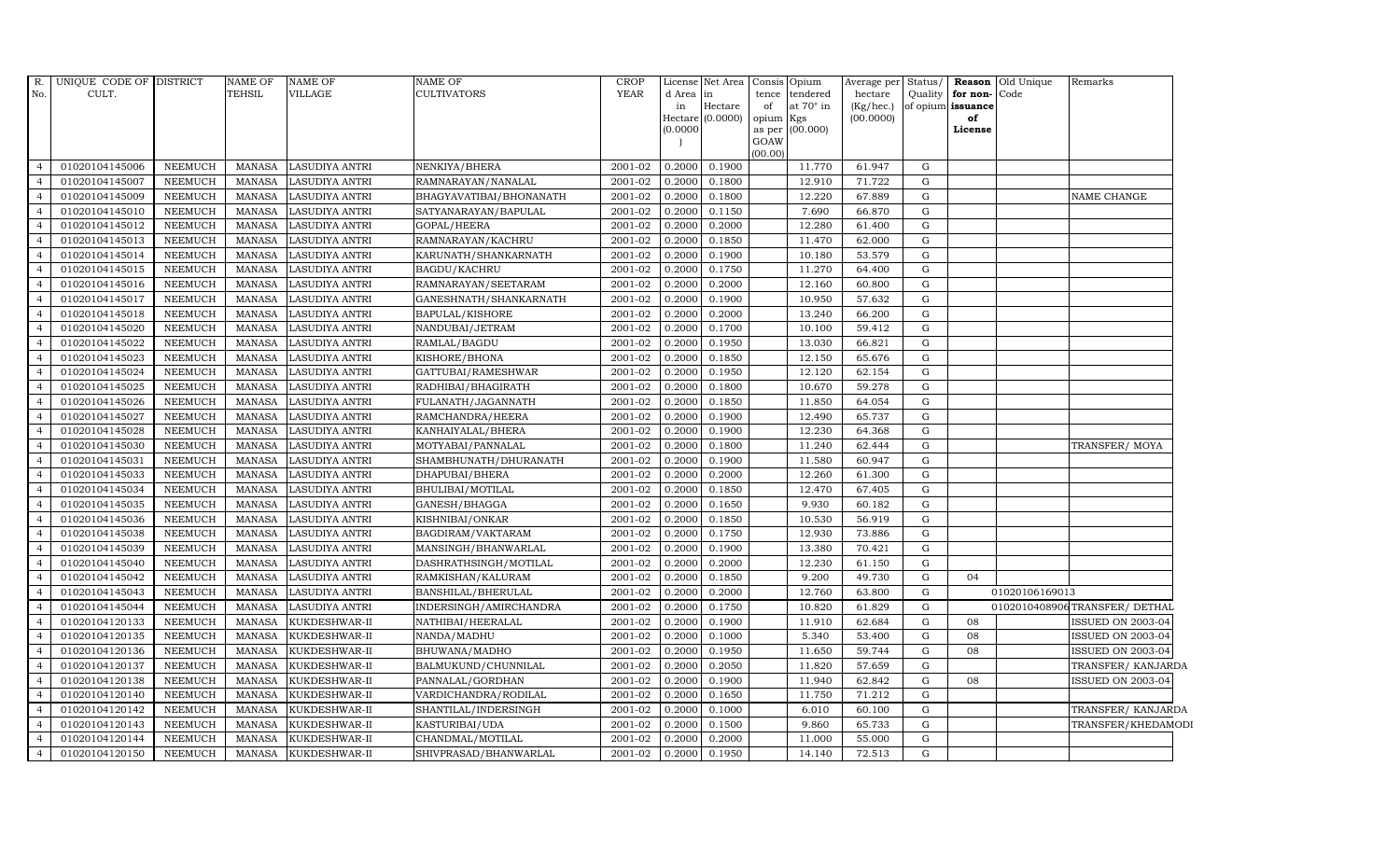| R. No. | UNIQUE CODE OF CULT. | DISTRICT | NAME OF TEHSIL | NAME OF VILLAGE | NAME OF CULTIVATORS | CROP YEAR | License d Area in Hectare (0.0000) | Net Area in Hectare (0.0000) | Consis tence of opium as per GOAW (00.00) | Opium tendered at 70° in Kgs (00.000) | Average per hectare (Kg/hec.) (00.0000) | Status/ Quality of opium | Reason for non-issuance of License | Old Unique Code | Remarks |
|---|---|---|---|---|---|---|---|---|---|---|---|---|---|---|---|
| 4 | 01020104145006 | NEEMUCH | MANASA | LASUDIYA ANTRI | NENKIYA/BHERA | 2001-02 | 0.2000 | 0.1900 | | 11.770 | 61.947 | G | | | |
| 4 | 01020104145007 | NEEMUCH | MANASA | LASUDIYA ANTRI | RAMNARAYAN/NANALAL | 2001-02 | 0.2000 | 0.1800 | | 12.910 | 71.722 | G | | | |
| 4 | 01020104145009 | NEEMUCH | MANASA | LASUDIYA ANTRI | BHAGYAVATIBAI/BHONANATH | 2001-02 | 0.2000 | 0.1800 | | 12.220 | 67.889 | G | | | NAME CHANGE |
| 4 | 01020104145010 | NEEMUCH | MANASA | LASUDIYA ANTRI | SATYANARAYAN/BAPULAL | 2001-02 | 0.2000 | 0.1150 | | 7.690 | 66.870 | G | | | |
| 4 | 01020104145012 | NEEMUCH | MANASA | LASUDIYA ANTRI | GOPAL/HEERA | 2001-02 | 0.2000 | 0.2000 | | 12.280 | 61.400 | G | | | |
| 4 | 01020104145013 | NEEMUCH | MANASA | LASUDIYA ANTRI | RAMNARAYAN/KACHRU | 2001-02 | 0.2000 | 0.1850 | | 11.470 | 62.000 | G | | | |
| 4 | 01020104145014 | NEEMUCH | MANASA | LASUDIYA ANTRI | KARUNATH/SHANKARNATH | 2001-02 | 0.2000 | 0.1900 | | 10.180 | 53.579 | G | | | |
| 4 | 01020104145015 | NEEMUCH | MANASA | LASUDIYA ANTRI | BAGDU/KACHRU | 2001-02 | 0.2000 | 0.1750 | | 11.270 | 64.400 | G | | | |
| 4 | 01020104145016 | NEEMUCH | MANASA | LASUDIYA ANTRI | RAMNARAYAN/SEETARAM | 2001-02 | 0.2000 | 0.2000 | | 12.160 | 60.800 | G | | | |
| 4 | 01020104145017 | NEEMUCH | MANASA | LASUDIYA ANTRI | GANESHNATH/SHANKARNATH | 2001-02 | 0.2000 | 0.1900 | | 10.950 | 57.632 | G | | | |
| 4 | 01020104145018 | NEEMUCH | MANASA | LASUDIYA ANTRI | BAPULAL/KISHORE | 2001-02 | 0.2000 | 0.2000 | | 13.240 | 66.200 | G | | | |
| 4 | 01020104145020 | NEEMUCH | MANASA | LASUDIYA ANTRI | NANDUBAI/JETRAM | 2001-02 | 0.2000 | 0.1700 | | 10.100 | 59.412 | G | | | |
| 4 | 01020104145022 | NEEMUCH | MANASA | LASUDIYA ANTRI | RAMLAL/BAGDU | 2001-02 | 0.2000 | 0.1950 | | 13.030 | 66.821 | G | | | |
| 4 | 01020104145023 | NEEMUCH | MANASA | LASUDIYA ANTRI | KISHORE/BHONA | 2001-02 | 0.2000 | 0.1850 | | 12.150 | 65.676 | G | | | |
| 4 | 01020104145024 | NEEMUCH | MANASA | LASUDIYA ANTRI | GATTUBAI/RAMESHWAR | 2001-02 | 0.2000 | 0.1950 | | 12.120 | 62.154 | G | | | |
| 4 | 01020104145025 | NEEMUCH | MANASA | LASUDIYA ANTRI | RADHIBAI/BHAGIRATH | 2001-02 | 0.2000 | 0.1800 | | 10.670 | 59.278 | G | | | |
| 4 | 01020104145026 | NEEMUCH | MANASA | LASUDIYA ANTRI | FULANATH/JAGANNATH | 2001-02 | 0.2000 | 0.1850 | | 11.850 | 64.054 | G | | | |
| 4 | 01020104145027 | NEEMUCH | MANASA | LASUDIYA ANTRI | RAMCHANDRA/HEERA | 2001-02 | 0.2000 | 0.1900 | | 12.490 | 65.737 | G | | | |
| 4 | 01020104145028 | NEEMUCH | MANASA | LASUDIYA ANTRI | KANHAIYALAL/BHERA | 2001-02 | 0.2000 | 0.1900 | | 12.230 | 64.368 | G | | | |
| 4 | 01020104145030 | NEEMUCH | MANASA | LASUDIYA ANTRI | MOTYABAI/PANNALAL | 2001-02 | 0.2000 | 0.1800 | | 11.240 | 62.444 | G | | | TRANSFER/ MOYA |
| 4 | 01020104145031 | NEEMUCH | MANASA | LASUDIYA ANTRI | SHAMBHUNATH/DHURANATH | 2001-02 | 0.2000 | 0.1900 | | 11.580 | 60.947 | G | | | |
| 4 | 01020104145033 | NEEMUCH | MANASA | LASUDIYA ANTRI | DHAPUBAI/BHERA | 2001-02 | 0.2000 | 0.2000 | | 12.260 | 61.300 | G | | | |
| 4 | 01020104145034 | NEEMUCH | MANASA | LASUDIYA ANTRI | BHULIBAI/MOTILAL | 2001-02 | 0.2000 | 0.1850 | | 12.470 | 67.405 | G | | | |
| 4 | 01020104145035 | NEEMUCH | MANASA | LASUDIYA ANTRI | GANESH/BHAGGA | 2001-02 | 0.2000 | 0.1650 | | 9.930 | 60.182 | G | | | |
| 4 | 01020104145036 | NEEMUCH | MANASA | LASUDIYA ANTRI | KISHNIBAI/ONKAR | 2001-02 | 0.2000 | 0.1850 | | 10.530 | 56.919 | G | | | |
| 4 | 01020104145038 | NEEMUCH | MANASA | LASUDIYA ANTRI | BAGDIRAM/VAKTARAM | 2001-02 | 0.2000 | 0.1750 | | 12.930 | 73.886 | G | | | |
| 4 | 01020104145039 | NEEMUCH | MANASA | LASUDIYA ANTRI | MANSINGH/BHANWARLAL | 2001-02 | 0.2000 | 0.1900 | | 13.380 | 70.421 | G | | | |
| 4 | 01020104145040 | NEEMUCH | MANASA | LASUDIYA ANTRI | DASHRATHSINGH/MOTILAL | 2001-02 | 0.2000 | 0.2000 | | 12.230 | 61.150 | G | | | |
| 4 | 01020104145042 | NEEMUCH | MANASA | LASUDIYA ANTRI | RAMKISHAN/KALURAM | 2001-02 | 0.2000 | 0.1850 | | 9.200 | 49.730 | G | 04 | | |
| 4 | 01020104145043 | NEEMUCH | MANASA | LASUDIYA ANTRI | BANSHILAL/BHERULAL | 2001-02 | 0.2000 | 0.2000 | | 12.760 | 63.800 | G | | 01020106169013 | |
| 4 | 01020104145044 | NEEMUCH | MANASA | LASUDIYA ANTRI | INDERSINGH/AMIRCHANDRA | 2001-02 | 0.2000 | 0.1750 | | 10.820 | 61.829 | G | | 01020104089006 | TRANSFER/ DETHAL |
| 4 | 01020104120133 | NEEMUCH | MANASA | KUKDESHWAR-II | NATHIBAI/HEERALAL | 2001-02 | 0.2000 | 0.1900 | | 11.910 | 62.684 | G | 08 | | ISSUED ON 2003-04 |
| 4 | 01020104120135 | NEEMUCH | MANASA | KUKDESHWAR-II | NANDA/MADHU | 2001-02 | 0.2000 | 0.1000 | | 5.340 | 53.400 | G | 08 | | ISSUED ON 2003-04 |
| 4 | 01020104120136 | NEEMUCH | MANASA | KUKDESHWAR-II | BHUWANA/MADHO | 2001-02 | 0.2000 | 0.1950 | | 11.650 | 59.744 | G | 08 | | ISSUED ON 2003-04 |
| 4 | 01020104120137 | NEEMUCH | MANASA | KUKDESHWAR-II | BALMUKUND/CHUNNILAL | 2001-02 | 0.2000 | 0.2050 | | 11.820 | 57.659 | G | | | TRANSFER/ KANJARDA |
| 4 | 01020104120138 | NEEMUCH | MANASA | KUKDESHWAR-II | PANNALAL/GORDHAN | 2001-02 | 0.2000 | 0.1900 | | 11.940 | 62.842 | G | 08 | | ISSUED ON 2003-04 |
| 4 | 01020104120140 | NEEMUCH | MANASA | KUKDESHWAR-II | VARDICHANDRA/RODILAL | 2001-02 | 0.2000 | 0.1650 | | 11.750 | 71.212 | G | | | |
| 4 | 01020104120142 | NEEMUCH | MANASA | KUKDESHWAR-II | SHANTILAL/INDERSINGH | 2001-02 | 0.2000 | 0.1000 | | 6.010 | 60.100 | G | | | TRANSFER/ KANJARDA |
| 4 | 01020104120143 | NEEMUCH | MANASA | KUKDESHWAR-II | KASTURIBAI/UDA | 2001-02 | 0.2000 | 0.1500 | | 9.860 | 65.733 | G | | | TRANSFER/KHEDAMODI |
| 4 | 01020104120144 | NEEMUCH | MANASA | KUKDESHWAR-II | CHANDMAL/MOTILAL | 2001-02 | 0.2000 | 0.2000 | | 11.000 | 55.000 | G | | | |
| 4 | 01020104120150 | NEEMUCH | MANASA | KUKDESHWAR-II | SHIVPRASAD/BHANWARLAL | 2001-02 | 0.2000 | 0.1950 | | 14.140 | 72.513 | G | | | |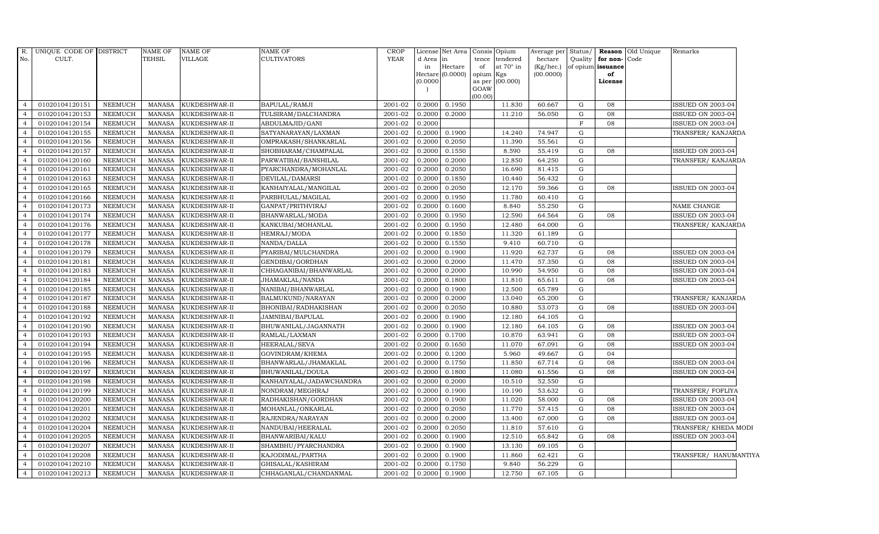| R. No. | UNIQUE CODE OF CULT. | DISTRICT | NAME OF TEHSIL | NAME OF VILLAGE | NAME OF CULTIVATORS | CROP YEAR | License d Area in Hectare (0.0000) | Net Area in Hectare (0.0000) | Consis tence of opium as per GOAW (00.00) | Opium tendered at 70° in Kgs (00.000) | Average per hectare (Kg/hec.) (00.0000) | Status/ Quality of opium | Reason for non-issuance of License | Old Unique Code | Remarks |
|---|---|---|---|---|---|---|---|---|---|---|---|---|---|---|---|
| 4 | 01020104120151 | NEEMUCH | MANASA | KUKDESHWAR-II | BAPULAL/RAMJI | 2001-02 | 0.2000 | 0.1950 | | 11.830 | 60.667 | G | 08 | | ISSUED ON 2003-04 |
| 4 | 01020104120153 | NEEMUCH | MANASA | KUKDESHWAR-II | TULSIRAM/DALCHANDRA | 2001-02 | 0.2000 | 0.2000 | | 11.210 | 56.050 | G | 08 | | ISSUED ON 2003-04 |
| 4 | 01020104120154 | NEEMUCH | MANASA | KUKDESHWAR-II | ABDULMAJID/GANI | 2001-02 | 0.2000 | | | | | F | 08 | | ISSUED ON 2003-04 |
| 4 | 01020104120155 | NEEMUCH | MANASA | KUKDESHWAR-II | SATYANARAYAN/LAXMAN | 2001-02 | 0.2000 | 0.1900 | | 14.240 | 74.947 | G | | | TRANSFER/ KANJARDA |
| 4 | 01020104120156 | NEEMUCH | MANASA | KUKDESHWAR-II | OMPRAKASH/SHANKARLAL | 2001-02 | 0.2000 | 0.2050 | | 11.390 | 55.561 | G | | | |
| 4 | 01020104120157 | NEEMUCH | MANASA | KUKDESHWAR-II | SHOBHARAM/CHAMPALAL | 2001-02 | 0.2000 | 0.1550 | | 8.590 | 55.419 | G | 08 | | ISSUED ON 2003-04 |
| 4 | 01020104120160 | NEEMUCH | MANASA | KUKDESHWAR-II | PARWATIBAI/BANSHILAL | 2001-02 | 0.2000 | 0.2000 | | 12.850 | 64.250 | G | | | TRANSFER/ KANJARDA |
| 4 | 01020104120161 | NEEMUCH | MANASA | KUKDESHWAR-II | PYARCHANDRA/MOHANLAL | 2001-02 | 0.2000 | 0.2050 | | 16.690 | 81.415 | G | | | |
| 4 | 01020104120163 | NEEMUCH | MANASA | KUKDESHWAR-II | DEVILAL/DAMARSI | 2001-02 | 0.2000 | 0.1850 | | 10.440 | 56.432 | G | | | |
| 4 | 01020104120165 | NEEMUCH | MANASA | KUKDESHWAR-II | KANHAIYALAL/MANGILAL | 2001-02 | 0.2000 | 0.2050 | | 12.170 | 59.366 | G | 08 | | ISSUED ON 2003-04 |
| 4 | 01020104120166 | NEEMUCH | MANASA | KUKDESHWAR-II | PARBHULAL/MAGILAL | 2001-02 | 0.2000 | 0.1950 | | 11.780 | 60.410 | G | | | |
| 4 | 01020104120173 | NEEMUCH | MANASA | KUKDESHWAR-II | GANPAT/PRITHVIRAJ | 2001-02 | 0.2000 | 0.1600 | | 8.840 | 55.250 | G | | | NAME CHANGE |
| 4 | 01020104120174 | NEEMUCH | MANASA | KUKDESHWAR-II | BHANWARLAL/MODA | 2001-02 | 0.2000 | 0.1950 | | 12.590 | 64.564 | G | 08 | | ISSUED ON 2003-04 |
| 4 | 01020104120176 | NEEMUCH | MANASA | KUKDESHWAR-II | KANKUBAI/MOHANLAL | 2001-02 | 0.2000 | 0.1950 | | 12.480 | 64.000 | G | | | TRANSFER/ KANJARDA |
| 4 | 01020104120177 | NEEMUCH | MANASA | KUKDESHWAR-II | HEMRAJ/MODA | 2001-02 | 0.2000 | 0.1850 | | 11.320 | 61.189 | G | | | |
| 4 | 01020104120178 | NEEMUCH | MANASA | KUKDESHWAR-II | NANDA/DALLA | 2001-02 | 0.2000 | 0.1550 | | 9.410 | 60.710 | G | | | |
| 4 | 01020104120179 | NEEMUCH | MANASA | KUKDESHWAR-II | PYARIBAI/MULCHANDRA | 2001-02 | 0.2000 | 0.1900 | | 11.920 | 62.737 | G | 08 | | ISSUED ON 2003-04 |
| 4 | 01020104120181 | NEEMUCH | MANASA | KUKDESHWAR-II | GENDIBAI/GORDHAN | 2001-02 | 0.2000 | 0.2000 | | 11.470 | 57.350 | G | 08 | | ISSUED ON 2003-04 |
| 4 | 01020104120183 | NEEMUCH | MANASA | KUKDESHWAR-II | CHHAGANIBAI/BHANWARLAL | 2001-02 | 0.2000 | 0.2000 | | 10.990 | 54.950 | G | 08 | | ISSUED ON 2003-04 |
| 4 | 01020104120184 | NEEMUCH | MANASA | KUKDESHWAR-II | JHAMAKLAL/NANDA | 2001-02 | 0.2000 | 0.1800 | | 11.810 | 65.611 | G | 08 | | ISSUED ON 2003-04 |
| 4 | 01020104120185 | NEEMUCH | MANASA | KUKDESHWAR-II | NANIBAI/BHANWARLAL | 2001-02 | 0.2000 | 0.1900 | | 12.500 | 65.789 | G | | | |
| 4 | 01020104120187 | NEEMUCH | MANASA | KUKDESHWAR-II | BALMUKUND/NARAYAN | 2001-02 | 0.2000 | 0.2000 | | 13.040 | 65.200 | G | | | TRANSFER/ KANJARDA |
| 4 | 01020104120188 | NEEMUCH | MANASA | KUKDESHWAR-II | BHONIBAI/RADHAKISHAN | 2001-02 | 0.2000 | 0.2050 | | 10.880 | 53.073 | G | 08 | | ISSUED ON 2003-04 |
| 4 | 01020104120192 | NEEMUCH | MANASA | KUKDESHWAR-II | JAMNIBAI/BAPULAL | 2001-02 | 0.2000 | 0.1900 | | 12.180 | 64.105 | G | | | |
| 4 | 01020104120190 | NEEMUCH | MANASA | KUKDESHWAR-II | BHUWANILAL/JAGANNATH | 2001-02 | 0.2000 | 0.1900 | | 12.180 | 64.105 | G | 08 | | ISSUED ON 2003-04 |
| 4 | 01020104120193 | NEEMUCH | MANASA | KUKDESHWAR-II | RAMLAL/LAXMAN | 2001-02 | 0.2000 | 0.1700 | | 10.870 | 63.941 | G | 08 | | ISSUED ON 2003-04 |
| 4 | 01020104120194 | NEEMUCH | MANASA | KUKDESHWAR-II | HEERALAL/SEVA | 2001-02 | 0.2000 | 0.1650 | | 11.070 | 67.091 | G | 08 | | ISSUED ON 2003-04 |
| 4 | 01020104120195 | NEEMUCH | MANASA | KUKDESHWAR-II | GOVINDRAM/KHEMA | 2001-02 | 0.2000 | 0.1200 | | 5.960 | 49.667 | G | 04 | | |
| 4 | 01020104120196 | NEEMUCH | MANASA | KUKDESHWAR-II | BHANWARLAL/JHAMAKLAL | 2001-02 | 0.2000 | 0.1750 | | 11.850 | 67.714 | G | 08 | | ISSUED ON 2003-04 |
| 4 | 01020104120197 | NEEMUCH | MANASA | KUKDESHWAR-II | BHUWANILAL/DOULA | 2001-02 | 0.2000 | 0.1800 | | 11.080 | 61.556 | G | 08 | | ISSUED ON 2003-04 |
| 4 | 01020104120198 | NEEMUCH | MANASA | KUKDESHWAR-II | KANHAIYALAL/JADAWCHANDRA | 2001-02 | 0.2000 | 0.2000 | | 10.510 | 52.550 | G | | | |
| 4 | 01020104120199 | NEEMUCH | MANASA | KUKDESHWAR-II | NONDRAM/MEGHRAJ | 2001-02 | 0.2000 | 0.1900 | | 10.190 | 53.632 | G | | | TRANSFER/ FOFLIYA |
| 4 | 01020104120200 | NEEMUCH | MANASA | KUKDESHWAR-II | RADHAKISHAN/GORDHAN | 2001-02 | 0.2000 | 0.1900 | | 11.020 | 58.000 | G | 08 | | ISSUED ON 2003-04 |
| 4 | 01020104120201 | NEEMUCH | MANASA | KUKDESHWAR-II | MOHANLAL/ONKARLAL | 2001-02 | 0.2000 | 0.2050 | | 11.770 | 57.415 | G | 08 | | ISSUED ON 2003-04 |
| 4 | 01020104120202 | NEEMUCH | MANASA | KUKDESHWAR-II | RAJENDRA/NARAYAN | 2001-02 | 0.2000 | 0.2000 | | 13.400 | 67.000 | G | 08 | | ISSUED ON 2003-04 |
| 4 | 01020104120204 | NEEMUCH | MANASA | KUKDESHWAR-II | NANDUBAI/HEERALAL | 2001-02 | 0.2000 | 0.2050 | | 11.810 | 57.610 | G | | | TRANSFER/ KHEDA MODI |
| 4 | 01020104120205 | NEEMUCH | MANASA | KUKDESHWAR-II | BHANWARIBAI/KALU | 2001-02 | 0.2000 | 0.1900 | | 12.510 | 65.842 | G | 08 | | ISSUED ON 2003-04 |
| 4 | 01020104120207 | NEEMUCH | MANASA | KUKDESHWAR-II | SHAMBHU/PYARCHANDRA | 2001-02 | 0.2000 | 0.1900 | | 13.130 | 69.105 | G | | | |
| 4 | 01020104120208 | NEEMUCH | MANASA | KUKDESHWAR-II | KAJODIMAL/PARTHA | 2001-02 | 0.2000 | 0.1900 | | 11.860 | 62.421 | G | | | TRANSFER/ HANUMANTIYA |
| 4 | 01020104120210 | NEEMUCH | MANASA | KUKDESHWAR-II | GHISALAL/KASHIRAM | 2001-02 | 0.2000 | 0.1750 | | 9.840 | 56.229 | G | | | |
| 4 | 01020104120213 | NEEMUCH | MANASA | KUKDESHWAR-II | CHHAGANLAL/CHANDANMAL | 2001-02 | 0.2000 | 0.1900 | | 12.750 | 67.105 | G | | | |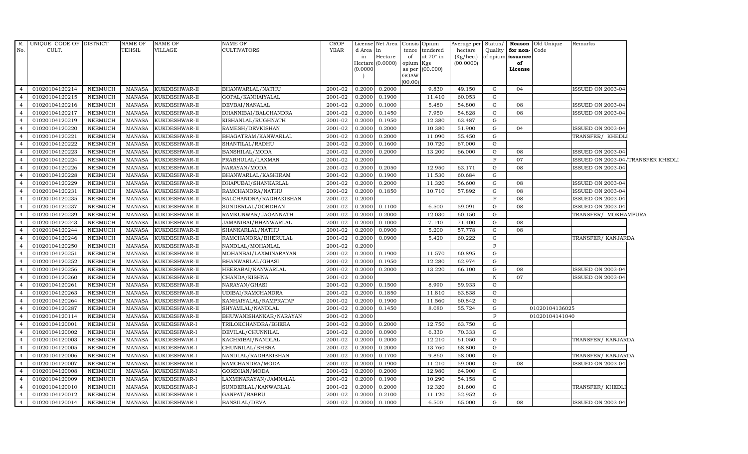| R. No. | UNIQUE CODE OF CULT. | DISTRICT | NAME OF TEHSIL | NAME OF VILLAGE | NAME OF CULTIVATORS | CROP YEAR | License d Area in Hectare (0.0000) | Net Area in Hectare (0.0000) | Consis tence of opium as per GOAW (00.00) | Opium tendered at 70° in Kgs (00.000) | Average per hectare (Kg/hec.) (00.0000) | Status/ Quality of opium | Reason for non-issuance of License | Old Unique Code | Remarks |
|---|---|---|---|---|---|---|---|---|---|---|---|---|---|---|---|
| 4 | 01020104120214 | NEEMUCH | MANASA | KUKDESHWAR-II | BHANWARLAL/NATHU | 2001-02 | 0.2000 | 0.2000 | | 9.830 | 49.150 | G | 04 | | ISSUED ON 2003-04 |
| 4 | 01020104120215 | NEEMUCH | MANASA | KUKDESHWAR-II | GOPAL/KANHAIYALAL | 2001-02 | 0.2000 | 0.1900 | | 11.410 | 60.053 | G | | | |
| 4 | 01020104120216 | NEEMUCH | MANASA | KUKDESHWAR-II | DEVBAI/NANALAL | 2001-02 | 0.2000 | 0.1000 | | 5.480 | 54.800 | G | 08 | | ISSUED ON 2003-04 |
| 4 | 01020104120217 | NEEMUCH | MANASA | KUKDESHWAR-II | DHANNIBAI/BALCHANDRA | 2001-02 | 0.2000 | 0.1450 | | 7.950 | 54.828 | G | 08 | | ISSUED ON 2003-04 |
| 4 | 01020104120219 | NEEMUCH | MANASA | KUKDESHWAR-II | KISHANLAL/RUGHNATH | 2001-02 | 0.2000 | 0.1950 | | 12.380 | 63.487 | G | | | |
| 4 | 01020104120220 | NEEMUCH | MANASA | KUKDESHWAR-II | RAMESH/DEVKISHAN | 2001-02 | 0.2000 | 0.2000 | | 10.380 | 51.900 | G | 04 | | ISSUED ON 2003-04 |
| 4 | 01020104120221 | NEEMUCH | MANASA | KUKDESHWAR-II | BHAGATRAM/KANWARLAL | 2001-02 | 0.2000 | 0.2000 | | 11.090 | 55.450 | G | | | TRANSFER/ KHEDLI |
| 4 | 01020104120222 | NEEMUCH | MANASA | KUKDESHWAR-II | SHANTILAL/RADHU | 2001-02 | 0.2000 | 0.1600 | | 10.720 | 67.000 | G | | | |
| 4 | 01020104120223 | NEEMUCH | MANASA | KUKDESHWAR-II | BANSHILAL/MODA | 2001-02 | 0.2000 | 0.2000 | | 13.200 | 66.000 | G | 08 | | ISSUED ON 2003-04 |
| 4 | 01020104120224 | NEEMUCH | MANASA | KUKDESHWAR-II | PRABHULAL/LAXMAN | 2001-02 | 0.2000 | | | | | F | 07 | | ISSUED ON 2003-04/TRANSFER KHEDLI |
| 4 | 01020104120226 | NEEMUCH | MANASA | KUKDESHWAR-II | NARAYAN/MODA | 2001-02 | 0.2000 | 0.2050 | | 12.950 | 63.171 | G | 08 | | ISSUED ON 2003-04 |
| 4 | 01020104120228 | NEEMUCH | MANASA | KUKDESHWAR-II | BHANWARLAL/KASHIRAM | 2001-02 | 0.2000 | 0.1900 | | 11.530 | 60.684 | G | | | |
| 4 | 01020104120229 | NEEMUCH | MANASA | KUKDESHWAR-II | DHAPUBAI/SHANKARLAL | 2001-02 | 0.2000 | 0.2000 | | 11.320 | 56.600 | G | 08 | | ISSUED ON 2003-04 |
| 4 | 01020104120231 | NEEMUCH | MANASA | KUKDESHWAR-II | RAMCHANDRA/NATHU | 2001-02 | 0.2000 | 0.1850 | | 10.710 | 57.892 | G | 08 | | ISSUED ON 2003-04 |
| 4 | 01020104120235 | NEEMUCH | MANASA | KUKDESHWAR-II | BALCHANDRA/RADHAKISHAN | 2001-02 | 0.2000 | | | | | F | 08 | | ISSUED ON 2003-04 |
| 4 | 01020104120237 | NEEMUCH | MANASA | KUKDESHWAR-II | SUNDERLAL/GORDHAN | 2001-02 | 0.2000 | 0.1100 | | 6.500 | 59.091 | G | 08 | | ISSUED ON 2003-04 |
| 4 | 01020104120239 | NEEMUCH | MANASA | KUKDESHWAR-II | RAMKUNWAR/JAGANNATH | 2001-02 | 0.2000 | 0.2000 | | 12.030 | 60.150 | G | | | TRANSFER/ MOKHAMPURA |
| 4 | 01020104120243 | NEEMUCH | MANASA | KUKDESHWAR-II | JAMANIBAI/BHANWARLAL | 2001-02 | 0.2000 | 0.1000 | | 7.140 | 71.400 | G | 08 | | |
| 4 | 01020104120244 | NEEMUCH | MANASA | KUKDESHWAR-II | SHANKARLAL/NATHU | 2001-02 | 0.2000 | 0.0900 | | 5.200 | 57.778 | G | 08 | | |
| 4 | 01020104120246 | NEEMUCH | MANASA | KUKDESHWAR-II | RAMCHANDRA/BHERULAL | 2001-02 | 0.2000 | 0.0900 | | 5.420 | 60.222 | G | | | TRANSFER/ KANJARDA |
| 4 | 01020104120250 | NEEMUCH | MANASA | KUKDESHWAR-II | NANDLAL/MOHANLAL | 2001-02 | 0.2000 | | | | | F | | | |
| 4 | 01020104120251 | NEEMUCH | MANASA | KUKDESHWAR-II | MOHANBAI/LAXMINARAYAN | 2001-02 | 0.2000 | 0.1900 | | 11.570 | 60.895 | G | | | |
| 4 | 01020104120252 | NEEMUCH | MANASA | KUKDESHWAR-II | BHANWARLAL/GHASI | 2001-02 | 0.2000 | 0.1950 | | 12.280 | 62.974 | G | | | |
| 4 | 01020104120256 | NEEMUCH | MANASA | KUKDESHWAR-II | HEERABAI/KANWARLAL | 2001-02 | 0.2000 | 0.2000 | | 13.220 | 66.100 | G | 08 | | ISSUED ON 2003-04 |
| 4 | 01020104120260 | NEEMUCH | MANASA | KUKDESHWAR-II | CHANDA/KISHNA | 2001-02 | 0.2000 | | | | | N | 07 | | ISSUED ON 2003-04 |
| 4 | 01020104120261 | NEEMUCH | MANASA | KUKDESHWAR-II | NARAYAN/GHASI | 2001-02 | 0.2000 | 0.1500 | | 8.990 | 59.933 | G | | | |
| 4 | 01020104120263 | NEEMUCH | MANASA | KUKDESHWAR-II | UDIBAI/RAMCHANDRA | 2001-02 | 0.2000 | 0.1850 | | 11.810 | 63.838 | G | | | |
| 4 | 01020104120264 | NEEMUCH | MANASA | KUKDESHWAR-II | KANHAIYALAL/RAMPRATAP | 2001-02 | 0.2000 | 0.1900 | | 11.560 | 60.842 | G | | | |
| 4 | 01020104120287 | NEEMUCH | MANASA | KUKDESHWAR-II | SHYAMLAL/NANDLAL | 2001-02 | 0.2000 | 0.1450 | | 8.080 | 55.724 | G | | 01020104136025 | |
| 4 | 01020104120114 | NEEMUCH | MANASA | KUKDESHWAR-II | BHUWANISHANKAR/NARAYAN | 2001-02 | 0.2000 | | | | | F | | 01020104141040 | |
| 4 | 01020104120001 | NEEMUCH | MANASA | KUKDESHWAR-I | TRILOKCHANDRA/BHERA | 2001-02 | 0.2000 | 0.2000 | | 12.750 | 63.750 | G | | | |
| 4 | 01020104120002 | NEEMUCH | MANASA | KUKDESHWAR-I | DEVILAL/CHUNNILAL | 2001-02 | 0.2000 | 0.0900 | | 6.330 | 70.333 | G | | | |
| 4 | 01020104120003 | NEEMUCH | MANASA | KUKDESHWAR-I | KACHRIBAI/NANDLAL | 2001-02 | 0.2000 | 0.2000 | | 12.210 | 61.050 | G | | | TRANSFER/ KANJARDA |
| 4 | 01020104120005 | NEEMUCH | MANASA | KUKDESHWAR-I | CHUNNILAL/BHERA | 2001-02 | 0.2000 | 0.2000 | | 13.760 | 68.800 | G | | | |
| 4 | 01020104120006 | NEEMUCH | MANASA | KUKDESHWAR-I | NANDLAL/RADHAKISHAN | 2001-02 | 0.2000 | 0.1700 | | 9.860 | 58.000 | G | | | TRANSFER/ KANJARDA |
| 4 | 01020104120007 | NEEMUCH | MANASA | KUKDESHWAR-I | RAMCHANDRA/MODA | 2001-02 | 0.2000 | 0.1900 | | 11.210 | 59.000 | G | 08 | | ISSUED ON 2003-04 |
| 4 | 01020104120008 | NEEMUCH | MANASA | KUKDESHWAR-I | GORDHAN/MODA | 2001-02 | 0.2000 | 0.2000 | | 12.980 | 64.900 | G | | | |
| 4 | 01020104120009 | NEEMUCH | MANASA | KUKDESHWAR-I | LAXMINARAYAN/JAMNALAL | 2001-02 | 0.2000 | 0.1900 | | 10.290 | 54.158 | G | | | |
| 4 | 01020104120010 | NEEMUCH | MANASA | KUKDESHWAR-I | SUNDERLAL/KANWARLAL | 2001-02 | 0.2000 | 0.2000 | | 12.320 | 61.600 | G | | | TRANSFER/ KHEDLI |
| 4 | 01020104120012 | NEEMUCH | MANASA | KUKDESHWAR-I | GANPAT/BABRU | 2001-02 | 0.2000 | 0.2100 | | 11.120 | 52.952 | G | | | |
| 4 | 01020104120014 | NEEMUCH | MANASA | KUKDESHWAR-I | BANSILAL/DEVA | 2001-02 | 0.2000 | 0.1000 | | 6.500 | 65.000 | G | 08 | | ISSUED ON 2003-04 |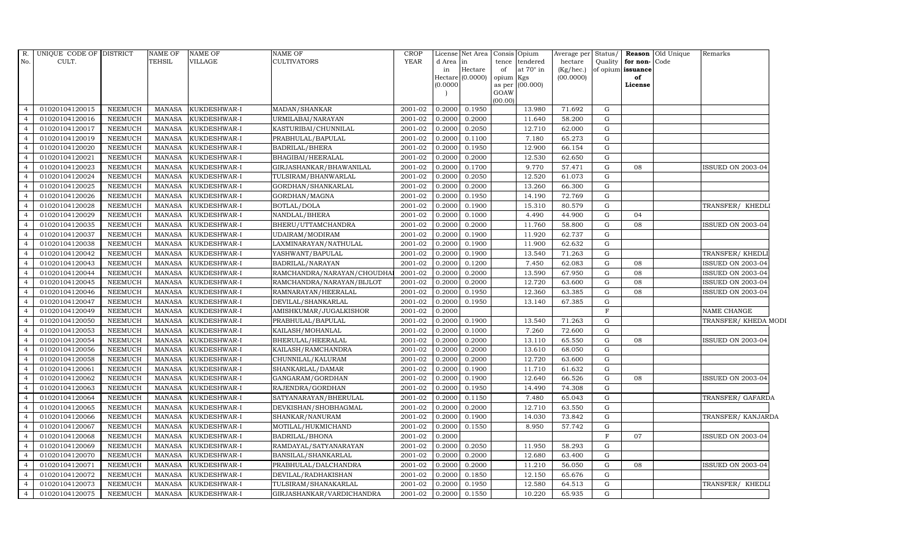| R. No. | UNIQUE CODE OF CULT. | DISTRICT | NAME OF TEHSIL | NAME OF VILLAGE | NAME OF CULTIVATORS | CROP YEAR | License d Area in Hectare (0.0000) | Net Area in Hectare (0.0000) | Consis tence of opium as per GOAW (00.00) | Opium tendered at 70° in Kgs (00.000) | Average per hectare (Kg/hec.) (00.0000) | Status/ Quality of opium | Reason for non-issuance of License | Old Unique Code | Remarks |
|---|---|---|---|---|---|---|---|---|---|---|---|---|---|---|---|
| 4 | 01020104120015 | NEEMUCH | MANASA | KUKDESHWAR-I | MADAN/SHANKAR | 2001-02 | 0.2000 | 0.1950 | | 13.980 | 71.692 | G | | | |
| 4 | 01020104120016 | NEEMUCH | MANASA | KUKDESHWAR-I | URMILABAI/NARAYAN | 2001-02 | 0.2000 | 0.2000 | | 11.640 | 58.200 | G | | | |
| 4 | 01020104120017 | NEEMUCH | MANASA | KUKDESHWAR-I | KASTURIBAI/CHUNNILAL | 2001-02 | 0.2000 | 0.2050 | | 12.710 | 62.000 | G | | | |
| 4 | 01020104120019 | NEEMUCH | MANASA | KUKDESHWAR-I | PRABHULAL/BAPULAL | 2001-02 | 0.2000 | 0.1100 | | 7.180 | 65.273 | G | | | |
| 4 | 01020104120020 | NEEMUCH | MANASA | KUKDESHWAR-I | BADRILAL/BHERA | 2001-02 | 0.2000 | 0.1950 | | 12.900 | 66.154 | G | | | |
| 4 | 01020104120021 | NEEMUCH | MANASA | KUKDESHWAR-I | BHAGIBAI/HEERALAL | 2001-02 | 0.2000 | 0.2000 | | 12.530 | 62.650 | G | | | |
| 4 | 01020104120023 | NEEMUCH | MANASA | KUKDESHWAR-I | GIRJASHANKAR/BHAWANILAL | 2001-02 | 0.2000 | 0.1700 | | 9.770 | 57.471 | G | 08 | | ISSUED ON 2003-04 |
| 4 | 01020104120024 | NEEMUCH | MANASA | KUKDESHWAR-I | TULSIRAM/BHANWARLAL | 2001-02 | 0.2000 | 0.2050 | | 12.520 | 61.073 | G | | | |
| 4 | 01020104120025 | NEEMUCH | MANASA | KUKDESHWAR-I | GORDHAN/SHANKARLAL | 2001-02 | 0.2000 | 0.2000 | | 13.260 | 66.300 | G | | | |
| 4 | 01020104120026 | NEEMUCH | MANASA | KUKDESHWAR-I | GORDHAN/MAGNA | 2001-02 | 0.2000 | 0.1950 | | 14.190 | 72.769 | G | | | |
| 4 | 01020104120028 | NEEMUCH | MANASA | KUKDESHWAR-I | BOTLAL/DOLA | 2001-02 | 0.2000 | 0.1900 | | 15.310 | 80.579 | G | | | TRANSFER/ KHEDLI |
| 4 | 01020104120029 | NEEMUCH | MANASA | KUKDESHWAR-I | NANDLAL/BHERA | 2001-02 | 0.2000 | 0.1000 | | 4.490 | 44.900 | G | 04 | | |
| 4 | 01020104120035 | NEEMUCH | MANASA | KUKDESHWAR-I | BHERU/UTTAMCHANDRA | 2001-02 | 0.2000 | 0.2000 | | 11.760 | 58.800 | G | 08 | | ISSUED ON 2003-04 |
| 4 | 01020104120037 | NEEMUCH | MANASA | KUKDESHWAR-I | UDAIRAM/MODIRAM | 2001-02 | 0.2000 | 0.1900 | | 11.920 | 62.737 | G | | | |
| 4 | 01020104120038 | NEEMUCH | MANASA | KUKDESHWAR-I | LAXMINARAYAN/NATHULAL | 2001-02 | 0.2000 | 0.1900 | | 11.900 | 62.632 | G | | | |
| 4 | 01020104120042 | NEEMUCH | MANASA | KUKDESHWAR-I | YASHWANT/BAPULAL | 2001-02 | 0.2000 | 0.1900 | | 13.540 | 71.263 | G | | | TRANSFER/ KHEDLI |
| 4 | 01020104120043 | NEEMUCH | MANASA | KUKDESHWAR-I | BADRILAL/NARAYAN | 2001-02 | 0.2000 | 0.1200 | | 7.450 | 62.083 | G | 08 | | ISSUED ON 2003-04 |
| 4 | 01020104120044 | NEEMUCH | MANASA | KUKDESHWAR-I | RAMCHANDRA/NARAYAN/CHOUDHAI | 2001-02 | 0.2000 | 0.2000 | | 13.590 | 67.950 | G | 08 | | ISSUED ON 2003-04 |
| 4 | 01020104120045 | NEEMUCH | MANASA | KUKDESHWAR-I | RAMCHANDRA/NARAYAN/BIJLOT | 2001-02 | 0.2000 | 0.2000 | | 12.720 | 63.600 | G | 08 | | ISSUED ON 2003-04 |
| 4 | 01020104120046 | NEEMUCH | MANASA | KUKDESHWAR-I | RAMNARAYAN/HEERALAL | 2001-02 | 0.2000 | 0.1950 | | 12.360 | 63.385 | G | 08 | | ISSUED ON 2003-04 |
| 4 | 01020104120047 | NEEMUCH | MANASA | KUKDESHWAR-I | DEVILAL/SHANKARLAL | 2001-02 | 0.2000 | 0.1950 | | 13.140 | 67.385 | G | | | |
| 4 | 01020104120049 | NEEMUCH | MANASA | KUKDESHWAR-I | AMISHKUMAR/JUGALKISHOR | 2001-02 | 0.2000 | | | | | F | | | NAME CHANGE |
| 4 | 01020104120050 | NEEMUCH | MANASA | KUKDESHWAR-I | PRABHULAL/BAPULAL | 2001-02 | 0.2000 | 0.1900 | | 13.540 | 71.263 | G | | | TRANSFER/ KHEDA MODI |
| 4 | 01020104120053 | NEEMUCH | MANASA | KUKDESHWAR-I | KAILASH/MOHANLAL | 2001-02 | 0.2000 | 0.1000 | | 7.260 | 72.600 | G | | | |
| 4 | 01020104120054 | NEEMUCH | MANASA | KUKDESHWAR-I | BHERULAL/HEERALAL | 2001-02 | 0.2000 | 0.2000 | | 13.110 | 65.550 | G | 08 | | ISSUED ON 2003-04 |
| 4 | 01020104120056 | NEEMUCH | MANASA | KUKDESHWAR-I | KAILASH/RAMCHANDRA | 2001-02 | 0.2000 | 0.2000 | | 13.610 | 68.050 | G | | | |
| 4 | 01020104120058 | NEEMUCH | MANASA | KUKDESHWAR-I | CHUNNILAL/KALURAM | 2001-02 | 0.2000 | 0.2000 | | 12.720 | 63.600 | G | | | |
| 4 | 01020104120061 | NEEMUCH | MANASA | KUKDESHWAR-I | SHANKARLAL/DAMAR | 2001-02 | 0.2000 | 0.1900 | | 11.710 | 61.632 | G | | | |
| 4 | 01020104120062 | NEEMUCH | MANASA | KUKDESHWAR-I | GANGARAM/GORDHAN | 2001-02 | 0.2000 | 0.1900 | | 12.640 | 66.526 | G | 08 | | ISSUED ON 2003-04 |
| 4 | 01020104120063 | NEEMUCH | MANASA | KUKDESHWAR-I | RAJENDRA/GORDHAN | 2001-02 | 0.2000 | 0.1950 | | 14.490 | 74.308 | G | | | |
| 4 | 01020104120064 | NEEMUCH | MANASA | KUKDESHWAR-I | SATYANARAYAN/BHERULAL | 2001-02 | 0.2000 | 0.1150 | | 7.480 | 65.043 | G | | | TRANSFER/ GAFARDA |
| 4 | 01020104120065 | NEEMUCH | MANASA | KUKDESHWAR-I | DEVKISHAN/SHOBHAGMAL | 2001-02 | 0.2000 | 0.2000 | | 12.710 | 63.550 | G | | | |
| 4 | 01020104120066 | NEEMUCH | MANASA | KUKDESHWAR-I | SHANKAR/NANURAM | 2001-02 | 0.2000 | 0.1900 | | 14.030 | 73.842 | G | | | TRANSFER/ KANJARDA |
| 4 | 01020104120067 | NEEMUCH | MANASA | KUKDESHWAR-I | MOTILAL/HUKMICHAND | 2001-02 | 0.2000 | 0.1550 | | 8.950 | 57.742 | G | | | |
| 4 | 01020104120068 | NEEMUCH | MANASA | KUKDESHWAR-I | BADRILAL/BHONA | 2001-02 | 0.2000 | | | | | F | 07 | | ISSUED ON 2003-04 |
| 4 | 01020104120069 | NEEMUCH | MANASA | KUKDESHWAR-I | RAMDAYAL/SATYANARAYAN | 2001-02 | 0.2000 | 0.2050 | | 11.950 | 58.293 | G | | | |
| 4 | 01020104120070 | NEEMUCH | MANASA | KUKDESHWAR-I | BANSILAL/SHANKARLAL | 2001-02 | 0.2000 | 0.2000 | | 12.680 | 63.400 | G | | | |
| 4 | 01020104120071 | NEEMUCH | MANASA | KUKDESHWAR-I | PRABHULAL/DALCHANDRA | 2001-02 | 0.2000 | 0.2000 | | 11.210 | 56.050 | G | 08 | | ISSUED ON 2003-04 |
| 4 | 01020104120072 | NEEMUCH | MANASA | KUKDESHWAR-I | DEVILAL/RADHAKISHAN | 2001-02 | 0.2000 | 0.1850 | | 12.150 | 65.676 | G | | | |
| 4 | 01020104120073 | NEEMUCH | MANASA | KUKDESHWAR-I | TULSIRAM/SHANAKARLAL | 2001-02 | 0.2000 | 0.1950 | | 12.580 | 64.513 | G | | | TRANSFER/ KHEDLI |
| 4 | 01020104120075 | NEEMUCH | MANASA | KUKDESHWAR-I | GIRJASHANKAR/VARDICHANDRA | 2001-02 | 0.2000 | 0.1550 | | 10.220 | 65.935 | G | | | |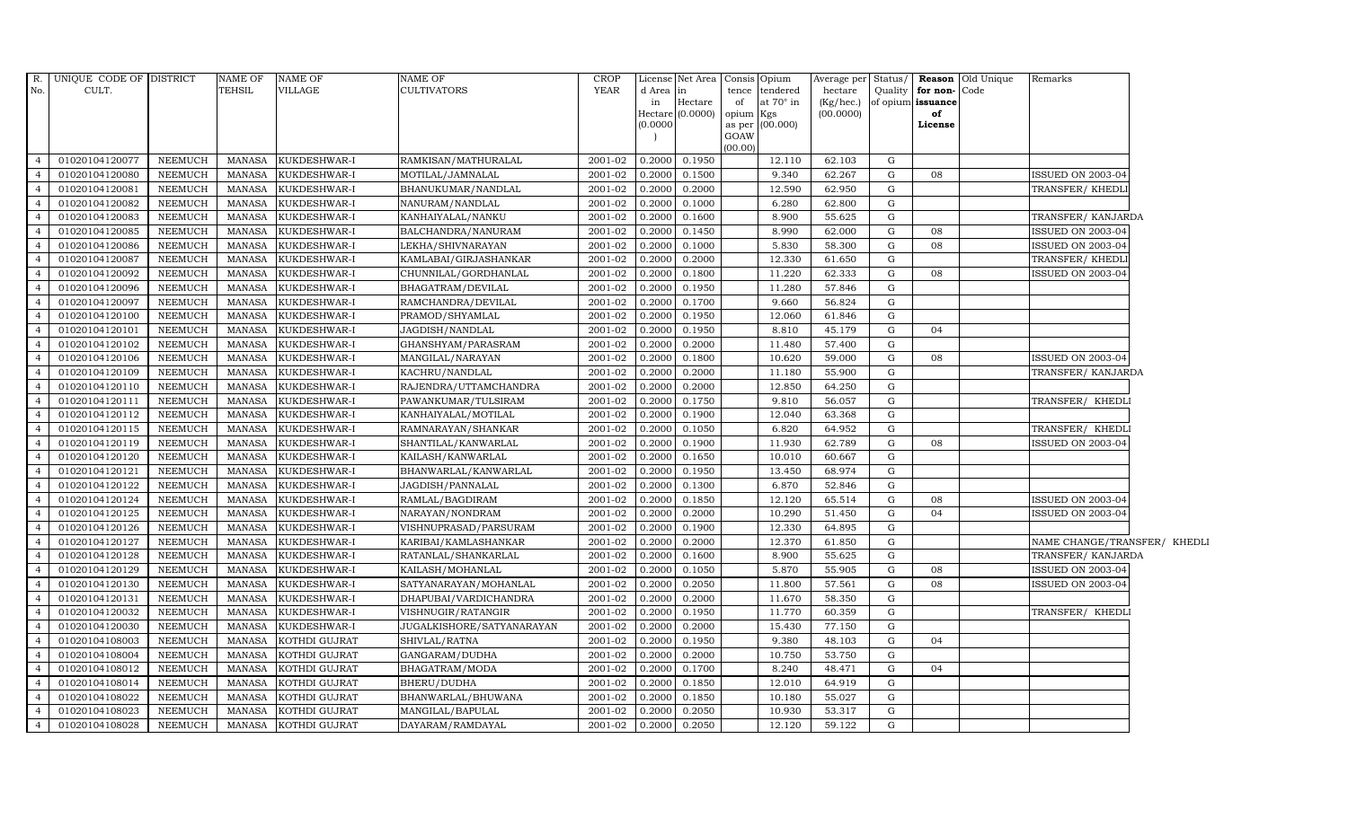| R. No. | UNIQUE CODE OF CULT. | DISTRICT | NAME OF TEHSIL | NAME OF VILLAGE | NAME OF CULTIVATORS | CROP YEAR | License d Area in Hectare (0.0000) | Net Area in Hectare (0.0000) | Consis tence of opium as per GOAW (00.00) | Opium tendered at 70° in Kgs (00.000) | Average per hectare (Kg/hec.) (00.0000) | Status/ Quality of opium | Reason for non-issuance of License | Old Unique Code | Remarks |
|---|---|---|---|---|---|---|---|---|---|---|---|---|---|---|---|
| 4 | 01020104120077 | NEEMUCH | MANASA | KUKDESHWAR-I | RAMKISAN/MATHURALAL | 2001-02 | 0.2000 | 0.1950 | | 12.110 | 62.103 | G | | | |
| 4 | 01020104120080 | NEEMUCH | MANASA | KUKDESHWAR-I | MOTILAL/JAMNALAL | 2001-02 | 0.2000 | 0.1500 | | 9.340 | 62.267 | G | 08 | | ISSUED ON 2003-04 |
| 4 | 01020104120081 | NEEMUCH | MANASA | KUKDESHWAR-I | BHANUKUMAR/NANDLAL | 2001-02 | 0.2000 | 0.2000 | | 12.590 | 62.950 | G | | | TRANSFER/ KHEDLI |
| 4 | 01020104120082 | NEEMUCH | MANASA | KUKDESHWAR-I | NANURAM/NANDLAL | 2001-02 | 0.2000 | 0.1000 | | 6.280 | 62.800 | G | | | |
| 4 | 01020104120083 | NEEMUCH | MANASA | KUKDESHWAR-I | KANHAIYALAL/NANKU | 2001-02 | 0.2000 | 0.1600 | | 8.900 | 55.625 | G | | | TRANSFER/ KANJARDA |
| 4 | 01020104120085 | NEEMUCH | MANASA | KUKDESHWAR-I | BALCHANDRA/NANURAM | 2001-02 | 0.2000 | 0.1450 | | 8.990 | 62.000 | G | 08 | | ISSUED ON 2003-04 |
| 4 | 01020104120086 | NEEMUCH | MANASA | KUKDESHWAR-I | LEKHA/SHIVNARAYAN | 2001-02 | 0.2000 | 0.1000 | | 5.830 | 58.300 | G | 08 | | ISSUED ON 2003-04 |
| 4 | 01020104120087 | NEEMUCH | MANASA | KUKDESHWAR-I | KAMLABAI/GIRJASHANKAR | 2001-02 | 0.2000 | 0.2000 | | 12.330 | 61.650 | G | | | TRANSFER/ KHEDLI |
| 4 | 01020104120092 | NEEMUCH | MANASA | KUKDESHWAR-I | CHUNNILAL/GORDHANLAL | 2001-02 | 0.2000 | 0.1800 | | 11.220 | 62.333 | G | 08 | | ISSUED ON 2003-04 |
| 4 | 01020104120096 | NEEMUCH | MANASA | KUKDESHWAR-I | BHAGATRAM/DEVILAL | 2001-02 | 0.2000 | 0.1950 | | 11.280 | 57.846 | G | | | |
| 4 | 01020104120097 | NEEMUCH | MANASA | KUKDESHWAR-I | RAMCHANDRA/DEVILAL | 2001-02 | 0.2000 | 0.1700 | | 9.660 | 56.824 | G | | | |
| 4 | 01020104120100 | NEEMUCH | MANASA | KUKDESHWAR-I | PRAMOD/SHYAMLAL | 2001-02 | 0.2000 | 0.1950 | | 12.060 | 61.846 | G | | | |
| 4 | 01020104120101 | NEEMUCH | MANASA | KUKDESHWAR-I | JAGDISH/NANDLAL | 2001-02 | 0.2000 | 0.1950 | | 8.810 | 45.179 | G | 04 | | |
| 4 | 01020104120102 | NEEMUCH | MANASA | KUKDESHWAR-I | GHANSHYAM/PARASRAM | 2001-02 | 0.2000 | 0.2000 | | 11.480 | 57.400 | G | | | |
| 4 | 01020104120106 | NEEMUCH | MANASA | KUKDESHWAR-I | MANGILAL/NARAYAN | 2001-02 | 0.2000 | 0.1800 | | 10.620 | 59.000 | G | 08 | | ISSUED ON 2003-04 |
| 4 | 01020104120109 | NEEMUCH | MANASA | KUKDESHWAR-I | KACHRU/NANDLAL | 2001-02 | 0.2000 | 0.2000 | | 11.180 | 55.900 | G | | | TRANSFER/ KANJARDA |
| 4 | 01020104120110 | NEEMUCH | MANASA | KUKDESHWAR-I | RAJENDRA/UTTAMCHANDRA | 2001-02 | 0.2000 | 0.2000 | | 12.850 | 64.250 | G | | | |
| 4 | 01020104120111 | NEEMUCH | MANASA | KUKDESHWAR-I | PAWANKUMAR/TULSIRAM | 2001-02 | 0.2000 | 0.1750 | | 9.810 | 56.057 | G | | | TRANSFER/ KHEDLI |
| 4 | 01020104120112 | NEEMUCH | MANASA | KUKDESHWAR-I | KANHAIYALAL/MOTILAL | 2001-02 | 0.2000 | 0.1900 | | 12.040 | 63.368 | G | | | |
| 4 | 01020104120115 | NEEMUCH | MANASA | KUKDESHWAR-I | RAMNARAYAN/SHANKAR | 2001-02 | 0.2000 | 0.1050 | | 6.820 | 64.952 | G | | | TRANSFER/ KHEDLI |
| 4 | 01020104120119 | NEEMUCH | MANASA | KUKDESHWAR-I | SHANTILAL/KANWARLAL | 2001-02 | 0.2000 | 0.1900 | | 11.930 | 62.789 | G | 08 | | ISSUED ON 2003-04 |
| 4 | 01020104120120 | NEEMUCH | MANASA | KUKDESHWAR-I | KAILASH/KANWARLAL | 2001-02 | 0.2000 | 0.1650 | | 10.010 | 60.667 | G | | | |
| 4 | 01020104120121 | NEEMUCH | MANASA | KUKDESHWAR-I | BHANWARLAL/KANWARLAL | 2001-02 | 0.2000 | 0.1950 | | 13.450 | 68.974 | G | | | |
| 4 | 01020104120122 | NEEMUCH | MANASA | KUKDESHWAR-I | JAGDISH/PANNALAL | 2001-02 | 0.2000 | 0.1300 | | 6.870 | 52.846 | G | | | |
| 4 | 01020104120124 | NEEMUCH | MANASA | KUKDESHWAR-I | RAMLAL/BAGDIRAM | 2001-02 | 0.2000 | 0.1850 | | 12.120 | 65.514 | G | 08 | | ISSUED ON 2003-04 |
| 4 | 01020104120125 | NEEMUCH | MANASA | KUKDESHWAR-I | NARAYAN/NONDRAM | 2001-02 | 0.2000 | 0.2000 | | 10.290 | 51.450 | G | 04 | | ISSUED ON 2003-04 |
| 4 | 01020104120126 | NEEMUCH | MANASA | KUKDESHWAR-I | VISHNUPRASAD/PARSURAM | 2001-02 | 0.2000 | 0.1900 | | 12.330 | 64.895 | G | | | |
| 4 | 01020104120127 | NEEMUCH | MANASA | KUKDESHWAR-I | KARIBAI/KAMLASHANKAR | 2001-02 | 0.2000 | 0.2000 | | 12.370 | 61.850 | G | | | NAME CHANGE/TRANSFER/ KHEDLI |
| 4 | 01020104120128 | NEEMUCH | MANASA | KUKDESHWAR-I | RATANLAL/SHANKARLAL | 2001-02 | 0.2000 | 0.1600 | | 8.900 | 55.625 | G | | | TRANSFER/ KANJARDA |
| 4 | 01020104120129 | NEEMUCH | MANASA | KUKDESHWAR-I | KAILASH/MOHANLAL | 2001-02 | 0.2000 | 0.1050 | | 5.870 | 55.905 | G | 08 | | ISSUED ON 2003-04 |
| 4 | 01020104120130 | NEEMUCH | MANASA | KUKDESHWAR-I | SATYANARAYAN/MOHANLAL | 2001-02 | 0.2000 | 0.2050 | | 11.800 | 57.561 | G | 08 | | ISSUED ON 2003-04 |
| 4 | 01020104120131 | NEEMUCH | MANASA | KUKDESHWAR-I | DHAPUBAI/VARDICHANDRA | 2001-02 | 0.2000 | 0.2000 | | 11.670 | 58.350 | G | | | |
| 4 | 01020104120032 | NEEMUCH | MANASA | KUKDESHWAR-I | VISHNUGIR/RATANGIR | 2001-02 | 0.2000 | 0.1950 | | 11.770 | 60.359 | G | | | TRANSFER/ KHEDLI |
| 4 | 01020104120030 | NEEMUCH | MANASA | KUKDESHWAR-I | JUGALKISHORE/SATYANARAYAN | 2001-02 | 0.2000 | 0.2000 | | 15.430 | 77.150 | G | | | |
| 4 | 01020104108003 | NEEMUCH | MANASA | KOTHDI GUJRAT | SHIVLAL/RATNA | 2001-02 | 0.2000 | 0.1950 | | 9.380 | 48.103 | G | 04 | | |
| 4 | 01020104108004 | NEEMUCH | MANASA | KOTHDI GUJRAT | GANGARAM/DUDHA | 2001-02 | 0.2000 | 0.2000 | | 10.750 | 53.750 | G | | | |
| 4 | 01020104108012 | NEEMUCH | MANASA | KOTHDI GUJRAT | BHAGATRAM/MODA | 2001-02 | 0.2000 | 0.1700 | | 8.240 | 48.471 | G | 04 | | |
| 4 | 01020104108014 | NEEMUCH | MANASA | KOTHDI GUJRAT | BHERU/DUDHA | 2001-02 | 0.2000 | 0.1850 | | 12.010 | 64.919 | G | | | |
| 4 | 01020104108022 | NEEMUCH | MANASA | KOTHDI GUJRAT | BHANWARLAL/BHUWANA | 2001-02 | 0.2000 | 0.1850 | | 10.180 | 55.027 | G | | | |
| 4 | 01020104108023 | NEEMUCH | MANASA | KOTHDI GUJRAT | MANGILAL/BAPULAL | 2001-02 | 0.2000 | 0.2050 | | 10.930 | 53.317 | G | | | |
| 4 | 01020104108028 | NEEMUCH | MANASA | KOTHDI GUJRAT | DAYARAM/RAMDAYAL | 2001-02 | 0.2000 | 0.2050 | | 12.120 | 59.122 | G | | | |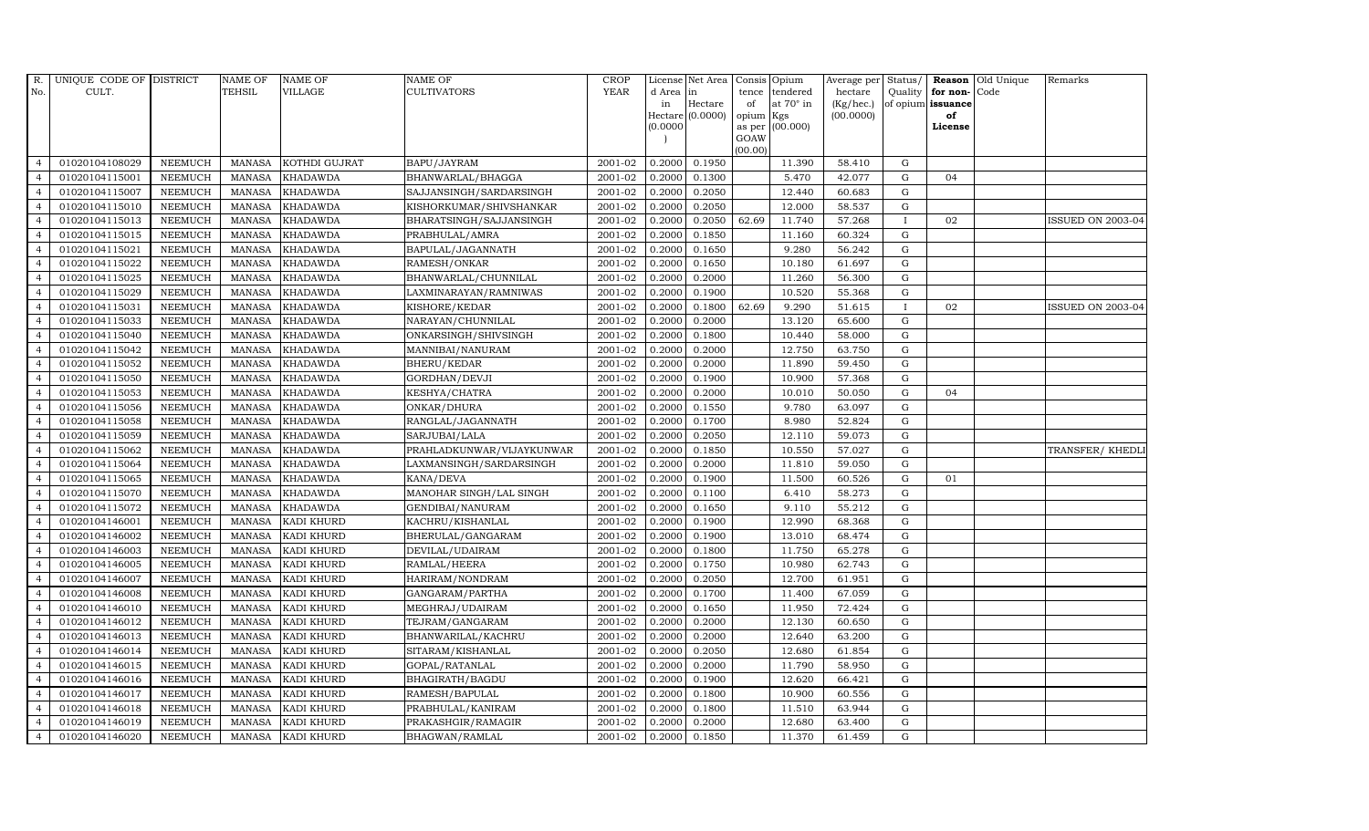| R. No. | UNIQUE CODE OF CULT. | DISTRICT | NAME OF TEHSIL | NAME OF VILLAGE | NAME OF CULTIVATORS | CROP YEAR | License d Area in Hectare (0.0000) | Net Area in Hectare (0.0000) | Consis tence of opium as per GOAW (00.00) | Opium tendered at 70° in Kgs (00.000) | Average per hectare (Kg/hec.) (00.0000) | Status/ Quality of opium | Reason for non-issuance of License | Old Unique Code | Remarks |
|---|---|---|---|---|---|---|---|---|---|---|---|---|---|---|---|
| 4 | 01020104108029 | NEEMUCH | MANASA | KOTHDI GUJRAT | BAPU/JAYRAM | 2001-02 | 0.2000 | 0.1950 | | 11.390 | 58.410 | G | | | |
| 4 | 01020104115001 | NEEMUCH | MANASA | KHADAWDA | BHANWARLAL/BHAGGA | 2001-02 | 0.2000 | 0.1300 | | 5.470 | 42.077 | G | 04 | | |
| 4 | 01020104115007 | NEEMUCH | MANASA | KHADAWDA | SAJJANSINGH/SARDARSINGH | 2001-02 | 0.2000 | 0.2050 | | 12.440 | 60.683 | G | | | |
| 4 | 01020104115010 | NEEMUCH | MANASA | KHADAWDA | KISHORKUMAR/SHIVSHANKAR | 2001-02 | 0.2000 | 0.2050 | | 12.000 | 58.537 | G | | | |
| 4 | 01020104115013 | NEEMUCH | MANASA | KHADAWDA | BHARATSINGH/SAJJANSINGH | 2001-02 | 0.2000 | 0.2050 | 62.69 | 11.740 | 57.268 | I | 02 | | ISSUED ON 2003-04 |
| 4 | 01020104115015 | NEEMUCH | MANASA | KHADAWDA | PRABHULAL/AMRA | 2001-02 | 0.2000 | 0.1850 | | 11.160 | 60.324 | G | | | |
| 4 | 01020104115021 | NEEMUCH | MANASA | KHADAWDA | BAPULAL/JAGANNATH | 2001-02 | 0.2000 | 0.1650 | | 9.280 | 56.242 | G | | | |
| 4 | 01020104115022 | NEEMUCH | MANASA | KHADAWDA | RAMESH/ONKAR | 2001-02 | 0.2000 | 0.1650 | | 10.180 | 61.697 | G | | | |
| 4 | 01020104115025 | NEEMUCH | MANASA | KHADAWDA | BHANWARLAL/CHUNNILAL | 2001-02 | 0.2000 | 0.2000 | | 11.260 | 56.300 | G | | | |
| 4 | 01020104115029 | NEEMUCH | MANASA | KHADAWDA | LAXMINARAYAN/RAMNIWAS | 2001-02 | 0.2000 | 0.1900 | | 10.520 | 55.368 | G | | | |
| 4 | 01020104115031 | NEEMUCH | MANASA | KHADAWDA | KISHORE/KEDAR | 2001-02 | 0.2000 | 0.1800 | 62.69 | 9.290 | 51.615 | I | 02 | | ISSUED ON 2003-04 |
| 4 | 01020104115033 | NEEMUCH | MANASA | KHADAWDA | NARAYAN/CHUNNILAL | 2001-02 | 0.2000 | 0.2000 | | 13.120 | 65.600 | G | | | |
| 4 | 01020104115040 | NEEMUCH | MANASA | KHADAWDA | ONKARSINGH/SHIVSINGH | 2001-02 | 0.2000 | 0.1800 | | 10.440 | 58.000 | G | | | |
| 4 | 01020104115042 | NEEMUCH | MANASA | KHADAWDA | MANNIBAI/NANURAM | 2001-02 | 0.2000 | 0.2000 | | 12.750 | 63.750 | G | | | |
| 4 | 01020104115052 | NEEMUCH | MANASA | KHADAWDA | BHERU/KEDAR | 2001-02 | 0.2000 | 0.2000 | | 11.890 | 59.450 | G | | | |
| 4 | 01020104115050 | NEEMUCH | MANASA | KHADAWDA | GORDHAN/DEVJI | 2001-02 | 0.2000 | 0.1900 | | 10.900 | 57.368 | G | | | |
| 4 | 01020104115053 | NEEMUCH | MANASA | KHADAWDA | KESHYA/CHATRA | 2001-02 | 0.2000 | 0.2000 | | 10.010 | 50.050 | G | 04 | | |
| 4 | 01020104115056 | NEEMUCH | MANASA | KHADAWDA | ONKAR/DHURA | 2001-02 | 0.2000 | 0.1550 | | 9.780 | 63.097 | G | | | |
| 4 | 01020104115058 | NEEMUCH | MANASA | KHADAWDA | RANGLAL/JAGANNATH | 2001-02 | 0.2000 | 0.1700 | | 8.980 | 52.824 | G | | | |
| 4 | 01020104115059 | NEEMUCH | MANASA | KHADAWDA | SARJUBAI/LALA | 2001-02 | 0.2000 | 0.2050 | | 12.110 | 59.073 | G | | | |
| 4 | 01020104115062 | NEEMUCH | MANASA | KHADAWDA | PRAHLADKUNWAR/VIJAYKUNWAR | 2001-02 | 0.2000 | 0.1850 | | 10.550 | 57.027 | G | | | TRANSFER/ KHEDLI |
| 4 | 01020104115064 | NEEMUCH | MANASA | KHADAWDA | LAXMANSINGH/SARDARSINGH | 2001-02 | 0.2000 | 0.2000 | | 11.810 | 59.050 | G | | | |
| 4 | 01020104115065 | NEEMUCH | MANASA | KHADAWDA | KANA/DEVA | 2001-02 | 0.2000 | 0.1900 | | 11.500 | 60.526 | G | 01 | | |
| 4 | 01020104115070 | NEEMUCH | MANASA | KHADAWDA | MANOHAR SINGH/LAL SINGH | 2001-02 | 0.2000 | 0.1100 | | 6.410 | 58.273 | G | | | |
| 4 | 01020104115072 | NEEMUCH | MANASA | KHADAWDA | GENDIBAI/NANURAM | 2001-02 | 0.2000 | 0.1650 | | 9.110 | 55.212 | G | | | |
| 4 | 01020104146001 | NEEMUCH | MANASA | KADI KHURD | KACHRU/KISHANLAL | 2001-02 | 0.2000 | 0.1900 | | 12.990 | 68.368 | G | | | |
| 4 | 01020104146002 | NEEMUCH | MANASA | KADI KHURD | BHERULAL/GANGARAM | 2001-02 | 0.2000 | 0.1900 | | 13.010 | 68.474 | G | | | |
| 4 | 01020104146003 | NEEMUCH | MANASA | KADI KHURD | DEVILAL/UDAIRAM | 2001-02 | 0.2000 | 0.1800 | | 11.750 | 65.278 | G | | | |
| 4 | 01020104146005 | NEEMUCH | MANASA | KADI KHURD | RAMLAL/HEERA | 2001-02 | 0.2000 | 0.1750 | | 10.980 | 62.743 | G | | | |
| 4 | 01020104146007 | NEEMUCH | MANASA | KADI KHURD | HARIRAM/NONDRAM | 2001-02 | 0.2000 | 0.2050 | | 12.700 | 61.951 | G | | | |
| 4 | 01020104146008 | NEEMUCH | MANASA | KADI KHURD | GANGARAM/PARTHA | 2001-02 | 0.2000 | 0.1700 | | 11.400 | 67.059 | G | | | |
| 4 | 01020104146010 | NEEMUCH | MANASA | KADI KHURD | MEGHRAJ/UDAIRAM | 2001-02 | 0.2000 | 0.1650 | | 11.950 | 72.424 | G | | | |
| 4 | 01020104146012 | NEEMUCH | MANASA | KADI KHURD | TEJRAM/GANGARAM | 2001-02 | 0.2000 | 0.2000 | | 12.130 | 60.650 | G | | | |
| 4 | 01020104146013 | NEEMUCH | MANASA | KADI KHURD | BHANWARILAL/KACHRU | 2001-02 | 0.2000 | 0.2000 | | 12.640 | 63.200 | G | | | |
| 4 | 01020104146014 | NEEMUCH | MANASA | KADI KHURD | SITARAM/KISHANLAL | 2001-02 | 0.2000 | 0.2050 | | 12.680 | 61.854 | G | | | |
| 4 | 01020104146015 | NEEMUCH | MANASA | KADI KHURD | GOPAL/RATANLAL | 2001-02 | 0.2000 | 0.2000 | | 11.790 | 58.950 | G | | | |
| 4 | 01020104146016 | NEEMUCH | MANASA | KADI KHURD | BHAGIRATH/BAGDU | 2001-02 | 0.2000 | 0.1900 | | 12.620 | 66.421 | G | | | |
| 4 | 01020104146017 | NEEMUCH | MANASA | KADI KHURD | RAMESH/BAPULAL | 2001-02 | 0.2000 | 0.1800 | | 10.900 | 60.556 | G | | | |
| 4 | 01020104146018 | NEEMUCH | MANASA | KADI KHURD | PRABHULAL/KANIRAM | 2001-02 | 0.2000 | 0.1800 | | 11.510 | 63.944 | G | | | |
| 4 | 01020104146019 | NEEMUCH | MANASA | KADI KHURD | PRAKASHGIR/RAMAGIR | 2001-02 | 0.2000 | 0.2000 | | 12.680 | 63.400 | G | | | |
| 4 | 01020104146020 | NEEMUCH | MANASA | KADI KHURD | BHAGWAN/RAMLAL | 2001-02 | 0.2000 | 0.1850 | | 11.370 | 61.459 | G | | | |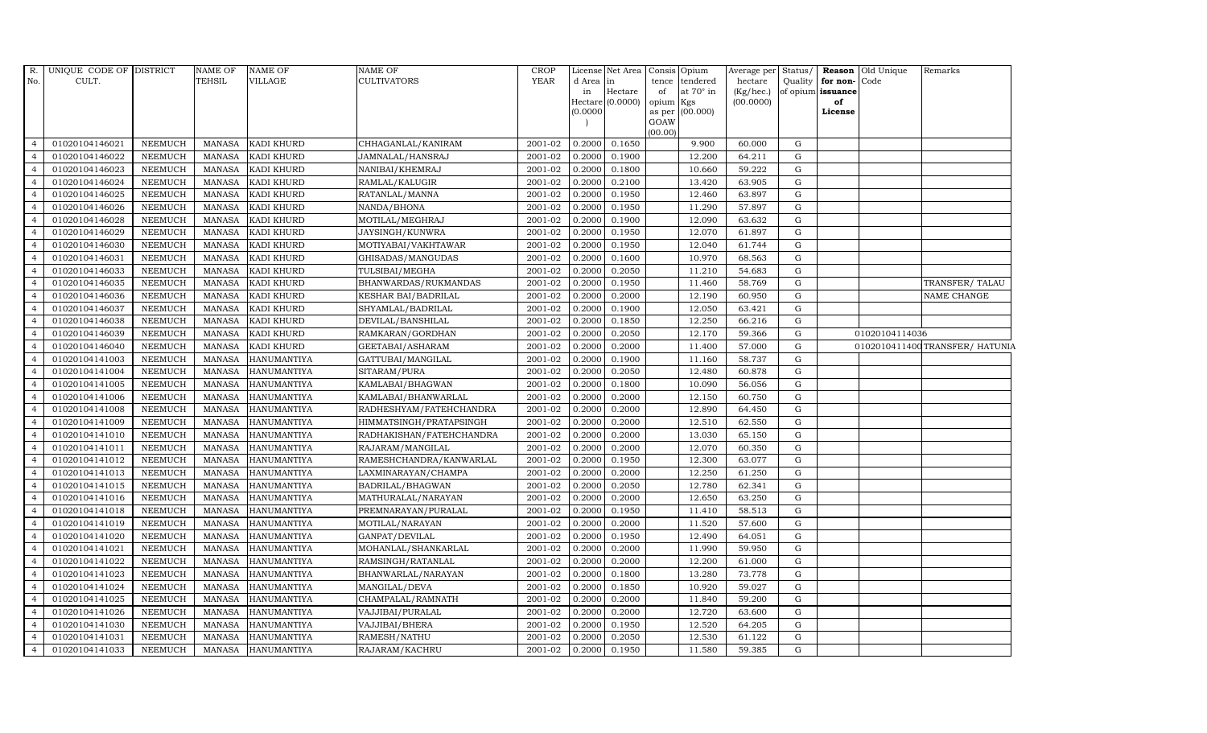| R. No. | UNIQUE CODE OF CULT. | DISTRICT | NAME OF TEHSIL | NAME OF VILLAGE | NAME OF CULTIVATORS | CROP YEAR | License d Area in Hectare (0.0000) | Net Area in Hectare (0.0000) | Consis tence of opium as per GOAW (00.00) | Opium tendered at 70° in Kgs (00.000) | Average per hectare (Kg/hec.) (00.0000) | Status/ Quality of opium | Reason for non-issuance of License | Old Unique Code | Remarks |
|---|---|---|---|---|---|---|---|---|---|---|---|---|---|---|---|
| 4 | 01020104146021 | NEEMUCH | MANASA | KADI KHURD | CHHAGANLAL/KANIRAM | 2001-02 | 0.2000 | 0.1650 | | 9.900 | 60.000 | G | | | |
| 4 | 01020104146022 | NEEMUCH | MANASA | KADI KHURD | JAMNALAL/HANSRAJ | 2001-02 | 0.2000 | 0.1900 | | 12.200 | 64.211 | G | | | |
| 4 | 01020104146023 | NEEMUCH | MANASA | KADI KHURD | NANIBAI/KHEMRAJ | 2001-02 | 0.2000 | 0.1800 | | 10.660 | 59.222 | G | | | |
| 4 | 01020104146024 | NEEMUCH | MANASA | KADI KHURD | RAMLAL/KALUGIR | 2001-02 | 0.2000 | 0.2100 | | 13.420 | 63.905 | G | | | |
| 4 | 01020104146025 | NEEMUCH | MANASA | KADI KHURD | RATANLAL/MANNA | 2001-02 | 0.2000 | 0.1950 | | 12.460 | 63.897 | G | | | |
| 4 | 01020104146026 | NEEMUCH | MANASA | KADI KHURD | NANDA/BHONA | 2001-02 | 0.2000 | 0.1950 | | 11.290 | 57.897 | G | | | |
| 4 | 01020104146028 | NEEMUCH | MANASA | KADI KHURD | MOTILAL/MEGHRAJ | 2001-02 | 0.2000 | 0.1900 | | 12.090 | 63.632 | G | | | |
| 4 | 01020104146029 | NEEMUCH | MANASA | KADI KHURD | JAYSINGH/KUNWRA | 2001-02 | 0.2000 | 0.1950 | | 12.070 | 61.897 | G | | | |
| 4 | 01020104146030 | NEEMUCH | MANASA | KADI KHURD | MOTIYABAI/VAKHTAWAR | 2001-02 | 0.2000 | 0.1950 | | 12.040 | 61.744 | G | | | |
| 4 | 01020104146031 | NEEMUCH | MANASA | KADI KHURD | GHISADAS/MANGUDAS | 2001-02 | 0.2000 | 0.1600 | | 10.970 | 68.563 | G | | | |
| 4 | 01020104146033 | NEEMUCH | MANASA | KADI KHURD | TULSIBAI/MEGHA | 2001-02 | 0.2000 | 0.2050 | | 11.210 | 54.683 | G | | | |
| 4 | 01020104146035 | NEEMUCH | MANASA | KADI KHURD | BHANWARDAS/RUKMANDAS | 2001-02 | 0.2000 | 0.1950 | | 11.460 | 58.769 | G | | | TRANSFER/ TALAU |
| 4 | 01020104146036 | NEEMUCH | MANASA | KADI KHURD | KESHAR BAI/BADRILAL | 2001-02 | 0.2000 | 0.2000 | | 12.190 | 60.950 | G | | | NAME CHANGE |
| 4 | 01020104146037 | NEEMUCH | MANASA | KADI KHURD | SHYAMLAL/BADRILAL | 2001-02 | 0.2000 | 0.1900 | | 12.050 | 63.421 | G | | | |
| 4 | 01020104146038 | NEEMUCH | MANASA | KADI KHURD | DEVILAL/BANSHILAL | 2001-02 | 0.2000 | 0.1850 | | 12.250 | 66.216 | G | | | |
| 4 | 01020104146039 | NEEMUCH | MANASA | KADI KHURD | RAMKARAN/GORDHAN | 2001-02 | 0.2000 | 0.2050 | | 12.170 | 59.366 | G | | 01020104114036 | |
| 4 | 01020104146040 | NEEMUCH | MANASA | KADI KHURD | GEETABAI/ASHARAM | 2001-02 | 0.2000 | 0.2000 | | 11.400 | 57.000 | G | | 01020104114009 | TRANSFER/ HATUNIA |
| 4 | 01020104141003 | NEEMUCH | MANASA | HANUMANTIYA | GATTUBAI/MANGILAL | 2001-02 | 0.2000 | 0.1900 | | 11.160 | 58.737 | G | | | |
| 4 | 01020104141004 | NEEMUCH | MANASA | HANUMANTIYA | SITARAM/PURA | 2001-02 | 0.2000 | 0.2050 | | 12.480 | 60.878 | G | | | |
| 4 | 01020104141005 | NEEMUCH | MANASA | HANUMANTIYA | KAMLABAI/BHAGWAN | 2001-02 | 0.2000 | 0.1800 | | 10.090 | 56.056 | G | | | |
| 4 | 01020104141006 | NEEMUCH | MANASA | HANUMANTIYA | KAMLABAI/BHANWARLAL | 2001-02 | 0.2000 | 0.2000 | | 12.150 | 60.750 | G | | | |
| 4 | 01020104141008 | NEEMUCH | MANASA | HANUMANTIYA | RADHESHYAM/FATEHCHANDRA | 2001-02 | 0.2000 | 0.2000 | | 12.890 | 64.450 | G | | | |
| 4 | 01020104141009 | NEEMUCH | MANASA | HANUMANTIYA | HIMMATSINGH/PRATAPSINGH | 2001-02 | 0.2000 | 0.2000 | | 12.510 | 62.550 | G | | | |
| 4 | 01020104141010 | NEEMUCH | MANASA | HANUMANTIYA | RADHAKISHAN/FATEHCHANDRA | 2001-02 | 0.2000 | 0.2000 | | 13.030 | 65.150 | G | | | |
| 4 | 01020104141011 | NEEMUCH | MANASA | HANUMANTIYA | RAJARAM/MANGILAL | 2001-02 | 0.2000 | 0.2000 | | 12.070 | 60.350 | G | | | |
| 4 | 01020104141012 | NEEMUCH | MANASA | HANUMANTIYA | RAMESHCHANDRA/KANWARLAL | 2001-02 | 0.2000 | 0.1950 | | 12.300 | 63.077 | G | | | |
| 4 | 01020104141013 | NEEMUCH | MANASA | HANUMANTIYA | LAXMINARAYAN/CHAMPA | 2001-02 | 0.2000 | 0.2000 | | 12.250 | 61.250 | G | | | |
| 4 | 01020104141015 | NEEMUCH | MANASA | HANUMANTIYA | BADRILAL/BHAGWAN | 2001-02 | 0.2000 | 0.2050 | | 12.780 | 62.341 | G | | | |
| 4 | 01020104141016 | NEEMUCH | MANASA | HANUMANTIYA | MATHURALAL/NARAYAN | 2001-02 | 0.2000 | 0.2000 | | 12.650 | 63.250 | G | | | |
| 4 | 01020104141018 | NEEMUCH | MANASA | HANUMANTIYA | PREMNARAYAN/PURALAL | 2001-02 | 0.2000 | 0.1950 | | 11.410 | 58.513 | G | | | |
| 4 | 01020104141019 | NEEMUCH | MANASA | HANUMANTIYA | MOTILAL/NARAYAN | 2001-02 | 0.2000 | 0.2000 | | 11.520 | 57.600 | G | | | |
| 4 | 01020104141020 | NEEMUCH | MANASA | HANUMANTIYA | GANPAT/DEVILAL | 2001-02 | 0.2000 | 0.1950 | | 12.490 | 64.051 | G | | | |
| 4 | 01020104141021 | NEEMUCH | MANASA | HANUMANTIYA | MOHANLAL/SHANKARLAL | 2001-02 | 0.2000 | 0.2000 | | 11.990 | 59.950 | G | | | |
| 4 | 01020104141022 | NEEMUCH | MANASA | HANUMANTIYA | RAMSINGH/RATANLAL | 2001-02 | 0.2000 | 0.2000 | | 12.200 | 61.000 | G | | | |
| 4 | 01020104141023 | NEEMUCH | MANASA | HANUMANTIYA | BHANWARLAL/NARAYAN | 2001-02 | 0.2000 | 0.1800 | | 13.280 | 73.778 | G | | | |
| 4 | 01020104141024 | NEEMUCH | MANASA | HANUMANTIYA | MANGILAL/DEVA | 2001-02 | 0.2000 | 0.1850 | | 10.920 | 59.027 | G | | | |
| 4 | 01020104141025 | NEEMUCH | MANASA | HANUMANTIYA | CHAMPALAL/RAMNATH | 2001-02 | 0.2000 | 0.2000 | | 11.840 | 59.200 | G | | | |
| 4 | 01020104141026 | NEEMUCH | MANASA | HANUMANTIYA | VAJJIBAI/PURALAL | 2001-02 | 0.2000 | 0.2000 | | 12.720 | 63.600 | G | | | |
| 4 | 01020104141030 | NEEMUCH | MANASA | HANUMANTIYA | VAJJIBAI/BHERA | 2001-02 | 0.2000 | 0.1950 | | 12.520 | 64.205 | G | | | |
| 4 | 01020104141031 | NEEMUCH | MANASA | HANUMANTIYA | RAMESH/NATHU | 2001-02 | 0.2000 | 0.2050 | | 12.530 | 61.122 | G | | | |
| 4 | 01020104141033 | NEEMUCH | MANASA | HANUMANTIYA | RAJARAM/KACHRU | 2001-02 | 0.2000 | 0.1950 | | 11.580 | 59.385 | G | | | |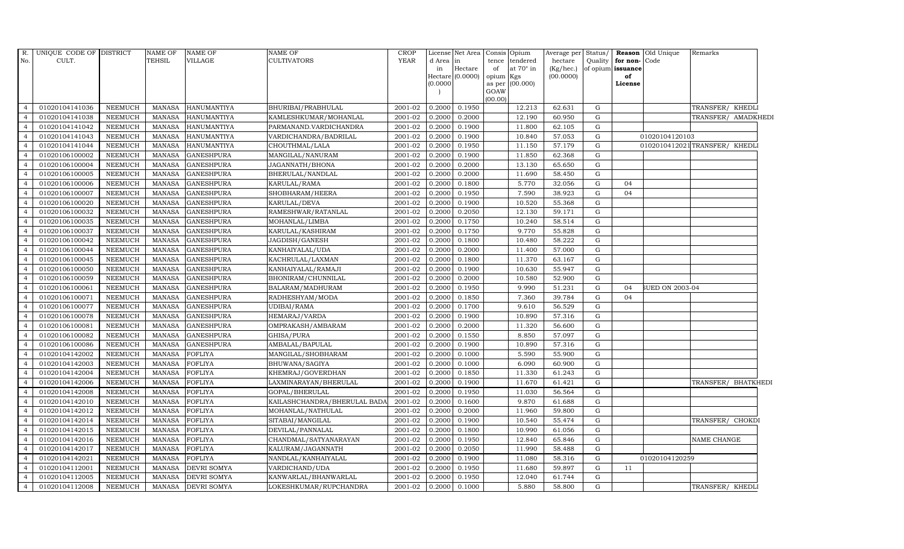| R. No. | UNIQUE CODE OF CULT. | DISTRICT | NAME OF TEHSIL | NAME OF VILLAGE | NAME OF CULTIVATORS | CROP YEAR | License d Area in Hectare (0.0000) | Net Area in Hectare (0.0000) | Consis tence of opium as per GOAW (00.00) | Opium tendered at 70° in Kgs (00.000) | Average per hectare (Kg/hec.) (00.0000) | Status/ Quality of opium | Reason for non-issuance of License | Old Unique Code | Remarks |
|---|---|---|---|---|---|---|---|---|---|---|---|---|---|---|---|
| 4 | 01020104141036 | NEEMUCH | MANASA | HANUMANTIYA | BHURIBAI/PRABHULAL | 2001-02 | 0.2000 | 0.1950 | | 12.213 | 62.631 | G | | | TRANSFER/ KHEDLI |
| 4 | 01020104141038 | NEEMUCH | MANASA | HANUMANTIYA | KAMLESHKUMAR/MOHANLAL | 2001-02 | 0.2000 | 0.2000 | | 12.190 | 60.950 | G | | | TRANSFER/ AMADKHEDI |
| 4 | 01020104141042 | NEEMUCH | MANASA | HANUMANTIYA | PARMANAND.VARDICHANDRA | 2001-02 | 0.2000 | 0.1900 | | 11.800 | 62.105 | G | | | |
| 4 | 01020104141043 | NEEMUCH | MANASA | HANUMANTIYA | VARDICHANDRA/BADRILAL | 2001-02 | 0.2000 | 0.1900 | | 10.840 | 57.053 | G | | 01020104120103 | |
| 4 | 01020104141044 | NEEMUCH | MANASA | HANUMANTIYA | CHOUTHMAL/LALA | 2001-02 | 0.2000 | 0.1950 | | 11.150 | 57.179 | G | | 01020104120211 | TRANSFER/ KHEDLI |
| 4 | 01020106100002 | NEEMUCH | MANASA | GANESHPURA | MANGILAL/NANURAM | 2001-02 | 0.2000 | 0.1900 | | 11.850 | 62.368 | G | | | |
| 4 | 01020106100004 | NEEMUCH | MANASA | GANESHPURA | JAGANNATH/BHONA | 2001-02 | 0.2000 | 0.2000 | | 13.130 | 65.650 | G | | | |
| 4 | 01020106100005 | NEEMUCH | MANASA | GANESHPURA | BHERULAL/NANDLAL | 2001-02 | 0.2000 | 0.2000 | | 11.690 | 58.450 | G | | | |
| 4 | 01020106100006 | NEEMUCH | MANASA | GANESHPURA | KARULAL/RAMA | 2001-02 | 0.2000 | 0.1800 | | 5.770 | 32.056 | G | 04 | | |
| 4 | 01020106100007 | NEEMUCH | MANASA | GANESHPURA | SHOBHARAM/HEERA | 2001-02 | 0.2000 | 0.1950 | | 7.590 | 38.923 | G | 04 | | |
| 4 | 01020106100020 | NEEMUCH | MANASA | GANESHPURA | KARULAL/DEVA | 2001-02 | 0.2000 | 0.1900 | | 10.520 | 55.368 | G | | | |
| 4 | 01020106100032 | NEEMUCH | MANASA | GANESHPURA | RAMESHWAR/RATANLAL | 2001-02 | 0.2000 | 0.2050 | | 12.130 | 59.171 | G | | | |
| 4 | 01020106100035 | NEEMUCH | MANASA | GANESHPURA | MOHANLAL/LIMBA | 2001-02 | 0.2000 | 0.1750 | | 10.240 | 58.514 | G | | | |
| 4 | 01020106100037 | NEEMUCH | MANASA | GANESHPURA | KARULAL/KASHIRAM | 2001-02 | 0.2000 | 0.1750 | | 9.770 | 55.828 | G | | | |
| 4 | 01020106100042 | NEEMUCH | MANASA | GANESHPURA | JAGDISH/GANESH | 2001-02 | 0.2000 | 0.1800 | | 10.480 | 58.222 | G | | | |
| 4 | 01020106100044 | NEEMUCH | MANASA | GANESHPURA | KANHAIYALAL/UDA | 2001-02 | 0.2000 | 0.2000 | | 11.400 | 57.000 | G | | | |
| 4 | 01020106100045 | NEEMUCH | MANASA | GANESHPURA | KACHRULAL/LAXMAN | 2001-02 | 0.2000 | 0.1800 | | 11.370 | 63.167 | G | | | |
| 4 | 01020106100050 | NEEMUCH | MANASA | GANESHPURA | KANHAIYALAL/RAMAJI | 2001-02 | 0.2000 | 0.1900 | | 10.630 | 55.947 | G | | | |
| 4 | 01020106100059 | NEEMUCH | MANASA | GANESHPURA | BHONIRAM/CHUNNILAL | 2001-02 | 0.2000 | 0.2000 | | 10.580 | 52.900 | G | | | |
| 4 | 01020106100061 | NEEMUCH | MANASA | GANESHPURA | BALARAM/MADHURAM | 2001-02 | 0.2000 | 0.1950 | | 9.990 | 51.231 | G | 04 | SUED ON 2003-04 | |
| 4 | 01020106100071 | NEEMUCH | MANASA | GANESHPURA | RADHESHYAM/MODA | 2001-02 | 0.2000 | 0.1850 | | 7.360 | 39.784 | G | 04 | | |
| 4 | 01020106100077 | NEEMUCH | MANASA | GANESHPURA | UDIBAI/RAMA | 2001-02 | 0.2000 | 0.1700 | | 9.610 | 56.529 | G | | | |
| 4 | 01020106100078 | NEEMUCH | MANASA | GANESHPURA | HEMARAJ/VARDA | 2001-02 | 0.2000 | 0.1900 | | 10.890 | 57.316 | G | | | |
| 4 | 01020106100081 | NEEMUCH | MANASA | GANESHPURA | OMPRAKASH/AMBARAM | 2001-02 | 0.2000 | 0.2000 | | 11.320 | 56.600 | G | | | |
| 4 | 01020106100082 | NEEMUCH | MANASA | GANESHPURA | GHISA/PURA | 2001-02 | 0.2000 | 0.1550 | | 8.850 | 57.097 | G | | | |
| 4 | 01020106100086 | NEEMUCH | MANASA | GANESHPURA | AMBALAL/BAPULAL | 2001-02 | 0.2000 | 0.1900 | | 10.890 | 57.316 | G | | | |
| 4 | 01020104142002 | NEEMUCH | MANASA | FOFLIYA | MANGILAL/SHOBHARAM | 2001-02 | 0.2000 | 0.1000 | | 5.590 | 55.900 | G | | | |
| 4 | 01020104142003 | NEEMUCH | MANASA | FOFLIYA | BHUWANA/SAGIYA | 2001-02 | 0.2000 | 0.1000 | | 6.090 | 60.900 | G | | | |
| 4 | 01020104142004 | NEEMUCH | MANASA | FOFLIYA | KHEMRAJ/GOVERDHAN | 2001-02 | 0.2000 | 0.1850 | | 11.330 | 61.243 | G | | | |
| 4 | 01020104142006 | NEEMUCH | MANASA | FOFLIYA | LAXMINARAYAN/BHERULAL | 2001-02 | 0.2000 | 0.1900 | | 11.670 | 61.421 | G | | | TRANSFER/ BHATKHEDI |
| 4 | 01020104142008 | NEEMUCH | MANASA | FOFLIYA | GOPAL/BHERULAL | 2001-02 | 0.2000 | 0.1950 | | 11.030 | 56.564 | G | | | |
| 4 | 01020104142010 | NEEMUCH | MANASA | FOFLIYA | KAILASHCHANDRA/BHERULAL BADA | 2001-02 | 0.2000 | 0.1600 | | 9.870 | 61.688 | G | | | |
| 4 | 01020104142012 | NEEMUCH | MANASA | FOFLIYA | MOHANLAL/NATHULAL | 2001-02 | 0.2000 | 0.2000 | | 11.960 | 59.800 | G | | | |
| 4 | 01020104142014 | NEEMUCH | MANASA | FOFLIYA | SITABAI/MANGILAL | 2001-02 | 0.2000 | 0.1900 | | 10.540 | 55.474 | G | | | TRANSFER/ CHOKDI |
| 4 | 01020104142015 | NEEMUCH | MANASA | FOFLIYA | DEVILAL/PANNALAL | 2001-02 | 0.2000 | 0.1800 | | 10.990 | 61.056 | G | | | |
| 4 | 01020104142016 | NEEMUCH | MANASA | FOFLIYA | CHANDMAL/SATYANARAYAN | 2001-02 | 0.2000 | 0.1950 | | 12.840 | 65.846 | G | | | NAME CHANGE |
| 4 | 01020104142017 | NEEMUCH | MANASA | FOFLIYA | KALURAM/JAGANNATH | 2001-02 | 0.2000 | 0.2050 | | 11.990 | 58.488 | G | | | |
| 4 | 01020104142021 | NEEMUCH | MANASA | FOFLIYA | NANDLAL/KANHAIYALAL | 2001-02 | 0.2000 | 0.1900 | | 11.080 | 58.316 | G | | 01020104120259 | |
| 4 | 01020104112001 | NEEMUCH | MANASA | DEVRI SOMYA | VARDICHAND/UDA | 2001-02 | 0.2000 | 0.1950 | | 11.680 | 59.897 | G | 11 | | |
| 4 | 01020104112005 | NEEMUCH | MANASA | DEVRI SOMYA | KANWARLAL/BHANWARLAL | 2001-02 | 0.2000 | 0.1950 | | 12.040 | 61.744 | G | | | |
| 4 | 01020104112008 | NEEMUCH | MANASA | DEVRI SOMYA | LOKESHKUMAR/RUPCHANDRA | 2001-02 | 0.2000 | 0.1000 | | 5.880 | 58.800 | G | | | TRANSFER/ KHEDLI |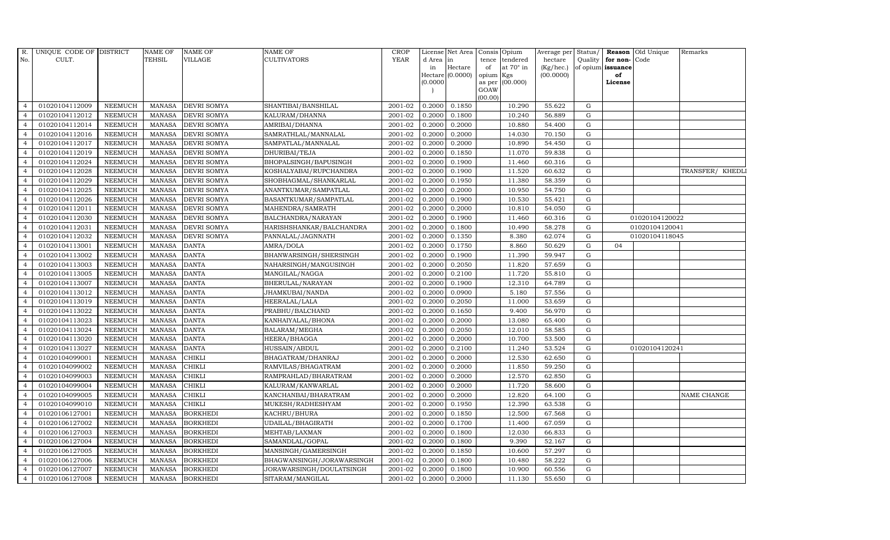| R. No. | UNIQUE CODE OF CULT. | DISTRICT | NAME OF TEHSIL | NAME OF VILLAGE | NAME OF CULTIVATORS | CROP YEAR | License d Area in Hectare (0.0000) | Net Area in Hectare (0.0000) | Consis tence of opium as per GOAW (00.00) | Opium tendered at 70° in Kgs (00.000) | Average per hectare (Kg/hec.) (00.0000) | Status/ Quality of opium | Reason for non-issuance of License | Old Unique Code | Remarks |
|---|---|---|---|---|---|---|---|---|---|---|---|---|---|---|---|
| 4 | 01020104112009 | NEEMUCH | MANASA | DEVRI SOMYA | SHANTIBAI/BANSHILAL | 2001-02 | 0.2000 | 0.1850 | | 10.290 | 55.622 | G | | | |
| 4 | 01020104112012 | NEEMUCH | MANASA | DEVRI SOMYA | KALURAM/DHANNA | 2001-02 | 0.2000 | 0.1800 | | 10.240 | 56.889 | G | | | |
| 4 | 01020104112014 | NEEMUCH | MANASA | DEVRI SOMYA | AMRIBAI/DHANNA | 2001-02 | 0.2000 | 0.2000 | | 10.880 | 54.400 | G | | | |
| 4 | 01020104112016 | NEEMUCH | MANASA | DEVRI SOMYA | SAMRATHLAL/MANNALAL | 2001-02 | 0.2000 | 0.2000 | | 14.030 | 70.150 | G | | | |
| 4 | 01020104112017 | NEEMUCH | MANASA | DEVRI SOMYA | SAMPATLAL/MANNALAL | 2001-02 | 0.2000 | 0.2000 | | 10.890 | 54.450 | G | | | |
| 4 | 01020104112019 | NEEMUCH | MANASA | DEVRI SOMYA | DHURIBAI/TEJA | 2001-02 | 0.2000 | 0.1850 | | 11.070 | 59.838 | G | | | |
| 4 | 01020104112024 | NEEMUCH | MANASA | DEVRI SOMYA | BHOPALSINGH/BAPUSINGH | 2001-02 | 0.2000 | 0.1900 | | 11.460 | 60.316 | G | | | |
| 4 | 01020104112028 | NEEMUCH | MANASA | DEVRI SOMYA | KOSHALYABAI/RUPCHANDRA | 2001-02 | 0.2000 | 0.1900 | | 11.520 | 60.632 | G | | | TRANSFER/ KHEDLI |
| 4 | 01020104112029 | NEEMUCH | MANASA | DEVRI SOMYA | SHOBHAGMAL/SHANKARLAL | 2001-02 | 0.2000 | 0.1950 | | 11.380 | 58.359 | G | | | |
| 4 | 01020104112025 | NEEMUCH | MANASA | DEVRI SOMYA | ANANTKUMAR/SAMPATLAL | 2001-02 | 0.2000 | 0.2000 | | 10.950 | 54.750 | G | | | |
| 4 | 01020104112026 | NEEMUCH | MANASA | DEVRI SOMYA | BASANTKUMAR/SAMPATLAL | 2001-02 | 0.2000 | 0.1900 | | 10.530 | 55.421 | G | | | |
| 4 | 01020104112011 | NEEMUCH | MANASA | DEVRI SOMYA | MAHENDRA/SAMRATH | 2001-02 | 0.2000 | 0.2000 | | 10.810 | 54.050 | G | | | |
| 4 | 01020104112030 | NEEMUCH | MANASA | DEVRI SOMYA | BALCHANDRA/NARAYAN | 2001-02 | 0.2000 | 0.1900 | | 11.460 | 60.316 | G | | 01020104120022 | |
| 4 | 01020104112031 | NEEMUCH | MANASA | DEVRI SOMYA | HARISHSHANKAR/BALCHANDRA | 2001-02 | 0.2000 | 0.1800 | | 10.490 | 58.278 | G | | 01020104120041 | |
| 4 | 01020104112032 | NEEMUCH | MANASA | DEVRI SOMYA | PANNALAL/JAGNNATH | 2001-02 | 0.2000 | 0.1350 | | 8.380 | 62.074 | G | | 01020104118045 | |
| 4 | 01020104113001 | NEEMUCH | MANASA | DANTA | AMRA/DOLA | 2001-02 | 0.2000 | 0.1750 | | 8.860 | 50.629 | G | 04 | | |
| 4 | 01020104113002 | NEEMUCH | MANASA | DANTA | BHANWARSINGH/SHERSINGH | 2001-02 | 0.2000 | 0.1900 | | 11.390 | 59.947 | G | | | |
| 4 | 01020104113003 | NEEMUCH | MANASA | DANTA | NAHARSINGH/MANGUSINGH | 2001-02 | 0.2000 | 0.2050 | | 11.820 | 57.659 | G | | | |
| 4 | 01020104113005 | NEEMUCH | MANASA | DANTA | MANGILAL/NAGGA | 2001-02 | 0.2000 | 0.2100 | | 11.720 | 55.810 | G | | | |
| 4 | 01020104113007 | NEEMUCH | MANASA | DANTA | BHERULAL/NARAYAN | 2001-02 | 0.2000 | 0.1900 | | 12.310 | 64.789 | G | | | |
| 4 | 01020104113012 | NEEMUCH | MANASA | DANTA | JHAMKUBAI/NANDA | 2001-02 | 0.2000 | 0.0900 | | 5.180 | 57.556 | G | | | |
| 4 | 01020104113019 | NEEMUCH | MANASA | DANTA | HEERALAL/LALA | 2001-02 | 0.2000 | 0.2050 | | 11.000 | 53.659 | G | | | |
| 4 | 01020104113022 | NEEMUCH | MANASA | DANTA | PRABHU/BALCHAND | 2001-02 | 0.2000 | 0.1650 | | 9.400 | 56.970 | G | | | |
| 4 | 01020104113023 | NEEMUCH | MANASA | DANTA | KANHAIYALAL/BHONA | 2001-02 | 0.2000 | 0.2000 | | 13.080 | 65.400 | G | | | |
| 4 | 01020104113024 | NEEMUCH | MANASA | DANTA | BALARAM/MEGHA | 2001-02 | 0.2000 | 0.2050 | | 12.010 | 58.585 | G | | | |
| 4 | 01020104113020 | NEEMUCH | MANASA | DANTA | HEERA/BHAGGA | 2001-02 | 0.2000 | 0.2000 | | 10.700 | 53.500 | G | | | |
| 4 | 01020104113027 | NEEMUCH | MANASA | DANTA | HUSSAIN/ABDUL | 2001-02 | 0.2000 | 0.2100 | | 11.240 | 53.524 | G | | 01020104120241 | |
| 4 | 01020104099001 | NEEMUCH | MANASA | CHIKLI | BHAGATRAM/DHANRAJ | 2001-02 | 0.2000 | 0.2000 | | 12.530 | 62.650 | G | | | |
| 4 | 01020104099002 | NEEMUCH | MANASA | CHIKLI | RAMVILAS/BHAGATRAM | 2001-02 | 0.2000 | 0.2000 | | 11.850 | 59.250 | G | | | |
| 4 | 01020104099003 | NEEMUCH | MANASA | CHIKLI | RAMPRAHLAD/BHARATRAM | 2001-02 | 0.2000 | 0.2000 | | 12.570 | 62.850 | G | | | |
| 4 | 01020104099004 | NEEMUCH | MANASA | CHIKLI | KALURAM/KANWARLAL | 2001-02 | 0.2000 | 0.2000 | | 11.720 | 58.600 | G | | | |
| 4 | 01020104099005 | NEEMUCH | MANASA | CHIKLI | KANCHANBAI/BHARATRAM | 2001-02 | 0.2000 | 0.2000 | | 12.820 | 64.100 | G | | | NAME CHANGE |
| 4 | 01020104099010 | NEEMUCH | MANASA | CHIKLI | MUKESH/RADHESHYAM | 2001-02 | 0.2000 | 0.1950 | | 12.390 | 63.538 | G | | | |
| 4 | 01020106127001 | NEEMUCH | MANASA | BORKHEDI | KACHRU/BHURA | 2001-02 | 0.2000 | 0.1850 | | 12.500 | 67.568 | G | | | |
| 4 | 01020106127002 | NEEMUCH | MANASA | BORKHEDI | UDAILAL/BHAGIRATH | 2001-02 | 0.2000 | 0.1700 | | 11.400 | 67.059 | G | | | |
| 4 | 01020106127003 | NEEMUCH | MANASA | BORKHEDI | MEHTAB/LAXMAN | 2001-02 | 0.2000 | 0.1800 | | 12.030 | 66.833 | G | | | |
| 4 | 01020106127004 | NEEMUCH | MANASA | BORKHEDI | SAMANDLAL/GOPAL | 2001-02 | 0.2000 | 0.1800 | | 9.390 | 52.167 | G | | | |
| 4 | 01020106127005 | NEEMUCH | MANASA | BORKHEDI | MANSINGH/GAMERSINGH | 2001-02 | 0.2000 | 0.1850 | | 10.600 | 57.297 | G | | | |
| 4 | 01020106127006 | NEEMUCH | MANASA | BORKHEDI | BHAGWANSINGH/JORAWARSINGH | 2001-02 | 0.2000 | 0.1800 | | 10.480 | 58.222 | G | | | |
| 4 | 01020106127007 | NEEMUCH | MANASA | BORKHEDI | JORAWARSINGH/DOULATSINGH | 2001-02 | 0.2000 | 0.1800 | | 10.900 | 60.556 | G | | | |
| 4 | 01020106127008 | NEEMUCH | MANASA | BORKHEDI | SITARAM/MANGILAL | 2001-02 | 0.2000 | 0.2000 | | 11.130 | 55.650 | G | | | |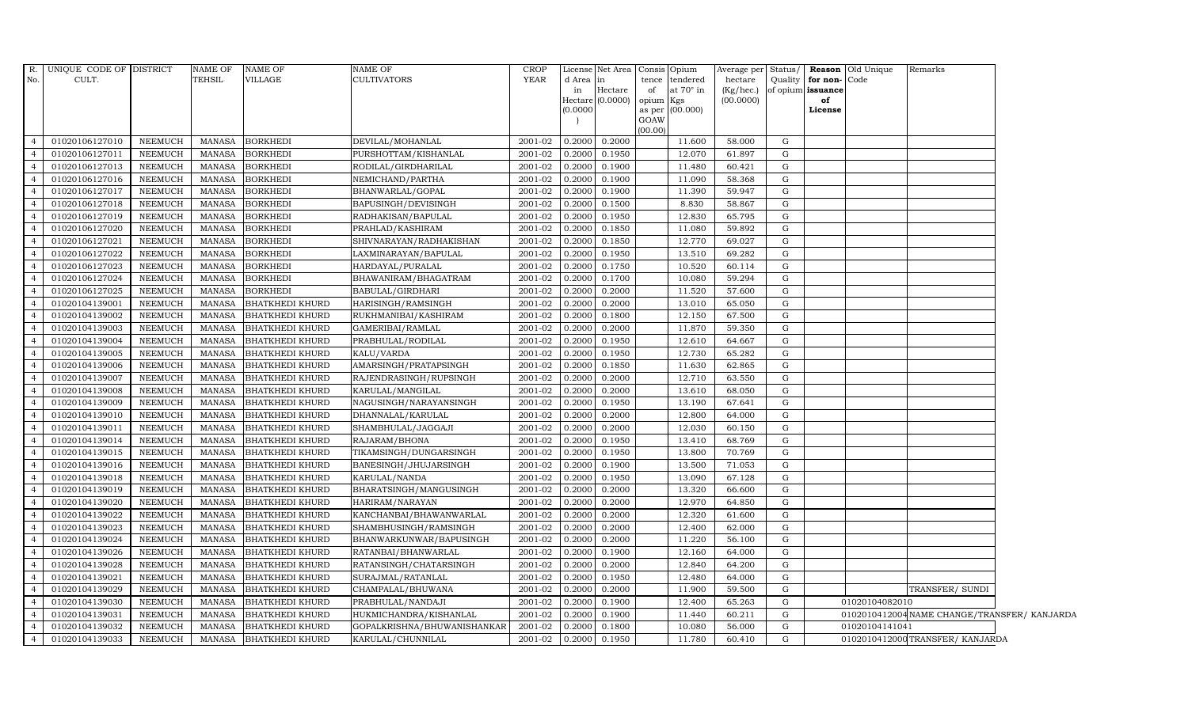| R. No. | UNIQUE CODE OF CULT. | DISTRICT | NAME OF TEHSIL | NAME OF VILLAGE | NAME OF CULTIVATORS | CROP YEAR | License d Area in Hectare (0.0000) | Net Area in Hectare (0.0000) | Consis tence of opium as per GOAW (00.00) | Opium tendered at 70° in Kgs (00.000) | Average per hectare (Kg/hec.) (00.0000) | Status/ Quality of opium | Reason for non-issuance of License | Old Unique Code | Remarks |
|---|---|---|---|---|---|---|---|---|---|---|---|---|---|---|---|
| 4 | 01020106127010 | NEEMUCH | MANASA | BORKHEDI | DEVILAL/MOHANLAL | 2001-02 | 0.2000 | 0.2000 | | 11.600 | 58.000 | G | | | |
| 4 | 01020106127011 | NEEMUCH | MANASA | BORKHEDI | PURSHOTTAM/KISHANLAL | 2001-02 | 0.2000 | 0.1950 | | 12.070 | 61.897 | G | | | |
| 4 | 01020106127013 | NEEMUCH | MANASA | BORKHEDI | RODILAL/GIRDHARILAL | 2001-02 | 0.2000 | 0.1900 | | 11.480 | 60.421 | G | | | |
| 4 | 01020106127016 | NEEMUCH | MANASA | BORKHEDI | NEMICHAND/PARTHA | 2001-02 | 0.2000 | 0.1900 | | 11.090 | 58.368 | G | | | |
| 4 | 01020106127017 | NEEMUCH | MANASA | BORKHEDI | BHANWARLAL/GOPAL | 2001-02 | 0.2000 | 0.1900 | | 11.390 | 59.947 | G | | | |
| 4 | 01020106127018 | NEEMUCH | MANASA | BORKHEDI | BAPUSINGH/DEVISINGH | 2001-02 | 0.2000 | 0.1500 | | 8.830 | 58.867 | G | | | |
| 4 | 01020106127019 | NEEMUCH | MANASA | BORKHEDI | RADHAKISAN/BAPULAL | 2001-02 | 0.2000 | 0.1950 | | 12.830 | 65.795 | G | | | |
| 4 | 01020106127020 | NEEMUCH | MANASA | BORKHEDI | PRAHLAD/KASHIRAM | 2001-02 | 0.2000 | 0.1850 | | 11.080 | 59.892 | G | | | |
| 4 | 01020106127021 | NEEMUCH | MANASA | BORKHEDI | SHIVNARAYAN/RADHAKISHAN | 2001-02 | 0.2000 | 0.1850 | | 12.770 | 69.027 | G | | | |
| 4 | 01020106127022 | NEEMUCH | MANASA | BORKHEDI | LAXMINARAYAN/BAPULAL | 2001-02 | 0.2000 | 0.1950 | | 13.510 | 69.282 | G | | | |
| 4 | 01020106127023 | NEEMUCH | MANASA | BORKHEDI | HARDAYAL/PURALAL | 2001-02 | 0.2000 | 0.1750 | | 10.520 | 60.114 | G | | | |
| 4 | 01020106127024 | NEEMUCH | MANASA | BORKHEDI | BHAWANIRAM/BHAGATRAM | 2001-02 | 0.2000 | 0.1700 | | 10.080 | 59.294 | G | | | |
| 4 | 01020106127025 | NEEMUCH | MANASA | BORKHEDI | BABULAL/GIRDHARI | 2001-02 | 0.2000 | 0.2000 | | 11.520 | 57.600 | G | | | |
| 4 | 01020104139001 | NEEMUCH | MANASA | BHATKHEDI KHURD | HARISINGH/RAMSINGH | 2001-02 | 0.2000 | 0.2000 | | 13.010 | 65.050 | G | | | |
| 4 | 01020104139002 | NEEMUCH | MANASA | BHATKHEDI KHURD | RUKHMANIBAI/KASHIRAM | 2001-02 | 0.2000 | 0.1800 | | 12.150 | 67.500 | G | | | |
| 4 | 01020104139003 | NEEMUCH | MANASA | BHATKHEDI KHURD | GAMERIBAI/RAMLAL | 2001-02 | 0.2000 | 0.2000 | | 11.870 | 59.350 | G | | | |
| 4 | 01020104139004 | NEEMUCH | MANASA | BHATKHEDI KHURD | PRABHULAL/RODILAL | 2001-02 | 0.2000 | 0.1950 | | 12.610 | 64.667 | G | | | |
| 4 | 01020104139005 | NEEMUCH | MANASA | BHATKHEDI KHURD | KALU/VARDA | 2001-02 | 0.2000 | 0.1950 | | 12.730 | 65.282 | G | | | |
| 4 | 01020104139006 | NEEMUCH | MANASA | BHATKHEDI KHURD | AMARSINGH/PRATAPSINGH | 2001-02 | 0.2000 | 0.1850 | | 11.630 | 62.865 | G | | | |
| 4 | 01020104139007 | NEEMUCH | MANASA | BHATKHEDI KHURD | RAJENDRASINGH/RUPSINGH | 2001-02 | 0.2000 | 0.2000 | | 12.710 | 63.550 | G | | | |
| 4 | 01020104139008 | NEEMUCH | MANASA | BHATKHEDI KHURD | KARULAL/MANGILAL | 2001-02 | 0.2000 | 0.2000 | | 13.610 | 68.050 | G | | | |
| 4 | 01020104139009 | NEEMUCH | MANASA | BHATKHEDI KHURD | NAGUSINGH/NARAYANSINGH | 2001-02 | 0.2000 | 0.1950 | | 13.190 | 67.641 | G | | | |
| 4 | 01020104139010 | NEEMUCH | MANASA | BHATKHEDI KHURD | DHANNALAL/KARULAL | 2001-02 | 0.2000 | 0.2000 | | 12.800 | 64.000 | G | | | |
| 4 | 01020104139011 | NEEMUCH | MANASA | BHATKHEDI KHURD | SHAMBHULAL/JAGGAJI | 2001-02 | 0.2000 | 0.2000 | | 12.030 | 60.150 | G | | | |
| 4 | 01020104139014 | NEEMUCH | MANASA | BHATKHEDI KHURD | RAJARAM/BHONA | 2001-02 | 0.2000 | 0.1950 | | 13.410 | 68.769 | G | | | |
| 4 | 01020104139015 | NEEMUCH | MANASA | BHATKHEDI KHURD | TIKAMSINGH/DUNGARSINGH | 2001-02 | 0.2000 | 0.1950 | | 13.800 | 70.769 | G | | | |
| 4 | 01020104139016 | NEEMUCH | MANASA | BHATKHEDI KHURD | BANESINGH/JHUJARSINGH | 2001-02 | 0.2000 | 0.1900 | | 13.500 | 71.053 | G | | | |
| 4 | 01020104139018 | NEEMUCH | MANASA | BHATKHEDI KHURD | KARULAL/NANDA | 2001-02 | 0.2000 | 0.1950 | | 13.090 | 67.128 | G | | | |
| 4 | 01020104139019 | NEEMUCH | MANASA | BHATKHEDI KHURD | BHARATSINGH/MANGUSINGH | 2001-02 | 0.2000 | 0.2000 | | 13.320 | 66.600 | G | | | |
| 4 | 01020104139020 | NEEMUCH | MANASA | BHATKHEDI KHURD | HARIRAM/NARAYAN | 2001-02 | 0.2000 | 0.2000 | | 12.970 | 64.850 | G | | | |
| 4 | 01020104139022 | NEEMUCH | MANASA | BHATKHEDI KHURD | KANCHANBAI/BHAWANWARLAL | 2001-02 | 0.2000 | 0.2000 | | 12.320 | 61.600 | G | | | |
| 4 | 01020104139023 | NEEMUCH | MANASA | BHATKHEDI KHURD | SHAMBHUSINGH/RAMSINGH | 2001-02 | 0.2000 | 0.2000 | | 12.400 | 62.000 | G | | | |
| 4 | 01020104139024 | NEEMUCH | MANASA | BHATKHEDI KHURD | BHANWARKUNWAR/BAPUSINGH | 2001-02 | 0.2000 | 0.2000 | | 11.220 | 56.100 | G | | | |
| 4 | 01020104139026 | NEEMUCH | MANASA | BHATKHEDI KHURD | RATANBAI/BHANWARLAL | 2001-02 | 0.2000 | 0.1900 | | 12.160 | 64.000 | G | | | |
| 4 | 01020104139028 | NEEMUCH | MANASA | BHATKHEDI KHURD | RATANSINGH/CHATARSINGH | 2001-02 | 0.2000 | 0.2000 | | 12.840 | 64.200 | G | | | |
| 4 | 01020104139021 | NEEMUCH | MANASA | BHATKHEDI KHURD | SURAJMAL/RATANLAL | 2001-02 | 0.2000 | 0.1950 | | 12.480 | 64.000 | G | | | |
| 4 | 01020104139029 | NEEMUCH | MANASA | BHATKHEDI KHURD | CHAMPALAL/BHUWANA | 2001-02 | 0.2000 | 0.2000 | | 11.900 | 59.500 | G | | | TRANSFER/ SUNDI |
| 4 | 01020104139030 | NEEMUCH | MANASA | BHATKHEDI KHURD | PRABHULAL/NANDAJI | 2001-02 | 0.2000 | 0.1900 | | 12.400 | 65.263 | G | | 01020104082010 | |
| 4 | 01020104139031 | NEEMUCH | MANASA | BHATKHEDI KHURD | HUKMICHANDRA/KISHANLAL | 2001-02 | 0.2000 | 0.1900 | | 11.440 | 60.211 | G | | 01020104120040 | NAME CHANGE/TRANSFER/ KANJARDA |
| 4 | 01020104139032 | NEEMUCH | MANASA | BHATKHEDI KHURD | GOPALKRISHNA/BHUWANISHANKAR | 2001-02 | 0.2000 | 0.1800 | | 10.080 | 56.000 | G | | 01020104141041 | |
| 4 | 01020104139033 | NEEMUCH | MANASA | BHATKHEDI KHURD | KARULAL/CHUNNILAL | 2001-02 | 0.2000 | 0.1950 | | 11.780 | 60.410 | G | | 01020104120000 | TRANSFER/ KANJARDA |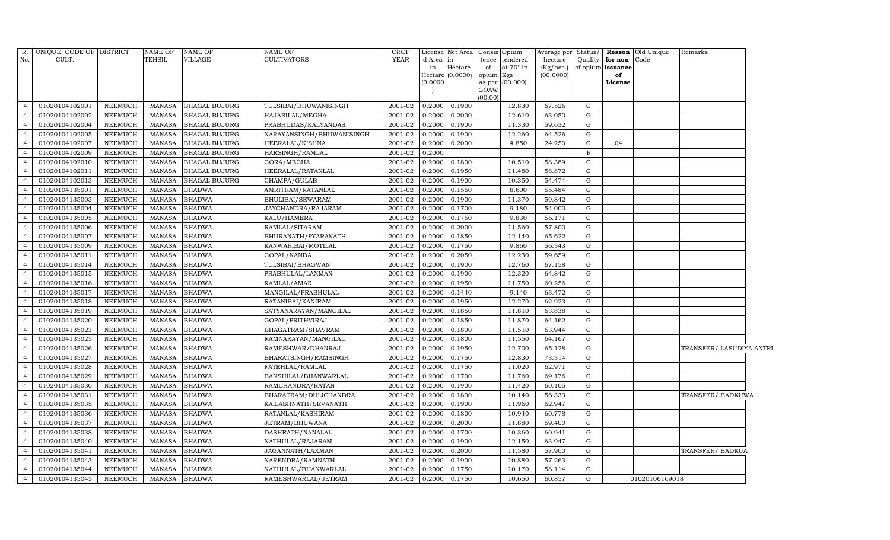| R. No. | UNIQUE CODE OF CULT. | DISTRICT | NAME OF TEHSIL | NAME OF VILLAGE | NAME OF CULTIVATORS | CROP YEAR | License d Area in Hectare (0.0000) | Net Area in Hectare (0.0000) | Consis tence of opium as per GOAW (00.00) | Opium tendered at 70° in Kgs (00.000) | Average per hectare (Kg/hec.) (00.0000) | Status/ Quality of opium | Reason for non-issuance of License | Old Unique Code | Remarks |
|---|---|---|---|---|---|---|---|---|---|---|---|---|---|---|---|
| 4 | 01020104102001 | NEEMUCH | MANASA | BHAGAL BUJURG | TULSIBAI/BHUWANISINGH | 2001-02 | 0.2000 | 0.1900 | | 12.830 | 67.526 | G | | | |
| 4 | 01020104102002 | NEEMUCH | MANASA | BHAGAL BUJURG | HAJARILAL/MEGHA | 2001-02 | 0.2000 | 0.2000 | | 12.610 | 63.050 | G | | | |
| 4 | 01020104102004 | NEEMUCH | MANASA | BHAGAL BUJURG | PRABHUDAS/KALYANDAS | 2001-02 | 0.2000 | 0.1900 | | 11.330 | 59.632 | G | | | |
| 4 | 01020104102005 | NEEMUCH | MANASA | BHAGAL BUJURG | NARAYANSINGH/BHUWANISINGH | 2001-02 | 0.2000 | 0.1900 | | 12.260 | 64.526 | G | | | |
| 4 | 01020104102007 | NEEMUCH | MANASA | BHAGAL BUJURG | HEERALAL/KISHNA | 2001-02 | 0.2000 | 0.2000 | | 4.850 | 24.250 | G | 04 | | |
| 4 | 01020104102009 | NEEMUCH | MANASA | BHAGAL BUJURG | HARSINGH/RAMLAL | 2001-02 | 0.2000 | | | | | F | | | |
| 4 | 01020104102010 | NEEMUCH | MANASA | BHAGAL BUJURG | GORA/MEGHA | 2001-02 | 0.2000 | 0.1800 | | 10.510 | 58.389 | G | | | |
| 4 | 01020104102011 | NEEMUCH | MANASA | BHAGAL BUJURG | HEERALAL/RATANLAL | 2001-02 | 0.2000 | 0.1950 | | 11.480 | 58.872 | G | | | |
| 4 | 01020104102013 | NEEMUCH | MANASA | BHAGAL BUJURG | CHAMPA/GULAB | 2001-02 | 0.2000 | 0.1900 | | 10.350 | 54.474 | G | | | |
| 4 | 01020104135001 | NEEMUCH | MANASA | BHADWA | AMRITRAM/RATANLAL | 2001-02 | 0.2000 | 0.1550 | | 8.600 | 55.484 | G | | | |
| 4 | 01020104135003 | NEEMUCH | MANASA | BHADWA | BHULIBAI/SEWARAM | 2001-02 | 0.2000 | 0.1900 | | 11.370 | 59.842 | G | | | |
| 4 | 01020104135004 | NEEMUCH | MANASA | BHADWA | JAYCHANDRA/RAJARAM | 2001-02 | 0.2000 | 0.1700 | | 9.180 | 54.000 | G | | | |
| 4 | 01020104135005 | NEEMUCH | MANASA | BHADWA | KALU/HAMERA | 2001-02 | 0.2000 | 0.1750 | | 9.830 | 56.171 | G | | | |
| 4 | 01020104135006 | NEEMUCH | MANASA | BHADWA | RAMLAL/SITARAM | 2001-02 | 0.2000 | 0.2000 | | 11.560 | 57.800 | G | | | |
| 4 | 01020104135007 | NEEMUCH | MANASA | BHADWA | BHURANATH/PYARANATH | 2001-02 | 0.2000 | 0.1850 | | 12.140 | 65.622 | G | | | |
| 4 | 01020104135009 | NEEMUCH | MANASA | BHADWA | KANWARIBAI/MOTILAL | 2001-02 | 0.2000 | 0.1750 | | 9.860 | 56.343 | G | | | |
| 4 | 01020104135011 | NEEMUCH | MANASA | BHADWA | GOPAL/NANDA | 2001-02 | 0.2000 | 0.2050 | | 12.230 | 59.659 | G | | | |
| 4 | 01020104135014 | NEEMUCH | MANASA | BHADWA | TULSIBAI/BHAGWAN | 2001-02 | 0.2000 | 0.1900 | | 12.760 | 67.158 | G | | | |
| 4 | 01020104135015 | NEEMUCH | MANASA | BHADWA | PRABHULAL/LAXMAN | 2001-02 | 0.2000 | 0.1900 | | 12.320 | 64.842 | G | | | |
| 4 | 01020104135016 | NEEMUCH | MANASA | BHADWA | RAMLAL/AMAR | 2001-02 | 0.2000 | 0.1950 | | 11.750 | 60.256 | G | | | |
| 4 | 01020104135017 | NEEMUCH | MANASA | BHADWA | MANGILAL/PRABHULAL | 2001-02 | 0.2000 | 0.1440 | | 9.140 | 63.472 | G | | | |
| 4 | 01020104135018 | NEEMUCH | MANASA | BHADWA | RATANIBAI/KANIRAM | 2001-02 | 0.2000 | 0.1950 | | 12.270 | 62.923 | G | | | |
| 4 | 01020104135019 | NEEMUCH | MANASA | BHADWA | SATYANARAYAN/MANGILAL | 2001-02 | 0.2000 | 0.1850 | | 11.810 | 63.838 | G | | | |
| 4 | 01020104135020 | NEEMUCH | MANASA | BHADWA | GOPAL/PRITHVIRAJ | 2001-02 | 0.2000 | 0.1850 | | 11.870 | 64.162 | G | | | |
| 4 | 01020104135023 | NEEMUCH | MANASA | BHADWA | BHAGATRAM/SHAVRAM | 2001-02 | 0.2000 | 0.1800 | | 11.510 | 63.944 | G | | | |
| 4 | 01020104135025 | NEEMUCH | MANASA | BHADWA | RAMNARAYAN/MANGILAL | 2001-02 | 0.2000 | 0.1800 | | 11.550 | 64.167 | G | | | |
| 4 | 01020104135026 | NEEMUCH | MANASA | BHADWA | RAMESHWAR/DHANRAJ | 2001-02 | 0.2000 | 0.1950 | | 12.700 | 65.128 | G | | | TRANSFER/ LASUDIYA ANTRI |
| 4 | 01020104135027 | NEEMUCH | MANASA | BHADWA | BHARATSINGH/RAMSINGH | 2001-02 | 0.2000 | 0.1750 | | 12.830 | 73.314 | G | | | |
| 4 | 01020104135028 | NEEMUCH | MANASA | BHADWA | FATEHLAL/RAMLAL | 2001-02 | 0.2000 | 0.1750 | | 11.020 | 62.971 | G | | | |
| 4 | 01020104135029 | NEEMUCH | MANASA | BHADWA | BANSHILAL/BHANWARLAL | 2001-02 | 0.2000 | 0.1700 | | 11.760 | 69.176 | G | | | |
| 4 | 01020104135030 | NEEMUCH | MANASA | BHADWA | RAMCHANDRA/RATAN | 2001-02 | 0.2000 | 0.1900 | | 11.420 | 60.105 | G | | | |
| 4 | 01020104135031 | NEEMUCH | MANASA | BHADWA | BHARATRAM/DULICHANDRA | 2001-02 | 0.2000 | 0.1800 | | 10.140 | 56.333 | G | | | TRANSFER/ BADKUWA |
| 4 | 01020104135035 | NEEMUCH | MANASA | BHADWA | KAILASHNATH/SEVANATH | 2001-02 | 0.2000 | 0.1900 | | 11.960 | 62.947 | G | | | |
| 4 | 01020104135036 | NEEMUCH | MANASA | BHADWA | RATANLAL/KASHIRAM | 2001-02 | 0.2000 | 0.1800 | | 10.940 | 60.778 | G | | | |
| 4 | 01020104135037 | NEEMUCH | MANASA | BHADWA | JETRAM/BHUWANA | 2001-02 | 0.2000 | 0.2000 | | 11.880 | 59.400 | G | | | |
| 4 | 01020104135038 | NEEMUCH | MANASA | BHADWA | DASHRATH/NANALAL | 2001-02 | 0.2000 | 0.1700 | | 10.360 | 60.941 | G | | | |
| 4 | 01020104135040 | NEEMUCH | MANASA | BHADWA | NATHULAL/RAJARAM | 2001-02 | 0.2000 | 0.1900 | | 12.150 | 63.947 | G | | | |
| 4 | 01020104135041 | NEEMUCH | MANASA | BHADWA | JAGANNATH/LAXMAN | 2001-02 | 0.2000 | 0.2000 | | 11.580 | 57.900 | G | | | TRANSFER/ BADKUA |
| 4 | 01020104135043 | NEEMUCH | MANASA | BHADWA | NARENDRA/RAMNATH | 2001-02 | 0.2000 | 0.1900 | | 10.880 | 57.263 | G | | | |
| 4 | 01020104135044 | NEEMUCH | MANASA | BHADWA | NATHULAL/BHANWARLAL | 2001-02 | 0.2000 | 0.1750 | | 10.170 | 58.114 | G | | | |
| 4 | 01020104135045 | NEEMUCH | MANASA | BHADWA | RAMESHWARLAL/JETRAM | 2001-02 | 0.2000 | 0.1750 | | 10.650 | 60.857 | G | | 01020106169018 | |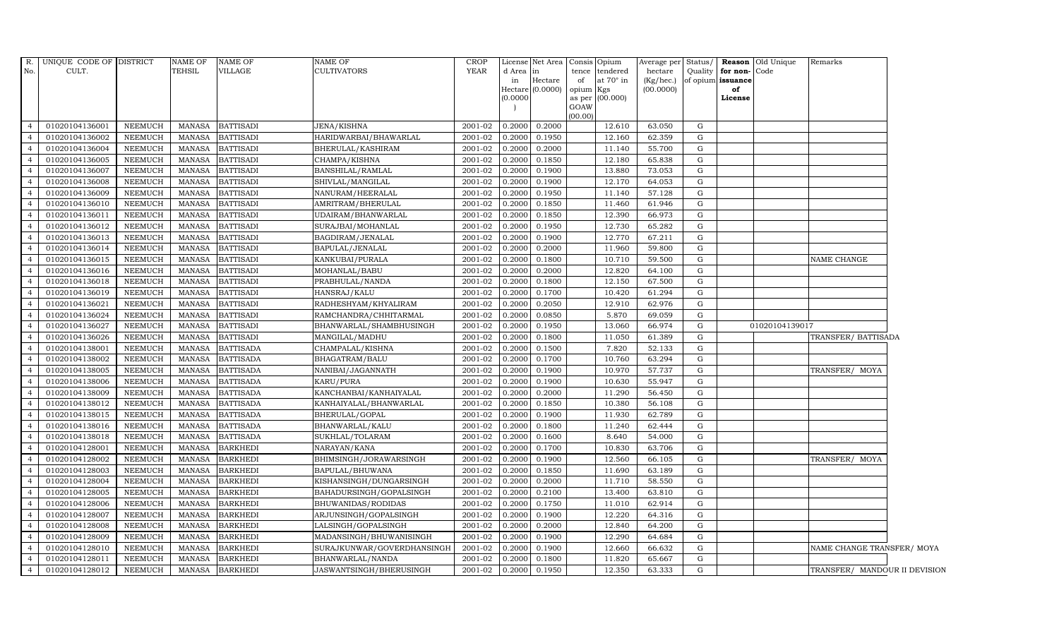| R. No. | UNIQUE CODE OF CULT. | DISTRICT | NAME OF TEHSIL | NAME OF VILLAGE | NAME OF CULTIVATORS | CROP YEAR | License d Area in Hectare (0.0000) | Net Area in Hectare (0.0000) | Consis tence of opium as per GOAW (00.00) | Opium tendered at 70° in Kgs (00.000) | Average per hectare (Kg/hec.) (00.0000) | Status/ Quality of opium | Reason for non-issuance of License | Old Unique Code | Remarks |
|---|---|---|---|---|---|---|---|---|---|---|---|---|---|---|---|
| 4 | 01020104136001 | NEEMUCH | MANASA | BATTISADI | JENA/KISHNA | 2001-02 | 0.2000 | 0.2000 | | 12.610 | 63.050 | G | | | |
| 4 | 01020104136002 | NEEMUCH | MANASA | BATTISADI | HARIDWARBAI/BHAWARLAL | 2001-02 | 0.2000 | 0.1950 | | 12.160 | 62.359 | G | | | |
| 4 | 01020104136004 | NEEMUCH | MANASA | BATTISADI | BHERULAL/KASHIRAM | 2001-02 | 0.2000 | 0.2000 | | 11.140 | 55.700 | G | | | |
| 4 | 01020104136005 | NEEMUCH | MANASA | BATTISADI | CHAMPA/KISHNA | 2001-02 | 0.2000 | 0.1850 | | 12.180 | 65.838 | G | | | |
| 4 | 01020104136007 | NEEMUCH | MANASA | BATTISADI | BANSHILAL/RAMLAL | 2001-02 | 0.2000 | 0.1900 | | 13.880 | 73.053 | G | | | |
| 4 | 01020104136008 | NEEMUCH | MANASA | BATTISADI | SHIVLAL/MANGILAL | 2001-02 | 0.2000 | 0.1900 | | 12.170 | 64.053 | G | | | |
| 4 | 01020104136009 | NEEMUCH | MANASA | BATTISADI | NANURAM/HEERALAL | 2001-02 | 0.2000 | 0.1950 | | 11.140 | 57.128 | G | | | |
| 4 | 01020104136010 | NEEMUCH | MANASA | BATTISADI | AMRITRAM/BHERULAL | 2001-02 | 0.2000 | 0.1850 | | 11.460 | 61.946 | G | | | |
| 4 | 01020104136011 | NEEMUCH | MANASA | BATTISADI | UDAIRAM/BHANWARLAL | 2001-02 | 0.2000 | 0.1850 | | 12.390 | 66.973 | G | | | |
| 4 | 01020104136012 | NEEMUCH | MANASA | BATTISADI | SURAJBAI/MOHANLAL | 2001-02 | 0.2000 | 0.1950 | | 12.730 | 65.282 | G | | | |
| 4 | 01020104136013 | NEEMUCH | MANASA | BATTISADI | BAGDIRAM/JENALAL | 2001-02 | 0.2000 | 0.1900 | | 12.770 | 67.211 | G | | | |
| 4 | 01020104136014 | NEEMUCH | MANASA | BATTISADI | BAPULAL/JENALAL | 2001-02 | 0.2000 | 0.2000 | | 11.960 | 59.800 | G | | | |
| 4 | 01020104136015 | NEEMUCH | MANASA | BATTISADI | KANKUBAI/PURALA | 2001-02 | 0.2000 | 0.1800 | | 10.710 | 59.500 | G | | | NAME CHANGE |
| 4 | 01020104136016 | NEEMUCH | MANASA | BATTISADI | MOHANLAL/BABU | 2001-02 | 0.2000 | 0.2000 | | 12.820 | 64.100 | G | | | |
| 4 | 01020104136018 | NEEMUCH | MANASA | BATTISADI | PRABHULAL/NANDA | 2001-02 | 0.2000 | 0.1800 | | 12.150 | 67.500 | G | | | |
| 4 | 01020104136019 | NEEMUCH | MANASA | BATTISADI | HANSRAJ/KALU | 2001-02 | 0.2000 | 0.1700 | | 10.420 | 61.294 | G | | | |
| 4 | 01020104136021 | NEEMUCH | MANASA | BATTISADI | RADHESHYAM/KHYALIRAM | 2001-02 | 0.2000 | 0.2050 | | 12.910 | 62.976 | G | | | |
| 4 | 01020104136024 | NEEMUCH | MANASA | BATTISADI | RAMCHANDRA/CHHITARMAL | 2001-02 | 0.2000 | 0.0850 | | 5.870 | 69.059 | G | | | |
| 4 | 01020104136027 | NEEMUCH | MANASA | BATTISADI | BHANWARLAL/SHAMBHUSINGH | 2001-02 | 0.2000 | 0.1950 | | 13.060 | 66.974 | G | | 01020104139017 | |
| 4 | 01020104136026 | NEEMUCH | MANASA | BATTISADI | MANGILAL/MADHU | 2001-02 | 0.2000 | 0.1800 | | 11.050 | 61.389 | G | | | TRANSFER/ BATTISADA |
| 4 | 01020104138001 | NEEMUCH | MANASA | BATTISADA | CHAMPALAL/KISHNA | 2001-02 | 0.2000 | 0.1500 | | 7.820 | 52.133 | G | | | |
| 4 | 01020104138002 | NEEMUCH | MANASA | BATTISADA | BHAGATRAM/BALU | 2001-02 | 0.2000 | 0.1700 | | 10.760 | 63.294 | G | | | |
| 4 | 01020104138005 | NEEMUCH | MANASA | BATTISADA | NANIBAI/JAGANNATH | 2001-02 | 0.2000 | 0.1900 | | 10.970 | 57.737 | G | | | TRANSFER/ MOYA |
| 4 | 01020104138006 | NEEMUCH | MANASA | BATTISADA | KARU/PURA | 2001-02 | 0.2000 | 0.1900 | | 10.630 | 55.947 | G | | | |
| 4 | 01020104138009 | NEEMUCH | MANASA | BATTISADA | KANCHANBAI/KANHAIYALAL | 2001-02 | 0.2000 | 0.2000 | | 11.290 | 56.450 | G | | | |
| 4 | 01020104138012 | NEEMUCH | MANASA | BATTISADA | KANHAIYALAL/BHANWARLAL | 2001-02 | 0.2000 | 0.1850 | | 10.380 | 56.108 | G | | | |
| 4 | 01020104138015 | NEEMUCH | MANASA | BATTISADA | BHERULAL/GOPAL | 2001-02 | 0.2000 | 0.1900 | | 11.930 | 62.789 | G | | | |
| 4 | 01020104138016 | NEEMUCH | MANASA | BATTISADA | BHANWARLAL/KALU | 2001-02 | 0.2000 | 0.1800 | | 11.240 | 62.444 | G | | | |
| 4 | 01020104138018 | NEEMUCH | MANASA | BATTISADA | SUKHLAL/TOLARAM | 2001-02 | 0.2000 | 0.1600 | | 8.640 | 54.000 | G | | | |
| 4 | 01020104128001 | NEEMUCH | MANASA | BARKHEDI | NARAYAN/KANA | 2001-02 | 0.2000 | 0.1700 | | 10.830 | 63.706 | G | | | |
| 4 | 01020104128002 | NEEMUCH | MANASA | BARKHEDI | BHIMSINGH/JORAWARSINGH | 2001-02 | 0.2000 | 0.1900 | | 12.560 | 66.105 | G | | | TRANSFER/ MOYA |
| 4 | 01020104128003 | NEEMUCH | MANASA | BARKHEDI | BAPULAL/BHUWANA | 2001-02 | 0.2000 | 0.1850 | | 11.690 | 63.189 | G | | | |
| 4 | 01020104128004 | NEEMUCH | MANASA | BARKHEDI | KISHANSINGH/DUNGARSINGH | 2001-02 | 0.2000 | 0.2000 | | 11.710 | 58.550 | G | | | |
| 4 | 01020104128005 | NEEMUCH | MANASA | BARKHEDI | BAHADURSINGH/GOPALSINGH | 2001-02 | 0.2000 | 0.2100 | | 13.400 | 63.810 | G | | | |
| 4 | 01020104128006 | NEEMUCH | MANASA | BARKHEDI | BHUWANIDAS/RODIDAS | 2001-02 | 0.2000 | 0.1750 | | 11.010 | 62.914 | G | | | |
| 4 | 01020104128007 | NEEMUCH | MANASA | BARKHEDI | ARJUNSINGH/GOPALSINGH | 2001-02 | 0.2000 | 0.1900 | | 12.220 | 64.316 | G | | | |
| 4 | 01020104128008 | NEEMUCH | MANASA | BARKHEDI | LALSINGH/GOPALSINGH | 2001-02 | 0.2000 | 0.2000 | | 12.840 | 64.200 | G | | | |
| 4 | 01020104128009 | NEEMUCH | MANASA | BARKHEDI | MADANSINGH/BHUWANISINGH | 2001-02 | 0.2000 | 0.1900 | | 12.290 | 64.684 | G | | | |
| 4 | 01020104128010 | NEEMUCH | MANASA | BARKHEDI | SURAJKUNWAR/GOVERDHANSINGH | 2001-02 | 0.2000 | 0.1900 | | 12.660 | 66.632 | G | | | NAME CHANGE TRANSFER/ MOYA |
| 4 | 01020104128011 | NEEMUCH | MANASA | BARKHEDI | BHANWARLAL/NANDA | 2001-02 | 0.2000 | 0.1800 | | 11.820 | 65.667 | G | | | |
| 4 | 01020104128012 | NEEMUCH | MANASA | BARKHEDI | JASWANTSINGH/BHERUSINGH | 2001-02 | 0.2000 | 0.1950 | | 12.350 | 63.333 | G | | | TRANSFER/ MANDOUR II DEVISION |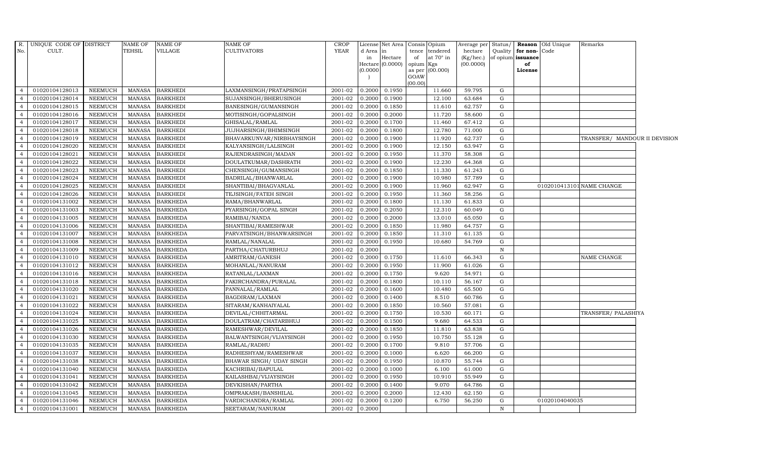| R. No. | UNIQUE CODE OF CULT. | DISTRICT | NAME OF TEHSIL | NAME OF VILLAGE | NAME OF CULTIVATORS | CROP YEAR | License d Area in Hectare (0.0000) | Net Area in Hectare (0.0000) | Consis tence of opium as per GOAW (00.00) | Opium tendered at 70° in Kgs (00.000) | Average per hectare (Kg/hec.) (00.0000) | Status/ Quality of opium | Reason for non-issuance of License | Old Unique Code | Remarks |
|---|---|---|---|---|---|---|---|---|---|---|---|---|---|---|---|
| 4 | 01020104128013 | NEEMUCH | MANASA | BARKHEDI | LAXMANSINGH/PRATAPSINGH | 2001-02 | 0.2000 | 0.1950 | | 11.660 | 59.795 | G | | | |
| 4 | 01020104128014 | NEEMUCH | MANASA | BARKHEDI | SUJANSINGH/BHERUSINGH | 2001-02 | 0.2000 | 0.1900 | | 12.100 | 63.684 | G | | | |
| 4 | 01020104128015 | NEEMUCH | MANASA | BARKHEDI | BANESINGH/GUMANSINGH | 2001-02 | 0.2000 | 0.1850 | | 11.610 | 62.757 | G | | | |
| 4 | 01020104128016 | NEEMUCH | MANASA | BARKHEDI | MOTISINGH/GOPALSINGH | 2001-02 | 0.2000 | 0.2000 | | 11.720 | 58.600 | G | | | |
| 4 | 01020104128017 | NEEMUCH | MANASA | BARKHEDI | GHISALAL/RAMLAL | 2001-02 | 0.2000 | 0.1700 | | 11.460 | 67.412 | G | | | |
| 4 | 01020104128018 | NEEMUCH | MANASA | BARKHEDI | JUJHARSINGH/BHIMSINGH | 2001-02 | 0.2000 | 0.1800 | | 12.780 | 71.000 | G | | | |
| 4 | 01020104128019 | NEEMUCH | MANASA | BARKHEDI | BHAVARKUNVAR/NIRBHAYSINGH | 2001-02 | 0.2000 | 0.1900 | | 11.920 | 62.737 | G | | | TRANSFER/ MANDOUR II DIVISION |
| 4 | 01020104128020 | NEEMUCH | MANASA | BARKHEDI | KALYANSINGH/LALSINGH | 2001-02 | 0.2000 | 0.1900 | | 12.150 | 63.947 | G | | | |
| 4 | 01020104128021 | NEEMUCH | MANASA | BARKHEDI | RAJENDRASINGH/MADAN | 2001-02 | 0.2000 | 0.1950 | | 11.370 | 58.308 | G | | | |
| 4 | 01020104128022 | NEEMUCH | MANASA | BARKHEDI | DOULATKUMAR/DASHRATH | 2001-02 | 0.2000 | 0.1900 | | 12.230 | 64.368 | G | | | |
| 4 | 01020104128023 | NEEMUCH | MANASA | BARKHEDI | CHENSINGH/GUMANSINGH | 2001-02 | 0.2000 | 0.1850 | | 11.330 | 61.243 | G | | | |
| 4 | 01020104128024 | NEEMUCH | MANASA | BARKHEDI | BADRILAL/BHANWARLAL | 2001-02 | 0.2000 | 0.1900 | | 10.980 | 57.789 | G | | | |
| 4 | 01020104128025 | NEEMUCH | MANASA | BARKHEDI | SHANTIBAI/BHAGVANLAL | 2001-02 | 0.2000 | 0.1900 | | 11.960 | 62.947 | G | | 01020104131011 | NAME CHANGE |
| 4 | 01020104128026 | NEEMUCH | MANASA | BARKHEDI | TEJSINGH/FATEH SINGH | 2001-02 | 0.2000 | 0.1950 | | 11.360 | 58.256 | G | | | |
| 4 | 01020104131002 | NEEMUCH | MANASA | BARKHEDA | RAMA/BHANWARLAL | 2001-02 | 0.2000 | 0.1800 | | 11.130 | 61.833 | G | | | |
| 4 | 01020104131003 | NEEMUCH | MANASA | BARKHEDA | PYARSINGH/GOPAL SINGH | 2001-02 | 0.2000 | 0.2050 | | 12.310 | 60.049 | G | | | |
| 4 | 01020104131005 | NEEMUCH | MANASA | BARKHEDA | RAMIBAI/NANDA | 2001-02 | 0.2000 | 0.2000 | | 13.010 | 65.050 | G | | | |
| 4 | 01020104131006 | NEEMUCH | MANASA | BARKHEDA | SHANTIBAI/RAMESHWAR | 2001-02 | 0.2000 | 0.1850 | | 11.980 | 64.757 | G | | | |
| 4 | 01020104131007 | NEEMUCH | MANASA | BARKHEDA | PARVATSINGH/BHANWARSINGH | 2001-02 | 0.2000 | 0.1850 | | 11.310 | 61.135 | G | | | |
| 4 | 01020104131008 | NEEMUCH | MANASA | BARKHEDA | RAMLAL/NANALAL | 2001-02 | 0.2000 | 0.1950 | | 10.680 | 54.769 | G | | | |
| 4 | 01020104131009 | NEEMUCH | MANASA | BARKHEDA | PARTHA/CHATURBHUJ | 2001-02 | 0.2000 | | | | | N | | | |
| 4 | 01020104131010 | NEEMUCH | MANASA | BARKHEDA | AMRITRAM/GANESH | 2001-02 | 0.2000 | 0.1750 | | 11.610 | 66.343 | G | | | NAME CHANGE |
| 4 | 01020104131012 | NEEMUCH | MANASA | BARKHEDA | MOHANLAL/NANURAM | 2001-02 | 0.2000 | 0.1950 | | 11.900 | 61.026 | G | | | |
| 4 | 01020104131016 | NEEMUCH | MANASA | BARKHEDA | RATANLAL/LAXMAN | 2001-02 | 0.2000 | 0.1750 | | 9.620 | 54.971 | G | | | |
| 4 | 01020104131018 | NEEMUCH | MANASA | BARKHEDA | FAKIRCHANDRA/PURALAL | 2001-02 | 0.2000 | 0.1800 | | 10.110 | 56.167 | G | | | |
| 4 | 01020104131020 | NEEMUCH | MANASA | BARKHEDA | PANNALAL/RAMLAL | 2001-02 | 0.2000 | 0.1600 | | 10.480 | 65.500 | G | | | |
| 4 | 01020104131021 | NEEMUCH | MANASA | BARKHEDA | BAGDIRAM/LAXMAN | 2001-02 | 0.2000 | 0.1400 | | 8.510 | 60.786 | G | | | |
| 4 | 01020104131022 | NEEMUCH | MANASA | BARKHEDA | SITARAM/KANHAIYALAL | 2001-02 | 0.2000 | 0.1850 | | 10.560 | 57.081 | G | | | |
| 4 | 01020104131024 | NEEMUCH | MANASA | BARKHEDA | DEVILAL/CHHITARMAL | 2001-02 | 0.2000 | 0.1750 | | 10.530 | 60.171 | G | | | TRANSFER/ PALASHIYA |
| 4 | 01020104131025 | NEEMUCH | MANASA | BARKHEDA | DOULATRAM/CHATARBHUJ | 2001-02 | 0.2000 | 0.1500 | | 9.680 | 64.533 | G | | | |
| 4 | 01020104131026 | NEEMUCH | MANASA | BARKHEDA | RAMESHWAR/DEVILAL | 2001-02 | 0.2000 | 0.1850 | | 11.810 | 63.838 | G | | | |
| 4 | 01020104131030 | NEEMUCH | MANASA | BARKHEDA | BALWANTSINGH/VIJAYSINGH | 2001-02 | 0.2000 | 0.1950 | | 10.750 | 55.128 | G | | | |
| 4 | 01020104131035 | NEEMUCH | MANASA | BARKHEDA | RAMLAL/RADHU | 2001-02 | 0.2000 | 0.1700 | | 9.810 | 57.706 | G | | | |
| 4 | 01020104131037 | NEEMUCH | MANASA | BARKHEDA | RADHESHYAM/RAMESHWAR | 2001-02 | 0.2000 | 0.1000 | | 6.620 | 66.200 | G | | | |
| 4 | 01020104131038 | NEEMUCH | MANASA | BARKHEDA | BHAWAR SINGH/ UDAY SINGH | 2001-02 | 0.2000 | 0.1950 | | 10.870 | 55.744 | G | | | |
| 4 | 01020104131040 | NEEMUCH | MANASA | BARKHEDA | KACHRIBAI/BAPULAL | 2001-02 | 0.2000 | 0.1000 | | 6.100 | 61.000 | G | | | |
| 4 | 01020104131041 | NEEMUCH | MANASA | BARKHEDA | KAILASHBAI/VIJAYSINGH | 2001-02 | 0.2000 | 0.1950 | | 10.910 | 55.949 | G | | | |
| 4 | 01020104131042 | NEEMUCH | MANASA | BARKHEDA | DEVKISHAN/PARTHA | 2001-02 | 0.2000 | 0.1400 | | 9.070 | 64.786 | G | | | |
| 4 | 01020104131045 | NEEMUCH | MANASA | BARKHEDA | OMPRAKASH/BANSHILAL | 2001-02 | 0.2000 | 0.2000 | | 12.430 | 62.150 | G | | | |
| 4 | 01020104131046 | NEEMUCH | MANASA | BARKHEDA | VARDICHANDRA/RAMLAL | 2001-02 | 0.2000 | 0.1200 | | 6.750 | 56.250 | G | | 01020104040035 | |
| 4 | 01020104131001 | NEEMUCH | MANASA | BARKHEDA | SEETARAM/NANURAM | 2001-02 | 0.2000 | | | | | N | | | |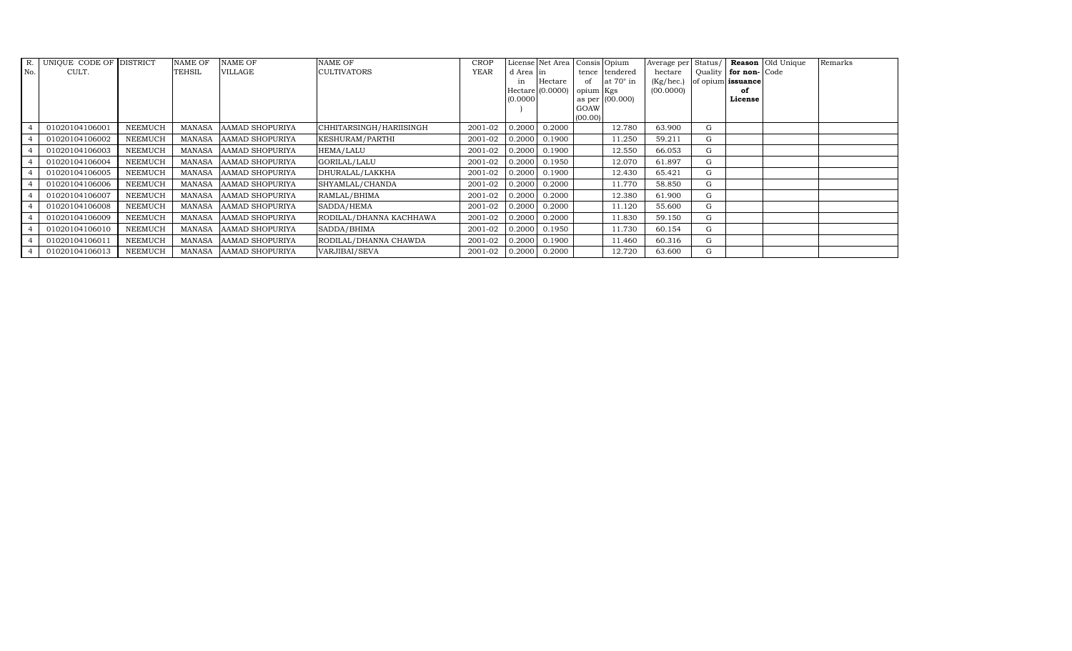| R. No. | UNIQUE CODE OF CULT. | DISTRICT | NAME OF TEHSIL | NAME OF VILLAGE | NAME OF CULTIVATORS | CROP YEAR | License d Area in Hectare (0.0000) | Net Area in Hectare (0.0000) | Consis tence of opium as per GOAW (00.00) | Opium tendered at 70° in Kgs (00.000) | Average per hectare (Kg/hec.) (00.0000) | Status/ Quality of opium | **Reason for non-issuance of License** | Old Unique Code | Remarks |
|---|---|---|---|---|---|---|---|---|---|---|---|---|---|---|---|
| 4 | 01020104106001 | NEEMUCH | MANASA | AAMAD SHOPURIYA | CHHITARSINGH/HARIISINGH | 2001-02 | 0.2000 | 0.2000 | | 12.780 | 63.900 | G | | | |
| 4 | 01020104106002 | NEEMUCH | MANASA | AAMAD SHOPURIYA | KESHURAM/PARTHI | 2001-02 | 0.2000 | 0.1900 | | 11.250 | 59.211 | G | | | |
| 4 | 01020104106003 | NEEMUCH | MANASA | AAMAD SHOPURIYA | HEMA/LALU | 2001-02 | 0.2000 | 0.1900 | | 12.550 | 66.053 | G | | | |
| 4 | 01020104106004 | NEEMUCH | MANASA | AAMAD SHOPURIYA | GORILAL/LALU | 2001-02 | 0.2000 | 0.1950 | | 12.070 | 61.897 | G | | | |
| 4 | 01020104106005 | NEEMUCH | MANASA | AAMAD SHOPURIYA | DHURALAL/LAKKHA | 2001-02 | 0.2000 | 0.1900 | | 12.430 | 65.421 | G | | | |
| 4 | 01020104106006 | NEEMUCH | MANASA | AAMAD SHOPURIYA | SHYAMLAL/CHANDA | 2001-02 | 0.2000 | 0.2000 | | 11.770 | 58.850 | G | | | |
| 4 | 01020104106007 | NEEMUCH | MANASA | AAMAD SHOPURIYA | RAMLAL/BHIMA | 2001-02 | 0.2000 | 0.2000 | | 12.380 | 61.900 | G | | | |
| 4 | 01020104106008 | NEEMUCH | MANASA | AAMAD SHOPURIYA | SADDA/HEMA | 2001-02 | 0.2000 | 0.2000 | | 11.120 | 55.600 | G | | | |
| 4 | 01020104106009 | NEEMUCH | MANASA | AAMAD SHOPURIYA | RODILAL/DHANNA KACHHAWA | 2001-02 | 0.2000 | 0.2000 | | 11.830 | 59.150 | G | | | |
| 4 | 01020104106010 | NEEMUCH | MANASA | AAMAD SHOPURIYA | SADDA/BHIMA | 2001-02 | 0.2000 | 0.1950 | | 11.730 | 60.154 | G | | | |
| 4 | 01020104106011 | NEEMUCH | MANASA | AAMAD SHOPURIYA | RODILAL/DHANNA CHAWDA | 2001-02 | 0.2000 | 0.1900 | | 11.460 | 60.316 | G | | | |
| 4 | 01020104106013 | NEEMUCH | MANASA | AAMAD SHOPURIYA | VARJIBAI/SEVA | 2001-02 | 0.2000 | 0.2000 | | 12.720 | 63.600 | G | | | |